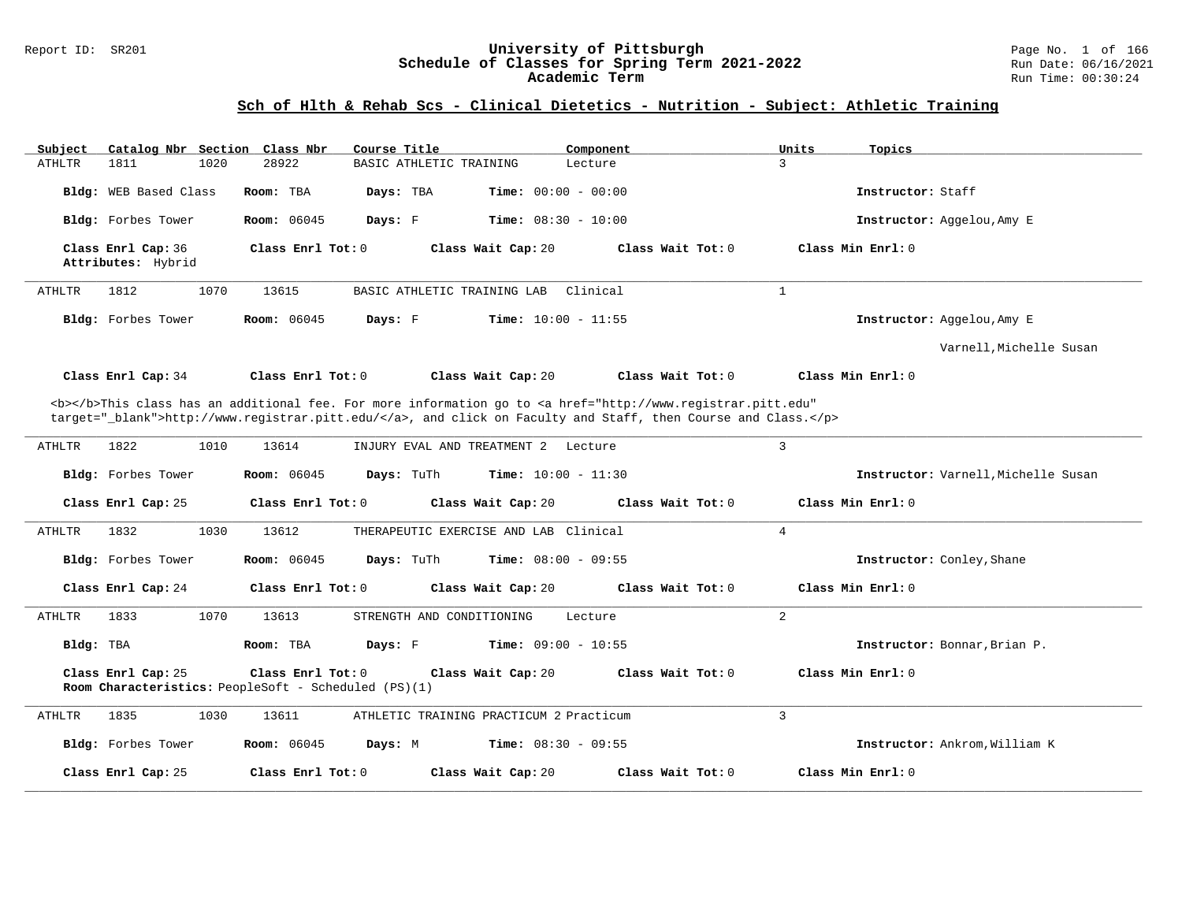# University of Pittsburgh
## Schedule of Classes for Spring Term 2021-2022
### Academic Term

Report ID: SR201

Run Date: 06/16/2021
Run Time: 00:30:24

## Sch of Hlth & Rehab Scs - Clinical Dietetics - Nutrition - Subject: Athletic Training

| Subject | Catalog Nbr | Section | Class Nbr | Course Title | Component | Units | Topics |
|---|---|---|---|---|---|---|---|
| ATHLTR | 1811 | 1020 | 28922 | BASIC ATHLETIC TRAINING | Lecture | 3 | |

**Bldg:** WEB Based Class **Room:** TBA **Days:** TBA **Time:** 00:00 - 00:00 **Instructor:** Staff

**Bldg:** Forbes Tower **Room:** 06045 **Days:** F **Time:** 08:30 - 10:00 **Instructor:** Aggelou,Amy E

**Class Enrl Cap:** 36 **Class Enrl Tot:** 0 **Class Wait Cap:** 20 **Class Wait Tot:** 0 **Class Min Enrl:** 0
**Attributes:** Hybrid

---

| Subject | Catalog Nbr | Section | Class Nbr | Course Title | Component | Units | Topics |
|---|---|---|---|---|---|---|---|
| ATHLTR | 1812 | 1070 | 13615 | BASIC ATHLETIC TRAINING LAB | Clinical | 1 | |

**Bldg:** Forbes Tower **Room:** 06045 **Days:** F **Time:** 10:00 - 11:55 **Instructor:** Aggelou,Amy E; Varnell,Michelle Susan

**Class Enrl Cap:** 34 **Class Enrl Tot:** 0 **Class Wait Cap:** 20 **Class Wait Tot:** 0 **Class Min Enrl:** 0

<b></b>This class has an additional fee. For more information go to <a href="http://www.registrar.pitt.edu" target="_blank">http://www.registrar.pitt.edu/</a>, and click on Faculty and Staff, then Course and Class.</p>

---

| Subject | Catalog Nbr | Section | Class Nbr | Course Title | Component | Units | Topics |
|---|---|---|---|---|---|---|---|
| ATHLTR | 1822 | 1010 | 13614 | INJURY EVAL AND TREATMENT 2 | Lecture | 3 | |

**Bldg:** Forbes Tower **Room:** 06045 **Days:** TuTh **Time:** 10:00 - 11:30 **Instructor:** Varnell,Michelle Susan

**Class Enrl Cap:** 25 **Class Enrl Tot:** 0 **Class Wait Cap:** 20 **Class Wait Tot:** 0 **Class Min Enrl:** 0

---

| Subject | Catalog Nbr | Section | Class Nbr | Course Title | Component | Units | Topics |
|---|---|---|---|---|---|---|---|
| ATHLTR | 1832 | 1030 | 13612 | THERAPEUTIC EXERCISE AND LAB | Clinical | 4 | |

**Bldg:** Forbes Tower **Room:** 06045 **Days:** TuTh **Time:** 08:00 - 09:55 **Instructor:** Conley,Shane

**Class Enrl Cap:** 24 **Class Enrl Tot:** 0 **Class Wait Cap:** 20 **Class Wait Tot:** 0 **Class Min Enrl:** 0

---

| Subject | Catalog Nbr | Section | Class Nbr | Course Title | Component | Units | Topics |
|---|---|---|---|---|---|---|---|
| ATHLTR | 1833 | 1070 | 13613 | STRENGTH AND CONDITIONING | Lecture | 2 | |

**Bldg:** TBA **Room:** TBA **Days:** F **Time:** 09:00 - 10:55 **Instructor:** Bonnar,Brian P.

**Class Enrl Cap:** 25 **Class Enrl Tot:** 0 **Class Wait Cap:** 20 **Class Wait Tot:** 0 **Class Min Enrl:** 0
**Room Characteristics:** PeopleSoft - Scheduled (PS)(1)

---

| Subject | Catalog Nbr | Section | Class Nbr | Course Title | Component | Units | Topics |
|---|---|---|---|---|---|---|---|
| ATHLTR | 1835 | 1030 | 13611 | ATHLETIC TRAINING PRACTICUM 2 | Practicum | 3 | |

**Bldg:** Forbes Tower **Room:** 06045 **Days:** M **Time:** 08:30 - 09:55 **Instructor:** Ankrom,William K

**Class Enrl Cap:** 25 **Class Enrl Tot:** 0 **Class Wait Cap:** 20 **Class Wait Tot:** 0 **Class Min Enrl:** 0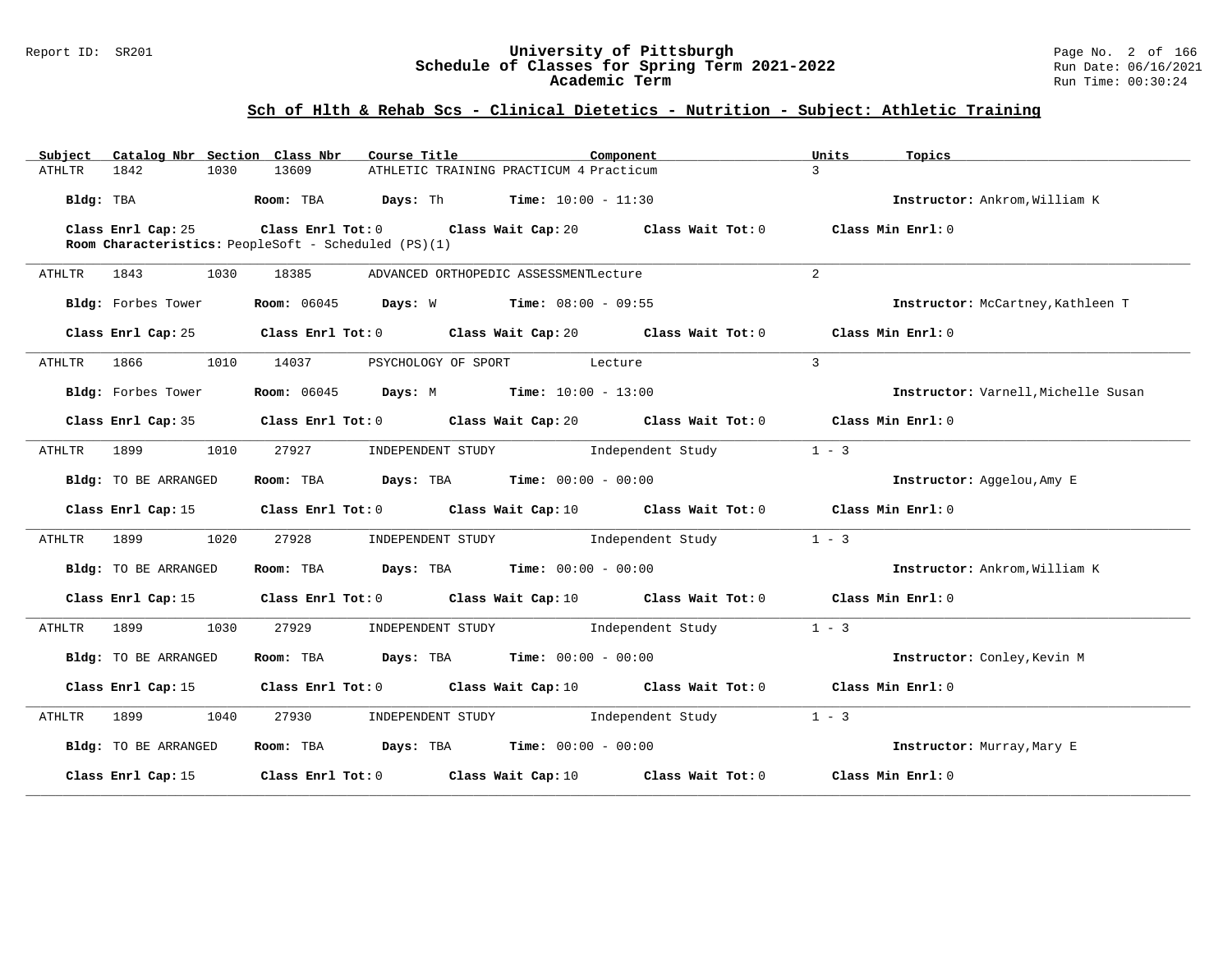## Sch of Hlth & Rehab Scs - Clinical Dietetics - Nutrition - Subject: Athletic Training

| Subject | Catalog Nbr | Section | Class Nbr | Course Title | Component | Units | Topics |
|---|---|---|---|---|---|---|---|
| ATHLTR | 1842 | 1030 | 13609 | ATHLETIC TRAINING PRACTICUM 4 | Practicum | 3 | |

**Bldg:** TBA **Room:** TBA **Days:** Th **Time:** 10:00 - 11:30 **Instructor:** Ankrom,William K

**Class Enrl Cap:** 25 **Class Enrl Tot:** 0 **Class Wait Cap:** 20 **Class Wait Tot:** 0 **Class Min Enrl:** 0

**Room Characteristics:** PeopleSoft - Scheduled (PS)(1)

---

| Subject | Catalog Nbr | Section | Class Nbr | Course Title | Component | Units | Topics |
|---|---|---|---|---|---|---|---|
| ATHLTR | 1843 | 1030 | 18385 | ADVANCED ORTHOPEDIC ASSESSMENT | Lecture | 2 | |

**Bldg:** Forbes Tower **Room:** 06045 **Days:** W **Time:** 08:00 - 09:55 **Instructor:** McCartney,Kathleen T

**Class Enrl Cap:** 25 **Class Enrl Tot:** 0 **Class Wait Cap:** 20 **Class Wait Tot:** 0 **Class Min Enrl:** 0

---

| Subject | Catalog Nbr | Section | Class Nbr | Course Title | Component | Units | Topics |
|---|---|---|---|---|---|---|---|
| ATHLTR | 1866 | 1010 | 14037 | PSYCHOLOGY OF SPORT | Lecture | 3 | |

**Bldg:** Forbes Tower **Room:** 06045 **Days:** M **Time:** 10:00 - 13:00 **Instructor:** Varnell,Michelle Susan

**Class Enrl Cap:** 35 **Class Enrl Tot:** 0 **Class Wait Cap:** 20 **Class Wait Tot:** 0 **Class Min Enrl:** 0

---

| Subject | Catalog Nbr | Section | Class Nbr | Course Title | Component | Units | Topics |
|---|---|---|---|---|---|---|---|
| ATHLTR | 1899 | 1010 | 27927 | INDEPENDENT STUDY | Independent Study | 1 - 3 | |

**Bldg:** TO BE ARRANGED **Room:** TBA **Days:** TBA **Time:** 00:00 - 00:00 **Instructor:** Aggelou,Amy E

**Class Enrl Cap:** 15 **Class Enrl Tot:** 0 **Class Wait Cap:** 10 **Class Wait Tot:** 0 **Class Min Enrl:** 0

---

| Subject | Catalog Nbr | Section | Class Nbr | Course Title | Component | Units | Topics |
|---|---|---|---|---|---|---|---|
| ATHLTR | 1899 | 1020 | 27928 | INDEPENDENT STUDY | Independent Study | 1 - 3 | |

**Bldg:** TO BE ARRANGED **Room:** TBA **Days:** TBA **Time:** 00:00 - 00:00 **Instructor:** Ankrom,William K

**Class Enrl Cap:** 15 **Class Enrl Tot:** 0 **Class Wait Cap:** 10 **Class Wait Tot:** 0 **Class Min Enrl:** 0

---

| Subject | Catalog Nbr | Section | Class Nbr | Course Title | Component | Units | Topics |
|---|---|---|---|---|---|---|---|
| ATHLTR | 1899 | 1030 | 27929 | INDEPENDENT STUDY | Independent Study | 1 - 3 | |

**Bldg:** TO BE ARRANGED **Room:** TBA **Days:** TBA **Time:** 00:00 - 00:00 **Instructor:** Conley,Kevin M

**Class Enrl Cap:** 15 **Class Enrl Tot:** 0 **Class Wait Cap:** 10 **Class Wait Tot:** 0 **Class Min Enrl:** 0

---

| Subject | Catalog Nbr | Section | Class Nbr | Course Title | Component | Units | Topics |
|---|---|---|---|---|---|---|---|
| ATHLTR | 1899 | 1040 | 27930 | INDEPENDENT STUDY | Independent Study | 1 - 3 | |

**Bldg:** TO BE ARRANGED **Room:** TBA **Days:** TBA **Time:** 00:00 - 00:00 **Instructor:** Murray,Mary E

**Class Enrl Cap:** 15 **Class Enrl Tot:** 0 **Class Wait Cap:** 10 **Class Wait Tot:** 0 **Class Min Enrl:** 0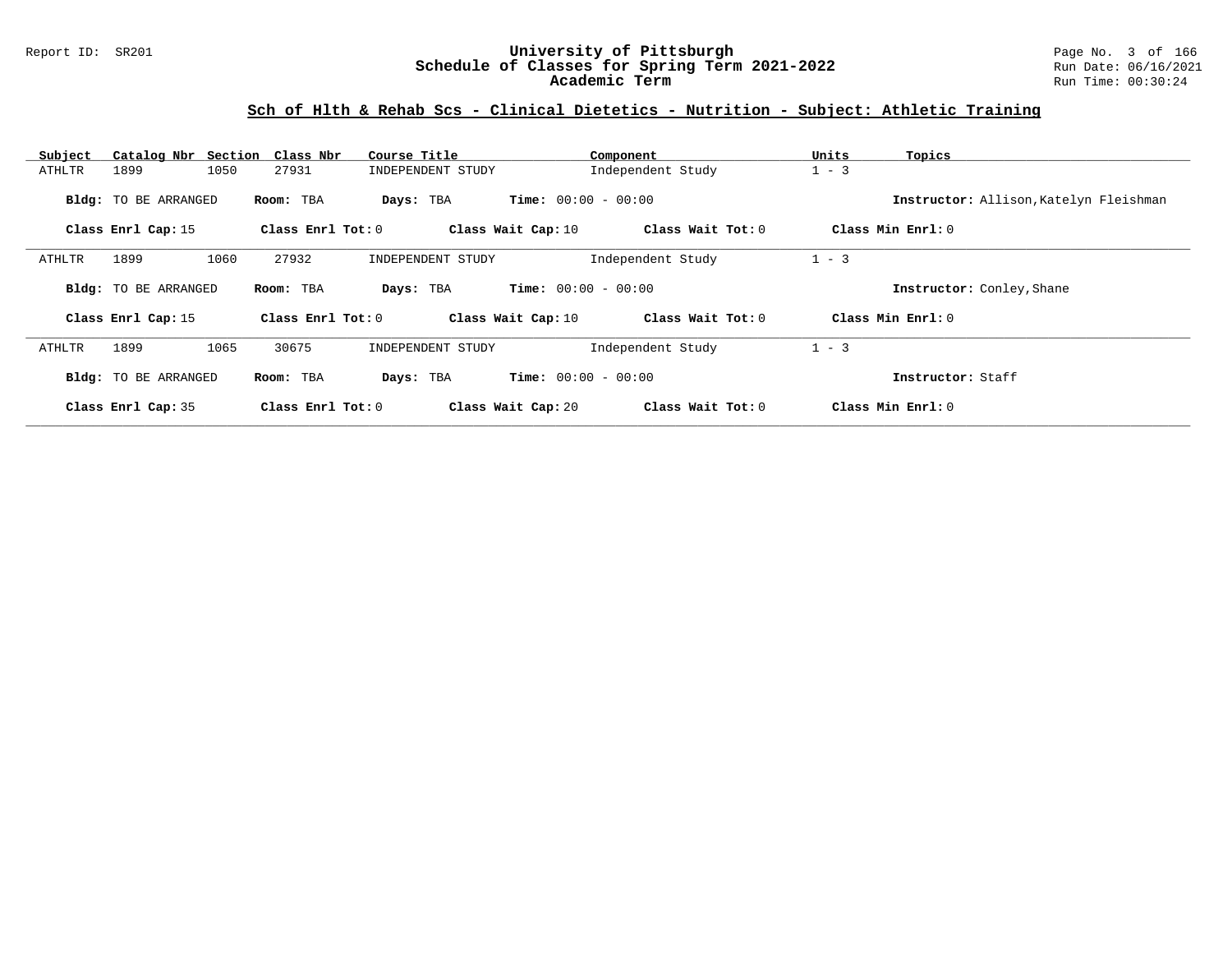## Sch of Hlth & Rehab Scs - Clinical Dietetics - Nutrition - Subject: Athletic Training

| Subject | Catalog Nbr | Section | Class Nbr | Course Title | Component | Units | Topics |
|---|---|---|---|---|---|---|---|
| ATHLTR | 1899 | 1050 | 27931 | INDEPENDENT STUDY | Independent Study | 1 - 3 | |

**Bldg:** TO BE ARRANGED **Room:** TBA **Days:** TBA **Time:** 00:00 - 00:00 **Instructor:** Allison,Katelyn Fleishman

**Class Enrl Cap:** 15 **Class Enrl Tot:** 0 **Class Wait Cap:** 10 **Class Wait Tot:** 0 **Class Min Enrl:** 0

| Subject | Catalog Nbr | Section | Class Nbr | Course Title | Component | Units | Topics |
|---|---|---|---|---|---|---|---|
| ATHLTR | 1899 | 1060 | 27932 | INDEPENDENT STUDY | Independent Study | 1 - 3 | |

**Bldg:** TO BE ARRANGED **Room:** TBA **Days:** TBA **Time:** 00:00 - 00:00 **Instructor:** Conley,Shane

**Class Enrl Cap:** 15 **Class Enrl Tot:** 0 **Class Wait Cap:** 10 **Class Wait Tot:** 0 **Class Min Enrl:** 0

| Subject | Catalog Nbr | Section | Class Nbr | Course Title | Component | Units | Topics |
|---|---|---|---|---|---|---|---|
| ATHLTR | 1899 | 1065 | 30675 | INDEPENDENT STUDY | Independent Study | 1 - 3 | |

**Bldg:** TO BE ARRANGED **Room:** TBA **Days:** TBA **Time:** 00:00 - 00:00 **Instructor:** Staff

**Class Enrl Cap:** 35 **Class Enrl Tot:** 0 **Class Wait Cap:** 20 **Class Wait Tot:** 0 **Class Min Enrl:** 0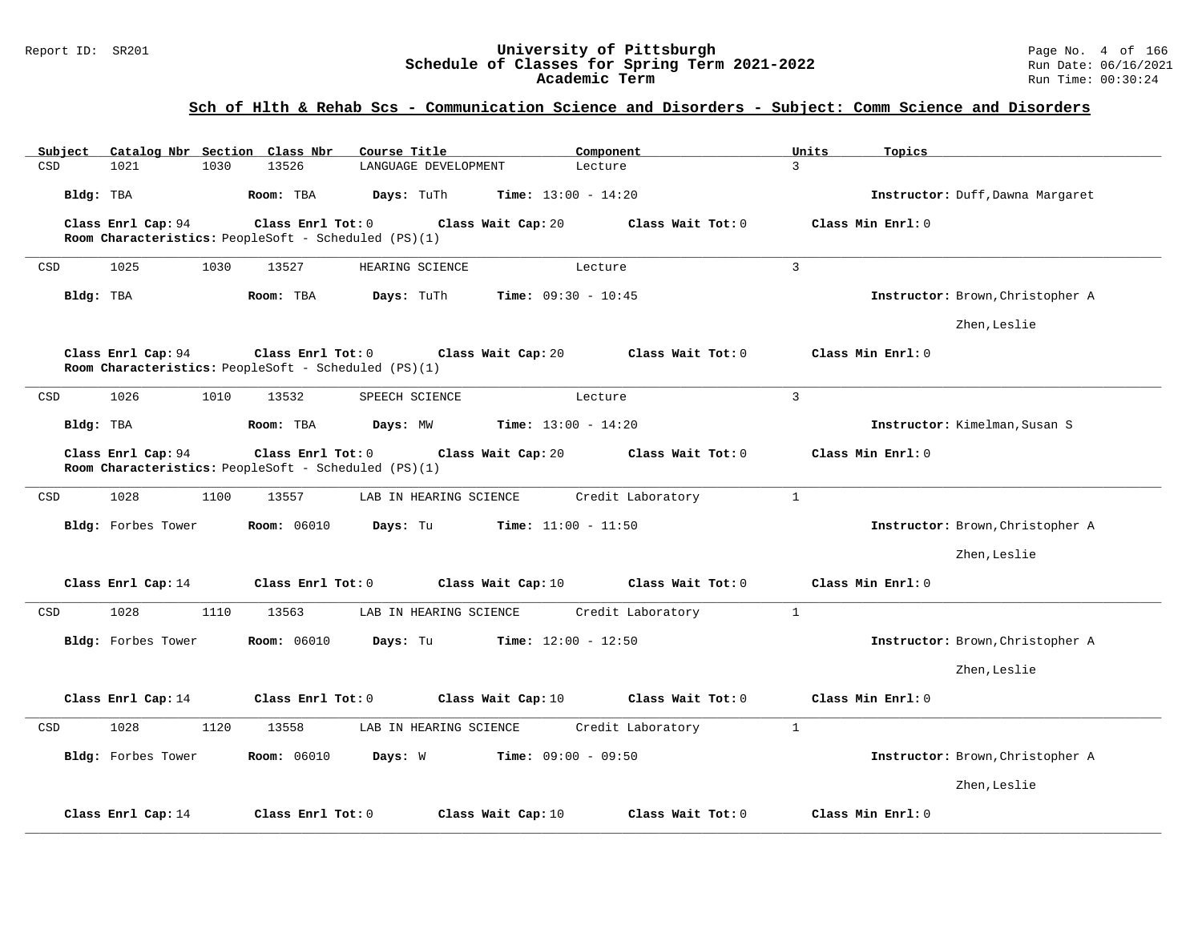## Sch of Hlth & Rehab Scs - Communication Science and Disorders - Subject: Comm Science and Disorders

| Subject | Catalog Nbr | Section | Class Nbr | Course Title | Component | Units | Topics |
|---|---|---|---|---|---|---|---|
| CSD | 1021 | 1030 | 13526 | LANGUAGE DEVELOPMENT | Lecture | 3 | |

**Bldg:** TBA **Room:** TBA **Days:** TuTh **Time:** 13:00 - 14:20 **Instructor:** Duff,Dawna Margaret

**Class Enrl Cap:** 94 **Class Enrl Tot:** 0 **Class Wait Cap:** 20 **Class Wait Tot:** 0 **Class Min Enrl:** 0

**Room Characteristics:** PeopleSoft - Scheduled (PS)(1)

---

| Subject | Catalog Nbr | Section | Class Nbr | Course Title | Component | Units | Topics |
|---|---|---|---|---|---|---|---|
| CSD | 1025 | 1030 | 13527 | HEARING SCIENCE | Lecture | 3 | |

**Bldg:** TBA **Room:** TBA **Days:** TuTh **Time:** 09:30 - 10:45 **Instructor:** Brown,Christopher A; Zhen,Leslie

**Class Enrl Cap:** 94 **Class Enrl Tot:** 0 **Class Wait Cap:** 20 **Class Wait Tot:** 0 **Class Min Enrl:** 0

**Room Characteristics:** PeopleSoft - Scheduled (PS)(1)

---

| Subject | Catalog Nbr | Section | Class Nbr | Course Title | Component | Units | Topics |
|---|---|---|---|---|---|---|---|
| CSD | 1026 | 1010 | 13532 | SPEECH SCIENCE | Lecture | 3 | |

**Bldg:** TBA **Room:** TBA **Days:** MW **Time:** 13:00 - 14:20 **Instructor:** Kimelman,Susan S

**Class Enrl Cap:** 94 **Class Enrl Tot:** 0 **Class Wait Cap:** 20 **Class Wait Tot:** 0 **Class Min Enrl:** 0

**Room Characteristics:** PeopleSoft - Scheduled (PS)(1)

---

| Subject | Catalog Nbr | Section | Class Nbr | Course Title | Component | Units | Topics |
|---|---|---|---|---|---|---|---|
| CSD | 1028 | 1100 | 13557 | LAB IN HEARING SCIENCE | Credit Laboratory | 1 | |

**Bldg:** Forbes Tower **Room:** 06010 **Days:** Tu **Time:** 11:00 - 11:50 **Instructor:** Brown,Christopher A; Zhen,Leslie

**Class Enrl Cap:** 14 **Class Enrl Tot:** 0 **Class Wait Cap:** 10 **Class Wait Tot:** 0 **Class Min Enrl:** 0

---

| Subject | Catalog Nbr | Section | Class Nbr | Course Title | Component | Units | Topics |
|---|---|---|---|---|---|---|---|
| CSD | 1028 | 1110 | 13563 | LAB IN HEARING SCIENCE | Credit Laboratory | 1 | |

**Bldg:** Forbes Tower **Room:** 06010 **Days:** Tu **Time:** 12:00 - 12:50 **Instructor:** Brown,Christopher A; Zhen,Leslie

**Class Enrl Cap:** 14 **Class Enrl Tot:** 0 **Class Wait Cap:** 10 **Class Wait Tot:** 0 **Class Min Enrl:** 0

---

| Subject | Catalog Nbr | Section | Class Nbr | Course Title | Component | Units | Topics |
|---|---|---|---|---|---|---|---|
| CSD | 1028 | 1120 | 13558 | LAB IN HEARING SCIENCE | Credit Laboratory | 1 | |

**Bldg:** Forbes Tower **Room:** 06010 **Days:** W **Time:** 09:00 - 09:50 **Instructor:** Brown,Christopher A; Zhen,Leslie

**Class Enrl Cap:** 14 **Class Enrl Tot:** 0 **Class Wait Cap:** 10 **Class Wait Tot:** 0 **Class Min Enrl:** 0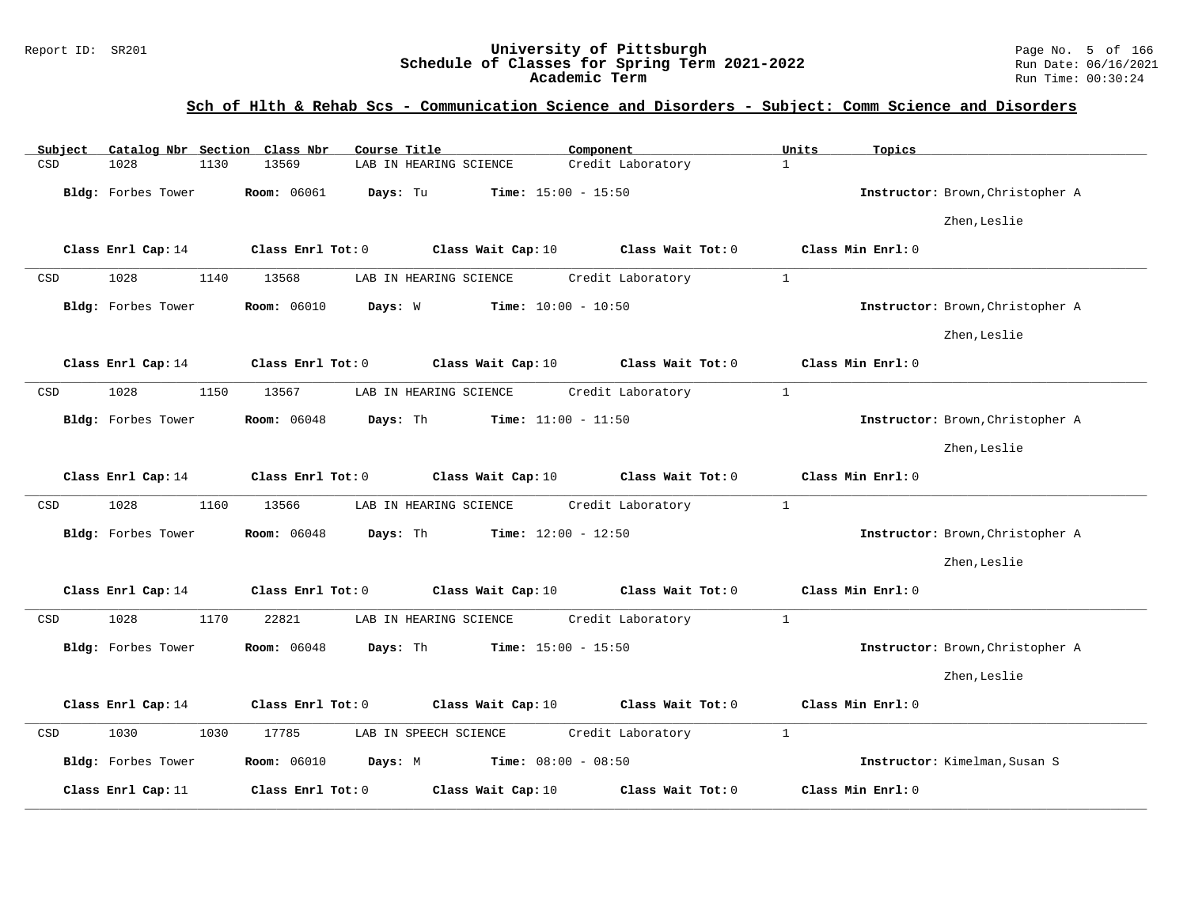## Sch of Hlth & Rehab Scs - Communication Science and Disorders - Subject: Comm Science and Disorders

| Subject | Catalog Nbr | Section | Class Nbr | Course Title | Component | Units | Topics |
|---|---|---|---|---|---|---|---|
| CSD | 1028 | 1130 | 13569 | LAB IN HEARING SCIENCE | Credit Laboratory | 1 | |

**Bldg:** Forbes Tower **Room:** 06061 **Days:** Tu **Time:** 15:00 - 15:50 **Instructor:** Brown,Christopher A; Zhen,Leslie

**Class Enrl Cap:** 14 **Class Enrl Tot:** 0 **Class Wait Cap:** 10 **Class Wait Tot:** 0 **Class Min Enrl:** 0

---

| Subject | Catalog Nbr | Section | Class Nbr | Course Title | Component | Units | Topics |
|---|---|---|---|---|---|---|---|
| CSD | 1028 | 1140 | 13568 | LAB IN HEARING SCIENCE | Credit Laboratory | 1 | |

**Bldg:** Forbes Tower **Room:** 06010 **Days:** W **Time:** 10:00 - 10:50 **Instructor:** Brown,Christopher A; Zhen,Leslie

**Class Enrl Cap:** 14 **Class Enrl Tot:** 0 **Class Wait Cap:** 10 **Class Wait Tot:** 0 **Class Min Enrl:** 0

---

| Subject | Catalog Nbr | Section | Class Nbr | Course Title | Component | Units | Topics |
|---|---|---|---|---|---|---|---|
| CSD | 1028 | 1150 | 13567 | LAB IN HEARING SCIENCE | Credit Laboratory | 1 | |

**Bldg:** Forbes Tower **Room:** 06048 **Days:** Th **Time:** 11:00 - 11:50 **Instructor:** Brown,Christopher A; Zhen,Leslie

**Class Enrl Cap:** 14 **Class Enrl Tot:** 0 **Class Wait Cap:** 10 **Class Wait Tot:** 0 **Class Min Enrl:** 0

---

| Subject | Catalog Nbr | Section | Class Nbr | Course Title | Component | Units | Topics |
|---|---|---|---|---|---|---|---|
| CSD | 1028 | 1160 | 13566 | LAB IN HEARING SCIENCE | Credit Laboratory | 1 | |

**Bldg:** Forbes Tower **Room:** 06048 **Days:** Th **Time:** 12:00 - 12:50 **Instructor:** Brown,Christopher A; Zhen,Leslie

**Class Enrl Cap:** 14 **Class Enrl Tot:** 0 **Class Wait Cap:** 10 **Class Wait Tot:** 0 **Class Min Enrl:** 0

---

| Subject | Catalog Nbr | Section | Class Nbr | Course Title | Component | Units | Topics |
|---|---|---|---|---|---|---|---|
| CSD | 1028 | 1170 | 22821 | LAB IN HEARING SCIENCE | Credit Laboratory | 1 | |

**Bldg:** Forbes Tower **Room:** 06048 **Days:** Th **Time:** 15:00 - 15:50 **Instructor:** Brown,Christopher A; Zhen,Leslie

**Class Enrl Cap:** 14 **Class Enrl Tot:** 0 **Class Wait Cap:** 10 **Class Wait Tot:** 0 **Class Min Enrl:** 0

---

| Subject | Catalog Nbr | Section | Class Nbr | Course Title | Component | Units | Topics |
|---|---|---|---|---|---|---|---|
| CSD | 1030 | 1030 | 17785 | LAB IN SPEECH SCIENCE | Credit Laboratory | 1 | |

**Bldg:** Forbes Tower **Room:** 06010 **Days:** M **Time:** 08:00 - 08:50 **Instructor:** Kimelman,Susan S

**Class Enrl Cap:** 11 **Class Enrl Tot:** 0 **Class Wait Cap:** 10 **Class Wait Tot:** 0 **Class Min Enrl:** 0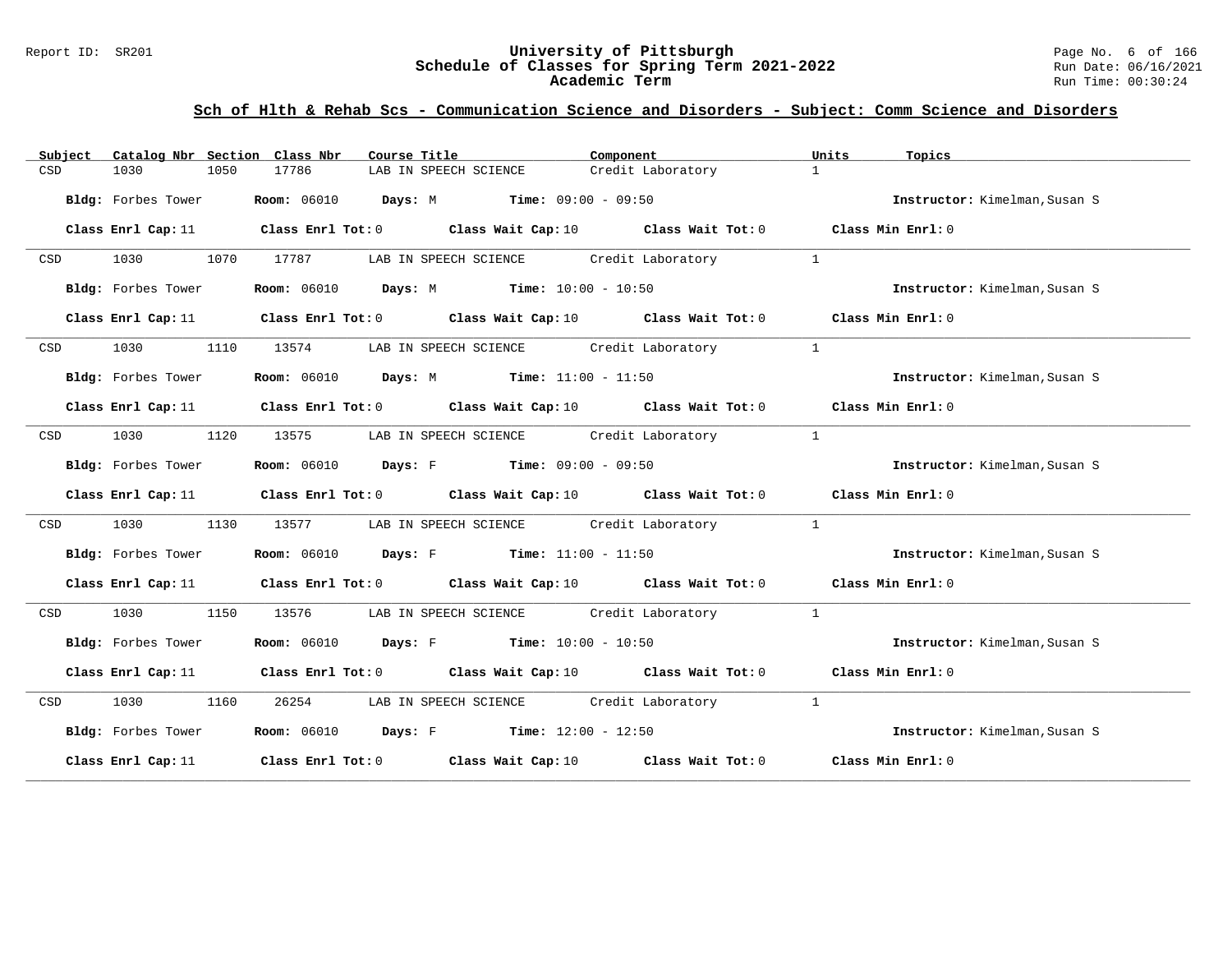## Sch of Hlth & Rehab Scs - Communication Science and Disorders - Subject: Comm Science and Disorders

| Subject | Catalog Nbr | Section | Class Nbr | Course Title | Component | Units | Topics |
|---|---|---|---|---|---|---|---|
| CSD | 1030 | 1050 | 17786 | LAB IN SPEECH SCIENCE | Credit Laboratory | 1 | |

**Bldg:** Forbes Tower **Room:** 06010 **Days:** M **Time:** 09:00 - 09:50 **Instructor:** Kimelman,Susan S

**Class Enrl Cap:** 11 **Class Enrl Tot:** 0 **Class Wait Cap:** 10 **Class Wait Tot:** 0 **Class Min Enrl:** 0

| Subject | Catalog Nbr | Section | Class Nbr | Course Title | Component | Units | Topics |
|---|---|---|---|---|---|---|---|
| CSD | 1030 | 1070 | 17787 | LAB IN SPEECH SCIENCE | Credit Laboratory | 1 | |

**Bldg:** Forbes Tower **Room:** 06010 **Days:** M **Time:** 10:00 - 10:50 **Instructor:** Kimelman,Susan S

**Class Enrl Cap:** 11 **Class Enrl Tot:** 0 **Class Wait Cap:** 10 **Class Wait Tot:** 0 **Class Min Enrl:** 0

| Subject | Catalog Nbr | Section | Class Nbr | Course Title | Component | Units | Topics |
|---|---|---|---|---|---|---|---|
| CSD | 1030 | 1110 | 13574 | LAB IN SPEECH SCIENCE | Credit Laboratory | 1 | |

**Bldg:** Forbes Tower **Room:** 06010 **Days:** M **Time:** 11:00 - 11:50 **Instructor:** Kimelman,Susan S

**Class Enrl Cap:** 11 **Class Enrl Tot:** 0 **Class Wait Cap:** 10 **Class Wait Tot:** 0 **Class Min Enrl:** 0

| Subject | Catalog Nbr | Section | Class Nbr | Course Title | Component | Units | Topics |
|---|---|---|---|---|---|---|---|
| CSD | 1030 | 1120 | 13575 | LAB IN SPEECH SCIENCE | Credit Laboratory | 1 | |

**Bldg:** Forbes Tower **Room:** 06010 **Days:** F **Time:** 09:00 - 09:50 **Instructor:** Kimelman,Susan S

**Class Enrl Cap:** 11 **Class Enrl Tot:** 0 **Class Wait Cap:** 10 **Class Wait Tot:** 0 **Class Min Enrl:** 0

| Subject | Catalog Nbr | Section | Class Nbr | Course Title | Component | Units | Topics |
|---|---|---|---|---|---|---|---|
| CSD | 1030 | 1130 | 13577 | LAB IN SPEECH SCIENCE | Credit Laboratory | 1 | |

**Bldg:** Forbes Tower **Room:** 06010 **Days:** F **Time:** 11:00 - 11:50 **Instructor:** Kimelman,Susan S

**Class Enrl Cap:** 11 **Class Enrl Tot:** 0 **Class Wait Cap:** 10 **Class Wait Tot:** 0 **Class Min Enrl:** 0

| Subject | Catalog Nbr | Section | Class Nbr | Course Title | Component | Units | Topics |
|---|---|---|---|---|---|---|---|
| CSD | 1030 | 1150 | 13576 | LAB IN SPEECH SCIENCE | Credit Laboratory | 1 | |

**Bldg:** Forbes Tower **Room:** 06010 **Days:** F **Time:** 10:00 - 10:50 **Instructor:** Kimelman,Susan S

**Class Enrl Cap:** 11 **Class Enrl Tot:** 0 **Class Wait Cap:** 10 **Class Wait Tot:** 0 **Class Min Enrl:** 0

| Subject | Catalog Nbr | Section | Class Nbr | Course Title | Component | Units | Topics |
|---|---|---|---|---|---|---|---|
| CSD | 1030 | 1160 | 26254 | LAB IN SPEECH SCIENCE | Credit Laboratory | 1 | |

**Bldg:** Forbes Tower **Room:** 06010 **Days:** F **Time:** 12:00 - 12:50 **Instructor:** Kimelman,Susan S

**Class Enrl Cap:** 11 **Class Enrl Tot:** 0 **Class Wait Cap:** 10 **Class Wait Tot:** 0 **Class Min Enrl:** 0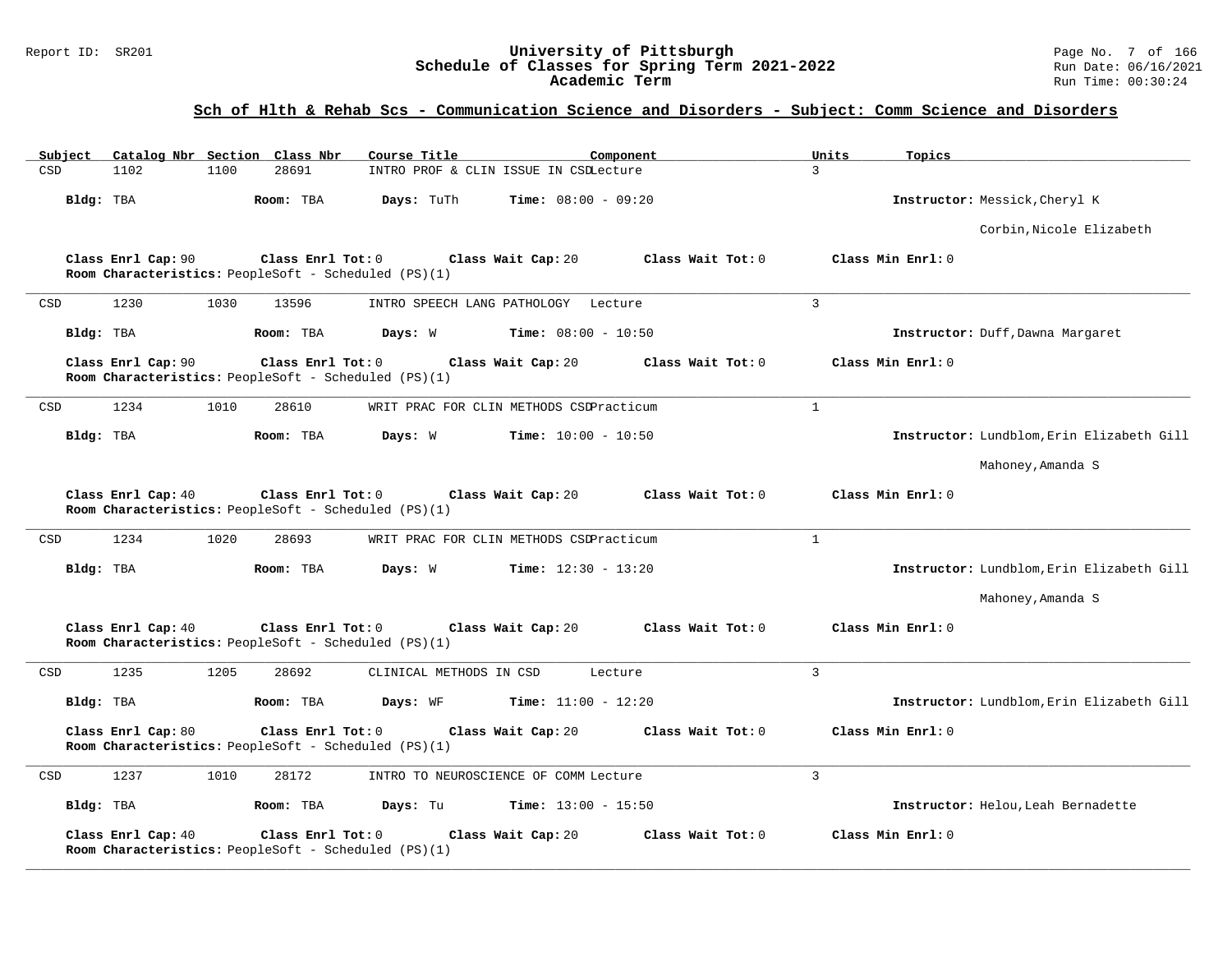## Sch of Hlth & Rehab Scs - Communication Science and Disorders - Subject: Comm Science and Disorders

| Subject | Catalog Nbr | Section | Class Nbr | Course Title | Component | Units | Topics |
|---|---|---|---|---|---|---|---|
| CSD | 1102 | 1100 | 28691 | INTRO PROF & CLIN ISSUE IN CSD | Lecture | 3 | |

**Bldg:** TBA **Room:** TBA **Days:** TuTh **Time:** 08:00 - 09:20 **Instructor:** Messick,Cheryl K; Corbin,Nicole Elizabeth

**Class Enrl Cap:** 90 **Class Enrl Tot:** 0 **Class Wait Cap:** 20 **Class Wait Tot:** 0 **Class Min Enrl:** 0
**Room Characteristics:** PeopleSoft - Scheduled (PS)(1)

---

| Subject | Catalog Nbr | Section | Class Nbr | Course Title | Component | Units | Topics |
|---|---|---|---|---|---|---|---|
| CSD | 1230 | 1030 | 13596 | INTRO SPEECH LANG PATHOLOGY | Lecture | 3 | |

**Bldg:** TBA **Room:** TBA **Days:** W **Time:** 08:00 - 10:50 **Instructor:** Duff,Dawna Margaret

**Class Enrl Cap:** 90 **Class Enrl Tot:** 0 **Class Wait Cap:** 20 **Class Wait Tot:** 0 **Class Min Enrl:** 0
**Room Characteristics:** PeopleSoft - Scheduled (PS)(1)

---

| Subject | Catalog Nbr | Section | Class Nbr | Course Title | Component | Units | Topics |
|---|---|---|---|---|---|---|---|
| CSD | 1234 | 1010 | 28610 | WRIT PRAC FOR CLIN METHODS CSD | Practicum | 1 | |

**Bldg:** TBA **Room:** TBA **Days:** W **Time:** 10:00 - 10:50 **Instructor:** Lundblom,Erin Elizabeth Gill; Mahoney,Amanda S

**Class Enrl Cap:** 40 **Class Enrl Tot:** 0 **Class Wait Cap:** 20 **Class Wait Tot:** 0 **Class Min Enrl:** 0
**Room Characteristics:** PeopleSoft - Scheduled (PS)(1)

---

| Subject | Catalog Nbr | Section | Class Nbr | Course Title | Component | Units | Topics |
|---|---|---|---|---|---|---|---|
| CSD | 1234 | 1020 | 28693 | WRIT PRAC FOR CLIN METHODS CSD | Practicum | 1 | |

**Bldg:** TBA **Room:** TBA **Days:** W **Time:** 12:30 - 13:20 **Instructor:** Lundblom,Erin Elizabeth Gill; Mahoney,Amanda S

**Class Enrl Cap:** 40 **Class Enrl Tot:** 0 **Class Wait Cap:** 20 **Class Wait Tot:** 0 **Class Min Enrl:** 0
**Room Characteristics:** PeopleSoft - Scheduled (PS)(1)

---

| Subject | Catalog Nbr | Section | Class Nbr | Course Title | Component | Units | Topics |
|---|---|---|---|---|---|---|---|
| CSD | 1235 | 1205 | 28692 | CLINICAL METHODS IN CSD | Lecture | 3 | |

**Bldg:** TBA **Room:** TBA **Days:** WF **Time:** 11:00 - 12:20 **Instructor:** Lundblom,Erin Elizabeth Gill

**Class Enrl Cap:** 80 **Class Enrl Tot:** 0 **Class Wait Cap:** 20 **Class Wait Tot:** 0 **Class Min Enrl:** 0
**Room Characteristics:** PeopleSoft - Scheduled (PS)(1)

---

| Subject | Catalog Nbr | Section | Class Nbr | Course Title | Component | Units | Topics |
|---|---|---|---|---|---|---|---|
| CSD | 1237 | 1010 | 28172 | INTRO TO NEUROSCIENCE OF COMM | Lecture | 3 | |

**Bldg:** TBA **Room:** TBA **Days:** Tu **Time:** 13:00 - 15:50 **Instructor:** Helou,Leah Bernadette

**Class Enrl Cap:** 40 **Class Enrl Tot:** 0 **Class Wait Cap:** 20 **Class Wait Tot:** 0 **Class Min Enrl:** 0
**Room Characteristics:** PeopleSoft - Scheduled (PS)(1)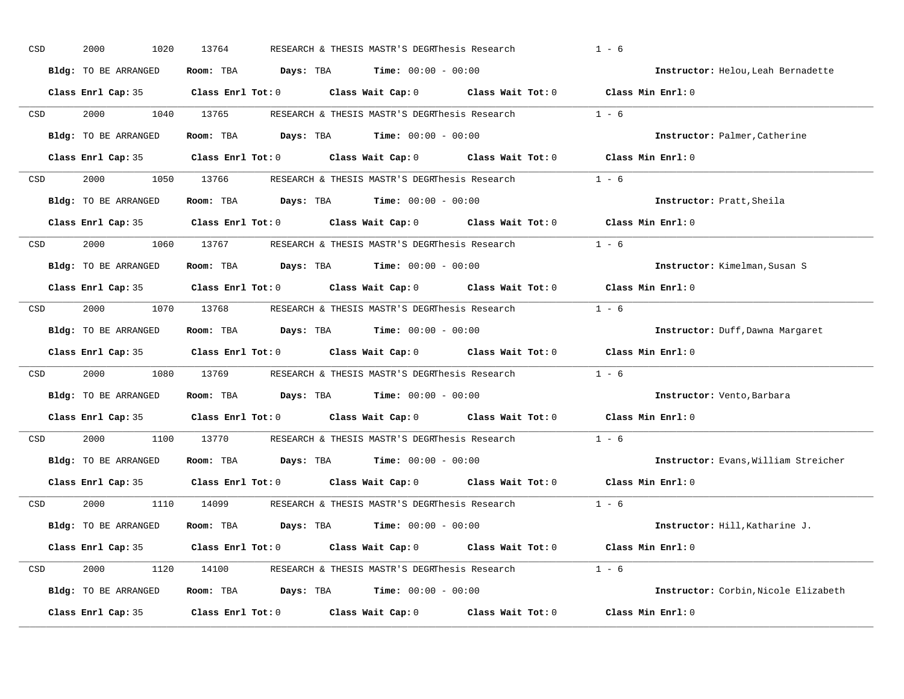CSD 2000 1020 13764 RESEARCH & THESIS MASTR'S DEGRThesis Research 1 - 6

**Bldg:** TO BE ARRANGED **Room:** TBA **Days:** TBA **Time:** 00:00 - 00:00 **Instructor:** Helou,Leah Bernadette

**Class Enrl Cap:** 35 **Class Enrl Tot:** 0 **Class Wait Cap:** 0 **Class Wait Tot:** 0 **Class Min Enrl:** 0

---

CSD 2000 1040 13765 RESEARCH & THESIS MASTR'S DEGRThesis Research 1 - 6

**Bldg:** TO BE ARRANGED **Room:** TBA **Days:** TBA **Time:** 00:00 - 00:00 **Instructor:** Palmer,Catherine

**Class Enrl Cap:** 35 **Class Enrl Tot:** 0 **Class Wait Cap:** 0 **Class Wait Tot:** 0 **Class Min Enrl:** 0

---

CSD 2000 1050 13766 RESEARCH & THESIS MASTR'S DEGRThesis Research 1 - 6

**Bldg:** TO BE ARRANGED **Room:** TBA **Days:** TBA **Time:** 00:00 - 00:00 **Instructor:** Pratt,Sheila

**Class Enrl Cap:** 35 **Class Enrl Tot:** 0 **Class Wait Cap:** 0 **Class Wait Tot:** 0 **Class Min Enrl:** 0

---

CSD 2000 1060 13767 RESEARCH & THESIS MASTR'S DEGRThesis Research 1 - 6

**Bldg:** TO BE ARRANGED **Room:** TBA **Days:** TBA **Time:** 00:00 - 00:00 **Instructor:** Kimelman,Susan S

**Class Enrl Cap:** 35 **Class Enrl Tot:** 0 **Class Wait Cap:** 0 **Class Wait Tot:** 0 **Class Min Enrl:** 0

---

CSD 2000 1070 13768 RESEARCH & THESIS MASTR'S DEGRThesis Research 1 - 6

**Bldg:** TO BE ARRANGED **Room:** TBA **Days:** TBA **Time:** 00:00 - 00:00 **Instructor:** Duff,Dawna Margaret

**Class Enrl Cap:** 35 **Class Enrl Tot:** 0 **Class Wait Cap:** 0 **Class Wait Tot:** 0 **Class Min Enrl:** 0

---

CSD 2000 1080 13769 RESEARCH & THESIS MASTR'S DEGRThesis Research 1 - 6

**Bldg:** TO BE ARRANGED **Room:** TBA **Days:** TBA **Time:** 00:00 - 00:00 **Instructor:** Vento,Barbara

**Class Enrl Cap:** 35 **Class Enrl Tot:** 0 **Class Wait Cap:** 0 **Class Wait Tot:** 0 **Class Min Enrl:** 0

---

CSD 2000 1100 13770 RESEARCH & THESIS MASTR'S DEGRThesis Research 1 - 6

**Bldg:** TO BE ARRANGED **Room:** TBA **Days:** TBA **Time:** 00:00 - 00:00 **Instructor:** Evans,William Streicher

**Class Enrl Cap:** 35 **Class Enrl Tot:** 0 **Class Wait Cap:** 0 **Class Wait Tot:** 0 **Class Min Enrl:** 0

---

CSD 2000 1110 14099 RESEARCH & THESIS MASTR'S DEGRThesis Research 1 - 6

**Bldg:** TO BE ARRANGED **Room:** TBA **Days:** TBA **Time:** 00:00 - 00:00 **Instructor:** Hill,Katharine J.

**Class Enrl Cap:** 35 **Class Enrl Tot:** 0 **Class Wait Cap:** 0 **Class Wait Tot:** 0 **Class Min Enrl:** 0

---

CSD 2000 1120 14100 RESEARCH & THESIS MASTR'S DEGRThesis Research 1 - 6

**Bldg:** TO BE ARRANGED **Room:** TBA **Days:** TBA **Time:** 00:00 - 00:00 **Instructor:** Corbin,Nicole Elizabeth

**Class Enrl Cap:** 35 **Class Enrl Tot:** 0 **Class Wait Cap:** 0 **Class Wait Tot:** 0 **Class Min Enrl:** 0

---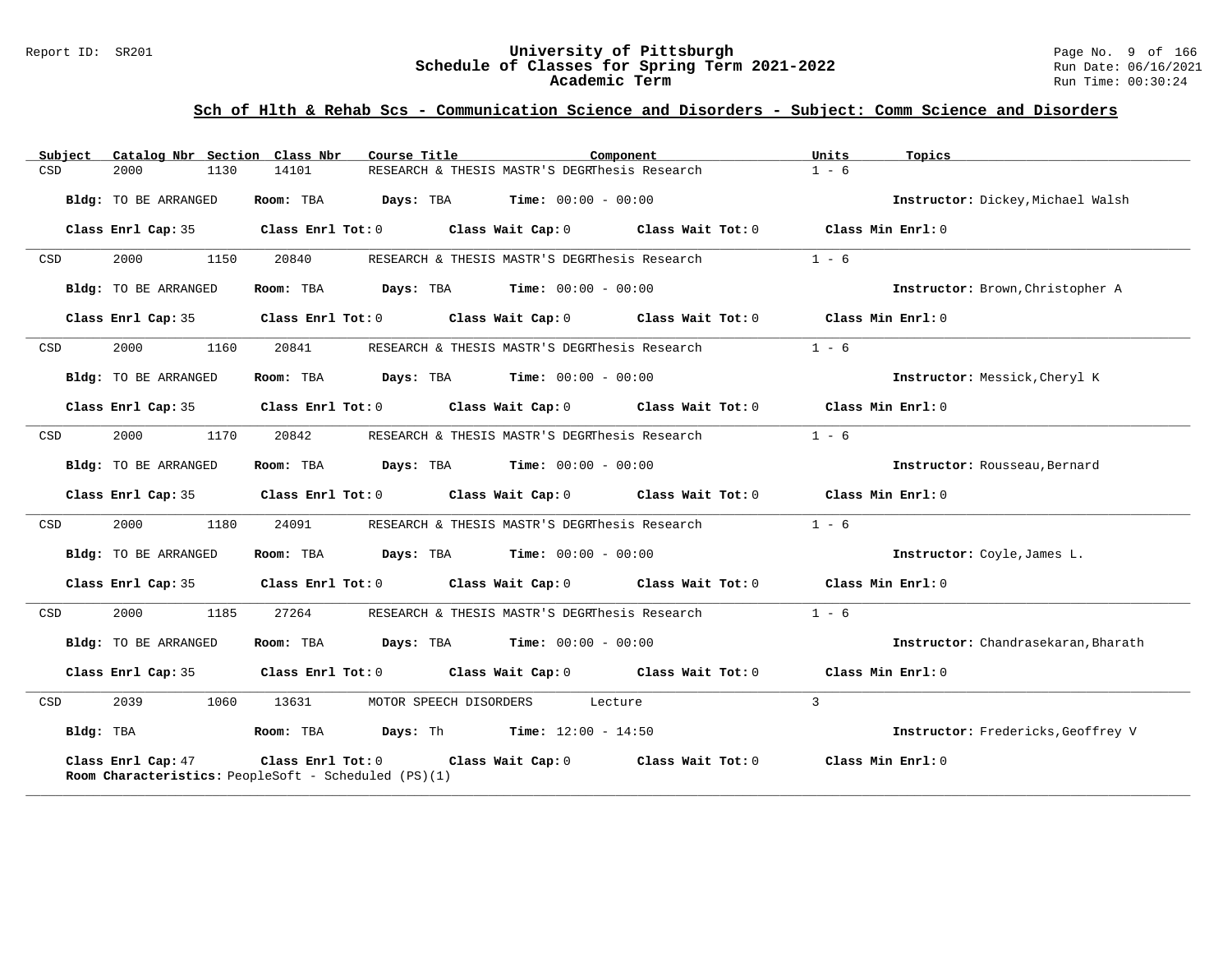## Sch of Hlth & Rehab Scs - Communication Science and Disorders - Subject: Comm Science and Disorders

| Subject | Catalog Nbr | Section | Class Nbr | Course Title | Component | Units | Topics |
|---|---|---|---|---|---|---|---|
| CSD | 2000 | 1130 | 14101 | RESEARCH & THESIS MASTR'S DEGR | Thesis Research | 1 - 6 | |

**Bldg:** TO BE ARRANGED **Room:** TBA **Days:** TBA **Time:** 00:00 - 00:00 **Instructor:** Dickey,Michael Walsh

**Class Enrl Cap:** 35 **Class Enrl Tot:** 0 **Class Wait Cap:** 0 **Class Wait Tot:** 0 **Class Min Enrl:** 0

---

| Subject | Catalog Nbr | Section | Class Nbr | Course Title | Component | Units | Topics |
|---|---|---|---|---|---|---|---|
| CSD | 2000 | 1150 | 20840 | RESEARCH & THESIS MASTR'S DEGR | Thesis Research | 1 - 6 | |

**Bldg:** TO BE ARRANGED **Room:** TBA **Days:** TBA **Time:** 00:00 - 00:00 **Instructor:** Brown,Christopher A

**Class Enrl Cap:** 35 **Class Enrl Tot:** 0 **Class Wait Cap:** 0 **Class Wait Tot:** 0 **Class Min Enrl:** 0

---

| Subject | Catalog Nbr | Section | Class Nbr | Course Title | Component | Units | Topics |
|---|---|---|---|---|---|---|---|
| CSD | 2000 | 1160 | 20841 | RESEARCH & THESIS MASTR'S DEGR | Thesis Research | 1 - 6 | |

**Bldg:** TO BE ARRANGED **Room:** TBA **Days:** TBA **Time:** 00:00 - 00:00 **Instructor:** Messick,Cheryl K

**Class Enrl Cap:** 35 **Class Enrl Tot:** 0 **Class Wait Cap:** 0 **Class Wait Tot:** 0 **Class Min Enrl:** 0

---

| Subject | Catalog Nbr | Section | Class Nbr | Course Title | Component | Units | Topics |
|---|---|---|---|---|---|---|---|
| CSD | 2000 | 1170 | 20842 | RESEARCH & THESIS MASTR'S DEGR | Thesis Research | 1 - 6 | |

**Bldg:** TO BE ARRANGED **Room:** TBA **Days:** TBA **Time:** 00:00 - 00:00 **Instructor:** Rousseau,Bernard

**Class Enrl Cap:** 35 **Class Enrl Tot:** 0 **Class Wait Cap:** 0 **Class Wait Tot:** 0 **Class Min Enrl:** 0

---

| Subject | Catalog Nbr | Section | Class Nbr | Course Title | Component | Units | Topics |
|---|---|---|---|---|---|---|---|
| CSD | 2000 | 1180 | 24091 | RESEARCH & THESIS MASTR'S DEGR | Thesis Research | 1 - 6 | |

**Bldg:** TO BE ARRANGED **Room:** TBA **Days:** TBA **Time:** 00:00 - 00:00 **Instructor:** Coyle,James L.

**Class Enrl Cap:** 35 **Class Enrl Tot:** 0 **Class Wait Cap:** 0 **Class Wait Tot:** 0 **Class Min Enrl:** 0

---

| Subject | Catalog Nbr | Section | Class Nbr | Course Title | Component | Units | Topics |
|---|---|---|---|---|---|---|---|
| CSD | 2000 | 1185 | 27264 | RESEARCH & THESIS MASTR'S DEGR | Thesis Research | 1 - 6 | |

**Bldg:** TO BE ARRANGED **Room:** TBA **Days:** TBA **Time:** 00:00 - 00:00 **Instructor:** Chandrasekaran,Bharath

**Class Enrl Cap:** 35 **Class Enrl Tot:** 0 **Class Wait Cap:** 0 **Class Wait Tot:** 0 **Class Min Enrl:** 0

---

| Subject | Catalog Nbr | Section | Class Nbr | Course Title | Component | Units | Topics |
|---|---|---|---|---|---|---|---|
| CSD | 2039 | 1060 | 13631 | MOTOR SPEECH DISORDERS | Lecture | 3 | |

**Bldg:** TBA **Room:** TBA **Days:** Th **Time:** 12:00 - 14:50 **Instructor:** Fredericks,Geoffrey V

**Class Enrl Cap:** 47 **Class Enrl Tot:** 0 **Class Wait Cap:** 0 **Class Wait Tot:** 0 **Class Min Enrl:** 0

**Room Characteristics:** PeopleSoft - Scheduled (PS)(1)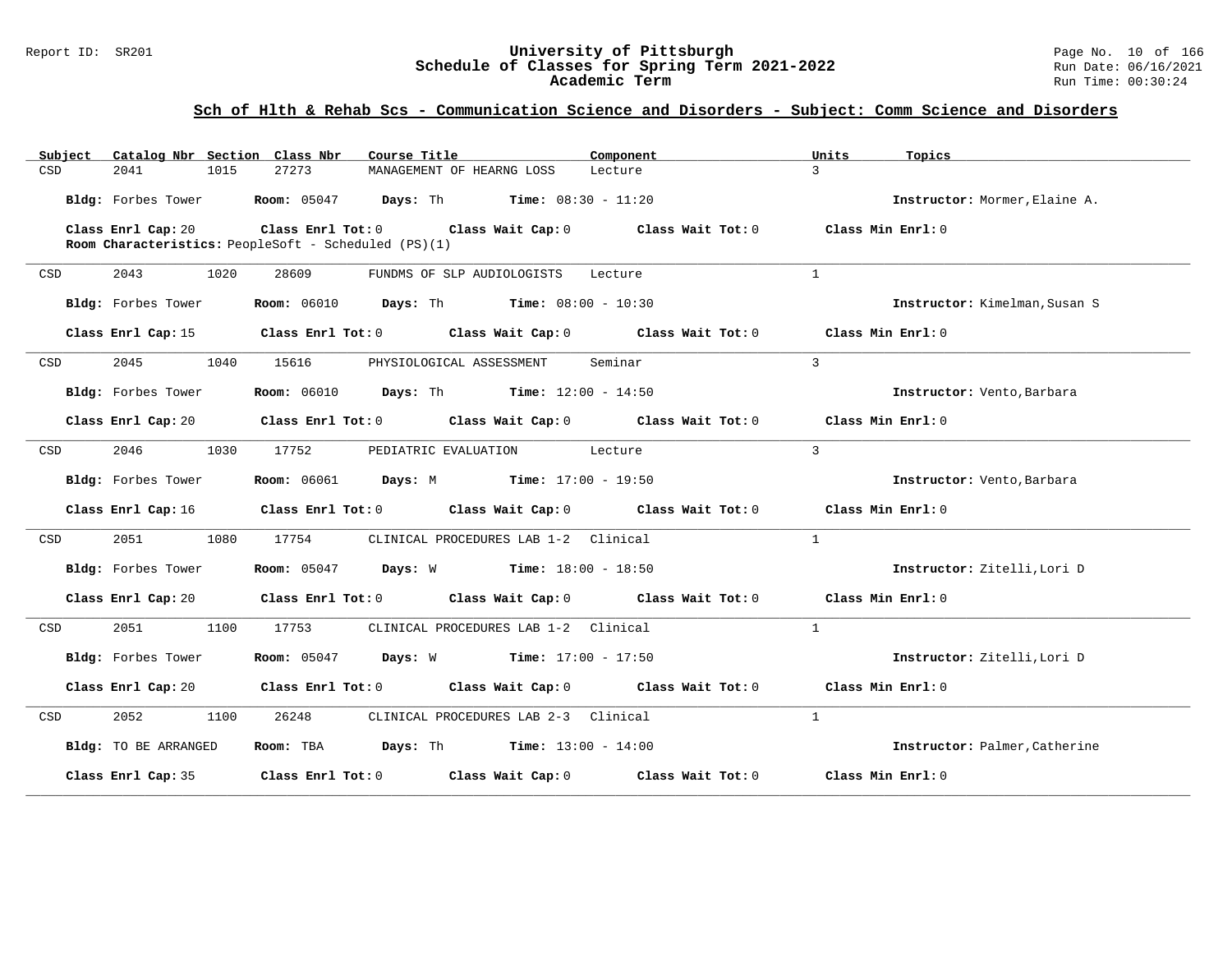## Sch of Hlth & Rehab Scs - Communication Science and Disorders - Subject: Comm Science and Disorders

| Subject | Catalog Nbr | Section | Class Nbr | Course Title | Component | Units | Topics |
|---|---|---|---|---|---|---|---|
| CSD | 2041 | 1015 | 27273 | MANAGEMENT OF HEARNG LOSS | Lecture | 3 | |

**Bldg:** Forbes Tower **Room:** 05047 **Days:** Th **Time:** 08:30 - 11:20 **Instructor:** Mormer,Elaine A.

**Class Enrl Cap:** 20 **Class Enrl Tot:** 0 **Class Wait Cap:** 0 **Class Wait Tot:** 0 **Class Min Enrl:** 0
**Room Characteristics:** PeopleSoft - Scheduled (PS)(1)

---

| Subject | Catalog Nbr | Section | Class Nbr | Course Title | Component | Units | Topics |
|---|---|---|---|---|---|---|---|
| CSD | 2043 | 1020 | 28609 | FUNDMS OF SLP AUDIOLOGISTS | Lecture | 1 | |

**Bldg:** Forbes Tower **Room:** 06010 **Days:** Th **Time:** 08:00 - 10:30 **Instructor:** Kimelman,Susan S

**Class Enrl Cap:** 15 **Class Enrl Tot:** 0 **Class Wait Cap:** 0 **Class Wait Tot:** 0 **Class Min Enrl:** 0

---

| Subject | Catalog Nbr | Section | Class Nbr | Course Title | Component | Units | Topics |
|---|---|---|---|---|---|---|---|
| CSD | 2045 | 1040 | 15616 | PHYSIOLOGICAL ASSESSMENT | Seminar | 3 | |

**Bldg:** Forbes Tower **Room:** 06010 **Days:** Th **Time:** 12:00 - 14:50 **Instructor:** Vento,Barbara

**Class Enrl Cap:** 20 **Class Enrl Tot:** 0 **Class Wait Cap:** 0 **Class Wait Tot:** 0 **Class Min Enrl:** 0

---

| Subject | Catalog Nbr | Section | Class Nbr | Course Title | Component | Units | Topics |
|---|---|---|---|---|---|---|---|
| CSD | 2046 | 1030 | 17752 | PEDIATRIC EVALUATION | Lecture | 3 | |

**Bldg:** Forbes Tower **Room:** 06061 **Days:** M **Time:** 17:00 - 19:50 **Instructor:** Vento,Barbara

**Class Enrl Cap:** 16 **Class Enrl Tot:** 0 **Class Wait Cap:** 0 **Class Wait Tot:** 0 **Class Min Enrl:** 0

---

| Subject | Catalog Nbr | Section | Class Nbr | Course Title | Component | Units | Topics |
|---|---|---|---|---|---|---|---|
| CSD | 2051 | 1080 | 17754 | CLINICAL PROCEDURES LAB 1-2 | Clinical | 1 | |

**Bldg:** Forbes Tower **Room:** 05047 **Days:** W **Time:** 18:00 - 18:50 **Instructor:** Zitelli,Lori D

**Class Enrl Cap:** 20 **Class Enrl Tot:** 0 **Class Wait Cap:** 0 **Class Wait Tot:** 0 **Class Min Enrl:** 0

---

| Subject | Catalog Nbr | Section | Class Nbr | Course Title | Component | Units | Topics |
|---|---|---|---|---|---|---|---|
| CSD | 2051 | 1100 | 17753 | CLINICAL PROCEDURES LAB 1-2 | Clinical | 1 | |

**Bldg:** Forbes Tower **Room:** 05047 **Days:** W **Time:** 17:00 - 17:50 **Instructor:** Zitelli,Lori D

**Class Enrl Cap:** 20 **Class Enrl Tot:** 0 **Class Wait Cap:** 0 **Class Wait Tot:** 0 **Class Min Enrl:** 0

---

| Subject | Catalog Nbr | Section | Class Nbr | Course Title | Component | Units | Topics |
|---|---|---|---|---|---|---|---|
| CSD | 2052 | 1100 | 26248 | CLINICAL PROCEDURES LAB 2-3 | Clinical | 1 | |

**Bldg:** TO BE ARRANGED **Room:** TBA **Days:** Th **Time:** 13:00 - 14:00 **Instructor:** Palmer,Catherine

**Class Enrl Cap:** 35 **Class Enrl Tot:** 0 **Class Wait Cap:** 0 **Class Wait Tot:** 0 **Class Min Enrl:** 0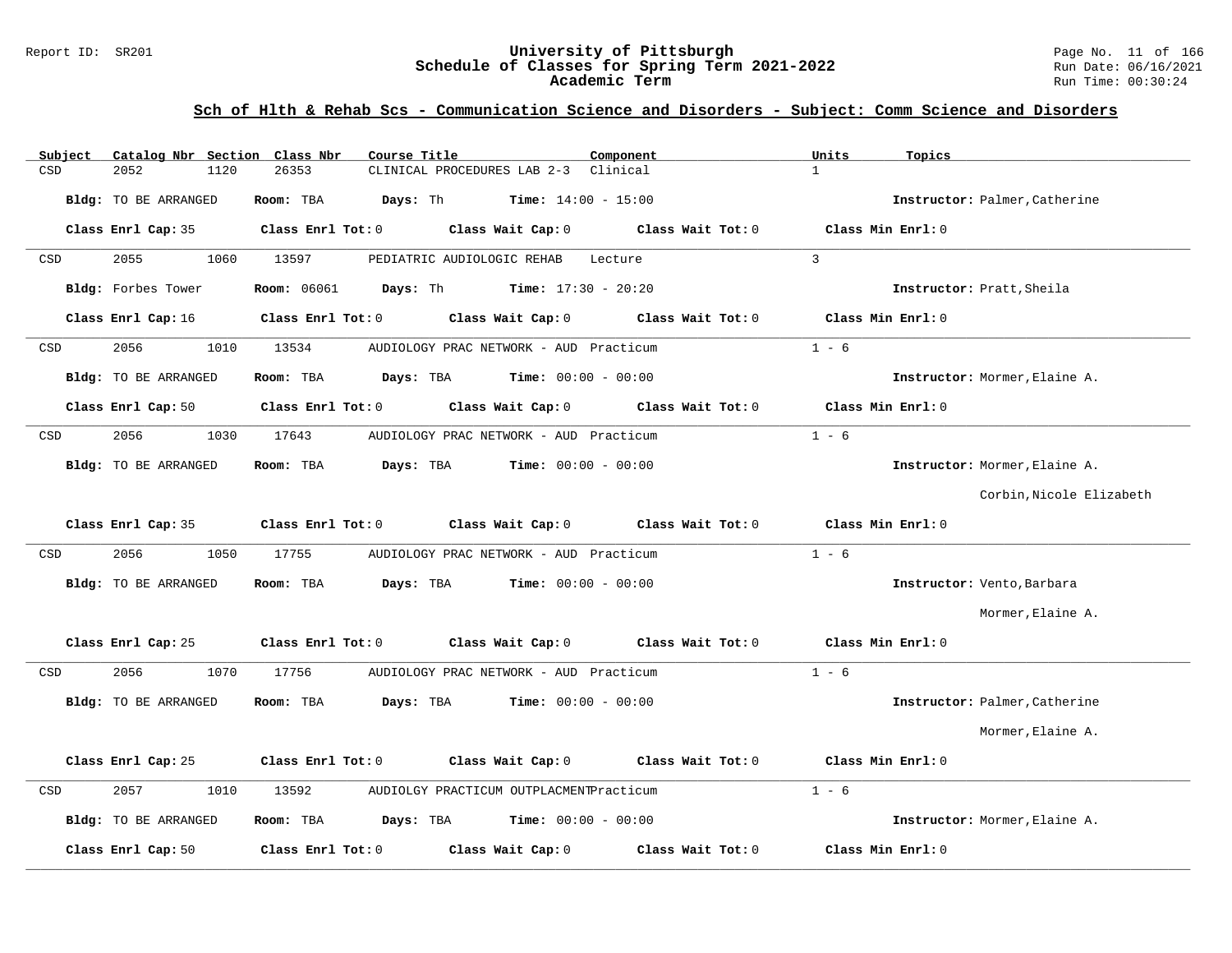## Sch of Hlth & Rehab Scs - Communication Science and Disorders - Subject: Comm Science and Disorders

| Subject | Catalog Nbr | Section | Class Nbr | Course Title | Component | Units | Topics |
|---|---|---|---|---|---|---|---|
| CSD | 2052 | 1120 | 26353 | CLINICAL PROCEDURES LAB 2-3 | Clinical | 1 | |

**Bldg:** TO BE ARRANGED **Room:** TBA **Days:** Th **Time:** 14:00 - 15:00 **Instructor:** Palmer,Catherine

**Class Enrl Cap:** 35 **Class Enrl Tot:** 0 **Class Wait Cap:** 0 **Class Wait Tot:** 0 **Class Min Enrl:** 0

| Subject | Catalog Nbr | Section | Class Nbr | Course Title | Component | Units | Topics |
|---|---|---|---|---|---|---|---|
| CSD | 2055 | 1060 | 13597 | PEDIATRIC AUDIOLOGIC REHAB | Lecture | 3 | |

**Bldg:** Forbes Tower **Room:** 06061 **Days:** Th **Time:** 17:30 - 20:20 **Instructor:** Pratt,Sheila

**Class Enrl Cap:** 16 **Class Enrl Tot:** 0 **Class Wait Cap:** 0 **Class Wait Tot:** 0 **Class Min Enrl:** 0

| Subject | Catalog Nbr | Section | Class Nbr | Course Title | Component | Units | Topics |
|---|---|---|---|---|---|---|---|
| CSD | 2056 | 1010 | 13534 | AUDIOLOGY PRAC NETWORK - AUD | Practicum | 1 - 6 | |

**Bldg:** TO BE ARRANGED **Room:** TBA **Days:** TBA **Time:** 00:00 - 00:00 **Instructor:** Mormer,Elaine A.

**Class Enrl Cap:** 50 **Class Enrl Tot:** 0 **Class Wait Cap:** 0 **Class Wait Tot:** 0 **Class Min Enrl:** 0

| Subject | Catalog Nbr | Section | Class Nbr | Course Title | Component | Units | Topics |
|---|---|---|---|---|---|---|---|
| CSD | 2056 | 1030 | 17643 | AUDIOLOGY PRAC NETWORK - AUD | Practicum | 1 - 6 | |

**Bldg:** TO BE ARRANGED **Room:** TBA **Days:** TBA **Time:** 00:00 - 00:00 **Instructor:** Mormer,Elaine A.; Corbin,Nicole Elizabeth

**Class Enrl Cap:** 35 **Class Enrl Tot:** 0 **Class Wait Cap:** 0 **Class Wait Tot:** 0 **Class Min Enrl:** 0

| Subject | Catalog Nbr | Section | Class Nbr | Course Title | Component | Units | Topics |
|---|---|---|---|---|---|---|---|
| CSD | 2056 | 1050 | 17755 | AUDIOLOGY PRAC NETWORK - AUD | Practicum | 1 - 6 | |

**Bldg:** TO BE ARRANGED **Room:** TBA **Days:** TBA **Time:** 00:00 - 00:00 **Instructor:** Vento,Barbara; Mormer,Elaine A.

**Class Enrl Cap:** 25 **Class Enrl Tot:** 0 **Class Wait Cap:** 0 **Class Wait Tot:** 0 **Class Min Enrl:** 0

| Subject | Catalog Nbr | Section | Class Nbr | Course Title | Component | Units | Topics |
|---|---|---|---|---|---|---|---|
| CSD | 2056 | 1070 | 17756 | AUDIOLOGY PRAC NETWORK - AUD | Practicum | 1 - 6 | |

**Bldg:** TO BE ARRANGED **Room:** TBA **Days:** TBA **Time:** 00:00 - 00:00 **Instructor:** Palmer,Catherine; Mormer,Elaine A.

**Class Enrl Cap:** 25 **Class Enrl Tot:** 0 **Class Wait Cap:** 0 **Class Wait Tot:** 0 **Class Min Enrl:** 0

| Subject | Catalog Nbr | Section | Class Nbr | Course Title | Component | Units | Topics |
|---|---|---|---|---|---|---|---|
| CSD | 2057 | 1010 | 13592 | AUDIOLGY PRACTICUM OUTPLACMENT | Practicum | 1 - 6 | |

**Bldg:** TO BE ARRANGED **Room:** TBA **Days:** TBA **Time:** 00:00 - 00:00 **Instructor:** Mormer,Elaine A.

**Class Enrl Cap:** 50 **Class Enrl Tot:** 0 **Class Wait Cap:** 0 **Class Wait Tot:** 0 **Class Min Enrl:** 0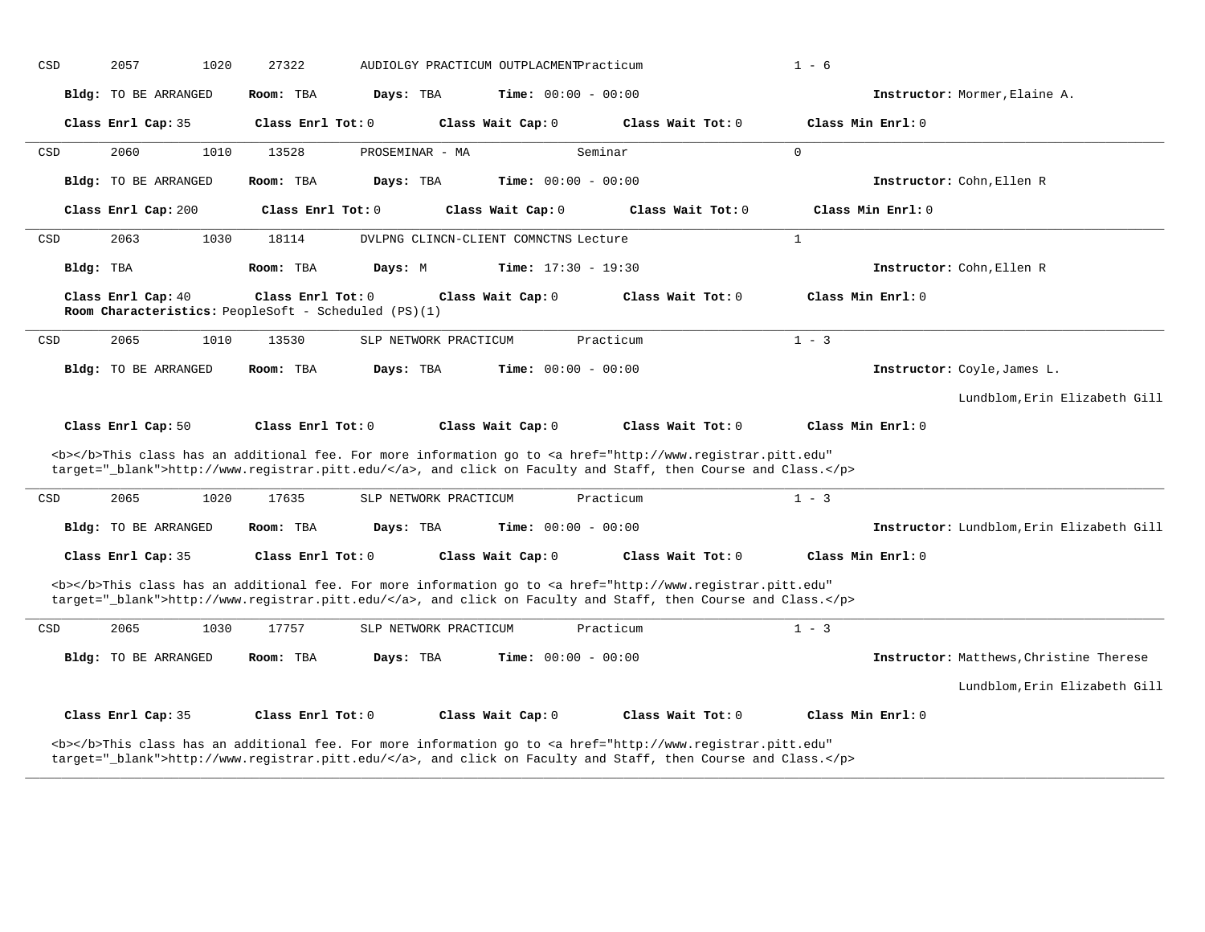CSD 2057 1020 27322 AUDIOLGY PRACTICUM OUTPLACMENT Practicum 1 - 6

**Bldg:** TO BE ARRANGED **Room:** TBA **Days:** TBA **Time:** 00:00 - 00:00 **Instructor:** Mormer,Elaine A.

**Class Enrl Cap:** 35 **Class Enrl Tot:** 0 **Class Wait Cap:** 0 **Class Wait Tot:** 0 **Class Min Enrl:** 0

---

CSD 2060 1010 13528 PROSEMINAR - MA Seminar 0

**Bldg:** TO BE ARRANGED **Room:** TBA **Days:** TBA **Time:** 00:00 - 00:00 **Instructor:** Cohn,Ellen R

**Class Enrl Cap:** 200 **Class Enrl Tot:** 0 **Class Wait Cap:** 0 **Class Wait Tot:** 0 **Class Min Enrl:** 0

---

CSD 2063 1030 18114 DVLPNG CLINCN-CLIENT COMNCTNS Lecture 1

**Bldg:** TBA **Room:** TBA **Days:** M **Time:** 17:30 - 19:30 **Instructor:** Cohn,Ellen R

**Class Enrl Cap:** 40 **Class Enrl Tot:** 0 **Class Wait Cap:** 0 **Class Wait Tot:** 0 **Class Min Enrl:** 0
**Room Characteristics:** PeopleSoft - Scheduled (PS)(1)

---

CSD 2065 1010 13530 SLP NETWORK PRACTICUM Practicum 1 - 3

**Bldg:** TO BE ARRANGED **Room:** TBA **Days:** TBA **Time:** 00:00 - 00:00 **Instructor:** Coyle,James L.

Lundblom,Erin Elizabeth Gill

**Class Enrl Cap:** 50 **Class Enrl Tot:** 0 **Class Wait Cap:** 0 **Class Wait Tot:** 0 **Class Min Enrl:** 0

<b></b>This class has an additional fee. For more information go to <a href="http://www.registrar.pitt.edu" target="_blank">http://www.registrar.pitt.edu/</a>, and click on Faculty and Staff, then Course and Class.</p>

---

CSD 2065 1020 17635 SLP NETWORK PRACTICUM Practicum 1 - 3

**Bldg:** TO BE ARRANGED **Room:** TBA **Days:** TBA **Time:** 00:00 - 00:00 **Instructor:** Lundblom,Erin Elizabeth Gill

**Class Enrl Cap:** 35 **Class Enrl Tot:** 0 **Class Wait Cap:** 0 **Class Wait Tot:** 0 **Class Min Enrl:** 0

<b></b>This class has an additional fee. For more information go to <a href="http://www.registrar.pitt.edu" target="_blank">http://www.registrar.pitt.edu/</a>, and click on Faculty and Staff, then Course and Class.</p>

---

CSD 2065 1030 17757 SLP NETWORK PRACTICUM Practicum 1 - 3

**Bldg:** TO BE ARRANGED **Room:** TBA **Days:** TBA **Time:** 00:00 - 00:00 **Instructor:** Matthews,Christine Therese

Lundblom,Erin Elizabeth Gill

**Class Enrl Cap:** 35 **Class Enrl Tot:** 0 **Class Wait Cap:** 0 **Class Wait Tot:** 0 **Class Min Enrl:** 0

<b></b>This class has an additional fee. For more information go to <a href="http://www.registrar.pitt.edu" target="_blank">http://www.registrar.pitt.edu/</a>, and click on Faculty and Staff, then Course and Class.</p>

---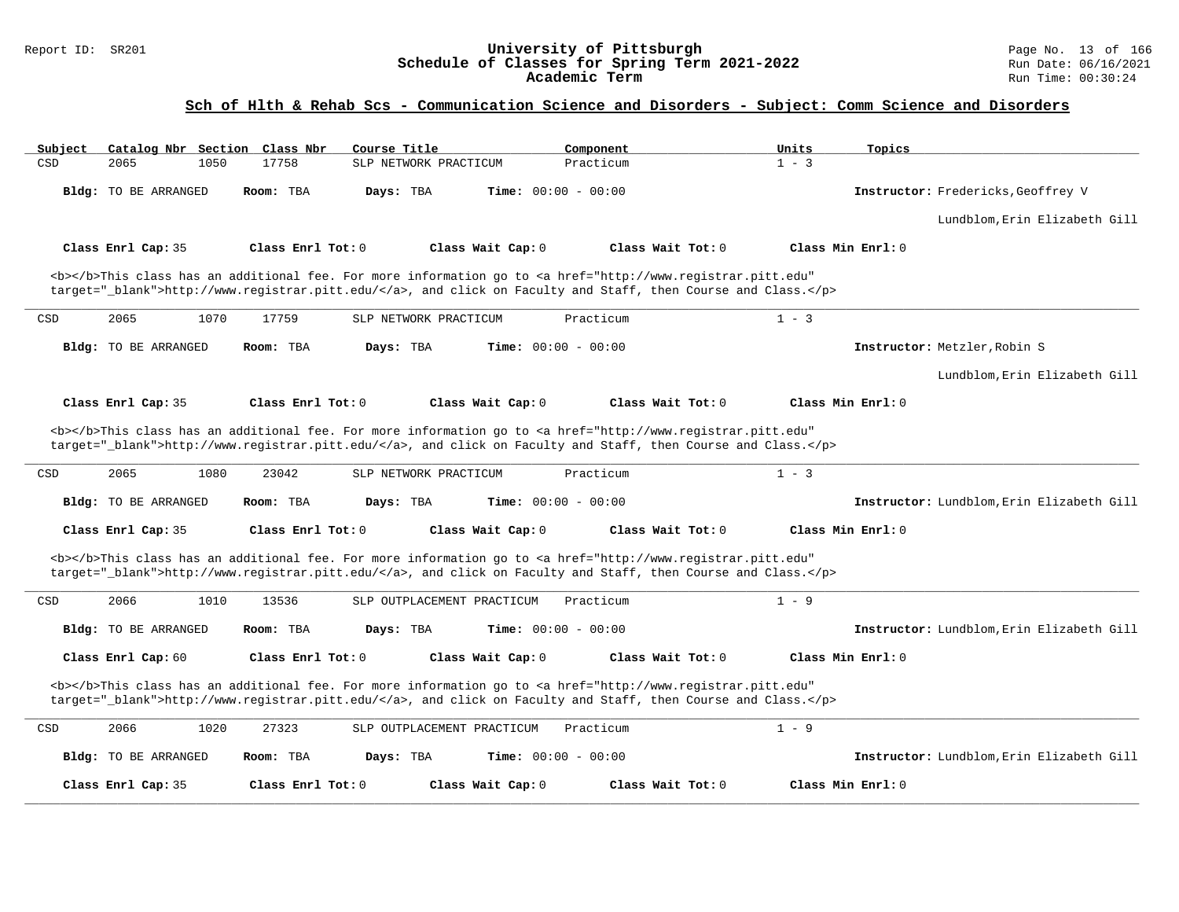## Sch of Hlth & Rehab Scs - Communication Science and Disorders - Subject: Comm Science and Disorders

| Subject | Catalog Nbr | Section | Class Nbr | Course Title | Component | Units | Topics |
|---|---|---|---|---|---|---|---|
| CSD | 2065 | 1050 | 17758 | SLP NETWORK PRACTICUM | Practicum | 1 - 3 | |

**Bldg:** TO BE ARRANGED **Room:** TBA **Days:** TBA **Time:** 00:00 - 00:00 **Instructor:** Fredericks,Geoffrey V; Lundblom,Erin Elizabeth Gill

**Class Enrl Cap:** 35 **Class Enrl Tot:** 0 **Class Wait Cap:** 0 **Class Wait Tot:** 0 **Class Min Enrl:** 0

<b></b>This class has an additional fee. For more information go to <a href="http://www.registrar.pitt.edu" target="_blank">http://www.registrar.pitt.edu/</a>, and click on Faculty and Staff, then Course and Class.</p>

---

| Subject | Catalog Nbr | Section | Class Nbr | Course Title | Component | Units | Topics |
|---|---|---|---|---|---|---|---|
| CSD | 2065 | 1070 | 17759 | SLP NETWORK PRACTICUM | Practicum | 1 - 3 | |

**Bldg:** TO BE ARRANGED **Room:** TBA **Days:** TBA **Time:** 00:00 - 00:00 **Instructor:** Metzler,Robin S; Lundblom,Erin Elizabeth Gill

**Class Enrl Cap:** 35 **Class Enrl Tot:** 0 **Class Wait Cap:** 0 **Class Wait Tot:** 0 **Class Min Enrl:** 0

<b></b>This class has an additional fee. For more information go to <a href="http://www.registrar.pitt.edu" target="_blank">http://www.registrar.pitt.edu/</a>, and click on Faculty and Staff, then Course and Class.</p>

---

| Subject | Catalog Nbr | Section | Class Nbr | Course Title | Component | Units | Topics |
|---|---|---|---|---|---|---|---|
| CSD | 2065 | 1080 | 23042 | SLP NETWORK PRACTICUM | Practicum | 1 - 3 | |

**Bldg:** TO BE ARRANGED **Room:** TBA **Days:** TBA **Time:** 00:00 - 00:00 **Instructor:** Lundblom,Erin Elizabeth Gill

**Class Enrl Cap:** 35 **Class Enrl Tot:** 0 **Class Wait Cap:** 0 **Class Wait Tot:** 0 **Class Min Enrl:** 0

<b></b>This class has an additional fee. For more information go to <a href="http://www.registrar.pitt.edu" target="_blank">http://www.registrar.pitt.edu/</a>, and click on Faculty and Staff, then Course and Class.</p>

---

| Subject | Catalog Nbr | Section | Class Nbr | Course Title | Component | Units | Topics |
|---|---|---|---|---|---|---|---|
| CSD | 2066 | 1010 | 13536 | SLP OUTPLACEMENT PRACTICUM | Practicum | 1 - 9 | |

**Bldg:** TO BE ARRANGED **Room:** TBA **Days:** TBA **Time:** 00:00 - 00:00 **Instructor:** Lundblom,Erin Elizabeth Gill

**Class Enrl Cap:** 60 **Class Enrl Tot:** 0 **Class Wait Cap:** 0 **Class Wait Tot:** 0 **Class Min Enrl:** 0

<b></b>This class has an additional fee. For more information go to <a href="http://www.registrar.pitt.edu" target="_blank">http://www.registrar.pitt.edu/</a>, and click on Faculty and Staff, then Course and Class.</p>

---

| Subject | Catalog Nbr | Section | Class Nbr | Course Title | Component | Units | Topics |
|---|---|---|---|---|---|---|---|
| CSD | 2066 | 1020 | 27323 | SLP OUTPLACEMENT PRACTICUM | Practicum | 1 - 9 | |

**Bldg:** TO BE ARRANGED **Room:** TBA **Days:** TBA **Time:** 00:00 - 00:00 **Instructor:** Lundblom,Erin Elizabeth Gill

**Class Enrl Cap:** 35 **Class Enrl Tot:** 0 **Class Wait Cap:** 0 **Class Wait Tot:** 0 **Class Min Enrl:** 0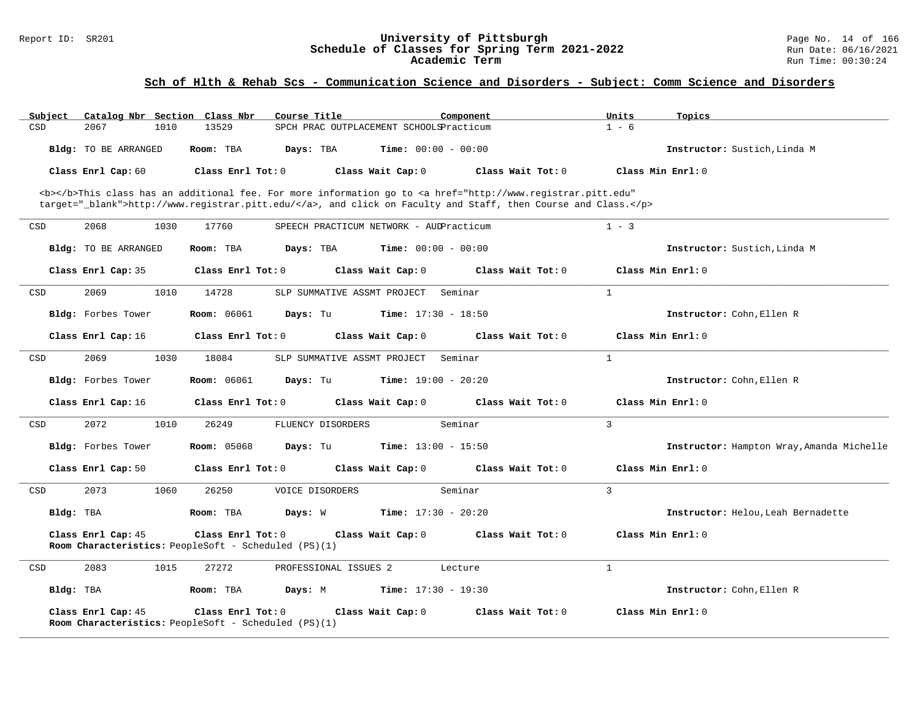## Sch of Hlth & Rehab Scs - Communication Science and Disorders - Subject: Comm Science and Disorders

| Subject | Catalog Nbr | Section | Class Nbr | Course Title | Component | Units | Topics |
|---|---|---|---|---|---|---|---|
| CSD | 2067 | 1010 | 13529 | SPCH PRAC OUTPLACEMENT SCHOOLS | Practicum | 1 - 6 | |

**Bldg:** TO BE ARRANGED **Room:** TBA **Days:** TBA **Time:** 00:00 - 00:00 **Instructor:** Sustich,Linda M

**Class Enrl Cap:** 60 **Class Enrl Tot:** 0 **Class Wait Cap:** 0 **Class Wait Tot:** 0 **Class Min Enrl:** 0

<b></b>This class has an additional fee. For more information go to <a href="http://www.registrar.pitt.edu" target="_blank">http://www.registrar.pitt.edu/</a>, and click on Faculty and Staff, then Course and Class.</p>

---

| Subject | Catalog Nbr | Section | Class Nbr | Course Title | Component | Units | Topics |
|---|---|---|---|---|---|---|---|
| CSD | 2068 | 1030 | 17760 | SPEECH PRACTICUM NETWORK - AUD | Practicum | 1 - 3 | |

**Bldg:** TO BE ARRANGED **Room:** TBA **Days:** TBA **Time:** 00:00 - 00:00 **Instructor:** Sustich,Linda M

**Class Enrl Cap:** 35 **Class Enrl Tot:** 0 **Class Wait Cap:** 0 **Class Wait Tot:** 0 **Class Min Enrl:** 0

---

| Subject | Catalog Nbr | Section | Class Nbr | Course Title | Component | Units | Topics |
|---|---|---|---|---|---|---|---|
| CSD | 2069 | 1010 | 14728 | SLP SUMMATIVE ASSMT PROJECT | Seminar | 1 | |

**Bldg:** Forbes Tower **Room:** 06061 **Days:** Tu **Time:** 17:30 - 18:50 **Instructor:** Cohn,Ellen R

**Class Enrl Cap:** 16 **Class Enrl Tot:** 0 **Class Wait Cap:** 0 **Class Wait Tot:** 0 **Class Min Enrl:** 0

---

| Subject | Catalog Nbr | Section | Class Nbr | Course Title | Component | Units | Topics |
|---|---|---|---|---|---|---|---|
| CSD | 2069 | 1030 | 18084 | SLP SUMMATIVE ASSMT PROJECT | Seminar | 1 | |

**Bldg:** Forbes Tower **Room:** 06061 **Days:** Tu **Time:** 19:00 - 20:20 **Instructor:** Cohn,Ellen R

**Class Enrl Cap:** 16 **Class Enrl Tot:** 0 **Class Wait Cap:** 0 **Class Wait Tot:** 0 **Class Min Enrl:** 0

---

| Subject | Catalog Nbr | Section | Class Nbr | Course Title | Component | Units | Topics |
|---|---|---|---|---|---|---|---|
| CSD | 2072 | 1010 | 26249 | FLUENCY DISORDERS | Seminar | 3 | |

**Bldg:** Forbes Tower **Room:** 05068 **Days:** Tu **Time:** 13:00 - 15:50 **Instructor:** Hampton Wray,Amanda Michelle

**Class Enrl Cap:** 50 **Class Enrl Tot:** 0 **Class Wait Cap:** 0 **Class Wait Tot:** 0 **Class Min Enrl:** 0

---

| Subject | Catalog Nbr | Section | Class Nbr | Course Title | Component | Units | Topics |
|---|---|---|---|---|---|---|---|
| CSD | 2073 | 1060 | 26250 | VOICE DISORDERS | Seminar | 3 | |

**Bldg:** TBA **Room:** TBA **Days:** W **Time:** 17:30 - 20:20 **Instructor:** Helou,Leah Bernadette

**Class Enrl Cap:** 45 **Class Enrl Tot:** 0 **Class Wait Cap:** 0 **Class Wait Tot:** 0 **Class Min Enrl:** 0

**Room Characteristics:** PeopleSoft - Scheduled (PS)(1)

---

| Subject | Catalog Nbr | Section | Class Nbr | Course Title | Component | Units | Topics |
|---|---|---|---|---|---|---|---|
| CSD | 2083 | 1015 | 27272 | PROFESSIONAL ISSUES 2 | Lecture | 1 | |

**Bldg:** TBA **Room:** TBA **Days:** M **Time:** 17:30 - 19:30 **Instructor:** Cohn,Ellen R

**Class Enrl Cap:** 45 **Class Enrl Tot:** 0 **Class Wait Cap:** 0 **Class Wait Tot:** 0 **Class Min Enrl:** 0

**Room Characteristics:** PeopleSoft - Scheduled (PS)(1)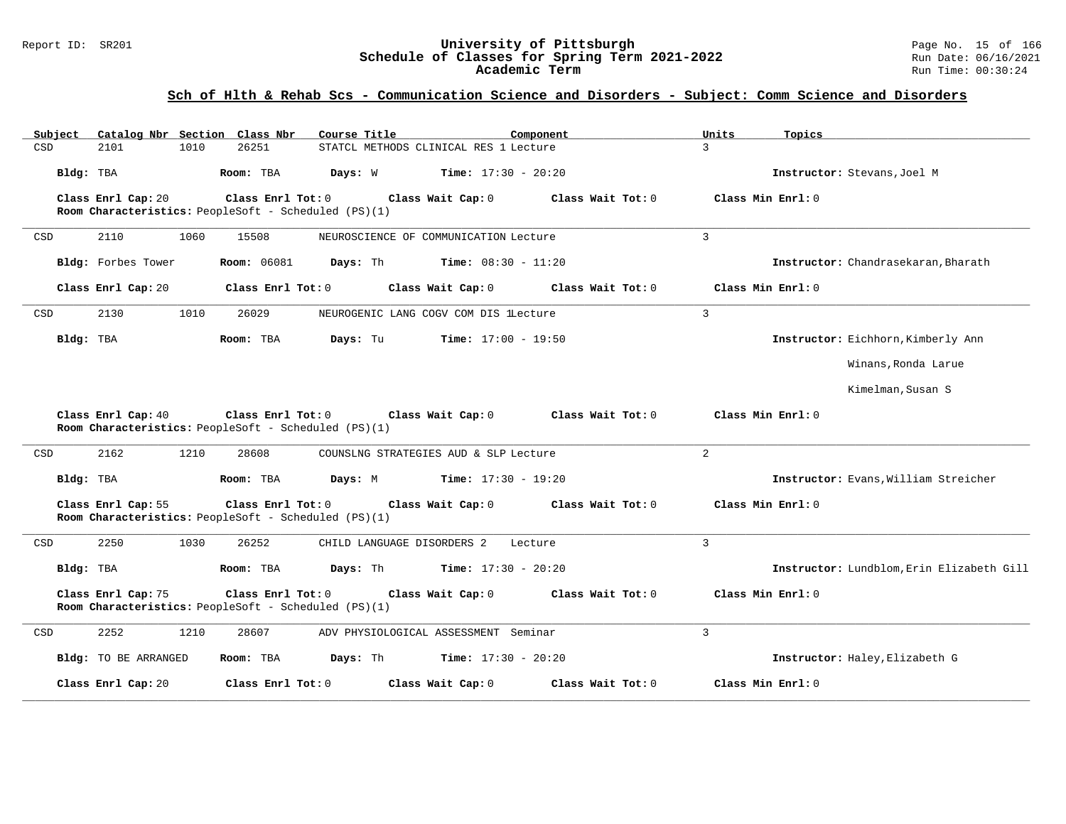## Sch of Hlth & Rehab Scs - Communication Science and Disorders - Subject: Comm Science and Disorders

| Subject | Catalog Nbr | Section | Class Nbr | Course Title | Component | Units | Topics |
|---|---|---|---|---|---|---|---|
| CSD | 2101 | 1010 | 26251 | STATCL METHODS CLINICAL RES 1 | Lecture | 3 | |

**Bldg:** TBA **Room:** TBA **Days:** W **Time:** 17:30 - 20:20 **Instructor:** Stevans,Joel M

**Class Enrl Cap:** 20 **Class Enrl Tot:** 0 **Class Wait Cap:** 0 **Class Wait Tot:** 0 **Class Min Enrl:** 0

**Room Characteristics:** PeopleSoft - Scheduled (PS)(1)

---

| Subject | Catalog Nbr | Section | Class Nbr | Course Title | Component | Units | Topics |
|---|---|---|---|---|---|---|---|
| CSD | 2110 | 1060 | 15508 | NEUROSCIENCE OF COMMUNICATION | Lecture | 3 | |

**Bldg:** Forbes Tower **Room:** 06081 **Days:** Th **Time:** 08:30 - 11:20 **Instructor:** Chandrasekaran,Bharath

**Class Enrl Cap:** 20 **Class Enrl Tot:** 0 **Class Wait Cap:** 0 **Class Wait Tot:** 0 **Class Min Enrl:** 0

---

| Subject | Catalog Nbr | Section | Class Nbr | Course Title | Component | Units | Topics |
|---|---|---|---|---|---|---|---|
| CSD | 2130 | 1010 | 26029 | NEUROGENIC LANG COGV COM DIS 1 | Lecture | 3 | |

**Bldg:** TBA **Room:** TBA **Days:** Tu **Time:** 17:00 - 19:50 **Instructor:** Eichhorn,Kimberly Ann; Winans,Ronda Larue; Kimelman,Susan S

**Class Enrl Cap:** 40 **Class Enrl Tot:** 0 **Class Wait Cap:** 0 **Class Wait Tot:** 0 **Class Min Enrl:** 0

**Room Characteristics:** PeopleSoft - Scheduled (PS)(1)

---

| Subject | Catalog Nbr | Section | Class Nbr | Course Title | Component | Units | Topics |
|---|---|---|---|---|---|---|---|
| CSD | 2162 | 1210 | 28608 | COUNSLNG STRATEGIES AUD & SLP | Lecture | 2 | |

**Bldg:** TBA **Room:** TBA **Days:** M **Time:** 17:30 - 19:20 **Instructor:** Evans,William Streicher

**Class Enrl Cap:** 55 **Class Enrl Tot:** 0 **Class Wait Cap:** 0 **Class Wait Tot:** 0 **Class Min Enrl:** 0

**Room Characteristics:** PeopleSoft - Scheduled (PS)(1)

---

| Subject | Catalog Nbr | Section | Class Nbr | Course Title | Component | Units | Topics |
|---|---|---|---|---|---|---|---|
| CSD | 2250 | 1030 | 26252 | CHILD LANGUAGE DISORDERS 2 | Lecture | 3 | |

**Bldg:** TBA **Room:** TBA **Days:** Th **Time:** 17:30 - 20:20 **Instructor:** Lundblom,Erin Elizabeth Gill

**Class Enrl Cap:** 75 **Class Enrl Tot:** 0 **Class Wait Cap:** 0 **Class Wait Tot:** 0 **Class Min Enrl:** 0

**Room Characteristics:** PeopleSoft - Scheduled (PS)(1)

---

| Subject | Catalog Nbr | Section | Class Nbr | Course Title | Component | Units | Topics |
|---|---|---|---|---|---|---|---|
| CSD | 2252 | 1210 | 28607 | ADV PHYSIOLOGICAL ASSESSMENT | Seminar | 3 | |

**Bldg:** TO BE ARRANGED **Room:** TBA **Days:** Th **Time:** 17:30 - 20:20 **Instructor:** Haley,Elizabeth G

**Class Enrl Cap:** 20 **Class Enrl Tot:** 0 **Class Wait Cap:** 0 **Class Wait Tot:** 0 **Class Min Enrl:** 0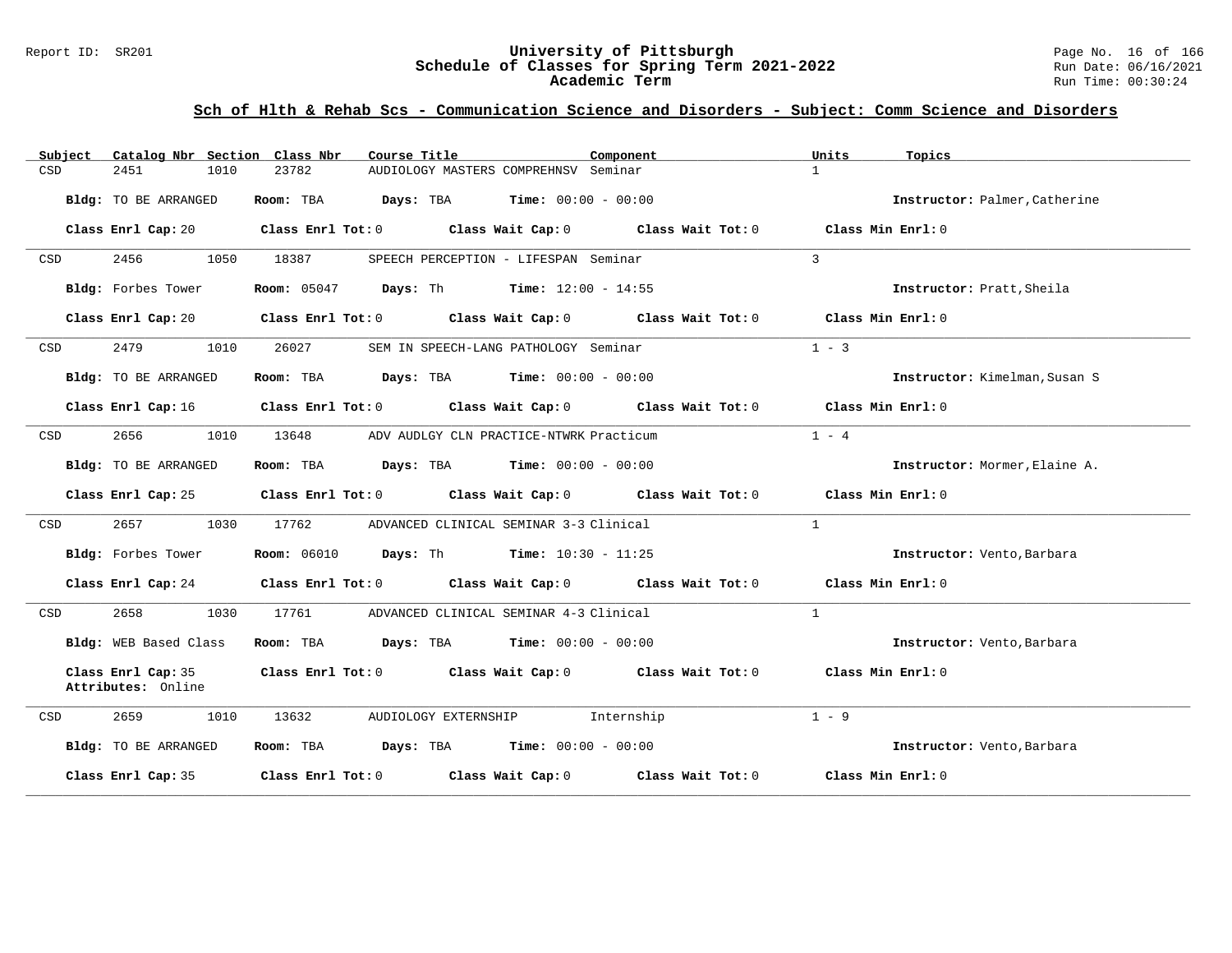## Sch of Hlth & Rehab Scs - Communication Science and Disorders - Subject: Comm Science and Disorders

| Subject | Catalog Nbr | Section | Class Nbr | Course Title | Component | Units | Topics |
|---|---|---|---|---|---|---|---|
| CSD | 2451 | 1010 | 23782 | AUDIOLOGY MASTERS COMPREHNSV | Seminar | 1 | |

**Bldg:** TO BE ARRANGED **Room:** TBA **Days:** TBA **Time:** 00:00 - 00:00 **Instructor:** Palmer,Catherine

**Class Enrl Cap:** 20 **Class Enrl Tot:** 0 **Class Wait Cap:** 0 **Class Wait Tot:** 0 **Class Min Enrl:** 0

---

| Subject | Catalog Nbr | Section | Class Nbr | Course Title | Component | Units | Topics |
|---|---|---|---|---|---|---|---|
| CSD | 2456 | 1050 | 18387 | SPEECH PERCEPTION - LIFESPAN | Seminar | 3 | |

**Bldg:** Forbes Tower **Room:** 05047 **Days:** Th **Time:** 12:00 - 14:55 **Instructor:** Pratt,Sheila

**Class Enrl Cap:** 20 **Class Enrl Tot:** 0 **Class Wait Cap:** 0 **Class Wait Tot:** 0 **Class Min Enrl:** 0

---

| Subject | Catalog Nbr | Section | Class Nbr | Course Title | Component | Units | Topics |
|---|---|---|---|---|---|---|---|
| CSD | 2479 | 1010 | 26027 | SEM IN SPEECH-LANG PATHOLOGY | Seminar | 1 - 3 | |

**Bldg:** TO BE ARRANGED **Room:** TBA **Days:** TBA **Time:** 00:00 - 00:00 **Instructor:** Kimelman,Susan S

**Class Enrl Cap:** 16 **Class Enrl Tot:** 0 **Class Wait Cap:** 0 **Class Wait Tot:** 0 **Class Min Enrl:** 0

---

| Subject | Catalog Nbr | Section | Class Nbr | Course Title | Component | Units | Topics |
|---|---|---|---|---|---|---|---|
| CSD | 2656 | 1010 | 13648 | ADV AUDLGY CLN PRACTICE-NTWRK | Practicum | 1 - 4 | |

**Bldg:** TO BE ARRANGED **Room:** TBA **Days:** TBA **Time:** 00:00 - 00:00 **Instructor:** Mormer,Elaine A.

**Class Enrl Cap:** 25 **Class Enrl Tot:** 0 **Class Wait Cap:** 0 **Class Wait Tot:** 0 **Class Min Enrl:** 0

---

| Subject | Catalog Nbr | Section | Class Nbr | Course Title | Component | Units | Topics |
|---|---|---|---|---|---|---|---|
| CSD | 2657 | 1030 | 17762 | ADVANCED CLINICAL SEMINAR 3-3 | Clinical | 1 | |

**Bldg:** Forbes Tower **Room:** 06010 **Days:** Th **Time:** 10:30 - 11:25 **Instructor:** Vento,Barbara

**Class Enrl Cap:** 24 **Class Enrl Tot:** 0 **Class Wait Cap:** 0 **Class Wait Tot:** 0 **Class Min Enrl:** 0

---

| Subject | Catalog Nbr | Section | Class Nbr | Course Title | Component | Units | Topics |
|---|---|---|---|---|---|---|---|
| CSD | 2658 | 1030 | 17761 | ADVANCED CLINICAL SEMINAR 4-3 | Clinical | 1 | |

**Bldg:** WEB Based Class **Room:** TBA **Days:** TBA **Time:** 00:00 - 00:00 **Instructor:** Vento,Barbara

**Class Enrl Cap:** 35 **Class Enrl Tot:** 0 **Class Wait Cap:** 0 **Class Wait Tot:** 0 **Class Min Enrl:** 0
**Attributes:** Online

---

| Subject | Catalog Nbr | Section | Class Nbr | Course Title | Component | Units | Topics |
|---|---|---|---|---|---|---|---|
| CSD | 2659 | 1010 | 13632 | AUDIOLOGY EXTERNSHIP | Internship | 1 - 9 | |

**Bldg:** TO BE ARRANGED **Room:** TBA **Days:** TBA **Time:** 00:00 - 00:00 **Instructor:** Vento,Barbara

**Class Enrl Cap:** 35 **Class Enrl Tot:** 0 **Class Wait Cap:** 0 **Class Wait Tot:** 0 **Class Min Enrl:** 0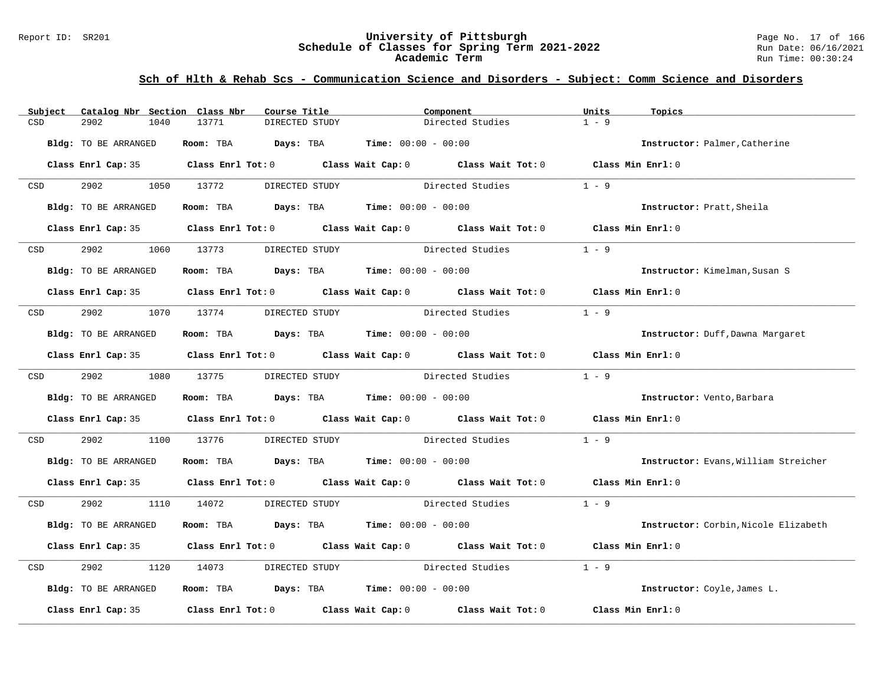## Sch of Hlth & Rehab Scs - Communication Science and Disorders - Subject: Comm Science and Disorders

| Subject | Catalog Nbr | Section | Class Nbr | Course Title | Component | Units | Topics |
|---|---|---|---|---|---|---|---|
| CSD | 2902 | 1040 | 13771 | DIRECTED STUDY | Directed Studies | 1 - 9 | |

**Bldg:** TO BE ARRANGED **Room:** TBA **Days:** TBA **Time:** 00:00 - 00:00 **Instructor:** Palmer,Catherine

**Class Enrl Cap:** 35 **Class Enrl Tot:** 0 **Class Wait Cap:** 0 **Class Wait Tot:** 0 **Class Min Enrl:** 0

| Subject | Catalog Nbr | Section | Class Nbr | Course Title | Component | Units | Topics |
|---|---|---|---|---|---|---|---|
| CSD | 2902 | 1050 | 13772 | DIRECTED STUDY | Directed Studies | 1 - 9 | |

**Bldg:** TO BE ARRANGED **Room:** TBA **Days:** TBA **Time:** 00:00 - 00:00 **Instructor:** Pratt,Sheila

**Class Enrl Cap:** 35 **Class Enrl Tot:** 0 **Class Wait Cap:** 0 **Class Wait Tot:** 0 **Class Min Enrl:** 0

| Subject | Catalog Nbr | Section | Class Nbr | Course Title | Component | Units | Topics |
|---|---|---|---|---|---|---|---|
| CSD | 2902 | 1060 | 13773 | DIRECTED STUDY | Directed Studies | 1 - 9 | |

**Bldg:** TO BE ARRANGED **Room:** TBA **Days:** TBA **Time:** 00:00 - 00:00 **Instructor:** Kimelman,Susan S

**Class Enrl Cap:** 35 **Class Enrl Tot:** 0 **Class Wait Cap:** 0 **Class Wait Tot:** 0 **Class Min Enrl:** 0

| Subject | Catalog Nbr | Section | Class Nbr | Course Title | Component | Units | Topics |
|---|---|---|---|---|---|---|---|
| CSD | 2902 | 1070 | 13774 | DIRECTED STUDY | Directed Studies | 1 - 9 | |

**Bldg:** TO BE ARRANGED **Room:** TBA **Days:** TBA **Time:** 00:00 - 00:00 **Instructor:** Duff,Dawna Margaret

**Class Enrl Cap:** 35 **Class Enrl Tot:** 0 **Class Wait Cap:** 0 **Class Wait Tot:** 0 **Class Min Enrl:** 0

| Subject | Catalog Nbr | Section | Class Nbr | Course Title | Component | Units | Topics |
|---|---|---|---|---|---|---|---|
| CSD | 2902 | 1080 | 13775 | DIRECTED STUDY | Directed Studies | 1 - 9 | |

**Bldg:** TO BE ARRANGED **Room:** TBA **Days:** TBA **Time:** 00:00 - 00:00 **Instructor:** Vento,Barbara

**Class Enrl Cap:** 35 **Class Enrl Tot:** 0 **Class Wait Cap:** 0 **Class Wait Tot:** 0 **Class Min Enrl:** 0

| Subject | Catalog Nbr | Section | Class Nbr | Course Title | Component | Units | Topics |
|---|---|---|---|---|---|---|---|
| CSD | 2902 | 1100 | 13776 | DIRECTED STUDY | Directed Studies | 1 - 9 | |

**Bldg:** TO BE ARRANGED **Room:** TBA **Days:** TBA **Time:** 00:00 - 00:00 **Instructor:** Evans,William Streicher

**Class Enrl Cap:** 35 **Class Enrl Tot:** 0 **Class Wait Cap:** 0 **Class Wait Tot:** 0 **Class Min Enrl:** 0

| Subject | Catalog Nbr | Section | Class Nbr | Course Title | Component | Units | Topics |
|---|---|---|---|---|---|---|---|
| CSD | 2902 | 1110 | 14072 | DIRECTED STUDY | Directed Studies | 1 - 9 | |

**Bldg:** TO BE ARRANGED **Room:** TBA **Days:** TBA **Time:** 00:00 - 00:00 **Instructor:** Corbin,Nicole Elizabeth

**Class Enrl Cap:** 35 **Class Enrl Tot:** 0 **Class Wait Cap:** 0 **Class Wait Tot:** 0 **Class Min Enrl:** 0

| Subject | Catalog Nbr | Section | Class Nbr | Course Title | Component | Units | Topics |
|---|---|---|---|---|---|---|---|
| CSD | 2902 | 1120 | 14073 | DIRECTED STUDY | Directed Studies | 1 - 9 | |

**Bldg:** TO BE ARRANGED **Room:** TBA **Days:** TBA **Time:** 00:00 - 00:00 **Instructor:** Coyle,James L.

**Class Enrl Cap:** 35 **Class Enrl Tot:** 0 **Class Wait Cap:** 0 **Class Wait Tot:** 0 **Class Min Enrl:** 0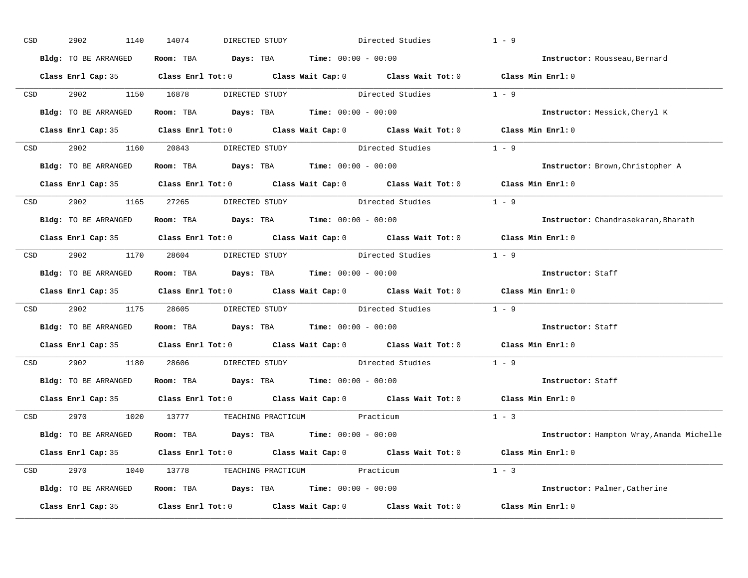CSD 2902 1140 14074 DIRECTED STUDY Directed Studies 1 - 9

**Bldg:** TO BE ARRANGED **Room:** TBA **Days:** TBA **Time:** 00:00 - 00:00 **Instructor:** Rousseau,Bernard

**Class Enrl Cap:** 35 **Class Enrl Tot:** 0 **Class Wait Cap:** 0 **Class Wait Tot:** 0 **Class Min Enrl:** 0

---

CSD 2902 1150 16878 DIRECTED STUDY Directed Studies 1 - 9

**Bldg:** TO BE ARRANGED **Room:** TBA **Days:** TBA **Time:** 00:00 - 00:00 **Instructor:** Messick,Cheryl K

**Class Enrl Cap:** 35 **Class Enrl Tot:** 0 **Class Wait Cap:** 0 **Class Wait Tot:** 0 **Class Min Enrl:** 0

---

CSD 2902 1160 20843 DIRECTED STUDY Directed Studies 1 - 9

**Bldg:** TO BE ARRANGED **Room:** TBA **Days:** TBA **Time:** 00:00 - 00:00 **Instructor:** Brown,Christopher A

**Class Enrl Cap:** 35 **Class Enrl Tot:** 0 **Class Wait Cap:** 0 **Class Wait Tot:** 0 **Class Min Enrl:** 0

---

CSD 2902 1165 27265 DIRECTED STUDY Directed Studies 1 - 9

**Bldg:** TO BE ARRANGED **Room:** TBA **Days:** TBA **Time:** 00:00 - 00:00 **Instructor:** Chandrasekaran,Bharath

**Class Enrl Cap:** 35 **Class Enrl Tot:** 0 **Class Wait Cap:** 0 **Class Wait Tot:** 0 **Class Min Enrl:** 0

---

CSD 2902 1170 28604 DIRECTED STUDY Directed Studies 1 - 9

**Bldg:** TO BE ARRANGED **Room:** TBA **Days:** TBA **Time:** 00:00 - 00:00 **Instructor:** Staff

**Class Enrl Cap:** 35 **Class Enrl Tot:** 0 **Class Wait Cap:** 0 **Class Wait Tot:** 0 **Class Min Enrl:** 0

---

CSD 2902 1175 28605 DIRECTED STUDY Directed Studies 1 - 9

**Bldg:** TO BE ARRANGED **Room:** TBA **Days:** TBA **Time:** 00:00 - 00:00 **Instructor:** Staff

**Class Enrl Cap:** 35 **Class Enrl Tot:** 0 **Class Wait Cap:** 0 **Class Wait Tot:** 0 **Class Min Enrl:** 0

---

CSD 2902 1180 28606 DIRECTED STUDY Directed Studies 1 - 9

**Bldg:** TO BE ARRANGED **Room:** TBA **Days:** TBA **Time:** 00:00 - 00:00 **Instructor:** Staff

**Class Enrl Cap:** 35 **Class Enrl Tot:** 0 **Class Wait Cap:** 0 **Class Wait Tot:** 0 **Class Min Enrl:** 0

---

CSD 2970 1020 13777 TEACHING PRACTICUM Practicum 1 - 3

**Bldg:** TO BE ARRANGED **Room:** TBA **Days:** TBA **Time:** 00:00 - 00:00 **Instructor:** Hampton Wray,Amanda Michelle

**Class Enrl Cap:** 35 **Class Enrl Tot:** 0 **Class Wait Cap:** 0 **Class Wait Tot:** 0 **Class Min Enrl:** 0

---

CSD 2970 1040 13778 TEACHING PRACTICUM Practicum 1 - 3

**Bldg:** TO BE ARRANGED **Room:** TBA **Days:** TBA **Time:** 00:00 - 00:00 **Instructor:** Palmer,Catherine

**Class Enrl Cap:** 35 **Class Enrl Tot:** 0 **Class Wait Cap:** 0 **Class Wait Tot:** 0 **Class Min Enrl:** 0

---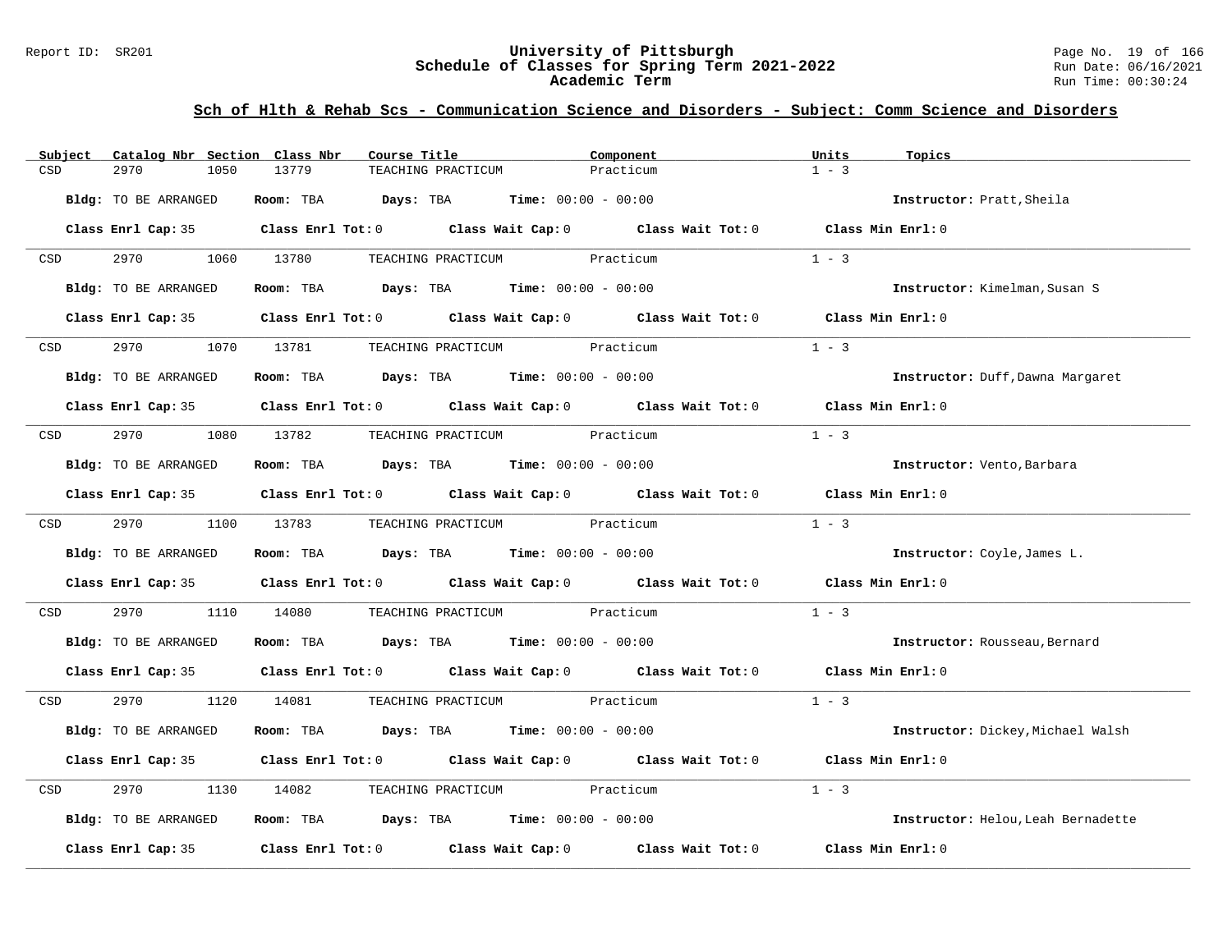## Sch of Hlth & Rehab Scs - Communication Science and Disorders - Subject: Comm Science and Disorders

| Subject | Catalog Nbr | Section | Class Nbr | Course Title | Component | Units | Topics |
|---|---|---|---|---|---|---|---|
| CSD | 2970 | 1050 | 13779 | TEACHING PRACTICUM | Practicum | 1 - 3 | |

**Bldg:** TO BE ARRANGED **Room:** TBA **Days:** TBA **Time:** 00:00 - 00:00 **Instructor:** Pratt,Sheila

**Class Enrl Cap:** 35 **Class Enrl Tot:** 0 **Class Wait Cap:** 0 **Class Wait Tot:** 0 **Class Min Enrl:** 0

| Subject | Catalog Nbr | Section | Class Nbr | Course Title | Component | Units | Topics |
|---|---|---|---|---|---|---|---|
| CSD | 2970 | 1060 | 13780 | TEACHING PRACTICUM | Practicum | 1 - 3 | |

**Bldg:** TO BE ARRANGED **Room:** TBA **Days:** TBA **Time:** 00:00 - 00:00 **Instructor:** Kimelman,Susan S

**Class Enrl Cap:** 35 **Class Enrl Tot:** 0 **Class Wait Cap:** 0 **Class Wait Tot:** 0 **Class Min Enrl:** 0

| Subject | Catalog Nbr | Section | Class Nbr | Course Title | Component | Units | Topics |
|---|---|---|---|---|---|---|---|
| CSD | 2970 | 1070 | 13781 | TEACHING PRACTICUM | Practicum | 1 - 3 | |

**Bldg:** TO BE ARRANGED **Room:** TBA **Days:** TBA **Time:** 00:00 - 00:00 **Instructor:** Duff,Dawna Margaret

**Class Enrl Cap:** 35 **Class Enrl Tot:** 0 **Class Wait Cap:** 0 **Class Wait Tot:** 0 **Class Min Enrl:** 0

| Subject | Catalog Nbr | Section | Class Nbr | Course Title | Component | Units | Topics |
|---|---|---|---|---|---|---|---|
| CSD | 2970 | 1080 | 13782 | TEACHING PRACTICUM | Practicum | 1 - 3 | |

**Bldg:** TO BE ARRANGED **Room:** TBA **Days:** TBA **Time:** 00:00 - 00:00 **Instructor:** Vento,Barbara

**Class Enrl Cap:** 35 **Class Enrl Tot:** 0 **Class Wait Cap:** 0 **Class Wait Tot:** 0 **Class Min Enrl:** 0

| Subject | Catalog Nbr | Section | Class Nbr | Course Title | Component | Units | Topics |
|---|---|---|---|---|---|---|---|
| CSD | 2970 | 1100 | 13783 | TEACHING PRACTICUM | Practicum | 1 - 3 | |

**Bldg:** TO BE ARRANGED **Room:** TBA **Days:** TBA **Time:** 00:00 - 00:00 **Instructor:** Coyle,James L.

**Class Enrl Cap:** 35 **Class Enrl Tot:** 0 **Class Wait Cap:** 0 **Class Wait Tot:** 0 **Class Min Enrl:** 0

| Subject | Catalog Nbr | Section | Class Nbr | Course Title | Component | Units | Topics |
|---|---|---|---|---|---|---|---|
| CSD | 2970 | 1110 | 14080 | TEACHING PRACTICUM | Practicum | 1 - 3 | |

**Bldg:** TO BE ARRANGED **Room:** TBA **Days:** TBA **Time:** 00:00 - 00:00 **Instructor:** Rousseau,Bernard

**Class Enrl Cap:** 35 **Class Enrl Tot:** 0 **Class Wait Cap:** 0 **Class Wait Tot:** 0 **Class Min Enrl:** 0

| Subject | Catalog Nbr | Section | Class Nbr | Course Title | Component | Units | Topics |
|---|---|---|---|---|---|---|---|
| CSD | 2970 | 1120 | 14081 | TEACHING PRACTICUM | Practicum | 1 - 3 | |

**Bldg:** TO BE ARRANGED **Room:** TBA **Days:** TBA **Time:** 00:00 - 00:00 **Instructor:** Dickey,Michael Walsh

**Class Enrl Cap:** 35 **Class Enrl Tot:** 0 **Class Wait Cap:** 0 **Class Wait Tot:** 0 **Class Min Enrl:** 0

| Subject | Catalog Nbr | Section | Class Nbr | Course Title | Component | Units | Topics |
|---|---|---|---|---|---|---|---|
| CSD | 2970 | 1130 | 14082 | TEACHING PRACTICUM | Practicum | 1 - 3 | |

**Bldg:** TO BE ARRANGED **Room:** TBA **Days:** TBA **Time:** 00:00 - 00:00 **Instructor:** Helou,Leah Bernadette

**Class Enrl Cap:** 35 **Class Enrl Tot:** 0 **Class Wait Cap:** 0 **Class Wait Tot:** 0 **Class Min Enrl:** 0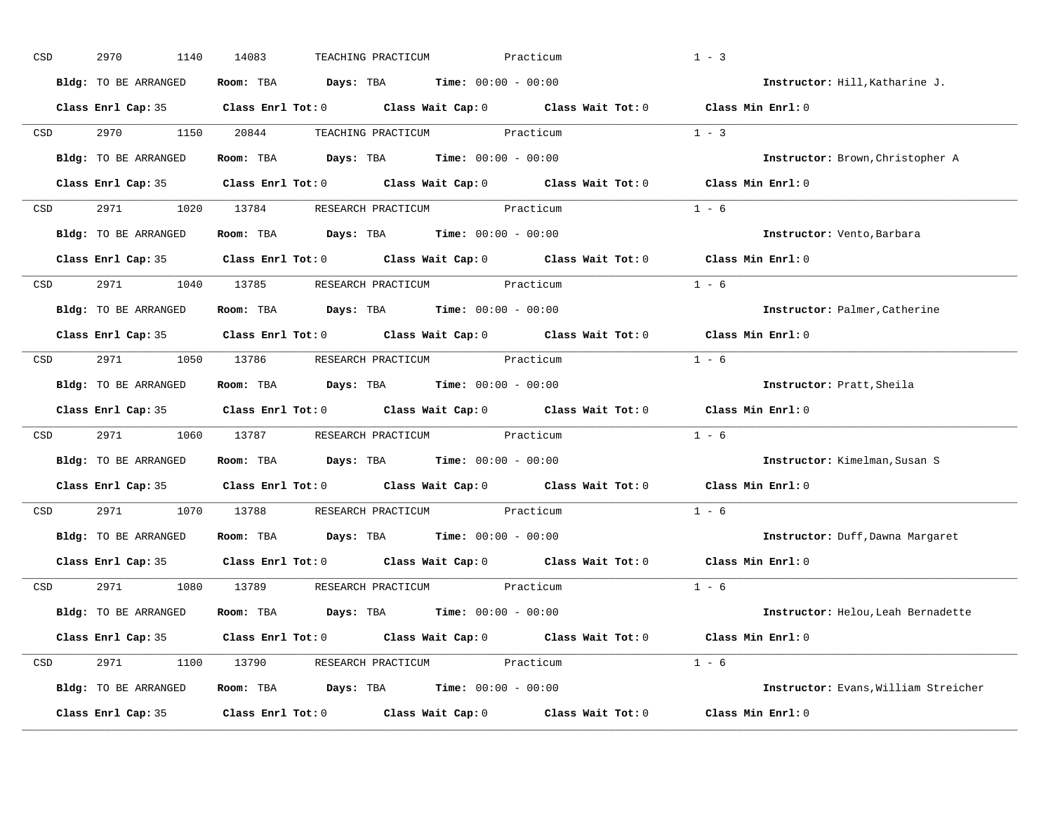CSD 2970 1140 14083 TEACHING PRACTICUM Practicum 1 - 3

**Bldg:** TO BE ARRANGED **Room:** TBA **Days:** TBA **Time:** 00:00 - 00:00 **Instructor:** Hill,Katharine J.

**Class Enrl Cap:** 35 **Class Enrl Tot:** 0 **Class Wait Cap:** 0 **Class Wait Tot:** 0 **Class Min Enrl:** 0

---

CSD 2970 1150 20844 TEACHING PRACTICUM Practicum 1 - 3

**Bldg:** TO BE ARRANGED **Room:** TBA **Days:** TBA **Time:** 00:00 - 00:00 **Instructor:** Brown,Christopher A

**Class Enrl Cap:** 35 **Class Enrl Tot:** 0 **Class Wait Cap:** 0 **Class Wait Tot:** 0 **Class Min Enrl:** 0

---

CSD 2971 1020 13784 RESEARCH PRACTICUM Practicum 1 - 6

**Bldg:** TO BE ARRANGED **Room:** TBA **Days:** TBA **Time:** 00:00 - 00:00 **Instructor:** Vento,Barbara

**Class Enrl Cap:** 35 **Class Enrl Tot:** 0 **Class Wait Cap:** 0 **Class Wait Tot:** 0 **Class Min Enrl:** 0

---

CSD 2971 1040 13785 RESEARCH PRACTICUM Practicum 1 - 6

**Bldg:** TO BE ARRANGED **Room:** TBA **Days:** TBA **Time:** 00:00 - 00:00 **Instructor:** Palmer,Catherine

**Class Enrl Cap:** 35 **Class Enrl Tot:** 0 **Class Wait Cap:** 0 **Class Wait Tot:** 0 **Class Min Enrl:** 0

---

CSD 2971 1050 13786 RESEARCH PRACTICUM Practicum 1 - 6

**Bldg:** TO BE ARRANGED **Room:** TBA **Days:** TBA **Time:** 00:00 - 00:00 **Instructor:** Pratt,Sheila

**Class Enrl Cap:** 35 **Class Enrl Tot:** 0 **Class Wait Cap:** 0 **Class Wait Tot:** 0 **Class Min Enrl:** 0

---

CSD 2971 1060 13787 RESEARCH PRACTICUM Practicum 1 - 6

**Bldg:** TO BE ARRANGED **Room:** TBA **Days:** TBA **Time:** 00:00 - 00:00 **Instructor:** Kimelman,Susan S

**Class Enrl Cap:** 35 **Class Enrl Tot:** 0 **Class Wait Cap:** 0 **Class Wait Tot:** 0 **Class Min Enrl:** 0

---

CSD 2971 1070 13788 RESEARCH PRACTICUM Practicum 1 - 6

**Bldg:** TO BE ARRANGED **Room:** TBA **Days:** TBA **Time:** 00:00 - 00:00 **Instructor:** Duff,Dawna Margaret

**Class Enrl Cap:** 35 **Class Enrl Tot:** 0 **Class Wait Cap:** 0 **Class Wait Tot:** 0 **Class Min Enrl:** 0

---

CSD 2971 1080 13789 RESEARCH PRACTICUM Practicum 1 - 6

**Bldg:** TO BE ARRANGED **Room:** TBA **Days:** TBA **Time:** 00:00 - 00:00 **Instructor:** Helou,Leah Bernadette

**Class Enrl Cap:** 35 **Class Enrl Tot:** 0 **Class Wait Cap:** 0 **Class Wait Tot:** 0 **Class Min Enrl:** 0

---

CSD 2971 1100 13790 RESEARCH PRACTICUM Practicum 1 - 6

**Bldg:** TO BE ARRANGED **Room:** TBA **Days:** TBA **Time:** 00:00 - 00:00 **Instructor:** Evans,William Streicher

**Class Enrl Cap:** 35 **Class Enrl Tot:** 0 **Class Wait Cap:** 0 **Class Wait Tot:** 0 **Class Min Enrl:** 0

---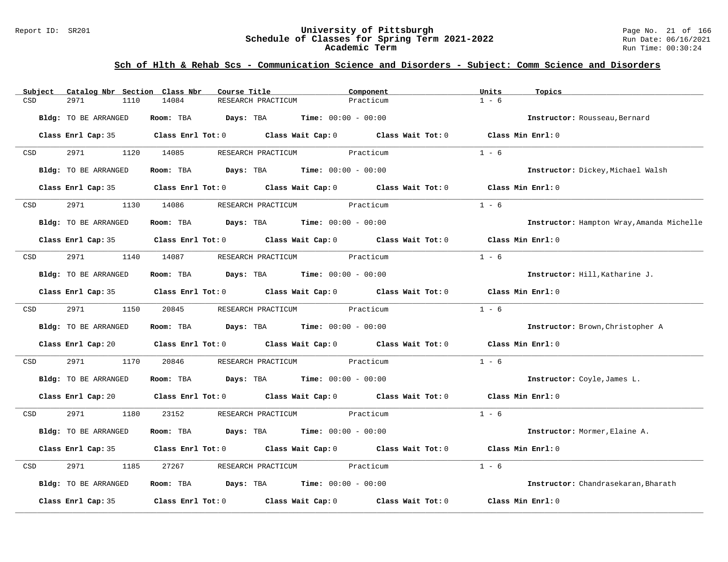## Sch of Hlth & Rehab Scs - Communication Science and Disorders - Subject: Comm Science and Disorders

| Subject | Catalog Nbr | Section | Class Nbr | Course Title | Component | Units | Topics |
|---|---|---|---|---|---|---|---|
| CSD | 2971 | 1110 | 14084 | RESEARCH PRACTICUM | Practicum | 1 - 6 | |

**Bldg:** TO BE ARRANGED **Room:** TBA **Days:** TBA **Time:** 00:00 - 00:00 **Instructor:** Rousseau,Bernard

**Class Enrl Cap:** 35 **Class Enrl Tot:** 0 **Class Wait Cap:** 0 **Class Wait Tot:** 0 **Class Min Enrl:** 0

| Subject | Catalog Nbr | Section | Class Nbr | Course Title | Component | Units | Topics |
|---|---|---|---|---|---|---|---|
| CSD | 2971 | 1120 | 14085 | RESEARCH PRACTICUM | Practicum | 1 - 6 | |

**Bldg:** TO BE ARRANGED **Room:** TBA **Days:** TBA **Time:** 00:00 - 00:00 **Instructor:** Dickey,Michael Walsh

**Class Enrl Cap:** 35 **Class Enrl Tot:** 0 **Class Wait Cap:** 0 **Class Wait Tot:** 0 **Class Min Enrl:** 0

| Subject | Catalog Nbr | Section | Class Nbr | Course Title | Component | Units | Topics |
|---|---|---|---|---|---|---|---|
| CSD | 2971 | 1130 | 14086 | RESEARCH PRACTICUM | Practicum | 1 - 6 | |

**Bldg:** TO BE ARRANGED **Room:** TBA **Days:** TBA **Time:** 00:00 - 00:00 **Instructor:** Hampton Wray,Amanda Michelle

**Class Enrl Cap:** 35 **Class Enrl Tot:** 0 **Class Wait Cap:** 0 **Class Wait Tot:** 0 **Class Min Enrl:** 0

| Subject | Catalog Nbr | Section | Class Nbr | Course Title | Component | Units | Topics |
|---|---|---|---|---|---|---|---|
| CSD | 2971 | 1140 | 14087 | RESEARCH PRACTICUM | Practicum | 1 - 6 | |

**Bldg:** TO BE ARRANGED **Room:** TBA **Days:** TBA **Time:** 00:00 - 00:00 **Instructor:** Hill,Katharine J.

**Class Enrl Cap:** 35 **Class Enrl Tot:** 0 **Class Wait Cap:** 0 **Class Wait Tot:** 0 **Class Min Enrl:** 0

| Subject | Catalog Nbr | Section | Class Nbr | Course Title | Component | Units | Topics |
|---|---|---|---|---|---|---|---|
| CSD | 2971 | 1150 | 20845 | RESEARCH PRACTICUM | Practicum | 1 - 6 | |

**Bldg:** TO BE ARRANGED **Room:** TBA **Days:** TBA **Time:** 00:00 - 00:00 **Instructor:** Brown,Christopher A

**Class Enrl Cap:** 20 **Class Enrl Tot:** 0 **Class Wait Cap:** 0 **Class Wait Tot:** 0 **Class Min Enrl:** 0

| Subject | Catalog Nbr | Section | Class Nbr | Course Title | Component | Units | Topics |
|---|---|---|---|---|---|---|---|
| CSD | 2971 | 1170 | 20846 | RESEARCH PRACTICUM | Practicum | 1 - 6 | |

**Bldg:** TO BE ARRANGED **Room:** TBA **Days:** TBA **Time:** 00:00 - 00:00 **Instructor:** Coyle,James L.

**Class Enrl Cap:** 20 **Class Enrl Tot:** 0 **Class Wait Cap:** 0 **Class Wait Tot:** 0 **Class Min Enrl:** 0

| Subject | Catalog Nbr | Section | Class Nbr | Course Title | Component | Units | Topics |
|---|---|---|---|---|---|---|---|
| CSD | 2971 | 1180 | 23152 | RESEARCH PRACTICUM | Practicum | 1 - 6 | |

**Bldg:** TO BE ARRANGED **Room:** TBA **Days:** TBA **Time:** 00:00 - 00:00 **Instructor:** Mormer,Elaine A.

**Class Enrl Cap:** 35 **Class Enrl Tot:** 0 **Class Wait Cap:** 0 **Class Wait Tot:** 0 **Class Min Enrl:** 0

| Subject | Catalog Nbr | Section | Class Nbr | Course Title | Component | Units | Topics |
|---|---|---|---|---|---|---|---|
| CSD | 2971 | 1185 | 27267 | RESEARCH PRACTICUM | Practicum | 1 - 6 | |

**Bldg:** TO BE ARRANGED **Room:** TBA **Days:** TBA **Time:** 00:00 - 00:00 **Instructor:** Chandrasekaran,Bharath

**Class Enrl Cap:** 35 **Class Enrl Tot:** 0 **Class Wait Cap:** 0 **Class Wait Tot:** 0 **Class Min Enrl:** 0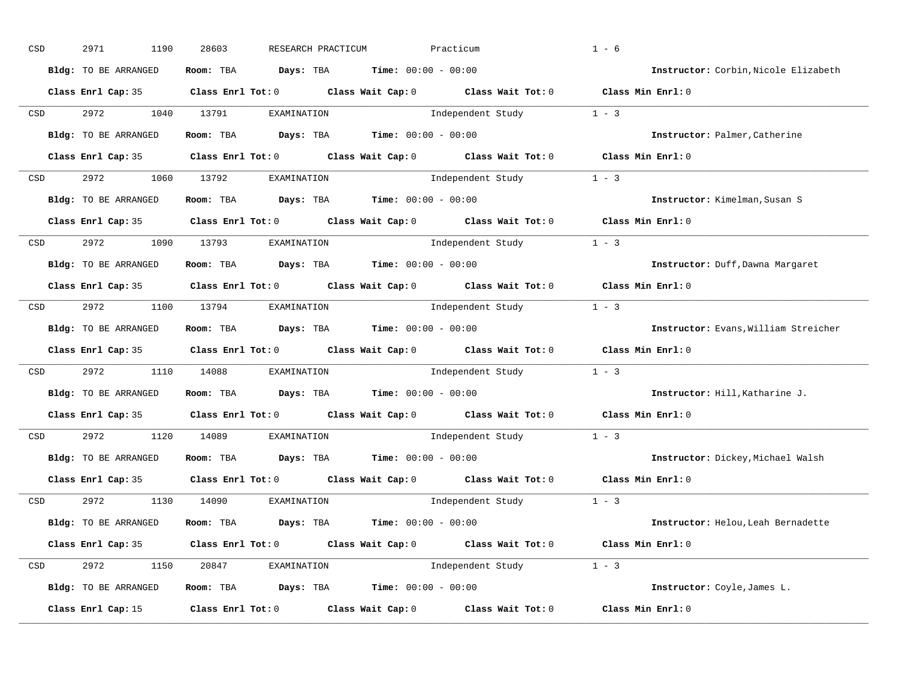CSD 2971 1190 28603 RESEARCH PRACTICUM Practicum 1 - 6

**Bldg:** TO BE ARRANGED **Room:** TBA **Days:** TBA **Time:** 00:00 - 00:00 **Instructor:** Corbin,Nicole Elizabeth

**Class Enrl Cap:** 35 **Class Enrl Tot:** 0 **Class Wait Cap:** 0 **Class Wait Tot:** 0 **Class Min Enrl:** 0

---

CSD 2972 1040 13791 EXAMINATION Independent Study 1 - 3

**Bldg:** TO BE ARRANGED **Room:** TBA **Days:** TBA **Time:** 00:00 - 00:00 **Instructor:** Palmer,Catherine

**Class Enrl Cap:** 35 **Class Enrl Tot:** 0 **Class Wait Cap:** 0 **Class Wait Tot:** 0 **Class Min Enrl:** 0

---

CSD 2972 1060 13792 EXAMINATION Independent Study 1 - 3

**Bldg:** TO BE ARRANGED **Room:** TBA **Days:** TBA **Time:** 00:00 - 00:00 **Instructor:** Kimelman,Susan S

**Class Enrl Cap:** 35 **Class Enrl Tot:** 0 **Class Wait Cap:** 0 **Class Wait Tot:** 0 **Class Min Enrl:** 0

---

CSD 2972 1090 13793 EXAMINATION Independent Study 1 - 3

**Bldg:** TO BE ARRANGED **Room:** TBA **Days:** TBA **Time:** 00:00 - 00:00 **Instructor:** Duff,Dawna Margaret

**Class Enrl Cap:** 35 **Class Enrl Tot:** 0 **Class Wait Cap:** 0 **Class Wait Tot:** 0 **Class Min Enrl:** 0

---

CSD 2972 1100 13794 EXAMINATION Independent Study 1 - 3

**Bldg:** TO BE ARRANGED **Room:** TBA **Days:** TBA **Time:** 00:00 - 00:00 **Instructor:** Evans,William Streicher

**Class Enrl Cap:** 35 **Class Enrl Tot:** 0 **Class Wait Cap:** 0 **Class Wait Tot:** 0 **Class Min Enrl:** 0

---

CSD 2972 1110 14088 EXAMINATION Independent Study 1 - 3

**Bldg:** TO BE ARRANGED **Room:** TBA **Days:** TBA **Time:** 00:00 - 00:00 **Instructor:** Hill,Katharine J.

**Class Enrl Cap:** 35 **Class Enrl Tot:** 0 **Class Wait Cap:** 0 **Class Wait Tot:** 0 **Class Min Enrl:** 0

---

CSD 2972 1120 14089 EXAMINATION Independent Study 1 - 3

**Bldg:** TO BE ARRANGED **Room:** TBA **Days:** TBA **Time:** 00:00 - 00:00 **Instructor:** Dickey,Michael Walsh

**Class Enrl Cap:** 35 **Class Enrl Tot:** 0 **Class Wait Cap:** 0 **Class Wait Tot:** 0 **Class Min Enrl:** 0

---

CSD 2972 1130 14090 EXAMINATION Independent Study 1 - 3

**Bldg:** TO BE ARRANGED **Room:** TBA **Days:** TBA **Time:** 00:00 - 00:00 **Instructor:** Helou,Leah Bernadette

**Class Enrl Cap:** 35 **Class Enrl Tot:** 0 **Class Wait Cap:** 0 **Class Wait Tot:** 0 **Class Min Enrl:** 0

---

CSD 2972 1150 20847 EXAMINATION Independent Study 1 - 3

**Bldg:** TO BE ARRANGED **Room:** TBA **Days:** TBA **Time:** 00:00 - 00:00 **Instructor:** Coyle,James L.

**Class Enrl Cap:** 15 **Class Enrl Tot:** 0 **Class Wait Cap:** 0 **Class Wait Tot:** 0 **Class Min Enrl:** 0

---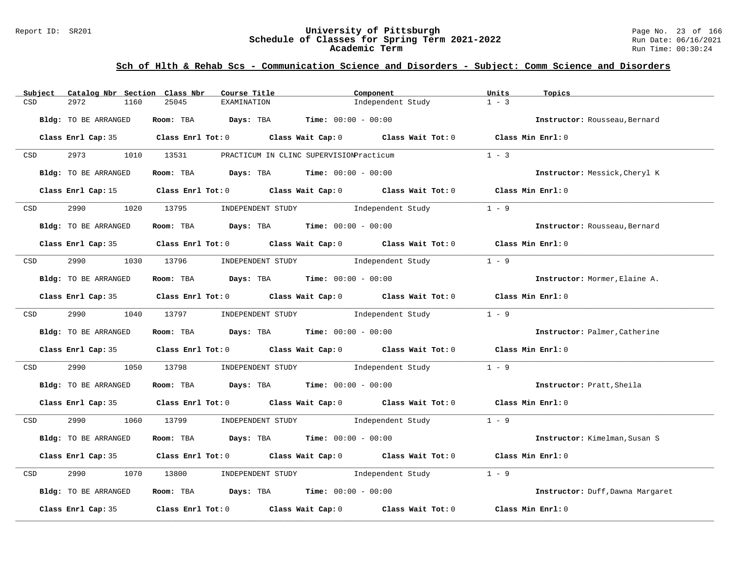## Sch of Hlth & Rehab Scs - Communication Science and Disorders - Subject: Comm Science and Disorders

| Subject | Catalog Nbr | Section | Class Nbr | Course Title | Component | Units | Topics |
|---|---|---|---|---|---|---|---|
| CSD | 2972 | 1160 | 25045 | EXAMINATION | Independent Study | 1 - 3 | |

**Bldg:** TO BE ARRANGED **Room:** TBA **Days:** TBA **Time:** 00:00 - 00:00 **Instructor:** Rousseau,Bernard

**Class Enrl Cap:** 35 **Class Enrl Tot:** 0 **Class Wait Cap:** 0 **Class Wait Tot:** 0 **Class Min Enrl:** 0

---

| Subject | Catalog Nbr | Section | Class Nbr | Course Title | Component | Units | Topics |
|---|---|---|---|---|---|---|---|
| CSD | 2973 | 1010 | 13531 | PRACTICUM IN CLINC SUPERVISION | Practicum | 1 - 3 | |

**Bldg:** TO BE ARRANGED **Room:** TBA **Days:** TBA **Time:** 00:00 - 00:00 **Instructor:** Messick,Cheryl K

**Class Enrl Cap:** 15 **Class Enrl Tot:** 0 **Class Wait Cap:** 0 **Class Wait Tot:** 0 **Class Min Enrl:** 0

---

| Subject | Catalog Nbr | Section | Class Nbr | Course Title | Component | Units | Topics |
|---|---|---|---|---|---|---|---|
| CSD | 2990 | 1020 | 13795 | INDEPENDENT STUDY | Independent Study | 1 - 9 | |

**Bldg:** TO BE ARRANGED **Room:** TBA **Days:** TBA **Time:** 00:00 - 00:00 **Instructor:** Rousseau,Bernard

**Class Enrl Cap:** 35 **Class Enrl Tot:** 0 **Class Wait Cap:** 0 **Class Wait Tot:** 0 **Class Min Enrl:** 0

---

| Subject | Catalog Nbr | Section | Class Nbr | Course Title | Component | Units | Topics |
|---|---|---|---|---|---|---|---|
| CSD | 2990 | 1030 | 13796 | INDEPENDENT STUDY | Independent Study | 1 - 9 | |

**Bldg:** TO BE ARRANGED **Room:** TBA **Days:** TBA **Time:** 00:00 - 00:00 **Instructor:** Mormer,Elaine A.

**Class Enrl Cap:** 35 **Class Enrl Tot:** 0 **Class Wait Cap:** 0 **Class Wait Tot:** 0 **Class Min Enrl:** 0

---

| Subject | Catalog Nbr | Section | Class Nbr | Course Title | Component | Units | Topics |
|---|---|---|---|---|---|---|---|
| CSD | 2990 | 1040 | 13797 | INDEPENDENT STUDY | Independent Study | 1 - 9 | |

**Bldg:** TO BE ARRANGED **Room:** TBA **Days:** TBA **Time:** 00:00 - 00:00 **Instructor:** Palmer,Catherine

**Class Enrl Cap:** 35 **Class Enrl Tot:** 0 **Class Wait Cap:** 0 **Class Wait Tot:** 0 **Class Min Enrl:** 0

---

| Subject | Catalog Nbr | Section | Class Nbr | Course Title | Component | Units | Topics |
|---|---|---|---|---|---|---|---|
| CSD | 2990 | 1050 | 13798 | INDEPENDENT STUDY | Independent Study | 1 - 9 | |

**Bldg:** TO BE ARRANGED **Room:** TBA **Days:** TBA **Time:** 00:00 - 00:00 **Instructor:** Pratt,Sheila

**Class Enrl Cap:** 35 **Class Enrl Tot:** 0 **Class Wait Cap:** 0 **Class Wait Tot:** 0 **Class Min Enrl:** 0

---

| Subject | Catalog Nbr | Section | Class Nbr | Course Title | Component | Units | Topics |
|---|---|---|---|---|---|---|---|
| CSD | 2990 | 1060 | 13799 | INDEPENDENT STUDY | Independent Study | 1 - 9 | |

**Bldg:** TO BE ARRANGED **Room:** TBA **Days:** TBA **Time:** 00:00 - 00:00 **Instructor:** Kimelman,Susan S

**Class Enrl Cap:** 35 **Class Enrl Tot:** 0 **Class Wait Cap:** 0 **Class Wait Tot:** 0 **Class Min Enrl:** 0

---

| Subject | Catalog Nbr | Section | Class Nbr | Course Title | Component | Units | Topics |
|---|---|---|---|---|---|---|---|
| CSD | 2990 | 1070 | 13800 | INDEPENDENT STUDY | Independent Study | 1 - 9 | |

**Bldg:** TO BE ARRANGED **Room:** TBA **Days:** TBA **Time:** 00:00 - 00:00 **Instructor:** Duff,Dawna Margaret

**Class Enrl Cap:** 35 **Class Enrl Tot:** 0 **Class Wait Cap:** 0 **Class Wait Tot:** 0 **Class Min Enrl:** 0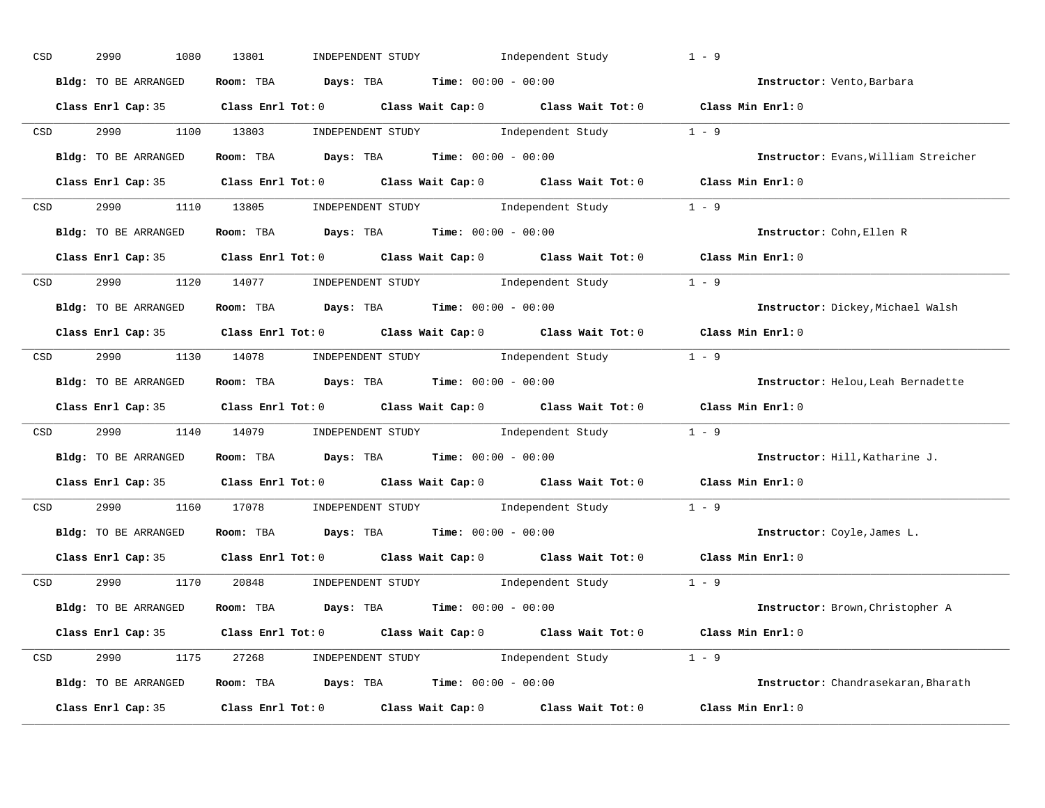CSD 2990 1080 13801 INDEPENDENT STUDY Independent Study 1 - 9

**Bldg:** TO BE ARRANGED **Room:** TBA **Days:** TBA **Time:** 00:00 - 00:00 **Instructor:** Vento,Barbara

**Class Enrl Cap:** 35 **Class Enrl Tot:** 0 **Class Wait Cap:** 0 **Class Wait Tot:** 0 **Class Min Enrl:** 0

---

CSD 2990 1100 13803 INDEPENDENT STUDY Independent Study 1 - 9

**Bldg:** TO BE ARRANGED **Room:** TBA **Days:** TBA **Time:** 00:00 - 00:00 **Instructor:** Evans,William Streicher

**Class Enrl Cap:** 35 **Class Enrl Tot:** 0 **Class Wait Cap:** 0 **Class Wait Tot:** 0 **Class Min Enrl:** 0

---

CSD 2990 1110 13805 INDEPENDENT STUDY Independent Study 1 - 9

**Bldg:** TO BE ARRANGED **Room:** TBA **Days:** TBA **Time:** 00:00 - 00:00 **Instructor:** Cohn,Ellen R

**Class Enrl Cap:** 35 **Class Enrl Tot:** 0 **Class Wait Cap:** 0 **Class Wait Tot:** 0 **Class Min Enrl:** 0

---

CSD 2990 1120 14077 INDEPENDENT STUDY Independent Study 1 - 9

**Bldg:** TO BE ARRANGED **Room:** TBA **Days:** TBA **Time:** 00:00 - 00:00 **Instructor:** Dickey,Michael Walsh

**Class Enrl Cap:** 35 **Class Enrl Tot:** 0 **Class Wait Cap:** 0 **Class Wait Tot:** 0 **Class Min Enrl:** 0

---

CSD 2990 1130 14078 INDEPENDENT STUDY Independent Study 1 - 9

**Bldg:** TO BE ARRANGED **Room:** TBA **Days:** TBA **Time:** 00:00 - 00:00 **Instructor:** Helou,Leah Bernadette

**Class Enrl Cap:** 35 **Class Enrl Tot:** 0 **Class Wait Cap:** 0 **Class Wait Tot:** 0 **Class Min Enrl:** 0

---

CSD 2990 1140 14079 INDEPENDENT STUDY Independent Study 1 - 9

**Bldg:** TO BE ARRANGED **Room:** TBA **Days:** TBA **Time:** 00:00 - 00:00 **Instructor:** Hill,Katharine J.

**Class Enrl Cap:** 35 **Class Enrl Tot:** 0 **Class Wait Cap:** 0 **Class Wait Tot:** 0 **Class Min Enrl:** 0

---

CSD 2990 1160 17078 INDEPENDENT STUDY Independent Study 1 - 9

**Bldg:** TO BE ARRANGED **Room:** TBA **Days:** TBA **Time:** 00:00 - 00:00 **Instructor:** Coyle,James L.

**Class Enrl Cap:** 35 **Class Enrl Tot:** 0 **Class Wait Cap:** 0 **Class Wait Tot:** 0 **Class Min Enrl:** 0

---

CSD 2990 1170 20848 INDEPENDENT STUDY Independent Study 1 - 9

**Bldg:** TO BE ARRANGED **Room:** TBA **Days:** TBA **Time:** 00:00 - 00:00 **Instructor:** Brown,Christopher A

**Class Enrl Cap:** 35 **Class Enrl Tot:** 0 **Class Wait Cap:** 0 **Class Wait Tot:** 0 **Class Min Enrl:** 0

---

CSD 2990 1175 27268 INDEPENDENT STUDY Independent Study 1 - 9

**Bldg:** TO BE ARRANGED **Room:** TBA **Days:** TBA **Time:** 00:00 - 00:00 **Instructor:** Chandrasekaran,Bharath

**Class Enrl Cap:** 35 **Class Enrl Tot:** 0 **Class Wait Cap:** 0 **Class Wait Tot:** 0 **Class Min Enrl:** 0

---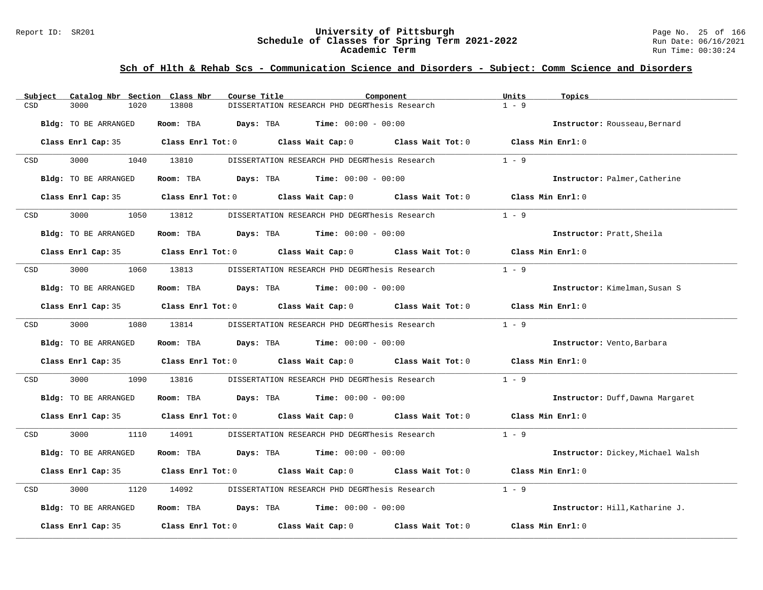## Sch of Hlth & Rehab Scs - Communication Science and Disorders - Subject: Comm Science and Disorders

| Subject | Catalog Nbr | Section | Class Nbr | Course Title | Component | Units | Topics |
|---|---|---|---|---|---|---|---|
| CSD | 3000 | 1020 | 13808 | DISSERTATION RESEARCH PHD DEGR | Thesis Research | 1 - 9 | |

**Bldg:** TO BE ARRANGED **Room:** TBA **Days:** TBA **Time:** 00:00 - 00:00 **Instructor:** Rousseau,Bernard

**Class Enrl Cap:** 35 **Class Enrl Tot:** 0 **Class Wait Cap:** 0 **Class Wait Tot:** 0 **Class Min Enrl:** 0

---

| Subject | Catalog Nbr | Section | Class Nbr | Course Title | Component | Units | Topics |
|---|---|---|---|---|---|---|---|
| CSD | 3000 | 1040 | 13810 | DISSERTATION RESEARCH PHD DEGR | Thesis Research | 1 - 9 | |

**Bldg:** TO BE ARRANGED **Room:** TBA **Days:** TBA **Time:** 00:00 - 00:00 **Instructor:** Palmer,Catherine

**Class Enrl Cap:** 35 **Class Enrl Tot:** 0 **Class Wait Cap:** 0 **Class Wait Tot:** 0 **Class Min Enrl:** 0

---

| Subject | Catalog Nbr | Section | Class Nbr | Course Title | Component | Units | Topics |
|---|---|---|---|---|---|---|---|
| CSD | 3000 | 1050 | 13812 | DISSERTATION RESEARCH PHD DEGR | Thesis Research | 1 - 9 | |

**Bldg:** TO BE ARRANGED **Room:** TBA **Days:** TBA **Time:** 00:00 - 00:00 **Instructor:** Pratt,Sheila

**Class Enrl Cap:** 35 **Class Enrl Tot:** 0 **Class Wait Cap:** 0 **Class Wait Tot:** 0 **Class Min Enrl:** 0

---

| Subject | Catalog Nbr | Section | Class Nbr | Course Title | Component | Units | Topics |
|---|---|---|---|---|---|---|---|
| CSD | 3000 | 1060 | 13813 | DISSERTATION RESEARCH PHD DEGR | Thesis Research | 1 - 9 | |

**Bldg:** TO BE ARRANGED **Room:** TBA **Days:** TBA **Time:** 00:00 - 00:00 **Instructor:** Kimelman,Susan S

**Class Enrl Cap:** 35 **Class Enrl Tot:** 0 **Class Wait Cap:** 0 **Class Wait Tot:** 0 **Class Min Enrl:** 0

---

| Subject | Catalog Nbr | Section | Class Nbr | Course Title | Component | Units | Topics |
|---|---|---|---|---|---|---|---|
| CSD | 3000 | 1080 | 13814 | DISSERTATION RESEARCH PHD DEGR | Thesis Research | 1 - 9 | |

**Bldg:** TO BE ARRANGED **Room:** TBA **Days:** TBA **Time:** 00:00 - 00:00 **Instructor:** Vento,Barbara

**Class Enrl Cap:** 35 **Class Enrl Tot:** 0 **Class Wait Cap:** 0 **Class Wait Tot:** 0 **Class Min Enrl:** 0

---

| Subject | Catalog Nbr | Section | Class Nbr | Course Title | Component | Units | Topics |
|---|---|---|---|---|---|---|---|
| CSD | 3000 | 1090 | 13816 | DISSERTATION RESEARCH PHD DEGR | Thesis Research | 1 - 9 | |

**Bldg:** TO BE ARRANGED **Room:** TBA **Days:** TBA **Time:** 00:00 - 00:00 **Instructor:** Duff,Dawna Margaret

**Class Enrl Cap:** 35 **Class Enrl Tot:** 0 **Class Wait Cap:** 0 **Class Wait Tot:** 0 **Class Min Enrl:** 0

---

| Subject | Catalog Nbr | Section | Class Nbr | Course Title | Component | Units | Topics |
|---|---|---|---|---|---|---|---|
| CSD | 3000 | 1110 | 14091 | DISSERTATION RESEARCH PHD DEGR | Thesis Research | 1 - 9 | |

**Bldg:** TO BE ARRANGED **Room:** TBA **Days:** TBA **Time:** 00:00 - 00:00 **Instructor:** Dickey,Michael Walsh

**Class Enrl Cap:** 35 **Class Enrl Tot:** 0 **Class Wait Cap:** 0 **Class Wait Tot:** 0 **Class Min Enrl:** 0

---

| Subject | Catalog Nbr | Section | Class Nbr | Course Title | Component | Units | Topics |
|---|---|---|---|---|---|---|---|
| CSD | 3000 | 1120 | 14092 | DISSERTATION RESEARCH PHD DEGR | Thesis Research | 1 - 9 | |

**Bldg:** TO BE ARRANGED **Room:** TBA **Days:** TBA **Time:** 00:00 - 00:00 **Instructor:** Hill,Katharine J.

**Class Enrl Cap:** 35 **Class Enrl Tot:** 0 **Class Wait Cap:** 0 **Class Wait Tot:** 0 **Class Min Enrl:** 0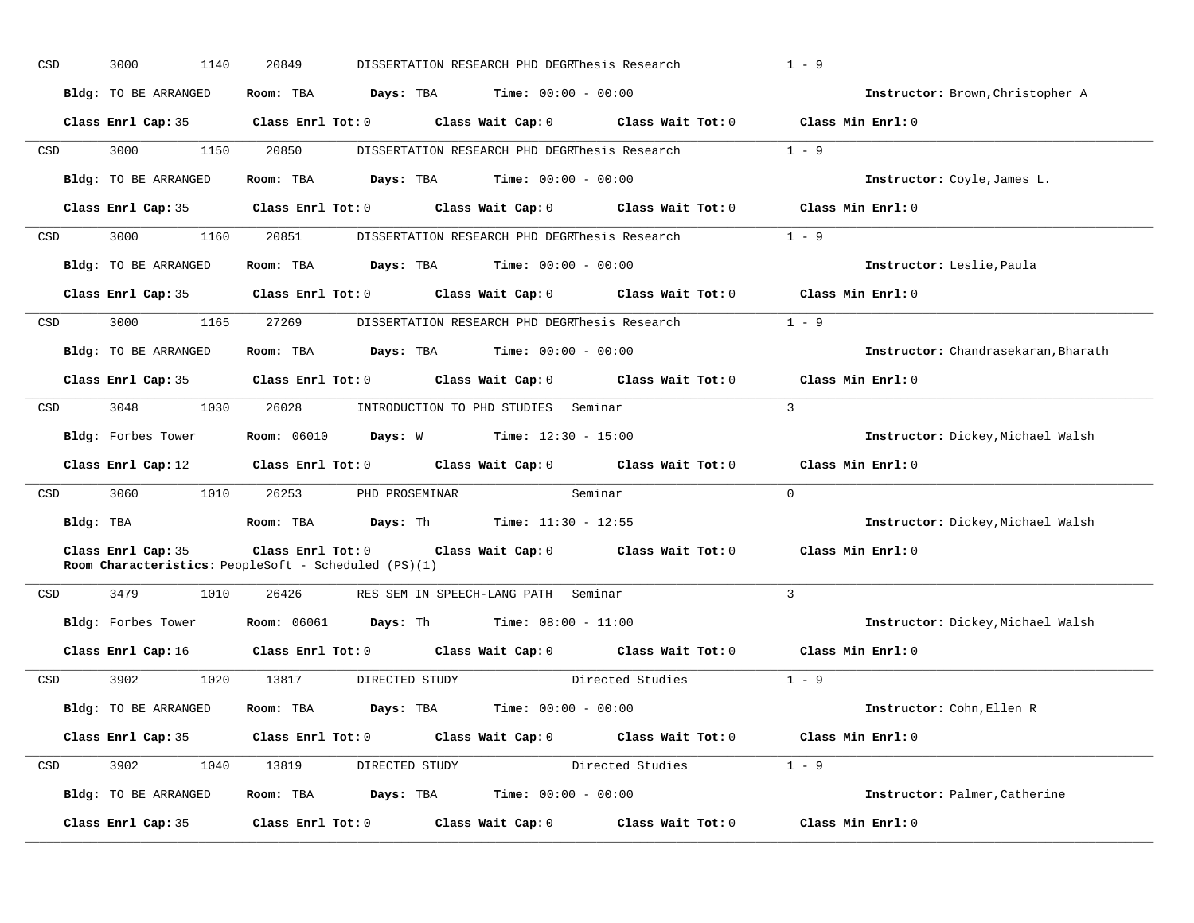CSD 3000 1140 20849 DISSERTATION RESEARCH PHD DEGRThesis Research 1 - 9

**Bldg:** TO BE ARRANGED **Room:** TBA **Days:** TBA **Time:** 00:00 - 00:00 **Instructor:** Brown,Christopher A

**Class Enrl Cap:** 35 **Class Enrl Tot:** 0 **Class Wait Cap:** 0 **Class Wait Tot:** 0 **Class Min Enrl:** 0

---

CSD 3000 1150 20850 DISSERTATION RESEARCH PHD DEGRThesis Research 1 - 9

**Bldg:** TO BE ARRANGED **Room:** TBA **Days:** TBA **Time:** 00:00 - 00:00 **Instructor:** Coyle,James L.

**Class Enrl Cap:** 35 **Class Enrl Tot:** 0 **Class Wait Cap:** 0 **Class Wait Tot:** 0 **Class Min Enrl:** 0

---

CSD 3000 1160 20851 DISSERTATION RESEARCH PHD DEGRThesis Research 1 - 9

**Bldg:** TO BE ARRANGED **Room:** TBA **Days:** TBA **Time:** 00:00 - 00:00 **Instructor:** Leslie,Paula

**Class Enrl Cap:** 35 **Class Enrl Tot:** 0 **Class Wait Cap:** 0 **Class Wait Tot:** 0 **Class Min Enrl:** 0

---

CSD 3000 1165 27269 DISSERTATION RESEARCH PHD DEGRThesis Research 1 - 9

**Bldg:** TO BE ARRANGED **Room:** TBA **Days:** TBA **Time:** 00:00 - 00:00 **Instructor:** Chandrasekaran,Bharath

**Class Enrl Cap:** 35 **Class Enrl Tot:** 0 **Class Wait Cap:** 0 **Class Wait Tot:** 0 **Class Min Enrl:** 0

---

CSD 3048 1030 26028 INTRODUCTION TO PHD STUDIES Seminar 3

**Bldg:** Forbes Tower **Room:** 06010 **Days:** W **Time:** 12:30 - 15:00 **Instructor:** Dickey,Michael Walsh

**Class Enrl Cap:** 12 **Class Enrl Tot:** 0 **Class Wait Cap:** 0 **Class Wait Tot:** 0 **Class Min Enrl:** 0

---

CSD 3060 1010 26253 PHD PROSEMINAR Seminar 0

**Bldg:** TBA **Room:** TBA **Days:** Th **Time:** 11:30 - 12:55 **Instructor:** Dickey,Michael Walsh

**Class Enrl Cap:** 35 **Class Enrl Tot:** 0 **Class Wait Cap:** 0 **Class Wait Tot:** 0 **Class Min Enrl:** 0

**Room Characteristics:** PeopleSoft - Scheduled (PS)(1)

---

CSD 3479 1010 26426 RES SEM IN SPEECH-LANG PATH Seminar 3

**Bldg:** Forbes Tower **Room:** 06061 **Days:** Th **Time:** 08:00 - 11:00 **Instructor:** Dickey,Michael Walsh

**Class Enrl Cap:** 16 **Class Enrl Tot:** 0 **Class Wait Cap:** 0 **Class Wait Tot:** 0 **Class Min Enrl:** 0

---

CSD 3902 1020 13817 DIRECTED STUDY Directed Studies 1 - 9

**Bldg:** TO BE ARRANGED **Room:** TBA **Days:** TBA **Time:** 00:00 - 00:00 **Instructor:** Cohn,Ellen R

**Class Enrl Cap:** 35 **Class Enrl Tot:** 0 **Class Wait Cap:** 0 **Class Wait Tot:** 0 **Class Min Enrl:** 0

---

CSD 3902 1040 13819 DIRECTED STUDY Directed Studies 1 - 9

**Bldg:** TO BE ARRANGED **Room:** TBA **Days:** TBA **Time:** 00:00 - 00:00 **Instructor:** Palmer,Catherine

**Class Enrl Cap:** 35 **Class Enrl Tot:** 0 **Class Wait Cap:** 0 **Class Wait Tot:** 0 **Class Min Enrl:** 0

---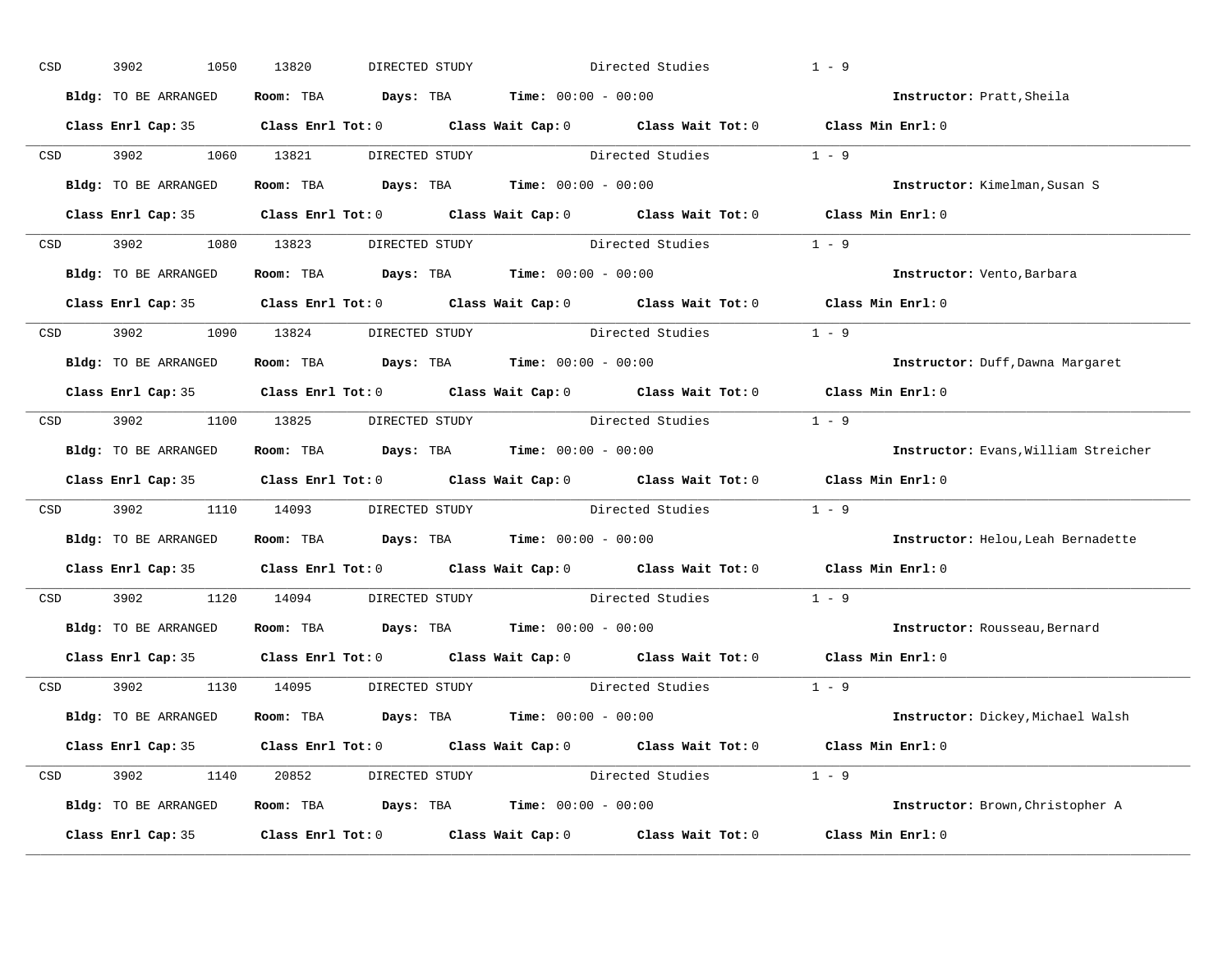CSD 3902 1050 13820 DIRECTED STUDY Directed Studies 1 - 9

**Bldg:** TO BE ARRANGED **Room:** TBA **Days:** TBA **Time:** 00:00 - 00:00 **Instructor:** Pratt,Sheila

**Class Enrl Cap:** 35 **Class Enrl Tot:** 0 **Class Wait Cap:** 0 **Class Wait Tot:** 0 **Class Min Enrl:** 0

---

CSD 3902 1060 13821 DIRECTED STUDY Directed Studies 1 - 9

**Bldg:** TO BE ARRANGED **Room:** TBA **Days:** TBA **Time:** 00:00 - 00:00 **Instructor:** Kimelman,Susan S

**Class Enrl Cap:** 35 **Class Enrl Tot:** 0 **Class Wait Cap:** 0 **Class Wait Tot:** 0 **Class Min Enrl:** 0

---

CSD 3902 1080 13823 DIRECTED STUDY Directed Studies 1 - 9

**Bldg:** TO BE ARRANGED **Room:** TBA **Days:** TBA **Time:** 00:00 - 00:00 **Instructor:** Vento,Barbara

**Class Enrl Cap:** 35 **Class Enrl Tot:** 0 **Class Wait Cap:** 0 **Class Wait Tot:** 0 **Class Min Enrl:** 0

---

CSD 3902 1090 13824 DIRECTED STUDY Directed Studies 1 - 9

**Bldg:** TO BE ARRANGED **Room:** TBA **Days:** TBA **Time:** 00:00 - 00:00 **Instructor:** Duff,Dawna Margaret

**Class Enrl Cap:** 35 **Class Enrl Tot:** 0 **Class Wait Cap:** 0 **Class Wait Tot:** 0 **Class Min Enrl:** 0

---

CSD 3902 1100 13825 DIRECTED STUDY Directed Studies 1 - 9

**Bldg:** TO BE ARRANGED **Room:** TBA **Days:** TBA **Time:** 00:00 - 00:00 **Instructor:** Evans,William Streicher

**Class Enrl Cap:** 35 **Class Enrl Tot:** 0 **Class Wait Cap:** 0 **Class Wait Tot:** 0 **Class Min Enrl:** 0

---

CSD 3902 1110 14093 DIRECTED STUDY Directed Studies 1 - 9

**Bldg:** TO BE ARRANGED **Room:** TBA **Days:** TBA **Time:** 00:00 - 00:00 **Instructor:** Helou,Leah Bernadette

**Class Enrl Cap:** 35 **Class Enrl Tot:** 0 **Class Wait Cap:** 0 **Class Wait Tot:** 0 **Class Min Enrl:** 0

---

CSD 3902 1120 14094 DIRECTED STUDY Directed Studies 1 - 9

**Bldg:** TO BE ARRANGED **Room:** TBA **Days:** TBA **Time:** 00:00 - 00:00 **Instructor:** Rousseau,Bernard

**Class Enrl Cap:** 35 **Class Enrl Tot:** 0 **Class Wait Cap:** 0 **Class Wait Tot:** 0 **Class Min Enrl:** 0

---

CSD 3902 1130 14095 DIRECTED STUDY Directed Studies 1 - 9

**Bldg:** TO BE ARRANGED **Room:** TBA **Days:** TBA **Time:** 00:00 - 00:00 **Instructor:** Dickey,Michael Walsh

**Class Enrl Cap:** 35 **Class Enrl Tot:** 0 **Class Wait Cap:** 0 **Class Wait Tot:** 0 **Class Min Enrl:** 0

---

CSD 3902 1140 20852 DIRECTED STUDY Directed Studies 1 - 9

**Bldg:** TO BE ARRANGED **Room:** TBA **Days:** TBA **Time:** 00:00 - 00:00 **Instructor:** Brown,Christopher A

**Class Enrl Cap:** 35 **Class Enrl Tot:** 0 **Class Wait Cap:** 0 **Class Wait Tot:** 0 **Class Min Enrl:** 0

---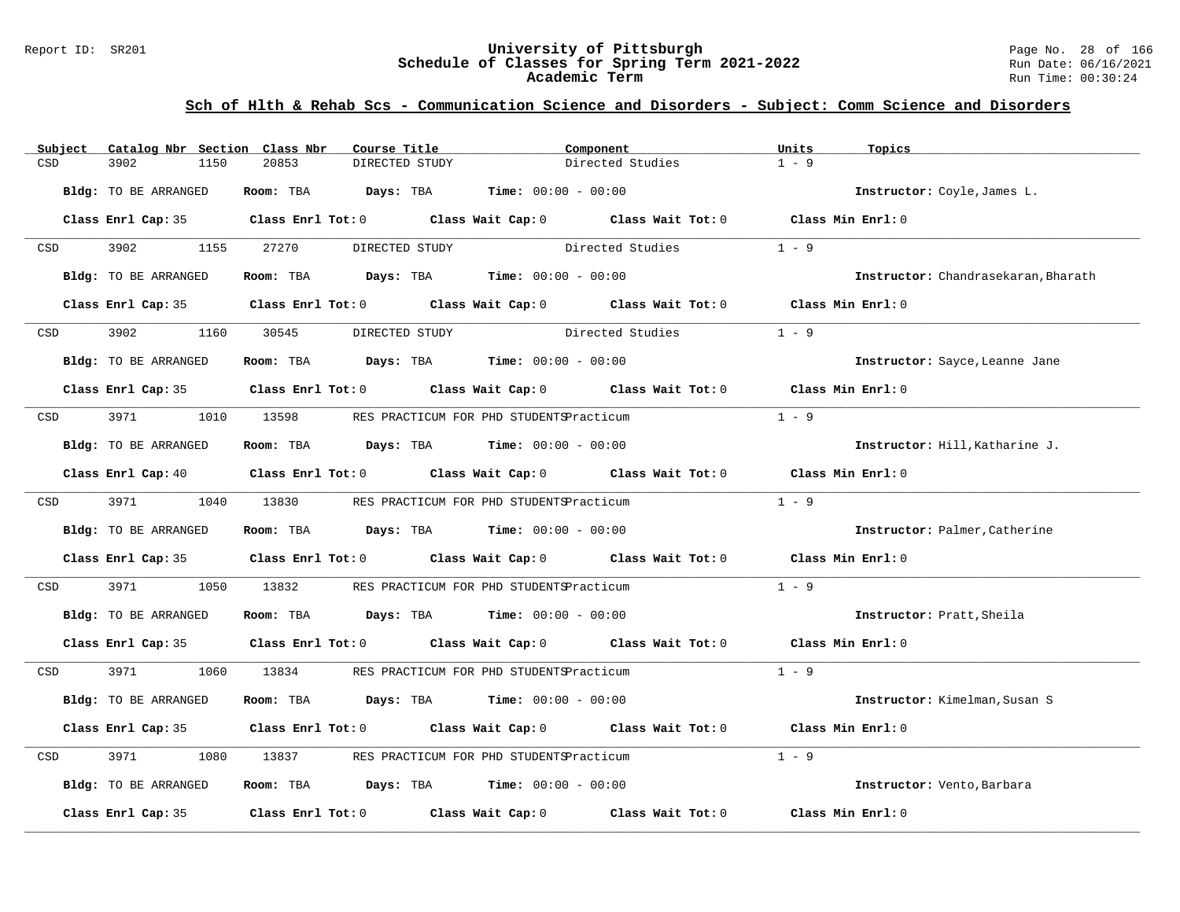## Sch of Hlth & Rehab Scs - Communication Science and Disorders - Subject: Comm Science and Disorders

| Subject | Catalog Nbr | Section | Class Nbr | Course Title | Component | Units | Topics |
|---|---|---|---|---|---|---|---|
| CSD | 3902 | 1150 | 20853 | DIRECTED STUDY | Directed Studies | 1 - 9 | |

**Bldg:** TO BE ARRANGED **Room:** TBA **Days:** TBA **Time:** 00:00 - 00:00 **Instructor:** Coyle,James L.

**Class Enrl Cap:** 35 **Class Enrl Tot:** 0 **Class Wait Cap:** 0 **Class Wait Tot:** 0 **Class Min Enrl:** 0

| Subject | Catalog Nbr | Section | Class Nbr | Course Title | Component | Units | Topics |
|---|---|---|---|---|---|---|---|
| CSD | 3902 | 1155 | 27270 | DIRECTED STUDY | Directed Studies | 1 - 9 | |

**Bldg:** TO BE ARRANGED **Room:** TBA **Days:** TBA **Time:** 00:00 - 00:00 **Instructor:** Chandrasekaran,Bharath

**Class Enrl Cap:** 35 **Class Enrl Tot:** 0 **Class Wait Cap:** 0 **Class Wait Tot:** 0 **Class Min Enrl:** 0

| Subject | Catalog Nbr | Section | Class Nbr | Course Title | Component | Units | Topics |
|---|---|---|---|---|---|---|---|
| CSD | 3902 | 1160 | 30545 | DIRECTED STUDY | Directed Studies | 1 - 9 | |

**Bldg:** TO BE ARRANGED **Room:** TBA **Days:** TBA **Time:** 00:00 - 00:00 **Instructor:** Sayce,Leanne Jane

**Class Enrl Cap:** 35 **Class Enrl Tot:** 0 **Class Wait Cap:** 0 **Class Wait Tot:** 0 **Class Min Enrl:** 0

| Subject | Catalog Nbr | Section | Class Nbr | Course Title | Component | Units | Topics |
|---|---|---|---|---|---|---|---|
| CSD | 3971 | 1010 | 13598 | RES PRACTICUM FOR PHD STUDENTS | Practicum | 1 - 9 | |

**Bldg:** TO BE ARRANGED **Room:** TBA **Days:** TBA **Time:** 00:00 - 00:00 **Instructor:** Hill,Katharine J.

**Class Enrl Cap:** 40 **Class Enrl Tot:** 0 **Class Wait Cap:** 0 **Class Wait Tot:** 0 **Class Min Enrl:** 0

| Subject | Catalog Nbr | Section | Class Nbr | Course Title | Component | Units | Topics |
|---|---|---|---|---|---|---|---|
| CSD | 3971 | 1040 | 13830 | RES PRACTICUM FOR PHD STUDENTS | Practicum | 1 - 9 | |

**Bldg:** TO BE ARRANGED **Room:** TBA **Days:** TBA **Time:** 00:00 - 00:00 **Instructor:** Palmer,Catherine

**Class Enrl Cap:** 35 **Class Enrl Tot:** 0 **Class Wait Cap:** 0 **Class Wait Tot:** 0 **Class Min Enrl:** 0

| Subject | Catalog Nbr | Section | Class Nbr | Course Title | Component | Units | Topics |
|---|---|---|---|---|---|---|---|
| CSD | 3971 | 1050 | 13832 | RES PRACTICUM FOR PHD STUDENTS | Practicum | 1 - 9 | |

**Bldg:** TO BE ARRANGED **Room:** TBA **Days:** TBA **Time:** 00:00 - 00:00 **Instructor:** Pratt,Sheila

**Class Enrl Cap:** 35 **Class Enrl Tot:** 0 **Class Wait Cap:** 0 **Class Wait Tot:** 0 **Class Min Enrl:** 0

| Subject | Catalog Nbr | Section | Class Nbr | Course Title | Component | Units | Topics |
|---|---|---|---|---|---|---|---|
| CSD | 3971 | 1060 | 13834 | RES PRACTICUM FOR PHD STUDENTS | Practicum | 1 - 9 | |

**Bldg:** TO BE ARRANGED **Room:** TBA **Days:** TBA **Time:** 00:00 - 00:00 **Instructor:** Kimelman,Susan S

**Class Enrl Cap:** 35 **Class Enrl Tot:** 0 **Class Wait Cap:** 0 **Class Wait Tot:** 0 **Class Min Enrl:** 0

| Subject | Catalog Nbr | Section | Class Nbr | Course Title | Component | Units | Topics |
|---|---|---|---|---|---|---|---|
| CSD | 3971 | 1080 | 13837 | RES PRACTICUM FOR PHD STUDENTS | Practicum | 1 - 9 | |

**Bldg:** TO BE ARRANGED **Room:** TBA **Days:** TBA **Time:** 00:00 - 00:00 **Instructor:** Vento,Barbara

**Class Enrl Cap:** 35 **Class Enrl Tot:** 0 **Class Wait Cap:** 0 **Class Wait Tot:** 0 **Class Min Enrl:** 0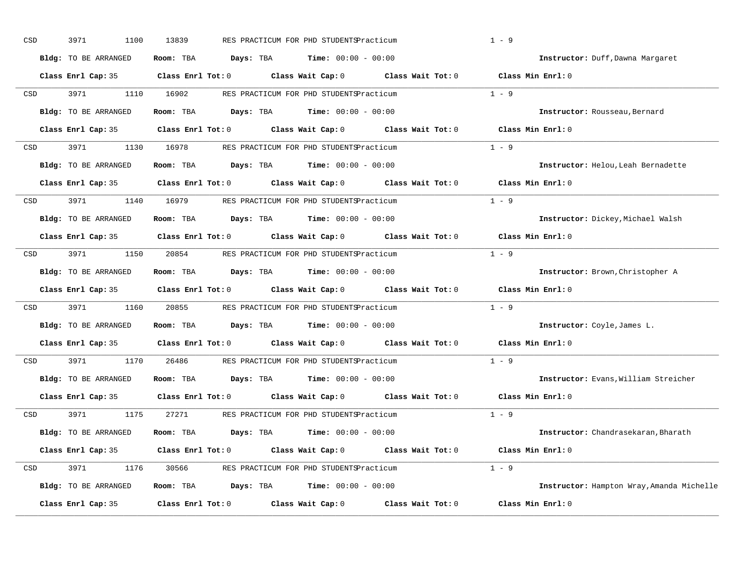CSD 3971 1100 13839 RES PRACTICUM FOR PHD STUDENTSPracticum 1 - 9

**Bldg:** TO BE ARRANGED **Room:** TBA **Days:** TBA **Time:** 00:00 - 00:00 **Instructor:** Duff,Dawna Margaret

**Class Enrl Cap:** 35 **Class Enrl Tot:** 0 **Class Wait Cap:** 0 **Class Wait Tot:** 0 **Class Min Enrl:** 0

---

CSD 3971 1110 16902 RES PRACTICUM FOR PHD STUDENTSPracticum 1 - 9

**Bldg:** TO BE ARRANGED **Room:** TBA **Days:** TBA **Time:** 00:00 - 00:00 **Instructor:** Rousseau,Bernard

**Class Enrl Cap:** 35 **Class Enrl Tot:** 0 **Class Wait Cap:** 0 **Class Wait Tot:** 0 **Class Min Enrl:** 0

---

CSD 3971 1130 16978 RES PRACTICUM FOR PHD STUDENTSPracticum 1 - 9

**Bldg:** TO BE ARRANGED **Room:** TBA **Days:** TBA **Time:** 00:00 - 00:00 **Instructor:** Helou,Leah Bernadette

**Class Enrl Cap:** 35 **Class Enrl Tot:** 0 **Class Wait Cap:** 0 **Class Wait Tot:** 0 **Class Min Enrl:** 0

---

CSD 3971 1140 16979 RES PRACTICUM FOR PHD STUDENTSPracticum 1 - 9

**Bldg:** TO BE ARRANGED **Room:** TBA **Days:** TBA **Time:** 00:00 - 00:00 **Instructor:** Dickey,Michael Walsh

**Class Enrl Cap:** 35 **Class Enrl Tot:** 0 **Class Wait Cap:** 0 **Class Wait Tot:** 0 **Class Min Enrl:** 0

---

CSD 3971 1150 20854 RES PRACTICUM FOR PHD STUDENTSPracticum 1 - 9

**Bldg:** TO BE ARRANGED **Room:** TBA **Days:** TBA **Time:** 00:00 - 00:00 **Instructor:** Brown,Christopher A

**Class Enrl Cap:** 35 **Class Enrl Tot:** 0 **Class Wait Cap:** 0 **Class Wait Tot:** 0 **Class Min Enrl:** 0

---

CSD 3971 1160 20855 RES PRACTICUM FOR PHD STUDENTSPracticum 1 - 9

**Bldg:** TO BE ARRANGED **Room:** TBA **Days:** TBA **Time:** 00:00 - 00:00 **Instructor:** Coyle,James L.

**Class Enrl Cap:** 35 **Class Enrl Tot:** 0 **Class Wait Cap:** 0 **Class Wait Tot:** 0 **Class Min Enrl:** 0

---

CSD 3971 1170 26486 RES PRACTICUM FOR PHD STUDENTSPracticum 1 - 9

**Bldg:** TO BE ARRANGED **Room:** TBA **Days:** TBA **Time:** 00:00 - 00:00 **Instructor:** Evans,William Streicher

**Class Enrl Cap:** 35 **Class Enrl Tot:** 0 **Class Wait Cap:** 0 **Class Wait Tot:** 0 **Class Min Enrl:** 0

---

CSD 3971 1175 27271 RES PRACTICUM FOR PHD STUDENTSPracticum 1 - 9

**Bldg:** TO BE ARRANGED **Room:** TBA **Days:** TBA **Time:** 00:00 - 00:00 **Instructor:** Chandrasekaran,Bharath

**Class Enrl Cap:** 35 **Class Enrl Tot:** 0 **Class Wait Cap:** 0 **Class Wait Tot:** 0 **Class Min Enrl:** 0

---

CSD 3971 1176 30566 RES PRACTICUM FOR PHD STUDENTSPracticum 1 - 9

**Bldg:** TO BE ARRANGED **Room:** TBA **Days:** TBA **Time:** 00:00 - 00:00 **Instructor:** Hampton Wray,Amanda Michelle

**Class Enrl Cap:** 35 **Class Enrl Tot:** 0 **Class Wait Cap:** 0 **Class Wait Tot:** 0 **Class Min Enrl:** 0

---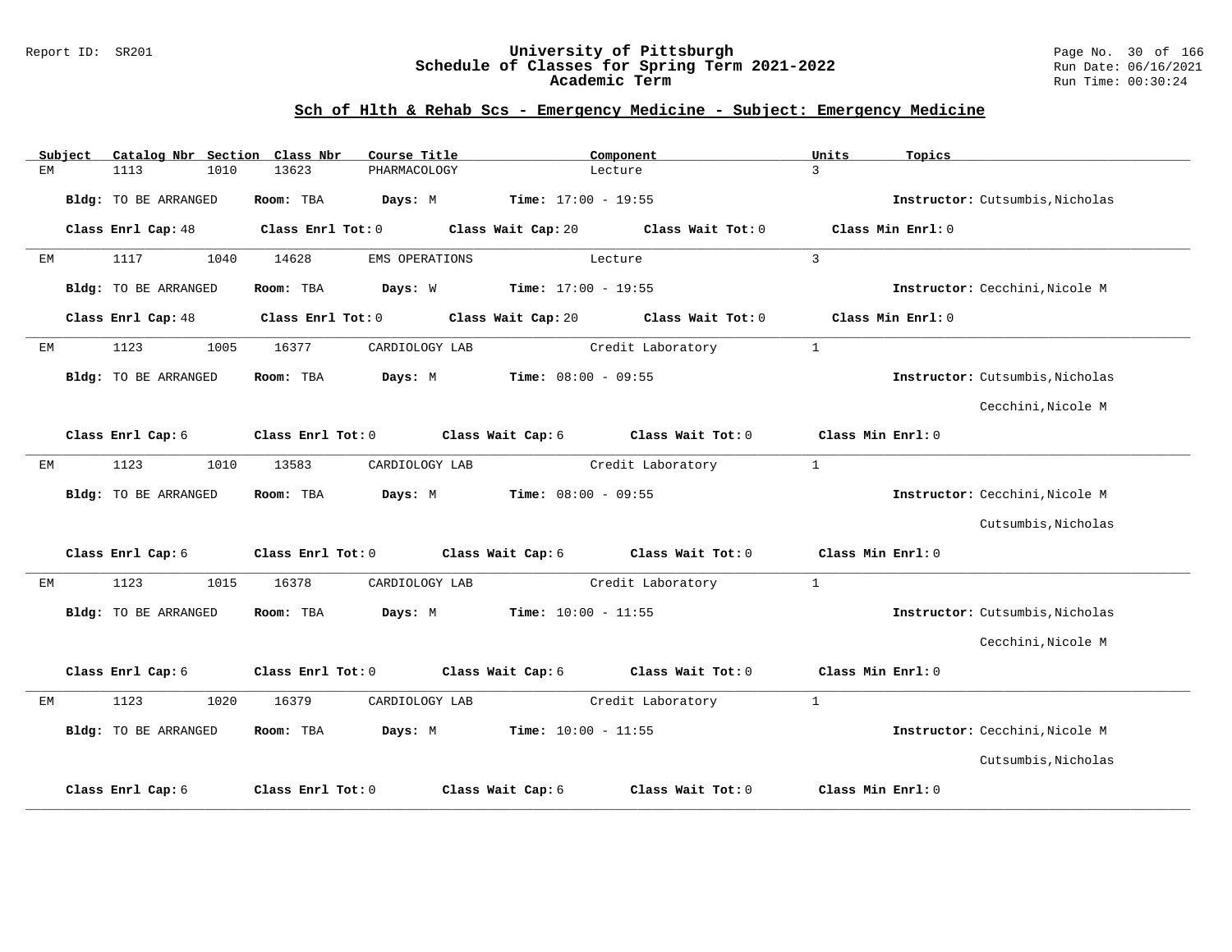# University of Pittsburgh
## Schedule of Classes for Spring Term 2021-2022
### Academic Term

Report ID: SR201

## Sch of Hlth & Rehab Scs - Emergency Medicine - Subject: Emergency Medicine

| Subject | Catalog Nbr | Section | Class Nbr | Course Title | Component | Units | Topics |
|---|---|---|---|---|---|---|---|
| EM | 1113 | 1010 | 13623 | PHARMACOLOGY | Lecture | 3 | |

**Bldg:** TO BE ARRANGED **Room:** TBA **Days:** M **Time:** 17:00 - 19:55 **Instructor:** Cutsumbis,Nicholas

**Class Enrl Cap:** 48 **Class Enrl Tot:** 0 **Class Wait Cap:** 20 **Class Wait Tot:** 0 **Class Min Enrl:** 0

---

| Subject | Catalog Nbr | Section | Class Nbr | Course Title | Component | Units | Topics |
|---|---|---|---|---|---|---|---|
| EM | 1117 | 1040 | 14628 | EMS OPERATIONS | Lecture | 3 | |

**Bldg:** TO BE ARRANGED **Room:** TBA **Days:** W **Time:** 17:00 - 19:55 **Instructor:** Cecchini,Nicole M

**Class Enrl Cap:** 48 **Class Enrl Tot:** 0 **Class Wait Cap:** 20 **Class Wait Tot:** 0 **Class Min Enrl:** 0

---

| Subject | Catalog Nbr | Section | Class Nbr | Course Title | Component | Units | Topics |
|---|---|---|---|---|---|---|---|
| EM | 1123 | 1005 | 16377 | CARDIOLOGY LAB | Credit Laboratory | 1 | |

**Bldg:** TO BE ARRANGED **Room:** TBA **Days:** M **Time:** 08:00 - 09:55 **Instructor:** Cutsumbis,Nicholas; Cecchini,Nicole M

**Class Enrl Cap:** 6 **Class Enrl Tot:** 0 **Class Wait Cap:** 6 **Class Wait Tot:** 0 **Class Min Enrl:** 0

---

| Subject | Catalog Nbr | Section | Class Nbr | Course Title | Component | Units | Topics |
|---|---|---|---|---|---|---|---|
| EM | 1123 | 1010 | 13583 | CARDIOLOGY LAB | Credit Laboratory | 1 | |

**Bldg:** TO BE ARRANGED **Room:** TBA **Days:** M **Time:** 08:00 - 09:55 **Instructor:** Cecchini,Nicole M; Cutsumbis,Nicholas

**Class Enrl Cap:** 6 **Class Enrl Tot:** 0 **Class Wait Cap:** 6 **Class Wait Tot:** 0 **Class Min Enrl:** 0

---

| Subject | Catalog Nbr | Section | Class Nbr | Course Title | Component | Units | Topics |
|---|---|---|---|---|---|---|---|
| EM | 1123 | 1015 | 16378 | CARDIOLOGY LAB | Credit Laboratory | 1 | |

**Bldg:** TO BE ARRANGED **Room:** TBA **Days:** M **Time:** 10:00 - 11:55 **Instructor:** Cutsumbis,Nicholas; Cecchini,Nicole M

**Class Enrl Cap:** 6 **Class Enrl Tot:** 0 **Class Wait Cap:** 6 **Class Wait Tot:** 0 **Class Min Enrl:** 0

---

| Subject | Catalog Nbr | Section | Class Nbr | Course Title | Component | Units | Topics |
|---|---|---|---|---|---|---|---|
| EM | 1123 | 1020 | 16379 | CARDIOLOGY LAB | Credit Laboratory | 1 | |

**Bldg:** TO BE ARRANGED **Room:** TBA **Days:** M **Time:** 10:00 - 11:55 **Instructor:** Cecchini,Nicole M; Cutsumbis,Nicholas

**Class Enrl Cap:** 6 **Class Enrl Tot:** 0 **Class Wait Cap:** 6 **Class Wait Tot:** 0 **Class Min Enrl:** 0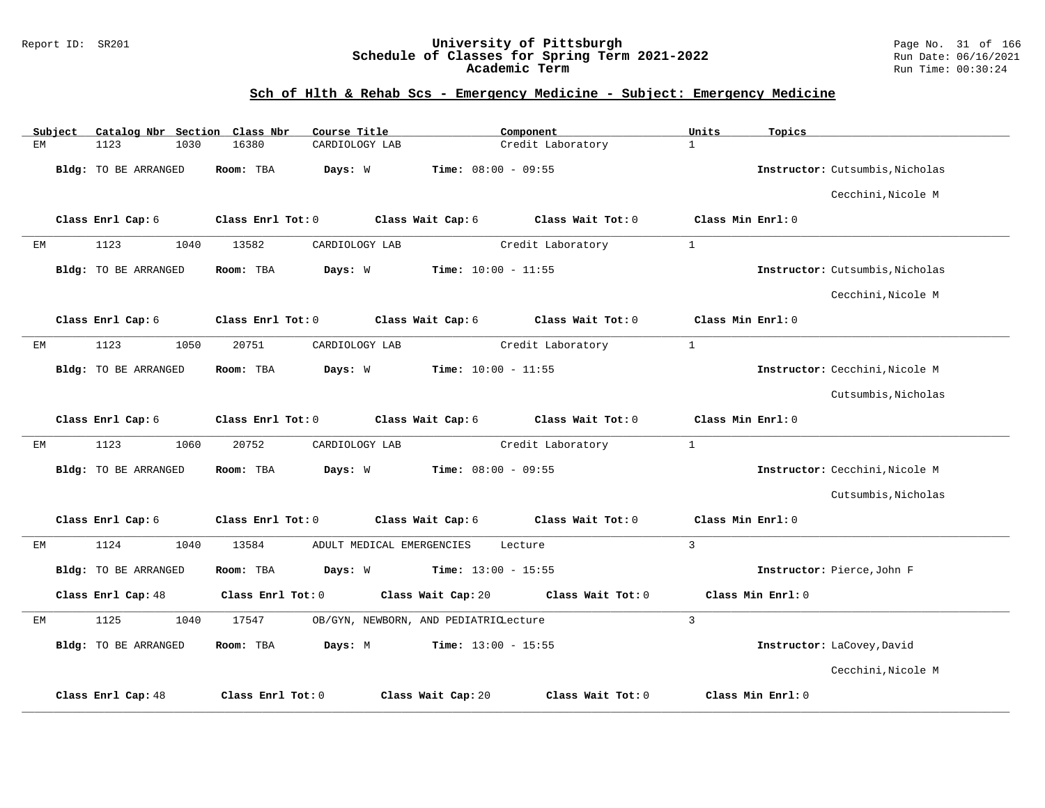## Sch of Hlth & Rehab Scs - Emergency Medicine - Subject: Emergency Medicine

| Subject | Catalog Nbr | Section | Class Nbr | Course Title | Component | Units | Topics |
|---|---|---|---|---|---|---|---|
| EM | 1123 | 1030 | 16380 | CARDIOLOGY LAB | Credit Laboratory | 1 | |

**Bldg:** TO BE ARRANGED **Room:** TBA **Days:** W **Time:** 08:00 - 09:55 **Instructor:** Cutsumbis,Nicholas; Cecchini,Nicole M

**Class Enrl Cap:** 6 **Class Enrl Tot:** 0 **Class Wait Cap:** 6 **Class Wait Tot:** 0 **Class Min Enrl:** 0

---

| Subject | Catalog Nbr | Section | Class Nbr | Course Title | Component | Units | Topics |
|---|---|---|---|---|---|---|---|
| EM | 1123 | 1040 | 13582 | CARDIOLOGY LAB | Credit Laboratory | 1 | |

**Bldg:** TO BE ARRANGED **Room:** TBA **Days:** W **Time:** 10:00 - 11:55 **Instructor:** Cutsumbis,Nicholas; Cecchini,Nicole M

**Class Enrl Cap:** 6 **Class Enrl Tot:** 0 **Class Wait Cap:** 6 **Class Wait Tot:** 0 **Class Min Enrl:** 0

---

| Subject | Catalog Nbr | Section | Class Nbr | Course Title | Component | Units | Topics |
|---|---|---|---|---|---|---|---|
| EM | 1123 | 1050 | 20751 | CARDIOLOGY LAB | Credit Laboratory | 1 | |

**Bldg:** TO BE ARRANGED **Room:** TBA **Days:** W **Time:** 10:00 - 11:55 **Instructor:** Cecchini,Nicole M; Cutsumbis,Nicholas

**Class Enrl Cap:** 6 **Class Enrl Tot:** 0 **Class Wait Cap:** 6 **Class Wait Tot:** 0 **Class Min Enrl:** 0

---

| Subject | Catalog Nbr | Section | Class Nbr | Course Title | Component | Units | Topics |
|---|---|---|---|---|---|---|---|
| EM | 1123 | 1060 | 20752 | CARDIOLOGY LAB | Credit Laboratory | 1 | |

**Bldg:** TO BE ARRANGED **Room:** TBA **Days:** W **Time:** 08:00 - 09:55 **Instructor:** Cecchini,Nicole M; Cutsumbis,Nicholas

**Class Enrl Cap:** 6 **Class Enrl Tot:** 0 **Class Wait Cap:** 6 **Class Wait Tot:** 0 **Class Min Enrl:** 0

---

| Subject | Catalog Nbr | Section | Class Nbr | Course Title | Component | Units | Topics |
|---|---|---|---|---|---|---|---|
| EM | 1124 | 1040 | 13584 | ADULT MEDICAL EMERGENCIES | Lecture | 3 | |

**Bldg:** TO BE ARRANGED **Room:** TBA **Days:** W **Time:** 13:00 - 15:55 **Instructor:** Pierce,John F

**Class Enrl Cap:** 48 **Class Enrl Tot:** 0 **Class Wait Cap:** 20 **Class Wait Tot:** 0 **Class Min Enrl:** 0

---

| Subject | Catalog Nbr | Section | Class Nbr | Course Title | Component | Units | Topics |
|---|---|---|---|---|---|---|---|
| EM | 1125 | 1040 | 17547 | OB/GYN, NEWBORN, AND PEDIATRIC | Lecture | 3 | |

**Bldg:** TO BE ARRANGED **Room:** TBA **Days:** M **Time:** 13:00 - 15:55 **Instructor:** LaCovey,David; Cecchini,Nicole M

**Class Enrl Cap:** 48 **Class Enrl Tot:** 0 **Class Wait Cap:** 20 **Class Wait Tot:** 0 **Class Min Enrl:** 0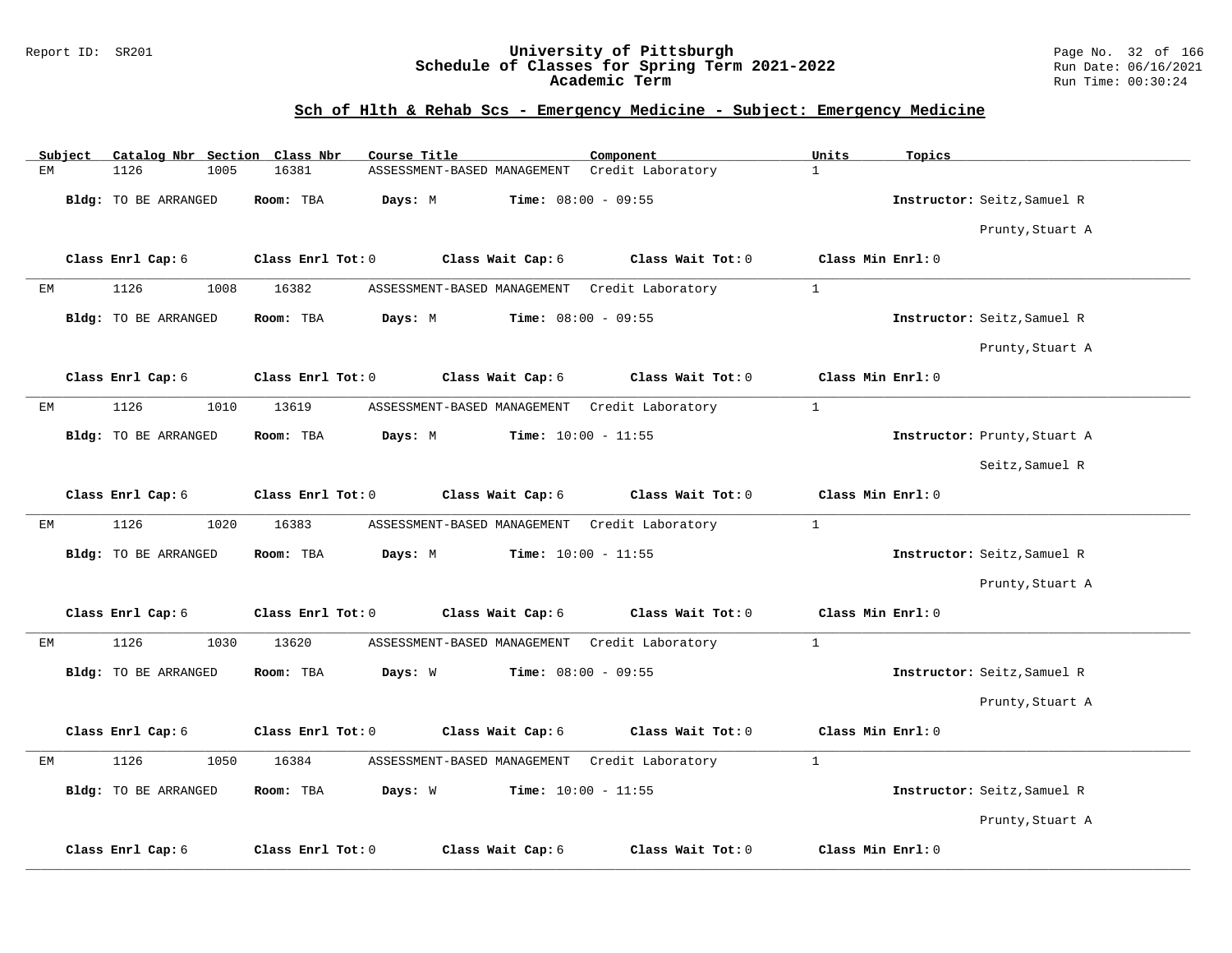# University of Pittsburgh
## Schedule of Classes for Spring Term 2021-2022
### Academic Term

Report ID: SR201

Run Date: 06/16/2021
Run Time: 00:30:24

## Sch of Hlth & Rehab Scs - Emergency Medicine - Subject: Emergency Medicine

| Subject | Catalog Nbr | Section | Class Nbr | Course Title | Component | Units | Topics |
|---|---|---|---|---|---|---|---|
| EM | 1126 | 1005 | 16381 | ASSESSMENT-BASED MANAGEMENT | Credit Laboratory | 1 | |

**Bldg:** TO BE ARRANGED **Room:** TBA **Days:** M **Time:** 08:00 - 09:55 **Instructor:** Seitz,Samuel R; Prunty,Stuart A

**Class Enrl Cap:** 6 **Class Enrl Tot:** 0 **Class Wait Cap:** 6 **Class Wait Tot:** 0 **Class Min Enrl:** 0

---

| Subject | Catalog Nbr | Section | Class Nbr | Course Title | Component | Units | Topics |
|---|---|---|---|---|---|---|---|
| EM | 1126 | 1008 | 16382 | ASSESSMENT-BASED MANAGEMENT | Credit Laboratory | 1 | |

**Bldg:** TO BE ARRANGED **Room:** TBA **Days:** M **Time:** 08:00 - 09:55 **Instructor:** Seitz,Samuel R; Prunty,Stuart A

**Class Enrl Cap:** 6 **Class Enrl Tot:** 0 **Class Wait Cap:** 6 **Class Wait Tot:** 0 **Class Min Enrl:** 0

---

| Subject | Catalog Nbr | Section | Class Nbr | Course Title | Component | Units | Topics |
|---|---|---|---|---|---|---|---|
| EM | 1126 | 1010 | 13619 | ASSESSMENT-BASED MANAGEMENT | Credit Laboratory | 1 | |

**Bldg:** TO BE ARRANGED **Room:** TBA **Days:** M **Time:** 10:00 - 11:55 **Instructor:** Prunty,Stuart A; Seitz,Samuel R

**Class Enrl Cap:** 6 **Class Enrl Tot:** 0 **Class Wait Cap:** 6 **Class Wait Tot:** 0 **Class Min Enrl:** 0

---

| Subject | Catalog Nbr | Section | Class Nbr | Course Title | Component | Units | Topics |
|---|---|---|---|---|---|---|---|
| EM | 1126 | 1020 | 16383 | ASSESSMENT-BASED MANAGEMENT | Credit Laboratory | 1 | |

**Bldg:** TO BE ARRANGED **Room:** TBA **Days:** M **Time:** 10:00 - 11:55 **Instructor:** Seitz,Samuel R; Prunty,Stuart A

**Class Enrl Cap:** 6 **Class Enrl Tot:** 0 **Class Wait Cap:** 6 **Class Wait Tot:** 0 **Class Min Enrl:** 0

---

| Subject | Catalog Nbr | Section | Class Nbr | Course Title | Component | Units | Topics |
|---|---|---|---|---|---|---|---|
| EM | 1126 | 1030 | 13620 | ASSESSMENT-BASED MANAGEMENT | Credit Laboratory | 1 | |

**Bldg:** TO BE ARRANGED **Room:** TBA **Days:** W **Time:** 08:00 - 09:55 **Instructor:** Seitz,Samuel R; Prunty,Stuart A

**Class Enrl Cap:** 6 **Class Enrl Tot:** 0 **Class Wait Cap:** 6 **Class Wait Tot:** 0 **Class Min Enrl:** 0

---

| Subject | Catalog Nbr | Section | Class Nbr | Course Title | Component | Units | Topics |
|---|---|---|---|---|---|---|---|
| EM | 1126 | 1050 | 16384 | ASSESSMENT-BASED MANAGEMENT | Credit Laboratory | 1 | |

**Bldg:** TO BE ARRANGED **Room:** TBA **Days:** W **Time:** 10:00 - 11:55 **Instructor:** Seitz,Samuel R; Prunty,Stuart A

**Class Enrl Cap:** 6 **Class Enrl Tot:** 0 **Class Wait Cap:** 6 **Class Wait Tot:** 0 **Class Min Enrl:** 0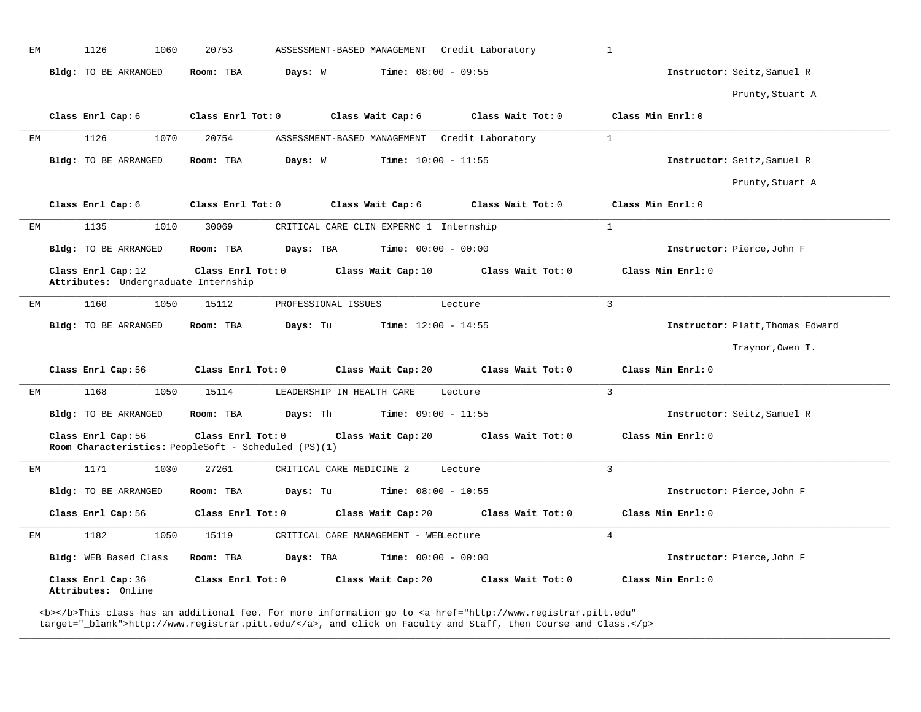EM 1126 1060 20753 ASSESSMENT-BASED MANAGEMENT Credit Laboratory 1

**Bldg:** TO BE ARRANGED **Room:** TBA **Days:** W **Time:** 08:00 - 09:55 **Instructor:** Seitz,Samuel R

Prunty,Stuart A

**Class Enrl Cap:** 6 **Class Enrl Tot:** 0 **Class Wait Cap:** 6 **Class Wait Tot:** 0 **Class Min Enrl:** 0

---

EM 1126 1070 20754 ASSESSMENT-BASED MANAGEMENT Credit Laboratory 1

**Bldg:** TO BE ARRANGED **Room:** TBA **Days:** W **Time:** 10:00 - 11:55 **Instructor:** Seitz,Samuel R

Prunty,Stuart A

**Class Enrl Cap:** 6 **Class Enrl Tot:** 0 **Class Wait Cap:** 6 **Class Wait Tot:** 0 **Class Min Enrl:** 0

---

EM 1135 1010 30069 CRITICAL CARE CLIN EXPERNC 1 Internship 1

**Bldg:** TO BE ARRANGED **Room:** TBA **Days:** TBA **Time:** 00:00 - 00:00 **Instructor:** Pierce,John F

**Class Enrl Cap:** 12 **Class Enrl Tot:** 0 **Class Wait Cap:** 10 **Class Wait Tot:** 0 **Class Min Enrl:** 0
**Attributes:** Undergraduate Internship

---

EM 1160 1050 15112 PROFESSIONAL ISSUES Lecture 3

**Bldg:** TO BE ARRANGED **Room:** TBA **Days:** Tu **Time:** 12:00 - 14:55 **Instructor:** Platt,Thomas Edward

Traynor,Owen T.

**Class Enrl Cap:** 56 **Class Enrl Tot:** 0 **Class Wait Cap:** 20 **Class Wait Tot:** 0 **Class Min Enrl:** 0

---

EM 1168 1050 15114 LEADERSHIP IN HEALTH CARE Lecture 3

**Bldg:** TO BE ARRANGED **Room:** TBA **Days:** Th **Time:** 09:00 - 11:55 **Instructor:** Seitz,Samuel R

**Class Enrl Cap:** 56 **Class Enrl Tot:** 0 **Class Wait Cap:** 20 **Class Wait Tot:** 0 **Class Min Enrl:** 0
**Room Characteristics:** PeopleSoft - Scheduled (PS)(1)

---

EM 1171 1030 27261 CRITICAL CARE MEDICINE 2 Lecture 3

**Bldg:** TO BE ARRANGED **Room:** TBA **Days:** Tu **Time:** 08:00 - 10:55 **Instructor:** Pierce,John F

**Class Enrl Cap:** 56 **Class Enrl Tot:** 0 **Class Wait Cap:** 20 **Class Wait Tot:** 0 **Class Min Enrl:** 0

---

EM 1182 1050 15119 CRITICAL CARE MANAGEMENT - WEBLecture 4

**Bldg:** WEB Based Class **Room:** TBA **Days:** TBA **Time:** 00:00 - 00:00 **Instructor:** Pierce,John F

**Class Enrl Cap:** 36 **Class Enrl Tot:** 0 **Class Wait Cap:** 20 **Class Wait Tot:** 0 **Class Min Enrl:** 0
**Attributes:** Online

<b></b>This class has an additional fee. For more information go to <a href="http://www.registrar.pitt.edu" target="_blank">http://www.registrar.pitt.edu/</a>, and click on Faculty and Staff, then Course and Class.</p>

---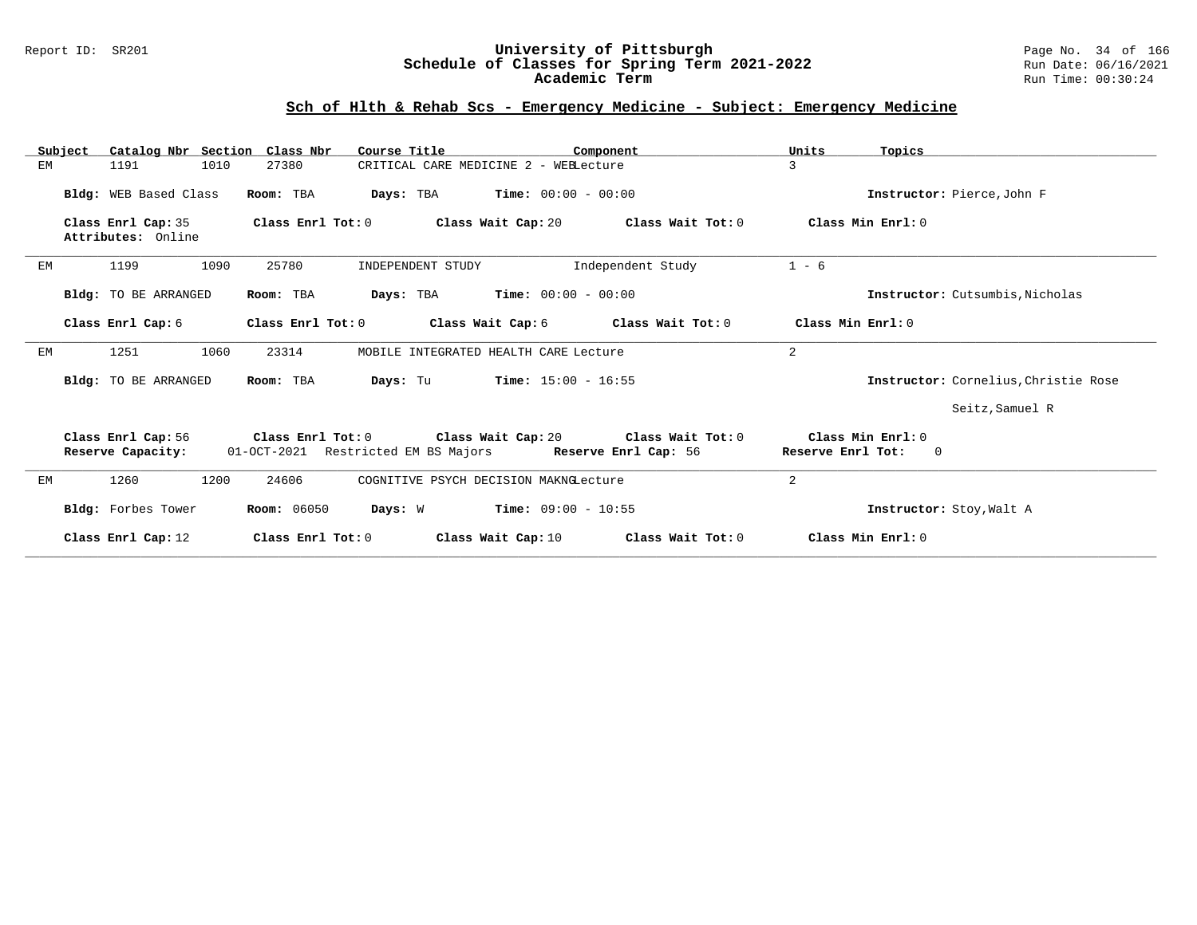## Sch of Hlth & Rehab Scs - Emergency Medicine - Subject: Emergency Medicine

| Subject | Catalog Nbr | Section | Class Nbr | Course Title | Component | Units | Topics |
|---|---|---|---|---|---|---|---|
| EM | 1191 | 1010 | 27380 | CRITICAL CARE MEDICINE 2 - WEB | Lecture | 3 | |

**Bldg:** WEB Based Class **Room:** TBA **Days:** TBA **Time:** 00:00 - 00:00 **Instructor:** Pierce,John F

**Class Enrl Cap:** 35 **Class Enrl Tot:** 0 **Class Wait Cap:** 20 **Class Wait Tot:** 0 **Class Min Enrl:** 0
**Attributes:** Online

---

| Subject | Catalog Nbr | Section | Class Nbr | Course Title | Component | Units | Topics |
|---|---|---|---|---|---|---|---|
| EM | 1199 | 1090 | 25780 | INDEPENDENT STUDY | Independent Study | 1 - 6 | |

**Bldg:** TO BE ARRANGED **Room:** TBA **Days:** TBA **Time:** 00:00 - 00:00 **Instructor:** Cutsumbis,Nicholas

**Class Enrl Cap:** 6 **Class Enrl Tot:** 0 **Class Wait Cap:** 6 **Class Wait Tot:** 0 **Class Min Enrl:** 0

---

| Subject | Catalog Nbr | Section | Class Nbr | Course Title | Component | Units | Topics |
|---|---|---|---|---|---|---|---|
| EM | 1251 | 1060 | 23314 | MOBILE INTEGRATED HEALTH CARE | Lecture | 2 | |

**Bldg:** TO BE ARRANGED **Room:** TBA **Days:** Tu **Time:** 15:00 - 16:55 **Instructor:** Cornelius,Christie Rose
Seitz,Samuel R

**Class Enrl Cap:** 56 **Class Enrl Tot:** 0 **Class Wait Cap:** 20 **Class Wait Tot:** 0 **Class Min Enrl:** 0
**Reserve Capacity:** 01-OCT-2021 Restricted EM BS Majors **Reserve Enrl Cap:** 56 **Reserve Enrl Tot:** 0

---

| Subject | Catalog Nbr | Section | Class Nbr | Course Title | Component | Units | Topics |
|---|---|---|---|---|---|---|---|
| EM | 1260 | 1200 | 24606 | COGNITIVE PSYCH DECISION MAKNG | Lecture | 2 | |

**Bldg:** Forbes Tower **Room:** 06050 **Days:** W **Time:** 09:00 - 10:55 **Instructor:** Stoy,Walt A

**Class Enrl Cap:** 12 **Class Enrl Tot:** 0 **Class Wait Cap:** 10 **Class Wait Tot:** 0 **Class Min Enrl:** 0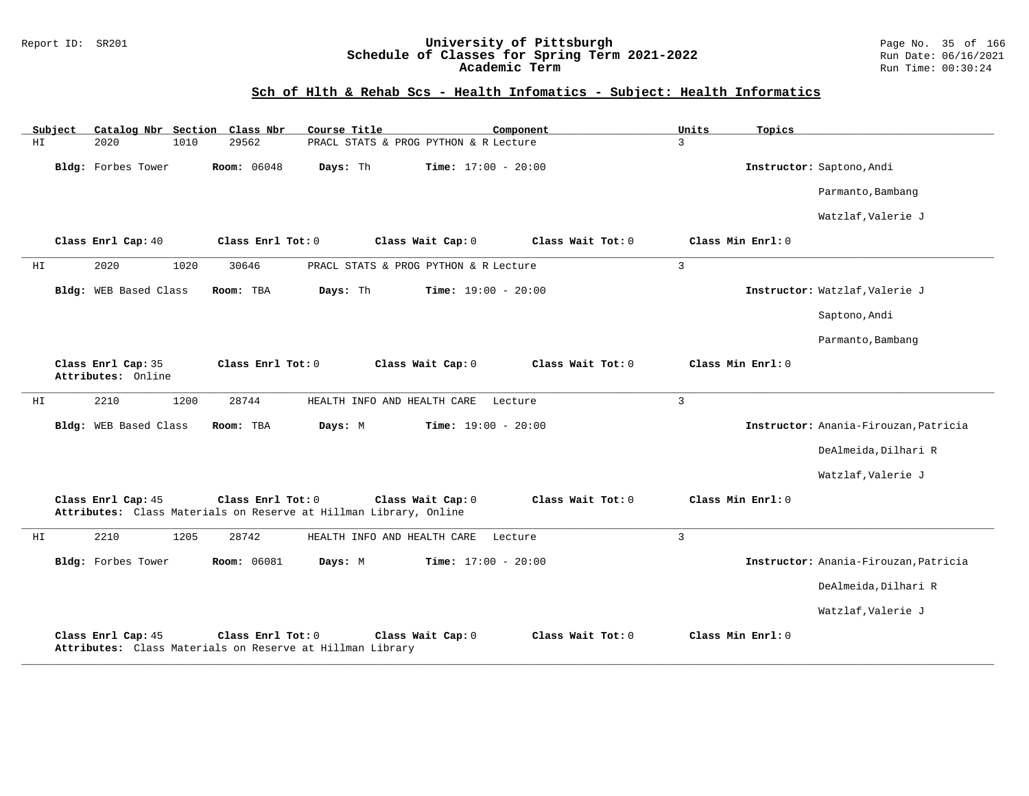## Sch of Hlth & Rehab Scs - Health Infomatics - Subject: Health Informatics

| Subject | Catalog Nbr | Section | Class Nbr | Course Title | Component | Units | Topics |
|---|---|---|---|---|---|---|---|
| HI | 2020 | 1010 | 29562 | PRACL STATS & PROG PYTHON & R | Lecture | 3 | |

**Bldg:** Forbes Tower **Room:** 06048 **Days:** Th **Time:** 17:00 - 20:00 **Instructor:** Saptono,Andi; Parmanto,Bambang; Watzlaf,Valerie J

**Class Enrl Cap:** 40 **Class Enrl Tot:** 0 **Class Wait Cap:** 0 **Class Wait Tot:** 0 **Class Min Enrl:** 0

---

| Subject | Catalog Nbr | Section | Class Nbr | Course Title | Component | Units | Topics |
|---|---|---|---|---|---|---|---|
| HI | 2020 | 1020 | 30646 | PRACL STATS & PROG PYTHON & R | Lecture | 3 | |

**Bldg:** WEB Based Class **Room:** TBA **Days:** Th **Time:** 19:00 - 20:00 **Instructor:** Watzlaf,Valerie J; Saptono,Andi; Parmanto,Bambang

**Class Enrl Cap:** 35 **Class Enrl Tot:** 0 **Class Wait Cap:** 0 **Class Wait Tot:** 0 **Class Min Enrl:** 0
**Attributes:** Online

---

| Subject | Catalog Nbr | Section | Class Nbr | Course Title | Component | Units | Topics |
|---|---|---|---|---|---|---|---|
| HI | 2210 | 1200 | 28744 | HEALTH INFO AND HEALTH CARE | Lecture | 3 | |

**Bldg:** WEB Based Class **Room:** TBA **Days:** M **Time:** 19:00 - 20:00 **Instructor:** Anania-Firouzan,Patricia; DeAlmeida,Dilhari R; Watzlaf,Valerie J

**Class Enrl Cap:** 45 **Class Enrl Tot:** 0 **Class Wait Cap:** 0 **Class Wait Tot:** 0 **Class Min Enrl:** 0
**Attributes:** Class Materials on Reserve at Hillman Library, Online

---

| Subject | Catalog Nbr | Section | Class Nbr | Course Title | Component | Units | Topics |
|---|---|---|---|---|---|---|---|
| HI | 2210 | 1205 | 28742 | HEALTH INFO AND HEALTH CARE | Lecture | 3 | |

**Bldg:** Forbes Tower **Room:** 06081 **Days:** M **Time:** 17:00 - 20:00 **Instructor:** Anania-Firouzan,Patricia; DeAlmeida,Dilhari R; Watzlaf,Valerie J

**Class Enrl Cap:** 45 **Class Enrl Tot:** 0 **Class Wait Cap:** 0 **Class Wait Tot:** 0 **Class Min Enrl:** 0
**Attributes:** Class Materials on Reserve at Hillman Library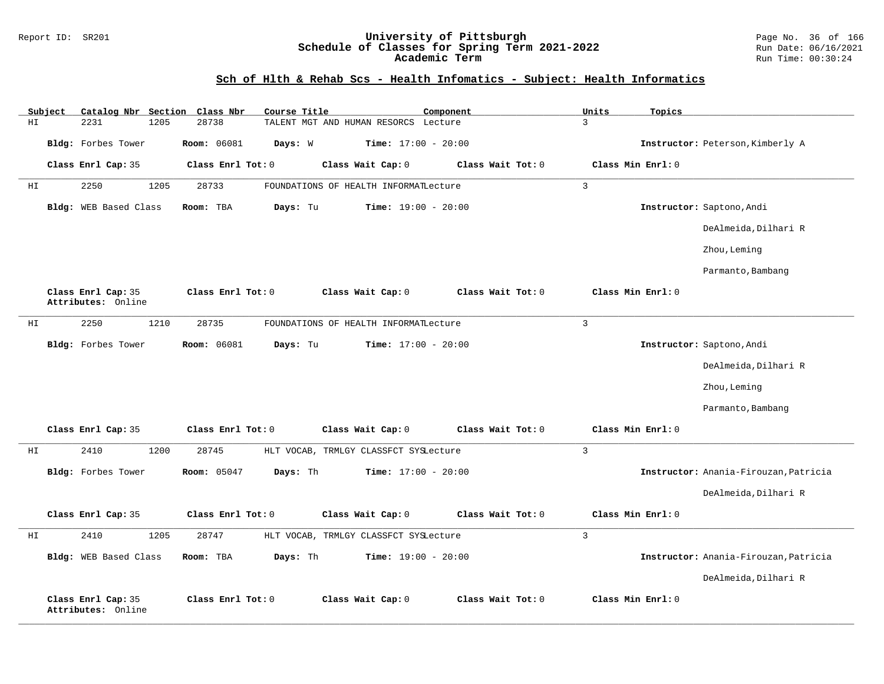## Sch of Hlth & Rehab Scs - Health Infomatics - Subject: Health Informatics

| Subject | Catalog Nbr | Section | Class Nbr | Course Title | Component | Units | Topics |
|---|---|---|---|---|---|---|---|
| HI | 2231 | 1205 | 28738 | TALENT MGT AND HUMAN RESORCS | Lecture | 3 | |

**Bldg:** Forbes Tower **Room:** 06081 **Days:** W **Time:** 17:00 - 20:00 **Instructor:** Peterson,Kimberly A

**Class Enrl Cap:** 35 **Class Enrl Tot:** 0 **Class Wait Cap:** 0 **Class Wait Tot:** 0 **Class Min Enrl:** 0

---

| Subject | Catalog Nbr | Section | Class Nbr | Course Title | Component | Units | Topics |
|---|---|---|---|---|---|---|---|
| HI | 2250 | 1205 | 28733 | FOUNDATIONS OF HEALTH INFORMAT | Lecture | 3 | |

**Bldg:** WEB Based Class **Room:** TBA **Days:** Tu **Time:** 19:00 - 20:00 **Instructor:** Saptono,Andi

DeAlmeida,Dilhari R

Zhou,Leming

Parmanto,Bambang

**Class Enrl Cap:** 35 **Class Enrl Tot:** 0 **Class Wait Cap:** 0 **Class Wait Tot:** 0 **Class Min Enrl:** 0

**Attributes:** Online

---

| Subject | Catalog Nbr | Section | Class Nbr | Course Title | Component | Units | Topics |
|---|---|---|---|---|---|---|---|
| HI | 2250 | 1210 | 28735 | FOUNDATIONS OF HEALTH INFORMAT | Lecture | 3 | |

**Bldg:** Forbes Tower **Room:** 06081 **Days:** Tu **Time:** 17:00 - 20:00 **Instructor:** Saptono,Andi

DeAlmeida,Dilhari R

Zhou,Leming

Parmanto,Bambang

**Class Enrl Cap:** 35 **Class Enrl Tot:** 0 **Class Wait Cap:** 0 **Class Wait Tot:** 0 **Class Min Enrl:** 0

---

| Subject | Catalog Nbr | Section | Class Nbr | Course Title | Component | Units | Topics |
|---|---|---|---|---|---|---|---|
| HI | 2410 | 1200 | 28745 | HLT VOCAB, TRMLGY CLASSFCT SYS | Lecture | 3 | |

**Bldg:** Forbes Tower **Room:** 05047 **Days:** Th **Time:** 17:00 - 20:00 **Instructor:** Anania-Firouzan,Patricia

DeAlmeida,Dilhari R

**Class Enrl Cap:** 35 **Class Enrl Tot:** 0 **Class Wait Cap:** 0 **Class Wait Tot:** 0 **Class Min Enrl:** 0

---

| Subject | Catalog Nbr | Section | Class Nbr | Course Title | Component | Units | Topics |
|---|---|---|---|---|---|---|---|
| HI | 2410 | 1205 | 28747 | HLT VOCAB, TRMLGY CLASSFCT SYS | Lecture | 3 | |

**Bldg:** WEB Based Class **Room:** TBA **Days:** Th **Time:** 19:00 - 20:00 **Instructor:** Anania-Firouzan,Patricia

DeAlmeida,Dilhari R

**Class Enrl Cap:** 35 **Class Enrl Tot:** 0 **Class Wait Cap:** 0 **Class Wait Tot:** 0 **Class Min Enrl:** 0

**Attributes:** Online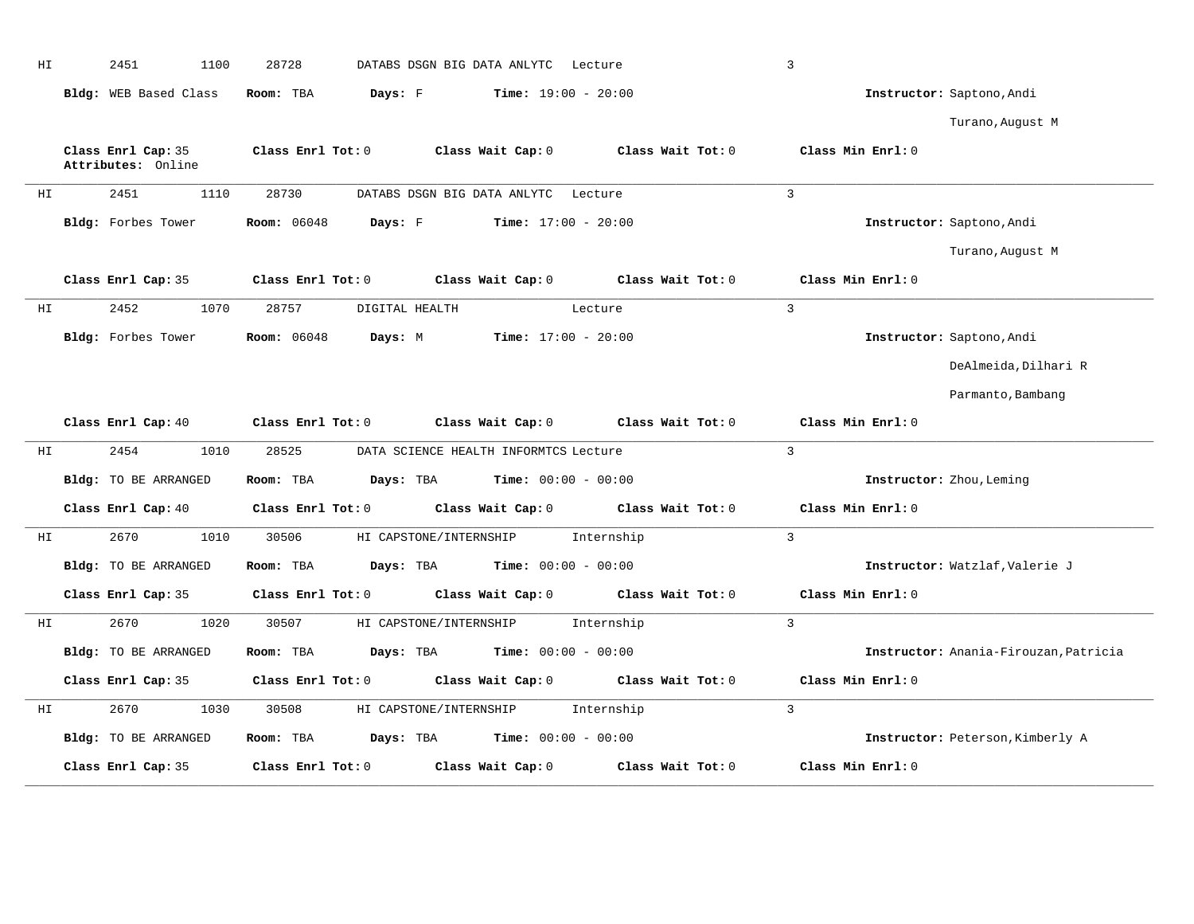HI 2451 1100 28728 DATABS DSGN BIG DATA ANLYTC Lecture 3

**Bldg:** WEB Based Class **Room:** TBA **Days:** F **Time:** 19:00 - 20:00 **Instructor:** Saptono,Andi
Turano,August M

**Class Enrl Cap:** 35 **Class Enrl Tot:** 0 **Class Wait Cap:** 0 **Class Wait Tot:** 0 **Class Min Enrl:** 0
**Attributes:** Online

---

HI 2451 1110 28730 DATABS DSGN BIG DATA ANLYTC Lecture 3

**Bldg:** Forbes Tower **Room:** 06048 **Days:** F **Time:** 17:00 - 20:00 **Instructor:** Saptono,Andi
Turano,August M

**Class Enrl Cap:** 35 **Class Enrl Tot:** 0 **Class Wait Cap:** 0 **Class Wait Tot:** 0 **Class Min Enrl:** 0

---

HI 2452 1070 28757 DIGITAL HEALTH Lecture 3

**Bldg:** Forbes Tower **Room:** 06048 **Days:** M **Time:** 17:00 - 20:00 **Instructor:** Saptono,Andi
DeAlmeida,Dilhari R
Parmanto,Bambang

**Class Enrl Cap:** 40 **Class Enrl Tot:** 0 **Class Wait Cap:** 0 **Class Wait Tot:** 0 **Class Min Enrl:** 0

---

HI 2454 1010 28525 DATA SCIENCE HEALTH INFORMTCS Lecture 3

**Bldg:** TO BE ARRANGED **Room:** TBA **Days:** TBA **Time:** 00:00 - 00:00 **Instructor:** Zhou,Leming

**Class Enrl Cap:** 40 **Class Enrl Tot:** 0 **Class Wait Cap:** 0 **Class Wait Tot:** 0 **Class Min Enrl:** 0

---

HI 2670 1010 30506 HI CAPSTONE/INTERNSHIP Internship 3

**Bldg:** TO BE ARRANGED **Room:** TBA **Days:** TBA **Time:** 00:00 - 00:00 **Instructor:** Watzlaf,Valerie J

**Class Enrl Cap:** 35 **Class Enrl Tot:** 0 **Class Wait Cap:** 0 **Class Wait Tot:** 0 **Class Min Enrl:** 0

---

HI 2670 1020 30507 HI CAPSTONE/INTERNSHIP Internship 3

**Bldg:** TO BE ARRANGED **Room:** TBA **Days:** TBA **Time:** 00:00 - 00:00 **Instructor:** Anania-Firouzan,Patricia

**Class Enrl Cap:** 35 **Class Enrl Tot:** 0 **Class Wait Cap:** 0 **Class Wait Tot:** 0 **Class Min Enrl:** 0

---

HI 2670 1030 30508 HI CAPSTONE/INTERNSHIP Internship 3

**Bldg:** TO BE ARRANGED **Room:** TBA **Days:** TBA **Time:** 00:00 - 00:00 **Instructor:** Peterson,Kimberly A

**Class Enrl Cap:** 35 **Class Enrl Tot:** 0 **Class Wait Cap:** 0 **Class Wait Tot:** 0 **Class Min Enrl:** 0

---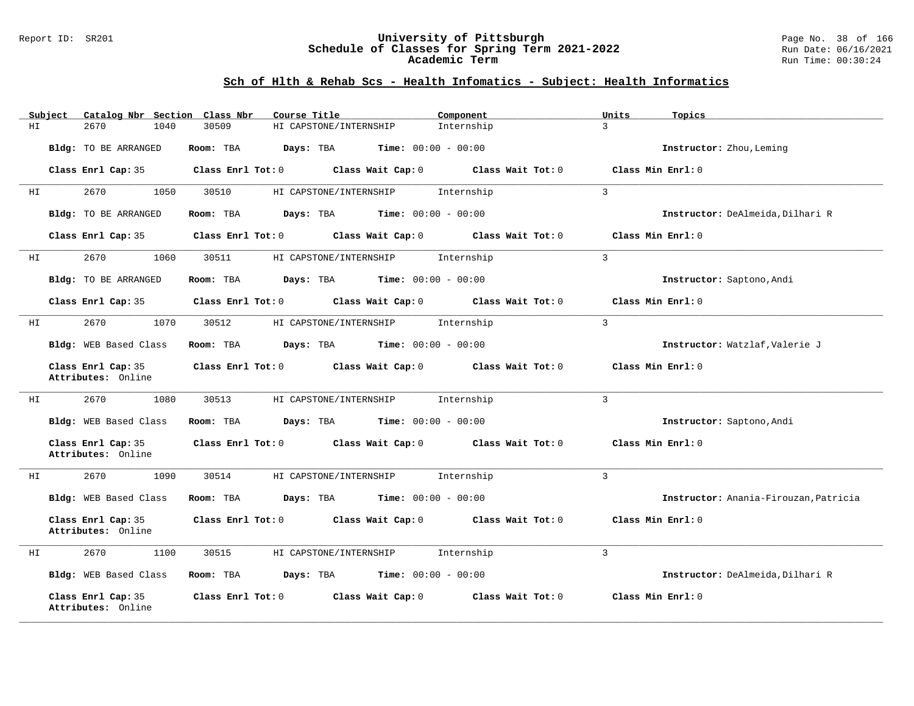Report ID: SR201

# University of Pittsburgh
## Schedule of Classes for Spring Term 2021-2022
### Academic Term

Run Date: 06/16/2021
Run Time: 00:30:24

## Sch of Hlth & Rehab Scs - Health Infomatics - Subject: Health Informatics

| Subject | Catalog Nbr | Section | Class Nbr | Course Title | Component | Units | Topics |
|---|---|---|---|---|---|---|---|
| HI | 2670 | 1040 | 30509 | HI CAPSTONE/INTERNSHIP | Internship | 3 | |

**Bldg:** TO BE ARRANGED **Room:** TBA **Days:** TBA **Time:** 00:00 - 00:00 **Instructor:** Zhou,Leming

**Class Enrl Cap:** 35 **Class Enrl Tot:** 0 **Class Wait Cap:** 0 **Class Wait Tot:** 0 **Class Min Enrl:** 0

---

| Subject | Catalog Nbr | Section | Class Nbr | Course Title | Component | Units | Topics |
|---|---|---|---|---|---|---|---|
| HI | 2670 | 1050 | 30510 | HI CAPSTONE/INTERNSHIP | Internship | 3 | |

**Bldg:** TO BE ARRANGED **Room:** TBA **Days:** TBA **Time:** 00:00 - 00:00 **Instructor:** DeAlmeida,Dilhari R

**Class Enrl Cap:** 35 **Class Enrl Tot:** 0 **Class Wait Cap:** 0 **Class Wait Tot:** 0 **Class Min Enrl:** 0

---

| Subject | Catalog Nbr | Section | Class Nbr | Course Title | Component | Units | Topics |
|---|---|---|---|---|---|---|---|
| HI | 2670 | 1060 | 30511 | HI CAPSTONE/INTERNSHIP | Internship | 3 | |

**Bldg:** TO BE ARRANGED **Room:** TBA **Days:** TBA **Time:** 00:00 - 00:00 **Instructor:** Saptono,Andi

**Class Enrl Cap:** 35 **Class Enrl Tot:** 0 **Class Wait Cap:** 0 **Class Wait Tot:** 0 **Class Min Enrl:** 0

---

| Subject | Catalog Nbr | Section | Class Nbr | Course Title | Component | Units | Topics |
|---|---|---|---|---|---|---|---|
| HI | 2670 | 1070 | 30512 | HI CAPSTONE/INTERNSHIP | Internship | 3 | |

**Bldg:** WEB Based Class **Room:** TBA **Days:** TBA **Time:** 00:00 - 00:00 **Instructor:** Watzlaf,Valerie J

**Class Enrl Cap:** 35 **Class Enrl Tot:** 0 **Class Wait Cap:** 0 **Class Wait Tot:** 0 **Class Min Enrl:** 0
**Attributes:** Online

---

| Subject | Catalog Nbr | Section | Class Nbr | Course Title | Component | Units | Topics |
|---|---|---|---|---|---|---|---|
| HI | 2670 | 1080 | 30513 | HI CAPSTONE/INTERNSHIP | Internship | 3 | |

**Bldg:** WEB Based Class **Room:** TBA **Days:** TBA **Time:** 00:00 - 00:00 **Instructor:** Saptono,Andi

**Class Enrl Cap:** 35 **Class Enrl Tot:** 0 **Class Wait Cap:** 0 **Class Wait Tot:** 0 **Class Min Enrl:** 0
**Attributes:** Online

---

| Subject | Catalog Nbr | Section | Class Nbr | Course Title | Component | Units | Topics |
|---|---|---|---|---|---|---|---|
| HI | 2670 | 1090 | 30514 | HI CAPSTONE/INTERNSHIP | Internship | 3 | |

**Bldg:** WEB Based Class **Room:** TBA **Days:** TBA **Time:** 00:00 - 00:00 **Instructor:** Anania-Firouzan,Patricia

**Class Enrl Cap:** 35 **Class Enrl Tot:** 0 **Class Wait Cap:** 0 **Class Wait Tot:** 0 **Class Min Enrl:** 0
**Attributes:** Online

---

| Subject | Catalog Nbr | Section | Class Nbr | Course Title | Component | Units | Topics |
|---|---|---|---|---|---|---|---|
| HI | 2670 | 1100 | 30515 | HI CAPSTONE/INTERNSHIP | Internship | 3 | |

**Bldg:** WEB Based Class **Room:** TBA **Days:** TBA **Time:** 00:00 - 00:00 **Instructor:** DeAlmeida,Dilhari R

**Class Enrl Cap:** 35 **Class Enrl Tot:** 0 **Class Wait Cap:** 0 **Class Wait Tot:** 0 **Class Min Enrl:** 0
**Attributes:** Online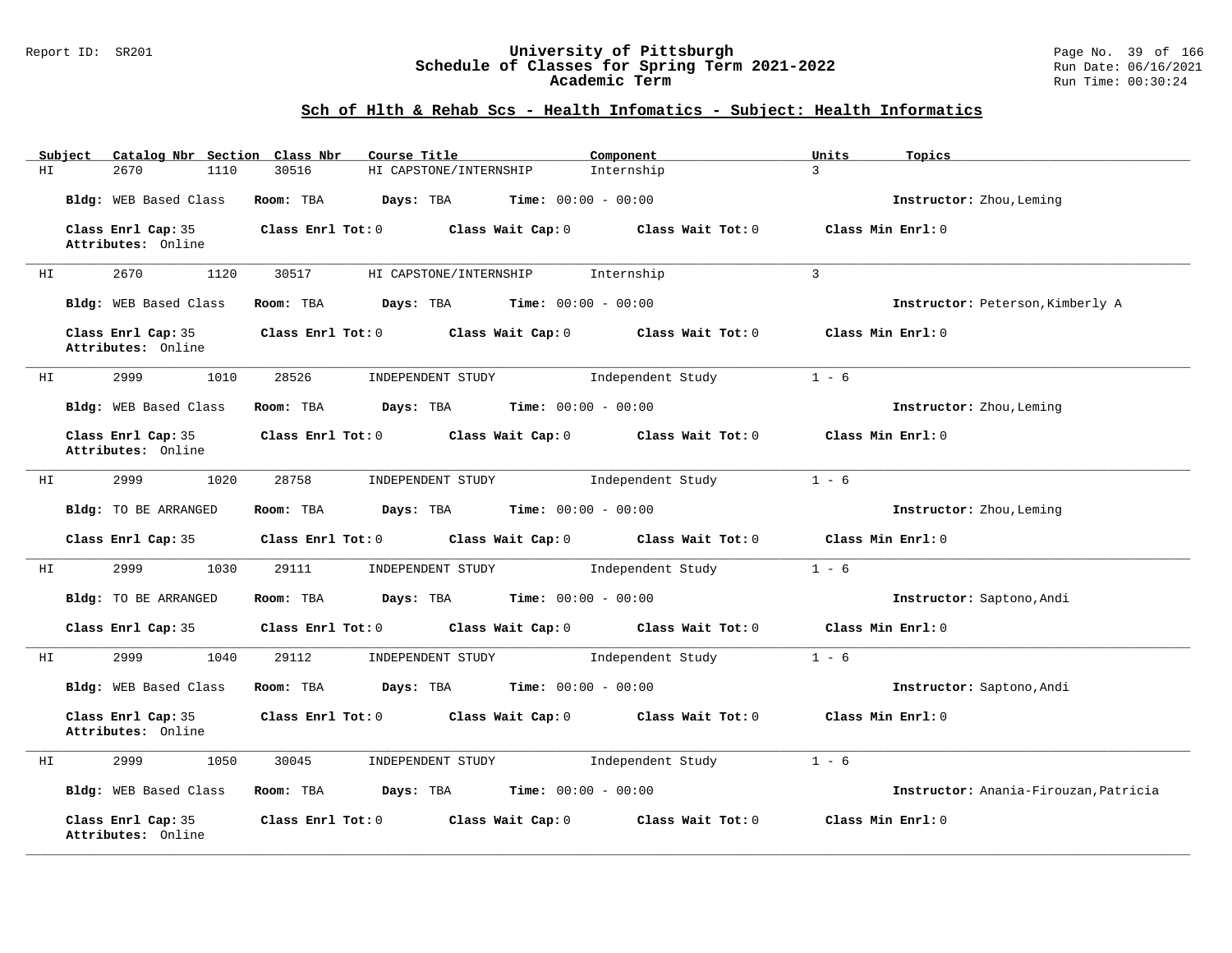## Sch of Hlth & Rehab Scs - Health Infomatics - Subject: Health Informatics

| Subject | Catalog Nbr | Section | Class Nbr | Course Title | Component | Units | Topics |
|---|---|---|---|---|---|---|---|
| HI | 2670 | 1110 | 30516 | HI CAPSTONE/INTERNSHIP | Internship | 3 | |

**Bldg:** WEB Based Class **Room:** TBA **Days:** TBA **Time:** 00:00 - 00:00 **Instructor:** Zhou,Leming

**Class Enrl Cap:** 35 **Class Enrl Tot:** 0 **Class Wait Cap:** 0 **Class Wait Tot:** 0 **Class Min Enrl:** 0
**Attributes:** Online

---

| Subject | Catalog Nbr | Section | Class Nbr | Course Title | Component | Units | Topics |
|---|---|---|---|---|---|---|---|
| HI | 2670 | 1120 | 30517 | HI CAPSTONE/INTERNSHIP | Internship | 3 | |

**Bldg:** WEB Based Class **Room:** TBA **Days:** TBA **Time:** 00:00 - 00:00 **Instructor:** Peterson,Kimberly A

**Class Enrl Cap:** 35 **Class Enrl Tot:** 0 **Class Wait Cap:** 0 **Class Wait Tot:** 0 **Class Min Enrl:** 0
**Attributes:** Online

---

| Subject | Catalog Nbr | Section | Class Nbr | Course Title | Component | Units | Topics |
|---|---|---|---|---|---|---|---|
| HI | 2999 | 1010 | 28526 | INDEPENDENT STUDY | Independent Study | 1 - 6 | |

**Bldg:** WEB Based Class **Room:** TBA **Days:** TBA **Time:** 00:00 - 00:00 **Instructor:** Zhou,Leming

**Class Enrl Cap:** 35 **Class Enrl Tot:** 0 **Class Wait Cap:** 0 **Class Wait Tot:** 0 **Class Min Enrl:** 0
**Attributes:** Online

---

| Subject | Catalog Nbr | Section | Class Nbr | Course Title | Component | Units | Topics |
|---|---|---|---|---|---|---|---|
| HI | 2999 | 1020 | 28758 | INDEPENDENT STUDY | Independent Study | 1 - 6 | |

**Bldg:** TO BE ARRANGED **Room:** TBA **Days:** TBA **Time:** 00:00 - 00:00 **Instructor:** Zhou,Leming

**Class Enrl Cap:** 35 **Class Enrl Tot:** 0 **Class Wait Cap:** 0 **Class Wait Tot:** 0 **Class Min Enrl:** 0

---

| Subject | Catalog Nbr | Section | Class Nbr | Course Title | Component | Units | Topics |
|---|---|---|---|---|---|---|---|
| HI | 2999 | 1030 | 29111 | INDEPENDENT STUDY | Independent Study | 1 - 6 | |

**Bldg:** TO BE ARRANGED **Room:** TBA **Days:** TBA **Time:** 00:00 - 00:00 **Instructor:** Saptono,Andi

**Class Enrl Cap:** 35 **Class Enrl Tot:** 0 **Class Wait Cap:** 0 **Class Wait Tot:** 0 **Class Min Enrl:** 0

---

| Subject | Catalog Nbr | Section | Class Nbr | Course Title | Component | Units | Topics |
|---|---|---|---|---|---|---|---|
| HI | 2999 | 1040 | 29112 | INDEPENDENT STUDY | Independent Study | 1 - 6 | |

**Bldg:** WEB Based Class **Room:** TBA **Days:** TBA **Time:** 00:00 - 00:00 **Instructor:** Saptono,Andi

**Class Enrl Cap:** 35 **Class Enrl Tot:** 0 **Class Wait Cap:** 0 **Class Wait Tot:** 0 **Class Min Enrl:** 0
**Attributes:** Online

---

| Subject | Catalog Nbr | Section | Class Nbr | Course Title | Component | Units | Topics |
|---|---|---|---|---|---|---|---|
| HI | 2999 | 1050 | 30045 | INDEPENDENT STUDY | Independent Study | 1 - 6 | |

**Bldg:** WEB Based Class **Room:** TBA **Days:** TBA **Time:** 00:00 - 00:00 **Instructor:** Anania-Firouzan,Patricia

**Class Enrl Cap:** 35 **Class Enrl Tot:** 0 **Class Wait Cap:** 0 **Class Wait Tot:** 0 **Class Min Enrl:** 0
**Attributes:** Online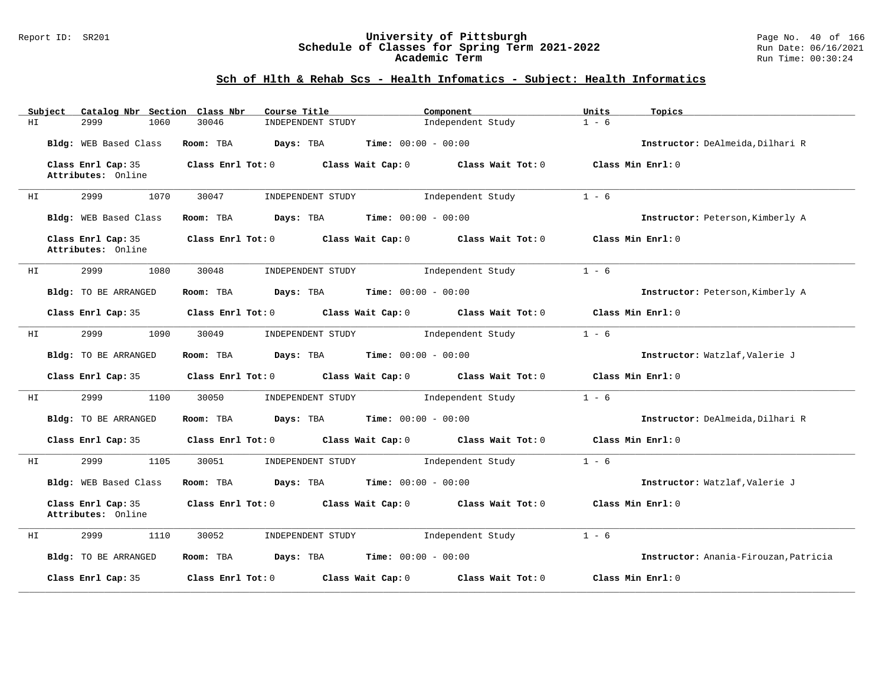## Sch of Hlth & Rehab Scs - Health Infomatics - Subject: Health Informatics

| Subject | Catalog Nbr | Section | Class Nbr | Course Title | Component | Units | Topics |
|---|---|---|---|---|---|---|---|
| HI | 2999 | 1060 | 30046 | INDEPENDENT STUDY | Independent Study | 1 - 6 | |

**Bldg:** WEB Based Class **Room:** TBA **Days:** TBA **Time:** 00:00 - 00:00 **Instructor:** DeAlmeida,Dilhari R

**Class Enrl Cap:** 35 **Class Enrl Tot:** 0 **Class Wait Cap:** 0 **Class Wait Tot:** 0 **Class Min Enrl:** 0
**Attributes:** Online

---

| Subject | Catalog Nbr | Section | Class Nbr | Course Title | Component | Units | Topics |
|---|---|---|---|---|---|---|---|
| HI | 2999 | 1070 | 30047 | INDEPENDENT STUDY | Independent Study | 1 - 6 | |

**Bldg:** WEB Based Class **Room:** TBA **Days:** TBA **Time:** 00:00 - 00:00 **Instructor:** Peterson,Kimberly A

**Class Enrl Cap:** 35 **Class Enrl Tot:** 0 **Class Wait Cap:** 0 **Class Wait Tot:** 0 **Class Min Enrl:** 0
**Attributes:** Online

---

| Subject | Catalog Nbr | Section | Class Nbr | Course Title | Component | Units | Topics |
|---|---|---|---|---|---|---|---|
| HI | 2999 | 1080 | 30048 | INDEPENDENT STUDY | Independent Study | 1 - 6 | |

**Bldg:** TO BE ARRANGED **Room:** TBA **Days:** TBA **Time:** 00:00 - 00:00 **Instructor:** Peterson,Kimberly A

**Class Enrl Cap:** 35 **Class Enrl Tot:** 0 **Class Wait Cap:** 0 **Class Wait Tot:** 0 **Class Min Enrl:** 0

---

| Subject | Catalog Nbr | Section | Class Nbr | Course Title | Component | Units | Topics |
|---|---|---|---|---|---|---|---|
| HI | 2999 | 1090 | 30049 | INDEPENDENT STUDY | Independent Study | 1 - 6 | |

**Bldg:** TO BE ARRANGED **Room:** TBA **Days:** TBA **Time:** 00:00 - 00:00 **Instructor:** Watzlaf,Valerie J

**Class Enrl Cap:** 35 **Class Enrl Tot:** 0 **Class Wait Cap:** 0 **Class Wait Tot:** 0 **Class Min Enrl:** 0

---

| Subject | Catalog Nbr | Section | Class Nbr | Course Title | Component | Units | Topics |
|---|---|---|---|---|---|---|---|
| HI | 2999 | 1100 | 30050 | INDEPENDENT STUDY | Independent Study | 1 - 6 | |

**Bldg:** TO BE ARRANGED **Room:** TBA **Days:** TBA **Time:** 00:00 - 00:00 **Instructor:** DeAlmeida,Dilhari R

**Class Enrl Cap:** 35 **Class Enrl Tot:** 0 **Class Wait Cap:** 0 **Class Wait Tot:** 0 **Class Min Enrl:** 0

---

| Subject | Catalog Nbr | Section | Class Nbr | Course Title | Component | Units | Topics |
|---|---|---|---|---|---|---|---|
| HI | 2999 | 1105 | 30051 | INDEPENDENT STUDY | Independent Study | 1 - 6 | |

**Bldg:** WEB Based Class **Room:** TBA **Days:** TBA **Time:** 00:00 - 00:00 **Instructor:** Watzlaf,Valerie J

**Class Enrl Cap:** 35 **Class Enrl Tot:** 0 **Class Wait Cap:** 0 **Class Wait Tot:** 0 **Class Min Enrl:** 0
**Attributes:** Online

---

| Subject | Catalog Nbr | Section | Class Nbr | Course Title | Component | Units | Topics |
|---|---|---|---|---|---|---|---|
| HI | 2999 | 1110 | 30052 | INDEPENDENT STUDY | Independent Study | 1 - 6 | |

**Bldg:** TO BE ARRANGED **Room:** TBA **Days:** TBA **Time:** 00:00 - 00:00 **Instructor:** Anania-Firouzan,Patricia

**Class Enrl Cap:** 35 **Class Enrl Tot:** 0 **Class Wait Cap:** 0 **Class Wait Tot:** 0 **Class Min Enrl:** 0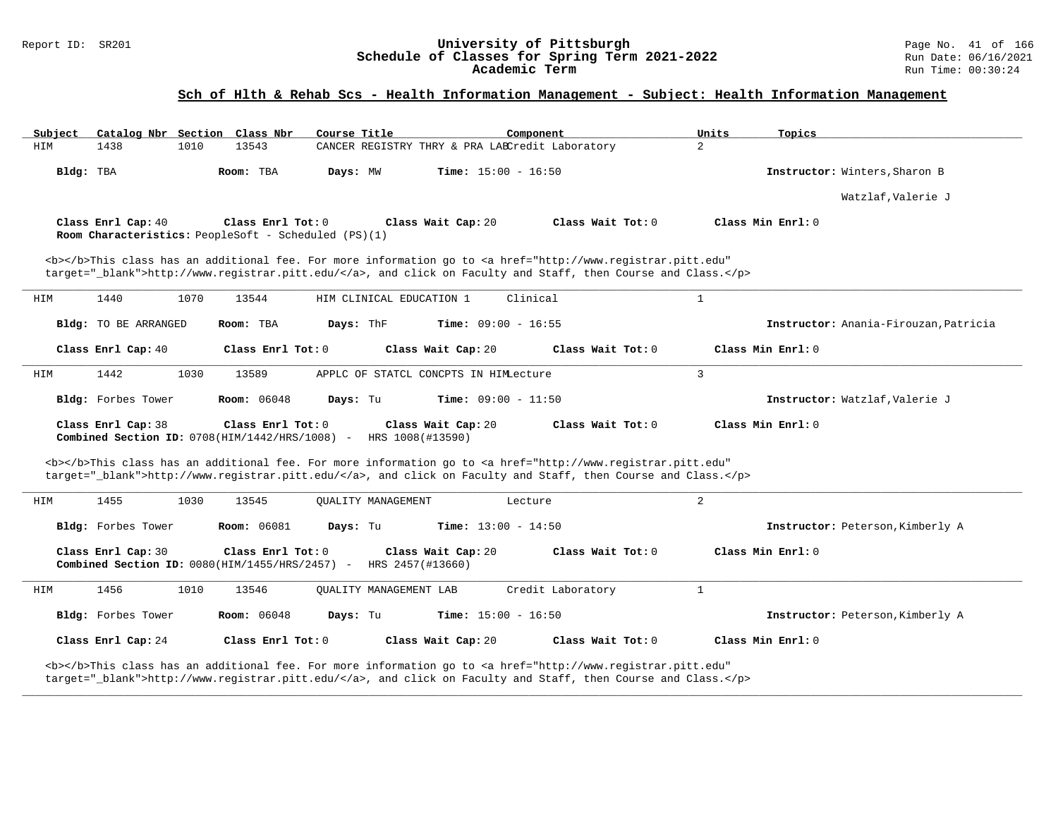## Sch of Hlth & Rehab Scs - Health Information Management - Subject: Health Information Management

| Subject | Catalog Nbr | Section | Class Nbr | Course Title | Component | Units | Topics |
|---|---|---|---|---|---|---|---|
| HIM | 1438 | 1010 | 13543 | CANCER REGISTRY THRY & PRA LAB | Credit Laboratory | 2 | |

**Bldg:** TBA **Room:** TBA **Days:** MW **Time:** 15:00 - 16:50 **Instructor:** Winters,Sharon B; Watzlaf,Valerie J

**Class Enrl Cap:** 40 **Class Enrl Tot:** 0 **Class Wait Cap:** 20 **Class Wait Tot:** 0 **Class Min Enrl:** 0
**Room Characteristics:** PeopleSoft - Scheduled (PS)(1)

<b></b>This class has an additional fee. For more information go to <a href="http://www.registrar.pitt.edu" target="_blank">http://www.registrar.pitt.edu/</a>, and click on Faculty and Staff, then Course and Class.</p>

---

| Subject | Catalog Nbr | Section | Class Nbr | Course Title | Component | Units | Topics |
|---|---|---|---|---|---|---|---|
| HIM | 1440 | 1070 | 13544 | HIM CLINICAL EDUCATION 1 | Clinical | 1 | |

**Bldg:** TO BE ARRANGED **Room:** TBA **Days:** ThF **Time:** 09:00 - 16:55 **Instructor:** Anania-Firouzan,Patricia

**Class Enrl Cap:** 40 **Class Enrl Tot:** 0 **Class Wait Cap:** 20 **Class Wait Tot:** 0 **Class Min Enrl:** 0

---

| Subject | Catalog Nbr | Section | Class Nbr | Course Title | Component | Units | Topics |
|---|---|---|---|---|---|---|---|
| HIM | 1442 | 1030 | 13589 | APPLC OF STATCL CONCPTS IN HIM | Lecture | 3 | |

**Bldg:** Forbes Tower **Room:** 06048 **Days:** Tu **Time:** 09:00 - 11:50 **Instructor:** Watzlaf,Valerie J

**Class Enrl Cap:** 38 **Class Enrl Tot:** 0 **Class Wait Cap:** 20 **Class Wait Tot:** 0 **Class Min Enrl:** 0
**Combined Section ID:** 0708(HIM/1442/HRS/1008) - HRS 1008(#13590)

<b></b>This class has an additional fee. For more information go to <a href="http://www.registrar.pitt.edu" target="_blank">http://www.registrar.pitt.edu/</a>, and click on Faculty and Staff, then Course and Class.</p>

---

| Subject | Catalog Nbr | Section | Class Nbr | Course Title | Component | Units | Topics |
|---|---|---|---|---|---|---|---|
| HIM | 1455 | 1030 | 13545 | QUALITY MANAGEMENT | Lecture | 2 | |

**Bldg:** Forbes Tower **Room:** 06081 **Days:** Tu **Time:** 13:00 - 14:50 **Instructor:** Peterson,Kimberly A

**Class Enrl Cap:** 30 **Class Enrl Tot:** 0 **Class Wait Cap:** 20 **Class Wait Tot:** 0 **Class Min Enrl:** 0
**Combined Section ID:** 0080(HIM/1455/HRS/2457) - HRS 2457(#13660)

---

| Subject | Catalog Nbr | Section | Class Nbr | Course Title | Component | Units | Topics |
|---|---|---|---|---|---|---|---|
| HIM | 1456 | 1010 | 13546 | QUALITY MANAGEMENT LAB | Credit Laboratory | 1 | |

**Bldg:** Forbes Tower **Room:** 06048 **Days:** Tu **Time:** 15:00 - 16:50 **Instructor:** Peterson,Kimberly A

**Class Enrl Cap:** 24 **Class Enrl Tot:** 0 **Class Wait Cap:** 20 **Class Wait Tot:** 0 **Class Min Enrl:** 0

<b></b>This class has an additional fee. For more information go to <a href="http://www.registrar.pitt.edu" target="_blank">http://www.registrar.pitt.edu/</a>, and click on Faculty and Staff, then Course and Class.</p>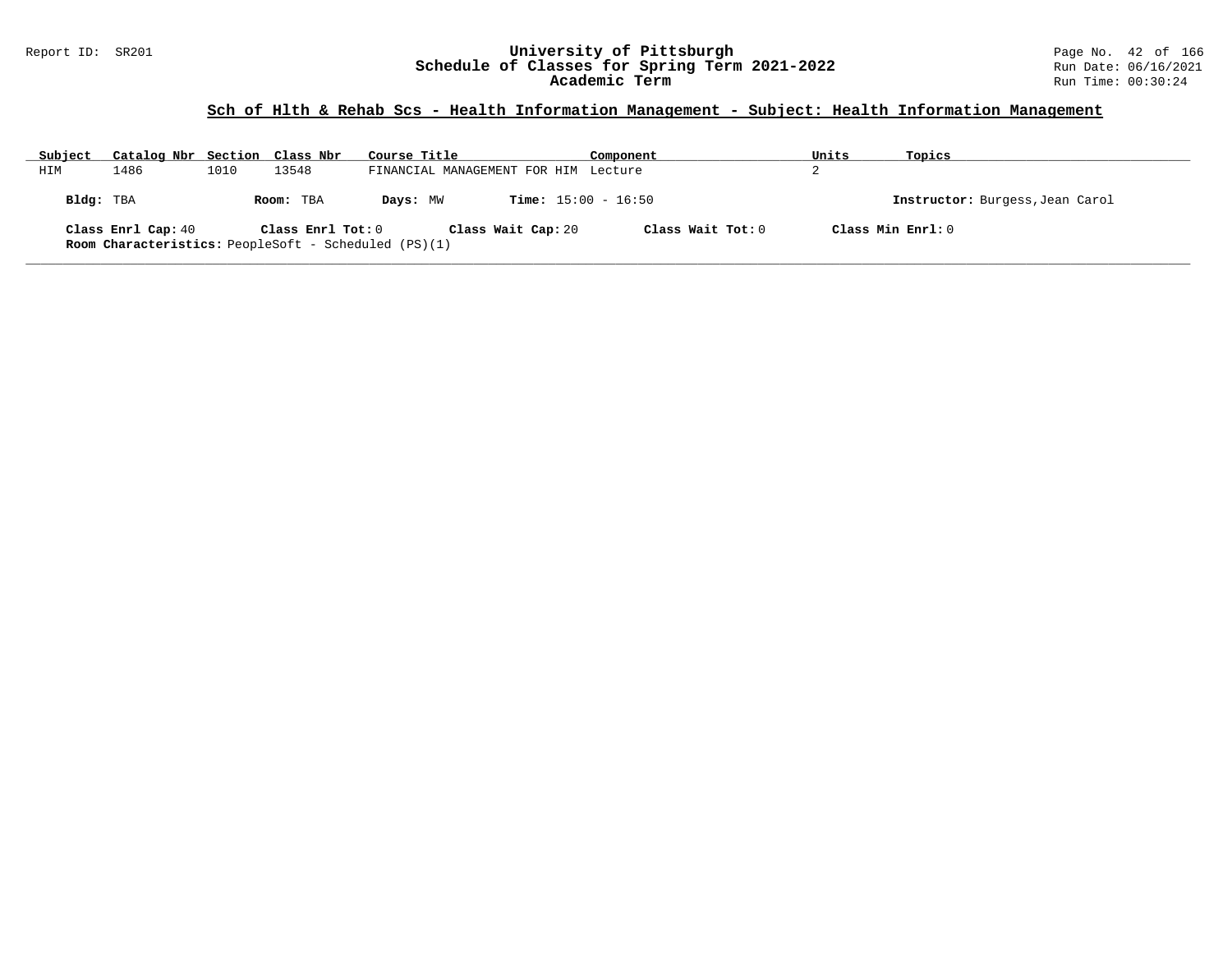## Sch of Hlth & Rehab Scs - Health Information Management - Subject: Health Information Management

| Subject | Catalog Nbr | Section | Class Nbr | Course Title | Component | Units | Topics |
|---|---|---|---|---|---|---|---|
| HIM | 1486 | 1010 | 13548 | FINANCIAL MANAGEMENT FOR HIM | Lecture | 2 | |

**Bldg:** TBA **Room:** TBA **Days:** MW **Time:** 15:00 - 16:50 **Instructor:** Burgess,Jean Carol

**Class Enrl Cap:** 40 **Class Enrl Tot:** 0 **Class Wait Cap:** 20 **Class Wait Tot:** 0 **Class Min Enrl:** 0

**Room Characteristics:** PeopleSoft - Scheduled (PS)(1)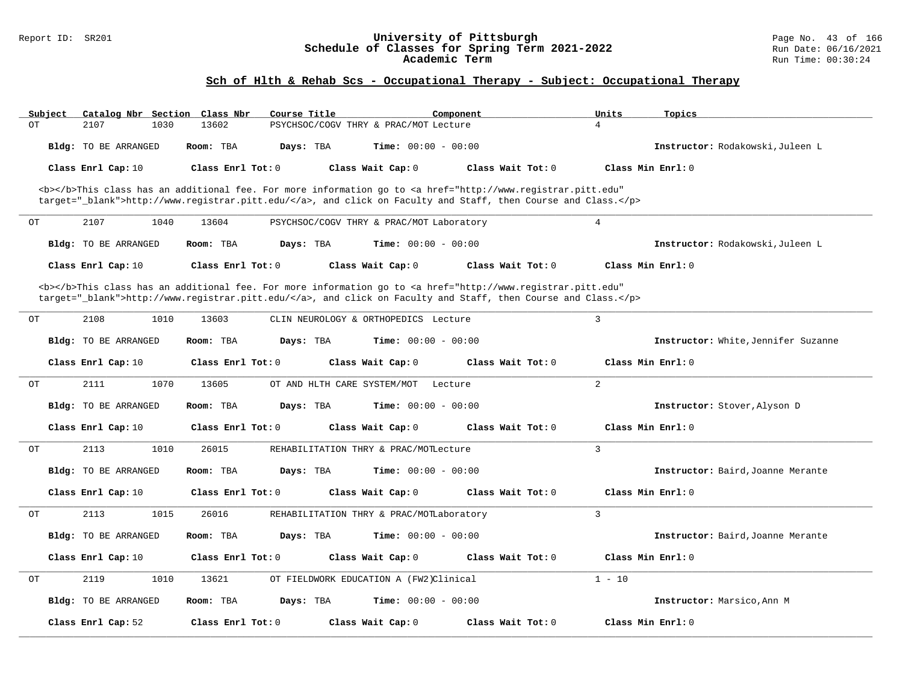## Sch of Hlth & Rehab Scs - Occupational Therapy - Subject: Occupational Therapy

| Subject | Catalog Nbr | Section | Class Nbr | Course Title | Component | Units | Topics |
|---|---|---|---|---|---|---|---|
| OT | 2107 | 1030 | 13602 | PSYCHSOC/COGV THRY & PRAC/MOT | Lecture | 4 | |

**Bldg:** TO BE ARRANGED **Room:** TBA **Days:** TBA **Time:** 00:00 - 00:00 **Instructor:** Rodakowski,Juleen L

**Class Enrl Cap:** 10 **Class Enrl Tot:** 0 **Class Wait Cap:** 0 **Class Wait Tot:** 0 **Class Min Enrl:** 0

<b></b>This class has an additional fee. For more information go to <a href="http://www.registrar.pitt.edu" target="_blank">http://www.registrar.pitt.edu/</a>, and click on Faculty and Staff, then Course and Class.</p>

---

| Subject | Catalog Nbr | Section | Class Nbr | Course Title | Component | Units | Topics |
|---|---|---|---|---|---|---|---|
| OT | 2107 | 1040 | 13604 | PSYCHSOC/COGV THRY & PRAC/MOT | Laboratory | 4 | |

**Bldg:** TO BE ARRANGED **Room:** TBA **Days:** TBA **Time:** 00:00 - 00:00 **Instructor:** Rodakowski,Juleen L

**Class Enrl Cap:** 10 **Class Enrl Tot:** 0 **Class Wait Cap:** 0 **Class Wait Tot:** 0 **Class Min Enrl:** 0

<b></b>This class has an additional fee. For more information go to <a href="http://www.registrar.pitt.edu" target="_blank">http://www.registrar.pitt.edu/</a>, and click on Faculty and Staff, then Course and Class.</p>

---

| Subject | Catalog Nbr | Section | Class Nbr | Course Title | Component | Units | Topics |
|---|---|---|---|---|---|---|---|
| OT | 2108 | 1010 | 13603 | CLIN NEUROLOGY & ORTHOPEDICS | Lecture | 3 | |

**Bldg:** TO BE ARRANGED **Room:** TBA **Days:** TBA **Time:** 00:00 - 00:00 **Instructor:** White,Jennifer Suzanne

**Class Enrl Cap:** 10 **Class Enrl Tot:** 0 **Class Wait Cap:** 0 **Class Wait Tot:** 0 **Class Min Enrl:** 0

---

| Subject | Catalog Nbr | Section | Class Nbr | Course Title | Component | Units | Topics |
|---|---|---|---|---|---|---|---|
| OT | 2111 | 1070 | 13605 | OT AND HLTH CARE SYSTEM/MOT | Lecture | 2 | |

**Bldg:** TO BE ARRANGED **Room:** TBA **Days:** TBA **Time:** 00:00 - 00:00 **Instructor:** Stover,Alyson D

**Class Enrl Cap:** 10 **Class Enrl Tot:** 0 **Class Wait Cap:** 0 **Class Wait Tot:** 0 **Class Min Enrl:** 0

---

| Subject | Catalog Nbr | Section | Class Nbr | Course Title | Component | Units | Topics |
|---|---|---|---|---|---|---|---|
| OT | 2113 | 1010 | 26015 | REHABILITATION THRY & PRAC/MOT | Lecture | 3 | |

**Bldg:** TO BE ARRANGED **Room:** TBA **Days:** TBA **Time:** 00:00 - 00:00 **Instructor:** Baird,Joanne Merante

**Class Enrl Cap:** 10 **Class Enrl Tot:** 0 **Class Wait Cap:** 0 **Class Wait Tot:** 0 **Class Min Enrl:** 0

---

| Subject | Catalog Nbr | Section | Class Nbr | Course Title | Component | Units | Topics |
|---|---|---|---|---|---|---|---|
| OT | 2113 | 1015 | 26016 | REHABILITATION THRY & PRAC/MOT | Laboratory | 3 | |

**Bldg:** TO BE ARRANGED **Room:** TBA **Days:** TBA **Time:** 00:00 - 00:00 **Instructor:** Baird,Joanne Merante

**Class Enrl Cap:** 10 **Class Enrl Tot:** 0 **Class Wait Cap:** 0 **Class Wait Tot:** 0 **Class Min Enrl:** 0

---

| Subject | Catalog Nbr | Section | Class Nbr | Course Title | Component | Units | Topics |
|---|---|---|---|---|---|---|---|
| OT | 2119 | 1010 | 13621 | OT FIELDWORK EDUCATION A (FW2) | Clinical | 1 - 10 | |

**Bldg:** TO BE ARRANGED **Room:** TBA **Days:** TBA **Time:** 00:00 - 00:00 **Instructor:** Marsico,Ann M

**Class Enrl Cap:** 52 **Class Enrl Tot:** 0 **Class Wait Cap:** 0 **Class Wait Tot:** 0 **Class Min Enrl:** 0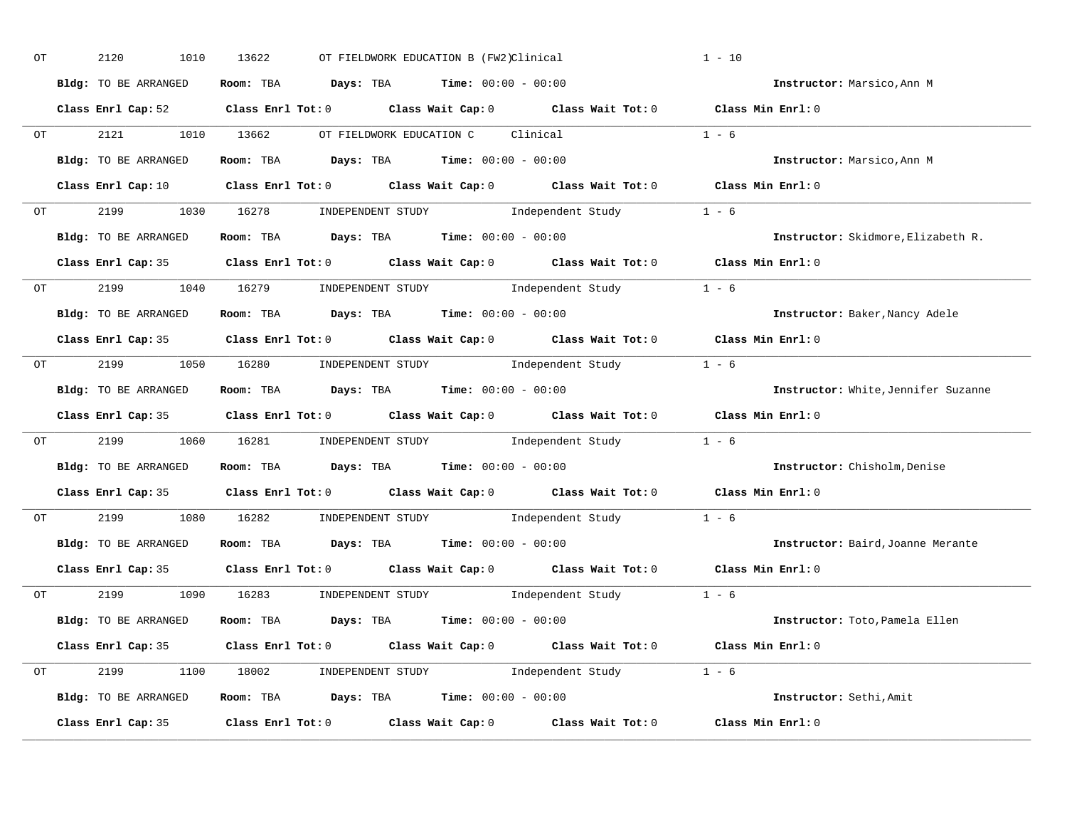OT 2120 1010 13622 OT FIELDWORK EDUCATION B (FW2) Clinical 1 - 10

**Bldg:** TO BE ARRANGED **Room:** TBA **Days:** TBA **Time:** 00:00 - 00:00 **Instructor:** Marsico,Ann M

**Class Enrl Cap:** 52 **Class Enrl Tot:** 0 **Class Wait Cap:** 0 **Class Wait Tot:** 0 **Class Min Enrl:** 0

---

OT 2121 1010 13662 OT FIELDWORK EDUCATION C Clinical 1 - 6

**Bldg:** TO BE ARRANGED **Room:** TBA **Days:** TBA **Time:** 00:00 - 00:00 **Instructor:** Marsico,Ann M

**Class Enrl Cap:** 10 **Class Enrl Tot:** 0 **Class Wait Cap:** 0 **Class Wait Tot:** 0 **Class Min Enrl:** 0

---

OT 2199 1030 16278 INDEPENDENT STUDY Independent Study 1 - 6

**Bldg:** TO BE ARRANGED **Room:** TBA **Days:** TBA **Time:** 00:00 - 00:00 **Instructor:** Skidmore,Elizabeth R.

**Class Enrl Cap:** 35 **Class Enrl Tot:** 0 **Class Wait Cap:** 0 **Class Wait Tot:** 0 **Class Min Enrl:** 0

---

OT 2199 1040 16279 INDEPENDENT STUDY Independent Study 1 - 6

**Bldg:** TO BE ARRANGED **Room:** TBA **Days:** TBA **Time:** 00:00 - 00:00 **Instructor:** Baker,Nancy Adele

**Class Enrl Cap:** 35 **Class Enrl Tot:** 0 **Class Wait Cap:** 0 **Class Wait Tot:** 0 **Class Min Enrl:** 0

---

OT 2199 1050 16280 INDEPENDENT STUDY Independent Study 1 - 6

**Bldg:** TO BE ARRANGED **Room:** TBA **Days:** TBA **Time:** 00:00 - 00:00 **Instructor:** White,Jennifer Suzanne

**Class Enrl Cap:** 35 **Class Enrl Tot:** 0 **Class Wait Cap:** 0 **Class Wait Tot:** 0 **Class Min Enrl:** 0

---

OT 2199 1060 16281 INDEPENDENT STUDY Independent Study 1 - 6

**Bldg:** TO BE ARRANGED **Room:** TBA **Days:** TBA **Time:** 00:00 - 00:00 **Instructor:** Chisholm,Denise

**Class Enrl Cap:** 35 **Class Enrl Tot:** 0 **Class Wait Cap:** 0 **Class Wait Tot:** 0 **Class Min Enrl:** 0

---

OT 2199 1080 16282 INDEPENDENT STUDY Independent Study 1 - 6

**Bldg:** TO BE ARRANGED **Room:** TBA **Days:** TBA **Time:** 00:00 - 00:00 **Instructor:** Baird,Joanne Merante

**Class Enrl Cap:** 35 **Class Enrl Tot:** 0 **Class Wait Cap:** 0 **Class Wait Tot:** 0 **Class Min Enrl:** 0

---

OT 2199 1090 16283 INDEPENDENT STUDY Independent Study 1 - 6

**Bldg:** TO BE ARRANGED **Room:** TBA **Days:** TBA **Time:** 00:00 - 00:00 **Instructor:** Toto,Pamela Ellen

**Class Enrl Cap:** 35 **Class Enrl Tot:** 0 **Class Wait Cap:** 0 **Class Wait Tot:** 0 **Class Min Enrl:** 0

---

OT 2199 1100 18002 INDEPENDENT STUDY Independent Study 1 - 6

**Bldg:** TO BE ARRANGED **Room:** TBA **Days:** TBA **Time:** 00:00 - 00:00 **Instructor:** Sethi,Amit

**Class Enrl Cap:** 35 **Class Enrl Tot:** 0 **Class Wait Cap:** 0 **Class Wait Tot:** 0 **Class Min Enrl:** 0

---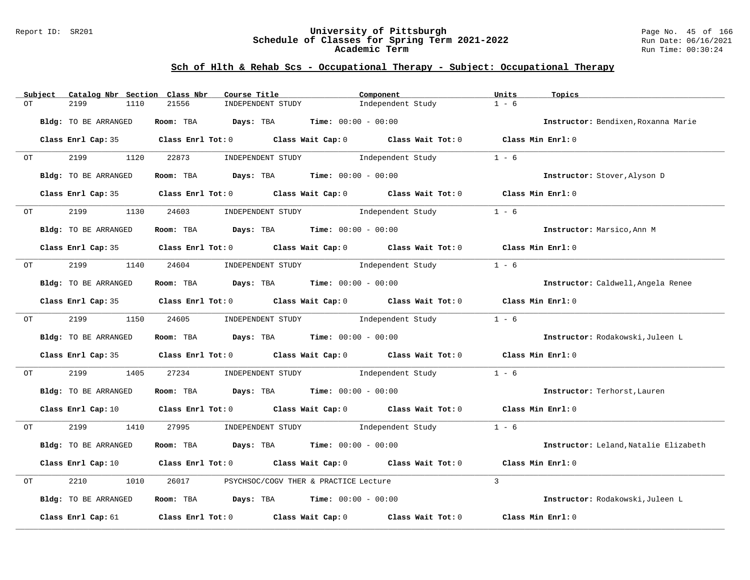## Sch of Hlth & Rehab Scs - Occupational Therapy - Subject: Occupational Therapy

| Subject | Catalog Nbr | Section | Class Nbr | Course Title | Component | Units | Topics |
|---|---|---|---|---|---|---|---|
| OT | 2199 | 1110 | 21556 | INDEPENDENT STUDY | Independent Study | 1 - 6 | |

**Bldg:** TO BE ARRANGED **Room:** TBA **Days:** TBA **Time:** 00:00 - 00:00 **Instructor:** Bendixen,Roxanna Marie

**Class Enrl Cap:** 35 **Class Enrl Tot:** 0 **Class Wait Cap:** 0 **Class Wait Tot:** 0 **Class Min Enrl:** 0

---

| Subject | Catalog Nbr | Section | Class Nbr | Course Title | Component | Units | Topics |
|---|---|---|---|---|---|---|---|
| OT | 2199 | 1120 | 22873 | INDEPENDENT STUDY | Independent Study | 1 - 6 | |

**Bldg:** TO BE ARRANGED **Room:** TBA **Days:** TBA **Time:** 00:00 - 00:00 **Instructor:** Stover,Alyson D

**Class Enrl Cap:** 35 **Class Enrl Tot:** 0 **Class Wait Cap:** 0 **Class Wait Tot:** 0 **Class Min Enrl:** 0

---

| Subject | Catalog Nbr | Section | Class Nbr | Course Title | Component | Units | Topics |
|---|---|---|---|---|---|---|---|
| OT | 2199 | 1130 | 24603 | INDEPENDENT STUDY | Independent Study | 1 - 6 | |

**Bldg:** TO BE ARRANGED **Room:** TBA **Days:** TBA **Time:** 00:00 - 00:00 **Instructor:** Marsico,Ann M

**Class Enrl Cap:** 35 **Class Enrl Tot:** 0 **Class Wait Cap:** 0 **Class Wait Tot:** 0 **Class Min Enrl:** 0

---

| Subject | Catalog Nbr | Section | Class Nbr | Course Title | Component | Units | Topics |
|---|---|---|---|---|---|---|---|
| OT | 2199 | 1140 | 24604 | INDEPENDENT STUDY | Independent Study | 1 - 6 | |

**Bldg:** TO BE ARRANGED **Room:** TBA **Days:** TBA **Time:** 00:00 - 00:00 **Instructor:** Caldwell,Angela Renee

**Class Enrl Cap:** 35 **Class Enrl Tot:** 0 **Class Wait Cap:** 0 **Class Wait Tot:** 0 **Class Min Enrl:** 0

---

| Subject | Catalog Nbr | Section | Class Nbr | Course Title | Component | Units | Topics |
|---|---|---|---|---|---|---|---|
| OT | 2199 | 1150 | 24605 | INDEPENDENT STUDY | Independent Study | 1 - 6 | |

**Bldg:** TO BE ARRANGED **Room:** TBA **Days:** TBA **Time:** 00:00 - 00:00 **Instructor:** Rodakowski,Juleen L

**Class Enrl Cap:** 35 **Class Enrl Tot:** 0 **Class Wait Cap:** 0 **Class Wait Tot:** 0 **Class Min Enrl:** 0

---

| Subject | Catalog Nbr | Section | Class Nbr | Course Title | Component | Units | Topics |
|---|---|---|---|---|---|---|---|
| OT | 2199 | 1405 | 27234 | INDEPENDENT STUDY | Independent Study | 1 - 6 | |

**Bldg:** TO BE ARRANGED **Room:** TBA **Days:** TBA **Time:** 00:00 - 00:00 **Instructor:** Terhorst,Lauren

**Class Enrl Cap:** 10 **Class Enrl Tot:** 0 **Class Wait Cap:** 0 **Class Wait Tot:** 0 **Class Min Enrl:** 0

---

| Subject | Catalog Nbr | Section | Class Nbr | Course Title | Component | Units | Topics |
|---|---|---|---|---|---|---|---|
| OT | 2199 | 1410 | 27995 | INDEPENDENT STUDY | Independent Study | 1 - 6 | |

**Bldg:** TO BE ARRANGED **Room:** TBA **Days:** TBA **Time:** 00:00 - 00:00 **Instructor:** Leland,Natalie Elizabeth

**Class Enrl Cap:** 10 **Class Enrl Tot:** 0 **Class Wait Cap:** 0 **Class Wait Tot:** 0 **Class Min Enrl:** 0

---

| Subject | Catalog Nbr | Section | Class Nbr | Course Title | Component | Units | Topics |
|---|---|---|---|---|---|---|---|
| OT | 2210 | 1010 | 26017 | PSYCHSOC/COGV THER & PRACTICE | Lecture | 3 | |

**Bldg:** TO BE ARRANGED **Room:** TBA **Days:** TBA **Time:** 00:00 - 00:00 **Instructor:** Rodakowski,Juleen L

**Class Enrl Cap:** 61 **Class Enrl Tot:** 0 **Class Wait Cap:** 0 **Class Wait Tot:** 0 **Class Min Enrl:** 0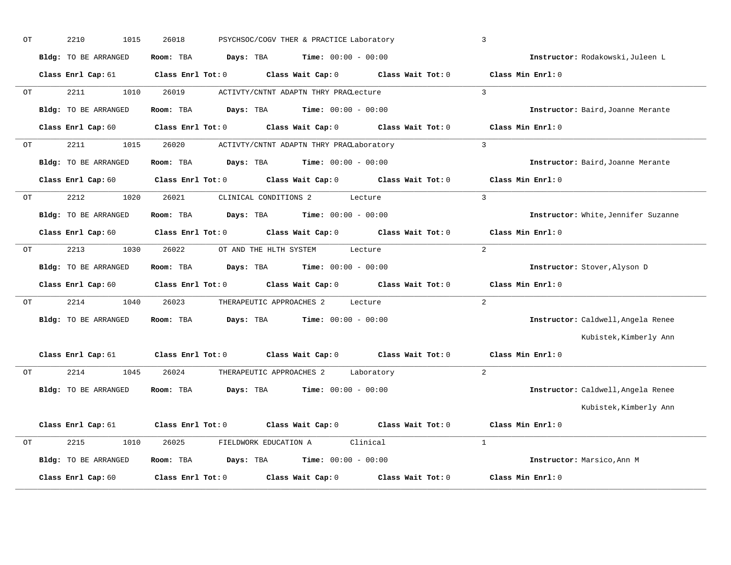OT 2210 1015 26018 PSYCHSOC/COGV THER & PRACTICE Laboratory 3

**Bldg:** TO BE ARRANGED **Room:** TBA **Days:** TBA **Time:** 00:00 - 00:00 **Instructor:** Rodakowski,Juleen L

**Class Enrl Cap:** 61 **Class Enrl Tot:** 0 **Class Wait Cap:** 0 **Class Wait Tot:** 0 **Class Min Enrl:** 0

---

OT 2211 1010 26019 ACTIVTY/CNTNT ADAPTN THRY PRAC Lecture 3

**Bldg:** TO BE ARRANGED **Room:** TBA **Days:** TBA **Time:** 00:00 - 00:00 **Instructor:** Baird,Joanne Merante

**Class Enrl Cap:** 60 **Class Enrl Tot:** 0 **Class Wait Cap:** 0 **Class Wait Tot:** 0 **Class Min Enrl:** 0

---

OT 2211 1015 26020 ACTIVTY/CNTNT ADAPTN THRY PRAC Laboratory 3

**Bldg:** TO BE ARRANGED **Room:** TBA **Days:** TBA **Time:** 00:00 - 00:00 **Instructor:** Baird,Joanne Merante

**Class Enrl Cap:** 60 **Class Enrl Tot:** 0 **Class Wait Cap:** 0 **Class Wait Tot:** 0 **Class Min Enrl:** 0

---

OT 2212 1020 26021 CLINICAL CONDITIONS 2 Lecture 3

**Bldg:** TO BE ARRANGED **Room:** TBA **Days:** TBA **Time:** 00:00 - 00:00 **Instructor:** White,Jennifer Suzanne

**Class Enrl Cap:** 60 **Class Enrl Tot:** 0 **Class Wait Cap:** 0 **Class Wait Tot:** 0 **Class Min Enrl:** 0

---

OT 2213 1030 26022 OT AND THE HLTH SYSTEM Lecture 2

**Bldg:** TO BE ARRANGED **Room:** TBA **Days:** TBA **Time:** 00:00 - 00:00 **Instructor:** Stover,Alyson D

**Class Enrl Cap:** 60 **Class Enrl Tot:** 0 **Class Wait Cap:** 0 **Class Wait Tot:** 0 **Class Min Enrl:** 0

---

OT 2214 1040 26023 THERAPEUTIC APPROACHES 2 Lecture 2

**Bldg:** TO BE ARRANGED **Room:** TBA **Days:** TBA **Time:** 00:00 - 00:00 **Instructor:** Caldwell,Angela Renee
Kubistek,Kimberly Ann

**Class Enrl Cap:** 61 **Class Enrl Tot:** 0 **Class Wait Cap:** 0 **Class Wait Tot:** 0 **Class Min Enrl:** 0

---

OT 2214 1045 26024 THERAPEUTIC APPROACHES 2 Laboratory 2

**Bldg:** TO BE ARRANGED **Room:** TBA **Days:** TBA **Time:** 00:00 - 00:00 **Instructor:** Caldwell,Angela Renee
Kubistek,Kimberly Ann

**Class Enrl Cap:** 61 **Class Enrl Tot:** 0 **Class Wait Cap:** 0 **Class Wait Tot:** 0 **Class Min Enrl:** 0

---

OT 2215 1010 26025 FIELDWORK EDUCATION A Clinical 1

**Bldg:** TO BE ARRANGED **Room:** TBA **Days:** TBA **Time:** 00:00 - 00:00 **Instructor:** Marsico,Ann M

**Class Enrl Cap:** 60 **Class Enrl Tot:** 0 **Class Wait Cap:** 0 **Class Wait Tot:** 0 **Class Min Enrl:** 0

---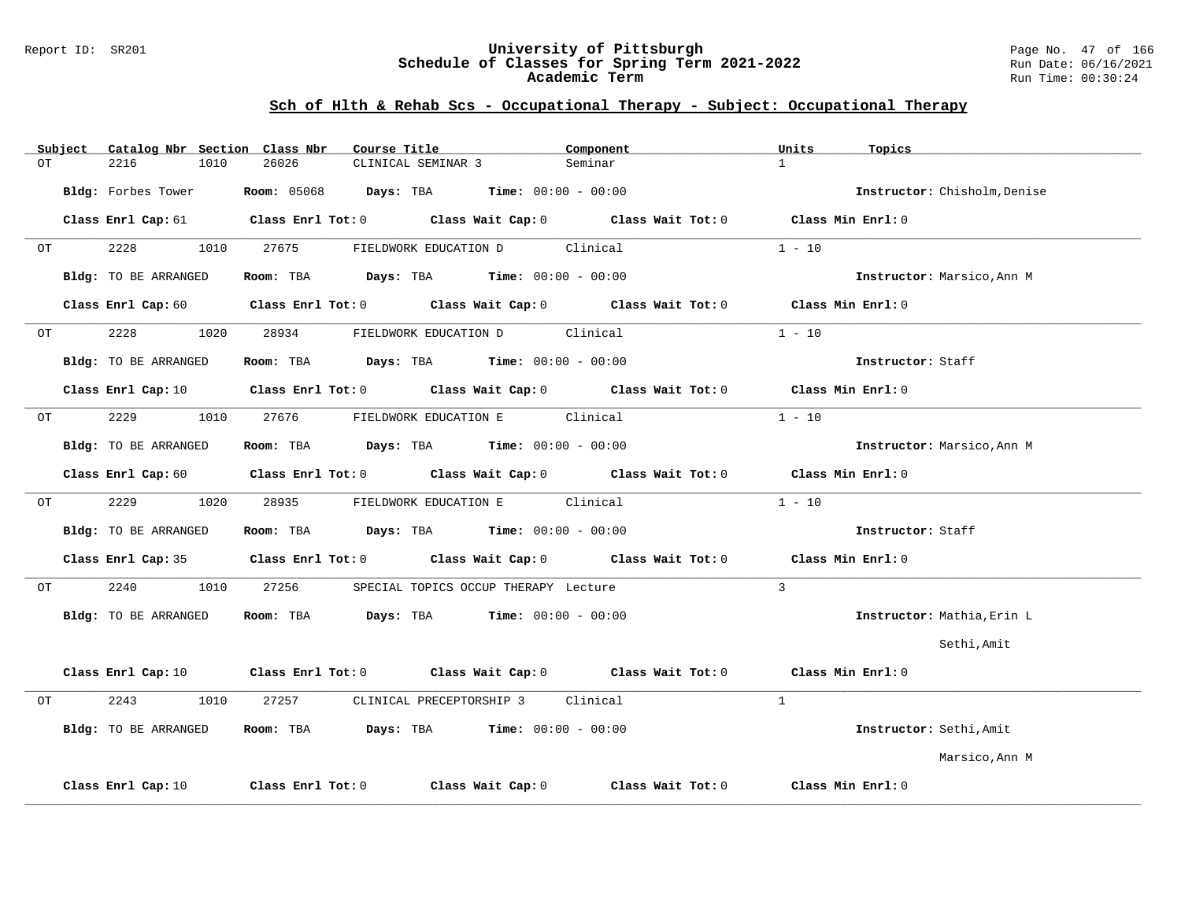## Sch of Hlth & Rehab Scs - Occupational Therapy - Subject: Occupational Therapy

| Subject | Catalog Nbr | Section | Class Nbr | Course Title | Component | Units | Topics |
|---|---|---|---|---|---|---|---|
| OT | 2216 | 1010 | 26026 | CLINICAL SEMINAR 3 | Seminar | 1 | |

**Bldg:** Forbes Tower **Room:** 05068 **Days:** TBA **Time:** 00:00 - 00:00 **Instructor:** Chisholm,Denise

**Class Enrl Cap:** 61 **Class Enrl Tot:** 0 **Class Wait Cap:** 0 **Class Wait Tot:** 0 **Class Min Enrl:** 0

---

| Subject | Catalog Nbr | Section | Class Nbr | Course Title | Component | Units | Topics |
|---|---|---|---|---|---|---|---|
| OT | 2228 | 1010 | 27675 | FIELDWORK EDUCATION D | Clinical | 1 - 10 | |

**Bldg:** TO BE ARRANGED **Room:** TBA **Days:** TBA **Time:** 00:00 - 00:00 **Instructor:** Marsico,Ann M

**Class Enrl Cap:** 60 **Class Enrl Tot:** 0 **Class Wait Cap:** 0 **Class Wait Tot:** 0 **Class Min Enrl:** 0

---

| Subject | Catalog Nbr | Section | Class Nbr | Course Title | Component | Units | Topics |
|---|---|---|---|---|---|---|---|
| OT | 2228 | 1020 | 28934 | FIELDWORK EDUCATION D | Clinical | 1 - 10 | |

**Bldg:** TO BE ARRANGED **Room:** TBA **Days:** TBA **Time:** 00:00 - 00:00 **Instructor:** Staff

**Class Enrl Cap:** 10 **Class Enrl Tot:** 0 **Class Wait Cap:** 0 **Class Wait Tot:** 0 **Class Min Enrl:** 0

---

| Subject | Catalog Nbr | Section | Class Nbr | Course Title | Component | Units | Topics |
|---|---|---|---|---|---|---|---|
| OT | 2229 | 1010 | 27676 | FIELDWORK EDUCATION E | Clinical | 1 - 10 | |

**Bldg:** TO BE ARRANGED **Room:** TBA **Days:** TBA **Time:** 00:00 - 00:00 **Instructor:** Marsico,Ann M

**Class Enrl Cap:** 60 **Class Enrl Tot:** 0 **Class Wait Cap:** 0 **Class Wait Tot:** 0 **Class Min Enrl:** 0

---

| Subject | Catalog Nbr | Section | Class Nbr | Course Title | Component | Units | Topics |
|---|---|---|---|---|---|---|---|
| OT | 2229 | 1020 | 28935 | FIELDWORK EDUCATION E | Clinical | 1 - 10 | |

**Bldg:** TO BE ARRANGED **Room:** TBA **Days:** TBA **Time:** 00:00 - 00:00 **Instructor:** Staff

**Class Enrl Cap:** 35 **Class Enrl Tot:** 0 **Class Wait Cap:** 0 **Class Wait Tot:** 0 **Class Min Enrl:** 0

---

| Subject | Catalog Nbr | Section | Class Nbr | Course Title | Component | Units | Topics |
|---|---|---|---|---|---|---|---|
| OT | 2240 | 1010 | 27256 | SPECIAL TOPICS OCCUP THERAPY | Lecture | 3 | |

**Bldg:** TO BE ARRANGED **Room:** TBA **Days:** TBA **Time:** 00:00 - 00:00 **Instructor:** Mathia,Erin L; Sethi,Amit

**Class Enrl Cap:** 10 **Class Enrl Tot:** 0 **Class Wait Cap:** 0 **Class Wait Tot:** 0 **Class Min Enrl:** 0

---

| Subject | Catalog Nbr | Section | Class Nbr | Course Title | Component | Units | Topics |
|---|---|---|---|---|---|---|---|
| OT | 2243 | 1010 | 27257 | CLINICAL PRECEPTORSHIP 3 | Clinical | 1 | |

**Bldg:** TO BE ARRANGED **Room:** TBA **Days:** TBA **Time:** 00:00 - 00:00 **Instructor:** Sethi,Amit; Marsico,Ann M

**Class Enrl Cap:** 10 **Class Enrl Tot:** 0 **Class Wait Cap:** 0 **Class Wait Tot:** 0 **Class Min Enrl:** 0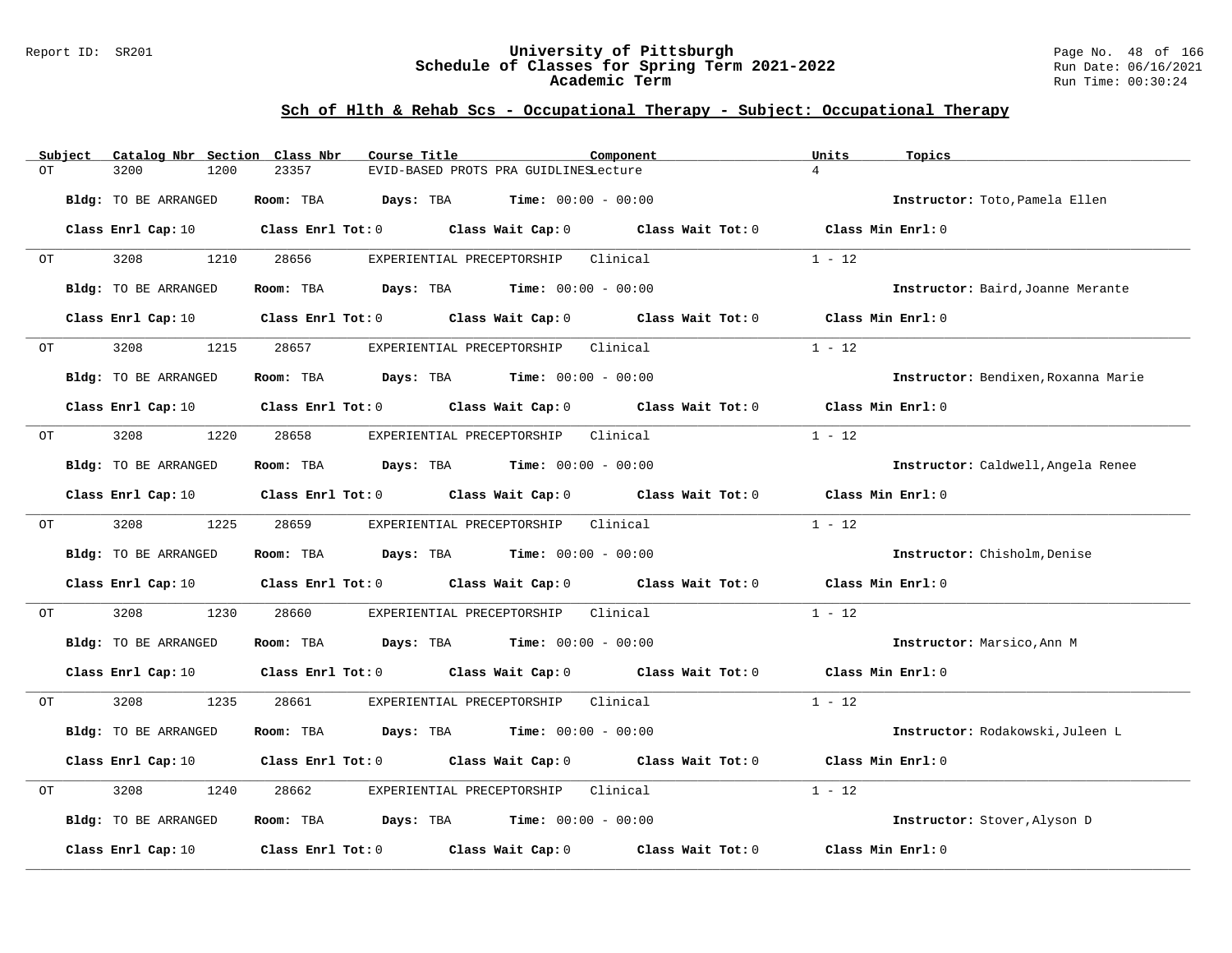## Sch of Hlth & Rehab Scs - Occupational Therapy - Subject: Occupational Therapy

| Subject | Catalog Nbr | Section | Class Nbr | Course Title | Component | Units | Topics |
|---|---|---|---|---|---|---|---|
| OT | 3200 | 1200 | 23357 | EVID-BASED PROTS PRA GUIDLINES | Lecture | 4 | |

**Bldg:** TO BE ARRANGED **Room:** TBA **Days:** TBA **Time:** 00:00 - 00:00 **Instructor:** Toto,Pamela Ellen

**Class Enrl Cap:** 10 **Class Enrl Tot:** 0 **Class Wait Cap:** 0 **Class Wait Tot:** 0 **Class Min Enrl:** 0

| Subject | Catalog Nbr | Section | Class Nbr | Course Title | Component | Units | Topics |
|---|---|---|---|---|---|---|---|
| OT | 3208 | 1210 | 28656 | EXPERIENTIAL PRECEPTORSHIP | Clinical | 1 - 12 | |

**Bldg:** TO BE ARRANGED **Room:** TBA **Days:** TBA **Time:** 00:00 - 00:00 **Instructor:** Baird,Joanne Merante

**Class Enrl Cap:** 10 **Class Enrl Tot:** 0 **Class Wait Cap:** 0 **Class Wait Tot:** 0 **Class Min Enrl:** 0

| Subject | Catalog Nbr | Section | Class Nbr | Course Title | Component | Units | Topics |
|---|---|---|---|---|---|---|---|
| OT | 3208 | 1215 | 28657 | EXPERIENTIAL PRECEPTORSHIP | Clinical | 1 - 12 | |

**Bldg:** TO BE ARRANGED **Room:** TBA **Days:** TBA **Time:** 00:00 - 00:00 **Instructor:** Bendixen,Roxanna Marie

**Class Enrl Cap:** 10 **Class Enrl Tot:** 0 **Class Wait Cap:** 0 **Class Wait Tot:** 0 **Class Min Enrl:** 0

| Subject | Catalog Nbr | Section | Class Nbr | Course Title | Component | Units | Topics |
|---|---|---|---|---|---|---|---|
| OT | 3208 | 1220 | 28658 | EXPERIENTIAL PRECEPTORSHIP | Clinical | 1 - 12 | |

**Bldg:** TO BE ARRANGED **Room:** TBA **Days:** TBA **Time:** 00:00 - 00:00 **Instructor:** Caldwell,Angela Renee

**Class Enrl Cap:** 10 **Class Enrl Tot:** 0 **Class Wait Cap:** 0 **Class Wait Tot:** 0 **Class Min Enrl:** 0

| Subject | Catalog Nbr | Section | Class Nbr | Course Title | Component | Units | Topics |
|---|---|---|---|---|---|---|---|
| OT | 3208 | 1225 | 28659 | EXPERIENTIAL PRECEPTORSHIP | Clinical | 1 - 12 | |

**Bldg:** TO BE ARRANGED **Room:** TBA **Days:** TBA **Time:** 00:00 - 00:00 **Instructor:** Chisholm,Denise

**Class Enrl Cap:** 10 **Class Enrl Tot:** 0 **Class Wait Cap:** 0 **Class Wait Tot:** 0 **Class Min Enrl:** 0

| Subject | Catalog Nbr | Section | Class Nbr | Course Title | Component | Units | Topics |
|---|---|---|---|---|---|---|---|
| OT | 3208 | 1230 | 28660 | EXPERIENTIAL PRECEPTORSHIP | Clinical | 1 - 12 | |

**Bldg:** TO BE ARRANGED **Room:** TBA **Days:** TBA **Time:** 00:00 - 00:00 **Instructor:** Marsico,Ann M

**Class Enrl Cap:** 10 **Class Enrl Tot:** 0 **Class Wait Cap:** 0 **Class Wait Tot:** 0 **Class Min Enrl:** 0

| Subject | Catalog Nbr | Section | Class Nbr | Course Title | Component | Units | Topics |
|---|---|---|---|---|---|---|---|
| OT | 3208 | 1235 | 28661 | EXPERIENTIAL PRECEPTORSHIP | Clinical | 1 - 12 | |

**Bldg:** TO BE ARRANGED **Room:** TBA **Days:** TBA **Time:** 00:00 - 00:00 **Instructor:** Rodakowski,Juleen L

**Class Enrl Cap:** 10 **Class Enrl Tot:** 0 **Class Wait Cap:** 0 **Class Wait Tot:** 0 **Class Min Enrl:** 0

| Subject | Catalog Nbr | Section | Class Nbr | Course Title | Component | Units | Topics |
|---|---|---|---|---|---|---|---|
| OT | 3208 | 1240 | 28662 | EXPERIENTIAL PRECEPTORSHIP | Clinical | 1 - 12 | |

**Bldg:** TO BE ARRANGED **Room:** TBA **Days:** TBA **Time:** 00:00 - 00:00 **Instructor:** Stover,Alyson D

**Class Enrl Cap:** 10 **Class Enrl Tot:** 0 **Class Wait Cap:** 0 **Class Wait Tot:** 0 **Class Min Enrl:** 0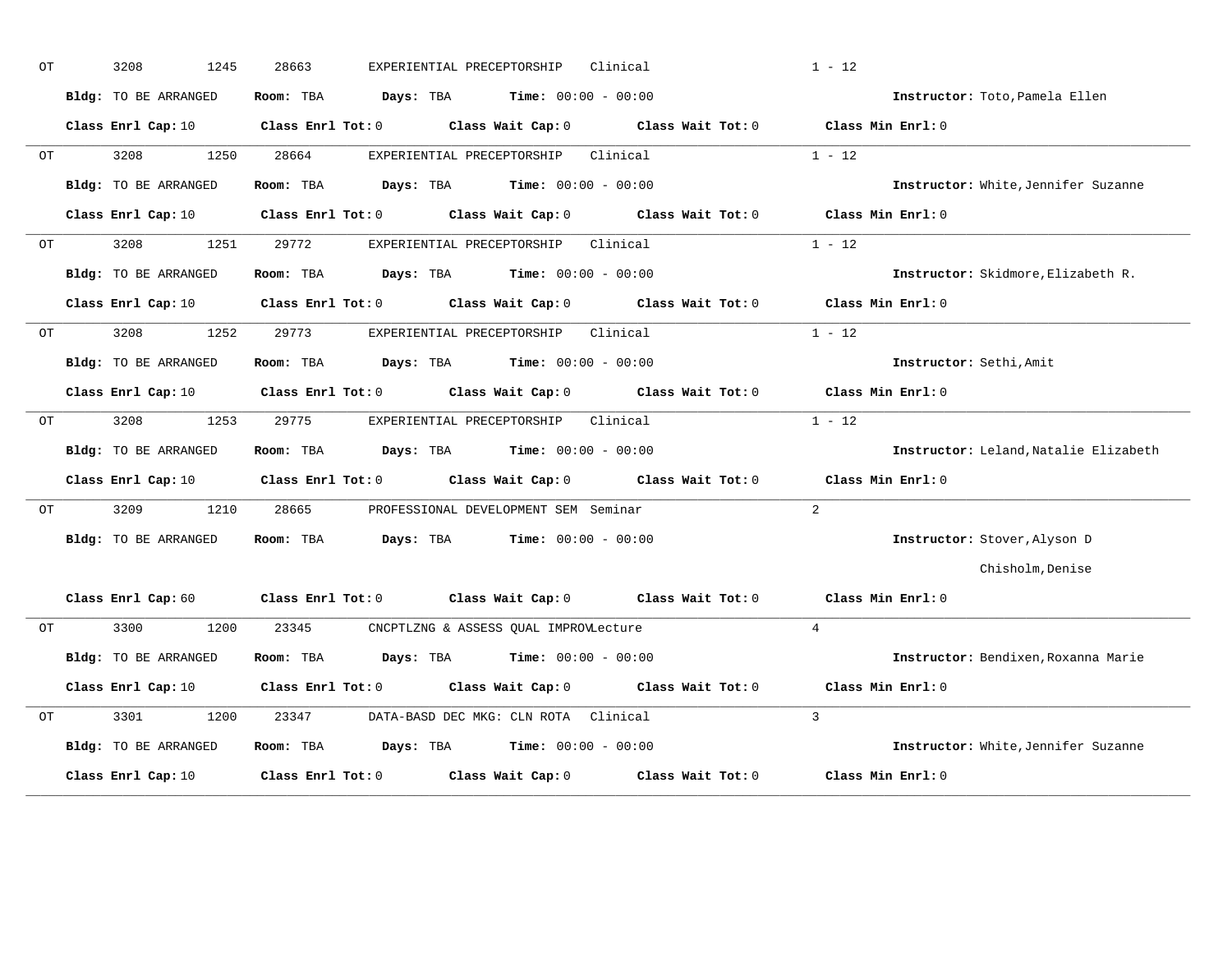OT 3208 1245 28663 EXPERIENTIAL PRECEPTORSHIP Clinical 1 - 12

**Bldg:** TO BE ARRANGED **Room:** TBA **Days:** TBA **Time:** 00:00 - 00:00 **Instructor:** Toto,Pamela Ellen

**Class Enrl Cap:** 10 **Class Enrl Tot:** 0 **Class Wait Cap:** 0 **Class Wait Tot:** 0 **Class Min Enrl:** 0

---

OT 3208 1250 28664 EXPERIENTIAL PRECEPTORSHIP Clinical 1 - 12

**Bldg:** TO BE ARRANGED **Room:** TBA **Days:** TBA **Time:** 00:00 - 00:00 **Instructor:** White,Jennifer Suzanne

**Class Enrl Cap:** 10 **Class Enrl Tot:** 0 **Class Wait Cap:** 0 **Class Wait Tot:** 0 **Class Min Enrl:** 0

---

OT 3208 1251 29772 EXPERIENTIAL PRECEPTORSHIP Clinical 1 - 12

**Bldg:** TO BE ARRANGED **Room:** TBA **Days:** TBA **Time:** 00:00 - 00:00 **Instructor:** Skidmore,Elizabeth R.

**Class Enrl Cap:** 10 **Class Enrl Tot:** 0 **Class Wait Cap:** 0 **Class Wait Tot:** 0 **Class Min Enrl:** 0

---

OT 3208 1252 29773 EXPERIENTIAL PRECEPTORSHIP Clinical 1 - 12

**Bldg:** TO BE ARRANGED **Room:** TBA **Days:** TBA **Time:** 00:00 - 00:00 **Instructor:** Sethi,Amit

**Class Enrl Cap:** 10 **Class Enrl Tot:** 0 **Class Wait Cap:** 0 **Class Wait Tot:** 0 **Class Min Enrl:** 0

---

OT 3208 1253 29775 EXPERIENTIAL PRECEPTORSHIP Clinical 1 - 12

**Bldg:** TO BE ARRANGED **Room:** TBA **Days:** TBA **Time:** 00:00 - 00:00 **Instructor:** Leland,Natalie Elizabeth

**Class Enrl Cap:** 10 **Class Enrl Tot:** 0 **Class Wait Cap:** 0 **Class Wait Tot:** 0 **Class Min Enrl:** 0

---

OT 3209 1210 28665 PROFESSIONAL DEVELOPMENT SEM Seminar 2

**Bldg:** TO BE ARRANGED **Room:** TBA **Days:** TBA **Time:** 00:00 - 00:00 **Instructor:** Stover,Alyson D

Chisholm,Denise

**Class Enrl Cap:** 60 **Class Enrl Tot:** 0 **Class Wait Cap:** 0 **Class Wait Tot:** 0 **Class Min Enrl:** 0

---

OT 3300 1200 23345 CNCPTLZNG & ASSESS QUAL IMPROVLecture 4

**Bldg:** TO BE ARRANGED **Room:** TBA **Days:** TBA **Time:** 00:00 - 00:00 **Instructor:** Bendixen,Roxanna Marie

**Class Enrl Cap:** 10 **Class Enrl Tot:** 0 **Class Wait Cap:** 0 **Class Wait Tot:** 0 **Class Min Enrl:** 0

---

OT 3301 1200 23347 DATA-BASD DEC MKG: CLN ROTA Clinical 3

**Bldg:** TO BE ARRANGED **Room:** TBA **Days:** TBA **Time:** 00:00 - 00:00 **Instructor:** White,Jennifer Suzanne

**Class Enrl Cap:** 10 **Class Enrl Tot:** 0 **Class Wait Cap:** 0 **Class Wait Tot:** 0 **Class Min Enrl:** 0

---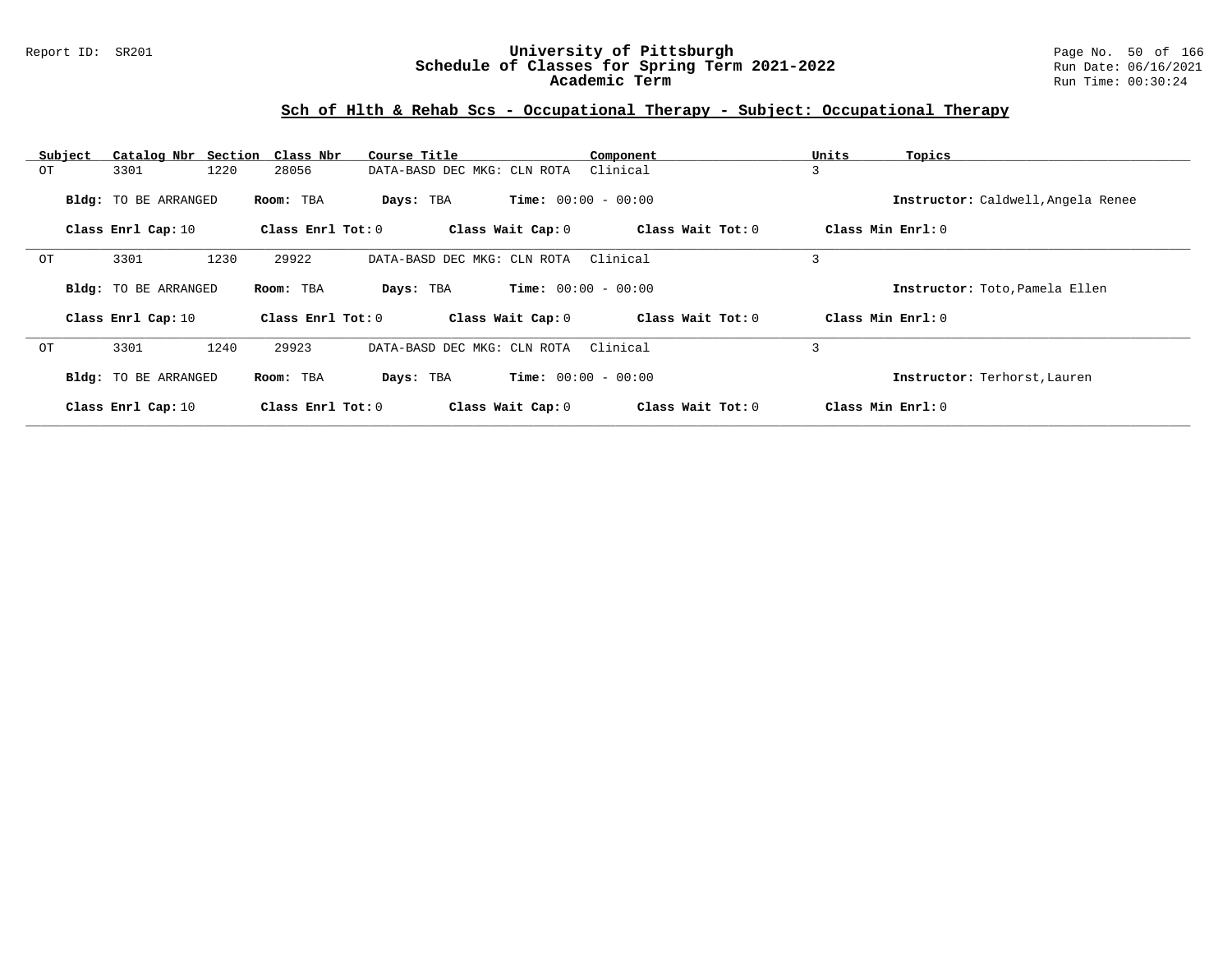## Sch of Hlth & Rehab Scs - Occupational Therapy - Subject: Occupational Therapy

| Subject | Catalog Nbr | Section | Class Nbr | Course Title | Component | Units | Topics |
|---|---|---|---|---|---|---|---|
| OT | 3301 | 1220 | 28056 | DATA-BASD DEC MKG: CLN ROTA | Clinical | 3 | |

**Bldg:** TO BE ARRANGED **Room:** TBA **Days:** TBA **Time:** 00:00 - 00:00 **Instructor:** Caldwell,Angela Renee

**Class Enrl Cap:** 10 **Class Enrl Tot:** 0 **Class Wait Cap:** 0 **Class Wait Tot:** 0 **Class Min Enrl:** 0

---

| Subject | Catalog Nbr | Section | Class Nbr | Course Title | Component | Units | Topics |
|---|---|---|---|---|---|---|---|
| OT | 3301 | 1230 | 29922 | DATA-BASD DEC MKG: CLN ROTA | Clinical | 3 | |

**Bldg:** TO BE ARRANGED **Room:** TBA **Days:** TBA **Time:** 00:00 - 00:00 **Instructor:** Toto,Pamela Ellen

**Class Enrl Cap:** 10 **Class Enrl Tot:** 0 **Class Wait Cap:** 0 **Class Wait Tot:** 0 **Class Min Enrl:** 0

---

| Subject | Catalog Nbr | Section | Class Nbr | Course Title | Component | Units | Topics |
|---|---|---|---|---|---|---|---|
| OT | 3301 | 1240 | 29923 | DATA-BASD DEC MKG: CLN ROTA | Clinical | 3 | |

**Bldg:** TO BE ARRANGED **Room:** TBA **Days:** TBA **Time:** 00:00 - 00:00 **Instructor:** Terhorst,Lauren

**Class Enrl Cap:** 10 **Class Enrl Tot:** 0 **Class Wait Cap:** 0 **Class Wait Tot:** 0 **Class Min Enrl:** 0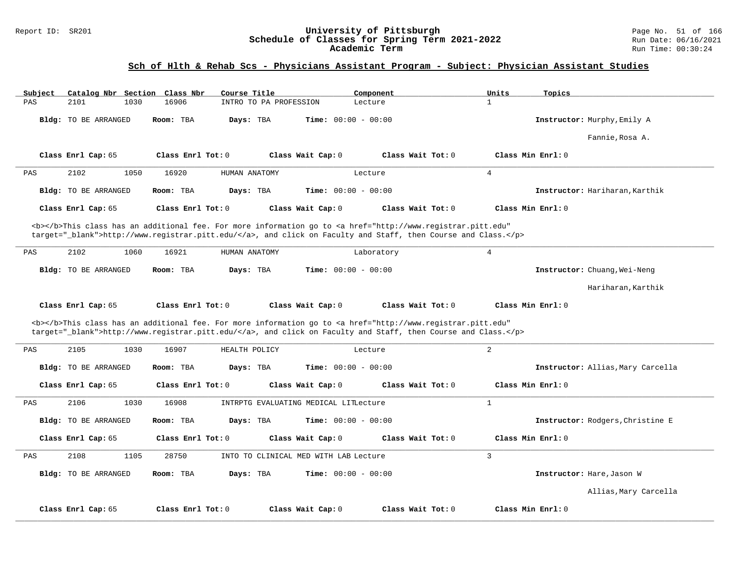## Sch of Hlth & Rehab Scs - Physicians Assistant Program - Subject: Physician Assistant Studies

| Subject | Catalog Nbr | Section | Class Nbr | Course Title | Component | Units | Topics |
|---|---|---|---|---|---|---|---|
| PAS | 2101 | 1030 | 16906 | INTRO TO PA PROFESSION | Lecture | 1 | |

**Bldg:** TO BE ARRANGED **Room:** TBA **Days:** TBA **Time:** 00:00 - 00:00 **Instructor:** Murphy,Emily A; Fannie,Rosa A.

**Class Enrl Cap:** 65 **Class Enrl Tot:** 0 **Class Wait Cap:** 0 **Class Wait Tot:** 0 **Class Min Enrl:** 0

---

| Subject | Catalog Nbr | Section | Class Nbr | Course Title | Component | Units | Topics |
|---|---|---|---|---|---|---|---|
| PAS | 2102 | 1050 | 16920 | HUMAN ANATOMY | Lecture | 4 | |

**Bldg:** TO BE ARRANGED **Room:** TBA **Days:** TBA **Time:** 00:00 - 00:00 **Instructor:** Hariharan,Karthik

**Class Enrl Cap:** 65 **Class Enrl Tot:** 0 **Class Wait Cap:** 0 **Class Wait Tot:** 0 **Class Min Enrl:** 0

<b></b>This class has an additional fee. For more information go to <a href="http://www.registrar.pitt.edu" target="_blank">http://www.registrar.pitt.edu/</a>, and click on Faculty and Staff, then Course and Class.</p>

---

| Subject | Catalog Nbr | Section | Class Nbr | Course Title | Component | Units | Topics |
|---|---|---|---|---|---|---|---|
| PAS | 2102 | 1060 | 16921 | HUMAN ANATOMY | Laboratory | 4 | |

**Bldg:** TO BE ARRANGED **Room:** TBA **Days:** TBA **Time:** 00:00 - 00:00 **Instructor:** Chuang,Wei-Neng; Hariharan,Karthik

**Class Enrl Cap:** 65 **Class Enrl Tot:** 0 **Class Wait Cap:** 0 **Class Wait Tot:** 0 **Class Min Enrl:** 0

<b></b>This class has an additional fee. For more information go to <a href="http://www.registrar.pitt.edu" target="_blank">http://www.registrar.pitt.edu/</a>, and click on Faculty and Staff, then Course and Class.</p>

---

| Subject | Catalog Nbr | Section | Class Nbr | Course Title | Component | Units | Topics |
|---|---|---|---|---|---|---|---|
| PAS | 2105 | 1030 | 16907 | HEALTH POLICY | Lecture | 2 | |

**Bldg:** TO BE ARRANGED **Room:** TBA **Days:** TBA **Time:** 00:00 - 00:00 **Instructor:** Allias,Mary Carcella

**Class Enrl Cap:** 65 **Class Enrl Tot:** 0 **Class Wait Cap:** 0 **Class Wait Tot:** 0 **Class Min Enrl:** 0

---

| Subject | Catalog Nbr | Section | Class Nbr | Course Title | Component | Units | Topics |
|---|---|---|---|---|---|---|---|
| PAS | 2106 | 1030 | 16908 | INTRPTG EVALUATING MEDICAL LIT | Lecture | 1 | |

**Bldg:** TO BE ARRANGED **Room:** TBA **Days:** TBA **Time:** 00:00 - 00:00 **Instructor:** Rodgers,Christine E

**Class Enrl Cap:** 65 **Class Enrl Tot:** 0 **Class Wait Cap:** 0 **Class Wait Tot:** 0 **Class Min Enrl:** 0

---

| Subject | Catalog Nbr | Section | Class Nbr | Course Title | Component | Units | Topics |
|---|---|---|---|---|---|---|---|
| PAS | 2108 | 1105 | 28750 | INTO TO CLINICAL MED WITH LAB | Lecture | 3 | |

**Bldg:** TO BE ARRANGED **Room:** TBA **Days:** TBA **Time:** 00:00 - 00:00 **Instructor:** Hare,Jason W; Allias,Mary Carcella

**Class Enrl Cap:** 65 **Class Enrl Tot:** 0 **Class Wait Cap:** 0 **Class Wait Tot:** 0 **Class Min Enrl:** 0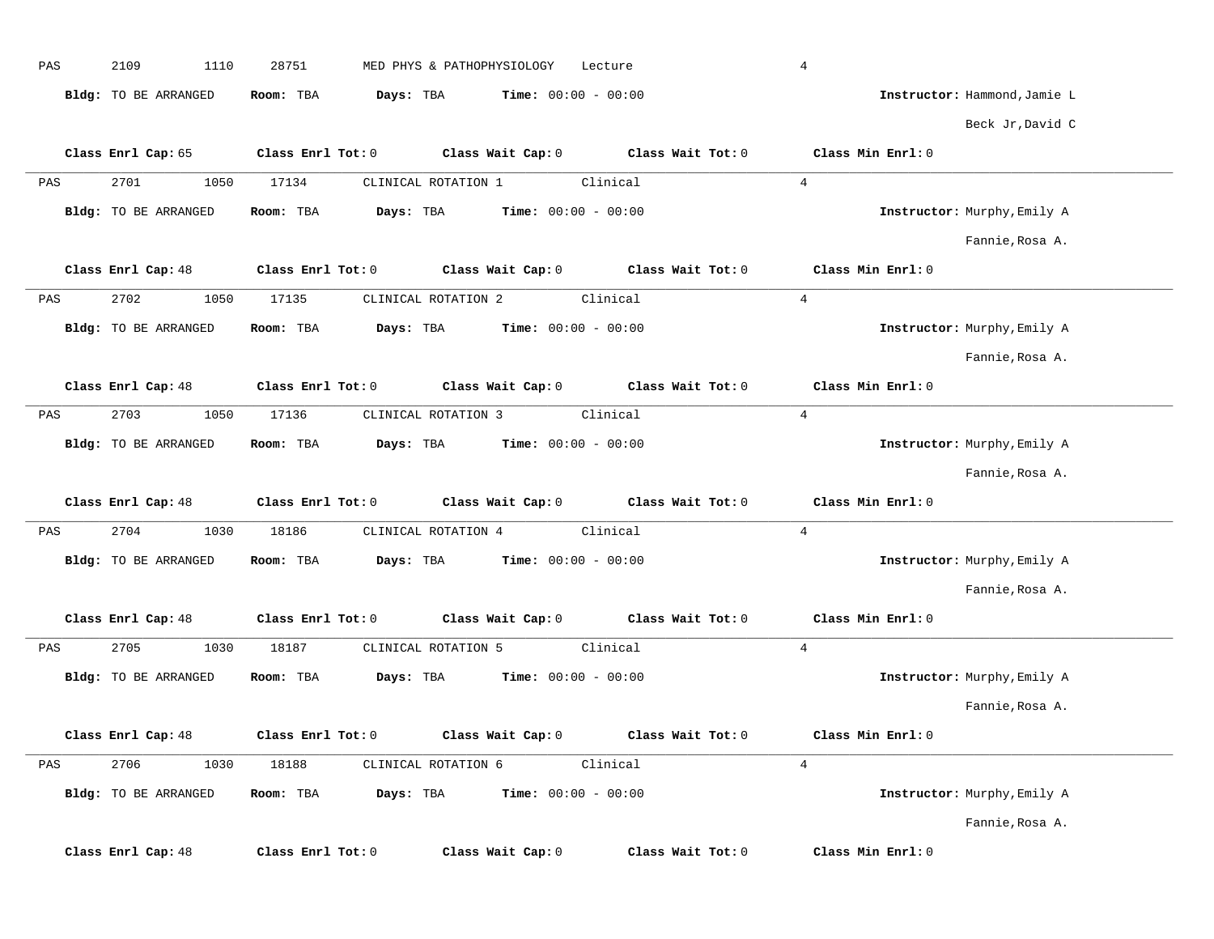PAS 2109 1110 28751 MED PHYS & PATHOPHYSIOLOGY Lecture 4

**Bldg:** TO BE ARRANGED **Room:** TBA **Days:** TBA **Time:** 00:00 - 00:00 **Instructor:** Hammond,Jamie L
Beck Jr,David C

**Class Enrl Cap:** 65 **Class Enrl Tot:** 0 **Class Wait Cap:** 0 **Class Wait Tot:** 0 **Class Min Enrl:** 0

---

PAS 2701 1050 17134 CLINICAL ROTATION 1 Clinical 4

**Bldg:** TO BE ARRANGED **Room:** TBA **Days:** TBA **Time:** 00:00 - 00:00 **Instructor:** Murphy,Emily A
Fannie,Rosa A.

**Class Enrl Cap:** 48 **Class Enrl Tot:** 0 **Class Wait Cap:** 0 **Class Wait Tot:** 0 **Class Min Enrl:** 0

---

PAS 2702 1050 17135 CLINICAL ROTATION 2 Clinical 4

**Bldg:** TO BE ARRANGED **Room:** TBA **Days:** TBA **Time:** 00:00 - 00:00 **Instructor:** Murphy,Emily A
Fannie,Rosa A.

**Class Enrl Cap:** 48 **Class Enrl Tot:** 0 **Class Wait Cap:** 0 **Class Wait Tot:** 0 **Class Min Enrl:** 0

---

PAS 2703 1050 17136 CLINICAL ROTATION 3 Clinical 4

**Bldg:** TO BE ARRANGED **Room:** TBA **Days:** TBA **Time:** 00:00 - 00:00 **Instructor:** Murphy,Emily A
Fannie,Rosa A.

**Class Enrl Cap:** 48 **Class Enrl Tot:** 0 **Class Wait Cap:** 0 **Class Wait Tot:** 0 **Class Min Enrl:** 0

---

PAS 2704 1030 18186 CLINICAL ROTATION 4 Clinical 4

**Bldg:** TO BE ARRANGED **Room:** TBA **Days:** TBA **Time:** 00:00 - 00:00 **Instructor:** Murphy,Emily A
Fannie,Rosa A.

**Class Enrl Cap:** 48 **Class Enrl Tot:** 0 **Class Wait Cap:** 0 **Class Wait Tot:** 0 **Class Min Enrl:** 0

---

PAS 2705 1030 18187 CLINICAL ROTATION 5 Clinical 4

**Bldg:** TO BE ARRANGED **Room:** TBA **Days:** TBA **Time:** 00:00 - 00:00 **Instructor:** Murphy,Emily A
Fannie,Rosa A.

**Class Enrl Cap:** 48 **Class Enrl Tot:** 0 **Class Wait Cap:** 0 **Class Wait Tot:** 0 **Class Min Enrl:** 0

---

PAS 2706 1030 18188 CLINICAL ROTATION 6 Clinical 4

**Bldg:** TO BE ARRANGED **Room:** TBA **Days:** TBA **Time:** 00:00 - 00:00 **Instructor:** Murphy,Emily A
Fannie,Rosa A.

**Class Enrl Cap:** 48 **Class Enrl Tot:** 0 **Class Wait Cap:** 0 **Class Wait Tot:** 0 **Class Min Enrl:** 0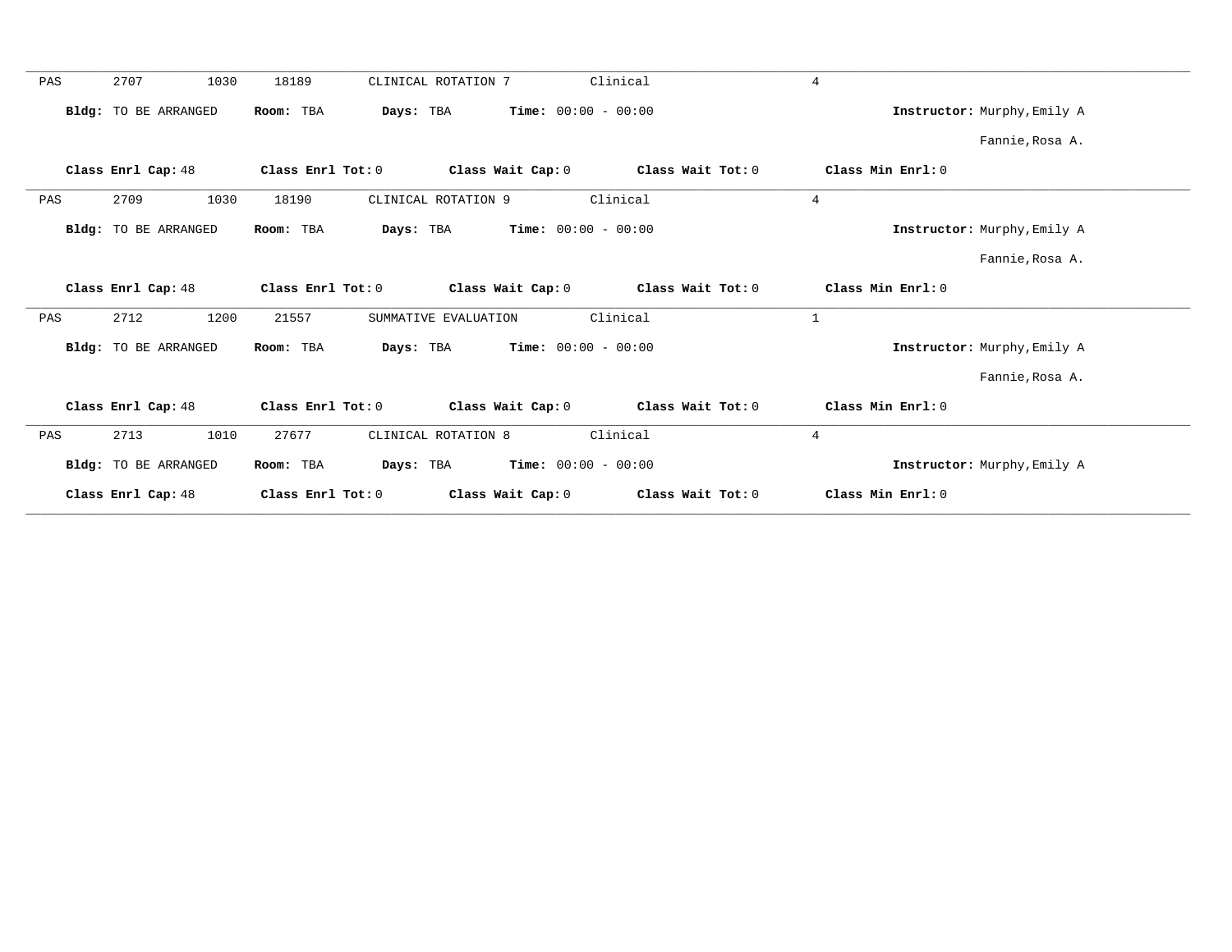PAS 2707 1030 18189 CLINICAL ROTATION 7 Clinical 4

**Bldg:** TO BE ARRANGED **Room:** TBA **Days:** TBA **Time:** 00:00 - 00:00 **Instructor:** Murphy,Emily A

Fannie,Rosa A.

**Class Enrl Cap:** 48 **Class Enrl Tot:** 0 **Class Wait Cap:** 0 **Class Wait Tot:** 0 **Class Min Enrl:** 0

---

PAS 2709 1030 18190 CLINICAL ROTATION 9 Clinical 4

**Bldg:** TO BE ARRANGED **Room:** TBA **Days:** TBA **Time:** 00:00 - 00:00 **Instructor:** Murphy,Emily A

Fannie,Rosa A.

**Class Enrl Cap:** 48 **Class Enrl Tot:** 0 **Class Wait Cap:** 0 **Class Wait Tot:** 0 **Class Min Enrl:** 0

---

PAS 2712 1200 21557 SUMMATIVE EVALUATION Clinical 1

**Bldg:** TO BE ARRANGED **Room:** TBA **Days:** TBA **Time:** 00:00 - 00:00 **Instructor:** Murphy,Emily A

Fannie,Rosa A.

**Class Enrl Cap:** 48 **Class Enrl Tot:** 0 **Class Wait Cap:** 0 **Class Wait Tot:** 0 **Class Min Enrl:** 0

---

PAS 2713 1010 27677 CLINICAL ROTATION 8 Clinical 4

**Bldg:** TO BE ARRANGED **Room:** TBA **Days:** TBA **Time:** 00:00 - 00:00 **Instructor:** Murphy,Emily A

**Class Enrl Cap:** 48 **Class Enrl Tot:** 0 **Class Wait Cap:** 0 **Class Wait Tot:** 0 **Class Min Enrl:** 0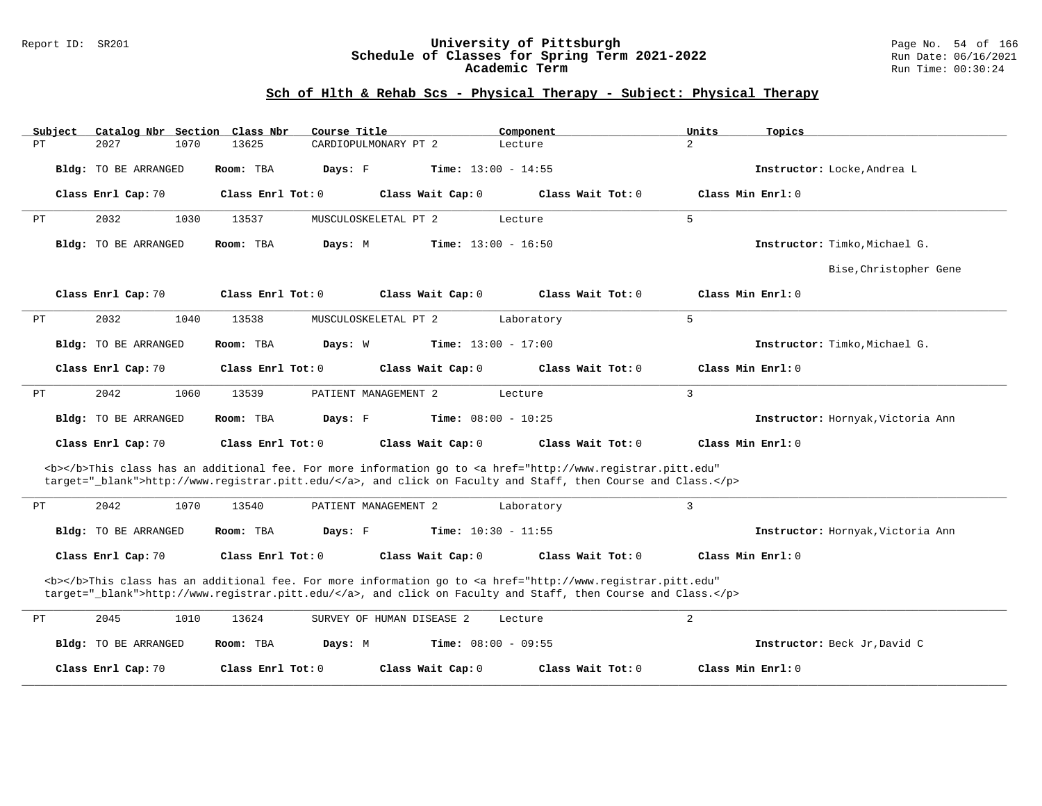## Sch of Hlth & Rehab Scs - Physical Therapy - Subject: Physical Therapy

| Subject | Catalog Nbr | Section | Class Nbr | Course Title | Component | Units | Topics |
|---|---|---|---|---|---|---|---|
| PT | 2027 | 1070 | 13625 | CARDIOPULMONARY PT 2 | Lecture | 2 | |

**Bldg:** TO BE ARRANGED **Room:** TBA **Days:** F **Time:** 13:00 - 14:55 **Instructor:** Locke,Andrea L

**Class Enrl Cap:** 70 **Class Enrl Tot:** 0 **Class Wait Cap:** 0 **Class Wait Tot:** 0 **Class Min Enrl:** 0

---

| Subject | Catalog Nbr | Section | Class Nbr | Course Title | Component | Units | Topics |
|---|---|---|---|---|---|---|---|
| PT | 2032 | 1030 | 13537 | MUSCULOSKELETAL PT 2 | Lecture | 5 | |

**Bldg:** TO BE ARRANGED **Room:** TBA **Days:** M **Time:** 13:00 - 16:50 **Instructor:** Timko,Michael G.

Bise,Christopher Gene

**Class Enrl Cap:** 70 **Class Enrl Tot:** 0 **Class Wait Cap:** 0 **Class Wait Tot:** 0 **Class Min Enrl:** 0

---

| Subject | Catalog Nbr | Section | Class Nbr | Course Title | Component | Units | Topics |
|---|---|---|---|---|---|---|---|
| PT | 2032 | 1040 | 13538 | MUSCULOSKELETAL PT 2 | Laboratory | 5 | |

**Bldg:** TO BE ARRANGED **Room:** TBA **Days:** W **Time:** 13:00 - 17:00 **Instructor:** Timko,Michael G.

**Class Enrl Cap:** 70 **Class Enrl Tot:** 0 **Class Wait Cap:** 0 **Class Wait Tot:** 0 **Class Min Enrl:** 0

---

| Subject | Catalog Nbr | Section | Class Nbr | Course Title | Component | Units | Topics |
|---|---|---|---|---|---|---|---|
| PT | 2042 | 1060 | 13539 | PATIENT MANAGEMENT 2 | Lecture | 3 | |

**Bldg:** TO BE ARRANGED **Room:** TBA **Days:** F **Time:** 08:00 - 10:25 **Instructor:** Hornyak,Victoria Ann

**Class Enrl Cap:** 70 **Class Enrl Tot:** 0 **Class Wait Cap:** 0 **Class Wait Tot:** 0 **Class Min Enrl:** 0

<b></b>This class has an additional fee. For more information go to <a href="http://www.registrar.pitt.edu" target="_blank">http://www.registrar.pitt.edu/</a>, and click on Faculty and Staff, then Course and Class.</p>

---

| Subject | Catalog Nbr | Section | Class Nbr | Course Title | Component | Units | Topics |
|---|---|---|---|---|---|---|---|
| PT | 2042 | 1070 | 13540 | PATIENT MANAGEMENT 2 | Laboratory | 3 | |

**Bldg:** TO BE ARRANGED **Room:** TBA **Days:** F **Time:** 10:30 - 11:55 **Instructor:** Hornyak,Victoria Ann

**Class Enrl Cap:** 70 **Class Enrl Tot:** 0 **Class Wait Cap:** 0 **Class Wait Tot:** 0 **Class Min Enrl:** 0

<b></b>This class has an additional fee. For more information go to <a href="http://www.registrar.pitt.edu" target="_blank">http://www.registrar.pitt.edu/</a>, and click on Faculty and Staff, then Course and Class.</p>

---

| Subject | Catalog Nbr | Section | Class Nbr | Course Title | Component | Units | Topics |
|---|---|---|---|---|---|---|---|
| PT | 2045 | 1010 | 13624 | SURVEY OF HUMAN DISEASE 2 | Lecture | 2 | |

**Bldg:** TO BE ARRANGED **Room:** TBA **Days:** M **Time:** 08:00 - 09:55 **Instructor:** Beck Jr,David C

**Class Enrl Cap:** 70 **Class Enrl Tot:** 0 **Class Wait Cap:** 0 **Class Wait Tot:** 0 **Class Min Enrl:** 0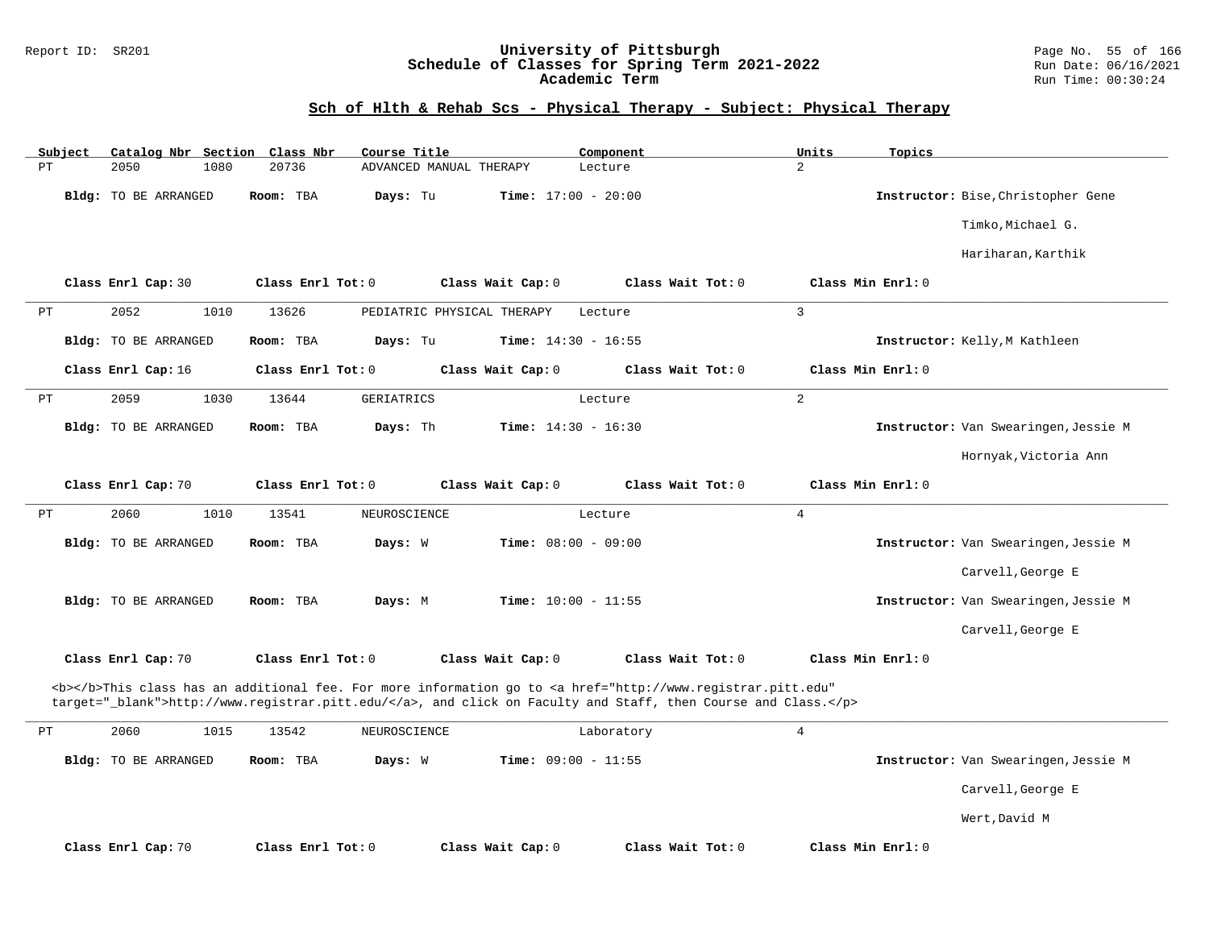## Sch of Hlth & Rehab Scs - Physical Therapy - Subject: Physical Therapy

| Subject | Catalog Nbr | Section | Class Nbr | Course Title | Component | Units | Topics |
|---|---|---|---|---|---|---|---|
| PT | 2050 | 1080 | 20736 | ADVANCED MANUAL THERAPY | Lecture | 2 | |

**Bldg:** TO BE ARRANGED **Room:** TBA **Days:** Tu **Time:** 17:00 - 20:00 **Instructor:** Bise,Christopher Gene; Timko,Michael G.; Hariharan,Karthik

**Class Enrl Cap:** 30 **Class Enrl Tot:** 0 **Class Wait Cap:** 0 **Class Wait Tot:** 0 **Class Min Enrl:** 0

---

| Subject | Catalog Nbr | Section | Class Nbr | Course Title | Component | Units | Topics |
|---|---|---|---|---|---|---|---|
| PT | 2052 | 1010 | 13626 | PEDIATRIC PHYSICAL THERAPY | Lecture | 3 | |

**Bldg:** TO BE ARRANGED **Room:** TBA **Days:** Tu **Time:** 14:30 - 16:55 **Instructor:** Kelly,M Kathleen

**Class Enrl Cap:** 16 **Class Enrl Tot:** 0 **Class Wait Cap:** 0 **Class Wait Tot:** 0 **Class Min Enrl:** 0

---

| Subject | Catalog Nbr | Section | Class Nbr | Course Title | Component | Units | Topics |
|---|---|---|---|---|---|---|---|
| PT | 2059 | 1030 | 13644 | GERIATRICS | Lecture | 2 | |

**Bldg:** TO BE ARRANGED **Room:** TBA **Days:** Th **Time:** 14:30 - 16:30 **Instructor:** Van Swearingen,Jessie M; Hornyak,Victoria Ann

**Class Enrl Cap:** 70 **Class Enrl Tot:** 0 **Class Wait Cap:** 0 **Class Wait Tot:** 0 **Class Min Enrl:** 0

---

| Subject | Catalog Nbr | Section | Class Nbr | Course Title | Component | Units | Topics |
|---|---|---|---|---|---|---|---|
| PT | 2060 | 1010 | 13541 | NEUROSCIENCE | Lecture | 4 | |

**Bldg:** TO BE ARRANGED **Room:** TBA **Days:** W **Time:** 08:00 - 09:00 **Instructor:** Van Swearingen,Jessie M; Carvell,George E

**Bldg:** TO BE ARRANGED **Room:** TBA **Days:** M **Time:** 10:00 - 11:55 **Instructor:** Van Swearingen,Jessie M; Carvell,George E

**Class Enrl Cap:** 70 **Class Enrl Tot:** 0 **Class Wait Cap:** 0 **Class Wait Tot:** 0 **Class Min Enrl:** 0

<b></b>This class has an additional fee. For more information go to <a href="http://www.registrar.pitt.edu" target="_blank">http://www.registrar.pitt.edu/</a>, and click on Faculty and Staff, then Course and Class.</p>

---

| Subject | Catalog Nbr | Section | Class Nbr | Course Title | Component | Units | Topics |
|---|---|---|---|---|---|---|---|
| PT | 2060 | 1015 | 13542 | NEUROSCIENCE | Laboratory | 4 | |

**Bldg:** TO BE ARRANGED **Room:** TBA **Days:** W **Time:** 09:00 - 11:55 **Instructor:** Van Swearingen,Jessie M; Carvell,George E; Wert,David M

**Class Enrl Cap:** 70 **Class Enrl Tot:** 0 **Class Wait Cap:** 0 **Class Wait Tot:** 0 **Class Min Enrl:** 0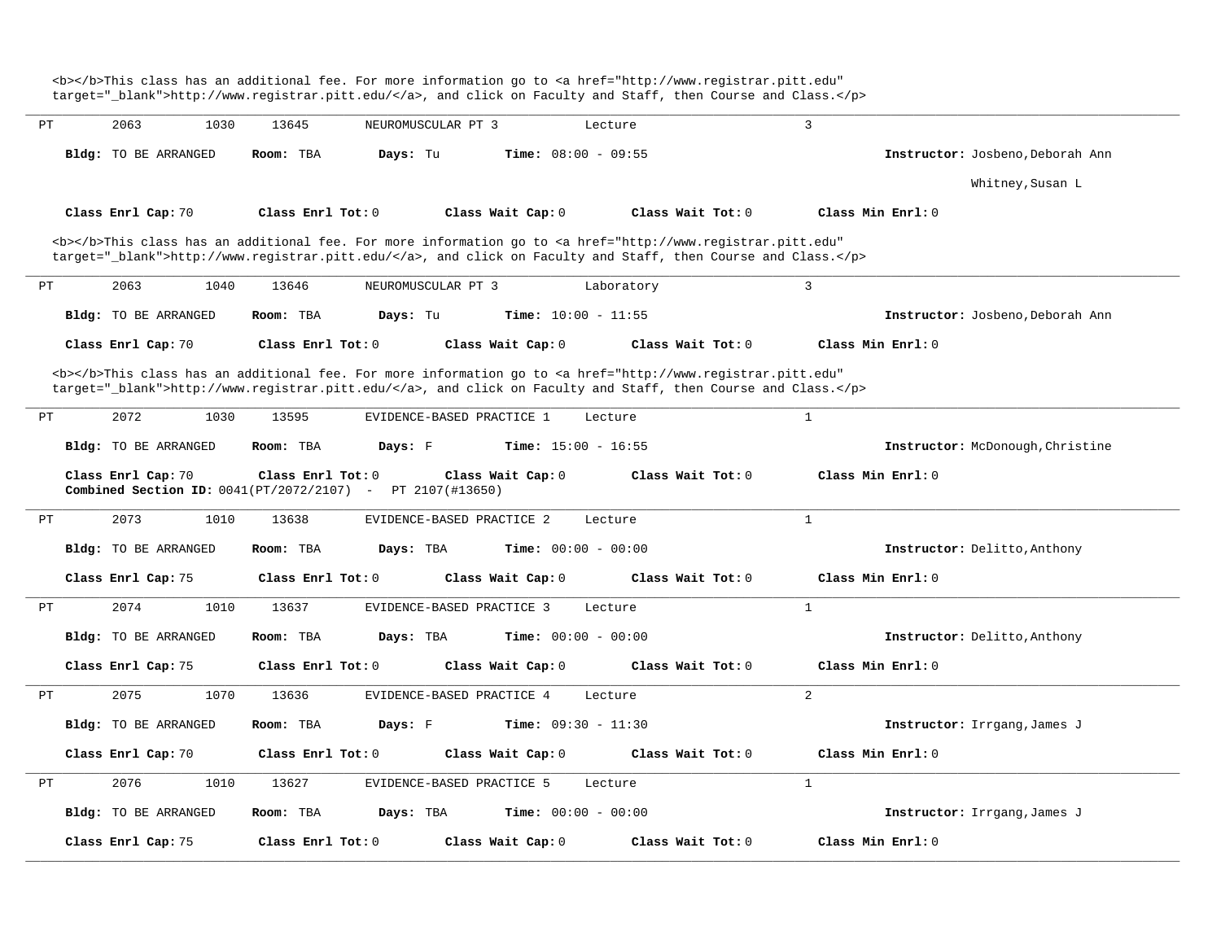<b></b>This class has an additional fee. For more information go to <a href="http://www.registrar.pitt.edu" target="_blank">http://www.registrar.pitt.edu/</a>, and click on Faculty and Staff, then Course and Class.</p>

---

PT 2063 1030 13645 NEUROMUSCULAR PT 3 Lecture 3

**Bldg:** TO BE ARRANGED **Room:** TBA **Days:** Tu **Time:** 08:00 - 09:55 **Instructor:** Josbeno,Deborah Ann
Whitney,Susan L

**Class Enrl Cap:** 70 **Class Enrl Tot:** 0 **Class Wait Cap:** 0 **Class Wait Tot:** 0 **Class Min Enrl:** 0

<b></b>This class has an additional fee. For more information go to <a href="http://www.registrar.pitt.edu" target="_blank">http://www.registrar.pitt.edu/</a>, and click on Faculty and Staff, then Course and Class.</p>

---

PT 2063 1040 13646 NEUROMUSCULAR PT 3 Laboratory 3

**Bldg:** TO BE ARRANGED **Room:** TBA **Days:** Tu **Time:** 10:00 - 11:55 **Instructor:** Josbeno,Deborah Ann

**Class Enrl Cap:** 70 **Class Enrl Tot:** 0 **Class Wait Cap:** 0 **Class Wait Tot:** 0 **Class Min Enrl:** 0

<b></b>This class has an additional fee. For more information go to <a href="http://www.registrar.pitt.edu" target="_blank">http://www.registrar.pitt.edu/</a>, and click on Faculty and Staff, then Course and Class.</p>

---

PT 2072 1030 13595 EVIDENCE-BASED PRACTICE 1 Lecture 1

**Bldg:** TO BE ARRANGED **Room:** TBA **Days:** F **Time:** 15:00 - 16:55 **Instructor:** McDonough,Christine

**Class Enrl Cap:** 70 **Class Enrl Tot:** 0 **Class Wait Cap:** 0 **Class Wait Tot:** 0 **Class Min Enrl:** 0
**Combined Section ID:** 0041(PT/2072/2107) - PT 2107(#13650)

---

PT 2073 1010 13638 EVIDENCE-BASED PRACTICE 2 Lecture 1

**Bldg:** TO BE ARRANGED **Room:** TBA **Days:** TBA **Time:** 00:00 - 00:00 **Instructor:** Delitto,Anthony

**Class Enrl Cap:** 75 **Class Enrl Tot:** 0 **Class Wait Cap:** 0 **Class Wait Tot:** 0 **Class Min Enrl:** 0

---

PT 2074 1010 13637 EVIDENCE-BASED PRACTICE 3 Lecture 1

**Bldg:** TO BE ARRANGED **Room:** TBA **Days:** TBA **Time:** 00:00 - 00:00 **Instructor:** Delitto,Anthony

**Class Enrl Cap:** 75 **Class Enrl Tot:** 0 **Class Wait Cap:** 0 **Class Wait Tot:** 0 **Class Min Enrl:** 0

---

PT 2075 1070 13636 EVIDENCE-BASED PRACTICE 4 Lecture 2

**Bldg:** TO BE ARRANGED **Room:** TBA **Days:** F **Time:** 09:30 - 11:30 **Instructor:** Irrgang,James J

**Class Enrl Cap:** 70 **Class Enrl Tot:** 0 **Class Wait Cap:** 0 **Class Wait Tot:** 0 **Class Min Enrl:** 0

---

PT 2076 1010 13627 EVIDENCE-BASED PRACTICE 5 Lecture 1

**Bldg:** TO BE ARRANGED **Room:** TBA **Days:** TBA **Time:** 00:00 - 00:00 **Instructor:** Irrgang,James J

**Class Enrl Cap:** 75 **Class Enrl Tot:** 0 **Class Wait Cap:** 0 **Class Wait Tot:** 0 **Class Min Enrl:** 0

---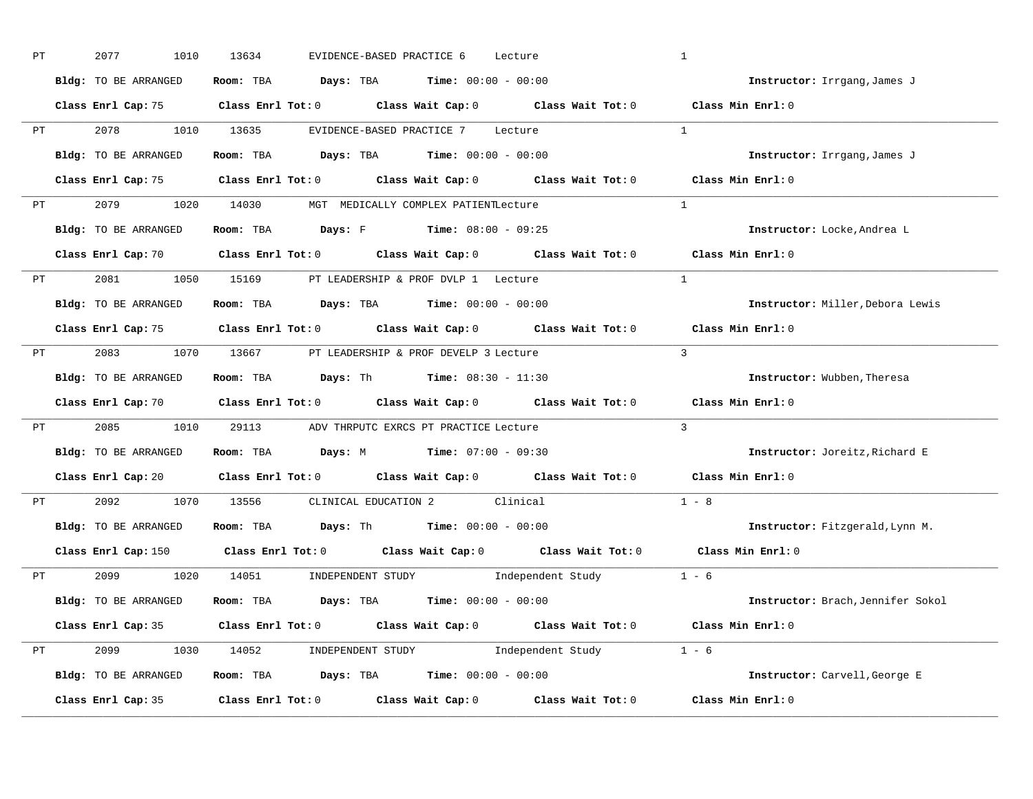PT 2077 1010 13634 EVIDENCE-BASED PRACTICE 6 Lecture 1

**Bldg:** TO BE ARRANGED **Room:** TBA **Days:** TBA **Time:** 00:00 - 00:00 **Instructor:** Irrgang,James J

**Class Enrl Cap:** 75 **Class Enrl Tot:** 0 **Class Wait Cap:** 0 **Class Wait Tot:** 0 **Class Min Enrl:** 0

---

PT 2078 1010 13635 EVIDENCE-BASED PRACTICE 7 Lecture 1

**Bldg:** TO BE ARRANGED **Room:** TBA **Days:** TBA **Time:** 00:00 - 00:00 **Instructor:** Irrgang,James J

**Class Enrl Cap:** 75 **Class Enrl Tot:** 0 **Class Wait Cap:** 0 **Class Wait Tot:** 0 **Class Min Enrl:** 0

---

PT 2079 1020 14030 MGT MEDICALLY COMPLEX PATIENT Lecture 1

**Bldg:** TO BE ARRANGED **Room:** TBA **Days:** F **Time:** 08:00 - 09:25 **Instructor:** Locke,Andrea L

**Class Enrl Cap:** 70 **Class Enrl Tot:** 0 **Class Wait Cap:** 0 **Class Wait Tot:** 0 **Class Min Enrl:** 0

---

PT 2081 1050 15169 PT LEADERSHIP & PROF DVLP 1 Lecture 1

**Bldg:** TO BE ARRANGED **Room:** TBA **Days:** TBA **Time:** 00:00 - 00:00 **Instructor:** Miller,Debora Lewis

**Class Enrl Cap:** 75 **Class Enrl Tot:** 0 **Class Wait Cap:** 0 **Class Wait Tot:** 0 **Class Min Enrl:** 0

---

PT 2083 1070 13667 PT LEADERSHIP & PROF DEVELP 3 Lecture 3

**Bldg:** TO BE ARRANGED **Room:** TBA **Days:** Th **Time:** 08:30 - 11:30 **Instructor:** Wubben,Theresa

**Class Enrl Cap:** 70 **Class Enrl Tot:** 0 **Class Wait Cap:** 0 **Class Wait Tot:** 0 **Class Min Enrl:** 0

---

PT 2085 1010 29113 ADV THRPUTC EXRCS PT PRACTICE Lecture 3

**Bldg:** TO BE ARRANGED **Room:** TBA **Days:** M **Time:** 07:00 - 09:30 **Instructor:** Joreitz,Richard E

**Class Enrl Cap:** 20 **Class Enrl Tot:** 0 **Class Wait Cap:** 0 **Class Wait Tot:** 0 **Class Min Enrl:** 0

---

PT 2092 1070 13556 CLINICAL EDUCATION 2 Clinical 1 - 8

**Bldg:** TO BE ARRANGED **Room:** TBA **Days:** Th **Time:** 00:00 - 00:00 **Instructor:** Fitzgerald,Lynn M.

**Class Enrl Cap:** 150 **Class Enrl Tot:** 0 **Class Wait Cap:** 0 **Class Wait Tot:** 0 **Class Min Enrl:** 0

---

PT 2099 1020 14051 INDEPENDENT STUDY Independent Study 1 - 6

**Bldg:** TO BE ARRANGED **Room:** TBA **Days:** TBA **Time:** 00:00 - 00:00 **Instructor:** Brach,Jennifer Sokol

**Class Enrl Cap:** 35 **Class Enrl Tot:** 0 **Class Wait Cap:** 0 **Class Wait Tot:** 0 **Class Min Enrl:** 0

---

PT 2099 1030 14052 INDEPENDENT STUDY Independent Study 1 - 6

**Bldg:** TO BE ARRANGED **Room:** TBA **Days:** TBA **Time:** 00:00 - 00:00 **Instructor:** Carvell,George E

**Class Enrl Cap:** 35 **Class Enrl Tot:** 0 **Class Wait Cap:** 0 **Class Wait Tot:** 0 **Class Min Enrl:** 0

---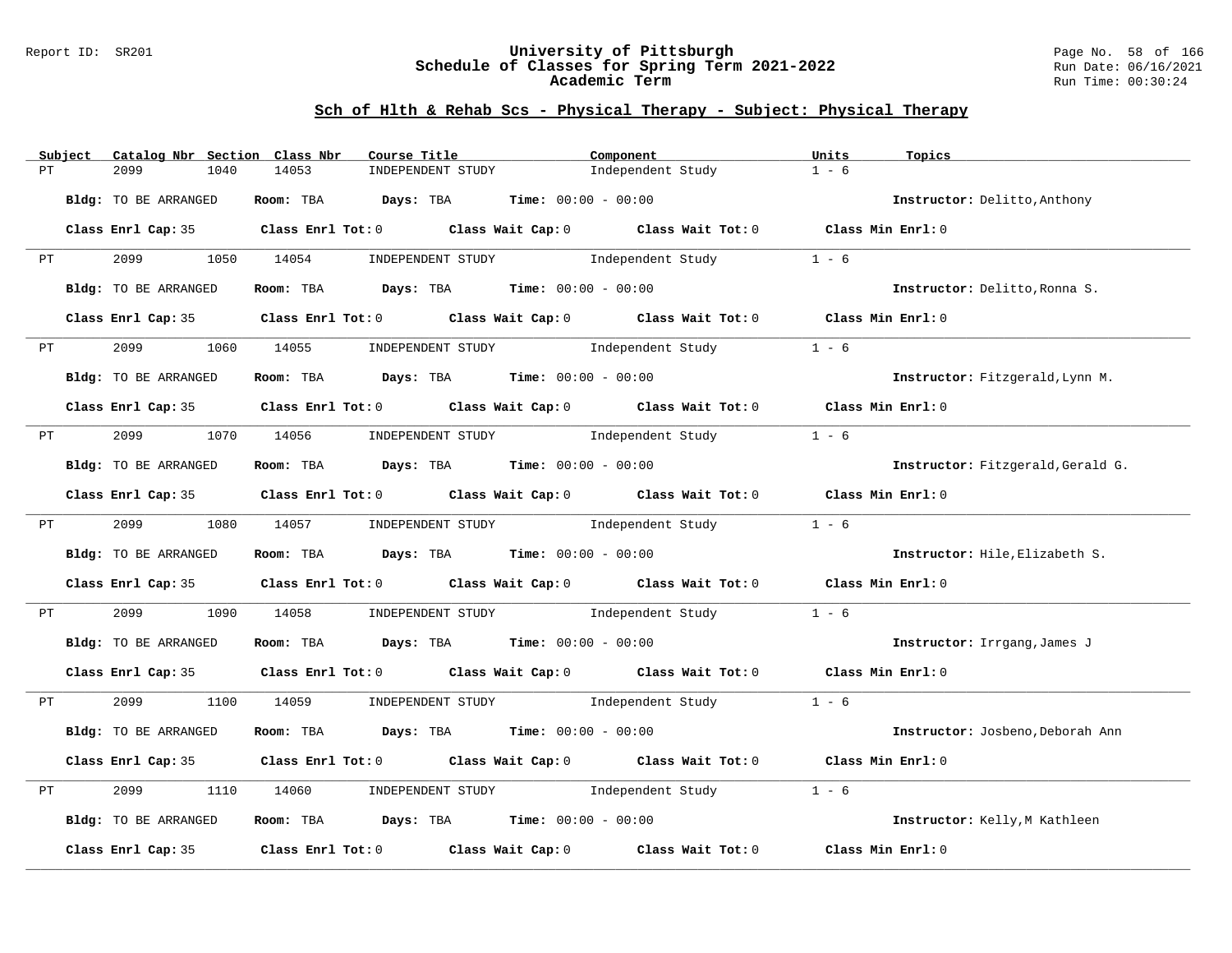## Sch of Hlth & Rehab Scs - Physical Therapy - Subject: Physical Therapy

| Subject | Catalog Nbr | Section | Class Nbr | Course Title | Component | Units | Topics |
|---|---|---|---|---|---|---|---|
| PT | 2099 | 1040 | 14053 | INDEPENDENT STUDY | Independent Study | 1 - 6 | |

**Bldg:** TO BE ARRANGED **Room:** TBA **Days:** TBA **Time:** 00:00 - 00:00 **Instructor:** Delitto,Anthony

**Class Enrl Cap:** 35 **Class Enrl Tot:** 0 **Class Wait Cap:** 0 **Class Wait Tot:** 0 **Class Min Enrl:** 0

| Subject | Catalog Nbr | Section | Class Nbr | Course Title | Component | Units | Topics |
|---|---|---|---|---|---|---|---|
| PT | 2099 | 1050 | 14054 | INDEPENDENT STUDY | Independent Study | 1 - 6 | |

**Bldg:** TO BE ARRANGED **Room:** TBA **Days:** TBA **Time:** 00:00 - 00:00 **Instructor:** Delitto,Ronna S.

**Class Enrl Cap:** 35 **Class Enrl Tot:** 0 **Class Wait Cap:** 0 **Class Wait Tot:** 0 **Class Min Enrl:** 0

| Subject | Catalog Nbr | Section | Class Nbr | Course Title | Component | Units | Topics |
|---|---|---|---|---|---|---|---|
| PT | 2099 | 1060 | 14055 | INDEPENDENT STUDY | Independent Study | 1 - 6 | |

**Bldg:** TO BE ARRANGED **Room:** TBA **Days:** TBA **Time:** 00:00 - 00:00 **Instructor:** Fitzgerald,Lynn M.

**Class Enrl Cap:** 35 **Class Enrl Tot:** 0 **Class Wait Cap:** 0 **Class Wait Tot:** 0 **Class Min Enrl:** 0

| Subject | Catalog Nbr | Section | Class Nbr | Course Title | Component | Units | Topics |
|---|---|---|---|---|---|---|---|
| PT | 2099 | 1070 | 14056 | INDEPENDENT STUDY | Independent Study | 1 - 6 | |

**Bldg:** TO BE ARRANGED **Room:** TBA **Days:** TBA **Time:** 00:00 - 00:00 **Instructor:** Fitzgerald,Gerald G.

**Class Enrl Cap:** 35 **Class Enrl Tot:** 0 **Class Wait Cap:** 0 **Class Wait Tot:** 0 **Class Min Enrl:** 0

| Subject | Catalog Nbr | Section | Class Nbr | Course Title | Component | Units | Topics |
|---|---|---|---|---|---|---|---|
| PT | 2099 | 1080 | 14057 | INDEPENDENT STUDY | Independent Study | 1 - 6 | |

**Bldg:** TO BE ARRANGED **Room:** TBA **Days:** TBA **Time:** 00:00 - 00:00 **Instructor:** Hile,Elizabeth S.

**Class Enrl Cap:** 35 **Class Enrl Tot:** 0 **Class Wait Cap:** 0 **Class Wait Tot:** 0 **Class Min Enrl:** 0

| Subject | Catalog Nbr | Section | Class Nbr | Course Title | Component | Units | Topics |
|---|---|---|---|---|---|---|---|
| PT | 2099 | 1090 | 14058 | INDEPENDENT STUDY | Independent Study | 1 - 6 | |

**Bldg:** TO BE ARRANGED **Room:** TBA **Days:** TBA **Time:** 00:00 - 00:00 **Instructor:** Irrgang,James J

**Class Enrl Cap:** 35 **Class Enrl Tot:** 0 **Class Wait Cap:** 0 **Class Wait Tot:** 0 **Class Min Enrl:** 0

| Subject | Catalog Nbr | Section | Class Nbr | Course Title | Component | Units | Topics |
|---|---|---|---|---|---|---|---|
| PT | 2099 | 1100 | 14059 | INDEPENDENT STUDY | Independent Study | 1 - 6 | |

**Bldg:** TO BE ARRANGED **Room:** TBA **Days:** TBA **Time:** 00:00 - 00:00 **Instructor:** Josbeno,Deborah Ann

**Class Enrl Cap:** 35 **Class Enrl Tot:** 0 **Class Wait Cap:** 0 **Class Wait Tot:** 0 **Class Min Enrl:** 0

| Subject | Catalog Nbr | Section | Class Nbr | Course Title | Component | Units | Topics |
|---|---|---|---|---|---|---|---|
| PT | 2099 | 1110 | 14060 | INDEPENDENT STUDY | Independent Study | 1 - 6 | |

**Bldg:** TO BE ARRANGED **Room:** TBA **Days:** TBA **Time:** 00:00 - 00:00 **Instructor:** Kelly,M Kathleen

**Class Enrl Cap:** 35 **Class Enrl Tot:** 0 **Class Wait Cap:** 0 **Class Wait Tot:** 0 **Class Min Enrl:** 0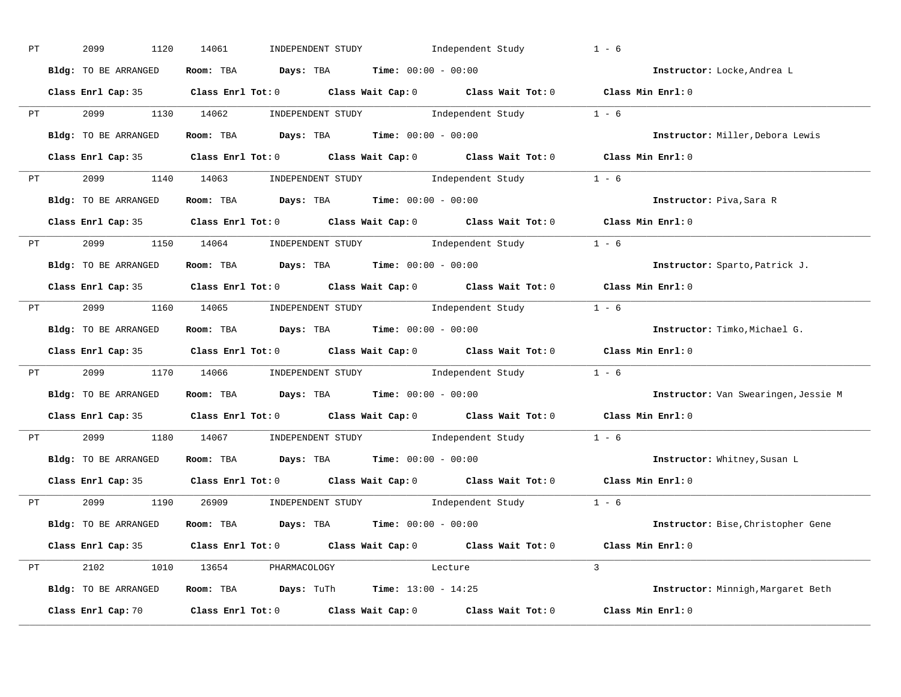PT 2099 1120 14061 INDEPENDENT STUDY Independent Study 1 - 6

**Bldg:** TO BE ARRANGED **Room:** TBA **Days:** TBA **Time:** 00:00 - 00:00 **Instructor:** Locke,Andrea L

**Class Enrl Cap:** 35 **Class Enrl Tot:** 0 **Class Wait Cap:** 0 **Class Wait Tot:** 0 **Class Min Enrl:** 0

---

PT 2099 1130 14062 INDEPENDENT STUDY Independent Study 1 - 6

**Bldg:** TO BE ARRANGED **Room:** TBA **Days:** TBA **Time:** 00:00 - 00:00 **Instructor:** Miller,Debora Lewis

**Class Enrl Cap:** 35 **Class Enrl Tot:** 0 **Class Wait Cap:** 0 **Class Wait Tot:** 0 **Class Min Enrl:** 0

---

PT 2099 1140 14063 INDEPENDENT STUDY Independent Study 1 - 6

**Bldg:** TO BE ARRANGED **Room:** TBA **Days:** TBA **Time:** 00:00 - 00:00 **Instructor:** Piva,Sara R

**Class Enrl Cap:** 35 **Class Enrl Tot:** 0 **Class Wait Cap:** 0 **Class Wait Tot:** 0 **Class Min Enrl:** 0

---

PT 2099 1150 14064 INDEPENDENT STUDY Independent Study 1 - 6

**Bldg:** TO BE ARRANGED **Room:** TBA **Days:** TBA **Time:** 00:00 - 00:00 **Instructor:** Sparto,Patrick J.

**Class Enrl Cap:** 35 **Class Enrl Tot:** 0 **Class Wait Cap:** 0 **Class Wait Tot:** 0 **Class Min Enrl:** 0

---

PT 2099 1160 14065 INDEPENDENT STUDY Independent Study 1 - 6

**Bldg:** TO BE ARRANGED **Room:** TBA **Days:** TBA **Time:** 00:00 - 00:00 **Instructor:** Timko,Michael G.

**Class Enrl Cap:** 35 **Class Enrl Tot:** 0 **Class Wait Cap:** 0 **Class Wait Tot:** 0 **Class Min Enrl:** 0

---

PT 2099 1170 14066 INDEPENDENT STUDY Independent Study 1 - 6

**Bldg:** TO BE ARRANGED **Room:** TBA **Days:** TBA **Time:** 00:00 - 00:00 **Instructor:** Van Swearingen,Jessie M

**Class Enrl Cap:** 35 **Class Enrl Tot:** 0 **Class Wait Cap:** 0 **Class Wait Tot:** 0 **Class Min Enrl:** 0

---

PT 2099 1180 14067 INDEPENDENT STUDY Independent Study 1 - 6

**Bldg:** TO BE ARRANGED **Room:** TBA **Days:** TBA **Time:** 00:00 - 00:00 **Instructor:** Whitney,Susan L

**Class Enrl Cap:** 35 **Class Enrl Tot:** 0 **Class Wait Cap:** 0 **Class Wait Tot:** 0 **Class Min Enrl:** 0

---

PT 2099 1190 26909 INDEPENDENT STUDY Independent Study 1 - 6

**Bldg:** TO BE ARRANGED **Room:** TBA **Days:** TBA **Time:** 00:00 - 00:00 **Instructor:** Bise,Christopher Gene

**Class Enrl Cap:** 35 **Class Enrl Tot:** 0 **Class Wait Cap:** 0 **Class Wait Tot:** 0 **Class Min Enrl:** 0

---

PT 2102 1010 13654 PHARMACOLOGY Lecture 3

**Bldg:** TO BE ARRANGED **Room:** TBA **Days:** TuTh **Time:** 13:00 - 14:25 **Instructor:** Minnigh,Margaret Beth

**Class Enrl Cap:** 70 **Class Enrl Tot:** 0 **Class Wait Cap:** 0 **Class Wait Tot:** 0 **Class Min Enrl:** 0

---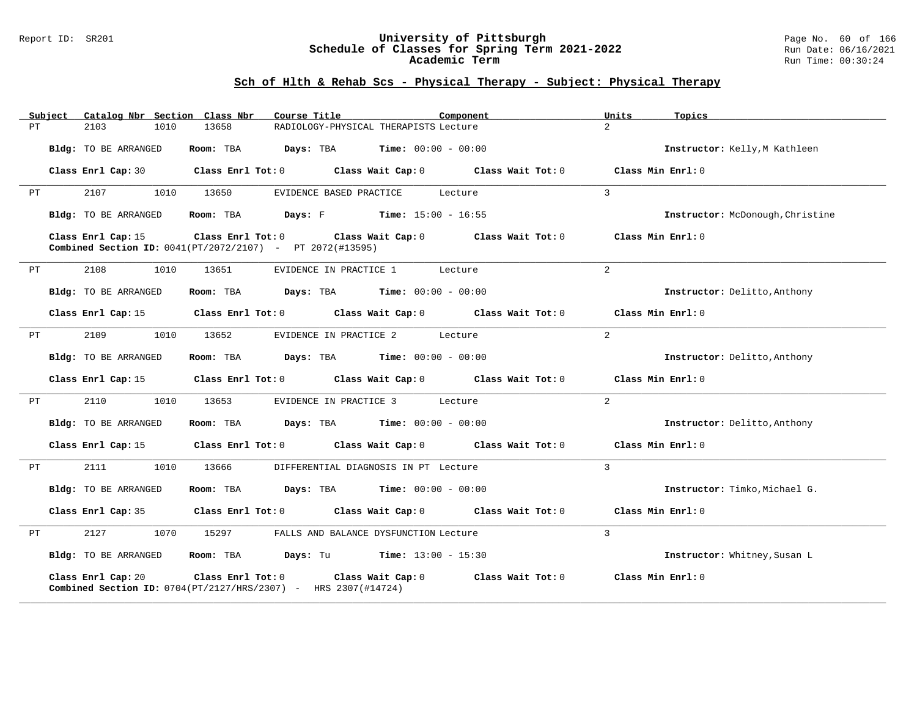## Sch of Hlth & Rehab Scs - Physical Therapy - Subject: Physical Therapy

| Subject | Catalog Nbr | Section | Class Nbr | Course Title | Component | Units | Topics |
|---|---|---|---|---|---|---|---|
| PT | 2103 | 1010 | 13658 | RADIOLOGY-PHYSICAL THERAPISTS | Lecture | 2 | |

**Bldg:** TO BE ARRANGED **Room:** TBA **Days:** TBA **Time:** 00:00 - 00:00 **Instructor:** Kelly,M Kathleen

**Class Enrl Cap:** 30 **Class Enrl Tot:** 0 **Class Wait Cap:** 0 **Class Wait Tot:** 0 **Class Min Enrl:** 0

---

| Subject | Catalog Nbr | Section | Class Nbr | Course Title | Component | Units | Topics |
|---|---|---|---|---|---|---|---|
| PT | 2107 | 1010 | 13650 | EVIDENCE BASED PRACTICE | Lecture | 3 | |

**Bldg:** TO BE ARRANGED **Room:** TBA **Days:** F **Time:** 15:00 - 16:55 **Instructor:** McDonough,Christine

**Class Enrl Cap:** 15 **Class Enrl Tot:** 0 **Class Wait Cap:** 0 **Class Wait Tot:** 0 **Class Min Enrl:** 0

**Combined Section ID:** 0041(PT/2072/2107) - PT 2072(#13595)

---

| Subject | Catalog Nbr | Section | Class Nbr | Course Title | Component | Units | Topics |
|---|---|---|---|---|---|---|---|
| PT | 2108 | 1010 | 13651 | EVIDENCE IN PRACTICE 1 | Lecture | 2 | |

**Bldg:** TO BE ARRANGED **Room:** TBA **Days:** TBA **Time:** 00:00 - 00:00 **Instructor:** Delitto,Anthony

**Class Enrl Cap:** 15 **Class Enrl Tot:** 0 **Class Wait Cap:** 0 **Class Wait Tot:** 0 **Class Min Enrl:** 0

---

| Subject | Catalog Nbr | Section | Class Nbr | Course Title | Component | Units | Topics |
|---|---|---|---|---|---|---|---|
| PT | 2109 | 1010 | 13652 | EVIDENCE IN PRACTICE 2 | Lecture | 2 | |

**Bldg:** TO BE ARRANGED **Room:** TBA **Days:** TBA **Time:** 00:00 - 00:00 **Instructor:** Delitto,Anthony

**Class Enrl Cap:** 15 **Class Enrl Tot:** 0 **Class Wait Cap:** 0 **Class Wait Tot:** 0 **Class Min Enrl:** 0

---

| Subject | Catalog Nbr | Section | Class Nbr | Course Title | Component | Units | Topics |
|---|---|---|---|---|---|---|---|
| PT | 2110 | 1010 | 13653 | EVIDENCE IN PRACTICE 3 | Lecture | 2 | |

**Bldg:** TO BE ARRANGED **Room:** TBA **Days:** TBA **Time:** 00:00 - 00:00 **Instructor:** Delitto,Anthony

**Class Enrl Cap:** 15 **Class Enrl Tot:** 0 **Class Wait Cap:** 0 **Class Wait Tot:** 0 **Class Min Enrl:** 0

---

| Subject | Catalog Nbr | Section | Class Nbr | Course Title | Component | Units | Topics |
|---|---|---|---|---|---|---|---|
| PT | 2111 | 1010 | 13666 | DIFFERENTIAL DIAGNOSIS IN PT | Lecture | 3 | |

**Bldg:** TO BE ARRANGED **Room:** TBA **Days:** TBA **Time:** 00:00 - 00:00 **Instructor:** Timko,Michael G.

**Class Enrl Cap:** 35 **Class Enrl Tot:** 0 **Class Wait Cap:** 0 **Class Wait Tot:** 0 **Class Min Enrl:** 0

---

| Subject | Catalog Nbr | Section | Class Nbr | Course Title | Component | Units | Topics |
|---|---|---|---|---|---|---|---|
| PT | 2127 | 1070 | 15297 | FALLS AND BALANCE DYSFUNCTION | Lecture | 3 | |

**Bldg:** TO BE ARRANGED **Room:** TBA **Days:** Tu **Time:** 13:00 - 15:30 **Instructor:** Whitney,Susan L

**Class Enrl Cap:** 20 **Class Enrl Tot:** 0 **Class Wait Cap:** 0 **Class Wait Tot:** 0 **Class Min Enrl:** 0

**Combined Section ID:** 0704(PT/2127/HRS/2307) - HRS 2307(#14724)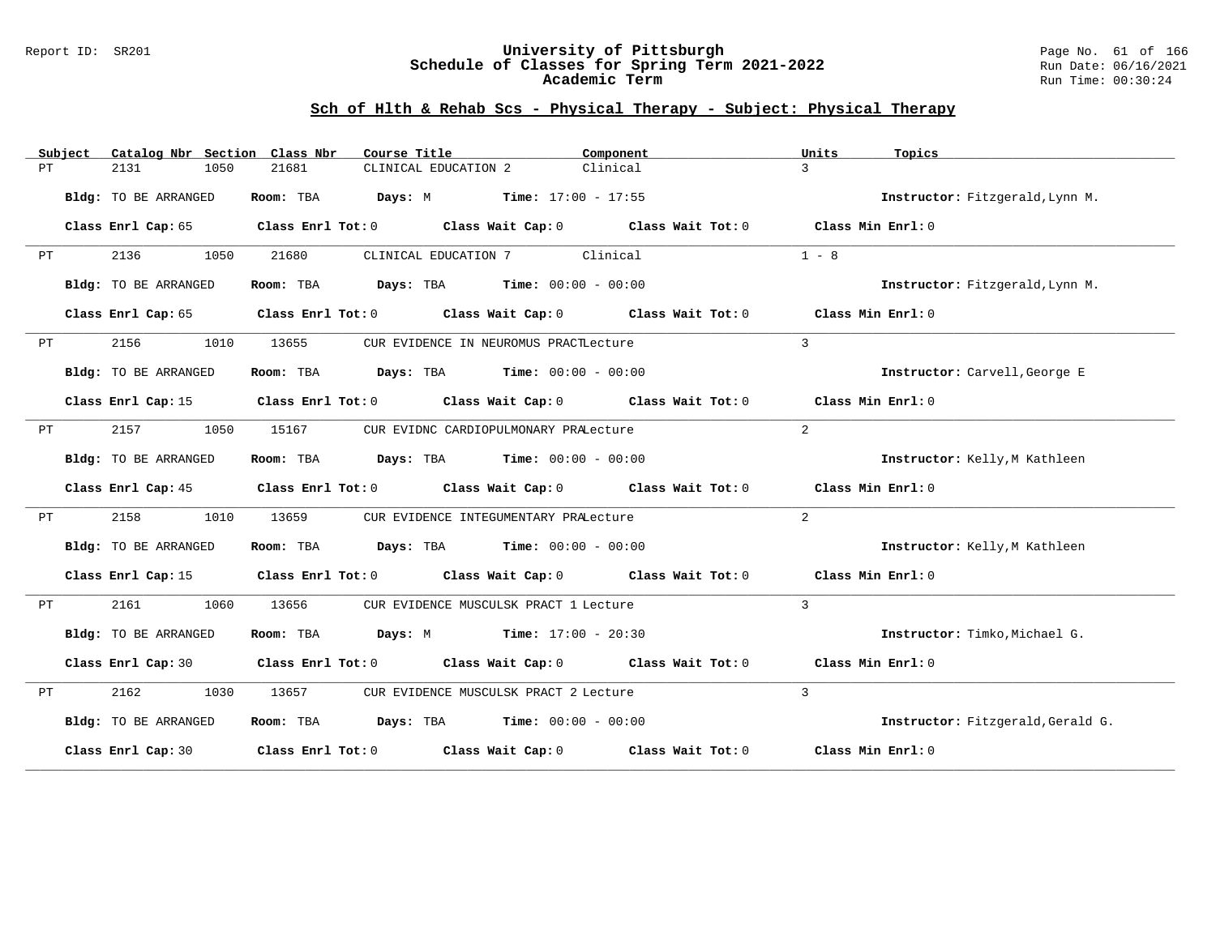## Sch of Hlth & Rehab Scs - Physical Therapy - Subject: Physical Therapy

| Subject | Catalog Nbr | Section | Class Nbr | Course Title | Component | Units | Topics |
|---|---|---|---|---|---|---|---|
| PT | 2131 | 1050 | 21681 | CLINICAL EDUCATION 2 | Clinical | 3 | |

**Bldg:** TO BE ARRANGED **Room:** TBA **Days:** M **Time:** 17:00 - 17:55 **Instructor:** Fitzgerald,Lynn M.

**Class Enrl Cap:** 65 **Class Enrl Tot:** 0 **Class Wait Cap:** 0 **Class Wait Tot:** 0 **Class Min Enrl:** 0

| Subject | Catalog Nbr | Section | Class Nbr | Course Title | Component | Units | Topics |
|---|---|---|---|---|---|---|---|
| PT | 2136 | 1050 | 21680 | CLINICAL EDUCATION 7 | Clinical | 1 - 8 | |

**Bldg:** TO BE ARRANGED **Room:** TBA **Days:** TBA **Time:** 00:00 - 00:00 **Instructor:** Fitzgerald,Lynn M.

**Class Enrl Cap:** 65 **Class Enrl Tot:** 0 **Class Wait Cap:** 0 **Class Wait Tot:** 0 **Class Min Enrl:** 0

| Subject | Catalog Nbr | Section | Class Nbr | Course Title | Component | Units | Topics |
|---|---|---|---|---|---|---|---|
| PT | 2156 | 1010 | 13655 | CUR EVIDENCE IN NEUROMUS PRACT | Lecture | 3 | |

**Bldg:** TO BE ARRANGED **Room:** TBA **Days:** TBA **Time:** 00:00 - 00:00 **Instructor:** Carvell,George E

**Class Enrl Cap:** 15 **Class Enrl Tot:** 0 **Class Wait Cap:** 0 **Class Wait Tot:** 0 **Class Min Enrl:** 0

| Subject | Catalog Nbr | Section | Class Nbr | Course Title | Component | Units | Topics |
|---|---|---|---|---|---|---|---|
| PT | 2157 | 1050 | 15167 | CUR EVIDNC CARDIOPULMONARY PRA | Lecture | 2 | |

**Bldg:** TO BE ARRANGED **Room:** TBA **Days:** TBA **Time:** 00:00 - 00:00 **Instructor:** Kelly,M Kathleen

**Class Enrl Cap:** 45 **Class Enrl Tot:** 0 **Class Wait Cap:** 0 **Class Wait Tot:** 0 **Class Min Enrl:** 0

| Subject | Catalog Nbr | Section | Class Nbr | Course Title | Component | Units | Topics |
|---|---|---|---|---|---|---|---|
| PT | 2158 | 1010 | 13659 | CUR EVIDENCE INTEGUMENTARY PRA | Lecture | 2 | |

**Bldg:** TO BE ARRANGED **Room:** TBA **Days:** TBA **Time:** 00:00 - 00:00 **Instructor:** Kelly,M Kathleen

**Class Enrl Cap:** 15 **Class Enrl Tot:** 0 **Class Wait Cap:** 0 **Class Wait Tot:** 0 **Class Min Enrl:** 0

| Subject | Catalog Nbr | Section | Class Nbr | Course Title | Component | Units | Topics |
|---|---|---|---|---|---|---|---|
| PT | 2161 | 1060 | 13656 | CUR EVIDENCE MUSCULSK PRACT 1 | Lecture | 3 | |

**Bldg:** TO BE ARRANGED **Room:** TBA **Days:** M **Time:** 17:00 - 20:30 **Instructor:** Timko,Michael G.

**Class Enrl Cap:** 30 **Class Enrl Tot:** 0 **Class Wait Cap:** 0 **Class Wait Tot:** 0 **Class Min Enrl:** 0

| Subject | Catalog Nbr | Section | Class Nbr | Course Title | Component | Units | Topics |
|---|---|---|---|---|---|---|---|
| PT | 2162 | 1030 | 13657 | CUR EVIDENCE MUSCULSK PRACT 2 | Lecture | 3 | |

**Bldg:** TO BE ARRANGED **Room:** TBA **Days:** TBA **Time:** 00:00 - 00:00 **Instructor:** Fitzgerald,Gerald G.

**Class Enrl Cap:** 30 **Class Enrl Tot:** 0 **Class Wait Cap:** 0 **Class Wait Tot:** 0 **Class Min Enrl:** 0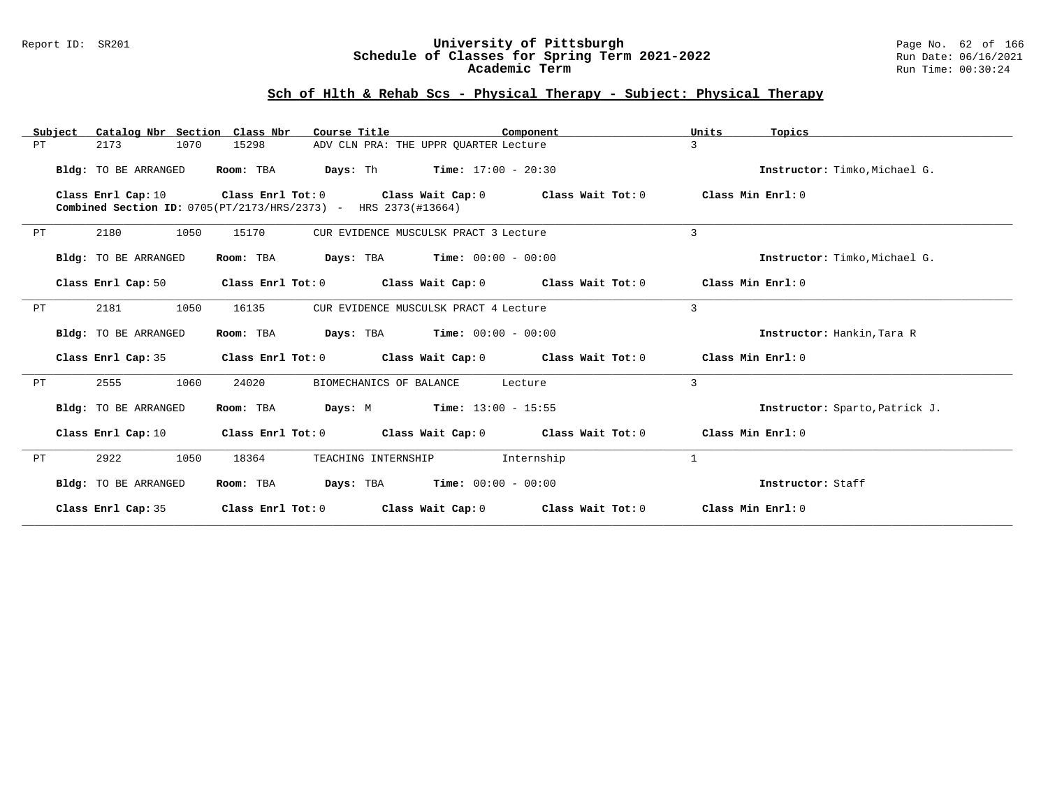## Sch of Hlth & Rehab Scs - Physical Therapy - Subject: Physical Therapy

| Subject | Catalog Nbr | Section | Class Nbr | Course Title | Component | Units | Topics |
|---|---|---|---|---|---|---|---|
| PT | 2173 | 1070 | 15298 | ADV CLN PRA: THE UPPR QUARTER | Lecture | 3 | |

**Bldg:** TO BE ARRANGED **Room:** TBA **Days:** Th **Time:** 17:00 - 20:30 **Instructor:** Timko,Michael G.

**Class Enrl Cap:** 10 **Class Enrl Tot:** 0 **Class Wait Cap:** 0 **Class Wait Tot:** 0 **Class Min Enrl:** 0

**Combined Section ID:** 0705(PT/2173/HRS/2373) - HRS 2373(#13664)

---

| Subject | Catalog Nbr | Section | Class Nbr | Course Title | Component | Units | Topics |
|---|---|---|---|---|---|---|---|
| PT | 2180 | 1050 | 15170 | CUR EVIDENCE MUSCULSK PRACT 3 | Lecture | 3 | |

**Bldg:** TO BE ARRANGED **Room:** TBA **Days:** TBA **Time:** 00:00 - 00:00 **Instructor:** Timko,Michael G.

**Class Enrl Cap:** 50 **Class Enrl Tot:** 0 **Class Wait Cap:** 0 **Class Wait Tot:** 0 **Class Min Enrl:** 0

---

| Subject | Catalog Nbr | Section | Class Nbr | Course Title | Component | Units | Topics |
|---|---|---|---|---|---|---|---|
| PT | 2181 | 1050 | 16135 | CUR EVIDENCE MUSCULSK PRACT 4 | Lecture | 3 | |

**Bldg:** TO BE ARRANGED **Room:** TBA **Days:** TBA **Time:** 00:00 - 00:00 **Instructor:** Hankin,Tara R

**Class Enrl Cap:** 35 **Class Enrl Tot:** 0 **Class Wait Cap:** 0 **Class Wait Tot:** 0 **Class Min Enrl:** 0

---

| Subject | Catalog Nbr | Section | Class Nbr | Course Title | Component | Units | Topics |
|---|---|---|---|---|---|---|---|
| PT | 2555 | 1060 | 24020 | BIOMECHANICS OF BALANCE | Lecture | 3 | |

**Bldg:** TO BE ARRANGED **Room:** TBA **Days:** M **Time:** 13:00 - 15:55 **Instructor:** Sparto,Patrick J.

**Class Enrl Cap:** 10 **Class Enrl Tot:** 0 **Class Wait Cap:** 0 **Class Wait Tot:** 0 **Class Min Enrl:** 0

---

| Subject | Catalog Nbr | Section | Class Nbr | Course Title | Component | Units | Topics |
|---|---|---|---|---|---|---|---|
| PT | 2922 | 1050 | 18364 | TEACHING INTERNSHIP | Internship | 1 | |

**Bldg:** TO BE ARRANGED **Room:** TBA **Days:** TBA **Time:** 00:00 - 00:00 **Instructor:** Staff

**Class Enrl Cap:** 35 **Class Enrl Tot:** 0 **Class Wait Cap:** 0 **Class Wait Tot:** 0 **Class Min Enrl:** 0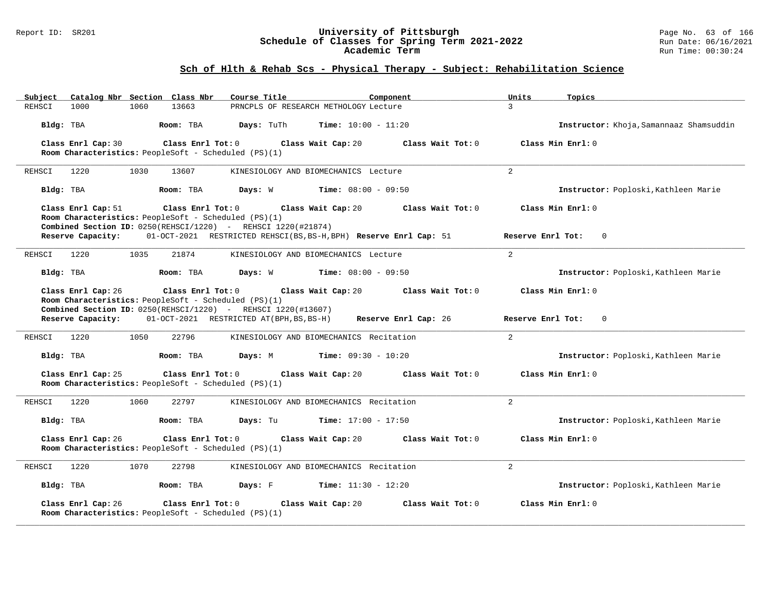# University of Pittsburgh
## Schedule of Classes for Spring Term 2021-2022
### Academic Term

Report ID: SR201

Run Date: 06/16/2021
Run Time: 00:30:24

## Sch of Hlth & Rehab Scs - Physical Therapy - Subject: Rehabilitation Science

| Subject | Catalog Nbr | Section | Class Nbr | Course Title | Component | Units | Topics |
|---|---|---|---|---|---|---|---|
| REHSCI | 1000 | 1060 | 13663 | PRNCPLS OF RESEARCH METHOLOGY | Lecture | 3 | |

**Bldg:** TBA **Room:** TBA **Days:** TuTh **Time:** 10:00 - 11:20 **Instructor:** Khoja,Samannaaz Shamsuddin

**Class Enrl Cap:** 30 **Class Enrl Tot:** 0 **Class Wait Cap:** 20 **Class Wait Tot:** 0 **Class Min Enrl:** 0
**Room Characteristics:** PeopleSoft - Scheduled (PS)(1)

---

| Subject | Catalog Nbr | Section | Class Nbr | Course Title | Component | Units | Topics |
|---|---|---|---|---|---|---|---|
| REHSCI | 1220 | 1030 | 13607 | KINESIOLOGY AND BIOMECHANICS | Lecture | 2 | |

**Bldg:** TBA **Room:** TBA **Days:** W **Time:** 08:00 - 09:50 **Instructor:** Poploski,Kathleen Marie

**Class Enrl Cap:** 51 **Class Enrl Tot:** 0 **Class Wait Cap:** 20 **Class Wait Tot:** 0 **Class Min Enrl:** 0
**Room Characteristics:** PeopleSoft - Scheduled (PS)(1)
**Combined Section ID:** 0250(REHSCI/1220) - REHSCI 1220(#21874)
**Reserve Capacity:** 01-OCT-2021 RESTRICTED REHSCI(BS,BS-H,BPH) **Reserve Enrl Cap:** 51 **Reserve Enrl Tot:** 0

---

| Subject | Catalog Nbr | Section | Class Nbr | Course Title | Component | Units | Topics |
|---|---|---|---|---|---|---|---|
| REHSCI | 1220 | 1035 | 21874 | KINESIOLOGY AND BIOMECHANICS | Lecture | 2 | |

**Bldg:** TBA **Room:** TBA **Days:** W **Time:** 08:00 - 09:50 **Instructor:** Poploski,Kathleen Marie

**Class Enrl Cap:** 26 **Class Enrl Tot:** 0 **Class Wait Cap:** 20 **Class Wait Tot:** 0 **Class Min Enrl:** 0
**Room Characteristics:** PeopleSoft - Scheduled (PS)(1)
**Combined Section ID:** 0250(REHSCI/1220) - REHSCI 1220(#13607)
**Reserve Capacity:** 01-OCT-2021 RESTRICTED AT(BPH,BS,BS-H) **Reserve Enrl Cap:** 26 **Reserve Enrl Tot:** 0

---

| Subject | Catalog Nbr | Section | Class Nbr | Course Title | Component | Units | Topics |
|---|---|---|---|---|---|---|---|
| REHSCI | 1220 | 1050 | 22796 | KINESIOLOGY AND BIOMECHANICS | Recitation | 2 | |

**Bldg:** TBA **Room:** TBA **Days:** M **Time:** 09:30 - 10:20 **Instructor:** Poploski,Kathleen Marie

**Class Enrl Cap:** 25 **Class Enrl Tot:** 0 **Class Wait Cap:** 20 **Class Wait Tot:** 0 **Class Min Enrl:** 0
**Room Characteristics:** PeopleSoft - Scheduled (PS)(1)

---

| Subject | Catalog Nbr | Section | Class Nbr | Course Title | Component | Units | Topics |
|---|---|---|---|---|---|---|---|
| REHSCI | 1220 | 1060 | 22797 | KINESIOLOGY AND BIOMECHANICS | Recitation | 2 | |

**Bldg:** TBA **Room:** TBA **Days:** Tu **Time:** 17:00 - 17:50 **Instructor:** Poploski,Kathleen Marie

**Class Enrl Cap:** 26 **Class Enrl Tot:** 0 **Class Wait Cap:** 20 **Class Wait Tot:** 0 **Class Min Enrl:** 0
**Room Characteristics:** PeopleSoft - Scheduled (PS)(1)

---

| Subject | Catalog Nbr | Section | Class Nbr | Course Title | Component | Units | Topics |
|---|---|---|---|---|---|---|---|
| REHSCI | 1220 | 1070 | 22798 | KINESIOLOGY AND BIOMECHANICS | Recitation | 2 | |

**Bldg:** TBA **Room:** TBA **Days:** F **Time:** 11:30 - 12:20 **Instructor:** Poploski,Kathleen Marie

**Class Enrl Cap:** 26 **Class Enrl Tot:** 0 **Class Wait Cap:** 20 **Class Wait Tot:** 0 **Class Min Enrl:** 0
**Room Characteristics:** PeopleSoft - Scheduled (PS)(1)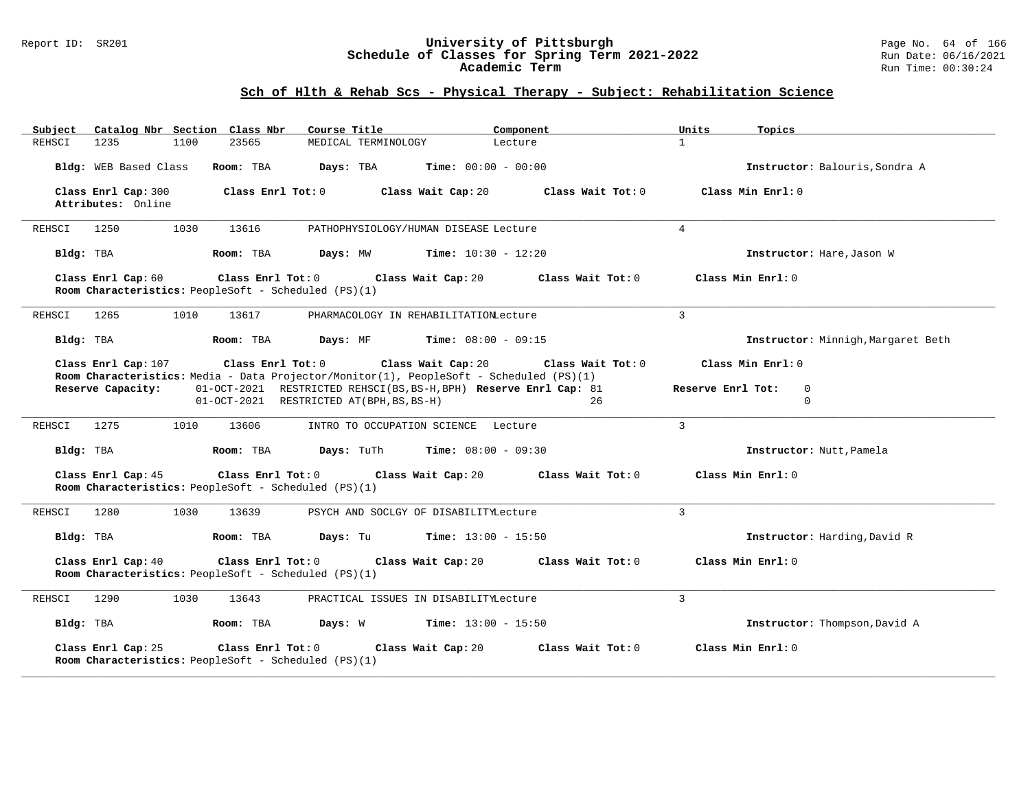## Sch of Hlth & Rehab Scs - Physical Therapy - Subject: Rehabilitation Science

| Subject | Catalog Nbr | Section | Class Nbr | Course Title | Component | Units | Topics |
|---|---|---|---|---|---|---|---|
| REHSCI | 1235 | 1100 | 23565 | MEDICAL TERMINOLOGY | Lecture | 1 | |

**Bldg:** WEB Based Class **Room:** TBA **Days:** TBA **Time:** 00:00 - 00:00 **Instructor:** Balouris,Sondra A

**Class Enrl Cap:** 300 **Class Enrl Tot:** 0 **Class Wait Cap:** 20 **Class Wait Tot:** 0 **Class Min Enrl:** 0
**Attributes:** Online

---

| Subject | Catalog Nbr | Section | Class Nbr | Course Title | Component | Units | Topics |
|---|---|---|---|---|---|---|---|
| REHSCI | 1250 | 1030 | 13616 | PATHOPHYSIOLOGY/HUMAN DISEASE | Lecture | 4 | |

**Bldg:** TBA **Room:** TBA **Days:** MW **Time:** 10:30 - 12:20 **Instructor:** Hare,Jason W

**Class Enrl Cap:** 60 **Class Enrl Tot:** 0 **Class Wait Cap:** 20 **Class Wait Tot:** 0 **Class Min Enrl:** 0
**Room Characteristics:** PeopleSoft - Scheduled (PS)(1)

---

| Subject | Catalog Nbr | Section | Class Nbr | Course Title | Component | Units | Topics |
|---|---|---|---|---|---|---|---|
| REHSCI | 1265 | 1010 | 13617 | PHARMACOLOGY IN REHABILITATION | Lecture | 3 | |

**Bldg:** TBA **Room:** TBA **Days:** MF **Time:** 08:00 - 09:15 **Instructor:** Minnigh,Margaret Beth

**Class Enrl Cap:** 107 **Class Enrl Tot:** 0 **Class Wait Cap:** 20 **Class Wait Tot:** 0 **Class Min Enrl:** 0
**Room Characteristics:** Media - Data Projector/Monitor(1), PeopleSoft - Scheduled (PS)(1)

| Reserve Capacity: | | Reserve Enrl Cap: | Reserve Enrl Tot: |
|---|---|---|---|
| 01-OCT-2021 | RESTRICTED REHSCI(BS,BS-H,BPH) | 81 | 0 |
| 01-OCT-2021 | RESTRICTED AT(BPH,BS,BS-H) | 26 | 0 |

---

| Subject | Catalog Nbr | Section | Class Nbr | Course Title | Component | Units | Topics |
|---|---|---|---|---|---|---|---|
| REHSCI | 1275 | 1010 | 13606 | INTRO TO OCCUPATION SCIENCE | Lecture | 3 | |

**Bldg:** TBA **Room:** TBA **Days:** TuTh **Time:** 08:00 - 09:30 **Instructor:** Nutt,Pamela

**Class Enrl Cap:** 45 **Class Enrl Tot:** 0 **Class Wait Cap:** 20 **Class Wait Tot:** 0 **Class Min Enrl:** 0
**Room Characteristics:** PeopleSoft - Scheduled (PS)(1)

---

| Subject | Catalog Nbr | Section | Class Nbr | Course Title | Component | Units | Topics |
|---|---|---|---|---|---|---|---|
| REHSCI | 1280 | 1030 | 13639 | PSYCH AND SOCLGY OF DISABILITY | Lecture | 3 | |

**Bldg:** TBA **Room:** TBA **Days:** Tu **Time:** 13:00 - 15:50 **Instructor:** Harding,David R

**Class Enrl Cap:** 40 **Class Enrl Tot:** 0 **Class Wait Cap:** 20 **Class Wait Tot:** 0 **Class Min Enrl:** 0
**Room Characteristics:** PeopleSoft - Scheduled (PS)(1)

---

| Subject | Catalog Nbr | Section | Class Nbr | Course Title | Component | Units | Topics |
|---|---|---|---|---|---|---|---|
| REHSCI | 1290 | 1030 | 13643 | PRACTICAL ISSUES IN DISABILITY | Lecture | 3 | |

**Bldg:** TBA **Room:** TBA **Days:** W **Time:** 13:00 - 15:50 **Instructor:** Thompson,David A

**Class Enrl Cap:** 25 **Class Enrl Tot:** 0 **Class Wait Cap:** 20 **Class Wait Tot:** 0 **Class Min Enrl:** 0
**Room Characteristics:** PeopleSoft - Scheduled (PS)(1)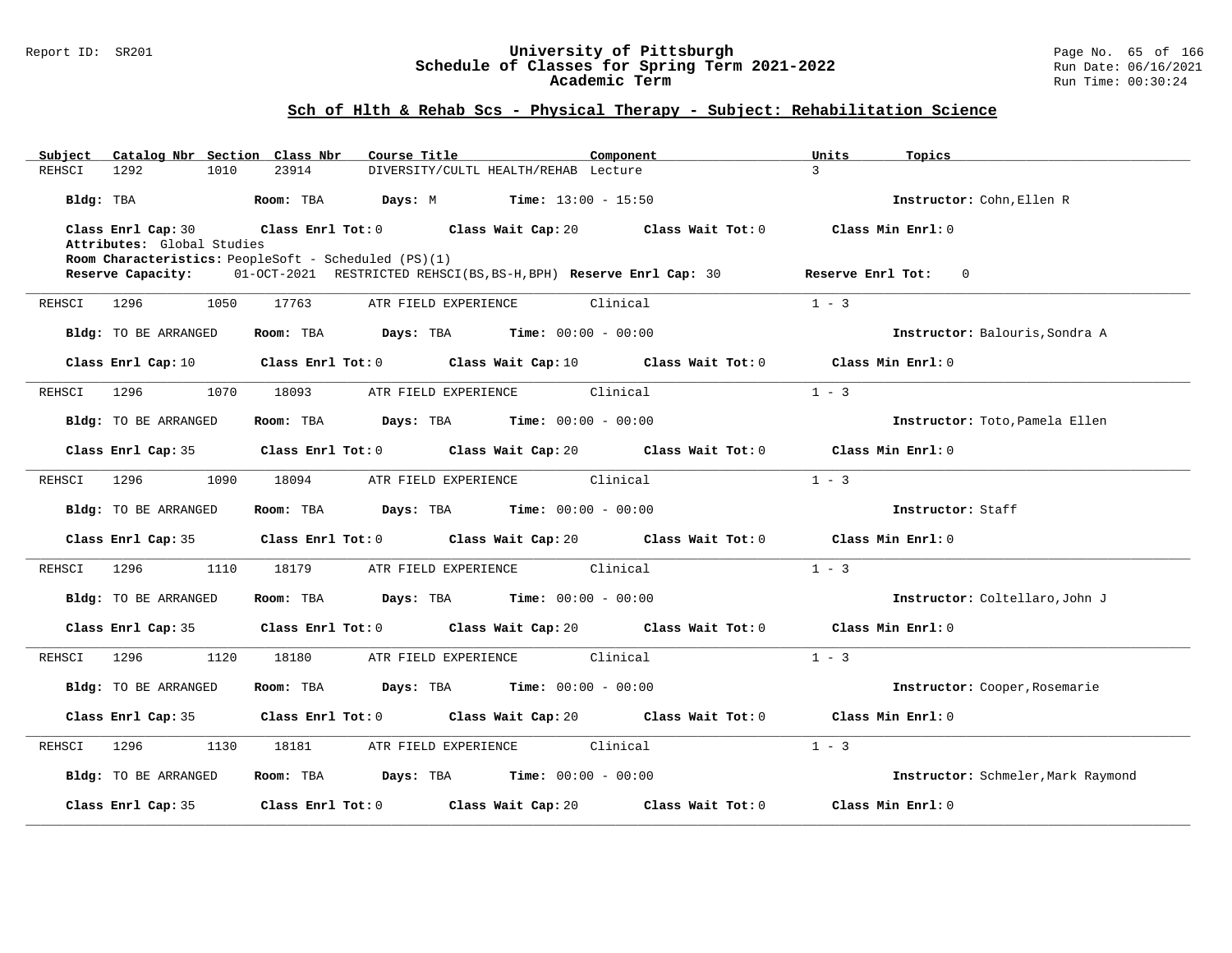# University of Pittsburgh
## Schedule of Classes for Spring Term 2021-2022
### Academic Term

Report ID: SR201

Run Date: 06/16/2021
Run Time: 00:30:24

## Sch of Hlth & Rehab Scs - Physical Therapy - Subject: Rehabilitation Science

| Subject | Catalog Nbr | Section | Class Nbr | Course Title | Component | Units | Topics |
|---|---|---|---|---|---|---|---|
| REHSCI | 1292 | 1010 | 23914 | DIVERSITY/CULTL HEALTH/REHAB | Lecture | 3 | |

**Bldg:** TBA **Room:** TBA **Days:** M **Time:** 13:00 - 15:50 **Instructor:** Cohn,Ellen R

**Class Enrl Cap:** 30 **Class Enrl Tot:** 0 **Class Wait Cap:** 20 **Class Wait Tot:** 0 **Class Min Enrl:** 0

**Attributes:** Global Studies

**Room Characteristics:** PeopleSoft - Scheduled (PS)(1)

**Reserve Capacity:** 01-OCT-2021 RESTRICTED REHSCI(BS,BS-H,BPH) **Reserve Enrl Cap:** 30 **Reserve Enrl Tot:** 0

---

| Subject | Catalog Nbr | Section | Class Nbr | Course Title | Component | Units | Topics |
|---|---|---|---|---|---|---|---|
| REHSCI | 1296 | 1050 | 17763 | ATR FIELD EXPERIENCE | Clinical | 1 - 3 | |

**Bldg:** TO BE ARRANGED **Room:** TBA **Days:** TBA **Time:** 00:00 - 00:00 **Instructor:** Balouris,Sondra A

**Class Enrl Cap:** 10 **Class Enrl Tot:** 0 **Class Wait Cap:** 10 **Class Wait Tot:** 0 **Class Min Enrl:** 0

---

| Subject | Catalog Nbr | Section | Class Nbr | Course Title | Component | Units | Topics |
|---|---|---|---|---|---|---|---|
| REHSCI | 1296 | 1070 | 18093 | ATR FIELD EXPERIENCE | Clinical | 1 - 3 | |

**Bldg:** TO BE ARRANGED **Room:** TBA **Days:** TBA **Time:** 00:00 - 00:00 **Instructor:** Toto,Pamela Ellen

**Class Enrl Cap:** 35 **Class Enrl Tot:** 0 **Class Wait Cap:** 20 **Class Wait Tot:** 0 **Class Min Enrl:** 0

---

| Subject | Catalog Nbr | Section | Class Nbr | Course Title | Component | Units | Topics |
|---|---|---|---|---|---|---|---|
| REHSCI | 1296 | 1090 | 18094 | ATR FIELD EXPERIENCE | Clinical | 1 - 3 | |

**Bldg:** TO BE ARRANGED **Room:** TBA **Days:** TBA **Time:** 00:00 - 00:00 **Instructor:** Staff

**Class Enrl Cap:** 35 **Class Enrl Tot:** 0 **Class Wait Cap:** 20 **Class Wait Tot:** 0 **Class Min Enrl:** 0

---

| Subject | Catalog Nbr | Section | Class Nbr | Course Title | Component | Units | Topics |
|---|---|---|---|---|---|---|---|
| REHSCI | 1296 | 1110 | 18179 | ATR FIELD EXPERIENCE | Clinical | 1 - 3 | |

**Bldg:** TO BE ARRANGED **Room:** TBA **Days:** TBA **Time:** 00:00 - 00:00 **Instructor:** Coltellaro,John J

**Class Enrl Cap:** 35 **Class Enrl Tot:** 0 **Class Wait Cap:** 20 **Class Wait Tot:** 0 **Class Min Enrl:** 0

---

| Subject | Catalog Nbr | Section | Class Nbr | Course Title | Component | Units | Topics |
|---|---|---|---|---|---|---|---|
| REHSCI | 1296 | 1120 | 18180 | ATR FIELD EXPERIENCE | Clinical | 1 - 3 | |

**Bldg:** TO BE ARRANGED **Room:** TBA **Days:** TBA **Time:** 00:00 - 00:00 **Instructor:** Cooper,Rosemarie

**Class Enrl Cap:** 35 **Class Enrl Tot:** 0 **Class Wait Cap:** 20 **Class Wait Tot:** 0 **Class Min Enrl:** 0

---

| Subject | Catalog Nbr | Section | Class Nbr | Course Title | Component | Units | Topics |
|---|---|---|---|---|---|---|---|
| REHSCI | 1296 | 1130 | 18181 | ATR FIELD EXPERIENCE | Clinical | 1 - 3 | |

**Bldg:** TO BE ARRANGED **Room:** TBA **Days:** TBA **Time:** 00:00 - 00:00 **Instructor:** Schmeler,Mark Raymond

**Class Enrl Cap:** 35 **Class Enrl Tot:** 0 **Class Wait Cap:** 20 **Class Wait Tot:** 0 **Class Min Enrl:** 0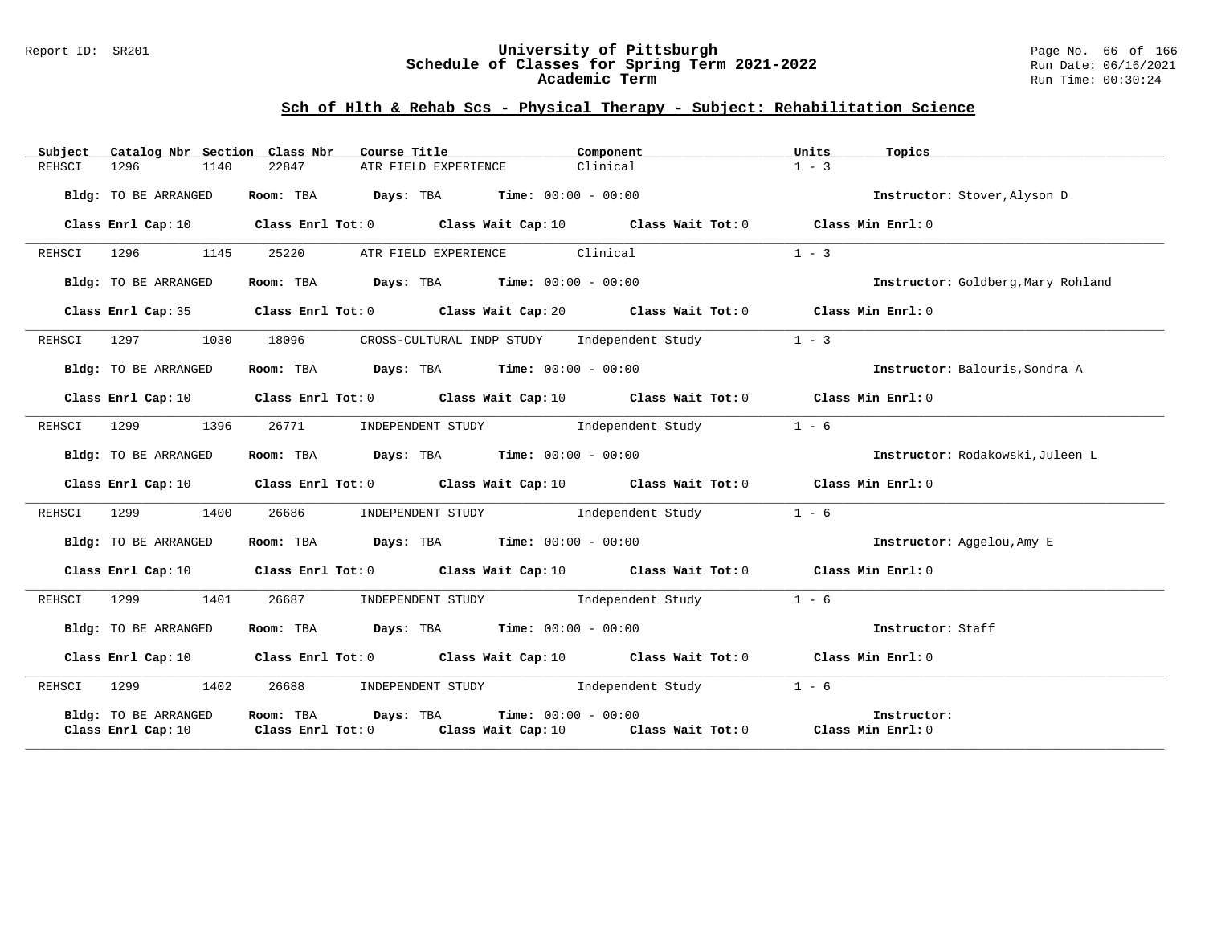## Sch of Hlth & Rehab Scs - Physical Therapy - Subject: Rehabilitation Science

| Subject | Catalog Nbr | Section | Class Nbr | Course Title | Component | Units | Topics |
|---|---|---|---|---|---|---|---|
| REHSCI | 1296 | 1140 | 22847 | ATR FIELD EXPERIENCE | Clinical | 1 - 3 | |

**Bldg:** TO BE ARRANGED **Room:** TBA **Days:** TBA **Time:** 00:00 - 00:00 **Instructor:** Stover,Alyson D

**Class Enrl Cap:** 10 **Class Enrl Tot:** 0 **Class Wait Cap:** 10 **Class Wait Tot:** 0 **Class Min Enrl:** 0

| Subject | Catalog Nbr | Section | Class Nbr | Course Title | Component | Units | Topics |
|---|---|---|---|---|---|---|---|
| REHSCI | 1296 | 1145 | 25220 | ATR FIELD EXPERIENCE | Clinical | 1 - 3 | |

**Bldg:** TO BE ARRANGED **Room:** TBA **Days:** TBA **Time:** 00:00 - 00:00 **Instructor:** Goldberg,Mary Rohland

**Class Enrl Cap:** 35 **Class Enrl Tot:** 0 **Class Wait Cap:** 20 **Class Wait Tot:** 0 **Class Min Enrl:** 0

| Subject | Catalog Nbr | Section | Class Nbr | Course Title | Component | Units | Topics |
|---|---|---|---|---|---|---|---|
| REHSCI | 1297 | 1030 | 18096 | CROSS-CULTURAL INDP STUDY | Independent Study | 1 - 3 | |

**Bldg:** TO BE ARRANGED **Room:** TBA **Days:** TBA **Time:** 00:00 - 00:00 **Instructor:** Balouris,Sondra A

**Class Enrl Cap:** 10 **Class Enrl Tot:** 0 **Class Wait Cap:** 10 **Class Wait Tot:** 0 **Class Min Enrl:** 0

| Subject | Catalog Nbr | Section | Class Nbr | Course Title | Component | Units | Topics |
|---|---|---|---|---|---|---|---|
| REHSCI | 1299 | 1396 | 26771 | INDEPENDENT STUDY | Independent Study | 1 - 6 | |

**Bldg:** TO BE ARRANGED **Room:** TBA **Days:** TBA **Time:** 00:00 - 00:00 **Instructor:** Rodakowski,Juleen L

**Class Enrl Cap:** 10 **Class Enrl Tot:** 0 **Class Wait Cap:** 10 **Class Wait Tot:** 0 **Class Min Enrl:** 0

| Subject | Catalog Nbr | Section | Class Nbr | Course Title | Component | Units | Topics |
|---|---|---|---|---|---|---|---|
| REHSCI | 1299 | 1400 | 26686 | INDEPENDENT STUDY | Independent Study | 1 - 6 | |

**Bldg:** TO BE ARRANGED **Room:** TBA **Days:** TBA **Time:** 00:00 - 00:00 **Instructor:** Aggelou,Amy E

**Class Enrl Cap:** 10 **Class Enrl Tot:** 0 **Class Wait Cap:** 10 **Class Wait Tot:** 0 **Class Min Enrl:** 0

| Subject | Catalog Nbr | Section | Class Nbr | Course Title | Component | Units | Topics |
|---|---|---|---|---|---|---|---|
| REHSCI | 1299 | 1401 | 26687 | INDEPENDENT STUDY | Independent Study | 1 - 6 | |

**Bldg:** TO BE ARRANGED **Room:** TBA **Days:** TBA **Time:** 00:00 - 00:00 **Instructor:** Staff

**Class Enrl Cap:** 10 **Class Enrl Tot:** 0 **Class Wait Cap:** 10 **Class Wait Tot:** 0 **Class Min Enrl:** 0

| Subject | Catalog Nbr | Section | Class Nbr | Course Title | Component | Units | Topics |
|---|---|---|---|---|---|---|---|
| REHSCI | 1299 | 1402 | 26688 | INDEPENDENT STUDY | Independent Study | 1 - 6 | |

**Bldg:** TO BE ARRANGED **Room:** TBA **Days:** TBA **Time:** 00:00 - 00:00 **Instructor:**

**Class Enrl Cap:** 10 **Class Enrl Tot:** 0 **Class Wait Cap:** 10 **Class Wait Tot:** 0 **Class Min Enrl:** 0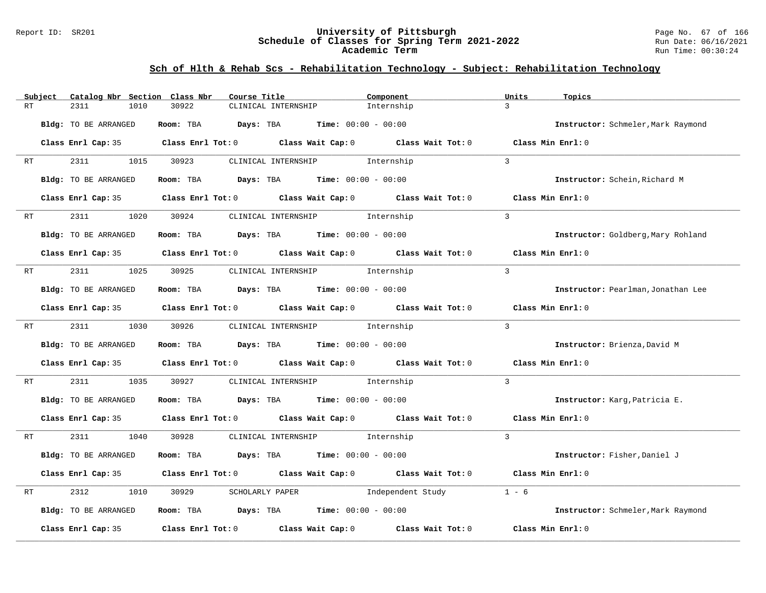## Sch of Hlth & Rehab Scs - Rehabilitation Technology - Subject: Rehabilitation Technology

| Subject | Catalog Nbr | Section | Class Nbr | Course Title | Component | Units | Topics |
|---|---|---|---|---|---|---|---|
| RT | 2311 | 1010 | 30922 | CLINICAL INTERNSHIP | Internship | 3 | |

**Bldg:** TO BE ARRANGED **Room:** TBA **Days:** TBA **Time:** 00:00 - 00:00 **Instructor:** Schmeler,Mark Raymond

**Class Enrl Cap:** 35 **Class Enrl Tot:** 0 **Class Wait Cap:** 0 **Class Wait Tot:** 0 **Class Min Enrl:** 0

| Subject | Catalog Nbr | Section | Class Nbr | Course Title | Component | Units | Topics |
|---|---|---|---|---|---|---|---|
| RT | 2311 | 1015 | 30923 | CLINICAL INTERNSHIP | Internship | 3 | |

**Bldg:** TO BE ARRANGED **Room:** TBA **Days:** TBA **Time:** 00:00 - 00:00 **Instructor:** Schein,Richard M

**Class Enrl Cap:** 35 **Class Enrl Tot:** 0 **Class Wait Cap:** 0 **Class Wait Tot:** 0 **Class Min Enrl:** 0

| Subject | Catalog Nbr | Section | Class Nbr | Course Title | Component | Units | Topics |
|---|---|---|---|---|---|---|---|
| RT | 2311 | 1020 | 30924 | CLINICAL INTERNSHIP | Internship | 3 | |

**Bldg:** TO BE ARRANGED **Room:** TBA **Days:** TBA **Time:** 00:00 - 00:00 **Instructor:** Goldberg,Mary Rohland

**Class Enrl Cap:** 35 **Class Enrl Tot:** 0 **Class Wait Cap:** 0 **Class Wait Tot:** 0 **Class Min Enrl:** 0

| Subject | Catalog Nbr | Section | Class Nbr | Course Title | Component | Units | Topics |
|---|---|---|---|---|---|---|---|
| RT | 2311 | 1025 | 30925 | CLINICAL INTERNSHIP | Internship | 3 | |

**Bldg:** TO BE ARRANGED **Room:** TBA **Days:** TBA **Time:** 00:00 - 00:00 **Instructor:** Pearlman,Jonathan Lee

**Class Enrl Cap:** 35 **Class Enrl Tot:** 0 **Class Wait Cap:** 0 **Class Wait Tot:** 0 **Class Min Enrl:** 0

| Subject | Catalog Nbr | Section | Class Nbr | Course Title | Component | Units | Topics |
|---|---|---|---|---|---|---|---|
| RT | 2311 | 1030 | 30926 | CLINICAL INTERNSHIP | Internship | 3 | |

**Bldg:** TO BE ARRANGED **Room:** TBA **Days:** TBA **Time:** 00:00 - 00:00 **Instructor:** Brienza,David M

**Class Enrl Cap:** 35 **Class Enrl Tot:** 0 **Class Wait Cap:** 0 **Class Wait Tot:** 0 **Class Min Enrl:** 0

| Subject | Catalog Nbr | Section | Class Nbr | Course Title | Component | Units | Topics |
|---|---|---|---|---|---|---|---|
| RT | 2311 | 1035 | 30927 | CLINICAL INTERNSHIP | Internship | 3 | |

**Bldg:** TO BE ARRANGED **Room:** TBA **Days:** TBA **Time:** 00:00 - 00:00 **Instructor:** Karg,Patricia E.

**Class Enrl Cap:** 35 **Class Enrl Tot:** 0 **Class Wait Cap:** 0 **Class Wait Tot:** 0 **Class Min Enrl:** 0

| Subject | Catalog Nbr | Section | Class Nbr | Course Title | Component | Units | Topics |
|---|---|---|---|---|---|---|---|
| RT | 2311 | 1040 | 30928 | CLINICAL INTERNSHIP | Internship | 3 | |

**Bldg:** TO BE ARRANGED **Room:** TBA **Days:** TBA **Time:** 00:00 - 00:00 **Instructor:** Fisher,Daniel J

**Class Enrl Cap:** 35 **Class Enrl Tot:** 0 **Class Wait Cap:** 0 **Class Wait Tot:** 0 **Class Min Enrl:** 0

| Subject | Catalog Nbr | Section | Class Nbr | Course Title | Component | Units | Topics |
|---|---|---|---|---|---|---|---|
| RT | 2312 | 1010 | 30929 | SCHOLARLY PAPER | Independent Study | 1 - 6 | |

**Bldg:** TO BE ARRANGED **Room:** TBA **Days:** TBA **Time:** 00:00 - 00:00 **Instructor:** Schmeler,Mark Raymond

**Class Enrl Cap:** 35 **Class Enrl Tot:** 0 **Class Wait Cap:** 0 **Class Wait Tot:** 0 **Class Min Enrl:** 0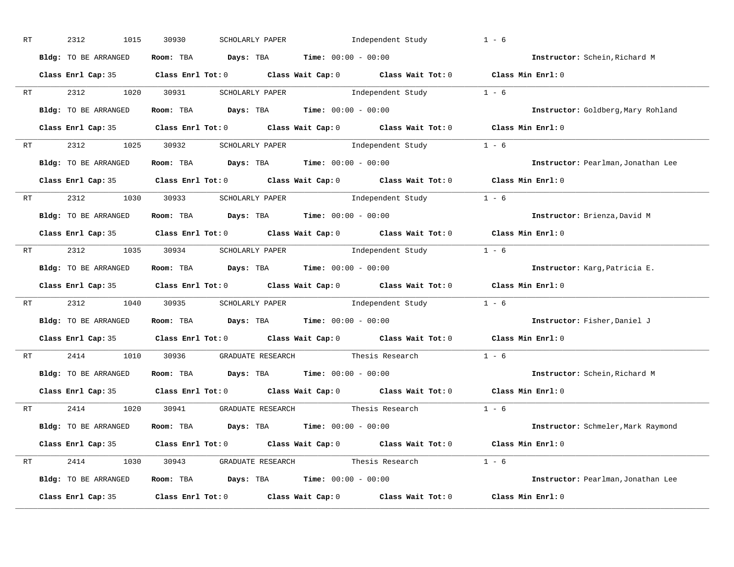RT 2312 1015 30930 SCHOLARLY PAPER Independent Study 1 - 6

**Bldg:** TO BE ARRANGED **Room:** TBA **Days:** TBA **Time:** 00:00 - 00:00 **Instructor:** Schein,Richard M

**Class Enrl Cap:** 35 **Class Enrl Tot:** 0 **Class Wait Cap:** 0 **Class Wait Tot:** 0 **Class Min Enrl:** 0

---

RT 2312 1020 30931 SCHOLARLY PAPER Independent Study 1 - 6

**Bldg:** TO BE ARRANGED **Room:** TBA **Days:** TBA **Time:** 00:00 - 00:00 **Instructor:** Goldberg,Mary Rohland

**Class Enrl Cap:** 35 **Class Enrl Tot:** 0 **Class Wait Cap:** 0 **Class Wait Tot:** 0 **Class Min Enrl:** 0

---

RT 2312 1025 30932 SCHOLARLY PAPER Independent Study 1 - 6

**Bldg:** TO BE ARRANGED **Room:** TBA **Days:** TBA **Time:** 00:00 - 00:00 **Instructor:** Pearlman,Jonathan Lee

**Class Enrl Cap:** 35 **Class Enrl Tot:** 0 **Class Wait Cap:** 0 **Class Wait Tot:** 0 **Class Min Enrl:** 0

---

RT 2312 1030 30933 SCHOLARLY PAPER Independent Study 1 - 6

**Bldg:** TO BE ARRANGED **Room:** TBA **Days:** TBA **Time:** 00:00 - 00:00 **Instructor:** Brienza,David M

**Class Enrl Cap:** 35 **Class Enrl Tot:** 0 **Class Wait Cap:** 0 **Class Wait Tot:** 0 **Class Min Enrl:** 0

---

RT 2312 1035 30934 SCHOLARLY PAPER Independent Study 1 - 6

**Bldg:** TO BE ARRANGED **Room:** TBA **Days:** TBA **Time:** 00:00 - 00:00 **Instructor:** Karg,Patricia E.

**Class Enrl Cap:** 35 **Class Enrl Tot:** 0 **Class Wait Cap:** 0 **Class Wait Tot:** 0 **Class Min Enrl:** 0

---

RT 2312 1040 30935 SCHOLARLY PAPER Independent Study 1 - 6

**Bldg:** TO BE ARRANGED **Room:** TBA **Days:** TBA **Time:** 00:00 - 00:00 **Instructor:** Fisher,Daniel J

**Class Enrl Cap:** 35 **Class Enrl Tot:** 0 **Class Wait Cap:** 0 **Class Wait Tot:** 0 **Class Min Enrl:** 0

---

RT 2414 1010 30936 GRADUATE RESEARCH Thesis Research 1 - 6

**Bldg:** TO BE ARRANGED **Room:** TBA **Days:** TBA **Time:** 00:00 - 00:00 **Instructor:** Schein,Richard M

**Class Enrl Cap:** 35 **Class Enrl Tot:** 0 **Class Wait Cap:** 0 **Class Wait Tot:** 0 **Class Min Enrl:** 0

---

RT 2414 1020 30941 GRADUATE RESEARCH Thesis Research 1 - 6

**Bldg:** TO BE ARRANGED **Room:** TBA **Days:** TBA **Time:** 00:00 - 00:00 **Instructor:** Schmeler,Mark Raymond

**Class Enrl Cap:** 35 **Class Enrl Tot:** 0 **Class Wait Cap:** 0 **Class Wait Tot:** 0 **Class Min Enrl:** 0

---

RT 2414 1030 30943 GRADUATE RESEARCH Thesis Research 1 - 6

**Bldg:** TO BE ARRANGED **Room:** TBA **Days:** TBA **Time:** 00:00 - 00:00 **Instructor:** Pearlman,Jonathan Lee

**Class Enrl Cap:** 35 **Class Enrl Tot:** 0 **Class Wait Cap:** 0 **Class Wait Tot:** 0 **Class Min Enrl:** 0

---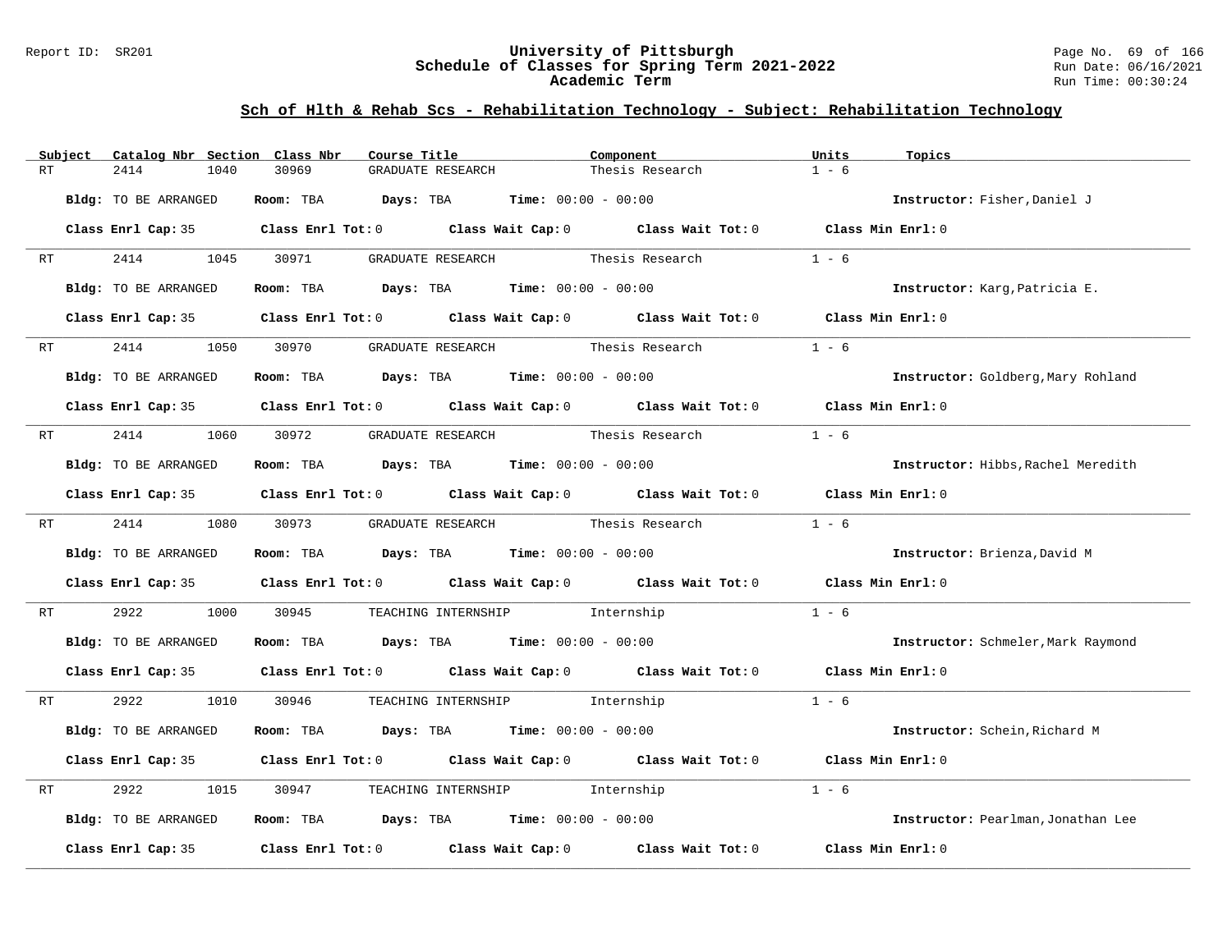## Sch of Hlth & Rehab Scs - Rehabilitation Technology - Subject: Rehabilitation Technology

| Subject | Catalog Nbr | Section | Class Nbr | Course Title | Component | Units | Topics |
|---|---|---|---|---|---|---|---|
| RT | 2414 | 1040 | 30969 | GRADUATE RESEARCH | Thesis Research | 1 - 6 | |

**Bldg:** TO BE ARRANGED **Room:** TBA **Days:** TBA **Time:** 00:00 - 00:00 **Instructor:** Fisher,Daniel J

**Class Enrl Cap:** 35 **Class Enrl Tot:** 0 **Class Wait Cap:** 0 **Class Wait Tot:** 0 **Class Min Enrl:** 0

| Subject | Catalog Nbr | Section | Class Nbr | Course Title | Component | Units | Topics |
|---|---|---|---|---|---|---|---|
| RT | 2414 | 1045 | 30971 | GRADUATE RESEARCH | Thesis Research | 1 - 6 | |

**Bldg:** TO BE ARRANGED **Room:** TBA **Days:** TBA **Time:** 00:00 - 00:00 **Instructor:** Karg,Patricia E.

**Class Enrl Cap:** 35 **Class Enrl Tot:** 0 **Class Wait Cap:** 0 **Class Wait Tot:** 0 **Class Min Enrl:** 0

| Subject | Catalog Nbr | Section | Class Nbr | Course Title | Component | Units | Topics |
|---|---|---|---|---|---|---|---|
| RT | 2414 | 1050 | 30970 | GRADUATE RESEARCH | Thesis Research | 1 - 6 | |

**Bldg:** TO BE ARRANGED **Room:** TBA **Days:** TBA **Time:** 00:00 - 00:00 **Instructor:** Goldberg,Mary Rohland

**Class Enrl Cap:** 35 **Class Enrl Tot:** 0 **Class Wait Cap:** 0 **Class Wait Tot:** 0 **Class Min Enrl:** 0

| Subject | Catalog Nbr | Section | Class Nbr | Course Title | Component | Units | Topics |
|---|---|---|---|---|---|---|---|
| RT | 2414 | 1060 | 30972 | GRADUATE RESEARCH | Thesis Research | 1 - 6 | |

**Bldg:** TO BE ARRANGED **Room:** TBA **Days:** TBA **Time:** 00:00 - 00:00 **Instructor:** Hibbs,Rachel Meredith

**Class Enrl Cap:** 35 **Class Enrl Tot:** 0 **Class Wait Cap:** 0 **Class Wait Tot:** 0 **Class Min Enrl:** 0

| Subject | Catalog Nbr | Section | Class Nbr | Course Title | Component | Units | Topics |
|---|---|---|---|---|---|---|---|
| RT | 2414 | 1080 | 30973 | GRADUATE RESEARCH | Thesis Research | 1 - 6 | |

**Bldg:** TO BE ARRANGED **Room:** TBA **Days:** TBA **Time:** 00:00 - 00:00 **Instructor:** Brienza,David M

**Class Enrl Cap:** 35 **Class Enrl Tot:** 0 **Class Wait Cap:** 0 **Class Wait Tot:** 0 **Class Min Enrl:** 0

| Subject | Catalog Nbr | Section | Class Nbr | Course Title | Component | Units | Topics |
|---|---|---|---|---|---|---|---|
| RT | 2922 | 1000 | 30945 | TEACHING INTERNSHIP | Internship | 1 - 6 | |

**Bldg:** TO BE ARRANGED **Room:** TBA **Days:** TBA **Time:** 00:00 - 00:00 **Instructor:** Schmeler,Mark Raymond

**Class Enrl Cap:** 35 **Class Enrl Tot:** 0 **Class Wait Cap:** 0 **Class Wait Tot:** 0 **Class Min Enrl:** 0

| Subject | Catalog Nbr | Section | Class Nbr | Course Title | Component | Units | Topics |
|---|---|---|---|---|---|---|---|
| RT | 2922 | 1010 | 30946 | TEACHING INTERNSHIP | Internship | 1 - 6 | |

**Bldg:** TO BE ARRANGED **Room:** TBA **Days:** TBA **Time:** 00:00 - 00:00 **Instructor:** Schein,Richard M

**Class Enrl Cap:** 35 **Class Enrl Tot:** 0 **Class Wait Cap:** 0 **Class Wait Tot:** 0 **Class Min Enrl:** 0

| Subject | Catalog Nbr | Section | Class Nbr | Course Title | Component | Units | Topics |
|---|---|---|---|---|---|---|---|
| RT | 2922 | 1015 | 30947 | TEACHING INTERNSHIP | Internship | 1 - 6 | |

**Bldg:** TO BE ARRANGED **Room:** TBA **Days:** TBA **Time:** 00:00 - 00:00 **Instructor:** Pearlman,Jonathan Lee

**Class Enrl Cap:** 35 **Class Enrl Tot:** 0 **Class Wait Cap:** 0 **Class Wait Tot:** 0 **Class Min Enrl:** 0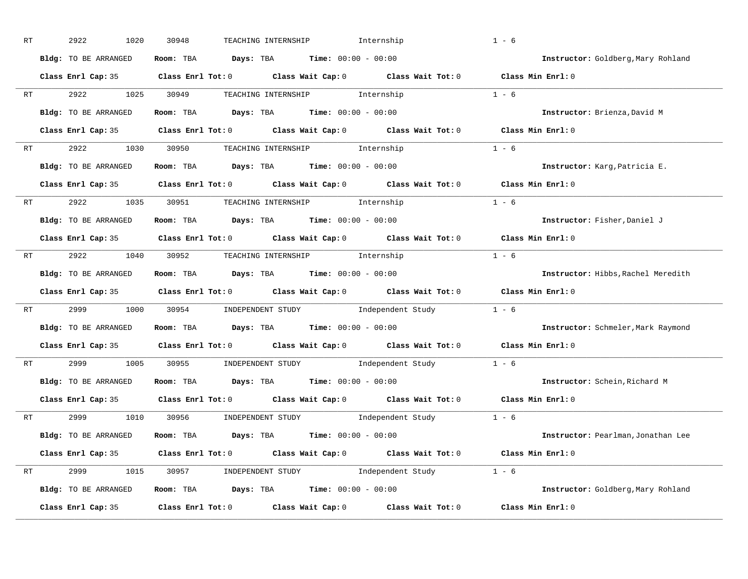RT 2922 1020 30948 TEACHING INTERNSHIP Internship 1 - 6

**Bldg:** TO BE ARRANGED **Room:** TBA **Days:** TBA **Time:** 00:00 - 00:00 **Instructor:** Goldberg,Mary Rohland

**Class Enrl Cap:** 35 **Class Enrl Tot:** 0 **Class Wait Cap:** 0 **Class Wait Tot:** 0 **Class Min Enrl:** 0

---

RT 2922 1025 30949 TEACHING INTERNSHIP Internship 1 - 6

**Bldg:** TO BE ARRANGED **Room:** TBA **Days:** TBA **Time:** 00:00 - 00:00 **Instructor:** Brienza,David M

**Class Enrl Cap:** 35 **Class Enrl Tot:** 0 **Class Wait Cap:** 0 **Class Wait Tot:** 0 **Class Min Enrl:** 0

---

RT 2922 1030 30950 TEACHING INTERNSHIP Internship 1 - 6

**Bldg:** TO BE ARRANGED **Room:** TBA **Days:** TBA **Time:** 00:00 - 00:00 **Instructor:** Karg,Patricia E.

**Class Enrl Cap:** 35 **Class Enrl Tot:** 0 **Class Wait Cap:** 0 **Class Wait Tot:** 0 **Class Min Enrl:** 0

---

RT 2922 1035 30951 TEACHING INTERNSHIP Internship 1 - 6

**Bldg:** TO BE ARRANGED **Room:** TBA **Days:** TBA **Time:** 00:00 - 00:00 **Instructor:** Fisher,Daniel J

**Class Enrl Cap:** 35 **Class Enrl Tot:** 0 **Class Wait Cap:** 0 **Class Wait Tot:** 0 **Class Min Enrl:** 0

---

RT 2922 1040 30952 TEACHING INTERNSHIP Internship 1 - 6

**Bldg:** TO BE ARRANGED **Room:** TBA **Days:** TBA **Time:** 00:00 - 00:00 **Instructor:** Hibbs,Rachel Meredith

**Class Enrl Cap:** 35 **Class Enrl Tot:** 0 **Class Wait Cap:** 0 **Class Wait Tot:** 0 **Class Min Enrl:** 0

---

RT 2999 1000 30954 INDEPENDENT STUDY Independent Study 1 - 6

**Bldg:** TO BE ARRANGED **Room:** TBA **Days:** TBA **Time:** 00:00 - 00:00 **Instructor:** Schmeler,Mark Raymond

**Class Enrl Cap:** 35 **Class Enrl Tot:** 0 **Class Wait Cap:** 0 **Class Wait Tot:** 0 **Class Min Enrl:** 0

---

RT 2999 1005 30955 INDEPENDENT STUDY Independent Study 1 - 6

**Bldg:** TO BE ARRANGED **Room:** TBA **Days:** TBA **Time:** 00:00 - 00:00 **Instructor:** Schein,Richard M

**Class Enrl Cap:** 35 **Class Enrl Tot:** 0 **Class Wait Cap:** 0 **Class Wait Tot:** 0 **Class Min Enrl:** 0

---

RT 2999 1010 30956 INDEPENDENT STUDY Independent Study 1 - 6

**Bldg:** TO BE ARRANGED **Room:** TBA **Days:** TBA **Time:** 00:00 - 00:00 **Instructor:** Pearlman,Jonathan Lee

**Class Enrl Cap:** 35 **Class Enrl Tot:** 0 **Class Wait Cap:** 0 **Class Wait Tot:** 0 **Class Min Enrl:** 0

---

RT 2999 1015 30957 INDEPENDENT STUDY Independent Study 1 - 6

**Bldg:** TO BE ARRANGED **Room:** TBA **Days:** TBA **Time:** 00:00 - 00:00 **Instructor:** Goldberg,Mary Rohland

**Class Enrl Cap:** 35 **Class Enrl Tot:** 0 **Class Wait Cap:** 0 **Class Wait Tot:** 0 **Class Min Enrl:** 0

---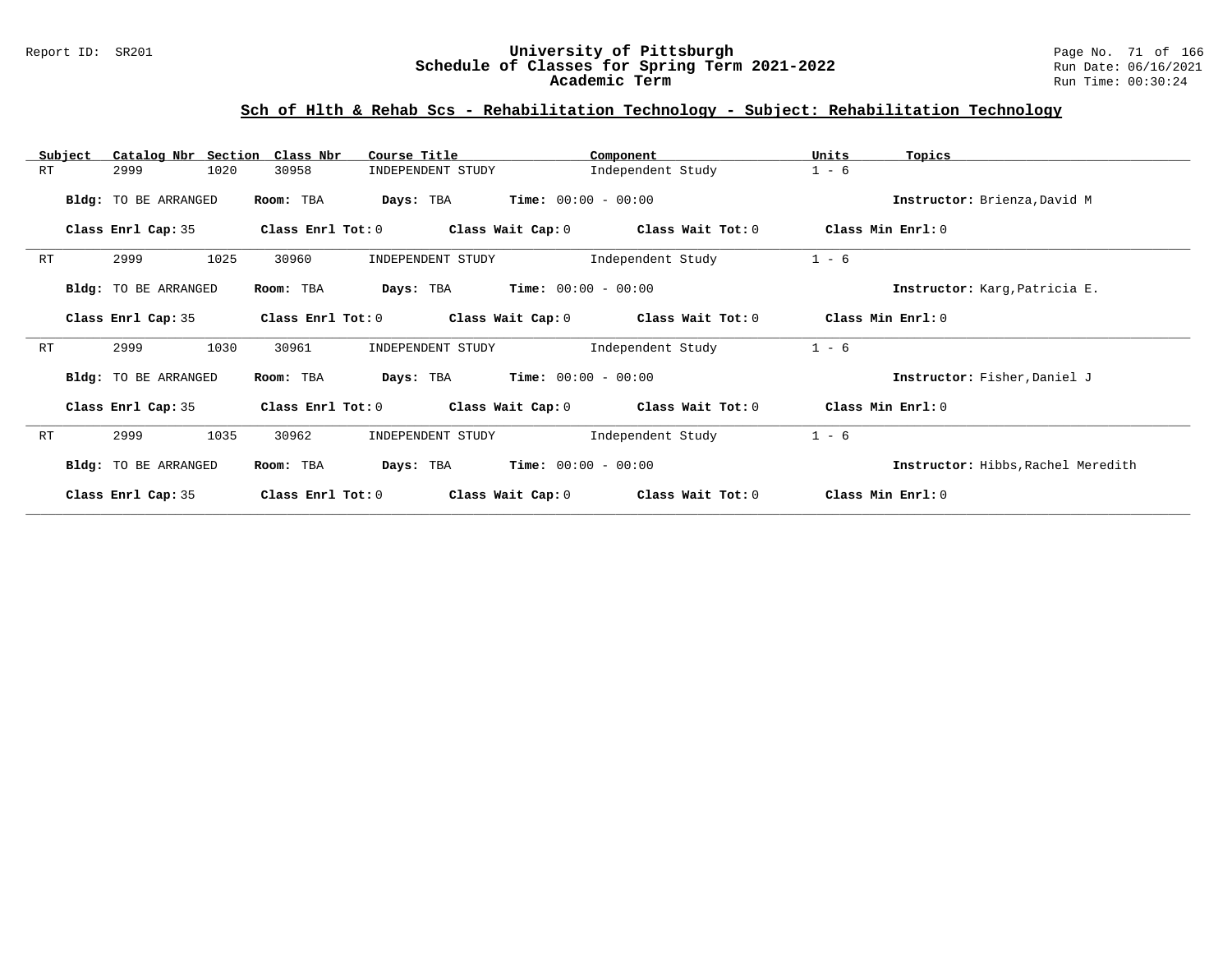## Sch of Hlth & Rehab Scs - Rehabilitation Technology - Subject: Rehabilitation Technology

| Subject | Catalog Nbr | Section | Class Nbr | Course Title | Component | Units | Topics |
|---|---|---|---|---|---|---|---|
| RT | 2999 | 1020 | 30958 | INDEPENDENT STUDY | Independent Study | 1 - 6 | |

**Bldg:** TO BE ARRANGED **Room:** TBA **Days:** TBA **Time:** 00:00 - 00:00 **Instructor:** Brienza,David M

**Class Enrl Cap:** 35 **Class Enrl Tot:** 0 **Class Wait Cap:** 0 **Class Wait Tot:** 0 **Class Min Enrl:** 0

---

| Subject | Catalog Nbr | Section | Class Nbr | Course Title | Component | Units | Topics |
|---|---|---|---|---|---|---|---|
| RT | 2999 | 1025 | 30960 | INDEPENDENT STUDY | Independent Study | 1 - 6 | |

**Bldg:** TO BE ARRANGED **Room:** TBA **Days:** TBA **Time:** 00:00 - 00:00 **Instructor:** Karg,Patricia E.

**Class Enrl Cap:** 35 **Class Enrl Tot:** 0 **Class Wait Cap:** 0 **Class Wait Tot:** 0 **Class Min Enrl:** 0

---

| Subject | Catalog Nbr | Section | Class Nbr | Course Title | Component | Units | Topics |
|---|---|---|---|---|---|---|---|
| RT | 2999 | 1030 | 30961 | INDEPENDENT STUDY | Independent Study | 1 - 6 | |

**Bldg:** TO BE ARRANGED **Room:** TBA **Days:** TBA **Time:** 00:00 - 00:00 **Instructor:** Fisher,Daniel J

**Class Enrl Cap:** 35 **Class Enrl Tot:** 0 **Class Wait Cap:** 0 **Class Wait Tot:** 0 **Class Min Enrl:** 0

---

| Subject | Catalog Nbr | Section | Class Nbr | Course Title | Component | Units | Topics |
|---|---|---|---|---|---|---|---|
| RT | 2999 | 1035 | 30962 | INDEPENDENT STUDY | Independent Study | 1 - 6 | |

**Bldg:** TO BE ARRANGED **Room:** TBA **Days:** TBA **Time:** 00:00 - 00:00 **Instructor:** Hibbs,Rachel Meredith

**Class Enrl Cap:** 35 **Class Enrl Tot:** 0 **Class Wait Cap:** 0 **Class Wait Tot:** 0 **Class Min Enrl:** 0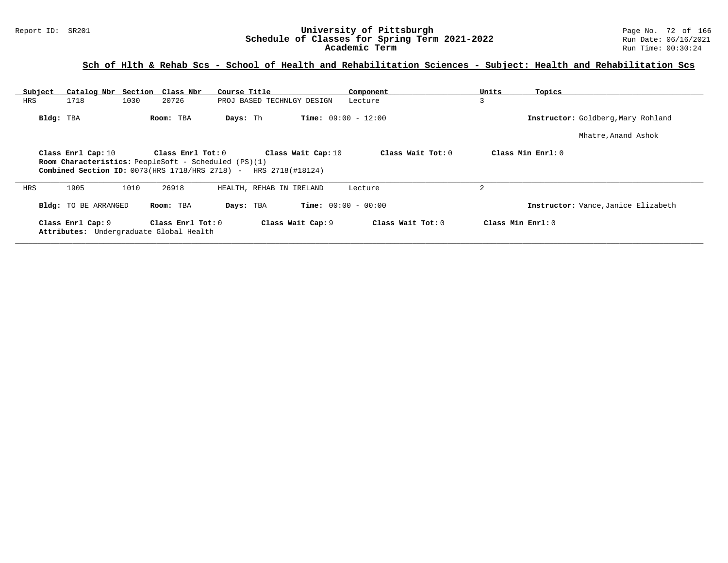## Sch of Hlth & Rehab Scs - School of Health and Rehabilitation Sciences - Subject: Health and Rehabilitation Scs

| Subject | Catalog Nbr | Section | Class Nbr | Course Title | Component | Units | Topics |
|---|---|---|---|---|---|---|---|
| HRS | 1718 | 1030 | 20726 | PROJ BASED TECHNLGY DESIGN | Lecture | 3 | |

**Bldg:** TBA **Room:** TBA **Days:** Th **Time:** 09:00 - 12:00 **Instructor:** Goldberg,Mary Rohland

Mhatre,Anand Ashok

**Class Enrl Cap:** 10 **Class Enrl Tot:** 0 **Class Wait Cap:** 10 **Class Wait Tot:** 0 **Class Min Enrl:** 0

**Room Characteristics:** PeopleSoft - Scheduled (PS)(1)

**Combined Section ID:** 0073(HRS 1718/HRS 2718) - HRS 2718(#18124)

---

| Subject | Catalog Nbr | Section | Class Nbr | Course Title | Component | Units | Topics |
|---|---|---|---|---|---|---|---|
| HRS | 1905 | 1010 | 26918 | HEALTH, REHAB IN IRELAND | Lecture | 2 | |

**Bldg:** TO BE ARRANGED **Room:** TBA **Days:** TBA **Time:** 00:00 - 00:00 **Instructor:** Vance,Janice Elizabeth

**Class Enrl Cap:** 9 **Class Enrl Tot:** 0 **Class Wait Cap:** 9 **Class Wait Tot:** 0 **Class Min Enrl:** 0

**Attributes:** Undergraduate Global Health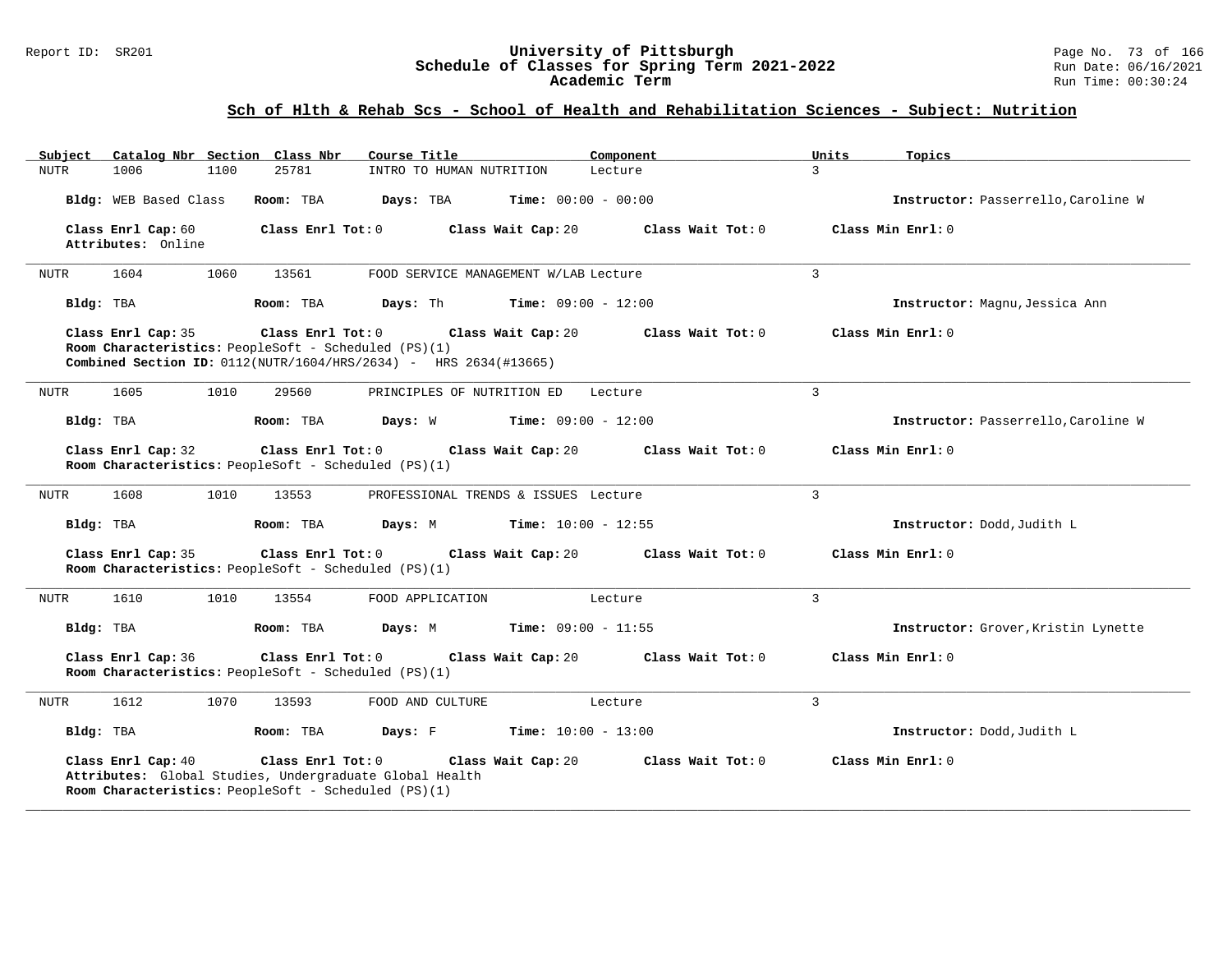# University of Pittsburgh
## Schedule of Classes for Spring Term 2021-2022
### Academic Term

Report ID: SR201 | Run Date: 06/16/2021 | Run Time: 00:30:24

## Sch of Hlth & Rehab Scs - School of Health and Rehabilitation Sciences - Subject: Nutrition

| Subject | Catalog Nbr | Section | Class Nbr | Course Title | Component | Units | Topics |
|---|---|---|---|---|---|---|---|
| NUTR | 1006 | 1100 | 25781 | INTRO TO HUMAN NUTRITION | Lecture | 3 | |

**Bldg:** WEB Based Class **Room:** TBA **Days:** TBA **Time:** 00:00 - 00:00 **Instructor:** Passerrello,Caroline W

**Class Enrl Cap:** 60 **Class Enrl Tot:** 0 **Class Wait Cap:** 20 **Class Wait Tot:** 0 **Class Min Enrl:** 0
**Attributes:** Online

---

| Subject | Catalog Nbr | Section | Class Nbr | Course Title | Component | Units | Topics |
|---|---|---|---|---|---|---|---|
| NUTR | 1604 | 1060 | 13561 | FOOD SERVICE MANAGEMENT W/LAB | Lecture | 3 | |

**Bldg:** TBA **Room:** TBA **Days:** Th **Time:** 09:00 - 12:00 **Instructor:** Magnu,Jessica Ann

**Class Enrl Cap:** 35 **Class Enrl Tot:** 0 **Class Wait Cap:** 20 **Class Wait Tot:** 0 **Class Min Enrl:** 0
**Room Characteristics:** PeopleSoft - Scheduled (PS)(1)
**Combined Section ID:** 0112(NUTR/1604/HRS/2634) - HRS 2634(#13665)

---

| Subject | Catalog Nbr | Section | Class Nbr | Course Title | Component | Units | Topics |
|---|---|---|---|---|---|---|---|
| NUTR | 1605 | 1010 | 29560 | PRINCIPLES OF NUTRITION ED | Lecture | 3 | |

**Bldg:** TBA **Room:** TBA **Days:** W **Time:** 09:00 - 12:00 **Instructor:** Passerrello,Caroline W

**Class Enrl Cap:** 32 **Class Enrl Tot:** 0 **Class Wait Cap:** 20 **Class Wait Tot:** 0 **Class Min Enrl:** 0
**Room Characteristics:** PeopleSoft - Scheduled (PS)(1)

---

| Subject | Catalog Nbr | Section | Class Nbr | Course Title | Component | Units | Topics |
|---|---|---|---|---|---|---|---|
| NUTR | 1608 | 1010 | 13553 | PROFESSIONAL TRENDS & ISSUES | Lecture | 3 | |

**Bldg:** TBA **Room:** TBA **Days:** M **Time:** 10:00 - 12:55 **Instructor:** Dodd,Judith L

**Class Enrl Cap:** 35 **Class Enrl Tot:** 0 **Class Wait Cap:** 20 **Class Wait Tot:** 0 **Class Min Enrl:** 0
**Room Characteristics:** PeopleSoft - Scheduled (PS)(1)

---

| Subject | Catalog Nbr | Section | Class Nbr | Course Title | Component | Units | Topics |
|---|---|---|---|---|---|---|---|
| NUTR | 1610 | 1010 | 13554 | FOOD APPLICATION | Lecture | 3 | |

**Bldg:** TBA **Room:** TBA **Days:** M **Time:** 09:00 - 11:55 **Instructor:** Grover,Kristin Lynette

**Class Enrl Cap:** 36 **Class Enrl Tot:** 0 **Class Wait Cap:** 20 **Class Wait Tot:** 0 **Class Min Enrl:** 0
**Room Characteristics:** PeopleSoft - Scheduled (PS)(1)

---

| Subject | Catalog Nbr | Section | Class Nbr | Course Title | Component | Units | Topics |
|---|---|---|---|---|---|---|---|
| NUTR | 1612 | 1070 | 13593 | FOOD AND CULTURE | Lecture | 3 | |

**Bldg:** TBA **Room:** TBA **Days:** F **Time:** 10:00 - 13:00 **Instructor:** Dodd,Judith L

**Class Enrl Cap:** 40 **Class Enrl Tot:** 0 **Class Wait Cap:** 20 **Class Wait Tot:** 0 **Class Min Enrl:** 0
**Attributes:** Global Studies, Undergraduate Global Health
**Room Characteristics:** PeopleSoft - Scheduled (PS)(1)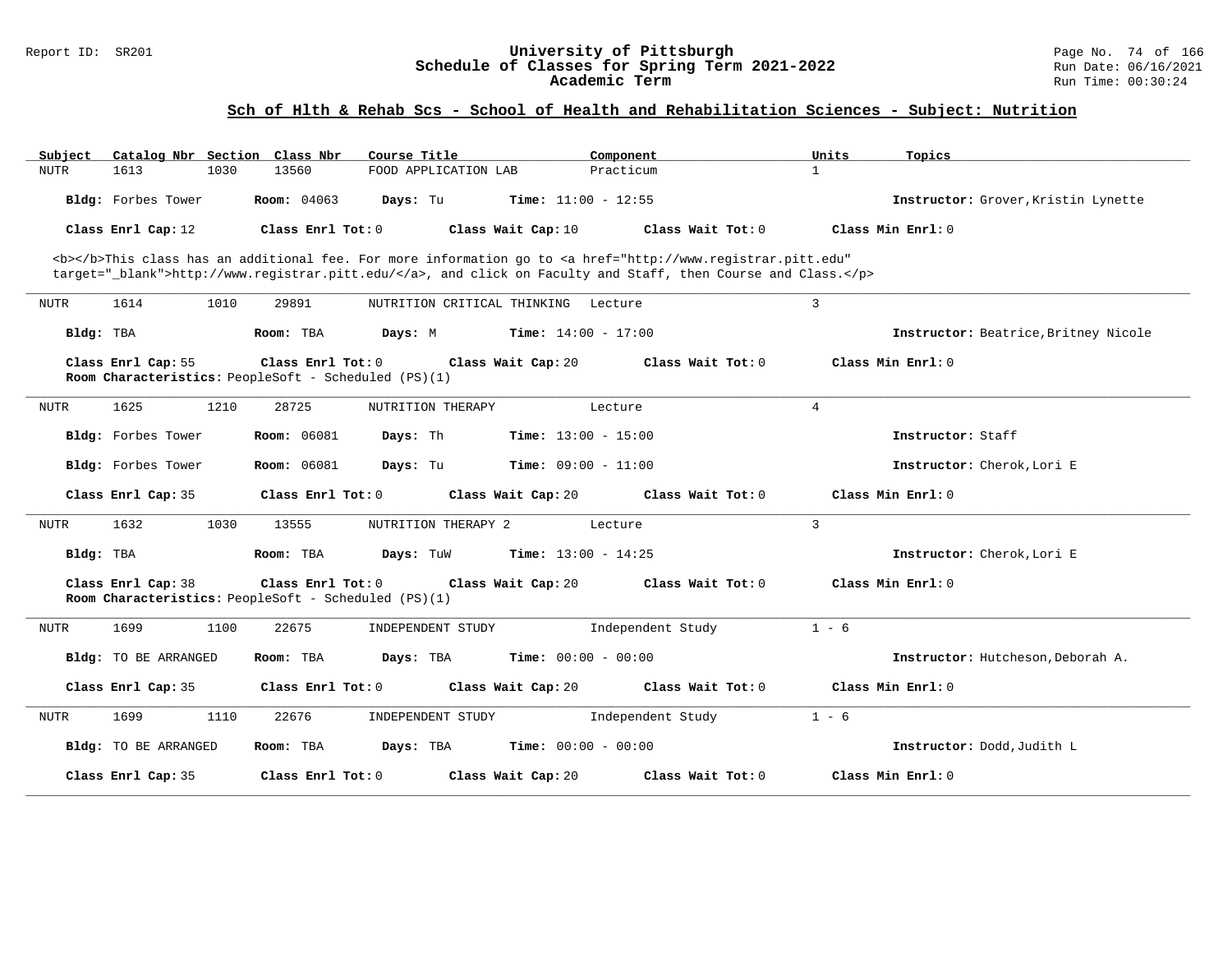## Sch of Hlth & Rehab Scs - School of Health and Rehabilitation Sciences - Subject: Nutrition

| Subject | Catalog Nbr | Section | Class Nbr | Course Title | Component | Units | Topics |
|---|---|---|---|---|---|---|---|
| NUTR | 1613 | 1030 | 13560 | FOOD APPLICATION LAB | Practicum | 1 | |

**Bldg:** Forbes Tower **Room:** 04063 **Days:** Tu **Time:** 11:00 - 12:55 **Instructor:** Grover,Kristin Lynette

**Class Enrl Cap:** 12 **Class Enrl Tot:** 0 **Class Wait Cap:** 10 **Class Wait Tot:** 0 **Class Min Enrl:** 0

<b></b>This class has an additional fee. For more information go to <a href="http://www.registrar.pitt.edu" target="_blank">http://www.registrar.pitt.edu/</a>, and click on Faculty and Staff, then Course and Class.</p>

---

| Subject | Catalog Nbr | Section | Class Nbr | Course Title | Component | Units | Topics |
|---|---|---|---|---|---|---|---|
| NUTR | 1614 | 1010 | 29891 | NUTRITION CRITICAL THINKING | Lecture | 3 | |

**Bldg:** TBA **Room:** TBA **Days:** M **Time:** 14:00 - 17:00 **Instructor:** Beatrice,Britney Nicole

**Class Enrl Cap:** 55 **Class Enrl Tot:** 0 **Class Wait Cap:** 20 **Class Wait Tot:** 0 **Class Min Enrl:** 0

**Room Characteristics:** PeopleSoft - Scheduled (PS)(1)

---

| Subject | Catalog Nbr | Section | Class Nbr | Course Title | Component | Units | Topics |
|---|---|---|---|---|---|---|---|
| NUTR | 1625 | 1210 | 28725 | NUTRITION THERAPY | Lecture | 4 | |

**Bldg:** Forbes Tower **Room:** 06081 **Days:** Th **Time:** 13:00 - 15:00 **Instructor:** Staff

**Bldg:** Forbes Tower **Room:** 06081 **Days:** Tu **Time:** 09:00 - 11:00 **Instructor:** Cherok,Lori E

**Class Enrl Cap:** 35 **Class Enrl Tot:** 0 **Class Wait Cap:** 20 **Class Wait Tot:** 0 **Class Min Enrl:** 0

---

| Subject | Catalog Nbr | Section | Class Nbr | Course Title | Component | Units | Topics |
|---|---|---|---|---|---|---|---|
| NUTR | 1632 | 1030 | 13555 | NUTRITION THERAPY 2 | Lecture | 3 | |

**Bldg:** TBA **Room:** TBA **Days:** TuW **Time:** 13:00 - 14:25 **Instructor:** Cherok,Lori E

**Class Enrl Cap:** 38 **Class Enrl Tot:** 0 **Class Wait Cap:** 20 **Class Wait Tot:** 0 **Class Min Enrl:** 0

**Room Characteristics:** PeopleSoft - Scheduled (PS)(1)

---

| Subject | Catalog Nbr | Section | Class Nbr | Course Title | Component | Units | Topics |
|---|---|---|---|---|---|---|---|
| NUTR | 1699 | 1100 | 22675 | INDEPENDENT STUDY | Independent Study | 1 - 6 | |

**Bldg:** TO BE ARRANGED **Room:** TBA **Days:** TBA **Time:** 00:00 - 00:00 **Instructor:** Hutcheson,Deborah A.

**Class Enrl Cap:** 35 **Class Enrl Tot:** 0 **Class Wait Cap:** 20 **Class Wait Tot:** 0 **Class Min Enrl:** 0

---

| Subject | Catalog Nbr | Section | Class Nbr | Course Title | Component | Units | Topics |
|---|---|---|---|---|---|---|---|
| NUTR | 1699 | 1110 | 22676 | INDEPENDENT STUDY | Independent Study | 1 - 6 | |

**Bldg:** TO BE ARRANGED **Room:** TBA **Days:** TBA **Time:** 00:00 - 00:00 **Instructor:** Dodd,Judith L

**Class Enrl Cap:** 35 **Class Enrl Tot:** 0 **Class Wait Cap:** 20 **Class Wait Tot:** 0 **Class Min Enrl:** 0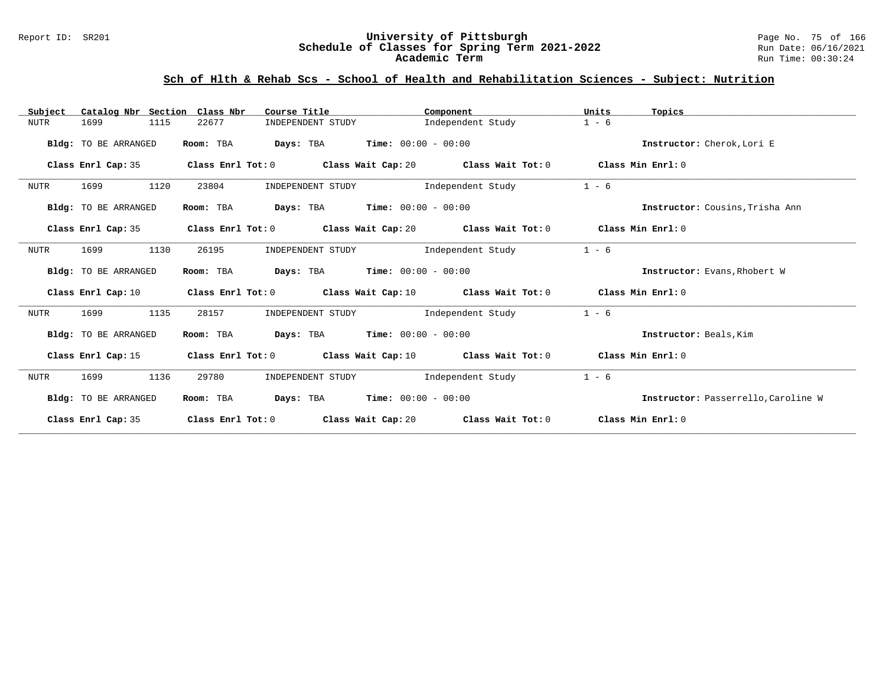## Sch of Hlth & Rehab Scs - School of Health and Rehabilitation Sciences - Subject: Nutrition

| Subject | Catalog Nbr | Section | Class Nbr | Course Title | Component | Units | Topics |
|---|---|---|---|---|---|---|---|
| NUTR | 1699 | 1115 | 22677 | INDEPENDENT STUDY | Independent Study | 1 - 6 | |

**Bldg:** TO BE ARRANGED **Room:** TBA **Days:** TBA **Time:** 00:00 - 00:00 **Instructor:** Cherok,Lori E

**Class Enrl Cap:** 35 **Class Enrl Tot:** 0 **Class Wait Cap:** 20 **Class Wait Tot:** 0 **Class Min Enrl:** 0

| Subject | Catalog Nbr | Section | Class Nbr | Course Title | Component | Units | Topics |
|---|---|---|---|---|---|---|---|
| NUTR | 1699 | 1120 | 23804 | INDEPENDENT STUDY | Independent Study | 1 - 6 | |

**Bldg:** TO BE ARRANGED **Room:** TBA **Days:** TBA **Time:** 00:00 - 00:00 **Instructor:** Cousins,Trisha Ann

**Class Enrl Cap:** 35 **Class Enrl Tot:** 0 **Class Wait Cap:** 20 **Class Wait Tot:** 0 **Class Min Enrl:** 0

| Subject | Catalog Nbr | Section | Class Nbr | Course Title | Component | Units | Topics |
|---|---|---|---|---|---|---|---|
| NUTR | 1699 | 1130 | 26195 | INDEPENDENT STUDY | Independent Study | 1 - 6 | |

**Bldg:** TO BE ARRANGED **Room:** TBA **Days:** TBA **Time:** 00:00 - 00:00 **Instructor:** Evans,Rhobert W

**Class Enrl Cap:** 10 **Class Enrl Tot:** 0 **Class Wait Cap:** 10 **Class Wait Tot:** 0 **Class Min Enrl:** 0

| Subject | Catalog Nbr | Section | Class Nbr | Course Title | Component | Units | Topics |
|---|---|---|---|---|---|---|---|
| NUTR | 1699 | 1135 | 28157 | INDEPENDENT STUDY | Independent Study | 1 - 6 | |

**Bldg:** TO BE ARRANGED **Room:** TBA **Days:** TBA **Time:** 00:00 - 00:00 **Instructor:** Beals,Kim

**Class Enrl Cap:** 15 **Class Enrl Tot:** 0 **Class Wait Cap:** 10 **Class Wait Tot:** 0 **Class Min Enrl:** 0

| Subject | Catalog Nbr | Section | Class Nbr | Course Title | Component | Units | Topics |
|---|---|---|---|---|---|---|---|
| NUTR | 1699 | 1136 | 29780 | INDEPENDENT STUDY | Independent Study | 1 - 6 | |

**Bldg:** TO BE ARRANGED **Room:** TBA **Days:** TBA **Time:** 00:00 - 00:00 **Instructor:** Passerrello,Caroline W

**Class Enrl Cap:** 35 **Class Enrl Tot:** 0 **Class Wait Cap:** 20 **Class Wait Tot:** 0 **Class Min Enrl:** 0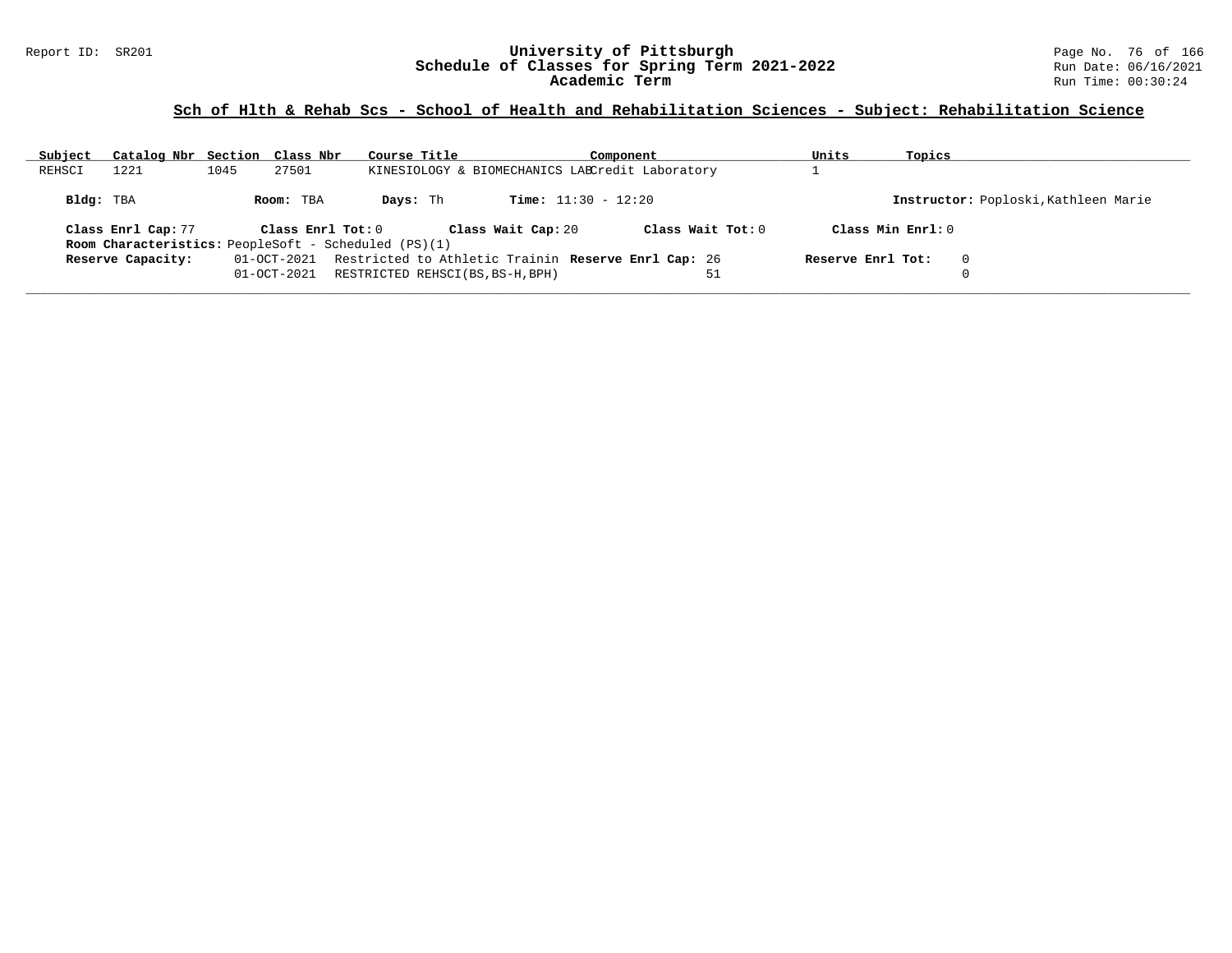## Sch of Hlth & Rehab Scs - School of Health and Rehabilitation Sciences - Subject: Rehabilitation Science

| Subject | Catalog Nbr | Section | Class Nbr | Course Title | Component | Units | Topics |
|---|---|---|---|---|---|---|---|
| REHSCI | 1221 | 1045 | 27501 | KINESIOLOGY & BIOMECHANICS LAB | Credit Laboratory | 1 | |

**Bldg:** TBA **Room:** TBA **Days:** Th **Time:** 11:30 - 12:20 **Instructor:** Poploski,Kathleen Marie

**Class Enrl Cap:** 77 **Class Enrl Tot:** 0 **Class Wait Cap:** 20 **Class Wait Tot:** 0 **Class Min Enrl:** 0

**Room Characteristics:** PeopleSoft - Scheduled (PS)(1)

| Reserve Capacity: | Date | Description | Reserve Enrl Cap | Reserve Enrl Tot |
|---|---|---|---|---|
| | 01-OCT-2021 | Restricted to Athletic Trainin | 26 | 0 |
| | 01-OCT-2021 | RESTRICTED REHSCI(BS,BS-H,BPH) | 51 | 0 |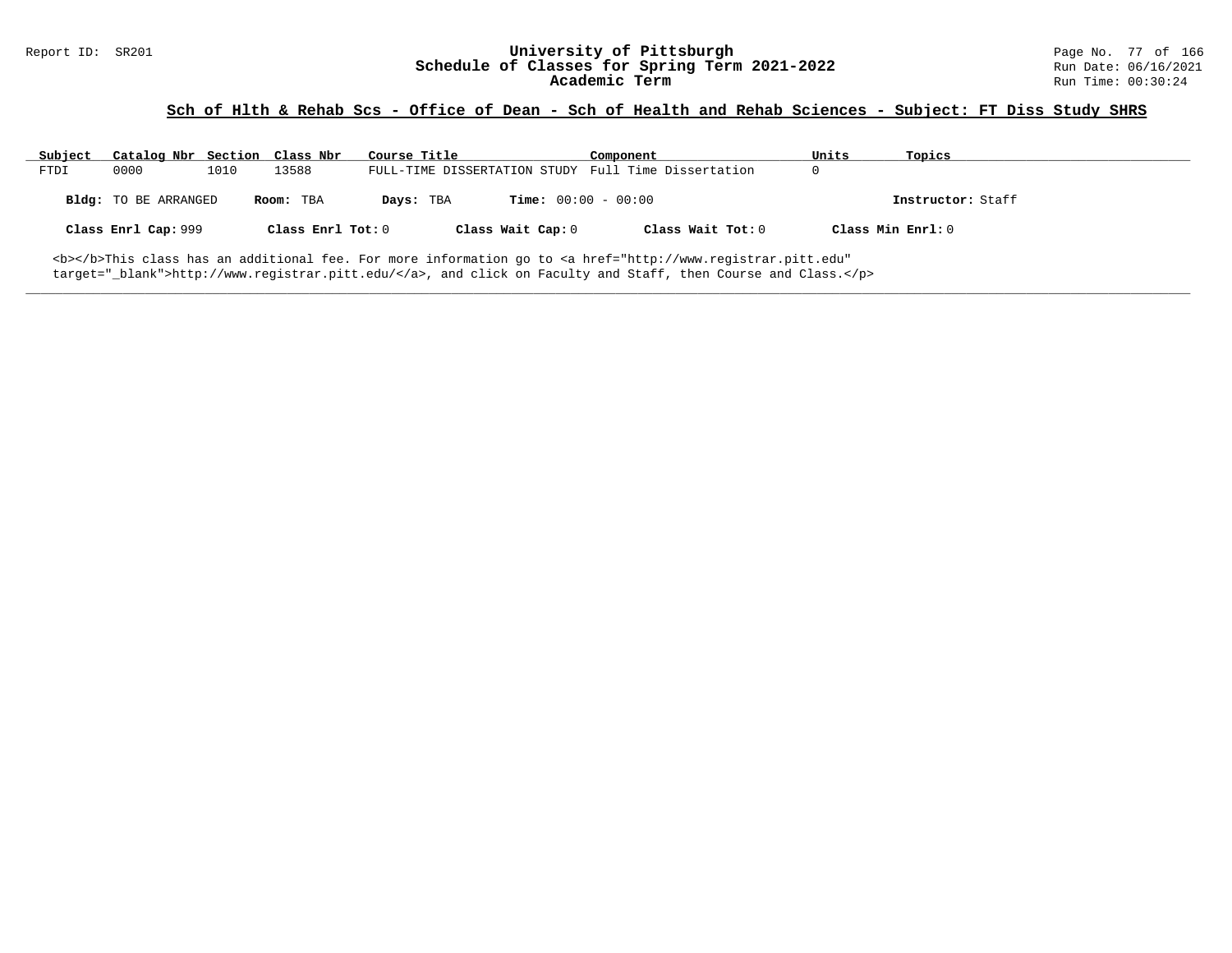## Sch of Hlth & Rehab Scs - Office of Dean - Sch of Health and Rehab Sciences - Subject: FT Diss Study SHRS

| Subject | Catalog Nbr | Section | Class Nbr | Course Title | Component | Units | Topics |
|---|---|---|---|---|---|---|---|
| FTDI | 0000 | 1010 | 13588 | FULL-TIME DISSERTATION STUDY | Full Time Dissertation | 0 | |

**Bldg:** TO BE ARRANGED **Room:** TBA **Days:** TBA **Time:** 00:00 - 00:00 **Instructor:** Staff

**Class Enrl Cap:** 999 **Class Enrl Tot:** 0 **Class Wait Cap:** 0 **Class Wait Tot:** 0 **Class Min Enrl:** 0

<b></b>This class has an additional fee. For more information go to <a href="http://www.registrar.pitt.edu" target="_blank">http://www.registrar.pitt.edu/</a>, and click on Faculty and Staff, then Course and Class.</p>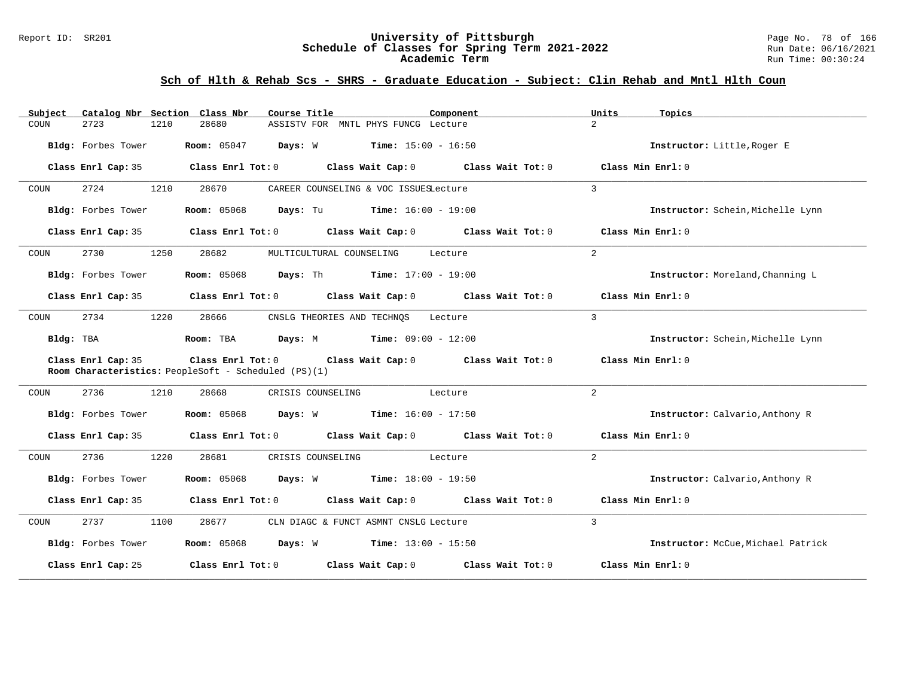## Sch of Hlth & Rehab Scs - SHRS - Graduate Education - Subject: Clin Rehab and Mntl Hlth Coun

| Subject | Catalog Nbr | Section | Class Nbr | Course Title | Component | Units | Topics |
|---|---|---|---|---|---|---|---|
| COUN | 2723 | 1210 | 28680 | ASSISTV FOR MNTL PHYS FUNCG | Lecture | 2 | |

**Bldg:** Forbes Tower **Room:** 05047 **Days:** W **Time:** 15:00 - 16:50 **Instructor:** Little,Roger E

**Class Enrl Cap:** 35 **Class Enrl Tot:** 0 **Class Wait Cap:** 0 **Class Wait Tot:** 0 **Class Min Enrl:** 0

| Subject | Catalog Nbr | Section | Class Nbr | Course Title | Component | Units | Topics |
|---|---|---|---|---|---|---|---|
| COUN | 2724 | 1210 | 28670 | CAREER COUNSELING & VOC ISSUES | Lecture | 3 | |

**Bldg:** Forbes Tower **Room:** 05068 **Days:** Tu **Time:** 16:00 - 19:00 **Instructor:** Schein,Michelle Lynn

**Class Enrl Cap:** 35 **Class Enrl Tot:** 0 **Class Wait Cap:** 0 **Class Wait Tot:** 0 **Class Min Enrl:** 0

| Subject | Catalog Nbr | Section | Class Nbr | Course Title | Component | Units | Topics |
|---|---|---|---|---|---|---|---|
| COUN | 2730 | 1250 | 28682 | MULTICULTURAL COUNSELING | Lecture | 2 | |

**Bldg:** Forbes Tower **Room:** 05068 **Days:** Th **Time:** 17:00 - 19:00 **Instructor:** Moreland,Channing L

**Class Enrl Cap:** 35 **Class Enrl Tot:** 0 **Class Wait Cap:** 0 **Class Wait Tot:** 0 **Class Min Enrl:** 0

| Subject | Catalog Nbr | Section | Class Nbr | Course Title | Component | Units | Topics |
|---|---|---|---|---|---|---|---|
| COUN | 2734 | 1220 | 28666 | CNSLG THEORIES AND TECHNQS | Lecture | 3 | |

**Bldg:** TBA **Room:** TBA **Days:** M **Time:** 09:00 - 12:00 **Instructor:** Schein,Michelle Lynn

**Class Enrl Cap:** 35 **Class Enrl Tot:** 0 **Class Wait Cap:** 0 **Class Wait Tot:** 0 **Class Min Enrl:** 0
**Room Characteristics:** PeopleSoft - Scheduled (PS)(1)

| Subject | Catalog Nbr | Section | Class Nbr | Course Title | Component | Units | Topics |
|---|---|---|---|---|---|---|---|
| COUN | 2736 | 1210 | 28668 | CRISIS COUNSELING | Lecture | 2 | |

**Bldg:** Forbes Tower **Room:** 05068 **Days:** W **Time:** 16:00 - 17:50 **Instructor:** Calvario,Anthony R

**Class Enrl Cap:** 35 **Class Enrl Tot:** 0 **Class Wait Cap:** 0 **Class Wait Tot:** 0 **Class Min Enrl:** 0

| Subject | Catalog Nbr | Section | Class Nbr | Course Title | Component | Units | Topics |
|---|---|---|---|---|---|---|---|
| COUN | 2736 | 1220 | 28681 | CRISIS COUNSELING | Lecture | 2 | |

**Bldg:** Forbes Tower **Room:** 05068 **Days:** W **Time:** 18:00 - 19:50 **Instructor:** Calvario,Anthony R

**Class Enrl Cap:** 35 **Class Enrl Tot:** 0 **Class Wait Cap:** 0 **Class Wait Tot:** 0 **Class Min Enrl:** 0

| Subject | Catalog Nbr | Section | Class Nbr | Course Title | Component | Units | Topics |
|---|---|---|---|---|---|---|---|
| COUN | 2737 | 1100 | 28677 | CLN DIAGC & FUNCT ASMNT CNSLG | Lecture | 3 | |

**Bldg:** Forbes Tower **Room:** 05068 **Days:** W **Time:** 13:00 - 15:50 **Instructor:** McCue,Michael Patrick

**Class Enrl Cap:** 25 **Class Enrl Tot:** 0 **Class Wait Cap:** 0 **Class Wait Tot:** 0 **Class Min Enrl:** 0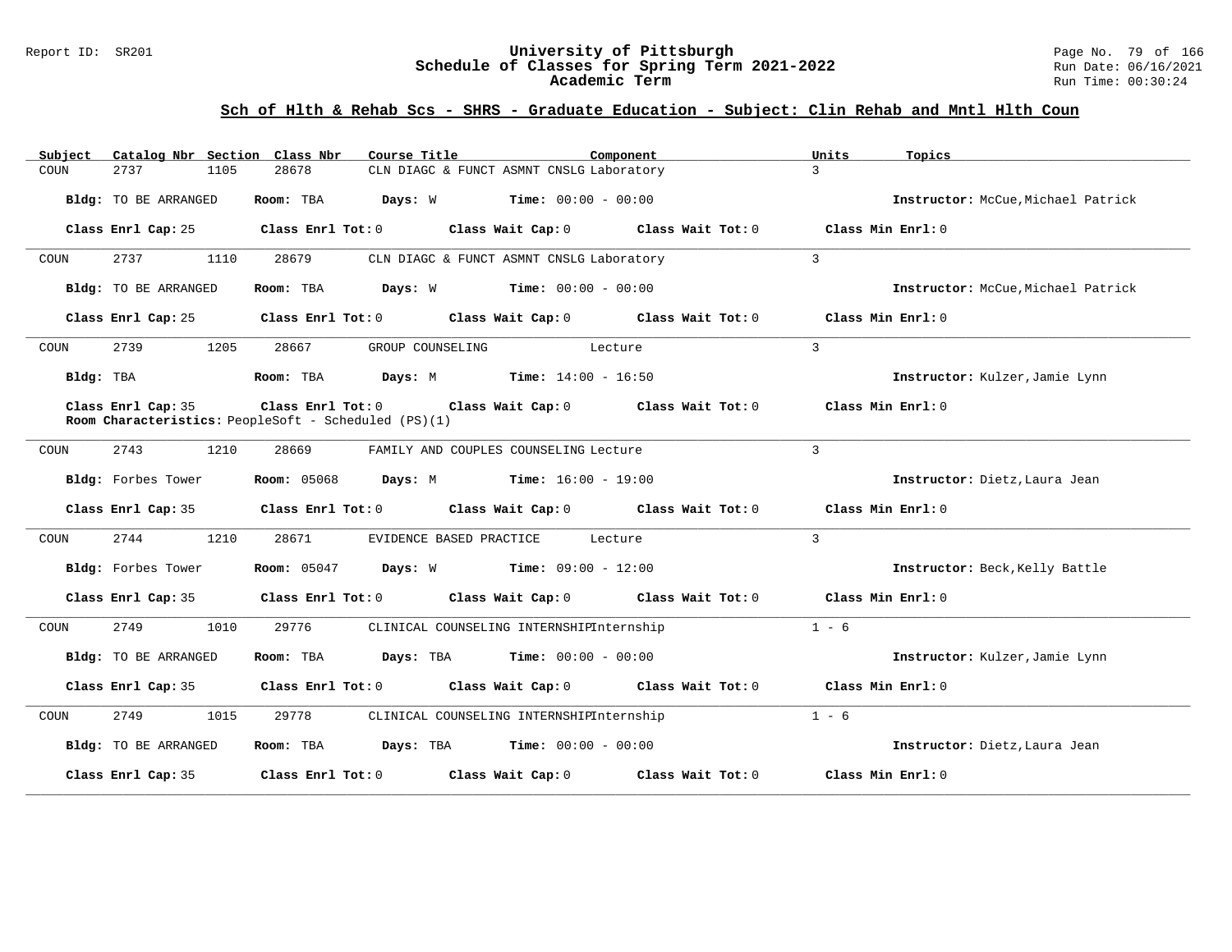## Sch of Hlth & Rehab Scs - SHRS - Graduate Education - Subject: Clin Rehab and Mntl Hlth Coun

| Subject | Catalog Nbr | Section | Class Nbr | Course Title | Component | Units | Topics |
|---|---|---|---|---|---|---|---|
| COUN | 2737 | 1105 | 28678 | CLN DIAGC & FUNCT ASMNT CNSLG | Laboratory | 3 | |

**Bldg:** TO BE ARRANGED **Room:** TBA **Days:** W **Time:** 00:00 - 00:00 **Instructor:** McCue,Michael Patrick

**Class Enrl Cap:** 25 **Class Enrl Tot:** 0 **Class Wait Cap:** 0 **Class Wait Tot:** 0 **Class Min Enrl:** 0

---

| Subject | Catalog Nbr | Section | Class Nbr | Course Title | Component | Units | Topics |
|---|---|---|---|---|---|---|---|
| COUN | 2737 | 1110 | 28679 | CLN DIAGC & FUNCT ASMNT CNSLG | Laboratory | 3 | |

**Bldg:** TO BE ARRANGED **Room:** TBA **Days:** W **Time:** 00:00 - 00:00 **Instructor:** McCue,Michael Patrick

**Class Enrl Cap:** 25 **Class Enrl Tot:** 0 **Class Wait Cap:** 0 **Class Wait Tot:** 0 **Class Min Enrl:** 0

---

| Subject | Catalog Nbr | Section | Class Nbr | Course Title | Component | Units | Topics |
|---|---|---|---|---|---|---|---|
| COUN | 2739 | 1205 | 28667 | GROUP COUNSELING | Lecture | 3 | |

**Bldg:** TBA **Room:** TBA **Days:** M **Time:** 14:00 - 16:50 **Instructor:** Kulzer,Jamie Lynn

**Class Enrl Cap:** 35 **Class Enrl Tot:** 0 **Class Wait Cap:** 0 **Class Wait Tot:** 0 **Class Min Enrl:** 0

**Room Characteristics:** PeopleSoft - Scheduled (PS)(1)

---

| Subject | Catalog Nbr | Section | Class Nbr | Course Title | Component | Units | Topics |
|---|---|---|---|---|---|---|---|
| COUN | 2743 | 1210 | 28669 | FAMILY AND COUPLES COUNSELING | Lecture | 3 | |

**Bldg:** Forbes Tower **Room:** 05068 **Days:** M **Time:** 16:00 - 19:00 **Instructor:** Dietz,Laura Jean

**Class Enrl Cap:** 35 **Class Enrl Tot:** 0 **Class Wait Cap:** 0 **Class Wait Tot:** 0 **Class Min Enrl:** 0

---

| Subject | Catalog Nbr | Section | Class Nbr | Course Title | Component | Units | Topics |
|---|---|---|---|---|---|---|---|
| COUN | 2744 | 1210 | 28671 | EVIDENCE BASED PRACTICE | Lecture | 3 | |

**Bldg:** Forbes Tower **Room:** 05047 **Days:** W **Time:** 09:00 - 12:00 **Instructor:** Beck,Kelly Battle

**Class Enrl Cap:** 35 **Class Enrl Tot:** 0 **Class Wait Cap:** 0 **Class Wait Tot:** 0 **Class Min Enrl:** 0

---

| Subject | Catalog Nbr | Section | Class Nbr | Course Title | Component | Units | Topics |
|---|---|---|---|---|---|---|---|
| COUN | 2749 | 1010 | 29776 | CLINICAL COUNSELING INTERNSHIP | Internship | 1 - 6 | |

**Bldg:** TO BE ARRANGED **Room:** TBA **Days:** TBA **Time:** 00:00 - 00:00 **Instructor:** Kulzer,Jamie Lynn

**Class Enrl Cap:** 35 **Class Enrl Tot:** 0 **Class Wait Cap:** 0 **Class Wait Tot:** 0 **Class Min Enrl:** 0

---

| Subject | Catalog Nbr | Section | Class Nbr | Course Title | Component | Units | Topics |
|---|---|---|---|---|---|---|---|
| COUN | 2749 | 1015 | 29778 | CLINICAL COUNSELING INTERNSHIP | Internship | 1 - 6 | |

**Bldg:** TO BE ARRANGED **Room:** TBA **Days:** TBA **Time:** 00:00 - 00:00 **Instructor:** Dietz,Laura Jean

**Class Enrl Cap:** 35 **Class Enrl Tot:** 0 **Class Wait Cap:** 0 **Class Wait Tot:** 0 **Class Min Enrl:** 0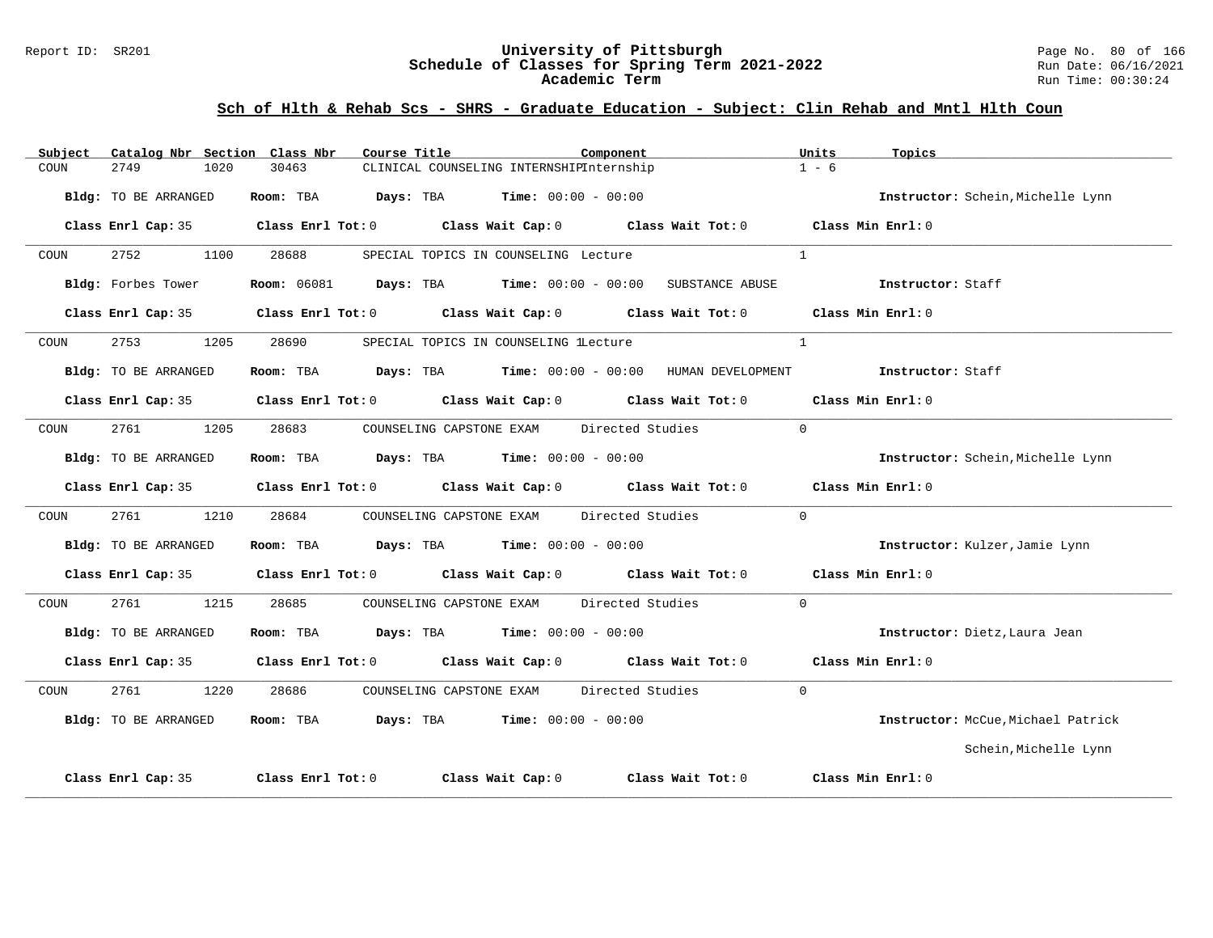## Sch of Hlth & Rehab Scs - SHRS - Graduate Education - Subject: Clin Rehab and Mntl Hlth Coun

| Subject | Catalog Nbr | Section | Class Nbr | Course Title | Component | Units | Topics |
|---|---|---|---|---|---|---|---|
| COUN | 2749 | 1020 | 30463 | CLINICAL COUNSELING INTERNSHIP | Internship | 1 - 6 | |

**Bldg:** TO BE ARRANGED **Room:** TBA **Days:** TBA **Time:** 00:00 - 00:00 **Instructor:** Schein,Michelle Lynn

**Class Enrl Cap:** 35 **Class Enrl Tot:** 0 **Class Wait Cap:** 0 **Class Wait Tot:** 0 **Class Min Enrl:** 0

---

| Subject | Catalog Nbr | Section | Class Nbr | Course Title | Component | Units | Topics |
|---|---|---|---|---|---|---|---|
| COUN | 2752 | 1100 | 28688 | SPECIAL TOPICS IN COUNSELING | Lecture | 1 | |

**Bldg:** Forbes Tower **Room:** 06081 **Days:** TBA **Time:** 00:00 - 00:00 SUBSTANCE ABUSE **Instructor:** Staff

**Class Enrl Cap:** 35 **Class Enrl Tot:** 0 **Class Wait Cap:** 0 **Class Wait Tot:** 0 **Class Min Enrl:** 0

---

| Subject | Catalog Nbr | Section | Class Nbr | Course Title | Component | Units | Topics |
|---|---|---|---|---|---|---|---|
| COUN | 2753 | 1205 | 28690 | SPECIAL TOPICS IN COUNSELING 1 | Lecture | 1 | |

**Bldg:** TO BE ARRANGED **Room:** TBA **Days:** TBA **Time:** 00:00 - 00:00 HUMAN DEVELOPMENT **Instructor:** Staff

**Class Enrl Cap:** 35 **Class Enrl Tot:** 0 **Class Wait Cap:** 0 **Class Wait Tot:** 0 **Class Min Enrl:** 0

---

| Subject | Catalog Nbr | Section | Class Nbr | Course Title | Component | Units | Topics |
|---|---|---|---|---|---|---|---|
| COUN | 2761 | 1205 | 28683 | COUNSELING CAPSTONE EXAM | Directed Studies | 0 | |

**Bldg:** TO BE ARRANGED **Room:** TBA **Days:** TBA **Time:** 00:00 - 00:00 **Instructor:** Schein,Michelle Lynn

**Class Enrl Cap:** 35 **Class Enrl Tot:** 0 **Class Wait Cap:** 0 **Class Wait Tot:** 0 **Class Min Enrl:** 0

---

| Subject | Catalog Nbr | Section | Class Nbr | Course Title | Component | Units | Topics |
|---|---|---|---|---|---|---|---|
| COUN | 2761 | 1210 | 28684 | COUNSELING CAPSTONE EXAM | Directed Studies | 0 | |

**Bldg:** TO BE ARRANGED **Room:** TBA **Days:** TBA **Time:** 00:00 - 00:00 **Instructor:** Kulzer,Jamie Lynn

**Class Enrl Cap:** 35 **Class Enrl Tot:** 0 **Class Wait Cap:** 0 **Class Wait Tot:** 0 **Class Min Enrl:** 0

---

| Subject | Catalog Nbr | Section | Class Nbr | Course Title | Component | Units | Topics |
|---|---|---|---|---|---|---|---|
| COUN | 2761 | 1215 | 28685 | COUNSELING CAPSTONE EXAM | Directed Studies | 0 | |

**Bldg:** TO BE ARRANGED **Room:** TBA **Days:** TBA **Time:** 00:00 - 00:00 **Instructor:** Dietz,Laura Jean

**Class Enrl Cap:** 35 **Class Enrl Tot:** 0 **Class Wait Cap:** 0 **Class Wait Tot:** 0 **Class Min Enrl:** 0

---

| Subject | Catalog Nbr | Section | Class Nbr | Course Title | Component | Units | Topics |
|---|---|---|---|---|---|---|---|
| COUN | 2761 | 1220 | 28686 | COUNSELING CAPSTONE EXAM | Directed Studies | 0 | |

**Bldg:** TO BE ARRANGED **Room:** TBA **Days:** TBA **Time:** 00:00 - 00:00 **Instructor:** McCue,Michael Patrick
Schein,Michelle Lynn

**Class Enrl Cap:** 35 **Class Enrl Tot:** 0 **Class Wait Cap:** 0 **Class Wait Tot:** 0 **Class Min Enrl:** 0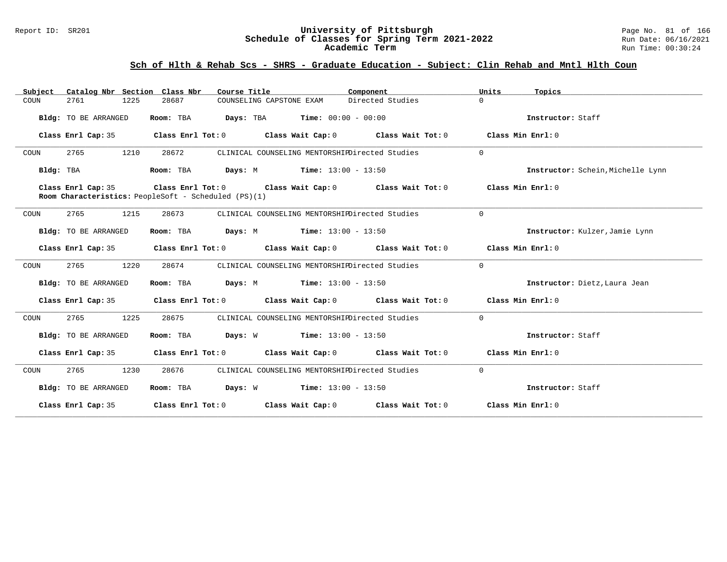## Sch of Hlth & Rehab Scs - SHRS - Graduate Education - Subject: Clin Rehab and Mntl Hlth Coun

| Subject | Catalog Nbr | Section | Class Nbr | Course Title | Component | Units | Topics |
|---|---|---|---|---|---|---|---|
| COUN | 2761 | 1225 | 28687 | COUNSELING CAPSTONE EXAM | Directed Studies | 0 | |

**Bldg:** TO BE ARRANGED **Room:** TBA **Days:** TBA **Time:** 00:00 - 00:00 **Instructor:** Staff

**Class Enrl Cap:** 35 **Class Enrl Tot:** 0 **Class Wait Cap:** 0 **Class Wait Tot:** 0 **Class Min Enrl:** 0

---

| Subject | Catalog Nbr | Section | Class Nbr | Course Title | Component | Units | Topics |
|---|---|---|---|---|---|---|---|
| COUN | 2765 | 1210 | 28672 | CLINICAL COUNSELING MENTORSHIP | Directed Studies | 0 | |

**Bldg:** TBA **Room:** TBA **Days:** M **Time:** 13:00 - 13:50 **Instructor:** Schein,Michelle Lynn

**Class Enrl Cap:** 35 **Class Enrl Tot:** 0 **Class Wait Cap:** 0 **Class Wait Tot:** 0 **Class Min Enrl:** 0

**Room Characteristics:** PeopleSoft - Scheduled (PS)(1)

---

| Subject | Catalog Nbr | Section | Class Nbr | Course Title | Component | Units | Topics |
|---|---|---|---|---|---|---|---|
| COUN | 2765 | 1215 | 28673 | CLINICAL COUNSELING MENTORSHIP | Directed Studies | 0 | |

**Bldg:** TO BE ARRANGED **Room:** TBA **Days:** M **Time:** 13:00 - 13:50 **Instructor:** Kulzer,Jamie Lynn

**Class Enrl Cap:** 35 **Class Enrl Tot:** 0 **Class Wait Cap:** 0 **Class Wait Tot:** 0 **Class Min Enrl:** 0

---

| Subject | Catalog Nbr | Section | Class Nbr | Course Title | Component | Units | Topics |
|---|---|---|---|---|---|---|---|
| COUN | 2765 | 1220 | 28674 | CLINICAL COUNSELING MENTORSHIP | Directed Studies | 0 | |

**Bldg:** TO BE ARRANGED **Room:** TBA **Days:** M **Time:** 13:00 - 13:50 **Instructor:** Dietz,Laura Jean

**Class Enrl Cap:** 35 **Class Enrl Tot:** 0 **Class Wait Cap:** 0 **Class Wait Tot:** 0 **Class Min Enrl:** 0

---

| Subject | Catalog Nbr | Section | Class Nbr | Course Title | Component | Units | Topics |
|---|---|---|---|---|---|---|---|
| COUN | 2765 | 1225 | 28675 | CLINICAL COUNSELING MENTORSHIP | Directed Studies | 0 | |

**Bldg:** TO BE ARRANGED **Room:** TBA **Days:** W **Time:** 13:00 - 13:50 **Instructor:** Staff

**Class Enrl Cap:** 35 **Class Enrl Tot:** 0 **Class Wait Cap:** 0 **Class Wait Tot:** 0 **Class Min Enrl:** 0

---

| Subject | Catalog Nbr | Section | Class Nbr | Course Title | Component | Units | Topics |
|---|---|---|---|---|---|---|---|
| COUN | 2765 | 1230 | 28676 | CLINICAL COUNSELING MENTORSHIP | Directed Studies | 0 | |

**Bldg:** TO BE ARRANGED **Room:** TBA **Days:** W **Time:** 13:00 - 13:50 **Instructor:** Staff

**Class Enrl Cap:** 35 **Class Enrl Tot:** 0 **Class Wait Cap:** 0 **Class Wait Tot:** 0 **Class Min Enrl:** 0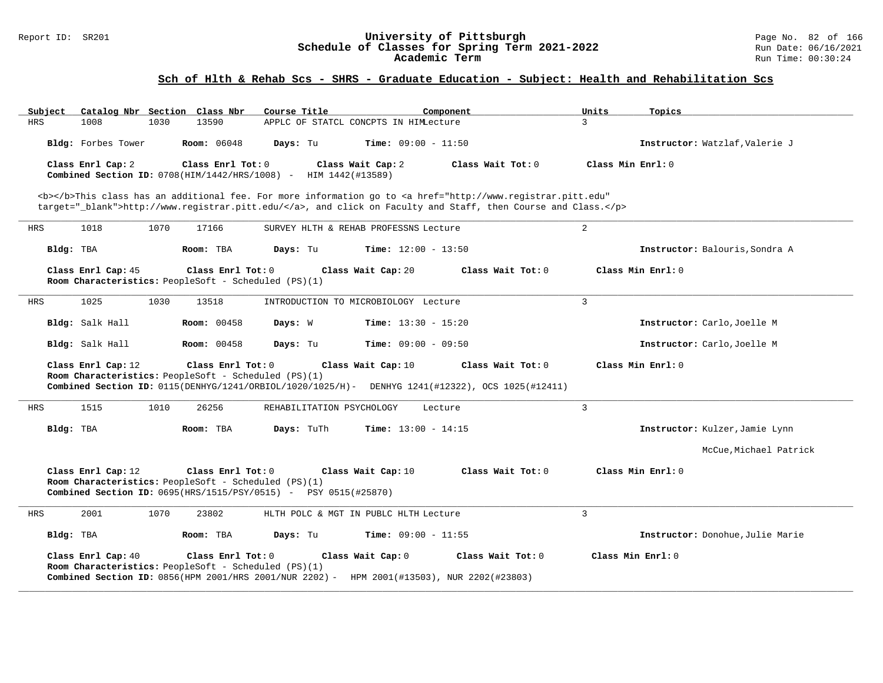## Sch of Hlth & Rehab Scs - SHRS - Graduate Education - Subject: Health and Rehabilitation Scs

| Subject | Catalog Nbr | Section | Class Nbr | Course Title | Component | Units | Topics |
|---|---|---|---|---|---|---|---|
| HRS | 1008 | 1030 | 13590 | APPLC OF STATCL CONCPTS IN HIM | Lecture | 3 | |

**Bldg:** Forbes Tower **Room:** 06048 **Days:** Tu **Time:** 09:00 - 11:50 **Instructor:** Watzlaf,Valerie J

**Class Enrl Cap:** 2 **Class Enrl Tot:** 0 **Class Wait Cap:** 2 **Class Wait Tot:** 0 **Class Min Enrl:** 0
**Combined Section ID:** 0708(HIM/1442/HRS/1008) - HIM 1442(#13589)

<b></b>This class has an additional fee. For more information go to <a href="http://www.registrar.pitt.edu" target="_blank">http://www.registrar.pitt.edu/</a>, and click on Faculty and Staff, then Course and Class.</p>

---

| Subject | Catalog Nbr | Section | Class Nbr | Course Title | Component | Units | Topics |
|---|---|---|---|---|---|---|---|
| HRS | 1018 | 1070 | 17166 | SURVEY HLTH & REHAB PROFESSNS | Lecture | 2 | |

**Bldg:** TBA **Room:** TBA **Days:** Tu **Time:** 12:00 - 13:50 **Instructor:** Balouris,Sondra A

**Class Enrl Cap:** 45 **Class Enrl Tot:** 0 **Class Wait Cap:** 20 **Class Wait Tot:** 0 **Class Min Enrl:** 0
**Room Characteristics:** PeopleSoft - Scheduled (PS)(1)

---

| Subject | Catalog Nbr | Section | Class Nbr | Course Title | Component | Units | Topics |
|---|---|---|---|---|---|---|---|
| HRS | 1025 | 1030 | 13518 | INTRODUCTION TO MICROBIOLOGY | Lecture | 3 | |

**Bldg:** Salk Hall **Room:** 00458 **Days:** W **Time:** 13:30 - 15:20 **Instructor:** Carlo,Joelle M

**Bldg:** Salk Hall **Room:** 00458 **Days:** Tu **Time:** 09:00 - 09:50 **Instructor:** Carlo,Joelle M

**Class Enrl Cap:** 12 **Class Enrl Tot:** 0 **Class Wait Cap:** 10 **Class Wait Tot:** 0 **Class Min Enrl:** 0
**Room Characteristics:** PeopleSoft - Scheduled (PS)(1)
**Combined Section ID:** 0115(DENHYG/1241/ORBIOL/1020/1025/H)- DENHYG 1241(#12322), OCS 1025(#12411)

---

| Subject | Catalog Nbr | Section | Class Nbr | Course Title | Component | Units | Topics |
|---|---|---|---|---|---|---|---|
| HRS | 1515 | 1010 | 26256 | REHABILITATION PSYCHOLOGY | Lecture | 3 | |

**Bldg:** TBA **Room:** TBA **Days:** TuTh **Time:** 13:00 - 14:15 **Instructor:** Kulzer,Jamie Lynn
McCue,Michael Patrick

**Class Enrl Cap:** 12 **Class Enrl Tot:** 0 **Class Wait Cap:** 10 **Class Wait Tot:** 0 **Class Min Enrl:** 0
**Room Characteristics:** PeopleSoft - Scheduled (PS)(1)
**Combined Section ID:** 0695(HRS/1515/PSY/0515) - PSY 0515(#25870)

---

| Subject | Catalog Nbr | Section | Class Nbr | Course Title | Component | Units | Topics |
|---|---|---|---|---|---|---|---|
| HRS | 2001 | 1070 | 23802 | HLTH POLC & MGT IN PUBLC HLTH | Lecture | 3 | |

**Bldg:** TBA **Room:** TBA **Days:** Tu **Time:** 09:00 - 11:55 **Instructor:** Donohue,Julie Marie

**Class Enrl Cap:** 40 **Class Enrl Tot:** 0 **Class Wait Cap:** 0 **Class Wait Tot:** 0 **Class Min Enrl:** 0
**Room Characteristics:** PeopleSoft - Scheduled (PS)(1)
**Combined Section ID:** 0856(HPM 2001/HRS 2001/NUR 2202) - HPM 2001(#13503), NUR 2202(#23803)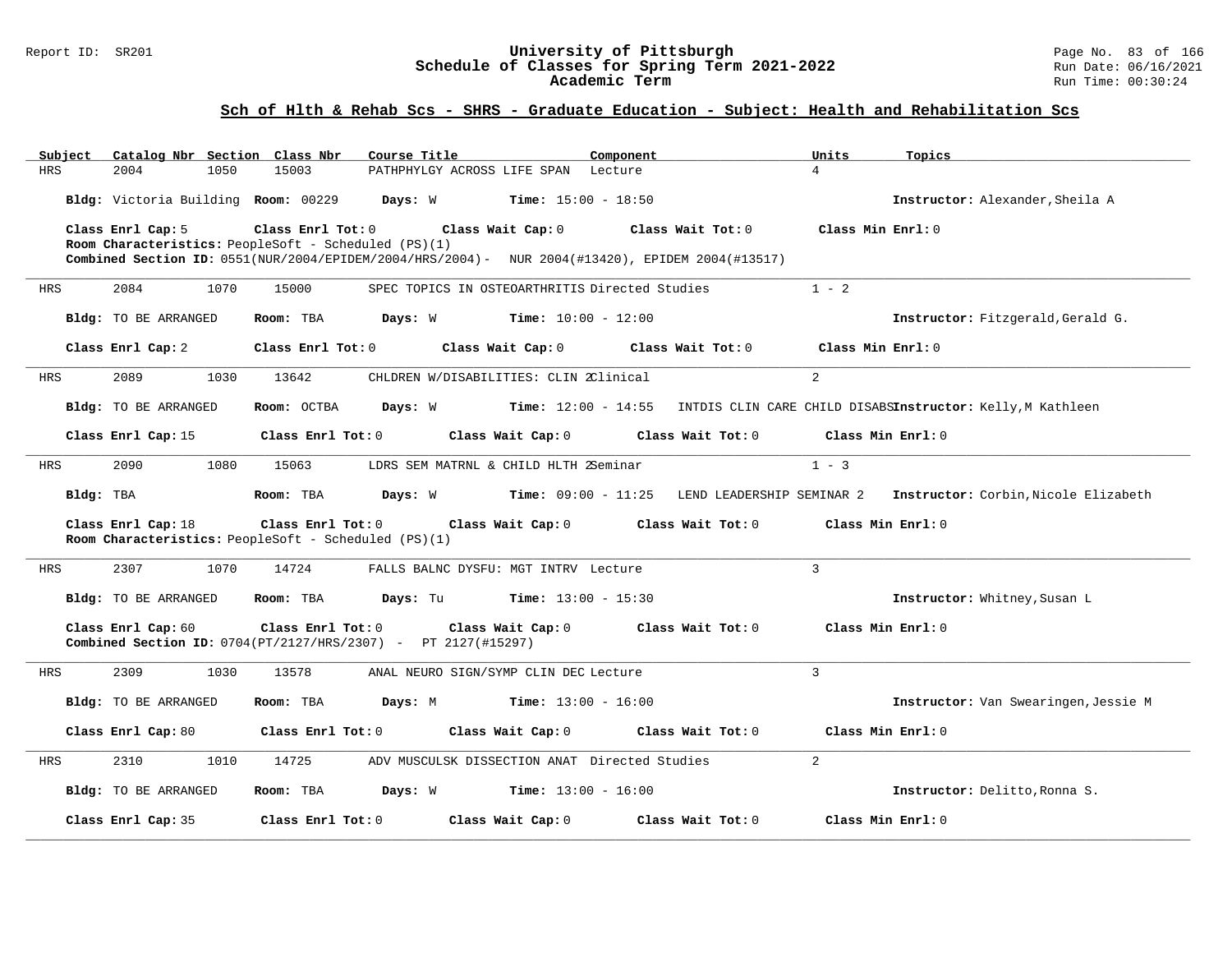## Sch of Hlth & Rehab Scs - SHRS - Graduate Education - Subject: Health and Rehabilitation Scs

| Subject | Catalog Nbr | Section | Class Nbr | Course Title | Component | Units | Topics |
|---|---|---|---|---|---|---|---|
| HRS | 2004 | 1050 | 15003 | PATHPHYLGY ACROSS LIFE SPAN | Lecture | 4 | |

**Bldg:** Victoria Building **Room:** 00229 **Days:** W **Time:** 15:00 - 18:50 **Instructor:** Alexander,Sheila A

**Class Enrl Cap:** 5 **Class Enrl Tot:** 0 **Class Wait Cap:** 0 **Class Wait Tot:** 0 **Class Min Enrl:** 0

**Room Characteristics:** PeopleSoft - Scheduled (PS)(1)

**Combined Section ID:** 0551(NUR/2004/EPIDEM/2004/HRS/2004)- NUR 2004(#13420), EPIDEM 2004(#13517)

---

| Subject | Catalog Nbr | Section | Class Nbr | Course Title | Component | Units | Topics |
|---|---|---|---|---|---|---|---|
| HRS | 2084 | 1070 | 15000 | SPEC TOPICS IN OSTEOARTHRITIS | Directed Studies | 1 - 2 | |

**Bldg:** TO BE ARRANGED **Room:** TBA **Days:** W **Time:** 10:00 - 12:00 **Instructor:** Fitzgerald,Gerald G.

**Class Enrl Cap:** 2 **Class Enrl Tot:** 0 **Class Wait Cap:** 0 **Class Wait Tot:** 0 **Class Min Enrl:** 0

---

| Subject | Catalog Nbr | Section | Class Nbr | Course Title | Component | Units | Topics |
|---|---|---|---|---|---|---|---|
| HRS | 2089 | 1030 | 13642 | CHLDREN W/DISABILITIES: CLIN 2 | Clinical | 2 | |

**Bldg:** TO BE ARRANGED **Room:** OCTBA **Days:** W **Time:** 12:00 - 14:55 INTDIS CLIN CARE CHILD DISABS **Instructor:** Kelly,M Kathleen

**Class Enrl Cap:** 15 **Class Enrl Tot:** 0 **Class Wait Cap:** 0 **Class Wait Tot:** 0 **Class Min Enrl:** 0

---

| Subject | Catalog Nbr | Section | Class Nbr | Course Title | Component | Units | Topics |
|---|---|---|---|---|---|---|---|
| HRS | 2090 | 1080 | 15063 | LDRS SEM MATRNL & CHILD HLTH 2 | Seminar | 1 - 3 | |

**Bldg:** TBA **Room:** TBA **Days:** W **Time:** 09:00 - 11:25 LEND LEADERSHIP SEMINAR 2 **Instructor:** Corbin,Nicole Elizabeth

**Class Enrl Cap:** 18 **Class Enrl Tot:** 0 **Class Wait Cap:** 0 **Class Wait Tot:** 0 **Class Min Enrl:** 0

**Room Characteristics:** PeopleSoft - Scheduled (PS)(1)

---

| Subject | Catalog Nbr | Section | Class Nbr | Course Title | Component | Units | Topics |
|---|---|---|---|---|---|---|---|
| HRS | 2307 | 1070 | 14724 | FALLS BALNC DYSFU: MGT INTRV | Lecture | 3 | |

**Bldg:** TO BE ARRANGED **Room:** TBA **Days:** Tu **Time:** 13:00 - 15:30 **Instructor:** Whitney,Susan L

**Class Enrl Cap:** 60 **Class Enrl Tot:** 0 **Class Wait Cap:** 0 **Class Wait Tot:** 0 **Class Min Enrl:** 0

**Combined Section ID:** 0704(PT/2127/HRS/2307) - PT 2127(#15297)

---

| Subject | Catalog Nbr | Section | Class Nbr | Course Title | Component | Units | Topics |
|---|---|---|---|---|---|---|---|
| HRS | 2309 | 1030 | 13578 | ANAL NEURO SIGN/SYMP CLIN DEC | Lecture | 3 | |

**Bldg:** TO BE ARRANGED **Room:** TBA **Days:** M **Time:** 13:00 - 16:00 **Instructor:** Van Swearingen,Jessie M

**Class Enrl Cap:** 80 **Class Enrl Tot:** 0 **Class Wait Cap:** 0 **Class Wait Tot:** 0 **Class Min Enrl:** 0

---

| Subject | Catalog Nbr | Section | Class Nbr | Course Title | Component | Units | Topics |
|---|---|---|---|---|---|---|---|
| HRS | 2310 | 1010 | 14725 | ADV MUSCULSK DISSECTION ANAT | Directed Studies | 2 | |

**Bldg:** TO BE ARRANGED **Room:** TBA **Days:** W **Time:** 13:00 - 16:00 **Instructor:** Delitto,Ronna S.

**Class Enrl Cap:** 35 **Class Enrl Tot:** 0 **Class Wait Cap:** 0 **Class Wait Tot:** 0 **Class Min Enrl:** 0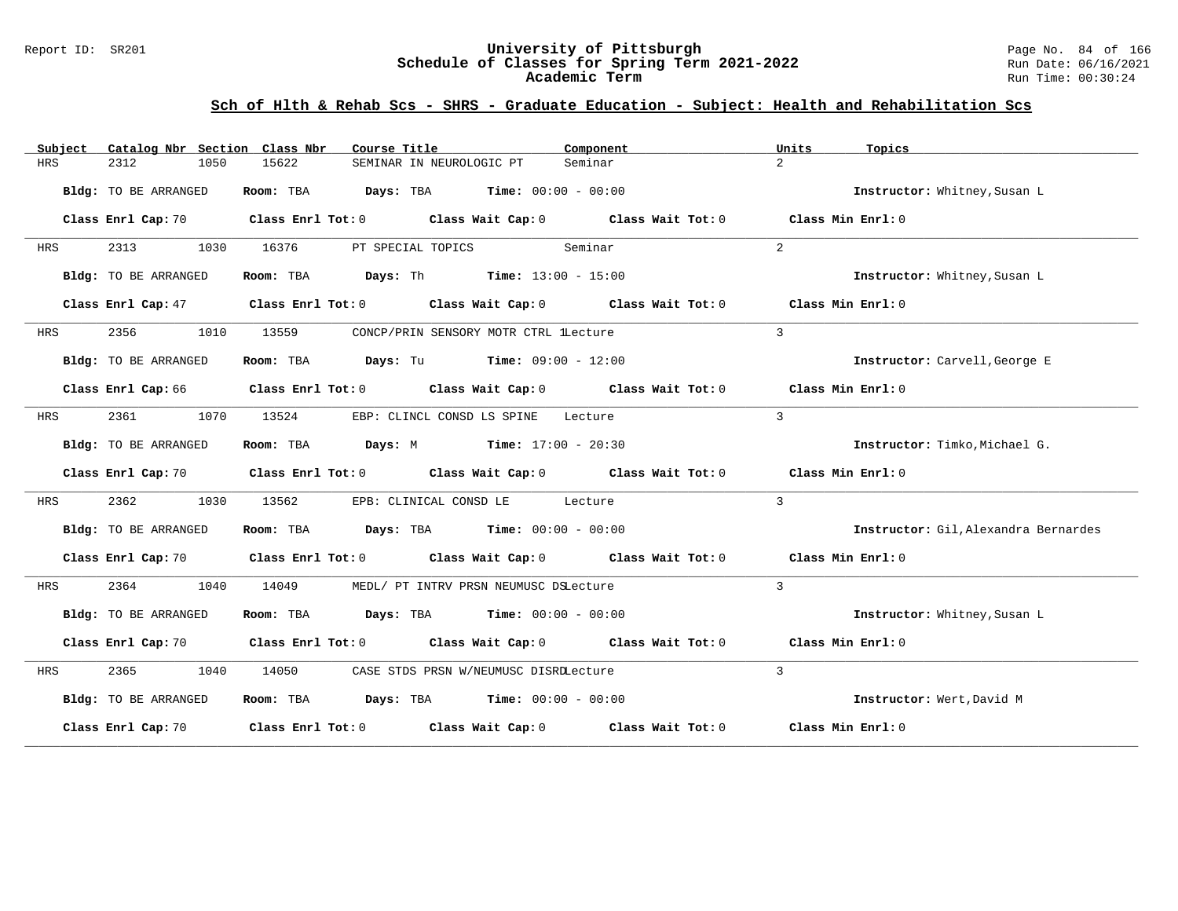## Sch of Hlth & Rehab Scs - SHRS - Graduate Education - Subject: Health and Rehabilitation Scs

| Subject | Catalog Nbr | Section | Class Nbr | Course Title | Component | Units | Topics |
|---|---|---|---|---|---|---|---|
| HRS | 2312 | 1050 | 15622 | SEMINAR IN NEUROLOGIC PT | Seminar | 2 | |

**Bldg:** TO BE ARRANGED **Room:** TBA **Days:** TBA **Time:** 00:00 - 00:00 **Instructor:** Whitney,Susan L

**Class Enrl Cap:** 70 **Class Enrl Tot:** 0 **Class Wait Cap:** 0 **Class Wait Tot:** 0 **Class Min Enrl:** 0

| Subject | Catalog Nbr | Section | Class Nbr | Course Title | Component | Units | Topics |
|---|---|---|---|---|---|---|---|
| HRS | 2313 | 1030 | 16376 | PT SPECIAL TOPICS | Seminar | 2 | |

**Bldg:** TO BE ARRANGED **Room:** TBA **Days:** Th **Time:** 13:00 - 15:00 **Instructor:** Whitney,Susan L

**Class Enrl Cap:** 47 **Class Enrl Tot:** 0 **Class Wait Cap:** 0 **Class Wait Tot:** 0 **Class Min Enrl:** 0

| Subject | Catalog Nbr | Section | Class Nbr | Course Title | Component | Units | Topics |
|---|---|---|---|---|---|---|---|
| HRS | 2356 | 1010 | 13559 | CONCP/PRIN SENSORY MOTR CTRL 1 | Lecture | 3 | |

**Bldg:** TO BE ARRANGED **Room:** TBA **Days:** Tu **Time:** 09:00 - 12:00 **Instructor:** Carvell,George E

**Class Enrl Cap:** 66 **Class Enrl Tot:** 0 **Class Wait Cap:** 0 **Class Wait Tot:** 0 **Class Min Enrl:** 0

| Subject | Catalog Nbr | Section | Class Nbr | Course Title | Component | Units | Topics |
|---|---|---|---|---|---|---|---|
| HRS | 2361 | 1070 | 13524 | EBP: CLINCL CONSD LS SPINE | Lecture | 3 | |

**Bldg:** TO BE ARRANGED **Room:** TBA **Days:** M **Time:** 17:00 - 20:30 **Instructor:** Timko,Michael G.

**Class Enrl Cap:** 70 **Class Enrl Tot:** 0 **Class Wait Cap:** 0 **Class Wait Tot:** 0 **Class Min Enrl:** 0

| Subject | Catalog Nbr | Section | Class Nbr | Course Title | Component | Units | Topics |
|---|---|---|---|---|---|---|---|
| HRS | 2362 | 1030 | 13562 | EPB: CLINICAL CONSD LE | Lecture | 3 | |

**Bldg:** TO BE ARRANGED **Room:** TBA **Days:** TBA **Time:** 00:00 - 00:00 **Instructor:** Gil,Alexandra Bernardes

**Class Enrl Cap:** 70 **Class Enrl Tot:** 0 **Class Wait Cap:** 0 **Class Wait Tot:** 0 **Class Min Enrl:** 0

| Subject | Catalog Nbr | Section | Class Nbr | Course Title | Component | Units | Topics |
|---|---|---|---|---|---|---|---|
| HRS | 2364 | 1040 | 14049 | MEDL/ PT INTRV PRSN NEUMUSC DS | Lecture | 3 | |

**Bldg:** TO BE ARRANGED **Room:** TBA **Days:** TBA **Time:** 00:00 - 00:00 **Instructor:** Whitney,Susan L

**Class Enrl Cap:** 70 **Class Enrl Tot:** 0 **Class Wait Cap:** 0 **Class Wait Tot:** 0 **Class Min Enrl:** 0

| Subject | Catalog Nbr | Section | Class Nbr | Course Title | Component | Units | Topics |
|---|---|---|---|---|---|---|---|
| HRS | 2365 | 1040 | 14050 | CASE STDS PRSN W/NEUMUSC DISRD | Lecture | 3 | |

**Bldg:** TO BE ARRANGED **Room:** TBA **Days:** TBA **Time:** 00:00 - 00:00 **Instructor:** Wert,David M

**Class Enrl Cap:** 70 **Class Enrl Tot:** 0 **Class Wait Cap:** 0 **Class Wait Tot:** 0 **Class Min Enrl:** 0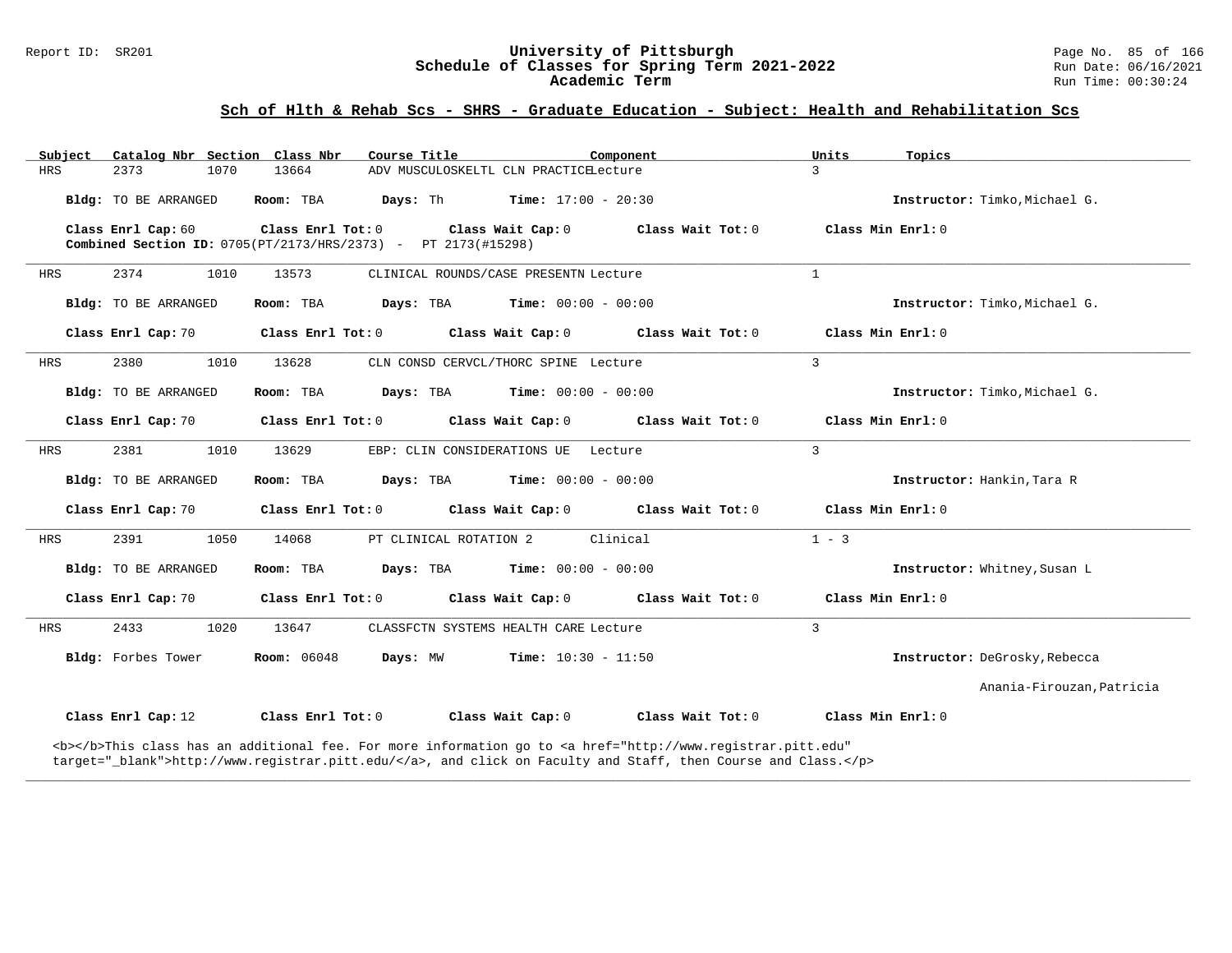## Sch of Hlth & Rehab Scs - SHRS - Graduate Education - Subject: Health and Rehabilitation Scs

| Subject | Catalog Nbr | Section | Class Nbr | Course Title | Component | Units | Topics |
|---|---|---|---|---|---|---|---|
| HRS | 2373 | 1070 | 13664 | ADV MUSCULOSKELTL CLN PRACTICE | Lecture | 3 | |

**Bldg:** TO BE ARRANGED **Room:** TBA **Days:** Th **Time:** 17:00 - 20:30 **Instructor:** Timko,Michael G.

**Class Enrl Cap:** 60 **Class Enrl Tot:** 0 **Class Wait Cap:** 0 **Class Wait Tot:** 0 **Class Min Enrl:** 0

**Combined Section ID:** 0705(PT/2173/HRS/2373) - PT 2173(#15298)

---

| Subject | Catalog Nbr | Section | Class Nbr | Course Title | Component | Units | Topics |
|---|---|---|---|---|---|---|---|
| HRS | 2374 | 1010 | 13573 | CLINICAL ROUNDS/CASE PRESENTN | Lecture | 1 | |

**Bldg:** TO BE ARRANGED **Room:** TBA **Days:** TBA **Time:** 00:00 - 00:00 **Instructor:** Timko,Michael G.

**Class Enrl Cap:** 70 **Class Enrl Tot:** 0 **Class Wait Cap:** 0 **Class Wait Tot:** 0 **Class Min Enrl:** 0

---

| Subject | Catalog Nbr | Section | Class Nbr | Course Title | Component | Units | Topics |
|---|---|---|---|---|---|---|---|
| HRS | 2380 | 1010 | 13628 | CLN CONSD CERVCL/THORC SPINE | Lecture | 3 | |

**Bldg:** TO BE ARRANGED **Room:** TBA **Days:** TBA **Time:** 00:00 - 00:00 **Instructor:** Timko,Michael G.

**Class Enrl Cap:** 70 **Class Enrl Tot:** 0 **Class Wait Cap:** 0 **Class Wait Tot:** 0 **Class Min Enrl:** 0

---

| Subject | Catalog Nbr | Section | Class Nbr | Course Title | Component | Units | Topics |
|---|---|---|---|---|---|---|---|
| HRS | 2381 | 1010 | 13629 | EBP: CLIN CONSIDERATIONS UE | Lecture | 3 | |

**Bldg:** TO BE ARRANGED **Room:** TBA **Days:** TBA **Time:** 00:00 - 00:00 **Instructor:** Hankin,Tara R

**Class Enrl Cap:** 70 **Class Enrl Tot:** 0 **Class Wait Cap:** 0 **Class Wait Tot:** 0 **Class Min Enrl:** 0

---

| Subject | Catalog Nbr | Section | Class Nbr | Course Title | Component | Units | Topics |
|---|---|---|---|---|---|---|---|
| HRS | 2391 | 1050 | 14068 | PT CLINICAL ROTATION 2 | Clinical | 1 - 3 | |

**Bldg:** TO BE ARRANGED **Room:** TBA **Days:** TBA **Time:** 00:00 - 00:00 **Instructor:** Whitney,Susan L

**Class Enrl Cap:** 70 **Class Enrl Tot:** 0 **Class Wait Cap:** 0 **Class Wait Tot:** 0 **Class Min Enrl:** 0

---

| Subject | Catalog Nbr | Section | Class Nbr | Course Title | Component | Units | Topics |
|---|---|---|---|---|---|---|---|
| HRS | 2433 | 1020 | 13647 | CLASSFCTN SYSTEMS HEALTH CARE | Lecture | 3 | |

**Bldg:** Forbes Tower **Room:** 06048 **Days:** MW **Time:** 10:30 - 11:50 **Instructor:** DeGrosky,Rebecca

Anania-Firouzan,Patricia

**Class Enrl Cap:** 12 **Class Enrl Tot:** 0 **Class Wait Cap:** 0 **Class Wait Tot:** 0 **Class Min Enrl:** 0

<b></b>This class has an additional fee. For more information go to <a href="http://www.registrar.pitt.edu" target="_blank">http://www.registrar.pitt.edu/</a>, and click on Faculty and Staff, then Course and Class.</p>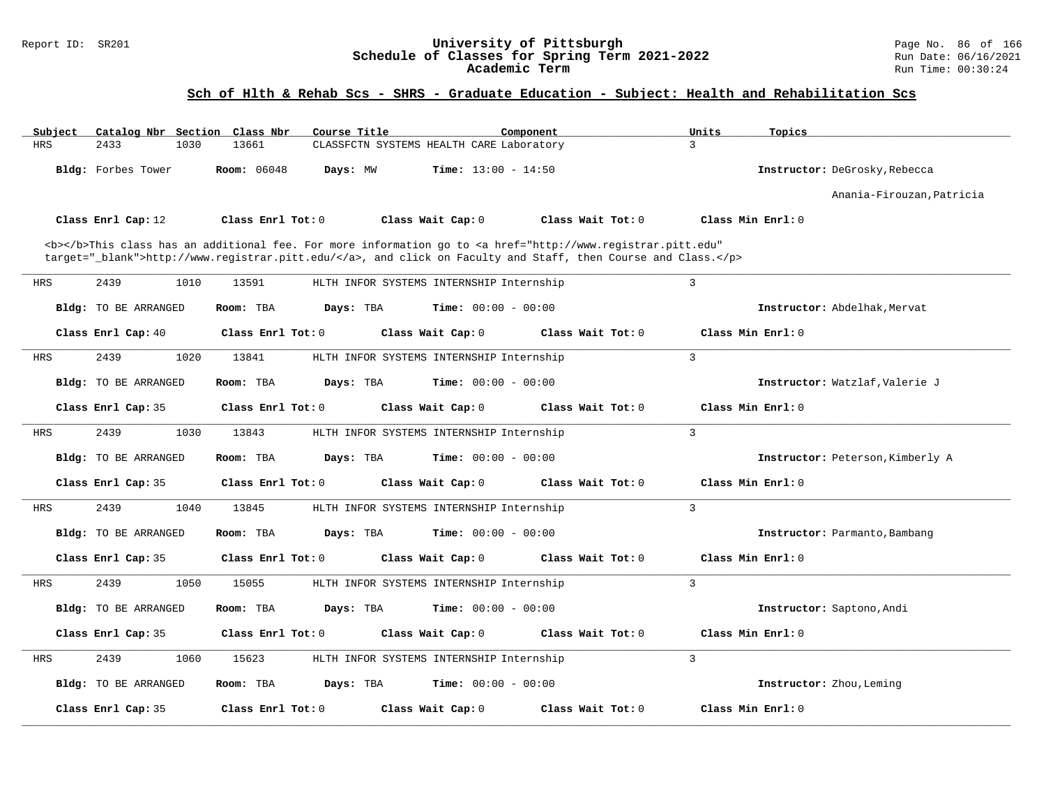## Sch of Hlth & Rehab Scs - SHRS - Graduate Education - Subject: Health and Rehabilitation Scs

| Subject | Catalog Nbr | Section | Class Nbr | Course Title | Component | Units | Topics |
|---|---|---|---|---|---|---|---|
| HRS | 2433 | 1030 | 13661 | CLASSFCTN SYSTEMS HEALTH CARE | Laboratory | 3 | |

**Bldg:** Forbes Tower **Room:** 06048 **Days:** MW **Time:** 13:00 - 14:50 **Instructor:** DeGrosky,Rebecca; Anania-Firouzan,Patricia

**Class Enrl Cap:** 12 **Class Enrl Tot:** 0 **Class Wait Cap:** 0 **Class Wait Tot:** 0 **Class Min Enrl:** 0

<b></b>This class has an additional fee. For more information go to <a href="http://www.registrar.pitt.edu" target="_blank">http://www.registrar.pitt.edu/</a>, and click on Faculty and Staff, then Course and Class.</p>

---

| Subject | Catalog Nbr | Section | Class Nbr | Course Title | Component | Units | Topics |
|---|---|---|---|---|---|---|---|
| HRS | 2439 | 1010 | 13591 | HLTH INFOR SYSTEMS INTERNSHIP | Internship | 3 | |

**Bldg:** TO BE ARRANGED **Room:** TBA **Days:** TBA **Time:** 00:00 - 00:00 **Instructor:** Abdelhak,Mervat

**Class Enrl Cap:** 40 **Class Enrl Tot:** 0 **Class Wait Cap:** 0 **Class Wait Tot:** 0 **Class Min Enrl:** 0

---

| Subject | Catalog Nbr | Section | Class Nbr | Course Title | Component | Units | Topics |
|---|---|---|---|---|---|---|---|
| HRS | 2439 | 1020 | 13841 | HLTH INFOR SYSTEMS INTERNSHIP | Internship | 3 | |

**Bldg:** TO BE ARRANGED **Room:** TBA **Days:** TBA **Time:** 00:00 - 00:00 **Instructor:** Watzlaf,Valerie J

**Class Enrl Cap:** 35 **Class Enrl Tot:** 0 **Class Wait Cap:** 0 **Class Wait Tot:** 0 **Class Min Enrl:** 0

---

| Subject | Catalog Nbr | Section | Class Nbr | Course Title | Component | Units | Topics |
|---|---|---|---|---|---|---|---|
| HRS | 2439 | 1030 | 13843 | HLTH INFOR SYSTEMS INTERNSHIP | Internship | 3 | |

**Bldg:** TO BE ARRANGED **Room:** TBA **Days:** TBA **Time:** 00:00 - 00:00 **Instructor:** Peterson,Kimberly A

**Class Enrl Cap:** 35 **Class Enrl Tot:** 0 **Class Wait Cap:** 0 **Class Wait Tot:** 0 **Class Min Enrl:** 0

---

| Subject | Catalog Nbr | Section | Class Nbr | Course Title | Component | Units | Topics |
|---|---|---|---|---|---|---|---|
| HRS | 2439 | 1040 | 13845 | HLTH INFOR SYSTEMS INTERNSHIP | Internship | 3 | |

**Bldg:** TO BE ARRANGED **Room:** TBA **Days:** TBA **Time:** 00:00 - 00:00 **Instructor:** Parmanto,Bambang

**Class Enrl Cap:** 35 **Class Enrl Tot:** 0 **Class Wait Cap:** 0 **Class Wait Tot:** 0 **Class Min Enrl:** 0

---

| Subject | Catalog Nbr | Section | Class Nbr | Course Title | Component | Units | Topics |
|---|---|---|---|---|---|---|---|
| HRS | 2439 | 1050 | 15055 | HLTH INFOR SYSTEMS INTERNSHIP | Internship | 3 | |

**Bldg:** TO BE ARRANGED **Room:** TBA **Days:** TBA **Time:** 00:00 - 00:00 **Instructor:** Saptono,Andi

**Class Enrl Cap:** 35 **Class Enrl Tot:** 0 **Class Wait Cap:** 0 **Class Wait Tot:** 0 **Class Min Enrl:** 0

---

| Subject | Catalog Nbr | Section | Class Nbr | Course Title | Component | Units | Topics |
|---|---|---|---|---|---|---|---|
| HRS | 2439 | 1060 | 15623 | HLTH INFOR SYSTEMS INTERNSHIP | Internship | 3 | |

**Bldg:** TO BE ARRANGED **Room:** TBA **Days:** TBA **Time:** 00:00 - 00:00 **Instructor:** Zhou,Leming

**Class Enrl Cap:** 35 **Class Enrl Tot:** 0 **Class Wait Cap:** 0 **Class Wait Tot:** 0 **Class Min Enrl:** 0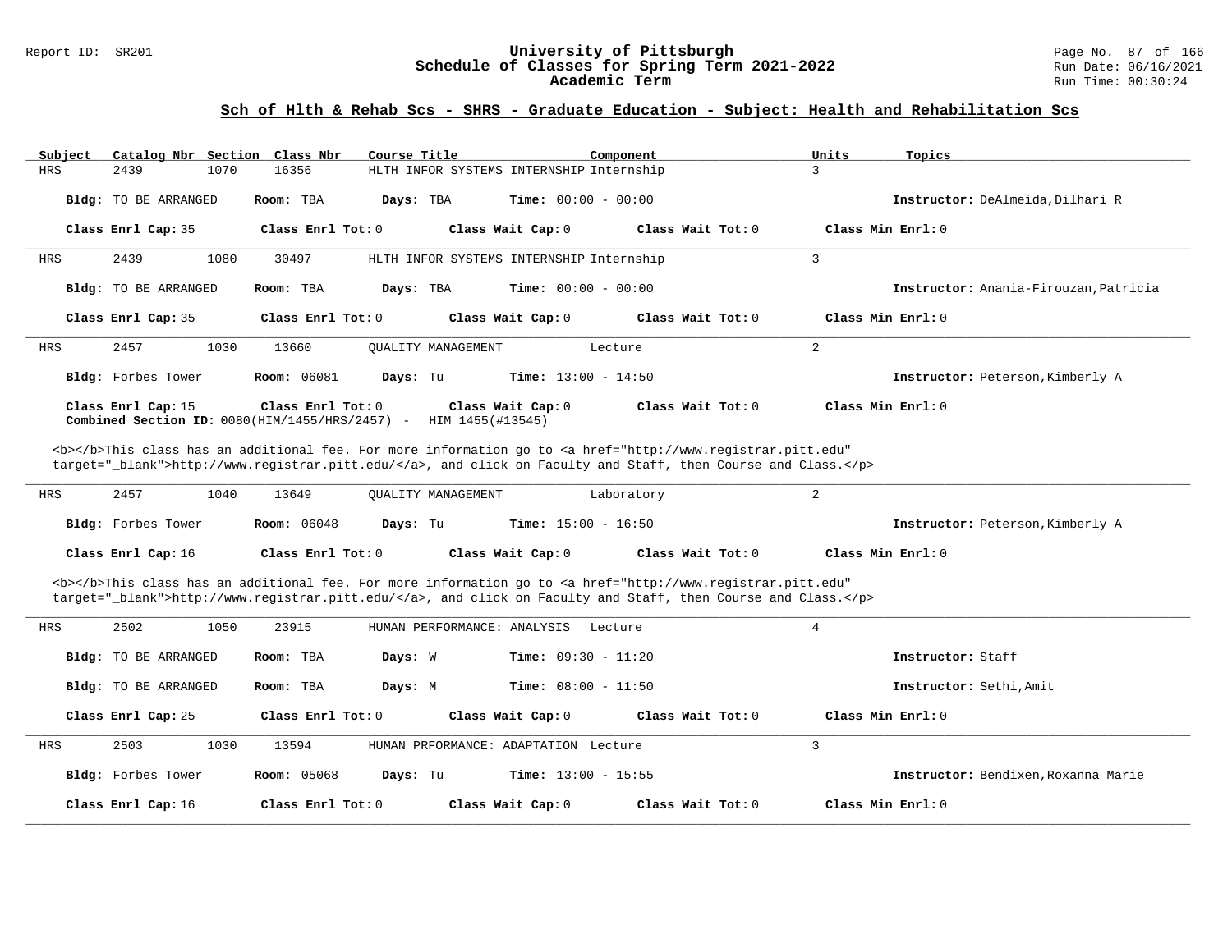## Sch of Hlth & Rehab Scs - SHRS - Graduate Education - Subject: Health and Rehabilitation Scs

| Subject | Catalog Nbr | Section | Class Nbr | Course Title | Component | Units | Topics |
|---|---|---|---|---|---|---|---|
| HRS | 2439 | 1070 | 16356 | HLTH INFOR SYSTEMS INTERNSHIP | Internship | 3 | |

**Bldg:** TO BE ARRANGED **Room:** TBA **Days:** TBA **Time:** 00:00 - 00:00 **Instructor:** DeAlmeida,Dilhari R

**Class Enrl Cap:** 35 **Class Enrl Tot:** 0 **Class Wait Cap:** 0 **Class Wait Tot:** 0 **Class Min Enrl:** 0

---

| Subject | Catalog Nbr | Section | Class Nbr | Course Title | Component | Units | Topics |
|---|---|---|---|---|---|---|---|
| HRS | 2439 | 1080 | 30497 | HLTH INFOR SYSTEMS INTERNSHIP | Internship | 3 | |

**Bldg:** TO BE ARRANGED **Room:** TBA **Days:** TBA **Time:** 00:00 - 00:00 **Instructor:** Anania-Firouzan,Patricia

**Class Enrl Cap:** 35 **Class Enrl Tot:** 0 **Class Wait Cap:** 0 **Class Wait Tot:** 0 **Class Min Enrl:** 0

---

| Subject | Catalog Nbr | Section | Class Nbr | Course Title | Component | Units | Topics |
|---|---|---|---|---|---|---|---|
| HRS | 2457 | 1030 | 13660 | QUALITY MANAGEMENT | Lecture | 2 | |

**Bldg:** Forbes Tower **Room:** 06081 **Days:** Tu **Time:** 13:00 - 14:50 **Instructor:** Peterson,Kimberly A

**Class Enrl Cap:** 15 **Class Enrl Tot:** 0 **Class Wait Cap:** 0 **Class Wait Tot:** 0 **Class Min Enrl:** 0
**Combined Section ID:** 0080(HIM/1455/HRS/2457) - HIM 1455(#13545)

<b></b>This class has an additional fee. For more information go to <a href="http://www.registrar.pitt.edu" target="_blank">http://www.registrar.pitt.edu/</a>, and click on Faculty and Staff, then Course and Class.</p>

---

| Subject | Catalog Nbr | Section | Class Nbr | Course Title | Component | Units | Topics |
|---|---|---|---|---|---|---|---|
| HRS | 2457 | 1040 | 13649 | QUALITY MANAGEMENT | Laboratory | 2 | |

**Bldg:** Forbes Tower **Room:** 06048 **Days:** Tu **Time:** 15:00 - 16:50 **Instructor:** Peterson,Kimberly A

**Class Enrl Cap:** 16 **Class Enrl Tot:** 0 **Class Wait Cap:** 0 **Class Wait Tot:** 0 **Class Min Enrl:** 0

<b></b>This class has an additional fee. For more information go to <a href="http://www.registrar.pitt.edu" target="_blank">http://www.registrar.pitt.edu/</a>, and click on Faculty and Staff, then Course and Class.</p>

---

| Subject | Catalog Nbr | Section | Class Nbr | Course Title | Component | Units | Topics |
|---|---|---|---|---|---|---|---|
| HRS | 2502 | 1050 | 23915 | HUMAN PERFORMANCE: ANALYSIS | Lecture | 4 | |

**Bldg:** TO BE ARRANGED **Room:** TBA **Days:** W **Time:** 09:30 - 11:20 **Instructor:** Staff

**Bldg:** TO BE ARRANGED **Room:** TBA **Days:** M **Time:** 08:00 - 11:50 **Instructor:** Sethi,Amit

**Class Enrl Cap:** 25 **Class Enrl Tot:** 0 **Class Wait Cap:** 0 **Class Wait Tot:** 0 **Class Min Enrl:** 0

---

| Subject | Catalog Nbr | Section | Class Nbr | Course Title | Component | Units | Topics |
|---|---|---|---|---|---|---|---|
| HRS | 2503 | 1030 | 13594 | HUMAN PRFORMANCE: ADAPTATION | Lecture | 3 | |

**Bldg:** Forbes Tower **Room:** 05068 **Days:** Tu **Time:** 13:00 - 15:55 **Instructor:** Bendixen,Roxanna Marie

**Class Enrl Cap:** 16 **Class Enrl Tot:** 0 **Class Wait Cap:** 0 **Class Wait Tot:** 0 **Class Min Enrl:** 0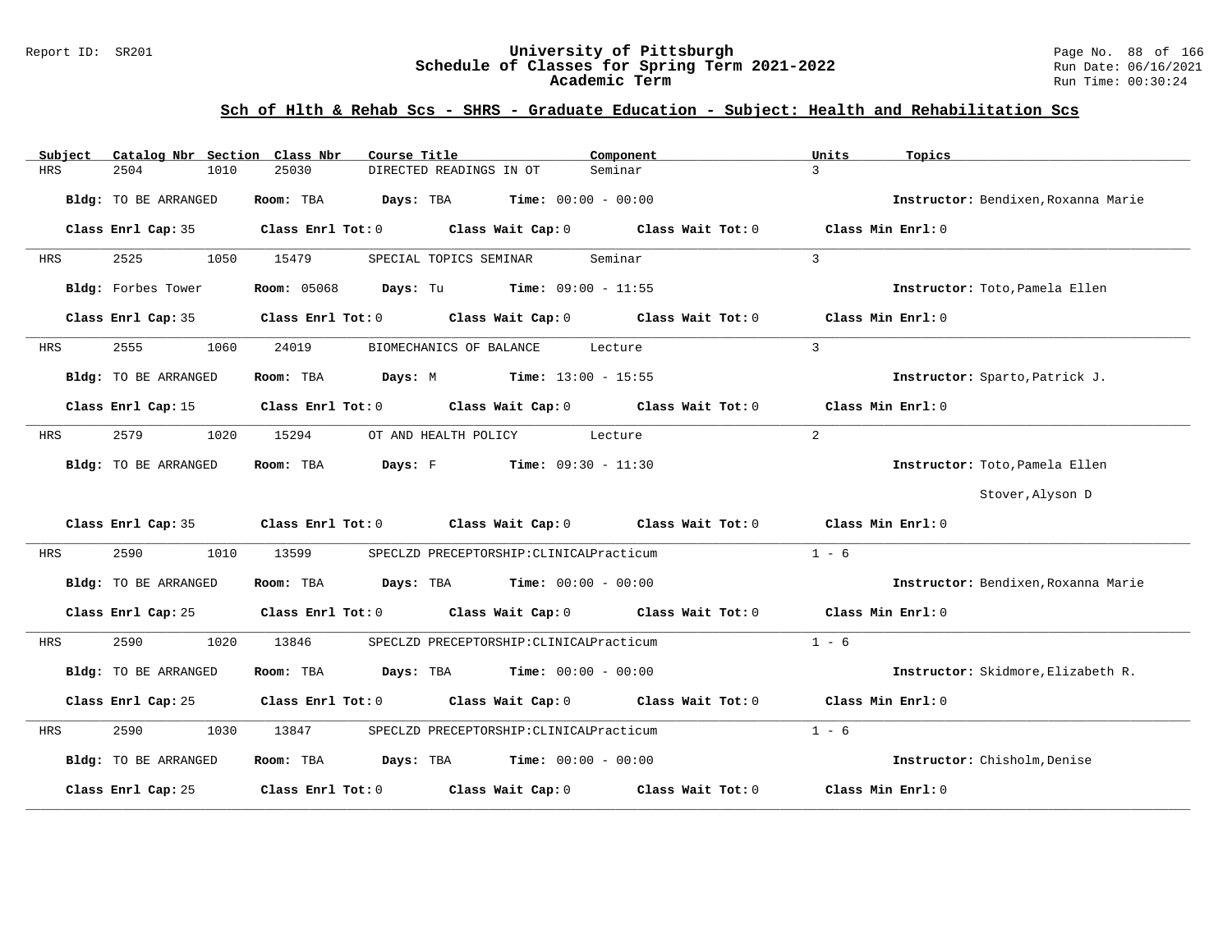## Sch of Hlth & Rehab Scs - SHRS - Graduate Education - Subject: Health and Rehabilitation Scs

| Subject | Catalog Nbr | Section | Class Nbr | Course Title | Component | Units | Topics |
|---|---|---|---|---|---|---|---|
| HRS | 2504 | 1010 | 25030 | DIRECTED READINGS IN OT | Seminar | 3 | |

**Bldg:** TO BE ARRANGED **Room:** TBA **Days:** TBA **Time:** 00:00 - 00:00 **Instructor:** Bendixen,Roxanna Marie

**Class Enrl Cap:** 35 **Class Enrl Tot:** 0 **Class Wait Cap:** 0 **Class Wait Tot:** 0 **Class Min Enrl:** 0

| Subject | Catalog Nbr | Section | Class Nbr | Course Title | Component | Units | Topics |
|---|---|---|---|---|---|---|---|
| HRS | 2525 | 1050 | 15479 | SPECIAL TOPICS SEMINAR | Seminar | 3 | |

**Bldg:** Forbes Tower **Room:** 05068 **Days:** Tu **Time:** 09:00 - 11:55 **Instructor:** Toto,Pamela Ellen

**Class Enrl Cap:** 35 **Class Enrl Tot:** 0 **Class Wait Cap:** 0 **Class Wait Tot:** 0 **Class Min Enrl:** 0

| Subject | Catalog Nbr | Section | Class Nbr | Course Title | Component | Units | Topics |
|---|---|---|---|---|---|---|---|
| HRS | 2555 | 1060 | 24019 | BIOMECHANICS OF BALANCE | Lecture | 3 | |

**Bldg:** TO BE ARRANGED **Room:** TBA **Days:** M **Time:** 13:00 - 15:55 **Instructor:** Sparto,Patrick J.

**Class Enrl Cap:** 15 **Class Enrl Tot:** 0 **Class Wait Cap:** 0 **Class Wait Tot:** 0 **Class Min Enrl:** 0

| Subject | Catalog Nbr | Section | Class Nbr | Course Title | Component | Units | Topics |
|---|---|---|---|---|---|---|---|
| HRS | 2579 | 1020 | 15294 | OT AND HEALTH POLICY | Lecture | 2 | |

**Bldg:** TO BE ARRANGED **Room:** TBA **Days:** F **Time:** 09:30 - 11:30 **Instructor:** Toto,Pamela Ellen; Stover,Alyson D

**Class Enrl Cap:** 35 **Class Enrl Tot:** 0 **Class Wait Cap:** 0 **Class Wait Tot:** 0 **Class Min Enrl:** 0

| Subject | Catalog Nbr | Section | Class Nbr | Course Title | Component | Units | Topics |
|---|---|---|---|---|---|---|---|
| HRS | 2590 | 1010 | 13599 | SPECLZD PRECEPTORSHIP:CLINICAL | Practicum | 1 - 6 | |

**Bldg:** TO BE ARRANGED **Room:** TBA **Days:** TBA **Time:** 00:00 - 00:00 **Instructor:** Bendixen,Roxanna Marie

**Class Enrl Cap:** 25 **Class Enrl Tot:** 0 **Class Wait Cap:** 0 **Class Wait Tot:** 0 **Class Min Enrl:** 0

| Subject | Catalog Nbr | Section | Class Nbr | Course Title | Component | Units | Topics |
|---|---|---|---|---|---|---|---|
| HRS | 2590 | 1020 | 13846 | SPECLZD PRECEPTORSHIP:CLINICAL | Practicum | 1 - 6 | |

**Bldg:** TO BE ARRANGED **Room:** TBA **Days:** TBA **Time:** 00:00 - 00:00 **Instructor:** Skidmore,Elizabeth R.

**Class Enrl Cap:** 25 **Class Enrl Tot:** 0 **Class Wait Cap:** 0 **Class Wait Tot:** 0 **Class Min Enrl:** 0

| Subject | Catalog Nbr | Section | Class Nbr | Course Title | Component | Units | Topics |
|---|---|---|---|---|---|---|---|
| HRS | 2590 | 1030 | 13847 | SPECLZD PRECEPTORSHIP:CLINICAL | Practicum | 1 - 6 | |

**Bldg:** TO BE ARRANGED **Room:** TBA **Days:** TBA **Time:** 00:00 - 00:00 **Instructor:** Chisholm,Denise

**Class Enrl Cap:** 25 **Class Enrl Tot:** 0 **Class Wait Cap:** 0 **Class Wait Tot:** 0 **Class Min Enrl:** 0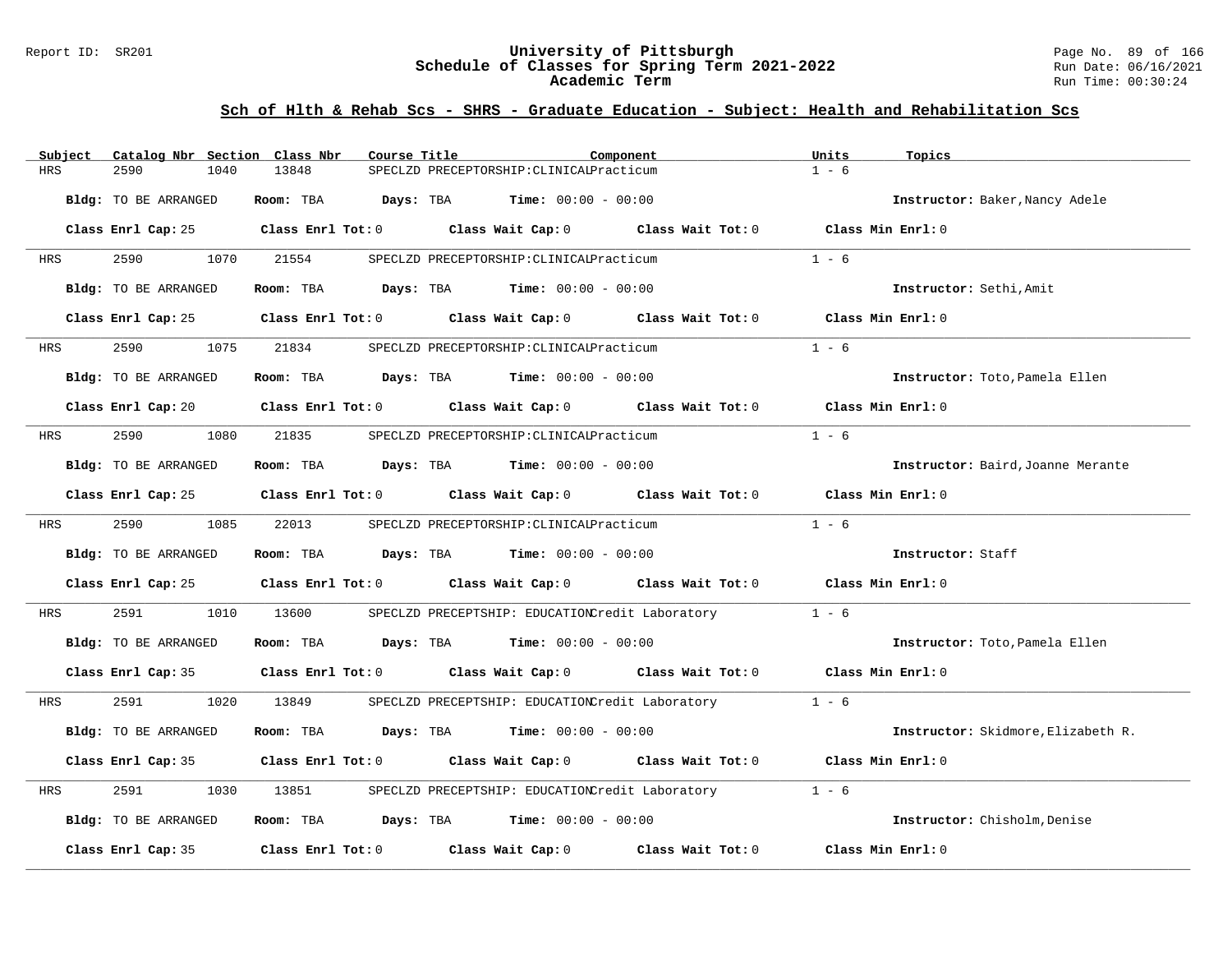## Sch of Hlth & Rehab Scs - SHRS - Graduate Education - Subject: Health and Rehabilitation Scs

| Subject | Catalog Nbr | Section | Class Nbr | Course Title | Component | Units | Topics |
|---|---|---|---|---|---|---|---|
| HRS | 2590 | 1040 | 13848 | SPECLZD PRECEPTORSHIP:CLINICAL | Practicum | 1 - 6 | |

**Bldg:** TO BE ARRANGED **Room:** TBA **Days:** TBA **Time:** 00:00 - 00:00 **Instructor:** Baker,Nancy Adele

**Class Enrl Cap:** 25 **Class Enrl Tot:** 0 **Class Wait Cap:** 0 **Class Wait Tot:** 0 **Class Min Enrl:** 0

| Subject | Catalog Nbr | Section | Class Nbr | Course Title | Component | Units | Topics |
|---|---|---|---|---|---|---|---|
| HRS | 2590 | 1070 | 21554 | SPECLZD PRECEPTORSHIP:CLINICAL | Practicum | 1 - 6 | |

**Bldg:** TO BE ARRANGED **Room:** TBA **Days:** TBA **Time:** 00:00 - 00:00 **Instructor:** Sethi,Amit

**Class Enrl Cap:** 25 **Class Enrl Tot:** 0 **Class Wait Cap:** 0 **Class Wait Tot:** 0 **Class Min Enrl:** 0

| Subject | Catalog Nbr | Section | Class Nbr | Course Title | Component | Units | Topics |
|---|---|---|---|---|---|---|---|
| HRS | 2590 | 1075 | 21834 | SPECLZD PRECEPTORSHIP:CLINICAL | Practicum | 1 - 6 | |

**Bldg:** TO BE ARRANGED **Room:** TBA **Days:** TBA **Time:** 00:00 - 00:00 **Instructor:** Toto,Pamela Ellen

**Class Enrl Cap:** 20 **Class Enrl Tot:** 0 **Class Wait Cap:** 0 **Class Wait Tot:** 0 **Class Min Enrl:** 0

| Subject | Catalog Nbr | Section | Class Nbr | Course Title | Component | Units | Topics |
|---|---|---|---|---|---|---|---|
| HRS | 2590 | 1080 | 21835 | SPECLZD PRECEPTORSHIP:CLINICAL | Practicum | 1 - 6 | |

**Bldg:** TO BE ARRANGED **Room:** TBA **Days:** TBA **Time:** 00:00 - 00:00 **Instructor:** Baird,Joanne Merante

**Class Enrl Cap:** 25 **Class Enrl Tot:** 0 **Class Wait Cap:** 0 **Class Wait Tot:** 0 **Class Min Enrl:** 0

| Subject | Catalog Nbr | Section | Class Nbr | Course Title | Component | Units | Topics |
|---|---|---|---|---|---|---|---|
| HRS | 2590 | 1085 | 22013 | SPECLZD PRECEPTORSHIP:CLINICAL | Practicum | 1 - 6 | |

**Bldg:** TO BE ARRANGED **Room:** TBA **Days:** TBA **Time:** 00:00 - 00:00 **Instructor:** Staff

**Class Enrl Cap:** 25 **Class Enrl Tot:** 0 **Class Wait Cap:** 0 **Class Wait Tot:** 0 **Class Min Enrl:** 0

| Subject | Catalog Nbr | Section | Class Nbr | Course Title | Component | Units | Topics |
|---|---|---|---|---|---|---|---|
| HRS | 2591 | 1010 | 13600 | SPECLZD PRECEPTSHIP: EDUCATION | Credit Laboratory | 1 - 6 | |

**Bldg:** TO BE ARRANGED **Room:** TBA **Days:** TBA **Time:** 00:00 - 00:00 **Instructor:** Toto,Pamela Ellen

**Class Enrl Cap:** 35 **Class Enrl Tot:** 0 **Class Wait Cap:** 0 **Class Wait Tot:** 0 **Class Min Enrl:** 0

| Subject | Catalog Nbr | Section | Class Nbr | Course Title | Component | Units | Topics |
|---|---|---|---|---|---|---|---|
| HRS | 2591 | 1020 | 13849 | SPECLZD PRECEPTSHIP: EDUCATION | Credit Laboratory | 1 - 6 | |

**Bldg:** TO BE ARRANGED **Room:** TBA **Days:** TBA **Time:** 00:00 - 00:00 **Instructor:** Skidmore,Elizabeth R.

**Class Enrl Cap:** 35 **Class Enrl Tot:** 0 **Class Wait Cap:** 0 **Class Wait Tot:** 0 **Class Min Enrl:** 0

| Subject | Catalog Nbr | Section | Class Nbr | Course Title | Component | Units | Topics |
|---|---|---|---|---|---|---|---|
| HRS | 2591 | 1030 | 13851 | SPECLZD PRECEPTSHIP: EDUCATION | Credit Laboratory | 1 - 6 | |

**Bldg:** TO BE ARRANGED **Room:** TBA **Days:** TBA **Time:** 00:00 - 00:00 **Instructor:** Chisholm,Denise

**Class Enrl Cap:** 35 **Class Enrl Tot:** 0 **Class Wait Cap:** 0 **Class Wait Tot:** 0 **Class Min Enrl:** 0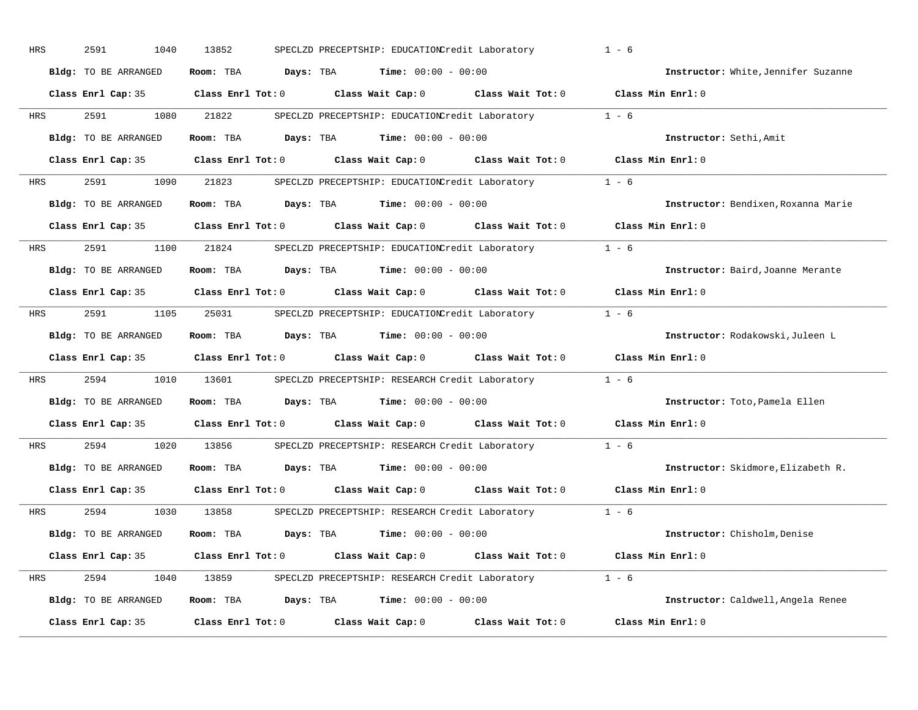HRS 2591 1040 13852 SPECLZD PRECEPTSHIP: EDUCATION Credit Laboratory 1 - 6

**Bldg:** TO BE ARRANGED **Room:** TBA **Days:** TBA **Time:** 00:00 - 00:00 **Instructor:** White,Jennifer Suzanne

**Class Enrl Cap:** 35 **Class Enrl Tot:** 0 **Class Wait Cap:** 0 **Class Wait Tot:** 0 **Class Min Enrl:** 0

---

HRS 2591 1080 21822 SPECLZD PRECEPTSHIP: EDUCATION Credit Laboratory 1 - 6

**Bldg:** TO BE ARRANGED **Room:** TBA **Days:** TBA **Time:** 00:00 - 00:00 **Instructor:** Sethi,Amit

**Class Enrl Cap:** 35 **Class Enrl Tot:** 0 **Class Wait Cap:** 0 **Class Wait Tot:** 0 **Class Min Enrl:** 0

---

HRS 2591 1090 21823 SPECLZD PRECEPTSHIP: EDUCATION Credit Laboratory 1 - 6

**Bldg:** TO BE ARRANGED **Room:** TBA **Days:** TBA **Time:** 00:00 - 00:00 **Instructor:** Bendixen,Roxanna Marie

**Class Enrl Cap:** 35 **Class Enrl Tot:** 0 **Class Wait Cap:** 0 **Class Wait Tot:** 0 **Class Min Enrl:** 0

---

HRS 2591 1100 21824 SPECLZD PRECEPTSHIP: EDUCATION Credit Laboratory 1 - 6

**Bldg:** TO BE ARRANGED **Room:** TBA **Days:** TBA **Time:** 00:00 - 00:00 **Instructor:** Baird,Joanne Merante

**Class Enrl Cap:** 35 **Class Enrl Tot:** 0 **Class Wait Cap:** 0 **Class Wait Tot:** 0 **Class Min Enrl:** 0

---

HRS 2591 1105 25031 SPECLZD PRECEPTSHIP: EDUCATION Credit Laboratory 1 - 6

**Bldg:** TO BE ARRANGED **Room:** TBA **Days:** TBA **Time:** 00:00 - 00:00 **Instructor:** Rodakowski,Juleen L

**Class Enrl Cap:** 35 **Class Enrl Tot:** 0 **Class Wait Cap:** 0 **Class Wait Tot:** 0 **Class Min Enrl:** 0

---

HRS 2594 1010 13601 SPECLZD PRECEPTSHIP: RESEARCH Credit Laboratory 1 - 6

**Bldg:** TO BE ARRANGED **Room:** TBA **Days:** TBA **Time:** 00:00 - 00:00 **Instructor:** Toto,Pamela Ellen

**Class Enrl Cap:** 35 **Class Enrl Tot:** 0 **Class Wait Cap:** 0 **Class Wait Tot:** 0 **Class Min Enrl:** 0

---

HRS 2594 1020 13856 SPECLZD PRECEPTSHIP: RESEARCH Credit Laboratory 1 - 6

**Bldg:** TO BE ARRANGED **Room:** TBA **Days:** TBA **Time:** 00:00 - 00:00 **Instructor:** Skidmore,Elizabeth R.

**Class Enrl Cap:** 35 **Class Enrl Tot:** 0 **Class Wait Cap:** 0 **Class Wait Tot:** 0 **Class Min Enrl:** 0

---

HRS 2594 1030 13858 SPECLZD PRECEPTSHIP: RESEARCH Credit Laboratory 1 - 6

**Bldg:** TO BE ARRANGED **Room:** TBA **Days:** TBA **Time:** 00:00 - 00:00 **Instructor:** Chisholm,Denise

**Class Enrl Cap:** 35 **Class Enrl Tot:** 0 **Class Wait Cap:** 0 **Class Wait Tot:** 0 **Class Min Enrl:** 0

---

HRS 2594 1040 13859 SPECLZD PRECEPTSHIP: RESEARCH Credit Laboratory 1 - 6

**Bldg:** TO BE ARRANGED **Room:** TBA **Days:** TBA **Time:** 00:00 - 00:00 **Instructor:** Caldwell,Angela Renee

**Class Enrl Cap:** 35 **Class Enrl Tot:** 0 **Class Wait Cap:** 0 **Class Wait Tot:** 0 **Class Min Enrl:** 0

---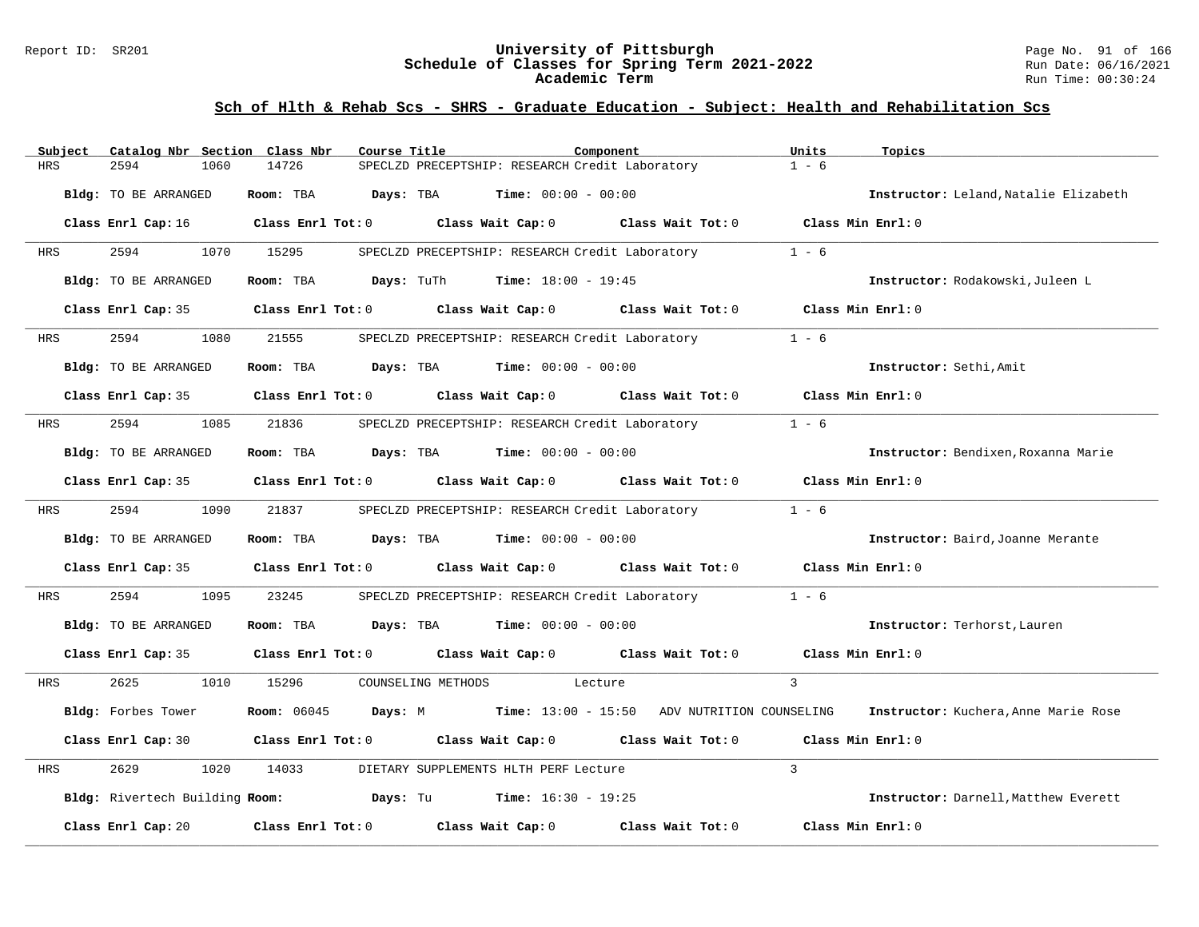## Sch of Hlth & Rehab Scs - SHRS - Graduate Education - Subject: Health and Rehabilitation Scs

| Subject | Catalog Nbr | Section | Class Nbr | Course Title | Component | Units | Topics |
|---|---|---|---|---|---|---|---|
| HRS | 2594 | 1060 | 14726 | SPECLZD PRECEPTSHIP: RESEARCH | Credit Laboratory | 1 - 6 | |

**Bldg:** TO BE ARRANGED **Room:** TBA **Days:** TBA **Time:** 00:00 - 00:00 **Instructor:** Leland,Natalie Elizabeth

**Class Enrl Cap:** 16 **Class Enrl Tot:** 0 **Class Wait Cap:** 0 **Class Wait Tot:** 0 **Class Min Enrl:** 0

---

| Subject | Catalog Nbr | Section | Class Nbr | Course Title | Component | Units | Topics |
|---|---|---|---|---|---|---|---|
| HRS | 2594 | 1070 | 15295 | SPECLZD PRECEPTSHIP: RESEARCH | Credit Laboratory | 1 - 6 | |

**Bldg:** TO BE ARRANGED **Room:** TBA **Days:** TuTh **Time:** 18:00 - 19:45 **Instructor:** Rodakowski,Juleen L

**Class Enrl Cap:** 35 **Class Enrl Tot:** 0 **Class Wait Cap:** 0 **Class Wait Tot:** 0 **Class Min Enrl:** 0

---

| Subject | Catalog Nbr | Section | Class Nbr | Course Title | Component | Units | Topics |
|---|---|---|---|---|---|---|---|
| HRS | 2594 | 1080 | 21555 | SPECLZD PRECEPTSHIP: RESEARCH | Credit Laboratory | 1 - 6 | |

**Bldg:** TO BE ARRANGED **Room:** TBA **Days:** TBA **Time:** 00:00 - 00:00 **Instructor:** Sethi,Amit

**Class Enrl Cap:** 35 **Class Enrl Tot:** 0 **Class Wait Cap:** 0 **Class Wait Tot:** 0 **Class Min Enrl:** 0

---

| Subject | Catalog Nbr | Section | Class Nbr | Course Title | Component | Units | Topics |
|---|---|---|---|---|---|---|---|
| HRS | 2594 | 1085 | 21836 | SPECLZD PRECEPTSHIP: RESEARCH | Credit Laboratory | 1 - 6 | |

**Bldg:** TO BE ARRANGED **Room:** TBA **Days:** TBA **Time:** 00:00 - 00:00 **Instructor:** Bendixen,Roxanna Marie

**Class Enrl Cap:** 35 **Class Enrl Tot:** 0 **Class Wait Cap:** 0 **Class Wait Tot:** 0 **Class Min Enrl:** 0

---

| Subject | Catalog Nbr | Section | Class Nbr | Course Title | Component | Units | Topics |
|---|---|---|---|---|---|---|---|
| HRS | 2594 | 1090 | 21837 | SPECLZD PRECEPTSHIP: RESEARCH | Credit Laboratory | 1 - 6 | |

**Bldg:** TO BE ARRANGED **Room:** TBA **Days:** TBA **Time:** 00:00 - 00:00 **Instructor:** Baird,Joanne Merante

**Class Enrl Cap:** 35 **Class Enrl Tot:** 0 **Class Wait Cap:** 0 **Class Wait Tot:** 0 **Class Min Enrl:** 0

---

| Subject | Catalog Nbr | Section | Class Nbr | Course Title | Component | Units | Topics |
|---|---|---|---|---|---|---|---|
| HRS | 2594 | 1095 | 23245 | SPECLZD PRECEPTSHIP: RESEARCH | Credit Laboratory | 1 - 6 | |

**Bldg:** TO BE ARRANGED **Room:** TBA **Days:** TBA **Time:** 00:00 - 00:00 **Instructor:** Terhorst,Lauren

**Class Enrl Cap:** 35 **Class Enrl Tot:** 0 **Class Wait Cap:** 0 **Class Wait Tot:** 0 **Class Min Enrl:** 0

---

| Subject | Catalog Nbr | Section | Class Nbr | Course Title | Component | Units | Topics |
|---|---|---|---|---|---|---|---|
| HRS | 2625 | 1010 | 15296 | COUNSELING METHODS | Lecture | 3 | |

**Bldg:** Forbes Tower **Room:** 06045 **Days:** M **Time:** 13:00 - 15:50 ADV NUTRITION COUNSELING **Instructor:** Kuchera,Anne Marie Rose

**Class Enrl Cap:** 30 **Class Enrl Tot:** 0 **Class Wait Cap:** 0 **Class Wait Tot:** 0 **Class Min Enrl:** 0

---

| Subject | Catalog Nbr | Section | Class Nbr | Course Title | Component | Units | Topics |
|---|---|---|---|---|---|---|---|
| HRS | 2629 | 1020 | 14033 | DIETARY SUPPLEMENTS HLTH PERF | Lecture | 3 | |

**Bldg:** Rivertech Building **Room:** **Days:** Tu **Time:** 16:30 - 19:25 **Instructor:** Darnell,Matthew Everett

**Class Enrl Cap:** 20 **Class Enrl Tot:** 0 **Class Wait Cap:** 0 **Class Wait Tot:** 0 **Class Min Enrl:** 0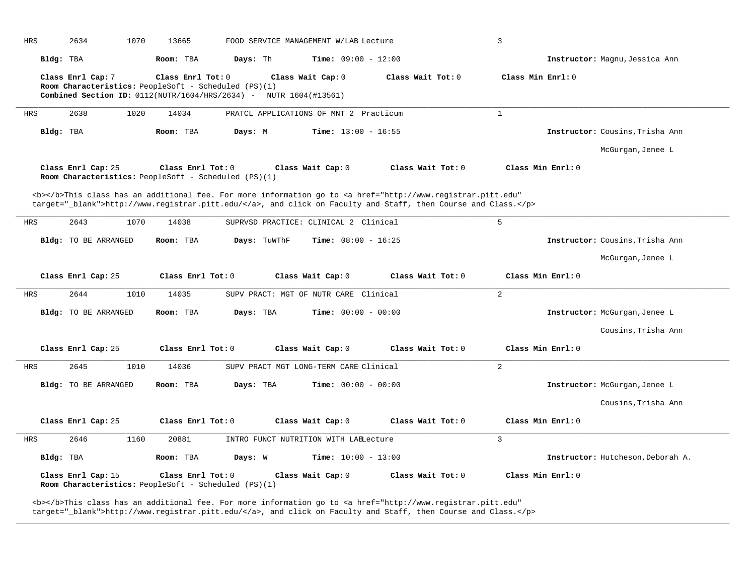HRS 2634 1070 13665 FOOD SERVICE MANAGEMENT W/LAB Lecture 3

**Bldg:** TBA **Room:** TBA **Days:** Th **Time:** 09:00 - 12:00 **Instructor:** Magnu,Jessica Ann

**Class Enrl Cap:** 7 **Class Enrl Tot:** 0 **Class Wait Cap:** 0 **Class Wait Tot:** 0 **Class Min Enrl:** 0
**Room Characteristics:** PeopleSoft - Scheduled (PS)(1)
**Combined Section ID:** 0112(NUTR/1604/HRS/2634) - NUTR 1604(#13561)

---

HRS 2638 1020 14034 PRATCL APPLICATIONS OF MNT 2 Practicum 1

**Bldg:** TBA **Room:** TBA **Days:** M **Time:** 13:00 - 16:55 **Instructor:** Cousins,Trisha Ann
McGurgan,Jenee L

**Class Enrl Cap:** 25 **Class Enrl Tot:** 0 **Class Wait Cap:** 0 **Class Wait Tot:** 0 **Class Min Enrl:** 0
**Room Characteristics:** PeopleSoft - Scheduled (PS)(1)

<b></b>This class has an additional fee. For more information go to <a href="http://www.registrar.pitt.edu" target="_blank">http://www.registrar.pitt.edu/</a>, and click on Faculty and Staff, then Course and Class.</p>

---

HRS 2643 1070 14038 SUPRVSD PRACTICE: CLINICAL 2 Clinical 5

**Bldg:** TO BE ARRANGED **Room:** TBA **Days:** TuWThF **Time:** 08:00 - 16:25 **Instructor:** Cousins,Trisha Ann
McGurgan,Jenee L

**Class Enrl Cap:** 25 **Class Enrl Tot:** 0 **Class Wait Cap:** 0 **Class Wait Tot:** 0 **Class Min Enrl:** 0

---

HRS 2644 1010 14035 SUPV PRACT: MGT OF NUTR CARE Clinical 2

**Bldg:** TO BE ARRANGED **Room:** TBA **Days:** TBA **Time:** 00:00 - 00:00 **Instructor:** McGurgan,Jenee L
Cousins,Trisha Ann

**Class Enrl Cap:** 25 **Class Enrl Tot:** 0 **Class Wait Cap:** 0 **Class Wait Tot:** 0 **Class Min Enrl:** 0

---

HRS 2645 1010 14036 SUPV PRACT MGT LONG-TERM CARE Clinical 2

**Bldg:** TO BE ARRANGED **Room:** TBA **Days:** TBA **Time:** 00:00 - 00:00 **Instructor:** McGurgan,Jenee L
Cousins,Trisha Ann

**Class Enrl Cap:** 25 **Class Enrl Tot:** 0 **Class Wait Cap:** 0 **Class Wait Tot:** 0 **Class Min Enrl:** 0

---

HRS 2646 1160 20881 INTRO FUNCT NUTRITION WITH LAB Lecture 3

**Bldg:** TBA **Room:** TBA **Days:** W **Time:** 10:00 - 13:00 **Instructor:** Hutcheson,Deborah A.

**Class Enrl Cap:** 15 **Class Enrl Tot:** 0 **Class Wait Cap:** 0 **Class Wait Tot:** 0 **Class Min Enrl:** 0
**Room Characteristics:** PeopleSoft - Scheduled (PS)(1)

<b></b>This class has an additional fee. For more information go to <a href="http://www.registrar.pitt.edu" target="_blank">http://www.registrar.pitt.edu/</a>, and click on Faculty and Staff, then Course and Class.</p>

---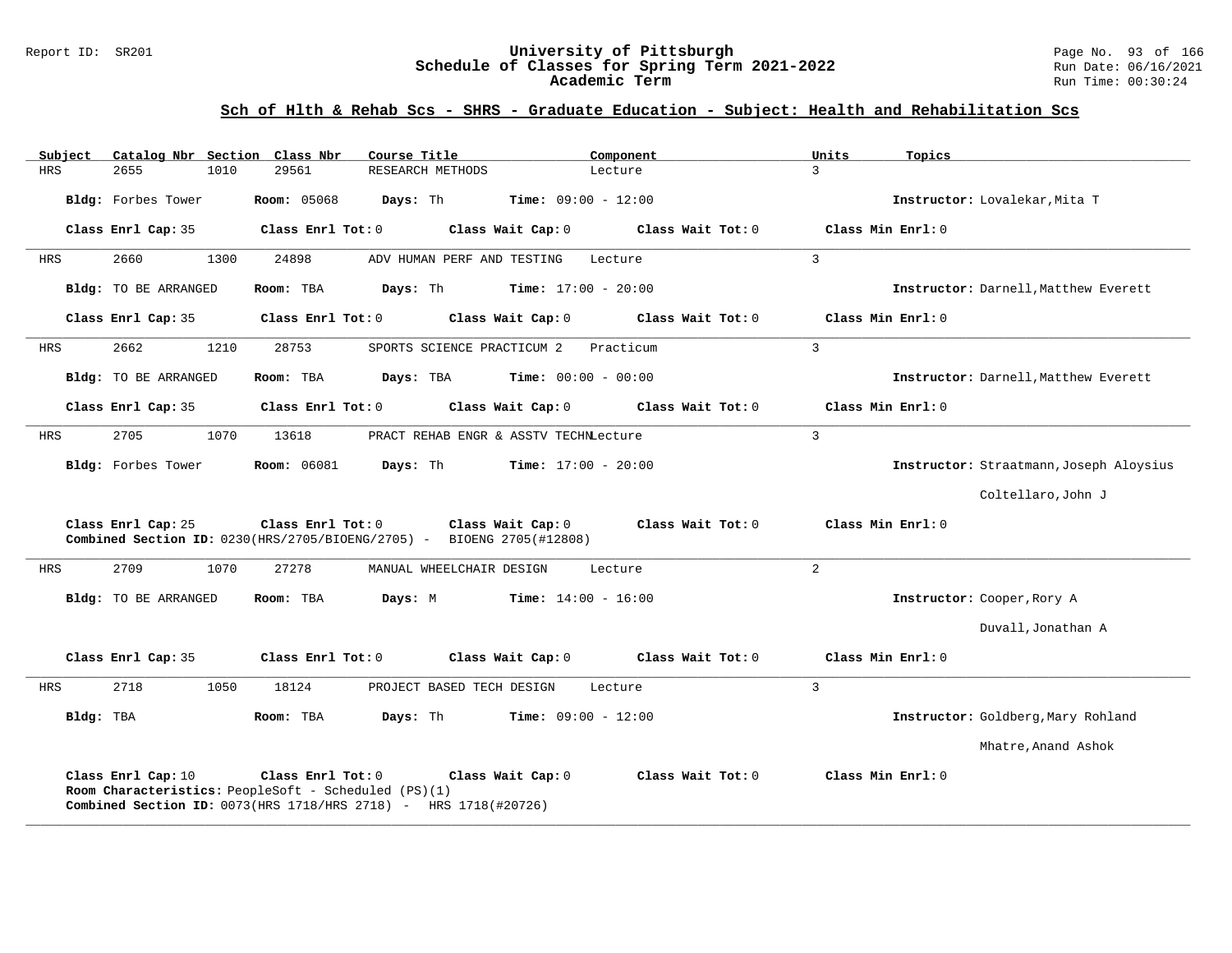## Sch of Hlth & Rehab Scs - SHRS - Graduate Education - Subject: Health and Rehabilitation Scs

| Subject | Catalog Nbr | Section | Class Nbr | Course Title | Component | Units | Topics |
|---|---|---|---|---|---|---|---|
| HRS | 2655 | 1010 | 29561 | RESEARCH METHODS | Lecture | 3 | |

**Bldg:** Forbes Tower **Room:** 05068 **Days:** Th **Time:** 09:00 - 12:00 **Instructor:** Lovalekar,Mita T

**Class Enrl Cap:** 35 **Class Enrl Tot:** 0 **Class Wait Cap:** 0 **Class Wait Tot:** 0 **Class Min Enrl:** 0

---

| Subject | Catalog Nbr | Section | Class Nbr | Course Title | Component | Units | Topics |
|---|---|---|---|---|---|---|---|
| HRS | 2660 | 1300 | 24898 | ADV HUMAN PERF AND TESTING | Lecture | 3 | |

**Bldg:** TO BE ARRANGED **Room:** TBA **Days:** Th **Time:** 17:00 - 20:00 **Instructor:** Darnell,Matthew Everett

**Class Enrl Cap:** 35 **Class Enrl Tot:** 0 **Class Wait Cap:** 0 **Class Wait Tot:** 0 **Class Min Enrl:** 0

---

| Subject | Catalog Nbr | Section | Class Nbr | Course Title | Component | Units | Topics |
|---|---|---|---|---|---|---|---|
| HRS | 2662 | 1210 | 28753 | SPORTS SCIENCE PRACTICUM 2 | Practicum | 3 | |

**Bldg:** TO BE ARRANGED **Room:** TBA **Days:** TBA **Time:** 00:00 - 00:00 **Instructor:** Darnell,Matthew Everett

**Class Enrl Cap:** 35 **Class Enrl Tot:** 0 **Class Wait Cap:** 0 **Class Wait Tot:** 0 **Class Min Enrl:** 0

---

| Subject | Catalog Nbr | Section | Class Nbr | Course Title | Component | Units | Topics |
|---|---|---|---|---|---|---|---|
| HRS | 2705 | 1070 | 13618 | PRACT REHAB ENGR & ASSTV TECHN | Lecture | 3 | |

**Bldg:** Forbes Tower **Room:** 06081 **Days:** Th **Time:** 17:00 - 20:00 **Instructor:** Straatmann,Joseph Aloysius; Coltellaro,John J

**Class Enrl Cap:** 25 **Class Enrl Tot:** 0 **Class Wait Cap:** 0 **Class Wait Tot:** 0 **Class Min Enrl:** 0

**Combined Section ID:** 0230(HRS/2705/BIOENG/2705) - BIOENG 2705(#12808)

---

| Subject | Catalog Nbr | Section | Class Nbr | Course Title | Component | Units | Topics |
|---|---|---|---|---|---|---|---|
| HRS | 2709 | 1070 | 27278 | MANUAL WHEELCHAIR DESIGN | Lecture | 2 | |

**Bldg:** TO BE ARRANGED **Room:** TBA **Days:** M **Time:** 14:00 - 16:00 **Instructor:** Cooper,Rory A; Duvall,Jonathan A

**Class Enrl Cap:** 35 **Class Enrl Tot:** 0 **Class Wait Cap:** 0 **Class Wait Tot:** 0 **Class Min Enrl:** 0

---

| Subject | Catalog Nbr | Section | Class Nbr | Course Title | Component | Units | Topics |
|---|---|---|---|---|---|---|---|
| HRS | 2718 | 1050 | 18124 | PROJECT BASED TECH DESIGN | Lecture | 3 | |

**Bldg:** TBA **Room:** TBA **Days:** Th **Time:** 09:00 - 12:00 **Instructor:** Goldberg,Mary Rohland; Mhatre,Anand Ashok

**Class Enrl Cap:** 10 **Class Enrl Tot:** 0 **Class Wait Cap:** 0 **Class Wait Tot:** 0 **Class Min Enrl:** 0

**Room Characteristics:** PeopleSoft - Scheduled (PS)(1)

**Combined Section ID:** 0073(HRS 1718/HRS 2718) - HRS 1718(#20726)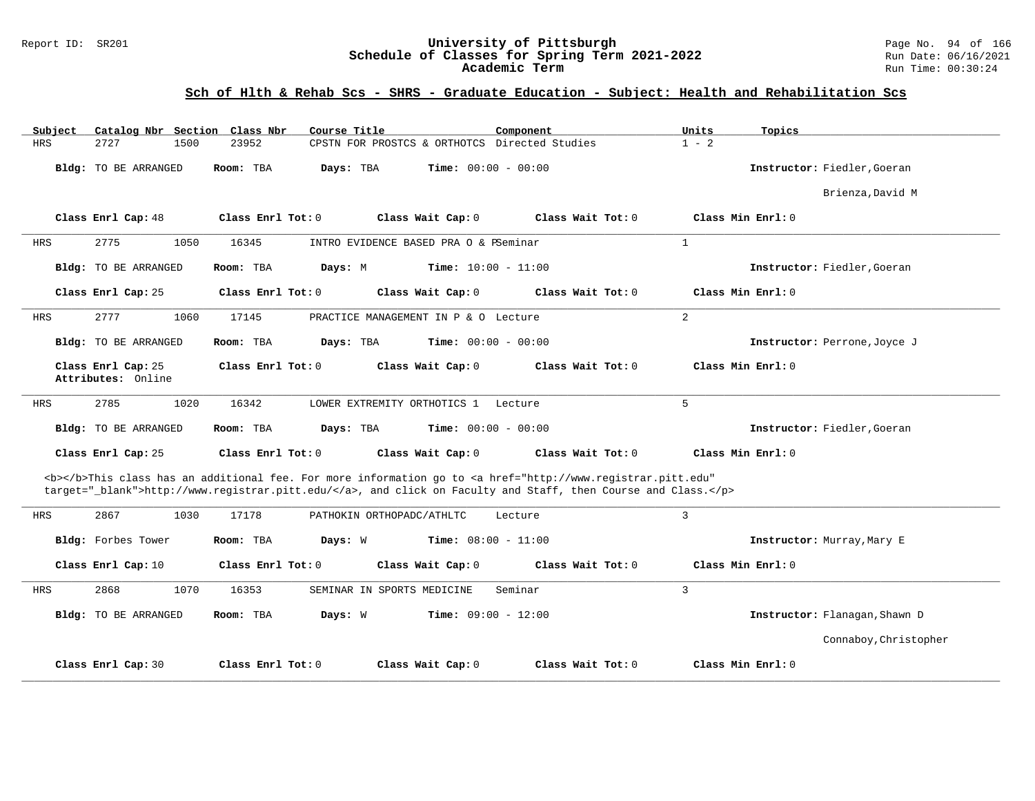## Sch of Hlth & Rehab Scs - SHRS - Graduate Education - Subject: Health and Rehabilitation Scs

| Subject | Catalog Nbr | Section | Class Nbr | Course Title | Component | Units | Topics |
|---|---|---|---|---|---|---|---|
| HRS | 2727 | 1500 | 23952 | CPSTN FOR PROSTCS & ORTHOTCS | Directed Studies | 1 - 2 | |

**Bldg:** TO BE ARRANGED **Room:** TBA **Days:** TBA **Time:** 00:00 - 00:00 **Instructor:** Fiedler,Goeran; Brienza,David M

**Class Enrl Cap:** 48 **Class Enrl Tot:** 0 **Class Wait Cap:** 0 **Class Wait Tot:** 0 **Class Min Enrl:** 0

---

| Subject | Catalog Nbr | Section | Class Nbr | Course Title | Component | Units | Topics |
|---|---|---|---|---|---|---|---|
| HRS | 2775 | 1050 | 16345 | INTRO EVIDENCE BASED PRA O & P | Seminar | 1 | |

**Bldg:** TO BE ARRANGED **Room:** TBA **Days:** M **Time:** 10:00 - 11:00 **Instructor:** Fiedler,Goeran

**Class Enrl Cap:** 25 **Class Enrl Tot:** 0 **Class Wait Cap:** 0 **Class Wait Tot:** 0 **Class Min Enrl:** 0

---

| Subject | Catalog Nbr | Section | Class Nbr | Course Title | Component | Units | Topics |
|---|---|---|---|---|---|---|---|
| HRS | 2777 | 1060 | 17145 | PRACTICE MANAGEMENT IN P & O | Lecture | 2 | |

**Bldg:** TO BE ARRANGED **Room:** TBA **Days:** TBA **Time:** 00:00 - 00:00 **Instructor:** Perrone,Joyce J

**Class Enrl Cap:** 25 **Class Enrl Tot:** 0 **Class Wait Cap:** 0 **Class Wait Tot:** 0 **Class Min Enrl:** 0
**Attributes:** Online

---

| Subject | Catalog Nbr | Section | Class Nbr | Course Title | Component | Units | Topics |
|---|---|---|---|---|---|---|---|
| HRS | 2785 | 1020 | 16342 | LOWER EXTREMITY ORTHOTICS 1 | Lecture | 5 | |

**Bldg:** TO BE ARRANGED **Room:** TBA **Days:** TBA **Time:** 00:00 - 00:00 **Instructor:** Fiedler,Goeran

**Class Enrl Cap:** 25 **Class Enrl Tot:** 0 **Class Wait Cap:** 0 **Class Wait Tot:** 0 **Class Min Enrl:** 0

<b></b>This class has an additional fee. For more information go to <a href="http://www.registrar.pitt.edu" target="_blank">http://www.registrar.pitt.edu/</a>, and click on Faculty and Staff, then Course and Class.</p>

---

| Subject | Catalog Nbr | Section | Class Nbr | Course Title | Component | Units | Topics |
|---|---|---|---|---|---|---|---|
| HRS | 2867 | 1030 | 17178 | PATHOKIN ORTHOPADC/ATHLTC | Lecture | 3 | |

**Bldg:** Forbes Tower **Room:** TBA **Days:** W **Time:** 08:00 - 11:00 **Instructor:** Murray,Mary E

**Class Enrl Cap:** 10 **Class Enrl Tot:** 0 **Class Wait Cap:** 0 **Class Wait Tot:** 0 **Class Min Enrl:** 0

---

| Subject | Catalog Nbr | Section | Class Nbr | Course Title | Component | Units | Topics |
|---|---|---|---|---|---|---|---|
| HRS | 2868 | 1070 | 16353 | SEMINAR IN SPORTS MEDICINE | Seminar | 3 | |

**Bldg:** TO BE ARRANGED **Room:** TBA **Days:** W **Time:** 09:00 - 12:00 **Instructor:** Flanagan,Shawn D; Connaboy,Christopher

**Class Enrl Cap:** 30 **Class Enrl Tot:** 0 **Class Wait Cap:** 0 **Class Wait Tot:** 0 **Class Min Enrl:** 0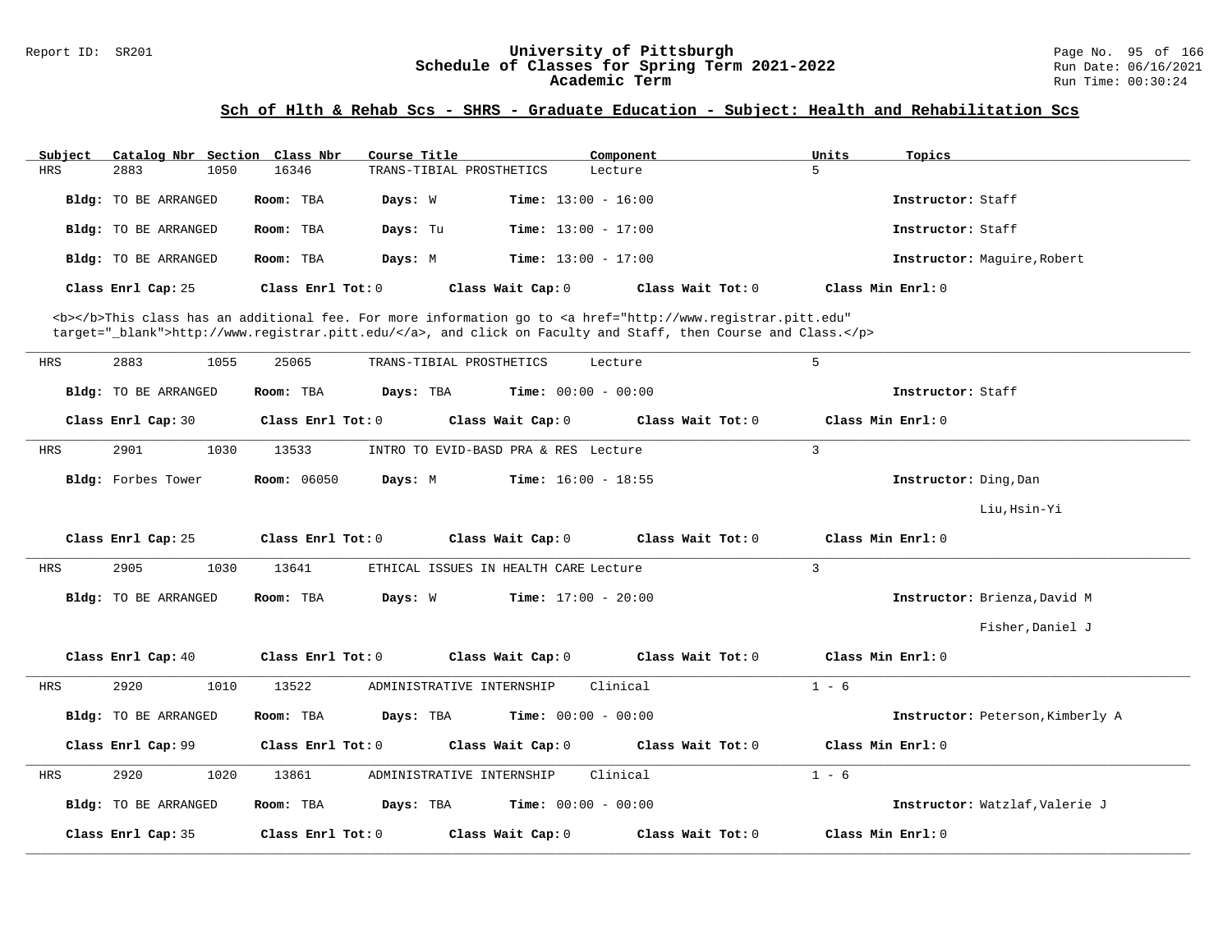## Sch of Hlth & Rehab Scs - SHRS - Graduate Education - Subject: Health and Rehabilitation Scs

| Subject | Catalog Nbr | Section | Class Nbr | Course Title | Component | Units | Topics |
|---|---|---|---|---|---|---|---|
| HRS | 2883 | 1050 | 16346 | TRANS-TIBIAL PROSTHETICS | Lecture | 5 | |

**Bldg:** TO BE ARRANGED **Room:** TBA **Days:** W **Time:** 13:00 - 16:00 **Instructor:** Staff

**Bldg:** TO BE ARRANGED **Room:** TBA **Days:** Tu **Time:** 13:00 - 17:00 **Instructor:** Staff

**Bldg:** TO BE ARRANGED **Room:** TBA **Days:** M **Time:** 13:00 - 17:00 **Instructor:** Maguire,Robert

**Class Enrl Cap:** 25 **Class Enrl Tot:** 0 **Class Wait Cap:** 0 **Class Wait Tot:** 0 **Class Min Enrl:** 0

<b></b>This class has an additional fee. For more information go to <a href="http://www.registrar.pitt.edu" target="_blank">http://www.registrar.pitt.edu/</a>, and click on Faculty and Staff, then Course and Class.</p>

---

| Subject | Catalog Nbr | Section | Class Nbr | Course Title | Component | Units | Topics |
|---|---|---|---|---|---|---|---|
| HRS | 2883 | 1055 | 25065 | TRANS-TIBIAL PROSTHETICS | Lecture | 5 | |

**Bldg:** TO BE ARRANGED **Room:** TBA **Days:** TBA **Time:** 00:00 - 00:00 **Instructor:** Staff

**Class Enrl Cap:** 30 **Class Enrl Tot:** 0 **Class Wait Cap:** 0 **Class Wait Tot:** 0 **Class Min Enrl:** 0

---

| Subject | Catalog Nbr | Section | Class Nbr | Course Title | Component | Units | Topics |
|---|---|---|---|---|---|---|---|
| HRS | 2901 | 1030 | 13533 | INTRO TO EVID-BASD PRA & RES | Lecture | 3 | |

**Bldg:** Forbes Tower **Room:** 06050 **Days:** M **Time:** 16:00 - 18:55 **Instructor:** Ding,Dan; Liu,Hsin-Yi

**Class Enrl Cap:** 25 **Class Enrl Tot:** 0 **Class Wait Cap:** 0 **Class Wait Tot:** 0 **Class Min Enrl:** 0

---

| Subject | Catalog Nbr | Section | Class Nbr | Course Title | Component | Units | Topics |
|---|---|---|---|---|---|---|---|
| HRS | 2905 | 1030 | 13641 | ETHICAL ISSUES IN HEALTH CARE | Lecture | 3 | |

**Bldg:** TO BE ARRANGED **Room:** TBA **Days:** W **Time:** 17:00 - 20:00 **Instructor:** Brienza,David M; Fisher,Daniel J

**Class Enrl Cap:** 40 **Class Enrl Tot:** 0 **Class Wait Cap:** 0 **Class Wait Tot:** 0 **Class Min Enrl:** 0

---

| Subject | Catalog Nbr | Section | Class Nbr | Course Title | Component | Units | Topics |
|---|---|---|---|---|---|---|---|
| HRS | 2920 | 1010 | 13522 | ADMINISTRATIVE INTERNSHIP | Clinical | 1 - 6 | |

**Bldg:** TO BE ARRANGED **Room:** TBA **Days:** TBA **Time:** 00:00 - 00:00 **Instructor:** Peterson,Kimberly A

**Class Enrl Cap:** 99 **Class Enrl Tot:** 0 **Class Wait Cap:** 0 **Class Wait Tot:** 0 **Class Min Enrl:** 0

---

| Subject | Catalog Nbr | Section | Class Nbr | Course Title | Component | Units | Topics |
|---|---|---|---|---|---|---|---|
| HRS | 2920 | 1020 | 13861 | ADMINISTRATIVE INTERNSHIP | Clinical | 1 - 6 | |

**Bldg:** TO BE ARRANGED **Room:** TBA **Days:** TBA **Time:** 00:00 - 00:00 **Instructor:** Watzlaf,Valerie J

**Class Enrl Cap:** 35 **Class Enrl Tot:** 0 **Class Wait Cap:** 0 **Class Wait Tot:** 0 **Class Min Enrl:** 0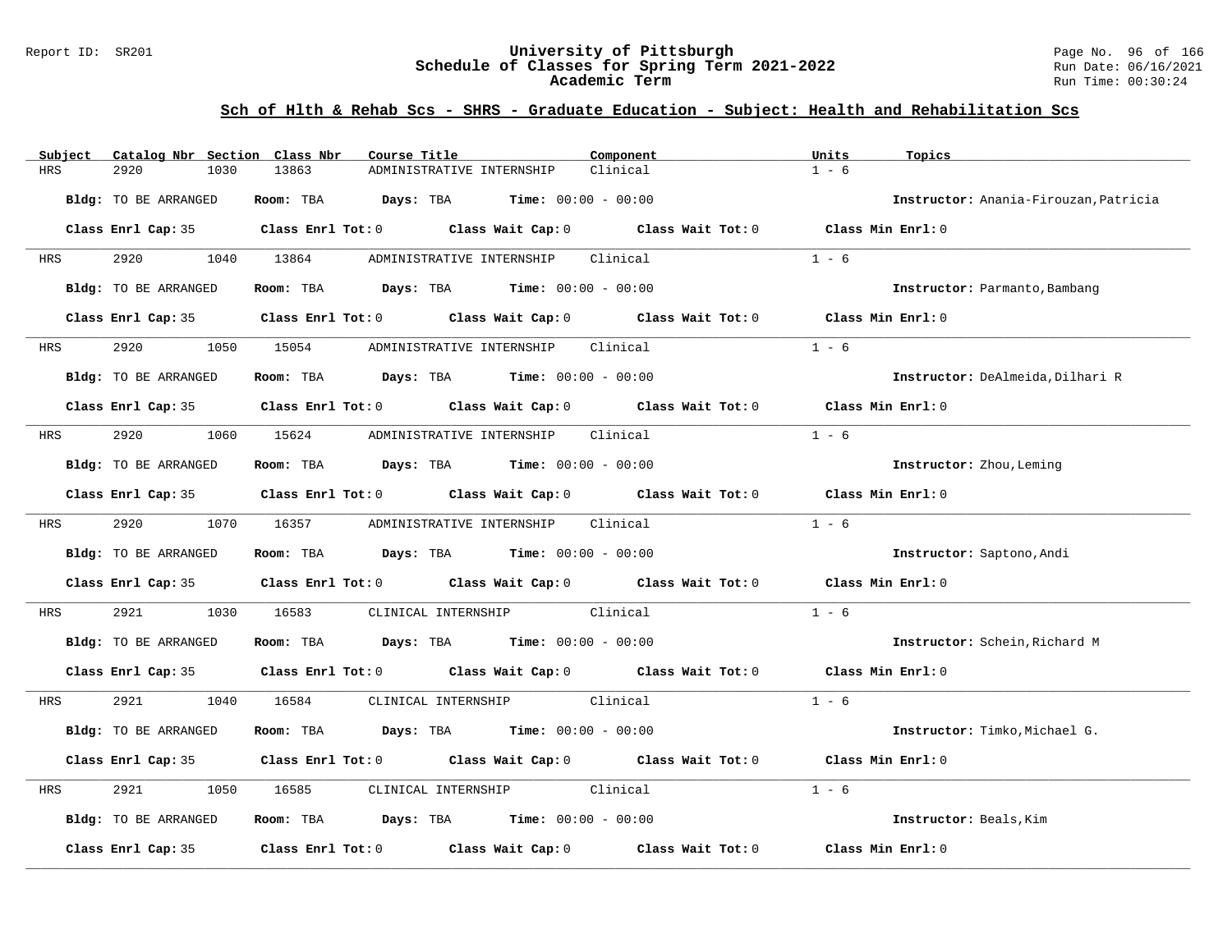## Sch of Hlth & Rehab Scs - SHRS - Graduate Education - Subject: Health and Rehabilitation Scs

| Subject | Catalog Nbr | Section | Class Nbr | Course Title | Component | Units | Topics |
|---|---|---|---|---|---|---|---|
| HRS | 2920 | 1030 | 13863 | ADMINISTRATIVE INTERNSHIP | Clinical | 1 - 6 | |

**Bldg:** TO BE ARRANGED **Room:** TBA **Days:** TBA **Time:** 00:00 - 00:00 **Instructor:** Anania-Firouzan,Patricia

**Class Enrl Cap:** 35 **Class Enrl Tot:** 0 **Class Wait Cap:** 0 **Class Wait Tot:** 0 **Class Min Enrl:** 0

| Subject | Catalog Nbr | Section | Class Nbr | Course Title | Component | Units | Topics |
|---|---|---|---|---|---|---|---|
| HRS | 2920 | 1040 | 13864 | ADMINISTRATIVE INTERNSHIP | Clinical | 1 - 6 | |

**Bldg:** TO BE ARRANGED **Room:** TBA **Days:** TBA **Time:** 00:00 - 00:00 **Instructor:** Parmanto,Bambang

**Class Enrl Cap:** 35 **Class Enrl Tot:** 0 **Class Wait Cap:** 0 **Class Wait Tot:** 0 **Class Min Enrl:** 0

| Subject | Catalog Nbr | Section | Class Nbr | Course Title | Component | Units | Topics |
|---|---|---|---|---|---|---|---|
| HRS | 2920 | 1050 | 15054 | ADMINISTRATIVE INTERNSHIP | Clinical | 1 - 6 | |

**Bldg:** TO BE ARRANGED **Room:** TBA **Days:** TBA **Time:** 00:00 - 00:00 **Instructor:** DeAlmeida,Dilhari R

**Class Enrl Cap:** 35 **Class Enrl Tot:** 0 **Class Wait Cap:** 0 **Class Wait Tot:** 0 **Class Min Enrl:** 0

| Subject | Catalog Nbr | Section | Class Nbr | Course Title | Component | Units | Topics |
|---|---|---|---|---|---|---|---|
| HRS | 2920 | 1060 | 15624 | ADMINISTRATIVE INTERNSHIP | Clinical | 1 - 6 | |

**Bldg:** TO BE ARRANGED **Room:** TBA **Days:** TBA **Time:** 00:00 - 00:00 **Instructor:** Zhou,Leming

**Class Enrl Cap:** 35 **Class Enrl Tot:** 0 **Class Wait Cap:** 0 **Class Wait Tot:** 0 **Class Min Enrl:** 0

| Subject | Catalog Nbr | Section | Class Nbr | Course Title | Component | Units | Topics |
|---|---|---|---|---|---|---|---|
| HRS | 2920 | 1070 | 16357 | ADMINISTRATIVE INTERNSHIP | Clinical | 1 - 6 | |

**Bldg:** TO BE ARRANGED **Room:** TBA **Days:** TBA **Time:** 00:00 - 00:00 **Instructor:** Saptono,Andi

**Class Enrl Cap:** 35 **Class Enrl Tot:** 0 **Class Wait Cap:** 0 **Class Wait Tot:** 0 **Class Min Enrl:** 0

| Subject | Catalog Nbr | Section | Class Nbr | Course Title | Component | Units | Topics |
|---|---|---|---|---|---|---|---|
| HRS | 2921 | 1030 | 16583 | CLINICAL INTERNSHIP | Clinical | 1 - 6 | |

**Bldg:** TO BE ARRANGED **Room:** TBA **Days:** TBA **Time:** 00:00 - 00:00 **Instructor:** Schein,Richard M

**Class Enrl Cap:** 35 **Class Enrl Tot:** 0 **Class Wait Cap:** 0 **Class Wait Tot:** 0 **Class Min Enrl:** 0

| Subject | Catalog Nbr | Section | Class Nbr | Course Title | Component | Units | Topics |
|---|---|---|---|---|---|---|---|
| HRS | 2921 | 1040 | 16584 | CLINICAL INTERNSHIP | Clinical | 1 - 6 | |

**Bldg:** TO BE ARRANGED **Room:** TBA **Days:** TBA **Time:** 00:00 - 00:00 **Instructor:** Timko,Michael G.

**Class Enrl Cap:** 35 **Class Enrl Tot:** 0 **Class Wait Cap:** 0 **Class Wait Tot:** 0 **Class Min Enrl:** 0

| Subject | Catalog Nbr | Section | Class Nbr | Course Title | Component | Units | Topics |
|---|---|---|---|---|---|---|---|
| HRS | 2921 | 1050 | 16585 | CLINICAL INTERNSHIP | Clinical | 1 - 6 | |

**Bldg:** TO BE ARRANGED **Room:** TBA **Days:** TBA **Time:** 00:00 - 00:00 **Instructor:** Beals,Kim

**Class Enrl Cap:** 35 **Class Enrl Tot:** 0 **Class Wait Cap:** 0 **Class Wait Tot:** 0 **Class Min Enrl:** 0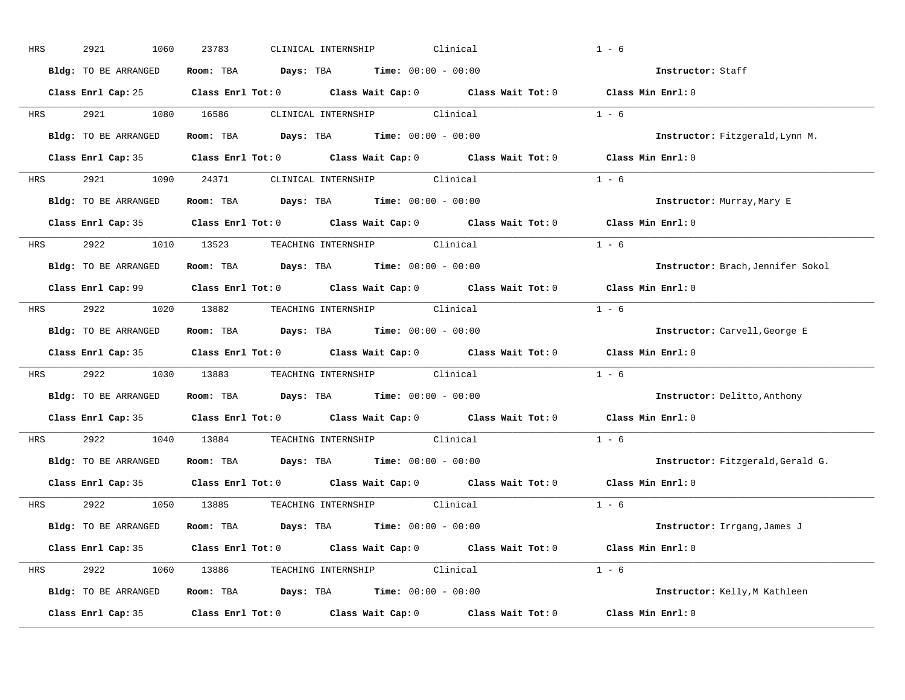HRS 2921 1060 23783 CLINICAL INTERNSHIP Clinical 1 - 6

**Bldg:** TO BE ARRANGED **Room:** TBA **Days:** TBA **Time:** 00:00 - 00:00 **Instructor:** Staff

**Class Enrl Cap:** 25 **Class Enrl Tot:** 0 **Class Wait Cap:** 0 **Class Wait Tot:** 0 **Class Min Enrl:** 0

---

HRS 2921 1080 16586 CLINICAL INTERNSHIP Clinical 1 - 6

**Bldg:** TO BE ARRANGED **Room:** TBA **Days:** TBA **Time:** 00:00 - 00:00 **Instructor:** Fitzgerald,Lynn M.

**Class Enrl Cap:** 35 **Class Enrl Tot:** 0 **Class Wait Cap:** 0 **Class Wait Tot:** 0 **Class Min Enrl:** 0

---

HRS 2921 1090 24371 CLINICAL INTERNSHIP Clinical 1 - 6

**Bldg:** TO BE ARRANGED **Room:** TBA **Days:** TBA **Time:** 00:00 - 00:00 **Instructor:** Murray,Mary E

**Class Enrl Cap:** 35 **Class Enrl Tot:** 0 **Class Wait Cap:** 0 **Class Wait Tot:** 0 **Class Min Enrl:** 0

---

HRS 2922 1010 13523 TEACHING INTERNSHIP Clinical 1 - 6

**Bldg:** TO BE ARRANGED **Room:** TBA **Days:** TBA **Time:** 00:00 - 00:00 **Instructor:** Brach,Jennifer Sokol

**Class Enrl Cap:** 99 **Class Enrl Tot:** 0 **Class Wait Cap:** 0 **Class Wait Tot:** 0 **Class Min Enrl:** 0

---

HRS 2922 1020 13882 TEACHING INTERNSHIP Clinical 1 - 6

**Bldg:** TO BE ARRANGED **Room:** TBA **Days:** TBA **Time:** 00:00 - 00:00 **Instructor:** Carvell,George E

**Class Enrl Cap:** 35 **Class Enrl Tot:** 0 **Class Wait Cap:** 0 **Class Wait Tot:** 0 **Class Min Enrl:** 0

---

HRS 2922 1030 13883 TEACHING INTERNSHIP Clinical 1 - 6

**Bldg:** TO BE ARRANGED **Room:** TBA **Days:** TBA **Time:** 00:00 - 00:00 **Instructor:** Delitto,Anthony

**Class Enrl Cap:** 35 **Class Enrl Tot:** 0 **Class Wait Cap:** 0 **Class Wait Tot:** 0 **Class Min Enrl:** 0

---

HRS 2922 1040 13884 TEACHING INTERNSHIP Clinical 1 - 6

**Bldg:** TO BE ARRANGED **Room:** TBA **Days:** TBA **Time:** 00:00 - 00:00 **Instructor:** Fitzgerald,Gerald G.

**Class Enrl Cap:** 35 **Class Enrl Tot:** 0 **Class Wait Cap:** 0 **Class Wait Tot:** 0 **Class Min Enrl:** 0

---

HRS 2922 1050 13885 TEACHING INTERNSHIP Clinical 1 - 6

**Bldg:** TO BE ARRANGED **Room:** TBA **Days:** TBA **Time:** 00:00 - 00:00 **Instructor:** Irrgang,James J

**Class Enrl Cap:** 35 **Class Enrl Tot:** 0 **Class Wait Cap:** 0 **Class Wait Tot:** 0 **Class Min Enrl:** 0

---

HRS 2922 1060 13886 TEACHING INTERNSHIP Clinical 1 - 6

**Bldg:** TO BE ARRANGED **Room:** TBA **Days:** TBA **Time:** 00:00 - 00:00 **Instructor:** Kelly,M Kathleen

**Class Enrl Cap:** 35 **Class Enrl Tot:** 0 **Class Wait Cap:** 0 **Class Wait Tot:** 0 **Class Min Enrl:** 0

---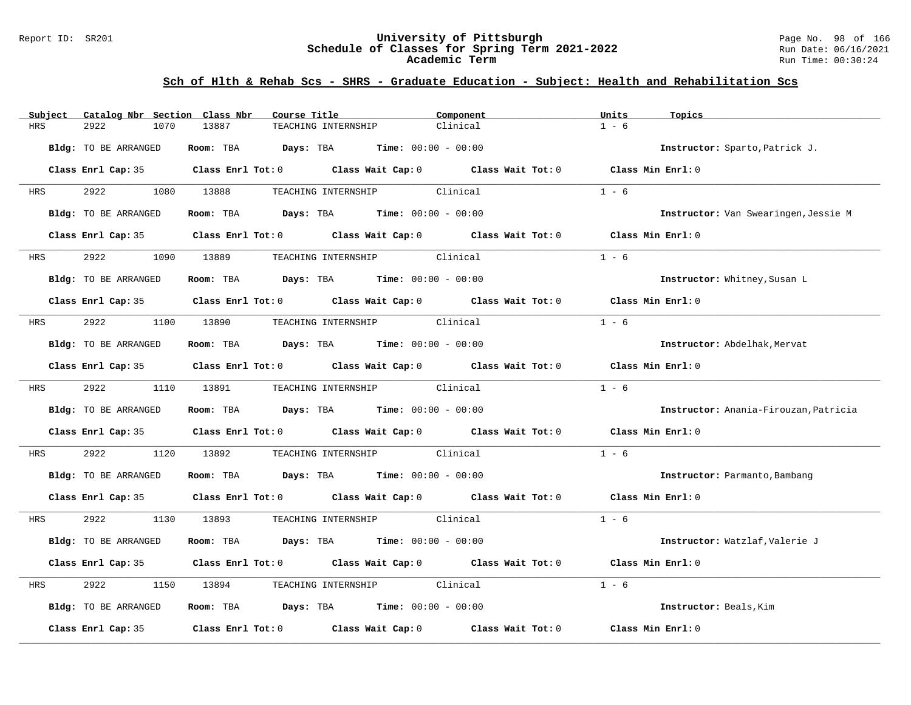## Sch of Hlth & Rehab Scs - SHRS - Graduate Education - Subject: Health and Rehabilitation Scs

| Subject | Catalog Nbr | Section | Class Nbr | Course Title | Component | Units | Topics |
|---|---|---|---|---|---|---|---|
| HRS | 2922 | 1070 | 13887 | TEACHING INTERNSHIP | Clinical | 1 - 6 | |

**Bldg:** TO BE ARRANGED **Room:** TBA **Days:** TBA **Time:** 00:00 - 00:00 **Instructor:** Sparto,Patrick J.

**Class Enrl Cap:** 35 **Class Enrl Tot:** 0 **Class Wait Cap:** 0 **Class Wait Tot:** 0 **Class Min Enrl:** 0

| Subject | Catalog Nbr | Section | Class Nbr | Course Title | Component | Units | Topics |
|---|---|---|---|---|---|---|---|
| HRS | 2922 | 1080 | 13888 | TEACHING INTERNSHIP | Clinical | 1 - 6 | |

**Bldg:** TO BE ARRANGED **Room:** TBA **Days:** TBA **Time:** 00:00 - 00:00 **Instructor:** Van Swearingen,Jessie M

**Class Enrl Cap:** 35 **Class Enrl Tot:** 0 **Class Wait Cap:** 0 **Class Wait Tot:** 0 **Class Min Enrl:** 0

| Subject | Catalog Nbr | Section | Class Nbr | Course Title | Component | Units | Topics |
|---|---|---|---|---|---|---|---|
| HRS | 2922 | 1090 | 13889 | TEACHING INTERNSHIP | Clinical | 1 - 6 | |

**Bldg:** TO BE ARRANGED **Room:** TBA **Days:** TBA **Time:** 00:00 - 00:00 **Instructor:** Whitney,Susan L

**Class Enrl Cap:** 35 **Class Enrl Tot:** 0 **Class Wait Cap:** 0 **Class Wait Tot:** 0 **Class Min Enrl:** 0

| Subject | Catalog Nbr | Section | Class Nbr | Course Title | Component | Units | Topics |
|---|---|---|---|---|---|---|---|
| HRS | 2922 | 1100 | 13890 | TEACHING INTERNSHIP | Clinical | 1 - 6 | |

**Bldg:** TO BE ARRANGED **Room:** TBA **Days:** TBA **Time:** 00:00 - 00:00 **Instructor:** Abdelhak,Mervat

**Class Enrl Cap:** 35 **Class Enrl Tot:** 0 **Class Wait Cap:** 0 **Class Wait Tot:** 0 **Class Min Enrl:** 0

| Subject | Catalog Nbr | Section | Class Nbr | Course Title | Component | Units | Topics |
|---|---|---|---|---|---|---|---|
| HRS | 2922 | 1110 | 13891 | TEACHING INTERNSHIP | Clinical | 1 - 6 | |

**Bldg:** TO BE ARRANGED **Room:** TBA **Days:** TBA **Time:** 00:00 - 00:00 **Instructor:** Anania-Firouzan,Patricia

**Class Enrl Cap:** 35 **Class Enrl Tot:** 0 **Class Wait Cap:** 0 **Class Wait Tot:** 0 **Class Min Enrl:** 0

| Subject | Catalog Nbr | Section | Class Nbr | Course Title | Component | Units | Topics |
|---|---|---|---|---|---|---|---|
| HRS | 2922 | 1120 | 13892 | TEACHING INTERNSHIP | Clinical | 1 - 6 | |

**Bldg:** TO BE ARRANGED **Room:** TBA **Days:** TBA **Time:** 00:00 - 00:00 **Instructor:** Parmanto,Bambang

**Class Enrl Cap:** 35 **Class Enrl Tot:** 0 **Class Wait Cap:** 0 **Class Wait Tot:** 0 **Class Min Enrl:** 0

| Subject | Catalog Nbr | Section | Class Nbr | Course Title | Component | Units | Topics |
|---|---|---|---|---|---|---|---|
| HRS | 2922 | 1130 | 13893 | TEACHING INTERNSHIP | Clinical | 1 - 6 | |

**Bldg:** TO BE ARRANGED **Room:** TBA **Days:** TBA **Time:** 00:00 - 00:00 **Instructor:** Watzlaf,Valerie J

**Class Enrl Cap:** 35 **Class Enrl Tot:** 0 **Class Wait Cap:** 0 **Class Wait Tot:** 0 **Class Min Enrl:** 0

| Subject | Catalog Nbr | Section | Class Nbr | Course Title | Component | Units | Topics |
|---|---|---|---|---|---|---|---|
| HRS | 2922 | 1150 | 13894 | TEACHING INTERNSHIP | Clinical | 1 - 6 | |

**Bldg:** TO BE ARRANGED **Room:** TBA **Days:** TBA **Time:** 00:00 - 00:00 **Instructor:** Beals,Kim

**Class Enrl Cap:** 35 **Class Enrl Tot:** 0 **Class Wait Cap:** 0 **Class Wait Tot:** 0 **Class Min Enrl:** 0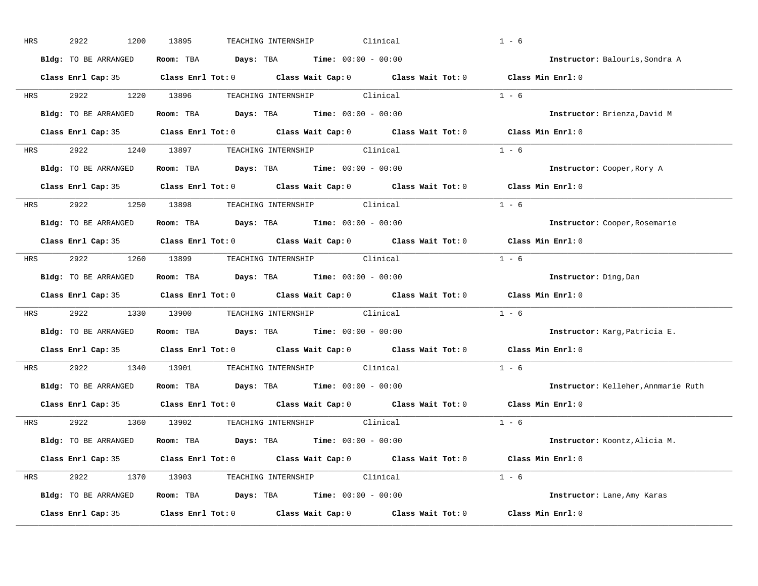HRS 2922 1200 13895 TEACHING INTERNSHIP Clinical 1 - 6

**Bldg:** TO BE ARRANGED **Room:** TBA **Days:** TBA **Time:** 00:00 - 00:00 **Instructor:** Balouris,Sondra A

**Class Enrl Cap:** 35 **Class Enrl Tot:** 0 **Class Wait Cap:** 0 **Class Wait Tot:** 0 **Class Min Enrl:** 0

---

HRS 2922 1220 13896 TEACHING INTERNSHIP Clinical 1 - 6

**Bldg:** TO BE ARRANGED **Room:** TBA **Days:** TBA **Time:** 00:00 - 00:00 **Instructor:** Brienza,David M

**Class Enrl Cap:** 35 **Class Enrl Tot:** 0 **Class Wait Cap:** 0 **Class Wait Tot:** 0 **Class Min Enrl:** 0

---

HRS 2922 1240 13897 TEACHING INTERNSHIP Clinical 1 - 6

**Bldg:** TO BE ARRANGED **Room:** TBA **Days:** TBA **Time:** 00:00 - 00:00 **Instructor:** Cooper,Rory A

**Class Enrl Cap:** 35 **Class Enrl Tot:** 0 **Class Wait Cap:** 0 **Class Wait Tot:** 0 **Class Min Enrl:** 0

---

HRS 2922 1250 13898 TEACHING INTERNSHIP Clinical 1 - 6

**Bldg:** TO BE ARRANGED **Room:** TBA **Days:** TBA **Time:** 00:00 - 00:00 **Instructor:** Cooper,Rosemarie

**Class Enrl Cap:** 35 **Class Enrl Tot:** 0 **Class Wait Cap:** 0 **Class Wait Tot:** 0 **Class Min Enrl:** 0

---

HRS 2922 1260 13899 TEACHING INTERNSHIP Clinical 1 - 6

**Bldg:** TO BE ARRANGED **Room:** TBA **Days:** TBA **Time:** 00:00 - 00:00 **Instructor:** Ding,Dan

**Class Enrl Cap:** 35 **Class Enrl Tot:** 0 **Class Wait Cap:** 0 **Class Wait Tot:** 0 **Class Min Enrl:** 0

---

HRS 2922 1330 13900 TEACHING INTERNSHIP Clinical 1 - 6

**Bldg:** TO BE ARRANGED **Room:** TBA **Days:** TBA **Time:** 00:00 - 00:00 **Instructor:** Karg,Patricia E.

**Class Enrl Cap:** 35 **Class Enrl Tot:** 0 **Class Wait Cap:** 0 **Class Wait Tot:** 0 **Class Min Enrl:** 0

---

HRS 2922 1340 13901 TEACHING INTERNSHIP Clinical 1 - 6

**Bldg:** TO BE ARRANGED **Room:** TBA **Days:** TBA **Time:** 00:00 - 00:00 **Instructor:** Kelleher,Annmarie Ruth

**Class Enrl Cap:** 35 **Class Enrl Tot:** 0 **Class Wait Cap:** 0 **Class Wait Tot:** 0 **Class Min Enrl:** 0

---

HRS 2922 1360 13902 TEACHING INTERNSHIP Clinical 1 - 6

**Bldg:** TO BE ARRANGED **Room:** TBA **Days:** TBA **Time:** 00:00 - 00:00 **Instructor:** Koontz,Alicia M.

**Class Enrl Cap:** 35 **Class Enrl Tot:** 0 **Class Wait Cap:** 0 **Class Wait Tot:** 0 **Class Min Enrl:** 0

---

HRS 2922 1370 13903 TEACHING INTERNSHIP Clinical 1 - 6

**Bldg:** TO BE ARRANGED **Room:** TBA **Days:** TBA **Time:** 00:00 - 00:00 **Instructor:** Lane,Amy Karas

**Class Enrl Cap:** 35 **Class Enrl Tot:** 0 **Class Wait Cap:** 0 **Class Wait Tot:** 0 **Class Min Enrl:** 0

---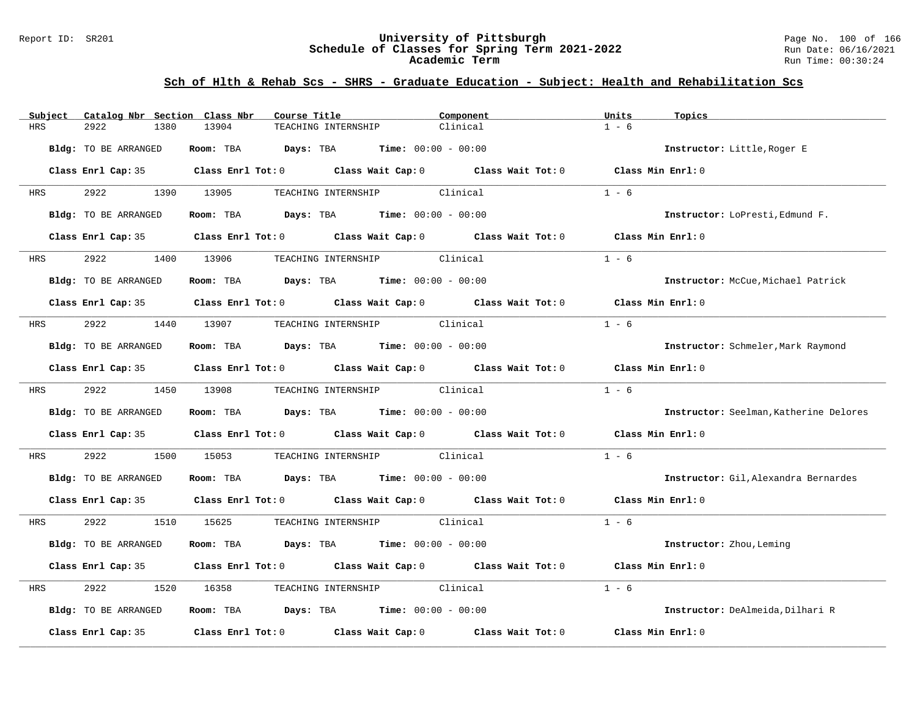## Sch of Hlth & Rehab Scs - SHRS - Graduate Education - Subject: Health and Rehabilitation Scs

| Subject | Catalog Nbr | Section | Class Nbr | Course Title | Component | Units | Topics |
|---|---|---|---|---|---|---|---|
| HRS | 2922 | 1380 | 13904 | TEACHING INTERNSHIP | Clinical | 1 - 6 | |

**Bldg:** TO BE ARRANGED **Room:** TBA **Days:** TBA **Time:** 00:00 - 00:00 **Instructor:** Little,Roger E

**Class Enrl Cap:** 35 **Class Enrl Tot:** 0 **Class Wait Cap:** 0 **Class Wait Tot:** 0 **Class Min Enrl:** 0

| Subject | Catalog Nbr | Section | Class Nbr | Course Title | Component | Units | Topics |
|---|---|---|---|---|---|---|---|
| HRS | 2922 | 1390 | 13905 | TEACHING INTERNSHIP | Clinical | 1 - 6 | |

**Bldg:** TO BE ARRANGED **Room:** TBA **Days:** TBA **Time:** 00:00 - 00:00 **Instructor:** LoPresti,Edmund F.

**Class Enrl Cap:** 35 **Class Enrl Tot:** 0 **Class Wait Cap:** 0 **Class Wait Tot:** 0 **Class Min Enrl:** 0

| Subject | Catalog Nbr | Section | Class Nbr | Course Title | Component | Units | Topics |
|---|---|---|---|---|---|---|---|
| HRS | 2922 | 1400 | 13906 | TEACHING INTERNSHIP | Clinical | 1 - 6 | |

**Bldg:** TO BE ARRANGED **Room:** TBA **Days:** TBA **Time:** 00:00 - 00:00 **Instructor:** McCue,Michael Patrick

**Class Enrl Cap:** 35 **Class Enrl Tot:** 0 **Class Wait Cap:** 0 **Class Wait Tot:** 0 **Class Min Enrl:** 0

| Subject | Catalog Nbr | Section | Class Nbr | Course Title | Component | Units | Topics |
|---|---|---|---|---|---|---|---|
| HRS | 2922 | 1440 | 13907 | TEACHING INTERNSHIP | Clinical | 1 - 6 | |

**Bldg:** TO BE ARRANGED **Room:** TBA **Days:** TBA **Time:** 00:00 - 00:00 **Instructor:** Schmeler,Mark Raymond

**Class Enrl Cap:** 35 **Class Enrl Tot:** 0 **Class Wait Cap:** 0 **Class Wait Tot:** 0 **Class Min Enrl:** 0

| Subject | Catalog Nbr | Section | Class Nbr | Course Title | Component | Units | Topics |
|---|---|---|---|---|---|---|---|
| HRS | 2922 | 1450 | 13908 | TEACHING INTERNSHIP | Clinical | 1 - 6 | |

**Bldg:** TO BE ARRANGED **Room:** TBA **Days:** TBA **Time:** 00:00 - 00:00 **Instructor:** Seelman,Katherine Delores

**Class Enrl Cap:** 35 **Class Enrl Tot:** 0 **Class Wait Cap:** 0 **Class Wait Tot:** 0 **Class Min Enrl:** 0

| Subject | Catalog Nbr | Section | Class Nbr | Course Title | Component | Units | Topics |
|---|---|---|---|---|---|---|---|
| HRS | 2922 | 1500 | 15053 | TEACHING INTERNSHIP | Clinical | 1 - 6 | |

**Bldg:** TO BE ARRANGED **Room:** TBA **Days:** TBA **Time:** 00:00 - 00:00 **Instructor:** Gil,Alexandra Bernardes

**Class Enrl Cap:** 35 **Class Enrl Tot:** 0 **Class Wait Cap:** 0 **Class Wait Tot:** 0 **Class Min Enrl:** 0

| Subject | Catalog Nbr | Section | Class Nbr | Course Title | Component | Units | Topics |
|---|---|---|---|---|---|---|---|
| HRS | 2922 | 1510 | 15625 | TEACHING INTERNSHIP | Clinical | 1 - 6 | |

**Bldg:** TO BE ARRANGED **Room:** TBA **Days:** TBA **Time:** 00:00 - 00:00 **Instructor:** Zhou,Leming

**Class Enrl Cap:** 35 **Class Enrl Tot:** 0 **Class Wait Cap:** 0 **Class Wait Tot:** 0 **Class Min Enrl:** 0

| Subject | Catalog Nbr | Section | Class Nbr | Course Title | Component | Units | Topics |
|---|---|---|---|---|---|---|---|
| HRS | 2922 | 1520 | 16358 | TEACHING INTERNSHIP | Clinical | 1 - 6 | |

**Bldg:** TO BE ARRANGED **Room:** TBA **Days:** TBA **Time:** 00:00 - 00:00 **Instructor:** DeAlmeida,Dilhari R

**Class Enrl Cap:** 35 **Class Enrl Tot:** 0 **Class Wait Cap:** 0 **Class Wait Tot:** 0 **Class Min Enrl:** 0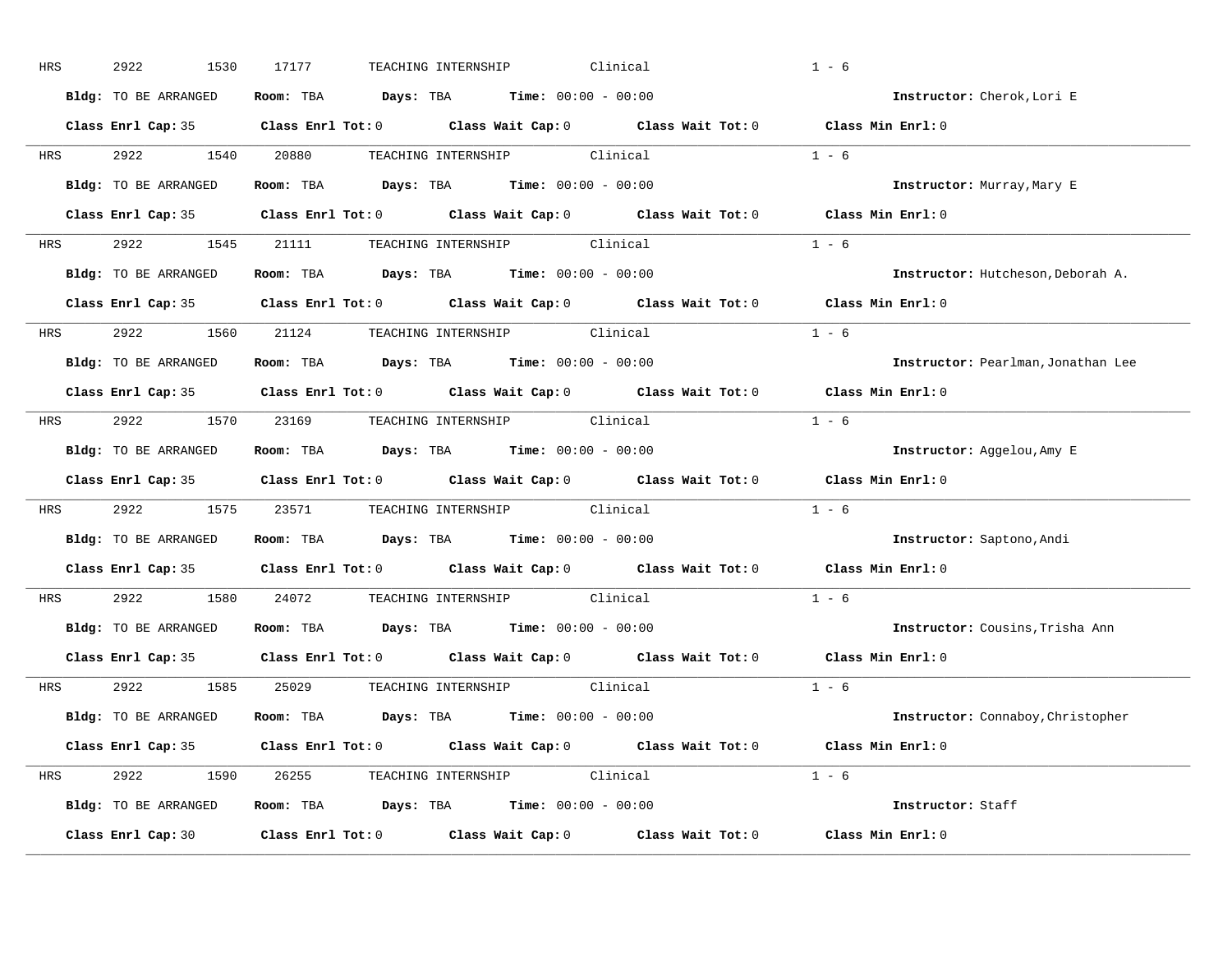HRS 2922 1530 17177 TEACHING INTERNSHIP Clinical 1 - 6

**Bldg:** TO BE ARRANGED **Room:** TBA **Days:** TBA **Time:** 00:00 - 00:00 **Instructor:** Cherok,Lori E

**Class Enrl Cap:** 35 **Class Enrl Tot:** 0 **Class Wait Cap:** 0 **Class Wait Tot:** 0 **Class Min Enrl:** 0

---

HRS 2922 1540 20880 TEACHING INTERNSHIP Clinical 1 - 6

**Bldg:** TO BE ARRANGED **Room:** TBA **Days:** TBA **Time:** 00:00 - 00:00 **Instructor:** Murray,Mary E

**Class Enrl Cap:** 35 **Class Enrl Tot:** 0 **Class Wait Cap:** 0 **Class Wait Tot:** 0 **Class Min Enrl:** 0

---

HRS 2922 1545 21111 TEACHING INTERNSHIP Clinical 1 - 6

**Bldg:** TO BE ARRANGED **Room:** TBA **Days:** TBA **Time:** 00:00 - 00:00 **Instructor:** Hutcheson,Deborah A.

**Class Enrl Cap:** 35 **Class Enrl Tot:** 0 **Class Wait Cap:** 0 **Class Wait Tot:** 0 **Class Min Enrl:** 0

---

HRS 2922 1560 21124 TEACHING INTERNSHIP Clinical 1 - 6

**Bldg:** TO BE ARRANGED **Room:** TBA **Days:** TBA **Time:** 00:00 - 00:00 **Instructor:** Pearlman,Jonathan Lee

**Class Enrl Cap:** 35 **Class Enrl Tot:** 0 **Class Wait Cap:** 0 **Class Wait Tot:** 0 **Class Min Enrl:** 0

---

HRS 2922 1570 23169 TEACHING INTERNSHIP Clinical 1 - 6

**Bldg:** TO BE ARRANGED **Room:** TBA **Days:** TBA **Time:** 00:00 - 00:00 **Instructor:** Aggelou,Amy E

**Class Enrl Cap:** 35 **Class Enrl Tot:** 0 **Class Wait Cap:** 0 **Class Wait Tot:** 0 **Class Min Enrl:** 0

---

HRS 2922 1575 23571 TEACHING INTERNSHIP Clinical 1 - 6

**Bldg:** TO BE ARRANGED **Room:** TBA **Days:** TBA **Time:** 00:00 - 00:00 **Instructor:** Saptono,Andi

**Class Enrl Cap:** 35 **Class Enrl Tot:** 0 **Class Wait Cap:** 0 **Class Wait Tot:** 0 **Class Min Enrl:** 0

---

HRS 2922 1580 24072 TEACHING INTERNSHIP Clinical 1 - 6

**Bldg:** TO BE ARRANGED **Room:** TBA **Days:** TBA **Time:** 00:00 - 00:00 **Instructor:** Cousins,Trisha Ann

**Class Enrl Cap:** 35 **Class Enrl Tot:** 0 **Class Wait Cap:** 0 **Class Wait Tot:** 0 **Class Min Enrl:** 0

---

HRS 2922 1585 25029 TEACHING INTERNSHIP Clinical 1 - 6

**Bldg:** TO BE ARRANGED **Room:** TBA **Days:** TBA **Time:** 00:00 - 00:00 **Instructor:** Connaboy,Christopher

**Class Enrl Cap:** 35 **Class Enrl Tot:** 0 **Class Wait Cap:** 0 **Class Wait Tot:** 0 **Class Min Enrl:** 0

---

HRS 2922 1590 26255 TEACHING INTERNSHIP Clinical 1 - 6

**Bldg:** TO BE ARRANGED **Room:** TBA **Days:** TBA **Time:** 00:00 - 00:00 **Instructor:** Staff

**Class Enrl Cap:** 30 **Class Enrl Tot:** 0 **Class Wait Cap:** 0 **Class Wait Tot:** 0 **Class Min Enrl:** 0

---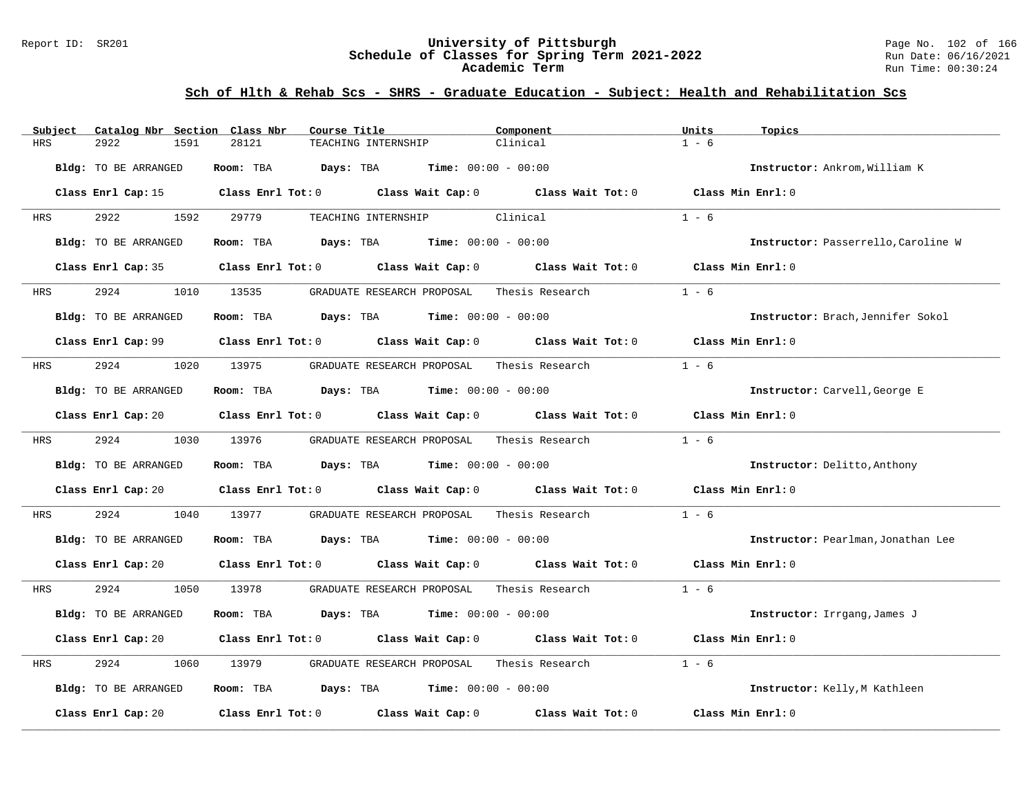## Sch of Hlth & Rehab Scs - SHRS - Graduate Education - Subject: Health and Rehabilitation Scs

| Subject | Catalog Nbr | Section | Class Nbr | Course Title | Component | Units | Topics |
|---|---|---|---|---|---|---|---|
| HRS | 2922 | 1591 | 28121 | TEACHING INTERNSHIP | Clinical | 1 - 6 | |

**Bldg:** TO BE ARRANGED **Room:** TBA **Days:** TBA **Time:** 00:00 - 00:00 **Instructor:** Ankrom,William K

**Class Enrl Cap:** 15 **Class Enrl Tot:** 0 **Class Wait Cap:** 0 **Class Wait Tot:** 0 **Class Min Enrl:** 0

| Subject | Catalog Nbr | Section | Class Nbr | Course Title | Component | Units | Topics |
|---|---|---|---|---|---|---|---|
| HRS | 2922 | 1592 | 29779 | TEACHING INTERNSHIP | Clinical | 1 - 6 | |

**Bldg:** TO BE ARRANGED **Room:** TBA **Days:** TBA **Time:** 00:00 - 00:00 **Instructor:** Passerrello,Caroline W

**Class Enrl Cap:** 35 **Class Enrl Tot:** 0 **Class Wait Cap:** 0 **Class Wait Tot:** 0 **Class Min Enrl:** 0

| Subject | Catalog Nbr | Section | Class Nbr | Course Title | Component | Units | Topics |
|---|---|---|---|---|---|---|---|
| HRS | 2924 | 1010 | 13535 | GRADUATE RESEARCH PROPOSAL | Thesis Research | 1 - 6 | |

**Bldg:** TO BE ARRANGED **Room:** TBA **Days:** TBA **Time:** 00:00 - 00:00 **Instructor:** Brach,Jennifer Sokol

**Class Enrl Cap:** 99 **Class Enrl Tot:** 0 **Class Wait Cap:** 0 **Class Wait Tot:** 0 **Class Min Enrl:** 0

| Subject | Catalog Nbr | Section | Class Nbr | Course Title | Component | Units | Topics |
|---|---|---|---|---|---|---|---|
| HRS | 2924 | 1020 | 13975 | GRADUATE RESEARCH PROPOSAL | Thesis Research | 1 - 6 | |

**Bldg:** TO BE ARRANGED **Room:** TBA **Days:** TBA **Time:** 00:00 - 00:00 **Instructor:** Carvell,George E

**Class Enrl Cap:** 20 **Class Enrl Tot:** 0 **Class Wait Cap:** 0 **Class Wait Tot:** 0 **Class Min Enrl:** 0

| Subject | Catalog Nbr | Section | Class Nbr | Course Title | Component | Units | Topics |
|---|---|---|---|---|---|---|---|
| HRS | 2924 | 1030 | 13976 | GRADUATE RESEARCH PROPOSAL | Thesis Research | 1 - 6 | |

**Bldg:** TO BE ARRANGED **Room:** TBA **Days:** TBA **Time:** 00:00 - 00:00 **Instructor:** Delitto,Anthony

**Class Enrl Cap:** 20 **Class Enrl Tot:** 0 **Class Wait Cap:** 0 **Class Wait Tot:** 0 **Class Min Enrl:** 0

| Subject | Catalog Nbr | Section | Class Nbr | Course Title | Component | Units | Topics |
|---|---|---|---|---|---|---|---|
| HRS | 2924 | 1040 | 13977 | GRADUATE RESEARCH PROPOSAL | Thesis Research | 1 - 6 | |

**Bldg:** TO BE ARRANGED **Room:** TBA **Days:** TBA **Time:** 00:00 - 00:00 **Instructor:** Pearlman,Jonathan Lee

**Class Enrl Cap:** 20 **Class Enrl Tot:** 0 **Class Wait Cap:** 0 **Class Wait Tot:** 0 **Class Min Enrl:** 0

| Subject | Catalog Nbr | Section | Class Nbr | Course Title | Component | Units | Topics |
|---|---|---|---|---|---|---|---|
| HRS | 2924 | 1050 | 13978 | GRADUATE RESEARCH PROPOSAL | Thesis Research | 1 - 6 | |

**Bldg:** TO BE ARRANGED **Room:** TBA **Days:** TBA **Time:** 00:00 - 00:00 **Instructor:** Irrgang,James J

**Class Enrl Cap:** 20 **Class Enrl Tot:** 0 **Class Wait Cap:** 0 **Class Wait Tot:** 0 **Class Min Enrl:** 0

| Subject | Catalog Nbr | Section | Class Nbr | Course Title | Component | Units | Topics |
|---|---|---|---|---|---|---|---|
| HRS | 2924 | 1060 | 13979 | GRADUATE RESEARCH PROPOSAL | Thesis Research | 1 - 6 | |

**Bldg:** TO BE ARRANGED **Room:** TBA **Days:** TBA **Time:** 00:00 - 00:00 **Instructor:** Kelly,M Kathleen

**Class Enrl Cap:** 20 **Class Enrl Tot:** 0 **Class Wait Cap:** 0 **Class Wait Tot:** 0 **Class Min Enrl:** 0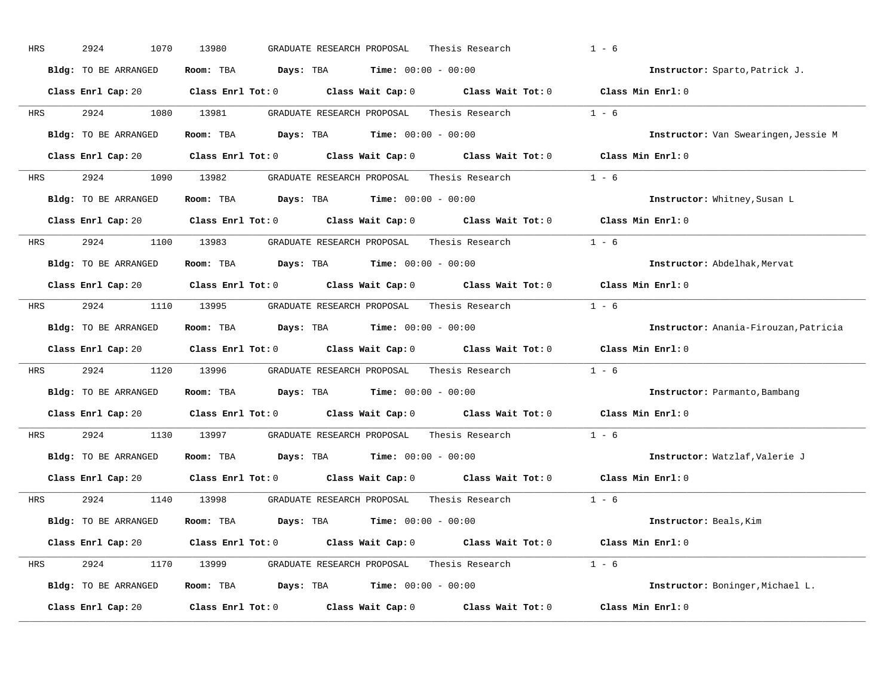HRS 2924 1070 13980 GRADUATE RESEARCH PROPOSAL Thesis Research 1 - 6

**Bldg:** TO BE ARRANGED **Room:** TBA **Days:** TBA **Time:** 00:00 - 00:00 **Instructor:** Sparto,Patrick J.

**Class Enrl Cap:** 20 **Class Enrl Tot:** 0 **Class Wait Cap:** 0 **Class Wait Tot:** 0 **Class Min Enrl:** 0

---

HRS 2924 1080 13981 GRADUATE RESEARCH PROPOSAL Thesis Research 1 - 6

**Bldg:** TO BE ARRANGED **Room:** TBA **Days:** TBA **Time:** 00:00 - 00:00 **Instructor:** Van Swearingen,Jessie M

**Class Enrl Cap:** 20 **Class Enrl Tot:** 0 **Class Wait Cap:** 0 **Class Wait Tot:** 0 **Class Min Enrl:** 0

---

HRS 2924 1090 13982 GRADUATE RESEARCH PROPOSAL Thesis Research 1 - 6

**Bldg:** TO BE ARRANGED **Room:** TBA **Days:** TBA **Time:** 00:00 - 00:00 **Instructor:** Whitney,Susan L

**Class Enrl Cap:** 20 **Class Enrl Tot:** 0 **Class Wait Cap:** 0 **Class Wait Tot:** 0 **Class Min Enrl:** 0

---

HRS 2924 1100 13983 GRADUATE RESEARCH PROPOSAL Thesis Research 1 - 6

**Bldg:** TO BE ARRANGED **Room:** TBA **Days:** TBA **Time:** 00:00 - 00:00 **Instructor:** Abdelhak,Mervat

**Class Enrl Cap:** 20 **Class Enrl Tot:** 0 **Class Wait Cap:** 0 **Class Wait Tot:** 0 **Class Min Enrl:** 0

---

HRS 2924 1110 13995 GRADUATE RESEARCH PROPOSAL Thesis Research 1 - 6

**Bldg:** TO BE ARRANGED **Room:** TBA **Days:** TBA **Time:** 00:00 - 00:00 **Instructor:** Anania-Firouzan,Patricia

**Class Enrl Cap:** 20 **Class Enrl Tot:** 0 **Class Wait Cap:** 0 **Class Wait Tot:** 0 **Class Min Enrl:** 0

---

HRS 2924 1120 13996 GRADUATE RESEARCH PROPOSAL Thesis Research 1 - 6

**Bldg:** TO BE ARRANGED **Room:** TBA **Days:** TBA **Time:** 00:00 - 00:00 **Instructor:** Parmanto,Bambang

**Class Enrl Cap:** 20 **Class Enrl Tot:** 0 **Class Wait Cap:** 0 **Class Wait Tot:** 0 **Class Min Enrl:** 0

---

HRS 2924 1130 13997 GRADUATE RESEARCH PROPOSAL Thesis Research 1 - 6

**Bldg:** TO BE ARRANGED **Room:** TBA **Days:** TBA **Time:** 00:00 - 00:00 **Instructor:** Watzlaf,Valerie J

**Class Enrl Cap:** 20 **Class Enrl Tot:** 0 **Class Wait Cap:** 0 **Class Wait Tot:** 0 **Class Min Enrl:** 0

---

HRS 2924 1140 13998 GRADUATE RESEARCH PROPOSAL Thesis Research 1 - 6

**Bldg:** TO BE ARRANGED **Room:** TBA **Days:** TBA **Time:** 00:00 - 00:00 **Instructor:** Beals,Kim

**Class Enrl Cap:** 20 **Class Enrl Tot:** 0 **Class Wait Cap:** 0 **Class Wait Tot:** 0 **Class Min Enrl:** 0

---

HRS 2924 1170 13999 GRADUATE RESEARCH PROPOSAL Thesis Research 1 - 6

**Bldg:** TO BE ARRANGED **Room:** TBA **Days:** TBA **Time:** 00:00 - 00:00 **Instructor:** Boninger,Michael L.

**Class Enrl Cap:** 20 **Class Enrl Tot:** 0 **Class Wait Cap:** 0 **Class Wait Tot:** 0 **Class Min Enrl:** 0

---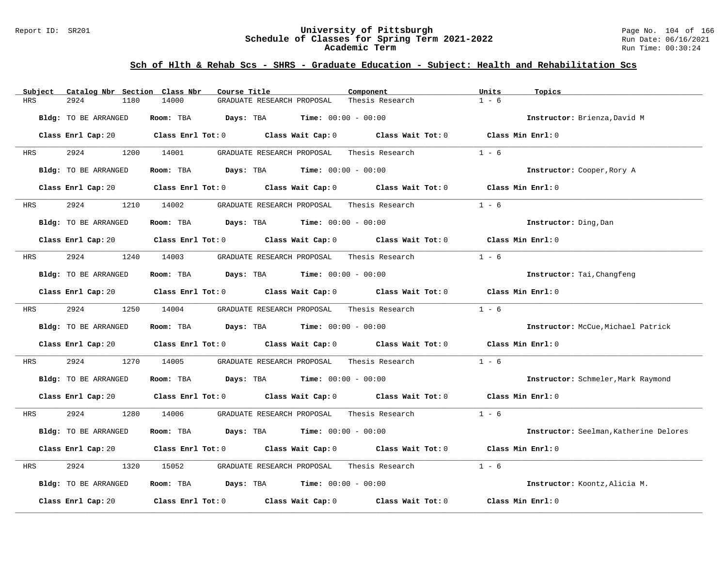## Sch of Hlth & Rehab Scs - SHRS - Graduate Education - Subject: Health and Rehabilitation Scs

| Subject | Catalog Nbr | Section | Class Nbr | Course Title | Component | Units | Topics |
|---|---|---|---|---|---|---|---|
| HRS | 2924 | 1180 | 14000 | GRADUATE RESEARCH PROPOSAL | Thesis Research | 1 - 6 | |

**Bldg:** TO BE ARRANGED **Room:** TBA **Days:** TBA **Time:** 00:00 - 00:00 **Instructor:** Brienza,David M

**Class Enrl Cap:** 20 **Class Enrl Tot:** 0 **Class Wait Cap:** 0 **Class Wait Tot:** 0 **Class Min Enrl:** 0

---

| Subject | Catalog Nbr | Section | Class Nbr | Course Title | Component | Units | Topics |
|---|---|---|---|---|---|---|---|
| HRS | 2924 | 1200 | 14001 | GRADUATE RESEARCH PROPOSAL | Thesis Research | 1 - 6 | |

**Bldg:** TO BE ARRANGED **Room:** TBA **Days:** TBA **Time:** 00:00 - 00:00 **Instructor:** Cooper,Rory A

**Class Enrl Cap:** 20 **Class Enrl Tot:** 0 **Class Wait Cap:** 0 **Class Wait Tot:** 0 **Class Min Enrl:** 0

---

| Subject | Catalog Nbr | Section | Class Nbr | Course Title | Component | Units | Topics |
|---|---|---|---|---|---|---|---|
| HRS | 2924 | 1210 | 14002 | GRADUATE RESEARCH PROPOSAL | Thesis Research | 1 - 6 | |

**Bldg:** TO BE ARRANGED **Room:** TBA **Days:** TBA **Time:** 00:00 - 00:00 **Instructor:** Ding,Dan

**Class Enrl Cap:** 20 **Class Enrl Tot:** 0 **Class Wait Cap:** 0 **Class Wait Tot:** 0 **Class Min Enrl:** 0

---

| Subject | Catalog Nbr | Section | Class Nbr | Course Title | Component | Units | Topics |
|---|---|---|---|---|---|---|---|
| HRS | 2924 | 1240 | 14003 | GRADUATE RESEARCH PROPOSAL | Thesis Research | 1 - 6 | |

**Bldg:** TO BE ARRANGED **Room:** TBA **Days:** TBA **Time:** 00:00 - 00:00 **Instructor:** Tai,Changfeng

**Class Enrl Cap:** 20 **Class Enrl Tot:** 0 **Class Wait Cap:** 0 **Class Wait Tot:** 0 **Class Min Enrl:** 0

---

| Subject | Catalog Nbr | Section | Class Nbr | Course Title | Component | Units | Topics |
|---|---|---|---|---|---|---|---|
| HRS | 2924 | 1250 | 14004 | GRADUATE RESEARCH PROPOSAL | Thesis Research | 1 - 6 | |

**Bldg:** TO BE ARRANGED **Room:** TBA **Days:** TBA **Time:** 00:00 - 00:00 **Instructor:** McCue,Michael Patrick

**Class Enrl Cap:** 20 **Class Enrl Tot:** 0 **Class Wait Cap:** 0 **Class Wait Tot:** 0 **Class Min Enrl:** 0

---

| Subject | Catalog Nbr | Section | Class Nbr | Course Title | Component | Units | Topics |
|---|---|---|---|---|---|---|---|
| HRS | 2924 | 1270 | 14005 | GRADUATE RESEARCH PROPOSAL | Thesis Research | 1 - 6 | |

**Bldg:** TO BE ARRANGED **Room:** TBA **Days:** TBA **Time:** 00:00 - 00:00 **Instructor:** Schmeler,Mark Raymond

**Class Enrl Cap:** 20 **Class Enrl Tot:** 0 **Class Wait Cap:** 0 **Class Wait Tot:** 0 **Class Min Enrl:** 0

---

| Subject | Catalog Nbr | Section | Class Nbr | Course Title | Component | Units | Topics |
|---|---|---|---|---|---|---|---|
| HRS | 2924 | 1280 | 14006 | GRADUATE RESEARCH PROPOSAL | Thesis Research | 1 - 6 | |

**Bldg:** TO BE ARRANGED **Room:** TBA **Days:** TBA **Time:** 00:00 - 00:00 **Instructor:** Seelman,Katherine Delores

**Class Enrl Cap:** 20 **Class Enrl Tot:** 0 **Class Wait Cap:** 0 **Class Wait Tot:** 0 **Class Min Enrl:** 0

---

| Subject | Catalog Nbr | Section | Class Nbr | Course Title | Component | Units | Topics |
|---|---|---|---|---|---|---|---|
| HRS | 2924 | 1320 | 15052 | GRADUATE RESEARCH PROPOSAL | Thesis Research | 1 - 6 | |

**Bldg:** TO BE ARRANGED **Room:** TBA **Days:** TBA **Time:** 00:00 - 00:00 **Instructor:** Koontz,Alicia M.

**Class Enrl Cap:** 20 **Class Enrl Tot:** 0 **Class Wait Cap:** 0 **Class Wait Tot:** 0 **Class Min Enrl:** 0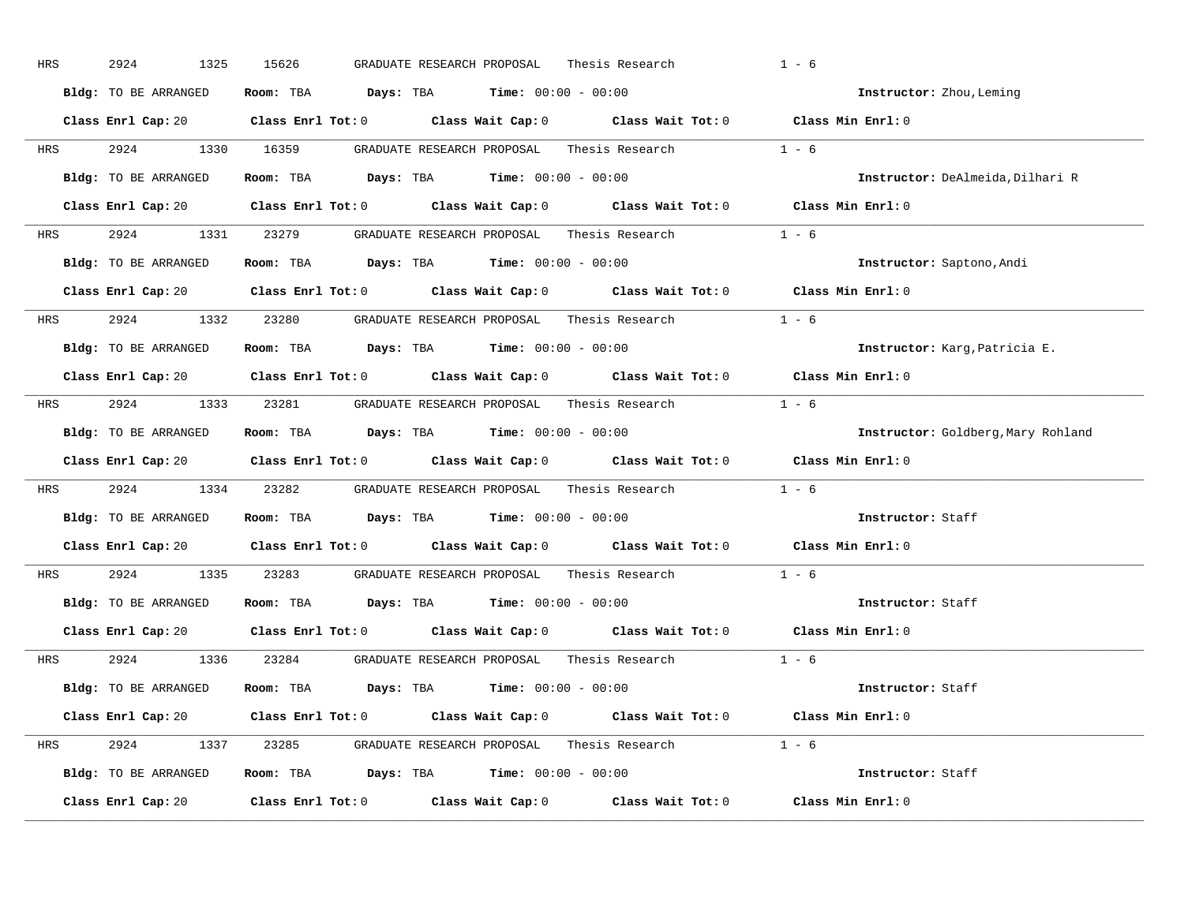HRS 2924 1325 15626 GRADUATE RESEARCH PROPOSAL Thesis Research 1 - 6

**Bldg:** TO BE ARRANGED **Room:** TBA **Days:** TBA **Time:** 00:00 - 00:00 **Instructor:** Zhou,Leming

**Class Enrl Cap:** 20 **Class Enrl Tot:** 0 **Class Wait Cap:** 0 **Class Wait Tot:** 0 **Class Min Enrl:** 0

---

HRS 2924 1330 16359 GRADUATE RESEARCH PROPOSAL Thesis Research 1 - 6

**Bldg:** TO BE ARRANGED **Room:** TBA **Days:** TBA **Time:** 00:00 - 00:00 **Instructor:** DeAlmeida,Dilhari R

**Class Enrl Cap:** 20 **Class Enrl Tot:** 0 **Class Wait Cap:** 0 **Class Wait Tot:** 0 **Class Min Enrl:** 0

---

HRS 2924 1331 23279 GRADUATE RESEARCH PROPOSAL Thesis Research 1 - 6

**Bldg:** TO BE ARRANGED **Room:** TBA **Days:** TBA **Time:** 00:00 - 00:00 **Instructor:** Saptono,Andi

**Class Enrl Cap:** 20 **Class Enrl Tot:** 0 **Class Wait Cap:** 0 **Class Wait Tot:** 0 **Class Min Enrl:** 0

---

HRS 2924 1332 23280 GRADUATE RESEARCH PROPOSAL Thesis Research 1 - 6

**Bldg:** TO BE ARRANGED **Room:** TBA **Days:** TBA **Time:** 00:00 - 00:00 **Instructor:** Karg,Patricia E.

**Class Enrl Cap:** 20 **Class Enrl Tot:** 0 **Class Wait Cap:** 0 **Class Wait Tot:** 0 **Class Min Enrl:** 0

---

HRS 2924 1333 23281 GRADUATE RESEARCH PROPOSAL Thesis Research 1 - 6

**Bldg:** TO BE ARRANGED **Room:** TBA **Days:** TBA **Time:** 00:00 - 00:00 **Instructor:** Goldberg,Mary Rohland

**Class Enrl Cap:** 20 **Class Enrl Tot:** 0 **Class Wait Cap:** 0 **Class Wait Tot:** 0 **Class Min Enrl:** 0

---

HRS 2924 1334 23282 GRADUATE RESEARCH PROPOSAL Thesis Research 1 - 6

**Bldg:** TO BE ARRANGED **Room:** TBA **Days:** TBA **Time:** 00:00 - 00:00 **Instructor:** Staff

**Class Enrl Cap:** 20 **Class Enrl Tot:** 0 **Class Wait Cap:** 0 **Class Wait Tot:** 0 **Class Min Enrl:** 0

---

HRS 2924 1335 23283 GRADUATE RESEARCH PROPOSAL Thesis Research 1 - 6

**Bldg:** TO BE ARRANGED **Room:** TBA **Days:** TBA **Time:** 00:00 - 00:00 **Instructor:** Staff

**Class Enrl Cap:** 20 **Class Enrl Tot:** 0 **Class Wait Cap:** 0 **Class Wait Tot:** 0 **Class Min Enrl:** 0

---

HRS 2924 1336 23284 GRADUATE RESEARCH PROPOSAL Thesis Research 1 - 6

**Bldg:** TO BE ARRANGED **Room:** TBA **Days:** TBA **Time:** 00:00 - 00:00 **Instructor:** Staff

**Class Enrl Cap:** 20 **Class Enrl Tot:** 0 **Class Wait Cap:** 0 **Class Wait Tot:** 0 **Class Min Enrl:** 0

---

HRS 2924 1337 23285 GRADUATE RESEARCH PROPOSAL Thesis Research 1 - 6

**Bldg:** TO BE ARRANGED **Room:** TBA **Days:** TBA **Time:** 00:00 - 00:00 **Instructor:** Staff

**Class Enrl Cap:** 20 **Class Enrl Tot:** 0 **Class Wait Cap:** 0 **Class Wait Tot:** 0 **Class Min Enrl:** 0

---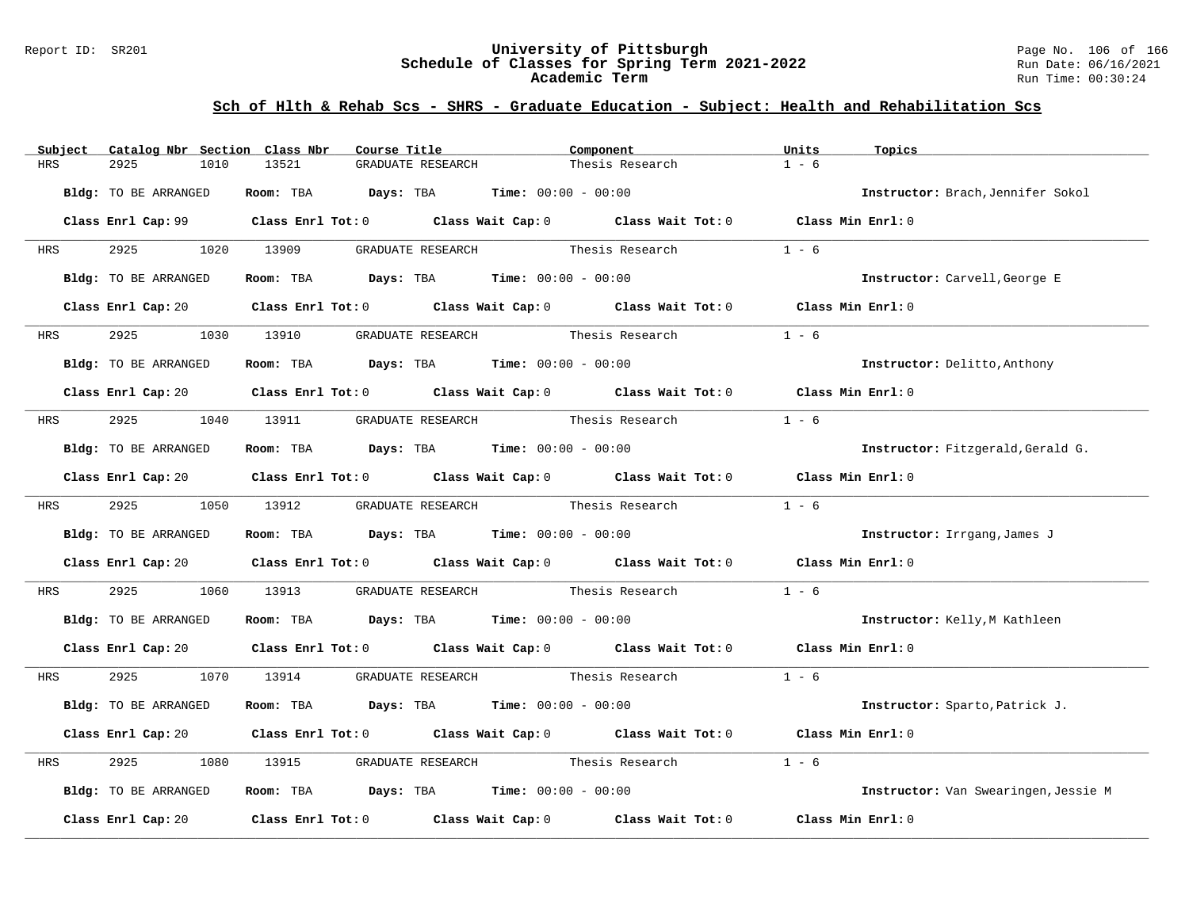# University of Pittsburgh
## Schedule of Classes for Spring Term 2021-2022
### Academic Term

Report ID: SR201 | Run Date: 06/16/2021 | Run Time: 00:30:24

## Sch of Hlth & Rehab Scs - SHRS - Graduate Education - Subject: Health and Rehabilitation Scs

| Subject | Catalog Nbr | Section | Class Nbr | Course Title | Component | Units | Topics |
|---|---|---|---|---|---|---|---|
| HRS | 2925 | 1010 | 13521 | GRADUATE RESEARCH | Thesis Research | 1 - 6 | |

**Bldg:** TO BE ARRANGED **Room:** TBA **Days:** TBA **Time:** 00:00 - 00:00 **Instructor:** Brach,Jennifer Sokol

**Class Enrl Cap:** 99 **Class Enrl Tot:** 0 **Class Wait Cap:** 0 **Class Wait Tot:** 0 **Class Min Enrl:** 0

| Subject | Catalog Nbr | Section | Class Nbr | Course Title | Component | Units | Topics |
|---|---|---|---|---|---|---|---|
| HRS | 2925 | 1020 | 13909 | GRADUATE RESEARCH | Thesis Research | 1 - 6 | |

**Bldg:** TO BE ARRANGED **Room:** TBA **Days:** TBA **Time:** 00:00 - 00:00 **Instructor:** Carvell,George E

**Class Enrl Cap:** 20 **Class Enrl Tot:** 0 **Class Wait Cap:** 0 **Class Wait Tot:** 0 **Class Min Enrl:** 0

| Subject | Catalog Nbr | Section | Class Nbr | Course Title | Component | Units | Topics |
|---|---|---|---|---|---|---|---|
| HRS | 2925 | 1030 | 13910 | GRADUATE RESEARCH | Thesis Research | 1 - 6 | |

**Bldg:** TO BE ARRANGED **Room:** TBA **Days:** TBA **Time:** 00:00 - 00:00 **Instructor:** Delitto,Anthony

**Class Enrl Cap:** 20 **Class Enrl Tot:** 0 **Class Wait Cap:** 0 **Class Wait Tot:** 0 **Class Min Enrl:** 0

| Subject | Catalog Nbr | Section | Class Nbr | Course Title | Component | Units | Topics |
|---|---|---|---|---|---|---|---|
| HRS | 2925 | 1040 | 13911 | GRADUATE RESEARCH | Thesis Research | 1 - 6 | |

**Bldg:** TO BE ARRANGED **Room:** TBA **Days:** TBA **Time:** 00:00 - 00:00 **Instructor:** Fitzgerald,Gerald G.

**Class Enrl Cap:** 20 **Class Enrl Tot:** 0 **Class Wait Cap:** 0 **Class Wait Tot:** 0 **Class Min Enrl:** 0

| Subject | Catalog Nbr | Section | Class Nbr | Course Title | Component | Units | Topics |
|---|---|---|---|---|---|---|---|
| HRS | 2925 | 1050 | 13912 | GRADUATE RESEARCH | Thesis Research | 1 - 6 | |

**Bldg:** TO BE ARRANGED **Room:** TBA **Days:** TBA **Time:** 00:00 - 00:00 **Instructor:** Irrgang,James J

**Class Enrl Cap:** 20 **Class Enrl Tot:** 0 **Class Wait Cap:** 0 **Class Wait Tot:** 0 **Class Min Enrl:** 0

| Subject | Catalog Nbr | Section | Class Nbr | Course Title | Component | Units | Topics |
|---|---|---|---|---|---|---|---|
| HRS | 2925 | 1060 | 13913 | GRADUATE RESEARCH | Thesis Research | 1 - 6 | |

**Bldg:** TO BE ARRANGED **Room:** TBA **Days:** TBA **Time:** 00:00 - 00:00 **Instructor:** Kelly,M Kathleen

**Class Enrl Cap:** 20 **Class Enrl Tot:** 0 **Class Wait Cap:** 0 **Class Wait Tot:** 0 **Class Min Enrl:** 0

| Subject | Catalog Nbr | Section | Class Nbr | Course Title | Component | Units | Topics |
|---|---|---|---|---|---|---|---|
| HRS | 2925 | 1070 | 13914 | GRADUATE RESEARCH | Thesis Research | 1 - 6 | |

**Bldg:** TO BE ARRANGED **Room:** TBA **Days:** TBA **Time:** 00:00 - 00:00 **Instructor:** Sparto,Patrick J.

**Class Enrl Cap:** 20 **Class Enrl Tot:** 0 **Class Wait Cap:** 0 **Class Wait Tot:** 0 **Class Min Enrl:** 0

| Subject | Catalog Nbr | Section | Class Nbr | Course Title | Component | Units | Topics |
|---|---|---|---|---|---|---|---|
| HRS | 2925 | 1080 | 13915 | GRADUATE RESEARCH | Thesis Research | 1 - 6 | |

**Bldg:** TO BE ARRANGED **Room:** TBA **Days:** TBA **Time:** 00:00 - 00:00 **Instructor:** Van Swearingen,Jessie M

**Class Enrl Cap:** 20 **Class Enrl Tot:** 0 **Class Wait Cap:** 0 **Class Wait Tot:** 0 **Class Min Enrl:** 0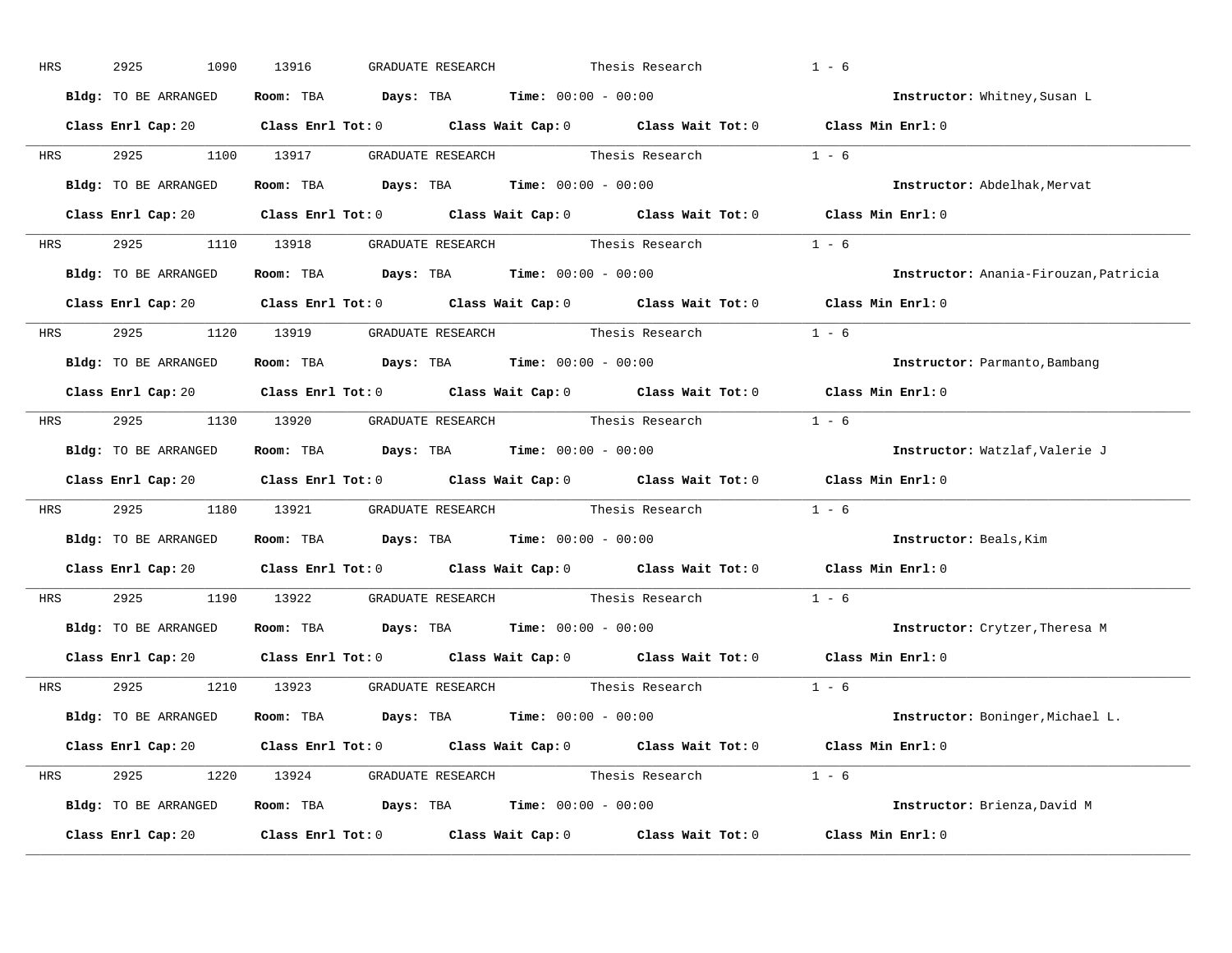HRS 2925 1090 13916 GRADUATE RESEARCH Thesis Research 1 - 6

**Bldg:** TO BE ARRANGED **Room:** TBA **Days:** TBA **Time:** 00:00 - 00:00 **Instructor:** Whitney,Susan L

**Class Enrl Cap:** 20 **Class Enrl Tot:** 0 **Class Wait Cap:** 0 **Class Wait Tot:** 0 **Class Min Enrl:** 0

---

HRS 2925 1100 13917 GRADUATE RESEARCH Thesis Research 1 - 6

**Bldg:** TO BE ARRANGED **Room:** TBA **Days:** TBA **Time:** 00:00 - 00:00 **Instructor:** Abdelhak,Mervat

**Class Enrl Cap:** 20 **Class Enrl Tot:** 0 **Class Wait Cap:** 0 **Class Wait Tot:** 0 **Class Min Enrl:** 0

---

HRS 2925 1110 13918 GRADUATE RESEARCH Thesis Research 1 - 6

**Bldg:** TO BE ARRANGED **Room:** TBA **Days:** TBA **Time:** 00:00 - 00:00 **Instructor:** Anania-Firouzan,Patricia

**Class Enrl Cap:** 20 **Class Enrl Tot:** 0 **Class Wait Cap:** 0 **Class Wait Tot:** 0 **Class Min Enrl:** 0

---

HRS 2925 1120 13919 GRADUATE RESEARCH Thesis Research 1 - 6

**Bldg:** TO BE ARRANGED **Room:** TBA **Days:** TBA **Time:** 00:00 - 00:00 **Instructor:** Parmanto,Bambang

**Class Enrl Cap:** 20 **Class Enrl Tot:** 0 **Class Wait Cap:** 0 **Class Wait Tot:** 0 **Class Min Enrl:** 0

---

HRS 2925 1130 13920 GRADUATE RESEARCH Thesis Research 1 - 6

**Bldg:** TO BE ARRANGED **Room:** TBA **Days:** TBA **Time:** 00:00 - 00:00 **Instructor:** Watzlaf,Valerie J

**Class Enrl Cap:** 20 **Class Enrl Tot:** 0 **Class Wait Cap:** 0 **Class Wait Tot:** 0 **Class Min Enrl:** 0

---

HRS 2925 1180 13921 GRADUATE RESEARCH Thesis Research 1 - 6

**Bldg:** TO BE ARRANGED **Room:** TBA **Days:** TBA **Time:** 00:00 - 00:00 **Instructor:** Beals,Kim

**Class Enrl Cap:** 20 **Class Enrl Tot:** 0 **Class Wait Cap:** 0 **Class Wait Tot:** 0 **Class Min Enrl:** 0

---

HRS 2925 1190 13922 GRADUATE RESEARCH Thesis Research 1 - 6

**Bldg:** TO BE ARRANGED **Room:** TBA **Days:** TBA **Time:** 00:00 - 00:00 **Instructor:** Crytzer,Theresa M

**Class Enrl Cap:** 20 **Class Enrl Tot:** 0 **Class Wait Cap:** 0 **Class Wait Tot:** 0 **Class Min Enrl:** 0

---

HRS 2925 1210 13923 GRADUATE RESEARCH Thesis Research 1 - 6

**Bldg:** TO BE ARRANGED **Room:** TBA **Days:** TBA **Time:** 00:00 - 00:00 **Instructor:** Boninger,Michael L.

**Class Enrl Cap:** 20 **Class Enrl Tot:** 0 **Class Wait Cap:** 0 **Class Wait Tot:** 0 **Class Min Enrl:** 0

---

HRS 2925 1220 13924 GRADUATE RESEARCH Thesis Research 1 - 6

**Bldg:** TO BE ARRANGED **Room:** TBA **Days:** TBA **Time:** 00:00 - 00:00 **Instructor:** Brienza,David M

**Class Enrl Cap:** 20 **Class Enrl Tot:** 0 **Class Wait Cap:** 0 **Class Wait Tot:** 0 **Class Min Enrl:** 0

---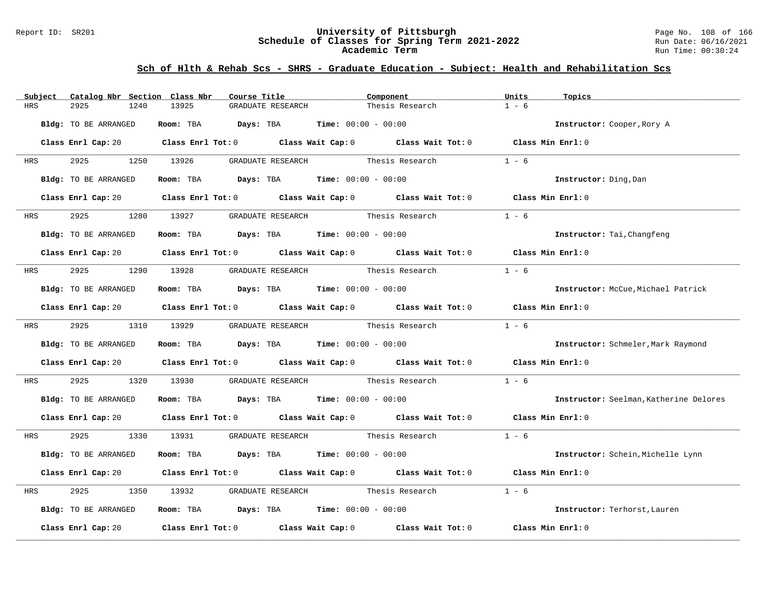## Sch of Hlth & Rehab Scs - SHRS - Graduate Education - Subject: Health and Rehabilitation Scs

| Subject | Catalog Nbr | Section | Class Nbr | Course Title | Component | Units | Topics |
|---|---|---|---|---|---|---|---|
| HRS | 2925 | 1240 | 13925 | GRADUATE RESEARCH | Thesis Research | 1 - 6 | |

**Bldg:** TO BE ARRANGED **Room:** TBA **Days:** TBA **Time:** 00:00 - 00:00 **Instructor:** Cooper,Rory A

**Class Enrl Cap:** 20 **Class Enrl Tot:** 0 **Class Wait Cap:** 0 **Class Wait Tot:** 0 **Class Min Enrl:** 0

| Subject | Catalog Nbr | Section | Class Nbr | Course Title | Component | Units | Topics |
|---|---|---|---|---|---|---|---|
| HRS | 2925 | 1250 | 13926 | GRADUATE RESEARCH | Thesis Research | 1 - 6 | |

**Bldg:** TO BE ARRANGED **Room:** TBA **Days:** TBA **Time:** 00:00 - 00:00 **Instructor:** Ding,Dan

**Class Enrl Cap:** 20 **Class Enrl Tot:** 0 **Class Wait Cap:** 0 **Class Wait Tot:** 0 **Class Min Enrl:** 0

| Subject | Catalog Nbr | Section | Class Nbr | Course Title | Component | Units | Topics |
|---|---|---|---|---|---|---|---|
| HRS | 2925 | 1280 | 13927 | GRADUATE RESEARCH | Thesis Research | 1 - 6 | |

**Bldg:** TO BE ARRANGED **Room:** TBA **Days:** TBA **Time:** 00:00 - 00:00 **Instructor:** Tai,Changfeng

**Class Enrl Cap:** 20 **Class Enrl Tot:** 0 **Class Wait Cap:** 0 **Class Wait Tot:** 0 **Class Min Enrl:** 0

| Subject | Catalog Nbr | Section | Class Nbr | Course Title | Component | Units | Topics |
|---|---|---|---|---|---|---|---|
| HRS | 2925 | 1290 | 13928 | GRADUATE RESEARCH | Thesis Research | 1 - 6 | |

**Bldg:** TO BE ARRANGED **Room:** TBA **Days:** TBA **Time:** 00:00 - 00:00 **Instructor:** McCue,Michael Patrick

**Class Enrl Cap:** 20 **Class Enrl Tot:** 0 **Class Wait Cap:** 0 **Class Wait Tot:** 0 **Class Min Enrl:** 0

| Subject | Catalog Nbr | Section | Class Nbr | Course Title | Component | Units | Topics |
|---|---|---|---|---|---|---|---|
| HRS | 2925 | 1310 | 13929 | GRADUATE RESEARCH | Thesis Research | 1 - 6 | |

**Bldg:** TO BE ARRANGED **Room:** TBA **Days:** TBA **Time:** 00:00 - 00:00 **Instructor:** Schmeler,Mark Raymond

**Class Enrl Cap:** 20 **Class Enrl Tot:** 0 **Class Wait Cap:** 0 **Class Wait Tot:** 0 **Class Min Enrl:** 0

| Subject | Catalog Nbr | Section | Class Nbr | Course Title | Component | Units | Topics |
|---|---|---|---|---|---|---|---|
| HRS | 2925 | 1320 | 13930 | GRADUATE RESEARCH | Thesis Research | 1 - 6 | |

**Bldg:** TO BE ARRANGED **Room:** TBA **Days:** TBA **Time:** 00:00 - 00:00 **Instructor:** Seelman,Katherine Delores

**Class Enrl Cap:** 20 **Class Enrl Tot:** 0 **Class Wait Cap:** 0 **Class Wait Tot:** 0 **Class Min Enrl:** 0

| Subject | Catalog Nbr | Section | Class Nbr | Course Title | Component | Units | Topics |
|---|---|---|---|---|---|---|---|
| HRS | 2925 | 1330 | 13931 | GRADUATE RESEARCH | Thesis Research | 1 - 6 | |

**Bldg:** TO BE ARRANGED **Room:** TBA **Days:** TBA **Time:** 00:00 - 00:00 **Instructor:** Schein,Michelle Lynn

**Class Enrl Cap:** 20 **Class Enrl Tot:** 0 **Class Wait Cap:** 0 **Class Wait Tot:** 0 **Class Min Enrl:** 0

| Subject | Catalog Nbr | Section | Class Nbr | Course Title | Component | Units | Topics |
|---|---|---|---|---|---|---|---|
| HRS | 2925 | 1350 | 13932 | GRADUATE RESEARCH | Thesis Research | 1 - 6 | |

**Bldg:** TO BE ARRANGED **Room:** TBA **Days:** TBA **Time:** 00:00 - 00:00 **Instructor:** Terhorst,Lauren

**Class Enrl Cap:** 20 **Class Enrl Tot:** 0 **Class Wait Cap:** 0 **Class Wait Tot:** 0 **Class Min Enrl:** 0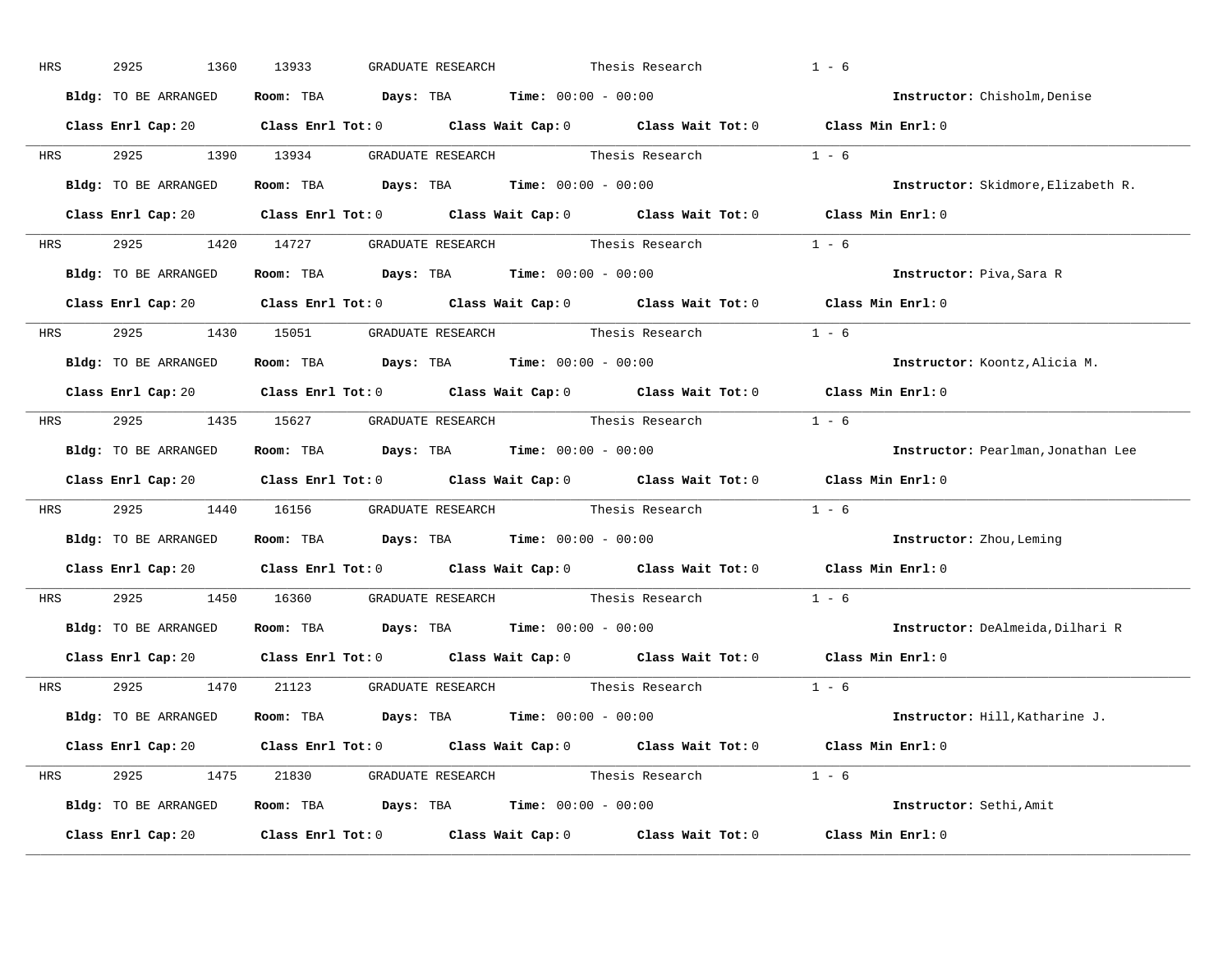HRS 2925 1360 13933 GRADUATE RESEARCH Thesis Research 1 - 6

**Bldg:** TO BE ARRANGED **Room:** TBA **Days:** TBA **Time:** 00:00 - 00:00 **Instructor:** Chisholm,Denise

**Class Enrl Cap:** 20 **Class Enrl Tot:** 0 **Class Wait Cap:** 0 **Class Wait Tot:** 0 **Class Min Enrl:** 0

---

HRS 2925 1390 13934 GRADUATE RESEARCH Thesis Research 1 - 6

**Bldg:** TO BE ARRANGED **Room:** TBA **Days:** TBA **Time:** 00:00 - 00:00 **Instructor:** Skidmore,Elizabeth R.

**Class Enrl Cap:** 20 **Class Enrl Tot:** 0 **Class Wait Cap:** 0 **Class Wait Tot:** 0 **Class Min Enrl:** 0

---

HRS 2925 1420 14727 GRADUATE RESEARCH Thesis Research 1 - 6

**Bldg:** TO BE ARRANGED **Room:** TBA **Days:** TBA **Time:** 00:00 - 00:00 **Instructor:** Piva,Sara R

**Class Enrl Cap:** 20 **Class Enrl Tot:** 0 **Class Wait Cap:** 0 **Class Wait Tot:** 0 **Class Min Enrl:** 0

---

HRS 2925 1430 15051 GRADUATE RESEARCH Thesis Research 1 - 6

**Bldg:** TO BE ARRANGED **Room:** TBA **Days:** TBA **Time:** 00:00 - 00:00 **Instructor:** Koontz,Alicia M.

**Class Enrl Cap:** 20 **Class Enrl Tot:** 0 **Class Wait Cap:** 0 **Class Wait Tot:** 0 **Class Min Enrl:** 0

---

HRS 2925 1435 15627 GRADUATE RESEARCH Thesis Research 1 - 6

**Bldg:** TO BE ARRANGED **Room:** TBA **Days:** TBA **Time:** 00:00 - 00:00 **Instructor:** Pearlman,Jonathan Lee

**Class Enrl Cap:** 20 **Class Enrl Tot:** 0 **Class Wait Cap:** 0 **Class Wait Tot:** 0 **Class Min Enrl:** 0

---

HRS 2925 1440 16156 GRADUATE RESEARCH Thesis Research 1 - 6

**Bldg:** TO BE ARRANGED **Room:** TBA **Days:** TBA **Time:** 00:00 - 00:00 **Instructor:** Zhou,Leming

**Class Enrl Cap:** 20 **Class Enrl Tot:** 0 **Class Wait Cap:** 0 **Class Wait Tot:** 0 **Class Min Enrl:** 0

---

HRS 2925 1450 16360 GRADUATE RESEARCH Thesis Research 1 - 6

**Bldg:** TO BE ARRANGED **Room:** TBA **Days:** TBA **Time:** 00:00 - 00:00 **Instructor:** DeAlmeida,Dilhari R

**Class Enrl Cap:** 20 **Class Enrl Tot:** 0 **Class Wait Cap:** 0 **Class Wait Tot:** 0 **Class Min Enrl:** 0

---

HRS 2925 1470 21123 GRADUATE RESEARCH Thesis Research 1 - 6

**Bldg:** TO BE ARRANGED **Room:** TBA **Days:** TBA **Time:** 00:00 - 00:00 **Instructor:** Hill,Katharine J.

**Class Enrl Cap:** 20 **Class Enrl Tot:** 0 **Class Wait Cap:** 0 **Class Wait Tot:** 0 **Class Min Enrl:** 0

---

HRS 2925 1475 21830 GRADUATE RESEARCH Thesis Research 1 - 6

**Bldg:** TO BE ARRANGED **Room:** TBA **Days:** TBA **Time:** 00:00 - 00:00 **Instructor:** Sethi,Amit

**Class Enrl Cap:** 20 **Class Enrl Tot:** 0 **Class Wait Cap:** 0 **Class Wait Tot:** 0 **Class Min Enrl:** 0

---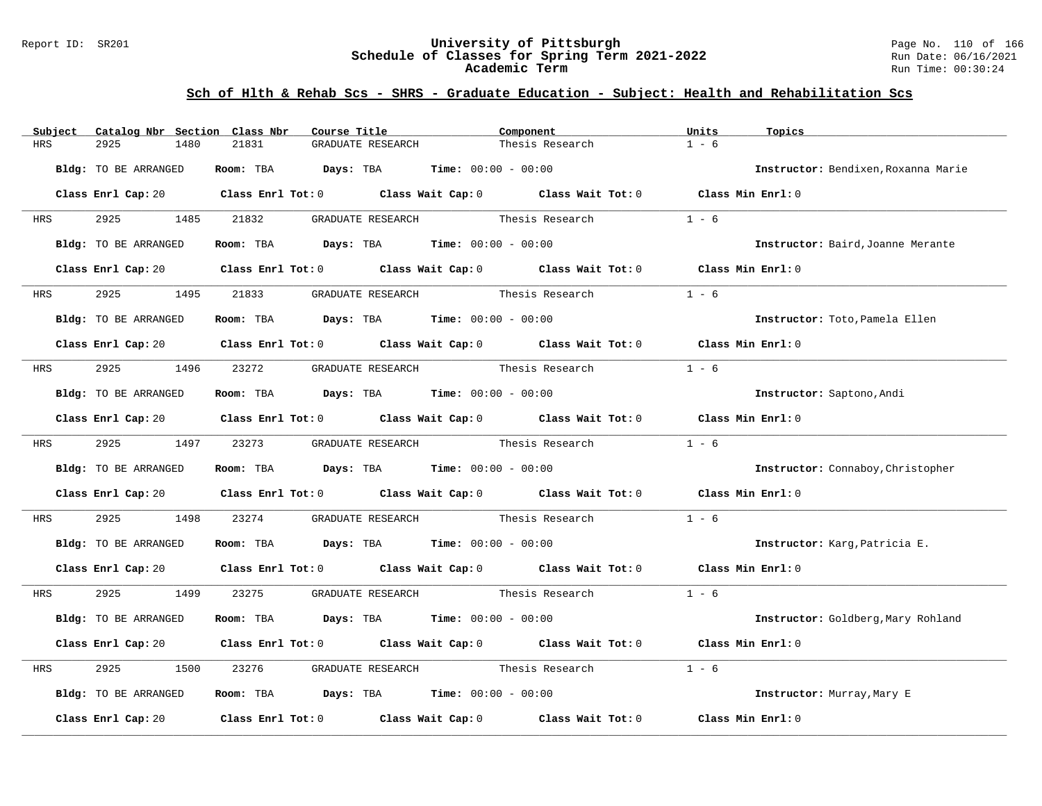## Sch of Hlth & Rehab Scs - SHRS - Graduate Education - Subject: Health and Rehabilitation Scs

| Subject | Catalog Nbr | Section | Class Nbr | Course Title | Component | Units | Topics |
|---|---|---|---|---|---|---|---|
| HRS | 2925 | 1480 | 21831 | GRADUATE RESEARCH | Thesis Research | 1 - 6 | |

**Bldg:** TO BE ARRANGED **Room:** TBA **Days:** TBA **Time:** 00:00 - 00:00 **Instructor:** Bendixen,Roxanna Marie

**Class Enrl Cap:** 20 **Class Enrl Tot:** 0 **Class Wait Cap:** 0 **Class Wait Tot:** 0 **Class Min Enrl:** 0

---

| Subject | Catalog Nbr | Section | Class Nbr | Course Title | Component | Units | Topics |
|---|---|---|---|---|---|---|---|
| HRS | 2925 | 1485 | 21832 | GRADUATE RESEARCH | Thesis Research | 1 - 6 | |

**Bldg:** TO BE ARRANGED **Room:** TBA **Days:** TBA **Time:** 00:00 - 00:00 **Instructor:** Baird,Joanne Merante

**Class Enrl Cap:** 20 **Class Enrl Tot:** 0 **Class Wait Cap:** 0 **Class Wait Tot:** 0 **Class Min Enrl:** 0

---

| Subject | Catalog Nbr | Section | Class Nbr | Course Title | Component | Units | Topics |
|---|---|---|---|---|---|---|---|
| HRS | 2925 | 1495 | 21833 | GRADUATE RESEARCH | Thesis Research | 1 - 6 | |

**Bldg:** TO BE ARRANGED **Room:** TBA **Days:** TBA **Time:** 00:00 - 00:00 **Instructor:** Toto,Pamela Ellen

**Class Enrl Cap:** 20 **Class Enrl Tot:** 0 **Class Wait Cap:** 0 **Class Wait Tot:** 0 **Class Min Enrl:** 0

---

| Subject | Catalog Nbr | Section | Class Nbr | Course Title | Component | Units | Topics |
|---|---|---|---|---|---|---|---|
| HRS | 2925 | 1496 | 23272 | GRADUATE RESEARCH | Thesis Research | 1 - 6 | |

**Bldg:** TO BE ARRANGED **Room:** TBA **Days:** TBA **Time:** 00:00 - 00:00 **Instructor:** Saptono,Andi

**Class Enrl Cap:** 20 **Class Enrl Tot:** 0 **Class Wait Cap:** 0 **Class Wait Tot:** 0 **Class Min Enrl:** 0

---

| Subject | Catalog Nbr | Section | Class Nbr | Course Title | Component | Units | Topics |
|---|---|---|---|---|---|---|---|
| HRS | 2925 | 1497 | 23273 | GRADUATE RESEARCH | Thesis Research | 1 - 6 | |

**Bldg:** TO BE ARRANGED **Room:** TBA **Days:** TBA **Time:** 00:00 - 00:00 **Instructor:** Connaboy,Christopher

**Class Enrl Cap:** 20 **Class Enrl Tot:** 0 **Class Wait Cap:** 0 **Class Wait Tot:** 0 **Class Min Enrl:** 0

---

| Subject | Catalog Nbr | Section | Class Nbr | Course Title | Component | Units | Topics |
|---|---|---|---|---|---|---|---|
| HRS | 2925 | 1498 | 23274 | GRADUATE RESEARCH | Thesis Research | 1 - 6 | |

**Bldg:** TO BE ARRANGED **Room:** TBA **Days:** TBA **Time:** 00:00 - 00:00 **Instructor:** Karg,Patricia E.

**Class Enrl Cap:** 20 **Class Enrl Tot:** 0 **Class Wait Cap:** 0 **Class Wait Tot:** 0 **Class Min Enrl:** 0

---

| Subject | Catalog Nbr | Section | Class Nbr | Course Title | Component | Units | Topics |
|---|---|---|---|---|---|---|---|
| HRS | 2925 | 1499 | 23275 | GRADUATE RESEARCH | Thesis Research | 1 - 6 | |

**Bldg:** TO BE ARRANGED **Room:** TBA **Days:** TBA **Time:** 00:00 - 00:00 **Instructor:** Goldberg,Mary Rohland

**Class Enrl Cap:** 20 **Class Enrl Tot:** 0 **Class Wait Cap:** 0 **Class Wait Tot:** 0 **Class Min Enrl:** 0

---

| Subject | Catalog Nbr | Section | Class Nbr | Course Title | Component | Units | Topics |
|---|---|---|---|---|---|---|---|
| HRS | 2925 | 1500 | 23276 | GRADUATE RESEARCH | Thesis Research | 1 - 6 | |

**Bldg:** TO BE ARRANGED **Room:** TBA **Days:** TBA **Time:** 00:00 - 00:00 **Instructor:** Murray,Mary E

**Class Enrl Cap:** 20 **Class Enrl Tot:** 0 **Class Wait Cap:** 0 **Class Wait Tot:** 0 **Class Min Enrl:** 0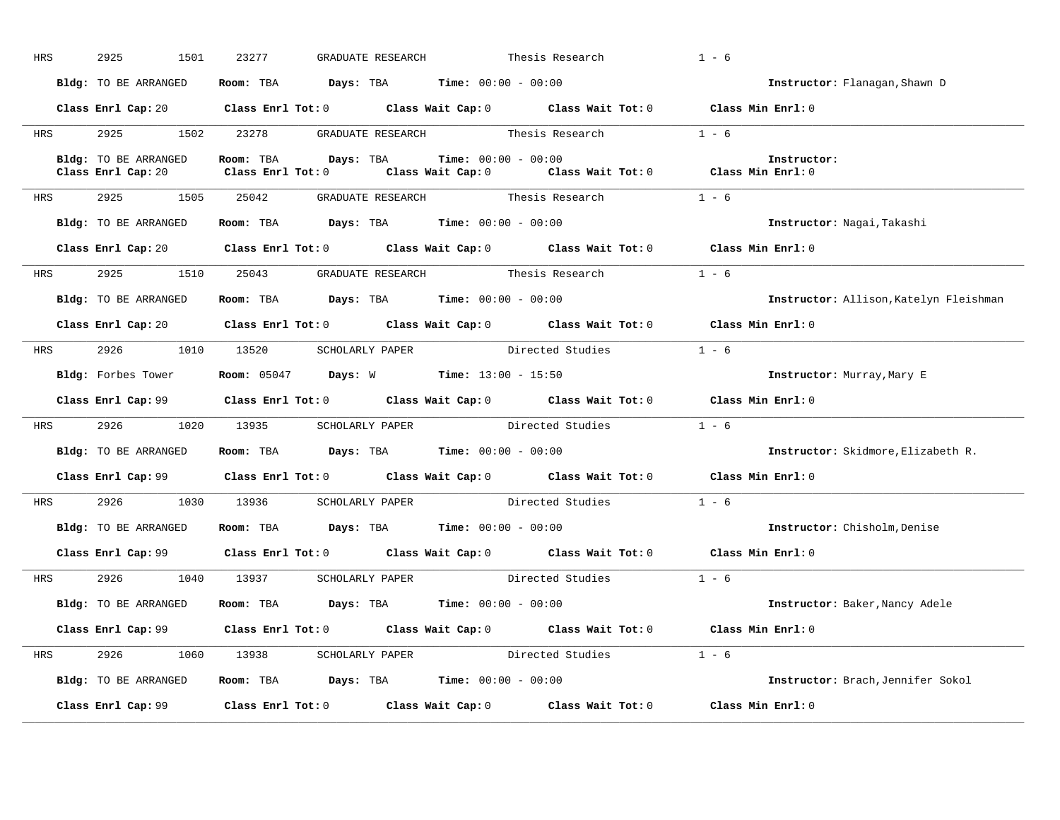HRS 2925 1501 23277 GRADUATE RESEARCH Thesis Research 1 - 6

**Bldg:** TO BE ARRANGED **Room:** TBA **Days:** TBA **Time:** 00:00 - 00:00 **Instructor:** Flanagan,Shawn D

**Class Enrl Cap:** 20 **Class Enrl Tot:** 0 **Class Wait Cap:** 0 **Class Wait Tot:** 0 **Class Min Enrl:** 0

---

HRS 2925 1502 23278 GRADUATE RESEARCH Thesis Research 1 - 6

**Bldg:** TO BE ARRANGED **Room:** TBA **Days:** TBA **Time:** 00:00 - 00:00 **Instructor:**
**Class Enrl Cap:** 20 **Class Enrl Tot:** 0 **Class Wait Cap:** 0 **Class Wait Tot:** 0 **Class Min Enrl:** 0

---

HRS 2925 1505 25042 GRADUATE RESEARCH Thesis Research 1 - 6

**Bldg:** TO BE ARRANGED **Room:** TBA **Days:** TBA **Time:** 00:00 - 00:00 **Instructor:** Nagai,Takashi

**Class Enrl Cap:** 20 **Class Enrl Tot:** 0 **Class Wait Cap:** 0 **Class Wait Tot:** 0 **Class Min Enrl:** 0

---

HRS 2925 1510 25043 GRADUATE RESEARCH Thesis Research 1 - 6

**Bldg:** TO BE ARRANGED **Room:** TBA **Days:** TBA **Time:** 00:00 - 00:00 **Instructor:** Allison,Katelyn Fleishman

**Class Enrl Cap:** 20 **Class Enrl Tot:** 0 **Class Wait Cap:** 0 **Class Wait Tot:** 0 **Class Min Enrl:** 0

---

HRS 2926 1010 13520 SCHOLARLY PAPER Directed Studies 1 - 6

**Bldg:** Forbes Tower **Room:** 05047 **Days:** W **Time:** 13:00 - 15:50 **Instructor:** Murray,Mary E

**Class Enrl Cap:** 99 **Class Enrl Tot:** 0 **Class Wait Cap:** 0 **Class Wait Tot:** 0 **Class Min Enrl:** 0

---

HRS 2926 1020 13935 SCHOLARLY PAPER Directed Studies 1 - 6

**Bldg:** TO BE ARRANGED **Room:** TBA **Days:** TBA **Time:** 00:00 - 00:00 **Instructor:** Skidmore,Elizabeth R.

**Class Enrl Cap:** 99 **Class Enrl Tot:** 0 **Class Wait Cap:** 0 **Class Wait Tot:** 0 **Class Min Enrl:** 0

---

HRS 2926 1030 13936 SCHOLARLY PAPER Directed Studies 1 - 6

**Bldg:** TO BE ARRANGED **Room:** TBA **Days:** TBA **Time:** 00:00 - 00:00 **Instructor:** Chisholm,Denise

**Class Enrl Cap:** 99 **Class Enrl Tot:** 0 **Class Wait Cap:** 0 **Class Wait Tot:** 0 **Class Min Enrl:** 0

---

HRS 2926 1040 13937 SCHOLARLY PAPER Directed Studies 1 - 6

**Bldg:** TO BE ARRANGED **Room:** TBA **Days:** TBA **Time:** 00:00 - 00:00 **Instructor:** Baker,Nancy Adele

**Class Enrl Cap:** 99 **Class Enrl Tot:** 0 **Class Wait Cap:** 0 **Class Wait Tot:** 0 **Class Min Enrl:** 0

---

HRS 2926 1060 13938 SCHOLARLY PAPER Directed Studies 1 - 6

**Bldg:** TO BE ARRANGED **Room:** TBA **Days:** TBA **Time:** 00:00 - 00:00 **Instructor:** Brach,Jennifer Sokol

**Class Enrl Cap:** 99 **Class Enrl Tot:** 0 **Class Wait Cap:** 0 **Class Wait Tot:** 0 **Class Min Enrl:** 0

---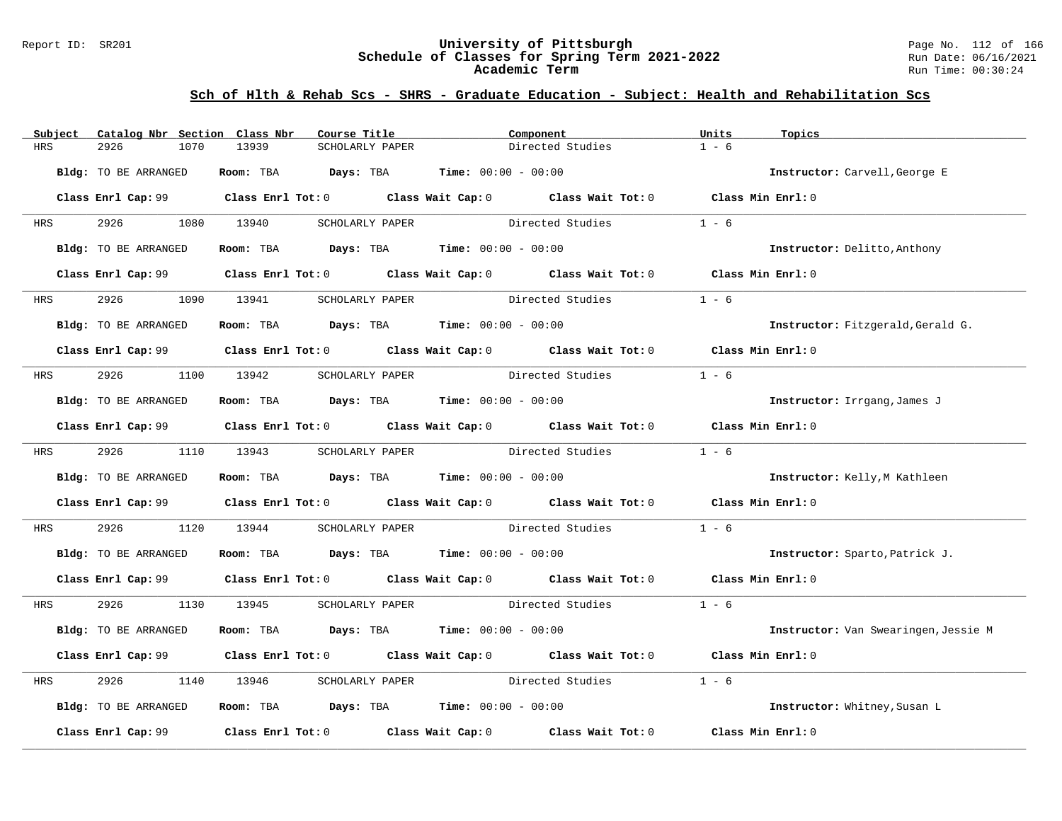## Sch of Hlth & Rehab Scs - SHRS - Graduate Education - Subject: Health and Rehabilitation Scs

| Subject | Catalog Nbr | Section | Class Nbr | Course Title | Component | Units | Topics |
|---|---|---|---|---|---|---|---|
| HRS | 2926 | 1070 | 13939 | SCHOLARLY PAPER | Directed Studies | 1 - 6 | |

**Bldg:** TO BE ARRANGED **Room:** TBA **Days:** TBA **Time:** 00:00 - 00:00 **Instructor:** Carvell,George E

**Class Enrl Cap:** 99 **Class Enrl Tot:** 0 **Class Wait Cap:** 0 **Class Wait Tot:** 0 **Class Min Enrl:** 0

| Subject | Catalog Nbr | Section | Class Nbr | Course Title | Component | Units | Topics |
|---|---|---|---|---|---|---|---|
| HRS | 2926 | 1080 | 13940 | SCHOLARLY PAPER | Directed Studies | 1 - 6 | |

**Bldg:** TO BE ARRANGED **Room:** TBA **Days:** TBA **Time:** 00:00 - 00:00 **Instructor:** Delitto,Anthony

**Class Enrl Cap:** 99 **Class Enrl Tot:** 0 **Class Wait Cap:** 0 **Class Wait Tot:** 0 **Class Min Enrl:** 0

| Subject | Catalog Nbr | Section | Class Nbr | Course Title | Component | Units | Topics |
|---|---|---|---|---|---|---|---|
| HRS | 2926 | 1090 | 13941 | SCHOLARLY PAPER | Directed Studies | 1 - 6 | |

**Bldg:** TO BE ARRANGED **Room:** TBA **Days:** TBA **Time:** 00:00 - 00:00 **Instructor:** Fitzgerald,Gerald G.

**Class Enrl Cap:** 99 **Class Enrl Tot:** 0 **Class Wait Cap:** 0 **Class Wait Tot:** 0 **Class Min Enrl:** 0

| Subject | Catalog Nbr | Section | Class Nbr | Course Title | Component | Units | Topics |
|---|---|---|---|---|---|---|---|
| HRS | 2926 | 1100 | 13942 | SCHOLARLY PAPER | Directed Studies | 1 - 6 | |

**Bldg:** TO BE ARRANGED **Room:** TBA **Days:** TBA **Time:** 00:00 - 00:00 **Instructor:** Irrgang,James J

**Class Enrl Cap:** 99 **Class Enrl Tot:** 0 **Class Wait Cap:** 0 **Class Wait Tot:** 0 **Class Min Enrl:** 0

| Subject | Catalog Nbr | Section | Class Nbr | Course Title | Component | Units | Topics |
|---|---|---|---|---|---|---|---|
| HRS | 2926 | 1110 | 13943 | SCHOLARLY PAPER | Directed Studies | 1 - 6 | |

**Bldg:** TO BE ARRANGED **Room:** TBA **Days:** TBA **Time:** 00:00 - 00:00 **Instructor:** Kelly,M Kathleen

**Class Enrl Cap:** 99 **Class Enrl Tot:** 0 **Class Wait Cap:** 0 **Class Wait Tot:** 0 **Class Min Enrl:** 0

| Subject | Catalog Nbr | Section | Class Nbr | Course Title | Component | Units | Topics |
|---|---|---|---|---|---|---|---|
| HRS | 2926 | 1120 | 13944 | SCHOLARLY PAPER | Directed Studies | 1 - 6 | |

**Bldg:** TO BE ARRANGED **Room:** TBA **Days:** TBA **Time:** 00:00 - 00:00 **Instructor:** Sparto,Patrick J.

**Class Enrl Cap:** 99 **Class Enrl Tot:** 0 **Class Wait Cap:** 0 **Class Wait Tot:** 0 **Class Min Enrl:** 0

| Subject | Catalog Nbr | Section | Class Nbr | Course Title | Component | Units | Topics |
|---|---|---|---|---|---|---|---|
| HRS | 2926 | 1130 | 13945 | SCHOLARLY PAPER | Directed Studies | 1 - 6 | |

**Bldg:** TO BE ARRANGED **Room:** TBA **Days:** TBA **Time:** 00:00 - 00:00 **Instructor:** Van Swearingen,Jessie M

**Class Enrl Cap:** 99 **Class Enrl Tot:** 0 **Class Wait Cap:** 0 **Class Wait Tot:** 0 **Class Min Enrl:** 0

| Subject | Catalog Nbr | Section | Class Nbr | Course Title | Component | Units | Topics |
|---|---|---|---|---|---|---|---|
| HRS | 2926 | 1140 | 13946 | SCHOLARLY PAPER | Directed Studies | 1 - 6 | |

**Bldg:** TO BE ARRANGED **Room:** TBA **Days:** TBA **Time:** 00:00 - 00:00 **Instructor:** Whitney,Susan L

**Class Enrl Cap:** 99 **Class Enrl Tot:** 0 **Class Wait Cap:** 0 **Class Wait Tot:** 0 **Class Min Enrl:** 0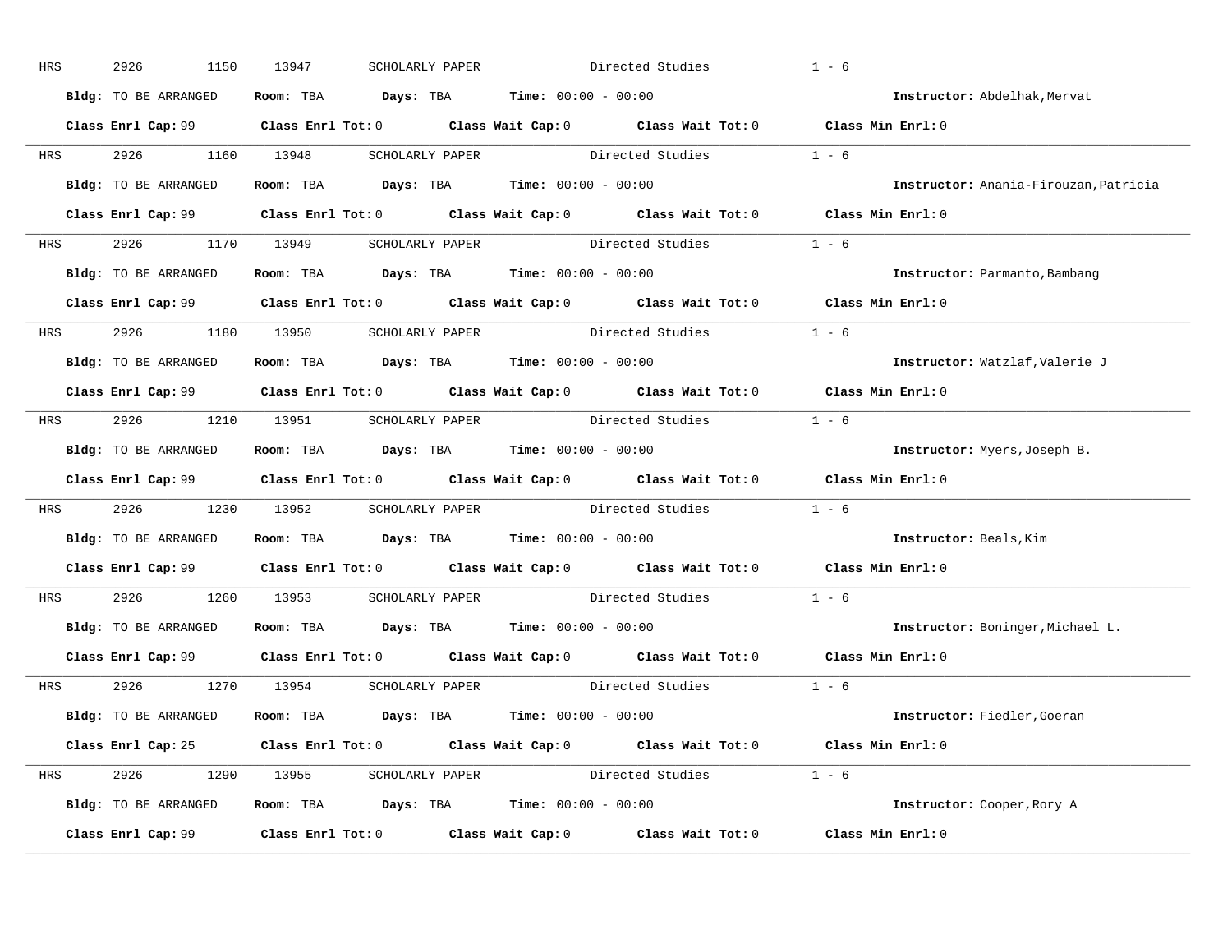HRS 2926 1150 13947 SCHOLARLY PAPER Directed Studies 1 - 6

**Bldg:** TO BE ARRANGED **Room:** TBA **Days:** TBA **Time:** 00:00 - 00:00 **Instructor:** Abdelhak,Mervat

**Class Enrl Cap:** 99 **Class Enrl Tot:** 0 **Class Wait Cap:** 0 **Class Wait Tot:** 0 **Class Min Enrl:** 0

---

HRS 2926 1160 13948 SCHOLARLY PAPER Directed Studies 1 - 6

**Bldg:** TO BE ARRANGED **Room:** TBA **Days:** TBA **Time:** 00:00 - 00:00 **Instructor:** Anania-Firouzan,Patricia

**Class Enrl Cap:** 99 **Class Enrl Tot:** 0 **Class Wait Cap:** 0 **Class Wait Tot:** 0 **Class Min Enrl:** 0

---

HRS 2926 1170 13949 SCHOLARLY PAPER Directed Studies 1 - 6

**Bldg:** TO BE ARRANGED **Room:** TBA **Days:** TBA **Time:** 00:00 - 00:00 **Instructor:** Parmanto,Bambang

**Class Enrl Cap:** 99 **Class Enrl Tot:** 0 **Class Wait Cap:** 0 **Class Wait Tot:** 0 **Class Min Enrl:** 0

---

HRS 2926 1180 13950 SCHOLARLY PAPER Directed Studies 1 - 6

**Bldg:** TO BE ARRANGED **Room:** TBA **Days:** TBA **Time:** 00:00 - 00:00 **Instructor:** Watzlaf,Valerie J

**Class Enrl Cap:** 99 **Class Enrl Tot:** 0 **Class Wait Cap:** 0 **Class Wait Tot:** 0 **Class Min Enrl:** 0

---

HRS 2926 1210 13951 SCHOLARLY PAPER Directed Studies 1 - 6

**Bldg:** TO BE ARRANGED **Room:** TBA **Days:** TBA **Time:** 00:00 - 00:00 **Instructor:** Myers,Joseph B.

**Class Enrl Cap:** 99 **Class Enrl Tot:** 0 **Class Wait Cap:** 0 **Class Wait Tot:** 0 **Class Min Enrl:** 0

---

HRS 2926 1230 13952 SCHOLARLY PAPER Directed Studies 1 - 6

**Bldg:** TO BE ARRANGED **Room:** TBA **Days:** TBA **Time:** 00:00 - 00:00 **Instructor:** Beals,Kim

**Class Enrl Cap:** 99 **Class Enrl Tot:** 0 **Class Wait Cap:** 0 **Class Wait Tot:** 0 **Class Min Enrl:** 0

---

HRS 2926 1260 13953 SCHOLARLY PAPER Directed Studies 1 - 6

**Bldg:** TO BE ARRANGED **Room:** TBA **Days:** TBA **Time:** 00:00 - 00:00 **Instructor:** Boninger,Michael L.

**Class Enrl Cap:** 99 **Class Enrl Tot:** 0 **Class Wait Cap:** 0 **Class Wait Tot:** 0 **Class Min Enrl:** 0

---

HRS 2926 1270 13954 SCHOLARLY PAPER Directed Studies 1 - 6

**Bldg:** TO BE ARRANGED **Room:** TBA **Days:** TBA **Time:** 00:00 - 00:00 **Instructor:** Fiedler,Goeran

**Class Enrl Cap:** 25 **Class Enrl Tot:** 0 **Class Wait Cap:** 0 **Class Wait Tot:** 0 **Class Min Enrl:** 0

---

HRS 2926 1290 13955 SCHOLARLY PAPER Directed Studies 1 - 6

**Bldg:** TO BE ARRANGED **Room:** TBA **Days:** TBA **Time:** 00:00 - 00:00 **Instructor:** Cooper,Rory A

**Class Enrl Cap:** 99 **Class Enrl Tot:** 0 **Class Wait Cap:** 0 **Class Wait Tot:** 0 **Class Min Enrl:** 0

---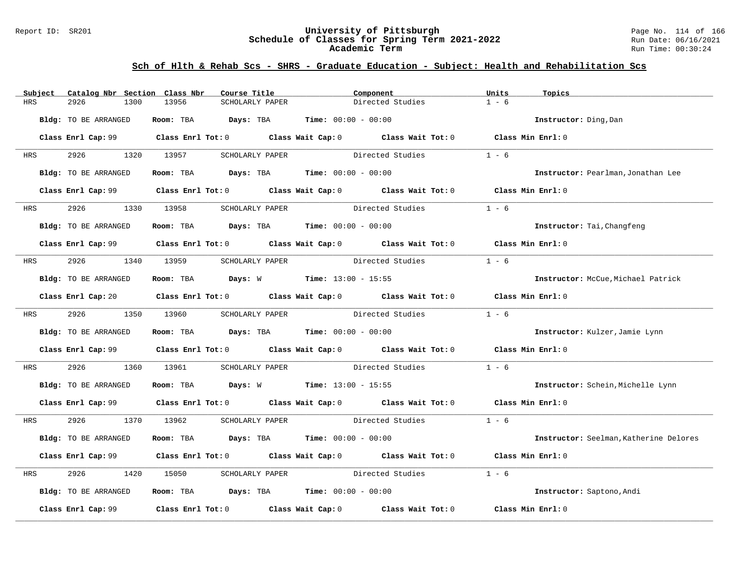## Sch of Hlth & Rehab Scs - SHRS - Graduate Education - Subject: Health and Rehabilitation Scs

| Subject | Catalog Nbr | Section | Class Nbr | Course Title | Component | Units | Topics |
|---|---|---|---|---|---|---|---|
| HRS | 2926 | 1300 | 13956 | SCHOLARLY PAPER | Directed Studies | 1 - 6 | |

**Bldg:** TO BE ARRANGED **Room:** TBA **Days:** TBA **Time:** 00:00 - 00:00 **Instructor:** Ding,Dan

**Class Enrl Cap:** 99 **Class Enrl Tot:** 0 **Class Wait Cap:** 0 **Class Wait Tot:** 0 **Class Min Enrl:** 0

| Subject | Catalog Nbr | Section | Class Nbr | Course Title | Component | Units | Topics |
|---|---|---|---|---|---|---|---|
| HRS | 2926 | 1320 | 13957 | SCHOLARLY PAPER | Directed Studies | 1 - 6 | |

**Bldg:** TO BE ARRANGED **Room:** TBA **Days:** TBA **Time:** 00:00 - 00:00 **Instructor:** Pearlman,Jonathan Lee

**Class Enrl Cap:** 99 **Class Enrl Tot:** 0 **Class Wait Cap:** 0 **Class Wait Tot:** 0 **Class Min Enrl:** 0

| Subject | Catalog Nbr | Section | Class Nbr | Course Title | Component | Units | Topics |
|---|---|---|---|---|---|---|---|
| HRS | 2926 | 1330 | 13958 | SCHOLARLY PAPER | Directed Studies | 1 - 6 | |

**Bldg:** TO BE ARRANGED **Room:** TBA **Days:** TBA **Time:** 00:00 - 00:00 **Instructor:** Tai,Changfeng

**Class Enrl Cap:** 99 **Class Enrl Tot:** 0 **Class Wait Cap:** 0 **Class Wait Tot:** 0 **Class Min Enrl:** 0

| Subject | Catalog Nbr | Section | Class Nbr | Course Title | Component | Units | Topics |
|---|---|---|---|---|---|---|---|
| HRS | 2926 | 1340 | 13959 | SCHOLARLY PAPER | Directed Studies | 1 - 6 | |

**Bldg:** TO BE ARRANGED **Room:** TBA **Days:** W **Time:** 13:00 - 15:55 **Instructor:** McCue,Michael Patrick

**Class Enrl Cap:** 20 **Class Enrl Tot:** 0 **Class Wait Cap:** 0 **Class Wait Tot:** 0 **Class Min Enrl:** 0

| Subject | Catalog Nbr | Section | Class Nbr | Course Title | Component | Units | Topics |
|---|---|---|---|---|---|---|---|
| HRS | 2926 | 1350 | 13960 | SCHOLARLY PAPER | Directed Studies | 1 - 6 | |

**Bldg:** TO BE ARRANGED **Room:** TBA **Days:** TBA **Time:** 00:00 - 00:00 **Instructor:** Kulzer,Jamie Lynn

**Class Enrl Cap:** 99 **Class Enrl Tot:** 0 **Class Wait Cap:** 0 **Class Wait Tot:** 0 **Class Min Enrl:** 0

| Subject | Catalog Nbr | Section | Class Nbr | Course Title | Component | Units | Topics |
|---|---|---|---|---|---|---|---|
| HRS | 2926 | 1360 | 13961 | SCHOLARLY PAPER | Directed Studies | 1 - 6 | |

**Bldg:** TO BE ARRANGED **Room:** TBA **Days:** W **Time:** 13:00 - 15:55 **Instructor:** Schein,Michelle Lynn

**Class Enrl Cap:** 99 **Class Enrl Tot:** 0 **Class Wait Cap:** 0 **Class Wait Tot:** 0 **Class Min Enrl:** 0

| Subject | Catalog Nbr | Section | Class Nbr | Course Title | Component | Units | Topics |
|---|---|---|---|---|---|---|---|
| HRS | 2926 | 1370 | 13962 | SCHOLARLY PAPER | Directed Studies | 1 - 6 | |

**Bldg:** TO BE ARRANGED **Room:** TBA **Days:** TBA **Time:** 00:00 - 00:00 **Instructor:** Seelman,Katherine Delores

**Class Enrl Cap:** 99 **Class Enrl Tot:** 0 **Class Wait Cap:** 0 **Class Wait Tot:** 0 **Class Min Enrl:** 0

| Subject | Catalog Nbr | Section | Class Nbr | Course Title | Component | Units | Topics |
|---|---|---|---|---|---|---|---|
| HRS | 2926 | 1420 | 15050 | SCHOLARLY PAPER | Directed Studies | 1 - 6 | |

**Bldg:** TO BE ARRANGED **Room:** TBA **Days:** TBA **Time:** 00:00 - 00:00 **Instructor:** Saptono,Andi

**Class Enrl Cap:** 99 **Class Enrl Tot:** 0 **Class Wait Cap:** 0 **Class Wait Tot:** 0 **Class Min Enrl:** 0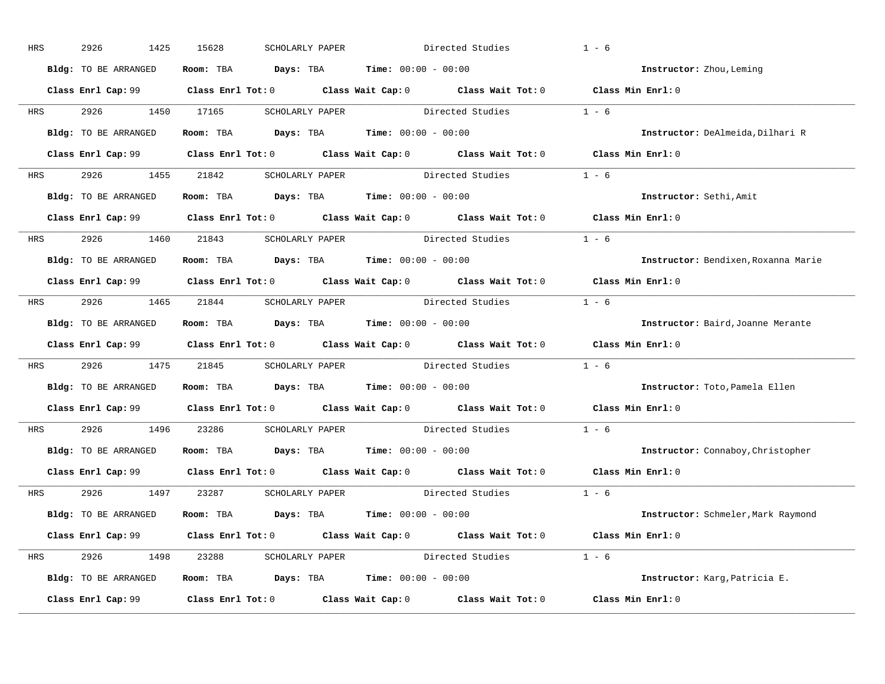HRS 2926 1425 15628 SCHOLARLY PAPER Directed Studies 1 - 6

**Bldg:** TO BE ARRANGED **Room:** TBA **Days:** TBA **Time:** 00:00 - 00:00 **Instructor:** Zhou,Leming

**Class Enrl Cap:** 99 **Class Enrl Tot:** 0 **Class Wait Cap:** 0 **Class Wait Tot:** 0 **Class Min Enrl:** 0

---

HRS 2926 1450 17165 SCHOLARLY PAPER Directed Studies 1 - 6

**Bldg:** TO BE ARRANGED **Room:** TBA **Days:** TBA **Time:** 00:00 - 00:00 **Instructor:** DeAlmeida,Dilhari R

**Class Enrl Cap:** 99 **Class Enrl Tot:** 0 **Class Wait Cap:** 0 **Class Wait Tot:** 0 **Class Min Enrl:** 0

---

HRS 2926 1455 21842 SCHOLARLY PAPER Directed Studies 1 - 6

**Bldg:** TO BE ARRANGED **Room:** TBA **Days:** TBA **Time:** 00:00 - 00:00 **Instructor:** Sethi,Amit

**Class Enrl Cap:** 99 **Class Enrl Tot:** 0 **Class Wait Cap:** 0 **Class Wait Tot:** 0 **Class Min Enrl:** 0

---

HRS 2926 1460 21843 SCHOLARLY PAPER Directed Studies 1 - 6

**Bldg:** TO BE ARRANGED **Room:** TBA **Days:** TBA **Time:** 00:00 - 00:00 **Instructor:** Bendixen,Roxanna Marie

**Class Enrl Cap:** 99 **Class Enrl Tot:** 0 **Class Wait Cap:** 0 **Class Wait Tot:** 0 **Class Min Enrl:** 0

---

HRS 2926 1465 21844 SCHOLARLY PAPER Directed Studies 1 - 6

**Bldg:** TO BE ARRANGED **Room:** TBA **Days:** TBA **Time:** 00:00 - 00:00 **Instructor:** Baird,Joanne Merante

**Class Enrl Cap:** 99 **Class Enrl Tot:** 0 **Class Wait Cap:** 0 **Class Wait Tot:** 0 **Class Min Enrl:** 0

---

HRS 2926 1475 21845 SCHOLARLY PAPER Directed Studies 1 - 6

**Bldg:** TO BE ARRANGED **Room:** TBA **Days:** TBA **Time:** 00:00 - 00:00 **Instructor:** Toto,Pamela Ellen

**Class Enrl Cap:** 99 **Class Enrl Tot:** 0 **Class Wait Cap:** 0 **Class Wait Tot:** 0 **Class Min Enrl:** 0

---

HRS 2926 1496 23286 SCHOLARLY PAPER Directed Studies 1 - 6

**Bldg:** TO BE ARRANGED **Room:** TBA **Days:** TBA **Time:** 00:00 - 00:00 **Instructor:** Connaboy,Christopher

**Class Enrl Cap:** 99 **Class Enrl Tot:** 0 **Class Wait Cap:** 0 **Class Wait Tot:** 0 **Class Min Enrl:** 0

---

HRS 2926 1497 23287 SCHOLARLY PAPER Directed Studies 1 - 6

**Bldg:** TO BE ARRANGED **Room:** TBA **Days:** TBA **Time:** 00:00 - 00:00 **Instructor:** Schmeler,Mark Raymond

**Class Enrl Cap:** 99 **Class Enrl Tot:** 0 **Class Wait Cap:** 0 **Class Wait Tot:** 0 **Class Min Enrl:** 0

---

HRS 2926 1498 23288 SCHOLARLY PAPER Directed Studies 1 - 6

**Bldg:** TO BE ARRANGED **Room:** TBA **Days:** TBA **Time:** 00:00 - 00:00 **Instructor:** Karg,Patricia E.

**Class Enrl Cap:** 99 **Class Enrl Tot:** 0 **Class Wait Cap:** 0 **Class Wait Tot:** 0 **Class Min Enrl:** 0

---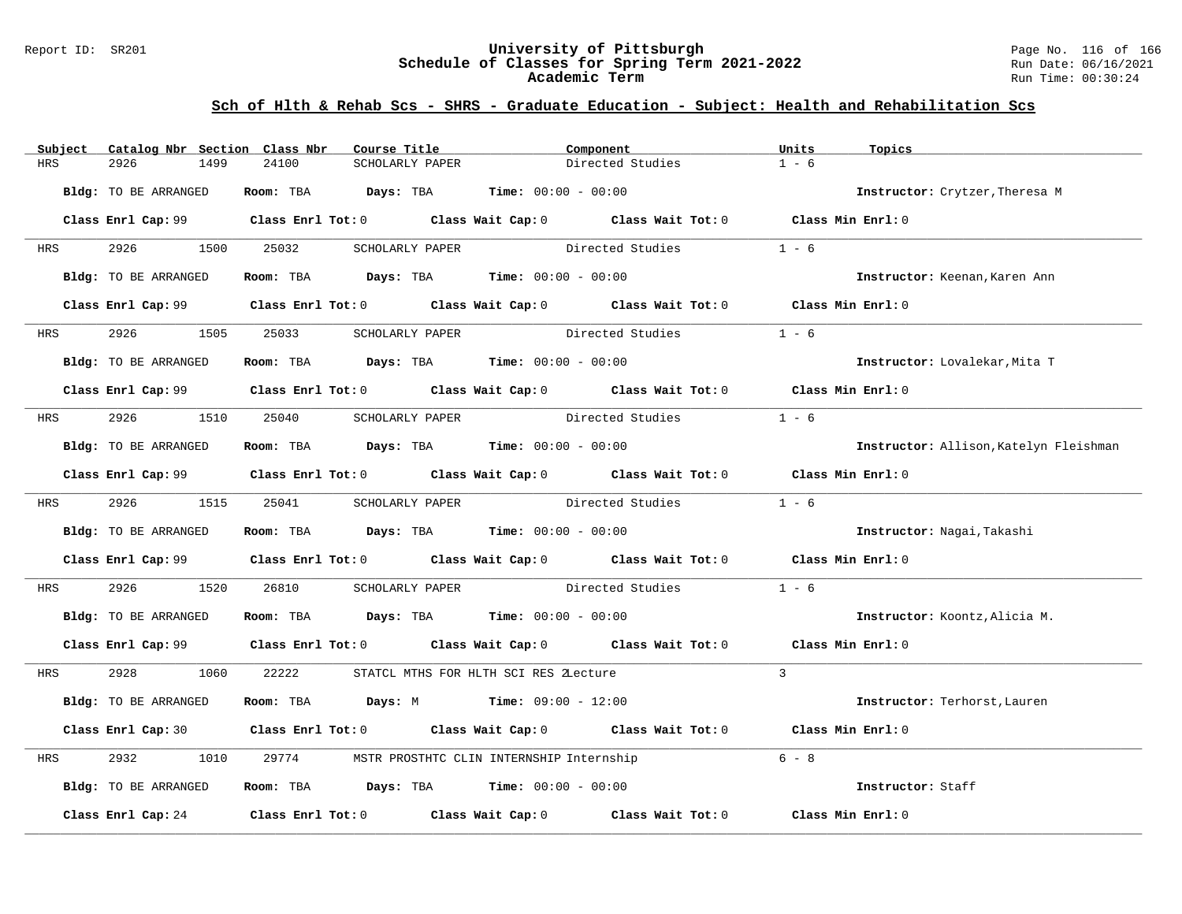## Sch of Hlth & Rehab Scs - SHRS - Graduate Education - Subject: Health and Rehabilitation Scs

| Subject | Catalog Nbr | Section | Class Nbr | Course Title | Component | Units | Topics |
|---|---|---|---|---|---|---|---|
| HRS | 2926 | 1499 | 24100 | SCHOLARLY PAPER | Directed Studies | 1 - 6 | |

**Bldg:** TO BE ARRANGED **Room:** TBA **Days:** TBA **Time:** 00:00 - 00:00 **Instructor:** Crytzer,Theresa M

**Class Enrl Cap:** 99 **Class Enrl Tot:** 0 **Class Wait Cap:** 0 **Class Wait Tot:** 0 **Class Min Enrl:** 0

| Subject | Catalog Nbr | Section | Class Nbr | Course Title | Component | Units | Topics |
|---|---|---|---|---|---|---|---|
| HRS | 2926 | 1500 | 25032 | SCHOLARLY PAPER | Directed Studies | 1 - 6 | |

**Bldg:** TO BE ARRANGED **Room:** TBA **Days:** TBA **Time:** 00:00 - 00:00 **Instructor:** Keenan,Karen Ann

**Class Enrl Cap:** 99 **Class Enrl Tot:** 0 **Class Wait Cap:** 0 **Class Wait Tot:** 0 **Class Min Enrl:** 0

| Subject | Catalog Nbr | Section | Class Nbr | Course Title | Component | Units | Topics |
|---|---|---|---|---|---|---|---|
| HRS | 2926 | 1505 | 25033 | SCHOLARLY PAPER | Directed Studies | 1 - 6 | |

**Bldg:** TO BE ARRANGED **Room:** TBA **Days:** TBA **Time:** 00:00 - 00:00 **Instructor:** Lovalekar,Mita T

**Class Enrl Cap:** 99 **Class Enrl Tot:** 0 **Class Wait Cap:** 0 **Class Wait Tot:** 0 **Class Min Enrl:** 0

| Subject | Catalog Nbr | Section | Class Nbr | Course Title | Component | Units | Topics |
|---|---|---|---|---|---|---|---|
| HRS | 2926 | 1510 | 25040 | SCHOLARLY PAPER | Directed Studies | 1 - 6 | |

**Bldg:** TO BE ARRANGED **Room:** TBA **Days:** TBA **Time:** 00:00 - 00:00 **Instructor:** Allison,Katelyn Fleishman

**Class Enrl Cap:** 99 **Class Enrl Tot:** 0 **Class Wait Cap:** 0 **Class Wait Tot:** 0 **Class Min Enrl:** 0

| Subject | Catalog Nbr | Section | Class Nbr | Course Title | Component | Units | Topics |
|---|---|---|---|---|---|---|---|
| HRS | 2926 | 1515 | 25041 | SCHOLARLY PAPER | Directed Studies | 1 - 6 | |

**Bldg:** TO BE ARRANGED **Room:** TBA **Days:** TBA **Time:** 00:00 - 00:00 **Instructor:** Nagai,Takashi

**Class Enrl Cap:** 99 **Class Enrl Tot:** 0 **Class Wait Cap:** 0 **Class Wait Tot:** 0 **Class Min Enrl:** 0

| Subject | Catalog Nbr | Section | Class Nbr | Course Title | Component | Units | Topics |
|---|---|---|---|---|---|---|---|
| HRS | 2926 | 1520 | 26810 | SCHOLARLY PAPER | Directed Studies | 1 - 6 | |

**Bldg:** TO BE ARRANGED **Room:** TBA **Days:** TBA **Time:** 00:00 - 00:00 **Instructor:** Koontz,Alicia M.

**Class Enrl Cap:** 99 **Class Enrl Tot:** 0 **Class Wait Cap:** 0 **Class Wait Tot:** 0 **Class Min Enrl:** 0

| Subject | Catalog Nbr | Section | Class Nbr | Course Title | Component | Units | Topics |
|---|---|---|---|---|---|---|---|
| HRS | 2928 | 1060 | 22222 | STATCL MTHS FOR HLTH SCI RES 2 | Lecture | 3 | |

**Bldg:** TO BE ARRANGED **Room:** TBA **Days:** M **Time:** 09:00 - 12:00 **Instructor:** Terhorst,Lauren

**Class Enrl Cap:** 30 **Class Enrl Tot:** 0 **Class Wait Cap:** 0 **Class Wait Tot:** 0 **Class Min Enrl:** 0

| Subject | Catalog Nbr | Section | Class Nbr | Course Title | Component | Units | Topics |
|---|---|---|---|---|---|---|---|
| HRS | 2932 | 1010 | 29774 | MSTR PROSTHTC CLIN INTERNSHIP | Internship | 6 - 8 | |

**Bldg:** TO BE ARRANGED **Room:** TBA **Days:** TBA **Time:** 00:00 - 00:00 **Instructor:** Staff

**Class Enrl Cap:** 24 **Class Enrl Tot:** 0 **Class Wait Cap:** 0 **Class Wait Tot:** 0 **Class Min Enrl:** 0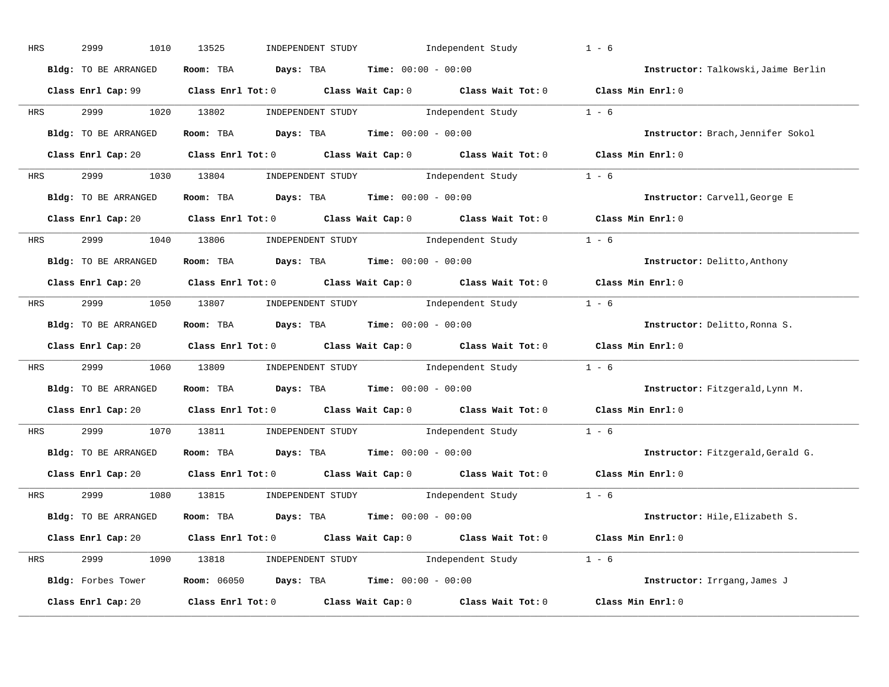HRS 2999 1010 13525 INDEPENDENT STUDY Independent Study 1 - 6

**Bldg:** TO BE ARRANGED **Room:** TBA **Days:** TBA **Time:** 00:00 - 00:00 **Instructor:** Talkowski,Jaime Berlin

**Class Enrl Cap:** 99 **Class Enrl Tot:** 0 **Class Wait Cap:** 0 **Class Wait Tot:** 0 **Class Min Enrl:** 0

---

HRS 2999 1020 13802 INDEPENDENT STUDY Independent Study 1 - 6

**Bldg:** TO BE ARRANGED **Room:** TBA **Days:** TBA **Time:** 00:00 - 00:00 **Instructor:** Brach,Jennifer Sokol

**Class Enrl Cap:** 20 **Class Enrl Tot:** 0 **Class Wait Cap:** 0 **Class Wait Tot:** 0 **Class Min Enrl:** 0

---

HRS 2999 1030 13804 INDEPENDENT STUDY Independent Study 1 - 6

**Bldg:** TO BE ARRANGED **Room:** TBA **Days:** TBA **Time:** 00:00 - 00:00 **Instructor:** Carvell,George E

**Class Enrl Cap:** 20 **Class Enrl Tot:** 0 **Class Wait Cap:** 0 **Class Wait Tot:** 0 **Class Min Enrl:** 0

---

HRS 2999 1040 13806 INDEPENDENT STUDY Independent Study 1 - 6

**Bldg:** TO BE ARRANGED **Room:** TBA **Days:** TBA **Time:** 00:00 - 00:00 **Instructor:** Delitto,Anthony

**Class Enrl Cap:** 20 **Class Enrl Tot:** 0 **Class Wait Cap:** 0 **Class Wait Tot:** 0 **Class Min Enrl:** 0

---

HRS 2999 1050 13807 INDEPENDENT STUDY Independent Study 1 - 6

**Bldg:** TO BE ARRANGED **Room:** TBA **Days:** TBA **Time:** 00:00 - 00:00 **Instructor:** Delitto,Ronna S.

**Class Enrl Cap:** 20 **Class Enrl Tot:** 0 **Class Wait Cap:** 0 **Class Wait Tot:** 0 **Class Min Enrl:** 0

---

HRS 2999 1060 13809 INDEPENDENT STUDY Independent Study 1 - 6

**Bldg:** TO BE ARRANGED **Room:** TBA **Days:** TBA **Time:** 00:00 - 00:00 **Instructor:** Fitzgerald,Lynn M.

**Class Enrl Cap:** 20 **Class Enrl Tot:** 0 **Class Wait Cap:** 0 **Class Wait Tot:** 0 **Class Min Enrl:** 0

---

HRS 2999 1070 13811 INDEPENDENT STUDY Independent Study 1 - 6

**Bldg:** TO BE ARRANGED **Room:** TBA **Days:** TBA **Time:** 00:00 - 00:00 **Instructor:** Fitzgerald,Gerald G.

**Class Enrl Cap:** 20 **Class Enrl Tot:** 0 **Class Wait Cap:** 0 **Class Wait Tot:** 0 **Class Min Enrl:** 0

---

HRS 2999 1080 13815 INDEPENDENT STUDY Independent Study 1 - 6

**Bldg:** TO BE ARRANGED **Room:** TBA **Days:** TBA **Time:** 00:00 - 00:00 **Instructor:** Hile,Elizabeth S.

**Class Enrl Cap:** 20 **Class Enrl Tot:** 0 **Class Wait Cap:** 0 **Class Wait Tot:** 0 **Class Min Enrl:** 0

---

HRS 2999 1090 13818 INDEPENDENT STUDY Independent Study 1 - 6

**Bldg:** Forbes Tower **Room:** 06050 **Days:** TBA **Time:** 00:00 - 00:00 **Instructor:** Irrgang,James J

**Class Enrl Cap:** 20 **Class Enrl Tot:** 0 **Class Wait Cap:** 0 **Class Wait Tot:** 0 **Class Min Enrl:** 0

---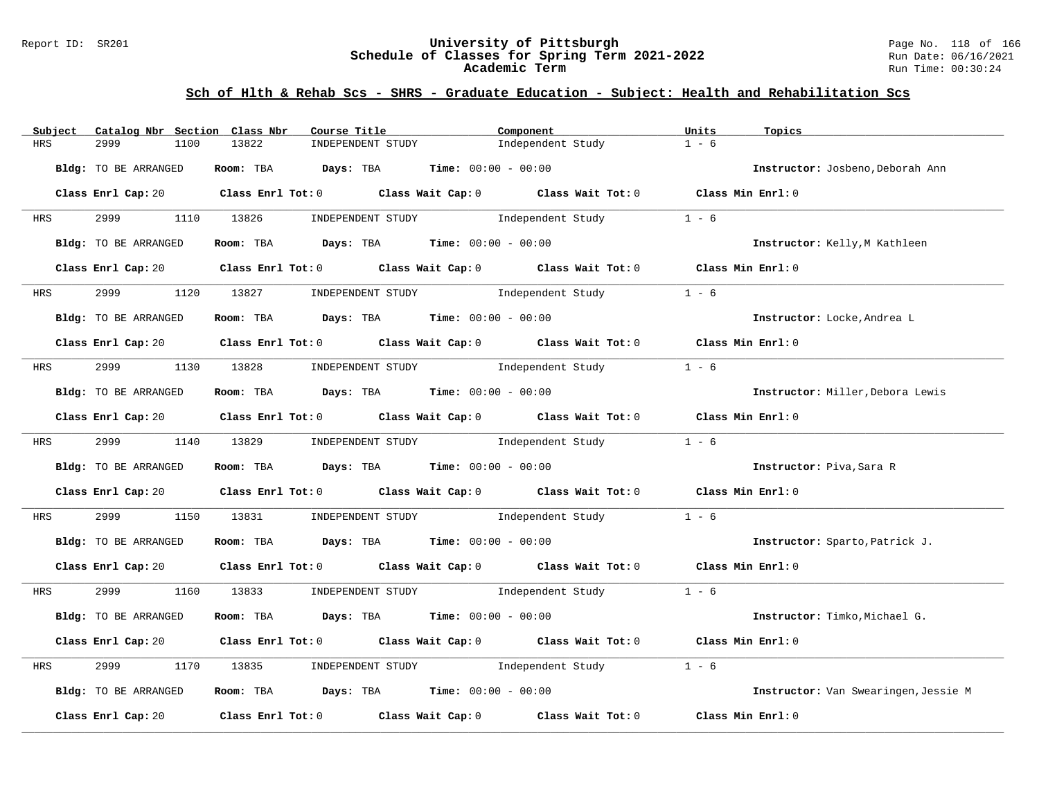## Sch of Hlth & Rehab Scs - SHRS - Graduate Education - Subject: Health and Rehabilitation Scs

| Subject | Catalog Nbr | Section | Class Nbr | Course Title | Component | Units | Topics |
|---|---|---|---|---|---|---|---|
| HRS | 2999 | 1100 | 13822 | INDEPENDENT STUDY | Independent Study | 1 - 6 | |

**Bldg:** TO BE ARRANGED **Room:** TBA **Days:** TBA **Time:** 00:00 - 00:00 **Instructor:** Josbeno,Deborah Ann

**Class Enrl Cap:** 20 **Class Enrl Tot:** 0 **Class Wait Cap:** 0 **Class Wait Tot:** 0 **Class Min Enrl:** 0

---

| Subject | Catalog Nbr | Section | Class Nbr | Course Title | Component | Units | Topics |
|---|---|---|---|---|---|---|---|
| HRS | 2999 | 1110 | 13826 | INDEPENDENT STUDY | Independent Study | 1 - 6 | |

**Bldg:** TO BE ARRANGED **Room:** TBA **Days:** TBA **Time:** 00:00 - 00:00 **Instructor:** Kelly,M Kathleen

**Class Enrl Cap:** 20 **Class Enrl Tot:** 0 **Class Wait Cap:** 0 **Class Wait Tot:** 0 **Class Min Enrl:** 0

---

| Subject | Catalog Nbr | Section | Class Nbr | Course Title | Component | Units | Topics |
|---|---|---|---|---|---|---|---|
| HRS | 2999 | 1120 | 13827 | INDEPENDENT STUDY | Independent Study | 1 - 6 | |

**Bldg:** TO BE ARRANGED **Room:** TBA **Days:** TBA **Time:** 00:00 - 00:00 **Instructor:** Locke,Andrea L

**Class Enrl Cap:** 20 **Class Enrl Tot:** 0 **Class Wait Cap:** 0 **Class Wait Tot:** 0 **Class Min Enrl:** 0

---

| Subject | Catalog Nbr | Section | Class Nbr | Course Title | Component | Units | Topics |
|---|---|---|---|---|---|---|---|
| HRS | 2999 | 1130 | 13828 | INDEPENDENT STUDY | Independent Study | 1 - 6 | |

**Bldg:** TO BE ARRANGED **Room:** TBA **Days:** TBA **Time:** 00:00 - 00:00 **Instructor:** Miller,Debora Lewis

**Class Enrl Cap:** 20 **Class Enrl Tot:** 0 **Class Wait Cap:** 0 **Class Wait Tot:** 0 **Class Min Enrl:** 0

---

| Subject | Catalog Nbr | Section | Class Nbr | Course Title | Component | Units | Topics |
|---|---|---|---|---|---|---|---|
| HRS | 2999 | 1140 | 13829 | INDEPENDENT STUDY | Independent Study | 1 - 6 | |

**Bldg:** TO BE ARRANGED **Room:** TBA **Days:** TBA **Time:** 00:00 - 00:00 **Instructor:** Piva,Sara R

**Class Enrl Cap:** 20 **Class Enrl Tot:** 0 **Class Wait Cap:** 0 **Class Wait Tot:** 0 **Class Min Enrl:** 0

---

| Subject | Catalog Nbr | Section | Class Nbr | Course Title | Component | Units | Topics |
|---|---|---|---|---|---|---|---|
| HRS | 2999 | 1150 | 13831 | INDEPENDENT STUDY | Independent Study | 1 - 6 | |

**Bldg:** TO BE ARRANGED **Room:** TBA **Days:** TBA **Time:** 00:00 - 00:00 **Instructor:** Sparto,Patrick J.

**Class Enrl Cap:** 20 **Class Enrl Tot:** 0 **Class Wait Cap:** 0 **Class Wait Tot:** 0 **Class Min Enrl:** 0

---

| Subject | Catalog Nbr | Section | Class Nbr | Course Title | Component | Units | Topics |
|---|---|---|---|---|---|---|---|
| HRS | 2999 | 1160 | 13833 | INDEPENDENT STUDY | Independent Study | 1 - 6 | |

**Bldg:** TO BE ARRANGED **Room:** TBA **Days:** TBA **Time:** 00:00 - 00:00 **Instructor:** Timko,Michael G.

**Class Enrl Cap:** 20 **Class Enrl Tot:** 0 **Class Wait Cap:** 0 **Class Wait Tot:** 0 **Class Min Enrl:** 0

---

| Subject | Catalog Nbr | Section | Class Nbr | Course Title | Component | Units | Topics |
|---|---|---|---|---|---|---|---|
| HRS | 2999 | 1170 | 13835 | INDEPENDENT STUDY | Independent Study | 1 - 6 | |

**Bldg:** TO BE ARRANGED **Room:** TBA **Days:** TBA **Time:** 00:00 - 00:00 **Instructor:** Van Swearingen,Jessie M

**Class Enrl Cap:** 20 **Class Enrl Tot:** 0 **Class Wait Cap:** 0 **Class Wait Tot:** 0 **Class Min Enrl:** 0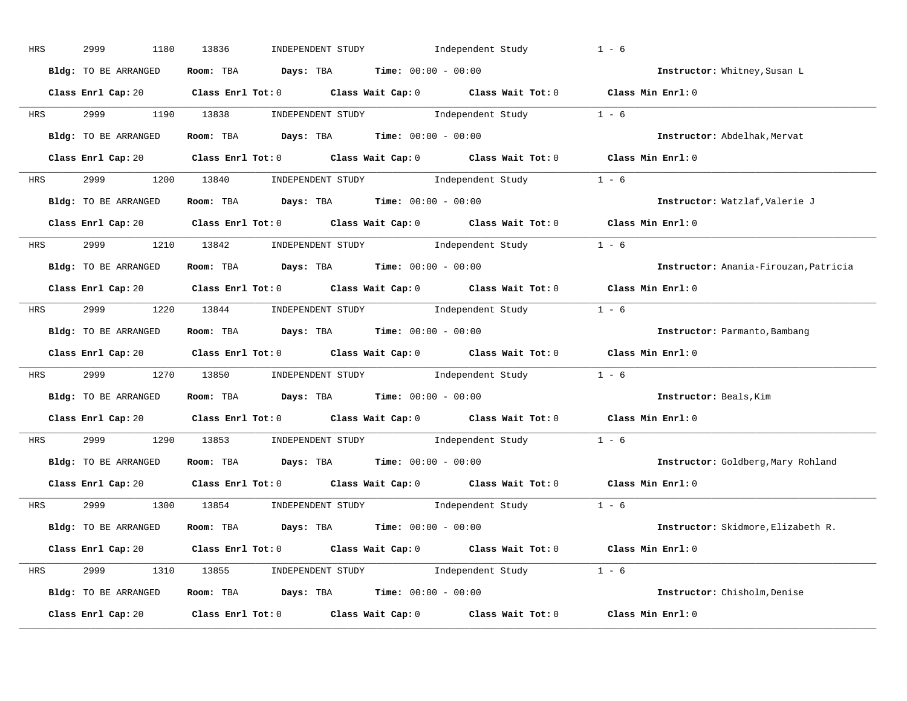HRS 2999 1180 13836 INDEPENDENT STUDY Independent Study 1 - 6

**Bldg:** TO BE ARRANGED **Room:** TBA **Days:** TBA **Time:** 00:00 - 00:00 **Instructor:** Whitney,Susan L

**Class Enrl Cap:** 20 **Class Enrl Tot:** 0 **Class Wait Cap:** 0 **Class Wait Tot:** 0 **Class Min Enrl:** 0

---

HRS 2999 1190 13838 INDEPENDENT STUDY Independent Study 1 - 6

**Bldg:** TO BE ARRANGED **Room:** TBA **Days:** TBA **Time:** 00:00 - 00:00 **Instructor:** Abdelhak,Mervat

**Class Enrl Cap:** 20 **Class Enrl Tot:** 0 **Class Wait Cap:** 0 **Class Wait Tot:** 0 **Class Min Enrl:** 0

---

HRS 2999 1200 13840 INDEPENDENT STUDY Independent Study 1 - 6

**Bldg:** TO BE ARRANGED **Room:** TBA **Days:** TBA **Time:** 00:00 - 00:00 **Instructor:** Watzlaf,Valerie J

**Class Enrl Cap:** 20 **Class Enrl Tot:** 0 **Class Wait Cap:** 0 **Class Wait Tot:** 0 **Class Min Enrl:** 0

---

HRS 2999 1210 13842 INDEPENDENT STUDY Independent Study 1 - 6

**Bldg:** TO BE ARRANGED **Room:** TBA **Days:** TBA **Time:** 00:00 - 00:00 **Instructor:** Anania-Firouzan,Patricia

**Class Enrl Cap:** 20 **Class Enrl Tot:** 0 **Class Wait Cap:** 0 **Class Wait Tot:** 0 **Class Min Enrl:** 0

---

HRS 2999 1220 13844 INDEPENDENT STUDY Independent Study 1 - 6

**Bldg:** TO BE ARRANGED **Room:** TBA **Days:** TBA **Time:** 00:00 - 00:00 **Instructor:** Parmanto,Bambang

**Class Enrl Cap:** 20 **Class Enrl Tot:** 0 **Class Wait Cap:** 0 **Class Wait Tot:** 0 **Class Min Enrl:** 0

---

HRS 2999 1270 13850 INDEPENDENT STUDY Independent Study 1 - 6

**Bldg:** TO BE ARRANGED **Room:** TBA **Days:** TBA **Time:** 00:00 - 00:00 **Instructor:** Beals,Kim

**Class Enrl Cap:** 20 **Class Enrl Tot:** 0 **Class Wait Cap:** 0 **Class Wait Tot:** 0 **Class Min Enrl:** 0

---

HRS 2999 1290 13853 INDEPENDENT STUDY Independent Study 1 - 6

**Bldg:** TO BE ARRANGED **Room:** TBA **Days:** TBA **Time:** 00:00 - 00:00 **Instructor:** Goldberg,Mary Rohland

**Class Enrl Cap:** 20 **Class Enrl Tot:** 0 **Class Wait Cap:** 0 **Class Wait Tot:** 0 **Class Min Enrl:** 0

---

HRS 2999 1300 13854 INDEPENDENT STUDY Independent Study 1 - 6

**Bldg:** TO BE ARRANGED **Room:** TBA **Days:** TBA **Time:** 00:00 - 00:00 **Instructor:** Skidmore,Elizabeth R.

**Class Enrl Cap:** 20 **Class Enrl Tot:** 0 **Class Wait Cap:** 0 **Class Wait Tot:** 0 **Class Min Enrl:** 0

---

HRS 2999 1310 13855 INDEPENDENT STUDY Independent Study 1 - 6

**Bldg:** TO BE ARRANGED **Room:** TBA **Days:** TBA **Time:** 00:00 - 00:00 **Instructor:** Chisholm,Denise

**Class Enrl Cap:** 20 **Class Enrl Tot:** 0 **Class Wait Cap:** 0 **Class Wait Tot:** 0 **Class Min Enrl:** 0

---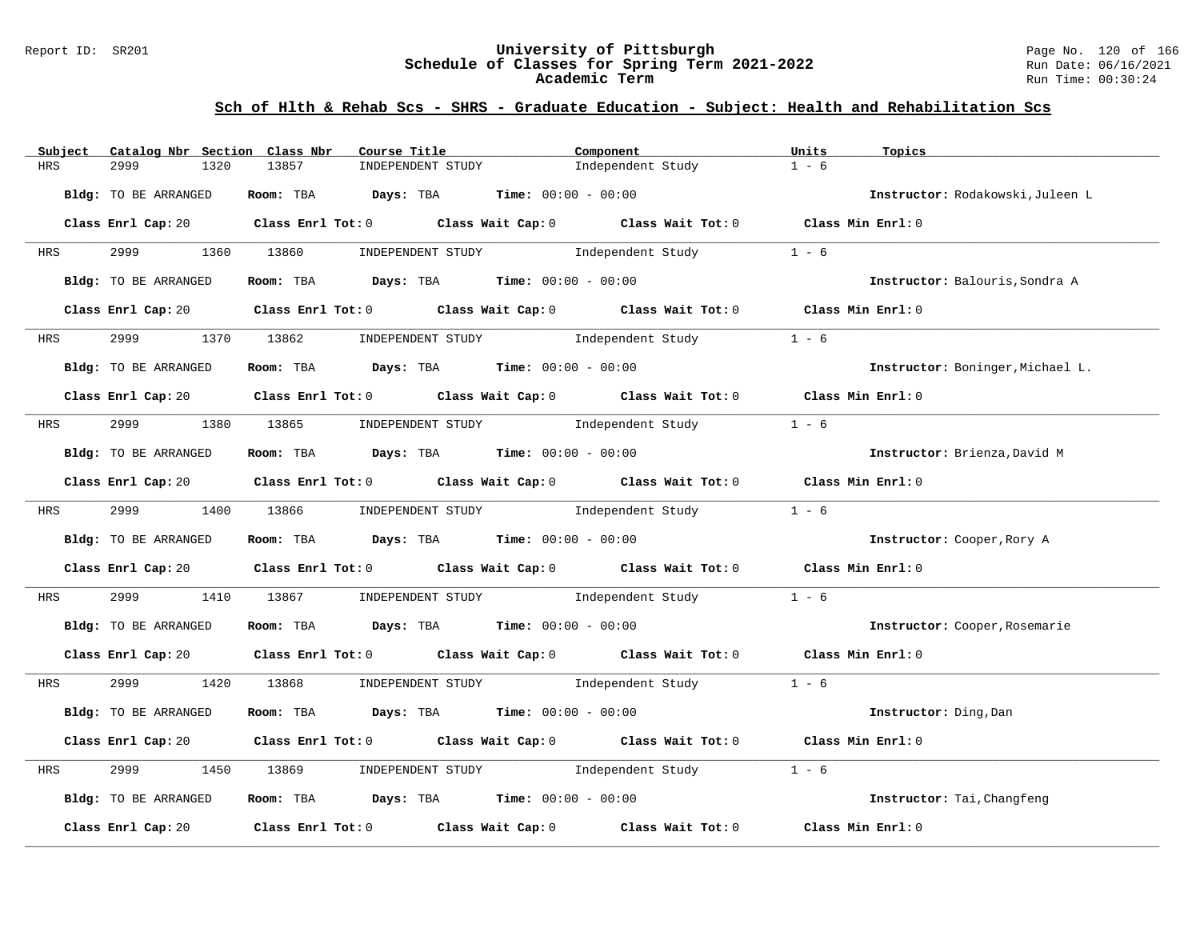## Sch of Hlth & Rehab Scs - SHRS - Graduate Education - Subject: Health and Rehabilitation Scs

| Subject | Catalog Nbr | Section | Class Nbr | Course Title | Component | Units | Topics |
|---|---|---|---|---|---|---|---|
| HRS | 2999 | 1320 | 13857 | INDEPENDENT STUDY | Independent Study | 1 - 6 | |

**Bldg:** TO BE ARRANGED **Room:** TBA **Days:** TBA **Time:** 00:00 - 00:00 **Instructor:** Rodakowski,Juleen L

**Class Enrl Cap:** 20 **Class Enrl Tot:** 0 **Class Wait Cap:** 0 **Class Wait Tot:** 0 **Class Min Enrl:** 0

| Subject | Catalog Nbr | Section | Class Nbr | Course Title | Component | Units | Topics |
|---|---|---|---|---|---|---|---|
| HRS | 2999 | 1360 | 13860 | INDEPENDENT STUDY | Independent Study | 1 - 6 | |

**Bldg:** TO BE ARRANGED **Room:** TBA **Days:** TBA **Time:** 00:00 - 00:00 **Instructor:** Balouris,Sondra A

**Class Enrl Cap:** 20 **Class Enrl Tot:** 0 **Class Wait Cap:** 0 **Class Wait Tot:** 0 **Class Min Enrl:** 0

| Subject | Catalog Nbr | Section | Class Nbr | Course Title | Component | Units | Topics |
|---|---|---|---|---|---|---|---|
| HRS | 2999 | 1370 | 13862 | INDEPENDENT STUDY | Independent Study | 1 - 6 | |

**Bldg:** TO BE ARRANGED **Room:** TBA **Days:** TBA **Time:** 00:00 - 00:00 **Instructor:** Boninger,Michael L.

**Class Enrl Cap:** 20 **Class Enrl Tot:** 0 **Class Wait Cap:** 0 **Class Wait Tot:** 0 **Class Min Enrl:** 0

| Subject | Catalog Nbr | Section | Class Nbr | Course Title | Component | Units | Topics |
|---|---|---|---|---|---|---|---|
| HRS | 2999 | 1380 | 13865 | INDEPENDENT STUDY | Independent Study | 1 - 6 | |

**Bldg:** TO BE ARRANGED **Room:** TBA **Days:** TBA **Time:** 00:00 - 00:00 **Instructor:** Brienza,David M

**Class Enrl Cap:** 20 **Class Enrl Tot:** 0 **Class Wait Cap:** 0 **Class Wait Tot:** 0 **Class Min Enrl:** 0

| Subject | Catalog Nbr | Section | Class Nbr | Course Title | Component | Units | Topics |
|---|---|---|---|---|---|---|---|
| HRS | 2999 | 1400 | 13866 | INDEPENDENT STUDY | Independent Study | 1 - 6 | |

**Bldg:** TO BE ARRANGED **Room:** TBA **Days:** TBA **Time:** 00:00 - 00:00 **Instructor:** Cooper,Rory A

**Class Enrl Cap:** 20 **Class Enrl Tot:** 0 **Class Wait Cap:** 0 **Class Wait Tot:** 0 **Class Min Enrl:** 0

| Subject | Catalog Nbr | Section | Class Nbr | Course Title | Component | Units | Topics |
|---|---|---|---|---|---|---|---|
| HRS | 2999 | 1410 | 13867 | INDEPENDENT STUDY | Independent Study | 1 - 6 | |

**Bldg:** TO BE ARRANGED **Room:** TBA **Days:** TBA **Time:** 00:00 - 00:00 **Instructor:** Cooper,Rosemarie

**Class Enrl Cap:** 20 **Class Enrl Tot:** 0 **Class Wait Cap:** 0 **Class Wait Tot:** 0 **Class Min Enrl:** 0

| Subject | Catalog Nbr | Section | Class Nbr | Course Title | Component | Units | Topics |
|---|---|---|---|---|---|---|---|
| HRS | 2999 | 1420 | 13868 | INDEPENDENT STUDY | Independent Study | 1 - 6 | |

**Bldg:** TO BE ARRANGED **Room:** TBA **Days:** TBA **Time:** 00:00 - 00:00 **Instructor:** Ding,Dan

**Class Enrl Cap:** 20 **Class Enrl Tot:** 0 **Class Wait Cap:** 0 **Class Wait Tot:** 0 **Class Min Enrl:** 0

| Subject | Catalog Nbr | Section | Class Nbr | Course Title | Component | Units | Topics |
|---|---|---|---|---|---|---|---|
| HRS | 2999 | 1450 | 13869 | INDEPENDENT STUDY | Independent Study | 1 - 6 | |

**Bldg:** TO BE ARRANGED **Room:** TBA **Days:** TBA **Time:** 00:00 - 00:00 **Instructor:** Tai,Changfeng

**Class Enrl Cap:** 20 **Class Enrl Tot:** 0 **Class Wait Cap:** 0 **Class Wait Tot:** 0 **Class Min Enrl:** 0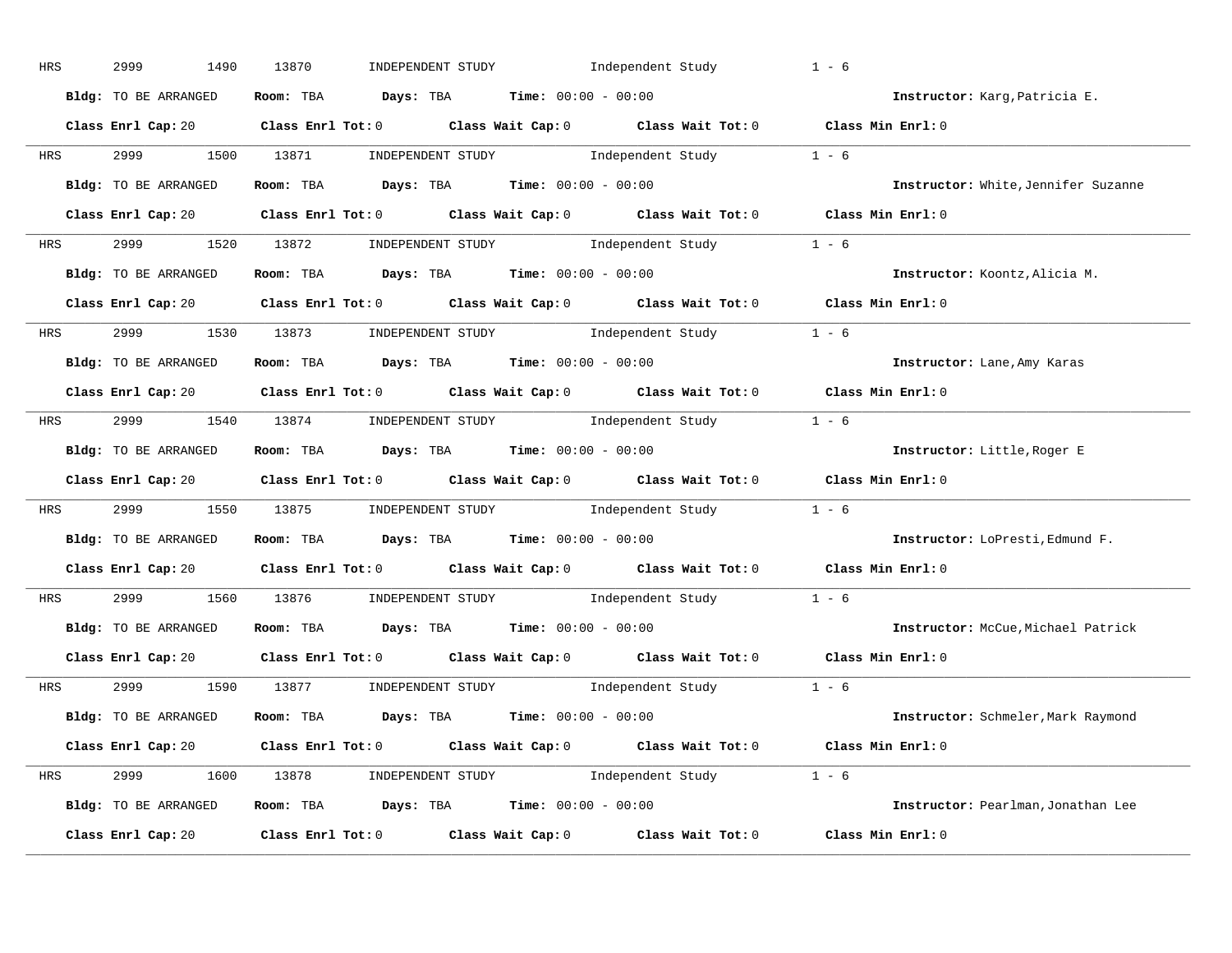HRS 2999 1490 13870 INDEPENDENT STUDY Independent Study 1 - 6

**Bldg:** TO BE ARRANGED **Room:** TBA **Days:** TBA **Time:** 00:00 - 00:00 **Instructor:** Karg,Patricia E.

**Class Enrl Cap:** 20 **Class Enrl Tot:** 0 **Class Wait Cap:** 0 **Class Wait Tot:** 0 **Class Min Enrl:** 0

---

HRS 2999 1500 13871 INDEPENDENT STUDY Independent Study 1 - 6

**Bldg:** TO BE ARRANGED **Room:** TBA **Days:** TBA **Time:** 00:00 - 00:00 **Instructor:** White,Jennifer Suzanne

**Class Enrl Cap:** 20 **Class Enrl Tot:** 0 **Class Wait Cap:** 0 **Class Wait Tot:** 0 **Class Min Enrl:** 0

---

HRS 2999 1520 13872 INDEPENDENT STUDY Independent Study 1 - 6

**Bldg:** TO BE ARRANGED **Room:** TBA **Days:** TBA **Time:** 00:00 - 00:00 **Instructor:** Koontz,Alicia M.

**Class Enrl Cap:** 20 **Class Enrl Tot:** 0 **Class Wait Cap:** 0 **Class Wait Tot:** 0 **Class Min Enrl:** 0

---

HRS 2999 1530 13873 INDEPENDENT STUDY Independent Study 1 - 6

**Bldg:** TO BE ARRANGED **Room:** TBA **Days:** TBA **Time:** 00:00 - 00:00 **Instructor:** Lane,Amy Karas

**Class Enrl Cap:** 20 **Class Enrl Tot:** 0 **Class Wait Cap:** 0 **Class Wait Tot:** 0 **Class Min Enrl:** 0

---

HRS 2999 1540 13874 INDEPENDENT STUDY Independent Study 1 - 6

**Bldg:** TO BE ARRANGED **Room:** TBA **Days:** TBA **Time:** 00:00 - 00:00 **Instructor:** Little,Roger E

**Class Enrl Cap:** 20 **Class Enrl Tot:** 0 **Class Wait Cap:** 0 **Class Wait Tot:** 0 **Class Min Enrl:** 0

---

HRS 2999 1550 13875 INDEPENDENT STUDY Independent Study 1 - 6

**Bldg:** TO BE ARRANGED **Room:** TBA **Days:** TBA **Time:** 00:00 - 00:00 **Instructor:** LoPresti,Edmund F.

**Class Enrl Cap:** 20 **Class Enrl Tot:** 0 **Class Wait Cap:** 0 **Class Wait Tot:** 0 **Class Min Enrl:** 0

---

HRS 2999 1560 13876 INDEPENDENT STUDY Independent Study 1 - 6

**Bldg:** TO BE ARRANGED **Room:** TBA **Days:** TBA **Time:** 00:00 - 00:00 **Instructor:** McCue,Michael Patrick

**Class Enrl Cap:** 20 **Class Enrl Tot:** 0 **Class Wait Cap:** 0 **Class Wait Tot:** 0 **Class Min Enrl:** 0

---

HRS 2999 1590 13877 INDEPENDENT STUDY Independent Study 1 - 6

**Bldg:** TO BE ARRANGED **Room:** TBA **Days:** TBA **Time:** 00:00 - 00:00 **Instructor:** Schmeler,Mark Raymond

**Class Enrl Cap:** 20 **Class Enrl Tot:** 0 **Class Wait Cap:** 0 **Class Wait Tot:** 0 **Class Min Enrl:** 0

---

HRS 2999 1600 13878 INDEPENDENT STUDY Independent Study 1 - 6

**Bldg:** TO BE ARRANGED **Room:** TBA **Days:** TBA **Time:** 00:00 - 00:00 **Instructor:** Pearlman,Jonathan Lee

**Class Enrl Cap:** 20 **Class Enrl Tot:** 0 **Class Wait Cap:** 0 **Class Wait Tot:** 0 **Class Min Enrl:** 0

---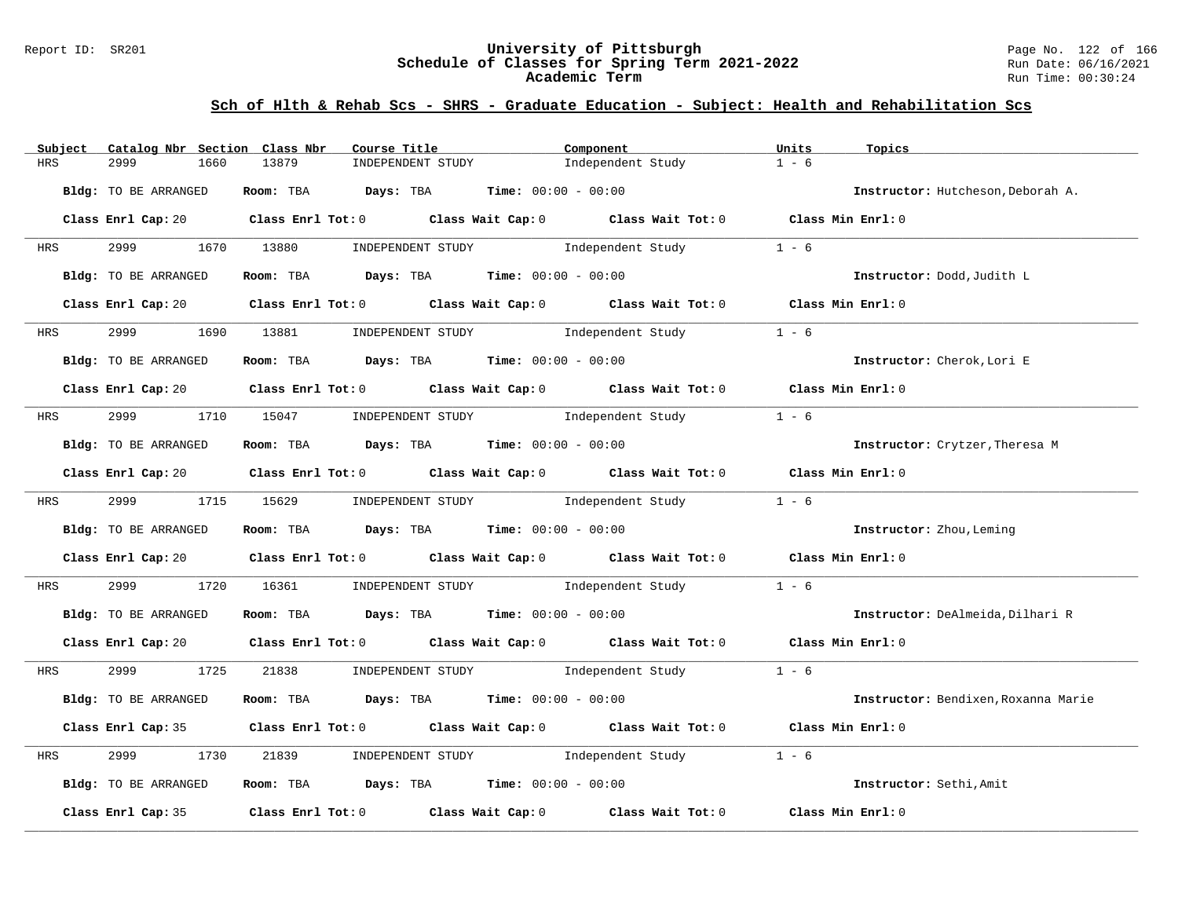## Sch of Hlth & Rehab Scs - SHRS - Graduate Education - Subject: Health and Rehabilitation Scs

| Subject | Catalog Nbr | Section | Class Nbr | Course Title | Component | Units | Topics |
|---|---|---|---|---|---|---|---|
| HRS | 2999 | 1660 | 13879 | INDEPENDENT STUDY | Independent Study | 1 - 6 | |

**Bldg:** TO BE ARRANGED **Room:** TBA **Days:** TBA **Time:** 00:00 - 00:00 **Instructor:** Hutcheson,Deborah A.

**Class Enrl Cap:** 20 **Class Enrl Tot:** 0 **Class Wait Cap:** 0 **Class Wait Tot:** 0 **Class Min Enrl:** 0

| Subject | Catalog Nbr | Section | Class Nbr | Course Title | Component | Units | Topics |
|---|---|---|---|---|---|---|---|
| HRS | 2999 | 1670 | 13880 | INDEPENDENT STUDY | Independent Study | 1 - 6 | |

**Bldg:** TO BE ARRANGED **Room:** TBA **Days:** TBA **Time:** 00:00 - 00:00 **Instructor:** Dodd,Judith L

**Class Enrl Cap:** 20 **Class Enrl Tot:** 0 **Class Wait Cap:** 0 **Class Wait Tot:** 0 **Class Min Enrl:** 0

| Subject | Catalog Nbr | Section | Class Nbr | Course Title | Component | Units | Topics |
|---|---|---|---|---|---|---|---|
| HRS | 2999 | 1690 | 13881 | INDEPENDENT STUDY | Independent Study | 1 - 6 | |

**Bldg:** TO BE ARRANGED **Room:** TBA **Days:** TBA **Time:** 00:00 - 00:00 **Instructor:** Cherok,Lori E

**Class Enrl Cap:** 20 **Class Enrl Tot:** 0 **Class Wait Cap:** 0 **Class Wait Tot:** 0 **Class Min Enrl:** 0

| Subject | Catalog Nbr | Section | Class Nbr | Course Title | Component | Units | Topics |
|---|---|---|---|---|---|---|---|
| HRS | 2999 | 1710 | 15047 | INDEPENDENT STUDY | Independent Study | 1 - 6 | |

**Bldg:** TO BE ARRANGED **Room:** TBA **Days:** TBA **Time:** 00:00 - 00:00 **Instructor:** Crytzer,Theresa M

**Class Enrl Cap:** 20 **Class Enrl Tot:** 0 **Class Wait Cap:** 0 **Class Wait Tot:** 0 **Class Min Enrl:** 0

| Subject | Catalog Nbr | Section | Class Nbr | Course Title | Component | Units | Topics |
|---|---|---|---|---|---|---|---|
| HRS | 2999 | 1715 | 15629 | INDEPENDENT STUDY | Independent Study | 1 - 6 | |

**Bldg:** TO BE ARRANGED **Room:** TBA **Days:** TBA **Time:** 00:00 - 00:00 **Instructor:** Zhou,Leming

**Class Enrl Cap:** 20 **Class Enrl Tot:** 0 **Class Wait Cap:** 0 **Class Wait Tot:** 0 **Class Min Enrl:** 0

| Subject | Catalog Nbr | Section | Class Nbr | Course Title | Component | Units | Topics |
|---|---|---|---|---|---|---|---|
| HRS | 2999 | 1720 | 16361 | INDEPENDENT STUDY | Independent Study | 1 - 6 | |

**Bldg:** TO BE ARRANGED **Room:** TBA **Days:** TBA **Time:** 00:00 - 00:00 **Instructor:** DeAlmeida,Dilhari R

**Class Enrl Cap:** 20 **Class Enrl Tot:** 0 **Class Wait Cap:** 0 **Class Wait Tot:** 0 **Class Min Enrl:** 0

| Subject | Catalog Nbr | Section | Class Nbr | Course Title | Component | Units | Topics |
|---|---|---|---|---|---|---|---|
| HRS | 2999 | 1725 | 21838 | INDEPENDENT STUDY | Independent Study | 1 - 6 | |

**Bldg:** TO BE ARRANGED **Room:** TBA **Days:** TBA **Time:** 00:00 - 00:00 **Instructor:** Bendixen,Roxanna Marie

**Class Enrl Cap:** 35 **Class Enrl Tot:** 0 **Class Wait Cap:** 0 **Class Wait Tot:** 0 **Class Min Enrl:** 0

| Subject | Catalog Nbr | Section | Class Nbr | Course Title | Component | Units | Topics |
|---|---|---|---|---|---|---|---|
| HRS | 2999 | 1730 | 21839 | INDEPENDENT STUDY | Independent Study | 1 - 6 | |

**Bldg:** TO BE ARRANGED **Room:** TBA **Days:** TBA **Time:** 00:00 - 00:00 **Instructor:** Sethi,Amit

**Class Enrl Cap:** 35 **Class Enrl Tot:** 0 **Class Wait Cap:** 0 **Class Wait Tot:** 0 **Class Min Enrl:** 0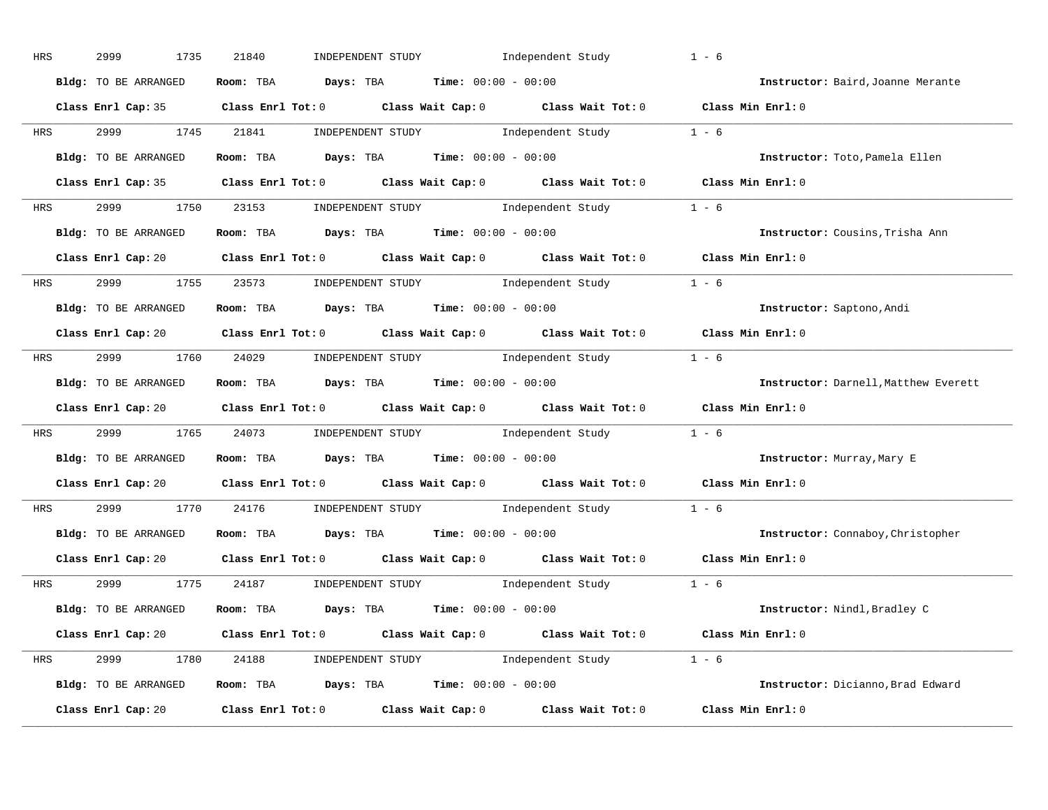HRS 2999 1735 21840 INDEPENDENT STUDY Independent Study 1 - 6

**Bldg:** TO BE ARRANGED **Room:** TBA **Days:** TBA **Time:** 00:00 - 00:00 **Instructor:** Baird,Joanne Merante

**Class Enrl Cap:** 35 **Class Enrl Tot:** 0 **Class Wait Cap:** 0 **Class Wait Tot:** 0 **Class Min Enrl:** 0

---

HRS 2999 1745 21841 INDEPENDENT STUDY Independent Study 1 - 6

**Bldg:** TO BE ARRANGED **Room:** TBA **Days:** TBA **Time:** 00:00 - 00:00 **Instructor:** Toto,Pamela Ellen

**Class Enrl Cap:** 35 **Class Enrl Tot:** 0 **Class Wait Cap:** 0 **Class Wait Tot:** 0 **Class Min Enrl:** 0

---

HRS 2999 1750 23153 INDEPENDENT STUDY Independent Study 1 - 6

**Bldg:** TO BE ARRANGED **Room:** TBA **Days:** TBA **Time:** 00:00 - 00:00 **Instructor:** Cousins,Trisha Ann

**Class Enrl Cap:** 20 **Class Enrl Tot:** 0 **Class Wait Cap:** 0 **Class Wait Tot:** 0 **Class Min Enrl:** 0

---

HRS 2999 1755 23573 INDEPENDENT STUDY Independent Study 1 - 6

**Bldg:** TO BE ARRANGED **Room:** TBA **Days:** TBA **Time:** 00:00 - 00:00 **Instructor:** Saptono,Andi

**Class Enrl Cap:** 20 **Class Enrl Tot:** 0 **Class Wait Cap:** 0 **Class Wait Tot:** 0 **Class Min Enrl:** 0

---

HRS 2999 1760 24029 INDEPENDENT STUDY Independent Study 1 - 6

**Bldg:** TO BE ARRANGED **Room:** TBA **Days:** TBA **Time:** 00:00 - 00:00 **Instructor:** Darnell,Matthew Everett

**Class Enrl Cap:** 20 **Class Enrl Tot:** 0 **Class Wait Cap:** 0 **Class Wait Tot:** 0 **Class Min Enrl:** 0

---

HRS 2999 1765 24073 INDEPENDENT STUDY Independent Study 1 - 6

**Bldg:** TO BE ARRANGED **Room:** TBA **Days:** TBA **Time:** 00:00 - 00:00 **Instructor:** Murray,Mary E

**Class Enrl Cap:** 20 **Class Enrl Tot:** 0 **Class Wait Cap:** 0 **Class Wait Tot:** 0 **Class Min Enrl:** 0

---

HRS 2999 1770 24176 INDEPENDENT STUDY Independent Study 1 - 6

**Bldg:** TO BE ARRANGED **Room:** TBA **Days:** TBA **Time:** 00:00 - 00:00 **Instructor:** Connaboy,Christopher

**Class Enrl Cap:** 20 **Class Enrl Tot:** 0 **Class Wait Cap:** 0 **Class Wait Tot:** 0 **Class Min Enrl:** 0

---

HRS 2999 1775 24187 INDEPENDENT STUDY Independent Study 1 - 6

**Bldg:** TO BE ARRANGED **Room:** TBA **Days:** TBA **Time:** 00:00 - 00:00 **Instructor:** Nindl,Bradley C

**Class Enrl Cap:** 20 **Class Enrl Tot:** 0 **Class Wait Cap:** 0 **Class Wait Tot:** 0 **Class Min Enrl:** 0

---

HRS 2999 1780 24188 INDEPENDENT STUDY Independent Study 1 - 6

**Bldg:** TO BE ARRANGED **Room:** TBA **Days:** TBA **Time:** 00:00 - 00:00 **Instructor:** Dicianno,Brad Edward

**Class Enrl Cap:** 20 **Class Enrl Tot:** 0 **Class Wait Cap:** 0 **Class Wait Tot:** 0 **Class Min Enrl:** 0

---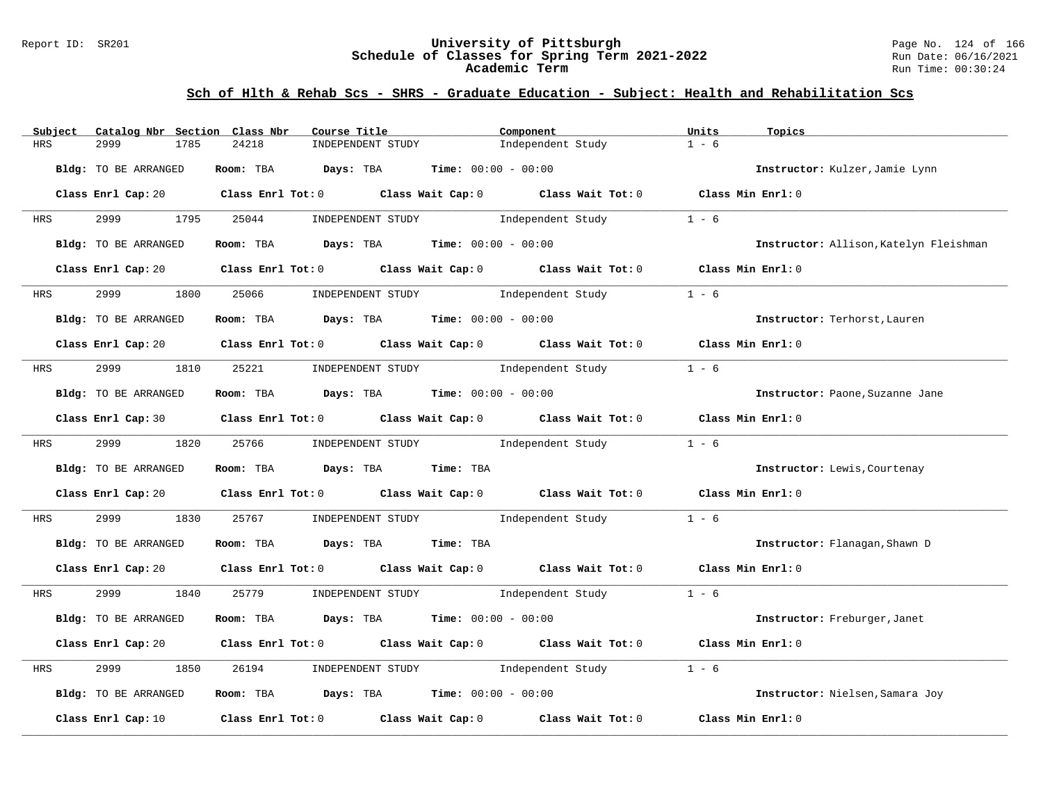## Sch of Hlth & Rehab Scs - SHRS - Graduate Education - Subject: Health and Rehabilitation Scs

| Subject | Catalog Nbr | Section | Class Nbr | Course Title | Component | Units | Topics |
|---|---|---|---|---|---|---|---|
| HRS | 2999 | 1785 | 24218 | INDEPENDENT STUDY | Independent Study | 1 - 6 | |

**Bldg:** TO BE ARRANGED **Room:** TBA **Days:** TBA **Time:** 00:00 - 00:00 **Instructor:** Kulzer,Jamie Lynn

**Class Enrl Cap:** 20 **Class Enrl Tot:** 0 **Class Wait Cap:** 0 **Class Wait Tot:** 0 **Class Min Enrl:** 0

| Subject | Catalog Nbr | Section | Class Nbr | Course Title | Component | Units | Topics |
|---|---|---|---|---|---|---|---|
| HRS | 2999 | 1795 | 25044 | INDEPENDENT STUDY | Independent Study | 1 - 6 | |

**Bldg:** TO BE ARRANGED **Room:** TBA **Days:** TBA **Time:** 00:00 - 00:00 **Instructor:** Allison,Katelyn Fleishman

**Class Enrl Cap:** 20 **Class Enrl Tot:** 0 **Class Wait Cap:** 0 **Class Wait Tot:** 0 **Class Min Enrl:** 0

| Subject | Catalog Nbr | Section | Class Nbr | Course Title | Component | Units | Topics |
|---|---|---|---|---|---|---|---|
| HRS | 2999 | 1800 | 25066 | INDEPENDENT STUDY | Independent Study | 1 - 6 | |

**Bldg:** TO BE ARRANGED **Room:** TBA **Days:** TBA **Time:** 00:00 - 00:00 **Instructor:** Terhorst,Lauren

**Class Enrl Cap:** 20 **Class Enrl Tot:** 0 **Class Wait Cap:** 0 **Class Wait Tot:** 0 **Class Min Enrl:** 0

| Subject | Catalog Nbr | Section | Class Nbr | Course Title | Component | Units | Topics |
|---|---|---|---|---|---|---|---|
| HRS | 2999 | 1810 | 25221 | INDEPENDENT STUDY | Independent Study | 1 - 6 | |

**Bldg:** TO BE ARRANGED **Room:** TBA **Days:** TBA **Time:** 00:00 - 00:00 **Instructor:** Paone,Suzanne Jane

**Class Enrl Cap:** 30 **Class Enrl Tot:** 0 **Class Wait Cap:** 0 **Class Wait Tot:** 0 **Class Min Enrl:** 0

| Subject | Catalog Nbr | Section | Class Nbr | Course Title | Component | Units | Topics |
|---|---|---|---|---|---|---|---|
| HRS | 2999 | 1820 | 25766 | INDEPENDENT STUDY | Independent Study | 1 - 6 | |

**Bldg:** TO BE ARRANGED **Room:** TBA **Days:** TBA **Time:** TBA **Instructor:** Lewis,Courtenay

**Class Enrl Cap:** 20 **Class Enrl Tot:** 0 **Class Wait Cap:** 0 **Class Wait Tot:** 0 **Class Min Enrl:** 0

| Subject | Catalog Nbr | Section | Class Nbr | Course Title | Component | Units | Topics |
|---|---|---|---|---|---|---|---|
| HRS | 2999 | 1830 | 25767 | INDEPENDENT STUDY | Independent Study | 1 - 6 | |

**Bldg:** TO BE ARRANGED **Room:** TBA **Days:** TBA **Time:** TBA **Instructor:** Flanagan,Shawn D

**Class Enrl Cap:** 20 **Class Enrl Tot:** 0 **Class Wait Cap:** 0 **Class Wait Tot:** 0 **Class Min Enrl:** 0

| Subject | Catalog Nbr | Section | Class Nbr | Course Title | Component | Units | Topics |
|---|---|---|---|---|---|---|---|
| HRS | 2999 | 1840 | 25779 | INDEPENDENT STUDY | Independent Study | 1 - 6 | |

**Bldg:** TO BE ARRANGED **Room:** TBA **Days:** TBA **Time:** 00:00 - 00:00 **Instructor:** Freburger,Janet

**Class Enrl Cap:** 20 **Class Enrl Tot:** 0 **Class Wait Cap:** 0 **Class Wait Tot:** 0 **Class Min Enrl:** 0

| Subject | Catalog Nbr | Section | Class Nbr | Course Title | Component | Units | Topics |
|---|---|---|---|---|---|---|---|
| HRS | 2999 | 1850 | 26194 | INDEPENDENT STUDY | Independent Study | 1 - 6 | |

**Bldg:** TO BE ARRANGED **Room:** TBA **Days:** TBA **Time:** 00:00 - 00:00 **Instructor:** Nielsen,Samara Joy

**Class Enrl Cap:** 10 **Class Enrl Tot:** 0 **Class Wait Cap:** 0 **Class Wait Tot:** 0 **Class Min Enrl:** 0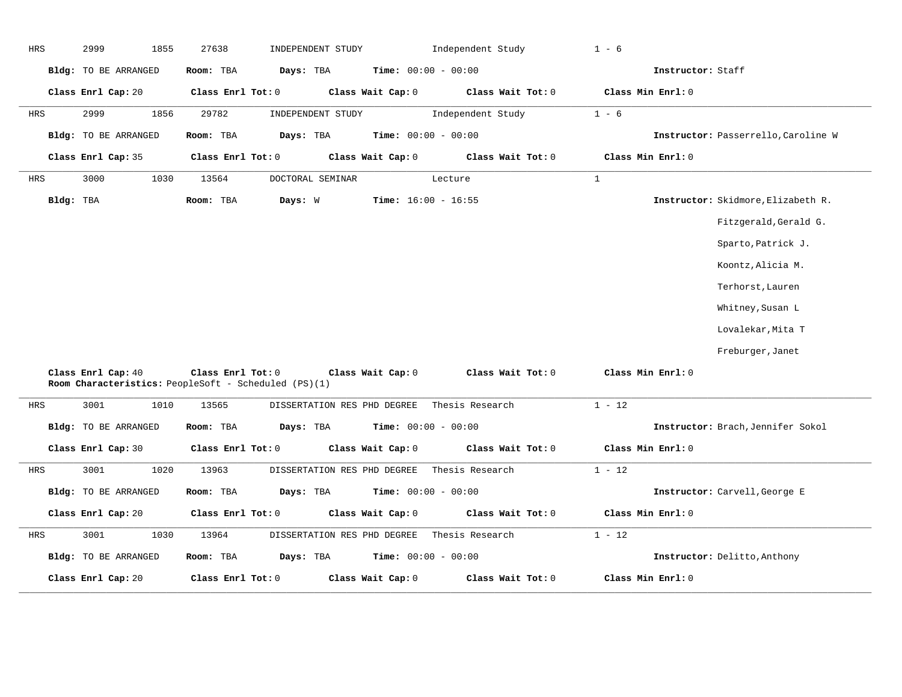HRS 2999 1855 27638 INDEPENDENT STUDY Independent Study 1 - 6

**Bldg:** TO BE ARRANGED **Room:** TBA **Days:** TBA **Time:** 00:00 - 00:00 **Instructor:** Staff

**Class Enrl Cap:** 20 **Class Enrl Tot:** 0 **Class Wait Cap:** 0 **Class Wait Tot:** 0 **Class Min Enrl:** 0

---

HRS 2999 1856 29782 INDEPENDENT STUDY Independent Study 1 - 6

**Bldg:** TO BE ARRANGED **Room:** TBA **Days:** TBA **Time:** 00:00 - 00:00 **Instructor:** Passerrello,Caroline W

**Class Enrl Cap:** 35 **Class Enrl Tot:** 0 **Class Wait Cap:** 0 **Class Wait Tot:** 0 **Class Min Enrl:** 0

---

HRS 3000 1030 13564 DOCTORAL SEMINAR Lecture 1

**Bldg:** TBA **Room:** TBA **Days:** W **Time:** 16:00 - 16:55 **Instructor:** Skidmore,Elizabeth R.

Fitzgerald,Gerald G.

Sparto,Patrick J.

Koontz,Alicia M.

Terhorst,Lauren

Whitney,Susan L

Lovalekar,Mita T

Freburger,Janet

**Class Enrl Cap:** 40 **Class Enrl Tot:** 0 **Class Wait Cap:** 0 **Class Wait Tot:** 0 **Class Min Enrl:** 0

**Room Characteristics:** PeopleSoft - Scheduled (PS)(1)

---

HRS 3001 1010 13565 DISSERTATION RES PHD DEGREE Thesis Research 1 - 12

**Bldg:** TO BE ARRANGED **Room:** TBA **Days:** TBA **Time:** 00:00 - 00:00 **Instructor:** Brach,Jennifer Sokol

**Class Enrl Cap:** 30 **Class Enrl Tot:** 0 **Class Wait Cap:** 0 **Class Wait Tot:** 0 **Class Min Enrl:** 0

---

HRS 3001 1020 13963 DISSERTATION RES PHD DEGREE Thesis Research 1 - 12

**Bldg:** TO BE ARRANGED **Room:** TBA **Days:** TBA **Time:** 00:00 - 00:00 **Instructor:** Carvell,George E

**Class Enrl Cap:** 20 **Class Enrl Tot:** 0 **Class Wait Cap:** 0 **Class Wait Tot:** 0 **Class Min Enrl:** 0

---

HRS 3001 1030 13964 DISSERTATION RES PHD DEGREE Thesis Research 1 - 12

**Bldg:** TO BE ARRANGED **Room:** TBA **Days:** TBA **Time:** 00:00 - 00:00 **Instructor:** Delitto,Anthony

**Class Enrl Cap:** 20 **Class Enrl Tot:** 0 **Class Wait Cap:** 0 **Class Wait Tot:** 0 **Class Min Enrl:** 0

---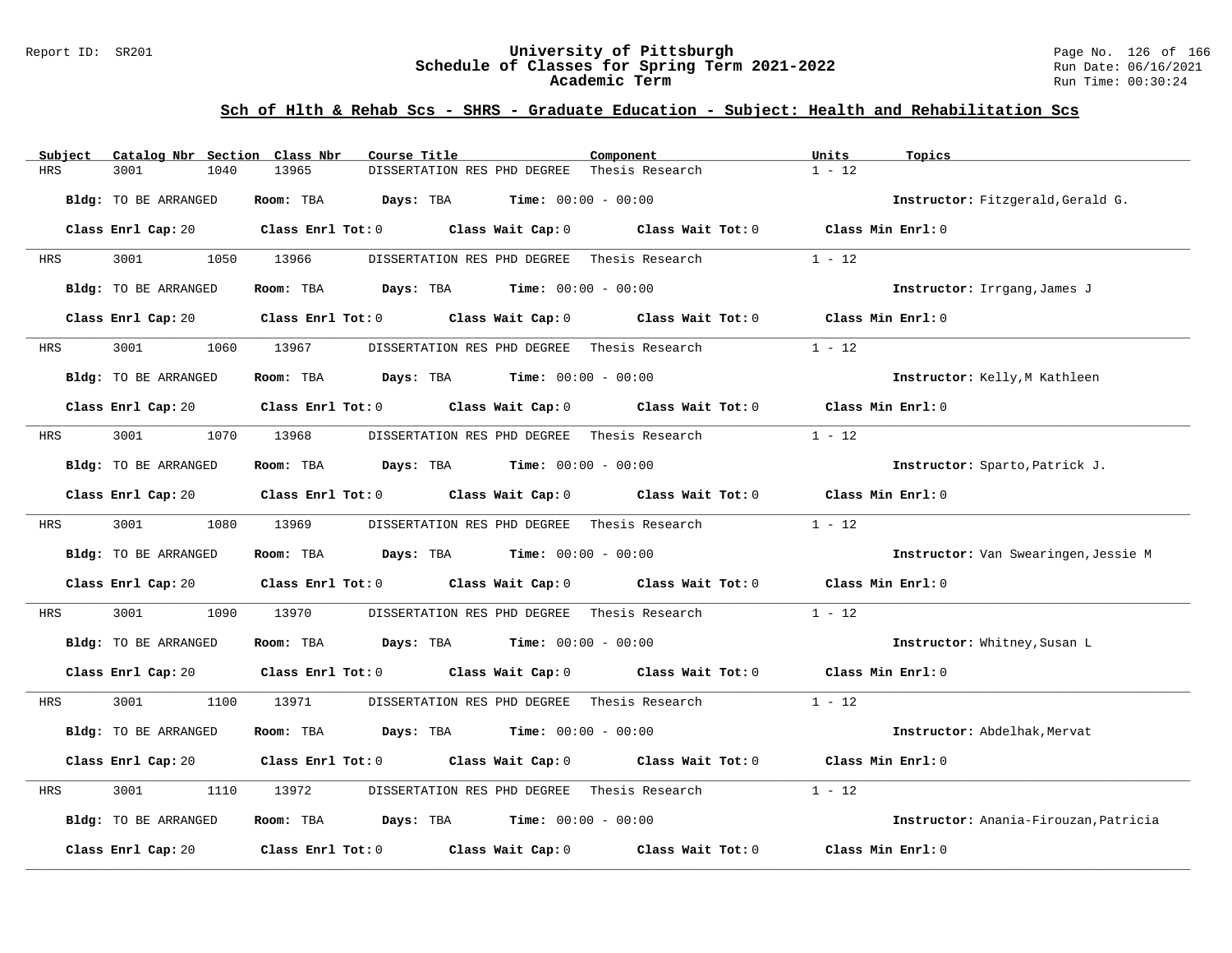## Sch of Hlth & Rehab Scs - SHRS - Graduate Education - Subject: Health and Rehabilitation Scs

| Subject | Catalog Nbr | Section | Class Nbr | Course Title | Component | Units | Topics |
|---|---|---|---|---|---|---|---|
| HRS | 3001 | 1040 | 13965 | DISSERTATION RES PHD DEGREE | Thesis Research | 1 - 12 | |

**Bldg:** TO BE ARRANGED **Room:** TBA **Days:** TBA **Time:** 00:00 - 00:00 **Instructor:** Fitzgerald,Gerald G.

**Class Enrl Cap:** 20 **Class Enrl Tot:** 0 **Class Wait Cap:** 0 **Class Wait Tot:** 0 **Class Min Enrl:** 0

---

| Subject | Catalog Nbr | Section | Class Nbr | Course Title | Component | Units | Topics |
|---|---|---|---|---|---|---|---|
| HRS | 3001 | 1050 | 13966 | DISSERTATION RES PHD DEGREE | Thesis Research | 1 - 12 | |

**Bldg:** TO BE ARRANGED **Room:** TBA **Days:** TBA **Time:** 00:00 - 00:00 **Instructor:** Irrgang,James J

**Class Enrl Cap:** 20 **Class Enrl Tot:** 0 **Class Wait Cap:** 0 **Class Wait Tot:** 0 **Class Min Enrl:** 0

---

| Subject | Catalog Nbr | Section | Class Nbr | Course Title | Component | Units | Topics |
|---|---|---|---|---|---|---|---|
| HRS | 3001 | 1060 | 13967 | DISSERTATION RES PHD DEGREE | Thesis Research | 1 - 12 | |

**Bldg:** TO BE ARRANGED **Room:** TBA **Days:** TBA **Time:** 00:00 - 00:00 **Instructor:** Kelly,M Kathleen

**Class Enrl Cap:** 20 **Class Enrl Tot:** 0 **Class Wait Cap:** 0 **Class Wait Tot:** 0 **Class Min Enrl:** 0

---

| Subject | Catalog Nbr | Section | Class Nbr | Course Title | Component | Units | Topics |
|---|---|---|---|---|---|---|---|
| HRS | 3001 | 1070 | 13968 | DISSERTATION RES PHD DEGREE | Thesis Research | 1 - 12 | |

**Bldg:** TO BE ARRANGED **Room:** TBA **Days:** TBA **Time:** 00:00 - 00:00 **Instructor:** Sparto,Patrick J.

**Class Enrl Cap:** 20 **Class Enrl Tot:** 0 **Class Wait Cap:** 0 **Class Wait Tot:** 0 **Class Min Enrl:** 0

---

| Subject | Catalog Nbr | Section | Class Nbr | Course Title | Component | Units | Topics |
|---|---|---|---|---|---|---|---|
| HRS | 3001 | 1080 | 13969 | DISSERTATION RES PHD DEGREE | Thesis Research | 1 - 12 | |

**Bldg:** TO BE ARRANGED **Room:** TBA **Days:** TBA **Time:** 00:00 - 00:00 **Instructor:** Van Swearingen,Jessie M

**Class Enrl Cap:** 20 **Class Enrl Tot:** 0 **Class Wait Cap:** 0 **Class Wait Tot:** 0 **Class Min Enrl:** 0

---

| Subject | Catalog Nbr | Section | Class Nbr | Course Title | Component | Units | Topics |
|---|---|---|---|---|---|---|---|
| HRS | 3001 | 1090 | 13970 | DISSERTATION RES PHD DEGREE | Thesis Research | 1 - 12 | |

**Bldg:** TO BE ARRANGED **Room:** TBA **Days:** TBA **Time:** 00:00 - 00:00 **Instructor:** Whitney,Susan L

**Class Enrl Cap:** 20 **Class Enrl Tot:** 0 **Class Wait Cap:** 0 **Class Wait Tot:** 0 **Class Min Enrl:** 0

---

| Subject | Catalog Nbr | Section | Class Nbr | Course Title | Component | Units | Topics |
|---|---|---|---|---|---|---|---|
| HRS | 3001 | 1100 | 13971 | DISSERTATION RES PHD DEGREE | Thesis Research | 1 - 12 | |

**Bldg:** TO BE ARRANGED **Room:** TBA **Days:** TBA **Time:** 00:00 - 00:00 **Instructor:** Abdelhak,Mervat

**Class Enrl Cap:** 20 **Class Enrl Tot:** 0 **Class Wait Cap:** 0 **Class Wait Tot:** 0 **Class Min Enrl:** 0

---

| Subject | Catalog Nbr | Section | Class Nbr | Course Title | Component | Units | Topics |
|---|---|---|---|---|---|---|---|
| HRS | 3001 | 1110 | 13972 | DISSERTATION RES PHD DEGREE | Thesis Research | 1 - 12 | |

**Bldg:** TO BE ARRANGED **Room:** TBA **Days:** TBA **Time:** 00:00 - 00:00 **Instructor:** Anania-Firouzan,Patricia

**Class Enrl Cap:** 20 **Class Enrl Tot:** 0 **Class Wait Cap:** 0 **Class Wait Tot:** 0 **Class Min Enrl:** 0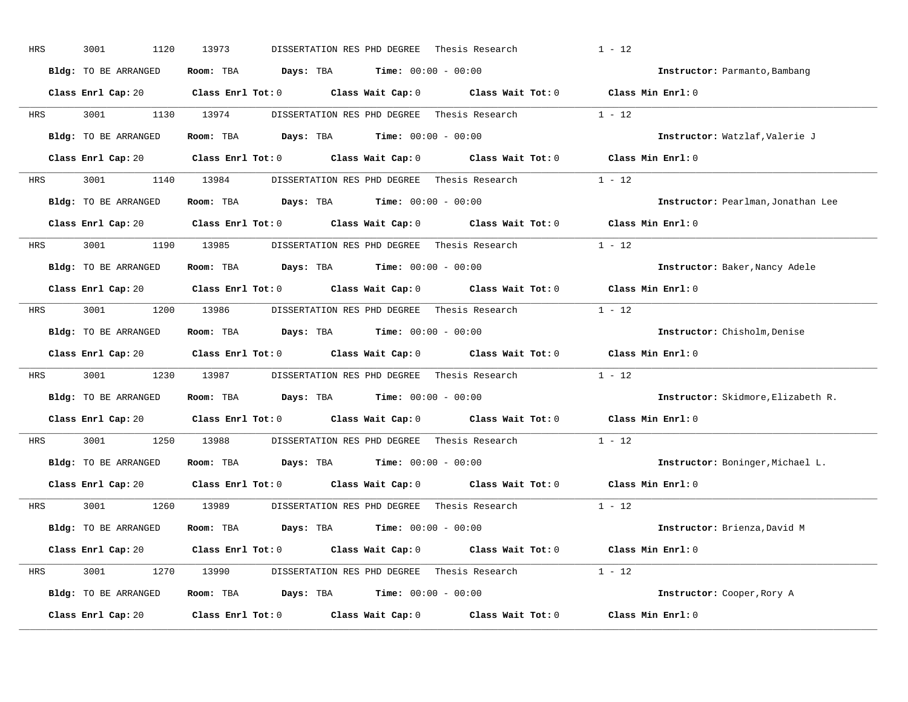HRS 3001 1120 13973 DISSERTATION RES PHD DEGREE Thesis Research 1 - 12

**Bldg:** TO BE ARRANGED **Room:** TBA **Days:** TBA **Time:** 00:00 - 00:00 **Instructor:** Parmanto,Bambang

**Class Enrl Cap:** 20 **Class Enrl Tot:** 0 **Class Wait Cap:** 0 **Class Wait Tot:** 0 **Class Min Enrl:** 0

---

HRS 3001 1130 13974 DISSERTATION RES PHD DEGREE Thesis Research 1 - 12

**Bldg:** TO BE ARRANGED **Room:** TBA **Days:** TBA **Time:** 00:00 - 00:00 **Instructor:** Watzlaf,Valerie J

**Class Enrl Cap:** 20 **Class Enrl Tot:** 0 **Class Wait Cap:** 0 **Class Wait Tot:** 0 **Class Min Enrl:** 0

---

HRS 3001 1140 13984 DISSERTATION RES PHD DEGREE Thesis Research 1 - 12

**Bldg:** TO BE ARRANGED **Room:** TBA **Days:** TBA **Time:** 00:00 - 00:00 **Instructor:** Pearlman,Jonathan Lee

**Class Enrl Cap:** 20 **Class Enrl Tot:** 0 **Class Wait Cap:** 0 **Class Wait Tot:** 0 **Class Min Enrl:** 0

---

HRS 3001 1190 13985 DISSERTATION RES PHD DEGREE Thesis Research 1 - 12

**Bldg:** TO BE ARRANGED **Room:** TBA **Days:** TBA **Time:** 00:00 - 00:00 **Instructor:** Baker,Nancy Adele

**Class Enrl Cap:** 20 **Class Enrl Tot:** 0 **Class Wait Cap:** 0 **Class Wait Tot:** 0 **Class Min Enrl:** 0

---

HRS 3001 1200 13986 DISSERTATION RES PHD DEGREE Thesis Research 1 - 12

**Bldg:** TO BE ARRANGED **Room:** TBA **Days:** TBA **Time:** 00:00 - 00:00 **Instructor:** Chisholm,Denise

**Class Enrl Cap:** 20 **Class Enrl Tot:** 0 **Class Wait Cap:** 0 **Class Wait Tot:** 0 **Class Min Enrl:** 0

---

HRS 3001 1230 13987 DISSERTATION RES PHD DEGREE Thesis Research 1 - 12

**Bldg:** TO BE ARRANGED **Room:** TBA **Days:** TBA **Time:** 00:00 - 00:00 **Instructor:** Skidmore,Elizabeth R.

**Class Enrl Cap:** 20 **Class Enrl Tot:** 0 **Class Wait Cap:** 0 **Class Wait Tot:** 0 **Class Min Enrl:** 0

---

HRS 3001 1250 13988 DISSERTATION RES PHD DEGREE Thesis Research 1 - 12

**Bldg:** TO BE ARRANGED **Room:** TBA **Days:** TBA **Time:** 00:00 - 00:00 **Instructor:** Boninger,Michael L.

**Class Enrl Cap:** 20 **Class Enrl Tot:** 0 **Class Wait Cap:** 0 **Class Wait Tot:** 0 **Class Min Enrl:** 0

---

HRS 3001 1260 13989 DISSERTATION RES PHD DEGREE Thesis Research 1 - 12

**Bldg:** TO BE ARRANGED **Room:** TBA **Days:** TBA **Time:** 00:00 - 00:00 **Instructor:** Brienza,David M

**Class Enrl Cap:** 20 **Class Enrl Tot:** 0 **Class Wait Cap:** 0 **Class Wait Tot:** 0 **Class Min Enrl:** 0

---

HRS 3001 1270 13990 DISSERTATION RES PHD DEGREE Thesis Research 1 - 12

**Bldg:** TO BE ARRANGED **Room:** TBA **Days:** TBA **Time:** 00:00 - 00:00 **Instructor:** Cooper,Rory A

**Class Enrl Cap:** 20 **Class Enrl Tot:** 0 **Class Wait Cap:** 0 **Class Wait Tot:** 0 **Class Min Enrl:** 0

---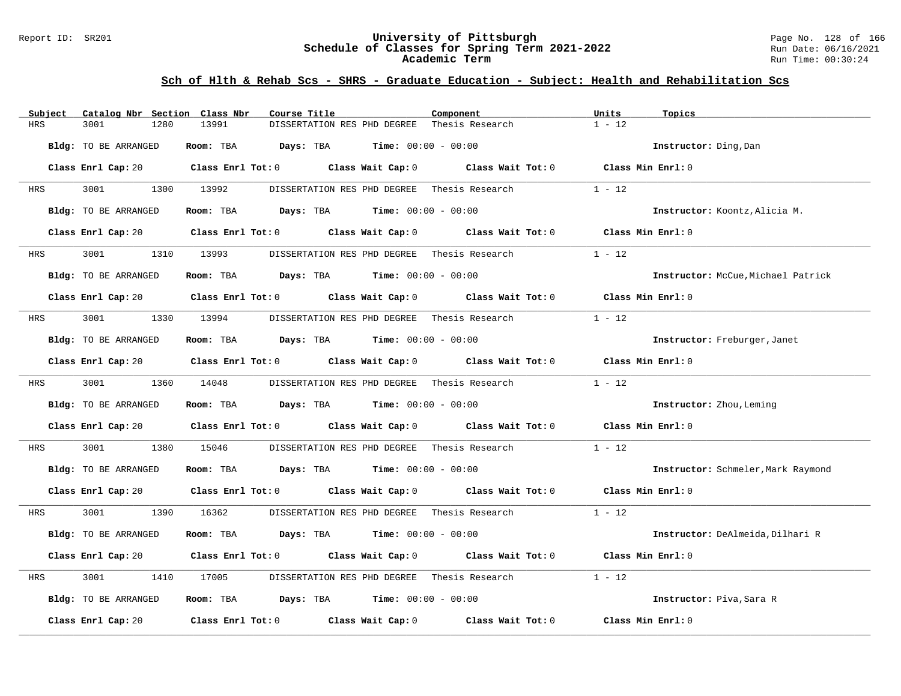## Sch of Hlth & Rehab Scs - SHRS - Graduate Education - Subject: Health and Rehabilitation Scs

| Subject | Catalog Nbr | Section | Class Nbr | Course Title | Component | Units | Topics |
|---|---|---|---|---|---|---|---|
| HRS | 3001 | 1280 | 13991 | DISSERTATION RES PHD DEGREE | Thesis Research | 1 - 12 | |

**Bldg:** TO BE ARRANGED **Room:** TBA **Days:** TBA **Time:** 00:00 - 00:00 **Instructor:** Ding,Dan

**Class Enrl Cap:** 20 **Class Enrl Tot:** 0 **Class Wait Cap:** 0 **Class Wait Tot:** 0 **Class Min Enrl:** 0

| Subject | Catalog Nbr | Section | Class Nbr | Course Title | Component | Units | Topics |
|---|---|---|---|---|---|---|---|
| HRS | 3001 | 1300 | 13992 | DISSERTATION RES PHD DEGREE | Thesis Research | 1 - 12 | |

**Bldg:** TO BE ARRANGED **Room:** TBA **Days:** TBA **Time:** 00:00 - 00:00 **Instructor:** Koontz,Alicia M.

**Class Enrl Cap:** 20 **Class Enrl Tot:** 0 **Class Wait Cap:** 0 **Class Wait Tot:** 0 **Class Min Enrl:** 0

| Subject | Catalog Nbr | Section | Class Nbr | Course Title | Component | Units | Topics |
|---|---|---|---|---|---|---|---|
| HRS | 3001 | 1310 | 13993 | DISSERTATION RES PHD DEGREE | Thesis Research | 1 - 12 | |

**Bldg:** TO BE ARRANGED **Room:** TBA **Days:** TBA **Time:** 00:00 - 00:00 **Instructor:** McCue,Michael Patrick

**Class Enrl Cap:** 20 **Class Enrl Tot:** 0 **Class Wait Cap:** 0 **Class Wait Tot:** 0 **Class Min Enrl:** 0

| Subject | Catalog Nbr | Section | Class Nbr | Course Title | Component | Units | Topics |
|---|---|---|---|---|---|---|---|
| HRS | 3001 | 1330 | 13994 | DISSERTATION RES PHD DEGREE | Thesis Research | 1 - 12 | |

**Bldg:** TO BE ARRANGED **Room:** TBA **Days:** TBA **Time:** 00:00 - 00:00 **Instructor:** Freburger,Janet

**Class Enrl Cap:** 20 **Class Enrl Tot:** 0 **Class Wait Cap:** 0 **Class Wait Tot:** 0 **Class Min Enrl:** 0

| Subject | Catalog Nbr | Section | Class Nbr | Course Title | Component | Units | Topics |
|---|---|---|---|---|---|---|---|
| HRS | 3001 | 1360 | 14048 | DISSERTATION RES PHD DEGREE | Thesis Research | 1 - 12 | |

**Bldg:** TO BE ARRANGED **Room:** TBA **Days:** TBA **Time:** 00:00 - 00:00 **Instructor:** Zhou,Leming

**Class Enrl Cap:** 20 **Class Enrl Tot:** 0 **Class Wait Cap:** 0 **Class Wait Tot:** 0 **Class Min Enrl:** 0

| Subject | Catalog Nbr | Section | Class Nbr | Course Title | Component | Units | Topics |
|---|---|---|---|---|---|---|---|
| HRS | 3001 | 1380 | 15046 | DISSERTATION RES PHD DEGREE | Thesis Research | 1 - 12 | |

**Bldg:** TO BE ARRANGED **Room:** TBA **Days:** TBA **Time:** 00:00 - 00:00 **Instructor:** Schmeler,Mark Raymond

**Class Enrl Cap:** 20 **Class Enrl Tot:** 0 **Class Wait Cap:** 0 **Class Wait Tot:** 0 **Class Min Enrl:** 0

| Subject | Catalog Nbr | Section | Class Nbr | Course Title | Component | Units | Topics |
|---|---|---|---|---|---|---|---|
| HRS | 3001 | 1390 | 16362 | DISSERTATION RES PHD DEGREE | Thesis Research | 1 - 12 | |

**Bldg:** TO BE ARRANGED **Room:** TBA **Days:** TBA **Time:** 00:00 - 00:00 **Instructor:** DeAlmeida,Dilhari R

**Class Enrl Cap:** 20 **Class Enrl Tot:** 0 **Class Wait Cap:** 0 **Class Wait Tot:** 0 **Class Min Enrl:** 0

| Subject | Catalog Nbr | Section | Class Nbr | Course Title | Component | Units | Topics |
|---|---|---|---|---|---|---|---|
| HRS | 3001 | 1410 | 17005 | DISSERTATION RES PHD DEGREE | Thesis Research | 1 - 12 | |

**Bldg:** TO BE ARRANGED **Room:** TBA **Days:** TBA **Time:** 00:00 - 00:00 **Instructor:** Piva,Sara R

**Class Enrl Cap:** 20 **Class Enrl Tot:** 0 **Class Wait Cap:** 0 **Class Wait Tot:** 0 **Class Min Enrl:** 0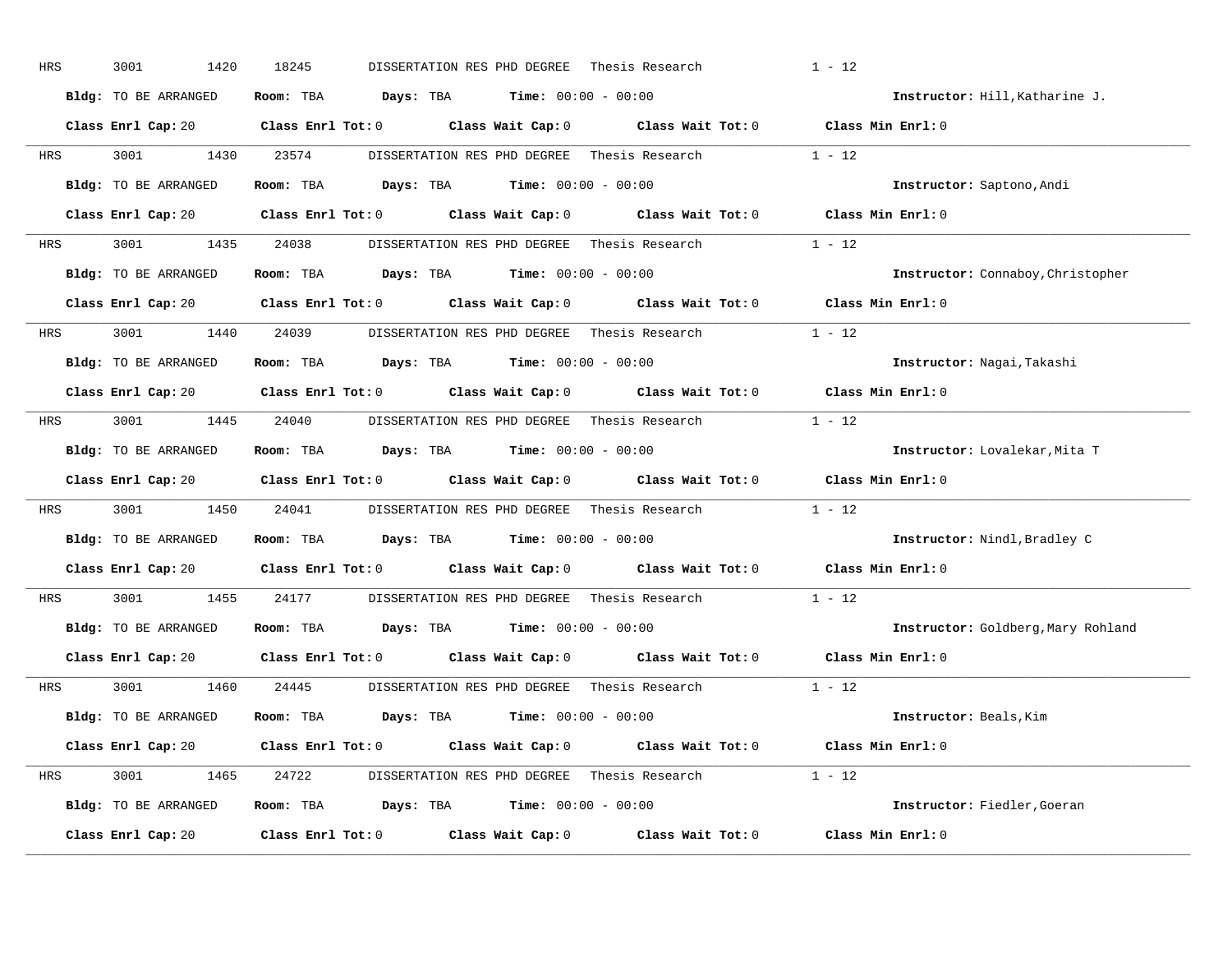HRS 3001 1420 18245 DISSERTATION RES PHD DEGREE Thesis Research 1 - 12

**Bldg:** TO BE ARRANGED **Room:** TBA **Days:** TBA **Time:** 00:00 - 00:00 **Instructor:** Hill,Katharine J.

**Class Enrl Cap:** 20 **Class Enrl Tot:** 0 **Class Wait Cap:** 0 **Class Wait Tot:** 0 **Class Min Enrl:** 0

---

HRS 3001 1430 23574 DISSERTATION RES PHD DEGREE Thesis Research 1 - 12

**Bldg:** TO BE ARRANGED **Room:** TBA **Days:** TBA **Time:** 00:00 - 00:00 **Instructor:** Saptono,Andi

**Class Enrl Cap:** 20 **Class Enrl Tot:** 0 **Class Wait Cap:** 0 **Class Wait Tot:** 0 **Class Min Enrl:** 0

---

HRS 3001 1435 24038 DISSERTATION RES PHD DEGREE Thesis Research 1 - 12

**Bldg:** TO BE ARRANGED **Room:** TBA **Days:** TBA **Time:** 00:00 - 00:00 **Instructor:** Connaboy,Christopher

**Class Enrl Cap:** 20 **Class Enrl Tot:** 0 **Class Wait Cap:** 0 **Class Wait Tot:** 0 **Class Min Enrl:** 0

---

HRS 3001 1440 24039 DISSERTATION RES PHD DEGREE Thesis Research 1 - 12

**Bldg:** TO BE ARRANGED **Room:** TBA **Days:** TBA **Time:** 00:00 - 00:00 **Instructor:** Nagai,Takashi

**Class Enrl Cap:** 20 **Class Enrl Tot:** 0 **Class Wait Cap:** 0 **Class Wait Tot:** 0 **Class Min Enrl:** 0

---

HRS 3001 1445 24040 DISSERTATION RES PHD DEGREE Thesis Research 1 - 12

**Bldg:** TO BE ARRANGED **Room:** TBA **Days:** TBA **Time:** 00:00 - 00:00 **Instructor:** Lovalekar,Mita T

**Class Enrl Cap:** 20 **Class Enrl Tot:** 0 **Class Wait Cap:** 0 **Class Wait Tot:** 0 **Class Min Enrl:** 0

---

HRS 3001 1450 24041 DISSERTATION RES PHD DEGREE Thesis Research 1 - 12

**Bldg:** TO BE ARRANGED **Room:** TBA **Days:** TBA **Time:** 00:00 - 00:00 **Instructor:** Nindl,Bradley C

**Class Enrl Cap:** 20 **Class Enrl Tot:** 0 **Class Wait Cap:** 0 **Class Wait Tot:** 0 **Class Min Enrl:** 0

---

HRS 3001 1455 24177 DISSERTATION RES PHD DEGREE Thesis Research 1 - 12

**Bldg:** TO BE ARRANGED **Room:** TBA **Days:** TBA **Time:** 00:00 - 00:00 **Instructor:** Goldberg,Mary Rohland

**Class Enrl Cap:** 20 **Class Enrl Tot:** 0 **Class Wait Cap:** 0 **Class Wait Tot:** 0 **Class Min Enrl:** 0

---

HRS 3001 1460 24445 DISSERTATION RES PHD DEGREE Thesis Research 1 - 12

**Bldg:** TO BE ARRANGED **Room:** TBA **Days:** TBA **Time:** 00:00 - 00:00 **Instructor:** Beals,Kim

**Class Enrl Cap:** 20 **Class Enrl Tot:** 0 **Class Wait Cap:** 0 **Class Wait Tot:** 0 **Class Min Enrl:** 0

---

HRS 3001 1465 24722 DISSERTATION RES PHD DEGREE Thesis Research 1 - 12

**Bldg:** TO BE ARRANGED **Room:** TBA **Days:** TBA **Time:** 00:00 - 00:00 **Instructor:** Fiedler,Goeran

**Class Enrl Cap:** 20 **Class Enrl Tot:** 0 **Class Wait Cap:** 0 **Class Wait Tot:** 0 **Class Min Enrl:** 0

---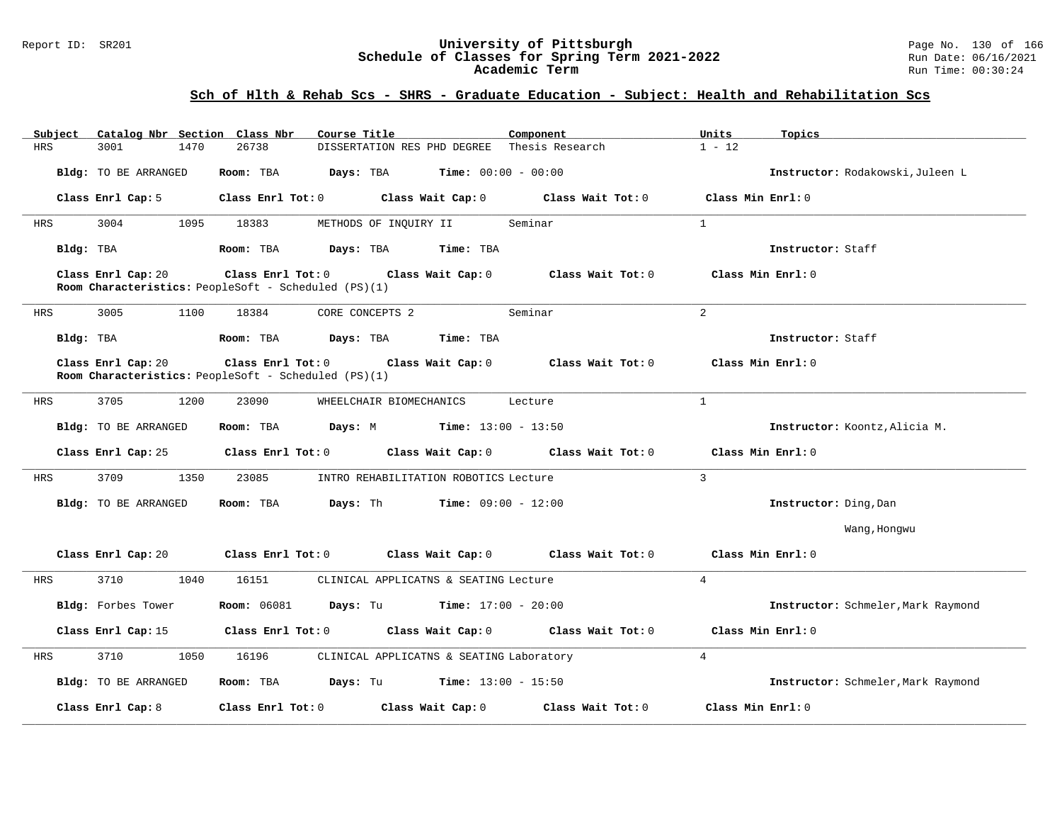## Sch of Hlth & Rehab Scs - SHRS - Graduate Education - Subject: Health and Rehabilitation Scs

| Subject | Catalog Nbr | Section | Class Nbr | Course Title | Component | Units | Topics |
|---|---|---|---|---|---|---|---|
| HRS | 3001 | 1470 | 26738 | DISSERTATION RES PHD DEGREE | Thesis Research | 1 - 12 | |

**Bldg:** TO BE ARRANGED **Room:** TBA **Days:** TBA **Time:** 00:00 - 00:00 **Instructor:** Rodakowski,Juleen L

**Class Enrl Cap:** 5 **Class Enrl Tot:** 0 **Class Wait Cap:** 0 **Class Wait Tot:** 0 **Class Min Enrl:** 0

---

| Subject | Catalog Nbr | Section | Class Nbr | Course Title | Component | Units | Topics |
|---|---|---|---|---|---|---|---|
| HRS | 3004 | 1095 | 18383 | METHODS OF INQUIRY II | Seminar | 1 | |

**Bldg:** TBA **Room:** TBA **Days:** TBA **Time:** TBA **Instructor:** Staff

**Class Enrl Cap:** 20 **Class Enrl Tot:** 0 **Class Wait Cap:** 0 **Class Wait Tot:** 0 **Class Min Enrl:** 0

**Room Characteristics:** PeopleSoft - Scheduled (PS)(1)

---

| Subject | Catalog Nbr | Section | Class Nbr | Course Title | Component | Units | Topics |
|---|---|---|---|---|---|---|---|
| HRS | 3005 | 1100 | 18384 | CORE CONCEPTS 2 | Seminar | 2 | |

**Bldg:** TBA **Room:** TBA **Days:** TBA **Time:** TBA **Instructor:** Staff

**Class Enrl Cap:** 20 **Class Enrl Tot:** 0 **Class Wait Cap:** 0 **Class Wait Tot:** 0 **Class Min Enrl:** 0

**Room Characteristics:** PeopleSoft - Scheduled (PS)(1)

---

| Subject | Catalog Nbr | Section | Class Nbr | Course Title | Component | Units | Topics |
|---|---|---|---|---|---|---|---|
| HRS | 3705 | 1200 | 23090 | WHEELCHAIR BIOMECHANICS | Lecture | 1 | |

**Bldg:** TO BE ARRANGED **Room:** TBA **Days:** M **Time:** 13:00 - 13:50 **Instructor:** Koontz,Alicia M.

**Class Enrl Cap:** 25 **Class Enrl Tot:** 0 **Class Wait Cap:** 0 **Class Wait Tot:** 0 **Class Min Enrl:** 0

---

| Subject | Catalog Nbr | Section | Class Nbr | Course Title | Component | Units | Topics |
|---|---|---|---|---|---|---|---|
| HRS | 3709 | 1350 | 23085 | INTRO REHABILITATION ROBOTICS | Lecture | 3 | |

**Bldg:** TO BE ARRANGED **Room:** TBA **Days:** Th **Time:** 09:00 - 12:00 **Instructor:** Ding,Dan; Wang,Hongwu

**Class Enrl Cap:** 20 **Class Enrl Tot:** 0 **Class Wait Cap:** 0 **Class Wait Tot:** 0 **Class Min Enrl:** 0

---

| Subject | Catalog Nbr | Section | Class Nbr | Course Title | Component | Units | Topics |
|---|---|---|---|---|---|---|---|
| HRS | 3710 | 1040 | 16151 | CLINICAL APPLICATNS & SEATING | Lecture | 4 | |

**Bldg:** Forbes Tower **Room:** 06081 **Days:** Tu **Time:** 17:00 - 20:00 **Instructor:** Schmeler,Mark Raymond

**Class Enrl Cap:** 15 **Class Enrl Tot:** 0 **Class Wait Cap:** 0 **Class Wait Tot:** 0 **Class Min Enrl:** 0

---

| Subject | Catalog Nbr | Section | Class Nbr | Course Title | Component | Units | Topics |
|---|---|---|---|---|---|---|---|
| HRS | 3710 | 1050 | 16196 | CLINICAL APPLICATNS & SEATING | Laboratory | 4 | |

**Bldg:** TO BE ARRANGED **Room:** TBA **Days:** Tu **Time:** 13:00 - 15:50 **Instructor:** Schmeler,Mark Raymond

**Class Enrl Cap:** 8 **Class Enrl Tot:** 0 **Class Wait Cap:** 0 **Class Wait Tot:** 0 **Class Min Enrl:** 0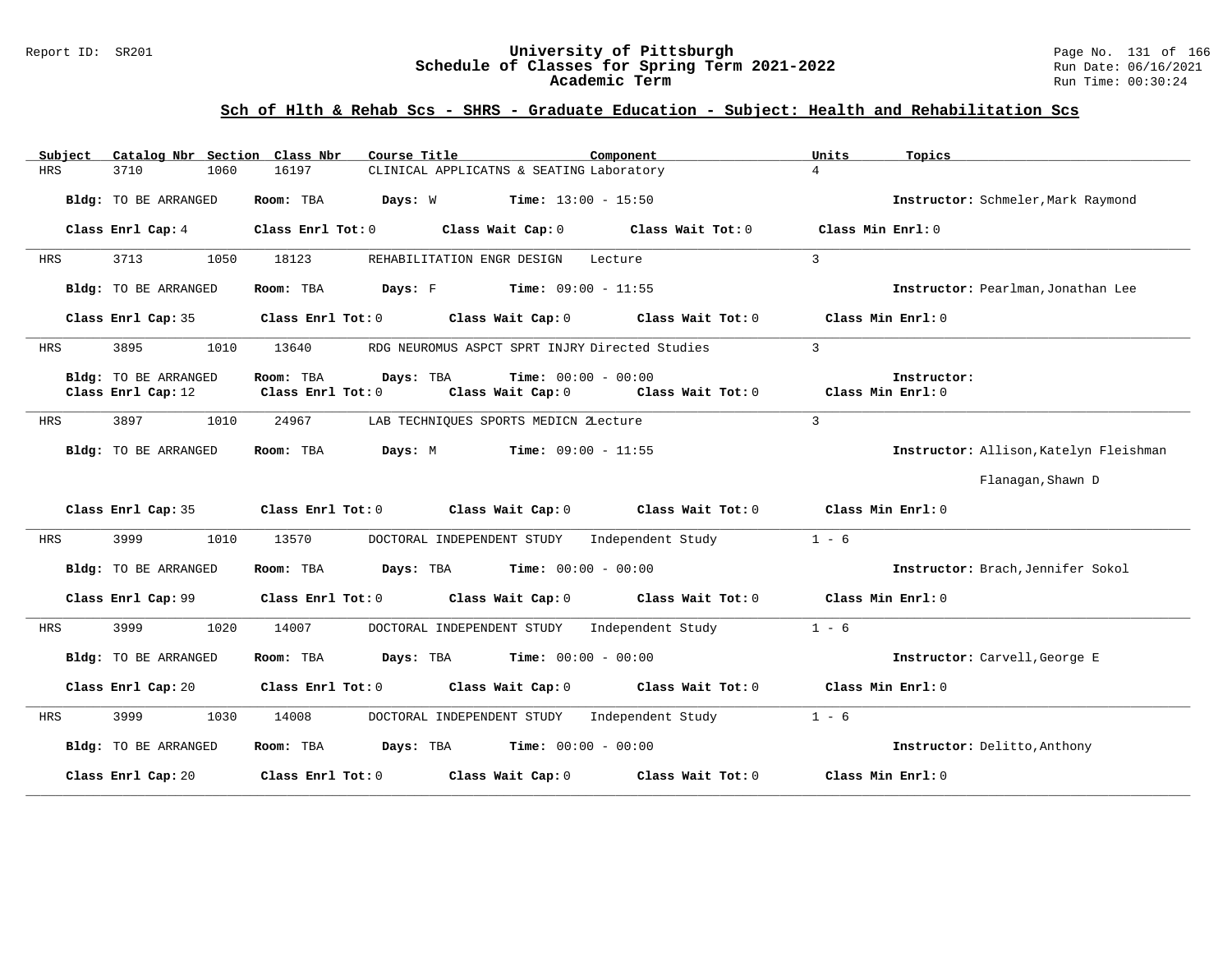## Sch of Hlth & Rehab Scs - SHRS - Graduate Education - Subject: Health and Rehabilitation Scs

| Subject | Catalog Nbr | Section | Class Nbr | Course Title | Component | Units | Topics |
|---|---|---|---|---|---|---|---|
| HRS | 3710 | 1060 | 16197 | CLINICAL APPLICATNS & SEATING | Laboratory | 4 | |

**Bldg:** TO BE ARRANGED **Room:** TBA **Days:** W **Time:** 13:00 - 15:50 **Instructor:** Schmeler,Mark Raymond

**Class Enrl Cap:** 4 **Class Enrl Tot:** 0 **Class Wait Cap:** 0 **Class Wait Tot:** 0 **Class Min Enrl:** 0

| Subject | Catalog Nbr | Section | Class Nbr | Course Title | Component | Units | Topics |
|---|---|---|---|---|---|---|---|
| HRS | 3713 | 1050 | 18123 | REHABILITATION ENGR DESIGN | Lecture | 3 | |

**Bldg:** TO BE ARRANGED **Room:** TBA **Days:** F **Time:** 09:00 - 11:55 **Instructor:** Pearlman,Jonathan Lee

**Class Enrl Cap:** 35 **Class Enrl Tot:** 0 **Class Wait Cap:** 0 **Class Wait Tot:** 0 **Class Min Enrl:** 0

| Subject | Catalog Nbr | Section | Class Nbr | Course Title | Component | Units | Topics |
|---|---|---|---|---|---|---|---|
| HRS | 3895 | 1010 | 13640 | RDG NEUROMUS ASPCT SPRT INJRY | Directed Studies | 3 | |

**Bldg:** TO BE ARRANGED **Room:** TBA **Days:** TBA **Time:** 00:00 - 00:00 **Instructor:**
**Class Enrl Cap:** 12 **Class Enrl Tot:** 0 **Class Wait Cap:** 0 **Class Wait Tot:** 0 **Class Min Enrl:** 0

| Subject | Catalog Nbr | Section | Class Nbr | Course Title | Component | Units | Topics |
|---|---|---|---|---|---|---|---|
| HRS | 3897 | 1010 | 24967 | LAB TECHNIQUES SPORTS MEDICN 2 | Lecture | 3 | |

**Bldg:** TO BE ARRANGED **Room:** TBA **Days:** M **Time:** 09:00 - 11:55 **Instructor:** Allison,Katelyn Fleishman

Flanagan,Shawn D

**Class Enrl Cap:** 35 **Class Enrl Tot:** 0 **Class Wait Cap:** 0 **Class Wait Tot:** 0 **Class Min Enrl:** 0

| Subject | Catalog Nbr | Section | Class Nbr | Course Title | Component | Units | Topics |
|---|---|---|---|---|---|---|---|
| HRS | 3999 | 1010 | 13570 | DOCTORAL INDEPENDENT STUDY | Independent Study | 1 - 6 | |

**Bldg:** TO BE ARRANGED **Room:** TBA **Days:** TBA **Time:** 00:00 - 00:00 **Instructor:** Brach,Jennifer Sokol

**Class Enrl Cap:** 99 **Class Enrl Tot:** 0 **Class Wait Cap:** 0 **Class Wait Tot:** 0 **Class Min Enrl:** 0

| Subject | Catalog Nbr | Section | Class Nbr | Course Title | Component | Units | Topics |
|---|---|---|---|---|---|---|---|
| HRS | 3999 | 1020 | 14007 | DOCTORAL INDEPENDENT STUDY | Independent Study | 1 - 6 | |

**Bldg:** TO BE ARRANGED **Room:** TBA **Days:** TBA **Time:** 00:00 - 00:00 **Instructor:** Carvell,George E

**Class Enrl Cap:** 20 **Class Enrl Tot:** 0 **Class Wait Cap:** 0 **Class Wait Tot:** 0 **Class Min Enrl:** 0

| Subject | Catalog Nbr | Section | Class Nbr | Course Title | Component | Units | Topics |
|---|---|---|---|---|---|---|---|
| HRS | 3999 | 1030 | 14008 | DOCTORAL INDEPENDENT STUDY | Independent Study | 1 - 6 | |

**Bldg:** TO BE ARRANGED **Room:** TBA **Days:** TBA **Time:** 00:00 - 00:00 **Instructor:** Delitto,Anthony

**Class Enrl Cap:** 20 **Class Enrl Tot:** 0 **Class Wait Cap:** 0 **Class Wait Tot:** 0 **Class Min Enrl:** 0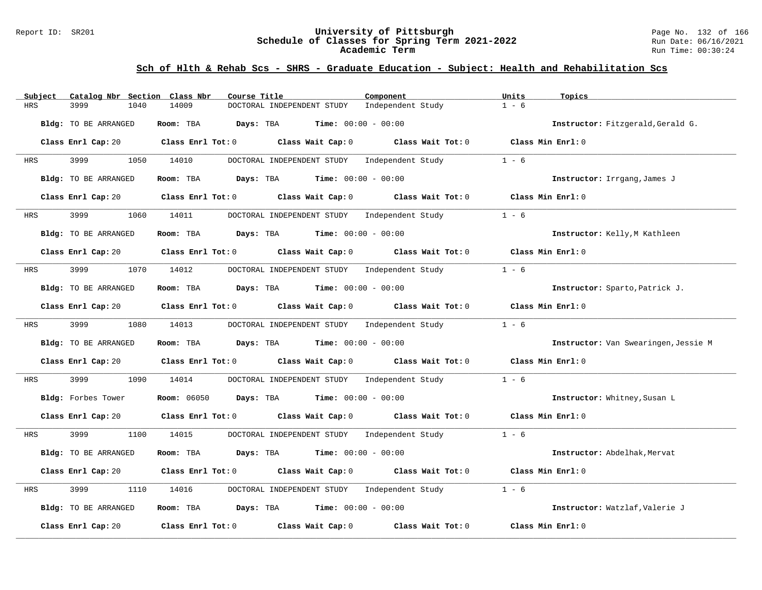## Sch of Hlth & Rehab Scs - SHRS - Graduate Education - Subject: Health and Rehabilitation Scs

| Subject | Catalog Nbr | Section | Class Nbr | Course Title | Component | Units | Topics |
|---|---|---|---|---|---|---|---|
| HRS | 3999 | 1040 | 14009 | DOCTORAL INDEPENDENT STUDY | Independent Study | 1 - 6 | |

**Bldg:** TO BE ARRANGED **Room:** TBA **Days:** TBA **Time:** 00:00 - 00:00 **Instructor:** Fitzgerald,Gerald G.

**Class Enrl Cap:** 20 **Class Enrl Tot:** 0 **Class Wait Cap:** 0 **Class Wait Tot:** 0 **Class Min Enrl:** 0

| Subject | Catalog Nbr | Section | Class Nbr | Course Title | Component | Units | Topics |
|---|---|---|---|---|---|---|---|
| HRS | 3999 | 1050 | 14010 | DOCTORAL INDEPENDENT STUDY | Independent Study | 1 - 6 | |

**Bldg:** TO BE ARRANGED **Room:** TBA **Days:** TBA **Time:** 00:00 - 00:00 **Instructor:** Irrgang,James J

**Class Enrl Cap:** 20 **Class Enrl Tot:** 0 **Class Wait Cap:** 0 **Class Wait Tot:** 0 **Class Min Enrl:** 0

| Subject | Catalog Nbr | Section | Class Nbr | Course Title | Component | Units | Topics |
|---|---|---|---|---|---|---|---|
| HRS | 3999 | 1060 | 14011 | DOCTORAL INDEPENDENT STUDY | Independent Study | 1 - 6 | |

**Bldg:** TO BE ARRANGED **Room:** TBA **Days:** TBA **Time:** 00:00 - 00:00 **Instructor:** Kelly,M Kathleen

**Class Enrl Cap:** 20 **Class Enrl Tot:** 0 **Class Wait Cap:** 0 **Class Wait Tot:** 0 **Class Min Enrl:** 0

| Subject | Catalog Nbr | Section | Class Nbr | Course Title | Component | Units | Topics |
|---|---|---|---|---|---|---|---|
| HRS | 3999 | 1070 | 14012 | DOCTORAL INDEPENDENT STUDY | Independent Study | 1 - 6 | |

**Bldg:** TO BE ARRANGED **Room:** TBA **Days:** TBA **Time:** 00:00 - 00:00 **Instructor:** Sparto,Patrick J.

**Class Enrl Cap:** 20 **Class Enrl Tot:** 0 **Class Wait Cap:** 0 **Class Wait Tot:** 0 **Class Min Enrl:** 0

| Subject | Catalog Nbr | Section | Class Nbr | Course Title | Component | Units | Topics |
|---|---|---|---|---|---|---|---|
| HRS | 3999 | 1080 | 14013 | DOCTORAL INDEPENDENT STUDY | Independent Study | 1 - 6 | |

**Bldg:** TO BE ARRANGED **Room:** TBA **Days:** TBA **Time:** 00:00 - 00:00 **Instructor:** Van Swearingen,Jessie M

**Class Enrl Cap:** 20 **Class Enrl Tot:** 0 **Class Wait Cap:** 0 **Class Wait Tot:** 0 **Class Min Enrl:** 0

| Subject | Catalog Nbr | Section | Class Nbr | Course Title | Component | Units | Topics |
|---|---|---|---|---|---|---|---|
| HRS | 3999 | 1090 | 14014 | DOCTORAL INDEPENDENT STUDY | Independent Study | 1 - 6 | |

**Bldg:** Forbes Tower **Room:** 06050 **Days:** TBA **Time:** 00:00 - 00:00 **Instructor:** Whitney,Susan L

**Class Enrl Cap:** 20 **Class Enrl Tot:** 0 **Class Wait Cap:** 0 **Class Wait Tot:** 0 **Class Min Enrl:** 0

| Subject | Catalog Nbr | Section | Class Nbr | Course Title | Component | Units | Topics |
|---|---|---|---|---|---|---|---|
| HRS | 3999 | 1100 | 14015 | DOCTORAL INDEPENDENT STUDY | Independent Study | 1 - 6 | |

**Bldg:** TO BE ARRANGED **Room:** TBA **Days:** TBA **Time:** 00:00 - 00:00 **Instructor:** Abdelhak,Mervat

**Class Enrl Cap:** 20 **Class Enrl Tot:** 0 **Class Wait Cap:** 0 **Class Wait Tot:** 0 **Class Min Enrl:** 0

| Subject | Catalog Nbr | Section | Class Nbr | Course Title | Component | Units | Topics |
|---|---|---|---|---|---|---|---|
| HRS | 3999 | 1110 | 14016 | DOCTORAL INDEPENDENT STUDY | Independent Study | 1 - 6 | |

**Bldg:** TO BE ARRANGED **Room:** TBA **Days:** TBA **Time:** 00:00 - 00:00 **Instructor:** Watzlaf,Valerie J

**Class Enrl Cap:** 20 **Class Enrl Tot:** 0 **Class Wait Cap:** 0 **Class Wait Tot:** 0 **Class Min Enrl:** 0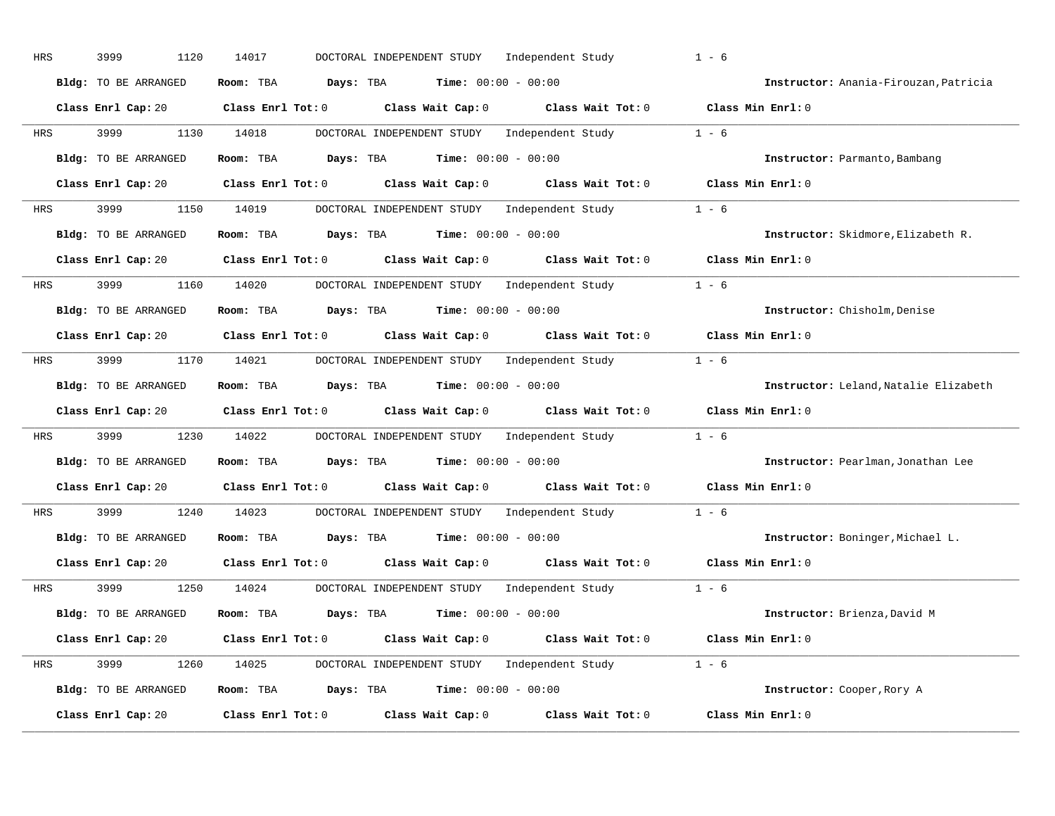HRS 3999 1120 14017 DOCTORAL INDEPENDENT STUDY Independent Study 1 - 6

**Bldg:** TO BE ARRANGED **Room:** TBA **Days:** TBA **Time:** 00:00 - 00:00 **Instructor:** Anania-Firouzan,Patricia

**Class Enrl Cap:** 20 **Class Enrl Tot:** 0 **Class Wait Cap:** 0 **Class Wait Tot:** 0 **Class Min Enrl:** 0

---

HRS 3999 1130 14018 DOCTORAL INDEPENDENT STUDY Independent Study 1 - 6

**Bldg:** TO BE ARRANGED **Room:** TBA **Days:** TBA **Time:** 00:00 - 00:00 **Instructor:** Parmanto,Bambang

**Class Enrl Cap:** 20 **Class Enrl Tot:** 0 **Class Wait Cap:** 0 **Class Wait Tot:** 0 **Class Min Enrl:** 0

---

HRS 3999 1150 14019 DOCTORAL INDEPENDENT STUDY Independent Study 1 - 6

**Bldg:** TO BE ARRANGED **Room:** TBA **Days:** TBA **Time:** 00:00 - 00:00 **Instructor:** Skidmore,Elizabeth R.

**Class Enrl Cap:** 20 **Class Enrl Tot:** 0 **Class Wait Cap:** 0 **Class Wait Tot:** 0 **Class Min Enrl:** 0

---

HRS 3999 1160 14020 DOCTORAL INDEPENDENT STUDY Independent Study 1 - 6

**Bldg:** TO BE ARRANGED **Room:** TBA **Days:** TBA **Time:** 00:00 - 00:00 **Instructor:** Chisholm,Denise

**Class Enrl Cap:** 20 **Class Enrl Tot:** 0 **Class Wait Cap:** 0 **Class Wait Tot:** 0 **Class Min Enrl:** 0

---

HRS 3999 1170 14021 DOCTORAL INDEPENDENT STUDY Independent Study 1 - 6

**Bldg:** TO BE ARRANGED **Room:** TBA **Days:** TBA **Time:** 00:00 - 00:00 **Instructor:** Leland,Natalie Elizabeth

**Class Enrl Cap:** 20 **Class Enrl Tot:** 0 **Class Wait Cap:** 0 **Class Wait Tot:** 0 **Class Min Enrl:** 0

---

HRS 3999 1230 14022 DOCTORAL INDEPENDENT STUDY Independent Study 1 - 6

**Bldg:** TO BE ARRANGED **Room:** TBA **Days:** TBA **Time:** 00:00 - 00:00 **Instructor:** Pearlman,Jonathan Lee

**Class Enrl Cap:** 20 **Class Enrl Tot:** 0 **Class Wait Cap:** 0 **Class Wait Tot:** 0 **Class Min Enrl:** 0

---

HRS 3999 1240 14023 DOCTORAL INDEPENDENT STUDY Independent Study 1 - 6

**Bldg:** TO BE ARRANGED **Room:** TBA **Days:** TBA **Time:** 00:00 - 00:00 **Instructor:** Boninger,Michael L.

**Class Enrl Cap:** 20 **Class Enrl Tot:** 0 **Class Wait Cap:** 0 **Class Wait Tot:** 0 **Class Min Enrl:** 0

---

HRS 3999 1250 14024 DOCTORAL INDEPENDENT STUDY Independent Study 1 - 6

**Bldg:** TO BE ARRANGED **Room:** TBA **Days:** TBA **Time:** 00:00 - 00:00 **Instructor:** Brienza,David M

**Class Enrl Cap:** 20 **Class Enrl Tot:** 0 **Class Wait Cap:** 0 **Class Wait Tot:** 0 **Class Min Enrl:** 0

---

HRS 3999 1260 14025 DOCTORAL INDEPENDENT STUDY Independent Study 1 - 6

**Bldg:** TO BE ARRANGED **Room:** TBA **Days:** TBA **Time:** 00:00 - 00:00 **Instructor:** Cooper,Rory A

**Class Enrl Cap:** 20 **Class Enrl Tot:** 0 **Class Wait Cap:** 0 **Class Wait Tot:** 0 **Class Min Enrl:** 0

---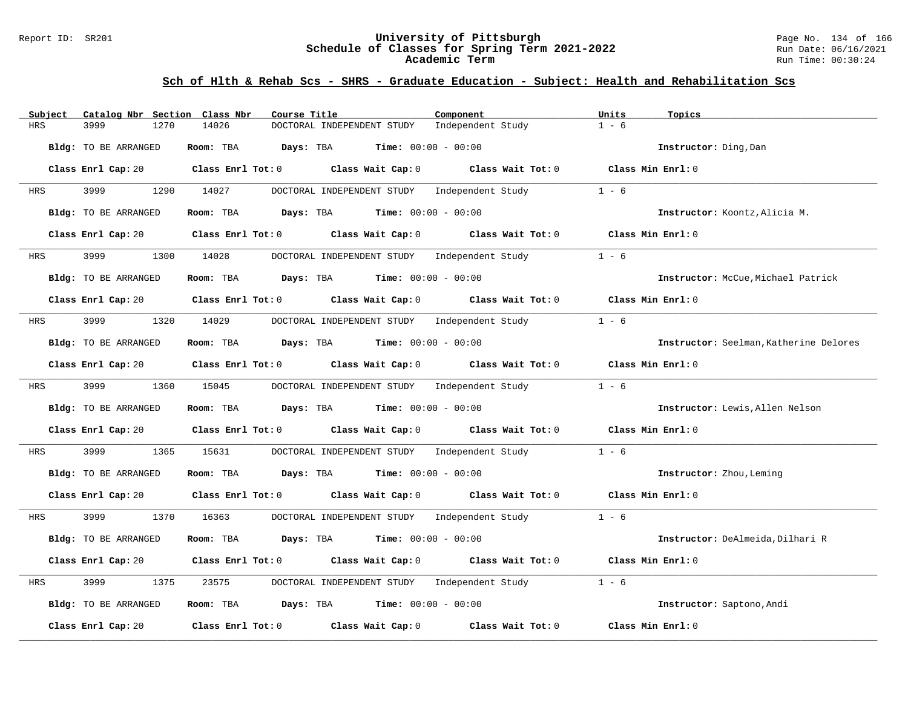## Sch of Hlth & Rehab Scs - SHRS - Graduate Education - Subject: Health and Rehabilitation Scs

| Subject | Catalog Nbr | Section | Class Nbr | Course Title | Component | Units | Topics |
|---|---|---|---|---|---|---|---|
| HRS | 3999 | 1270 | 14026 | DOCTORAL INDEPENDENT STUDY | Independent Study | 1 - 6 | |

**Bldg:** TO BE ARRANGED **Room:** TBA **Days:** TBA **Time:** 00:00 - 00:00 **Instructor:** Ding,Dan

**Class Enrl Cap:** 20 **Class Enrl Tot:** 0 **Class Wait Cap:** 0 **Class Wait Tot:** 0 **Class Min Enrl:** 0

| Subject | Catalog Nbr | Section | Class Nbr | Course Title | Component | Units | Topics |
|---|---|---|---|---|---|---|---|
| HRS | 3999 | 1290 | 14027 | DOCTORAL INDEPENDENT STUDY | Independent Study | 1 - 6 | |

**Bldg:** TO BE ARRANGED **Room:** TBA **Days:** TBA **Time:** 00:00 - 00:00 **Instructor:** Koontz,Alicia M.

**Class Enrl Cap:** 20 **Class Enrl Tot:** 0 **Class Wait Cap:** 0 **Class Wait Tot:** 0 **Class Min Enrl:** 0

| Subject | Catalog Nbr | Section | Class Nbr | Course Title | Component | Units | Topics |
|---|---|---|---|---|---|---|---|
| HRS | 3999 | 1300 | 14028 | DOCTORAL INDEPENDENT STUDY | Independent Study | 1 - 6 | |

**Bldg:** TO BE ARRANGED **Room:** TBA **Days:** TBA **Time:** 00:00 - 00:00 **Instructor:** McCue,Michael Patrick

**Class Enrl Cap:** 20 **Class Enrl Tot:** 0 **Class Wait Cap:** 0 **Class Wait Tot:** 0 **Class Min Enrl:** 0

| Subject | Catalog Nbr | Section | Class Nbr | Course Title | Component | Units | Topics |
|---|---|---|---|---|---|---|---|
| HRS | 3999 | 1320 | 14029 | DOCTORAL INDEPENDENT STUDY | Independent Study | 1 - 6 | |

**Bldg:** TO BE ARRANGED **Room:** TBA **Days:** TBA **Time:** 00:00 - 00:00 **Instructor:** Seelman,Katherine Delores

**Class Enrl Cap:** 20 **Class Enrl Tot:** 0 **Class Wait Cap:** 0 **Class Wait Tot:** 0 **Class Min Enrl:** 0

| Subject | Catalog Nbr | Section | Class Nbr | Course Title | Component | Units | Topics |
|---|---|---|---|---|---|---|---|
| HRS | 3999 | 1360 | 15045 | DOCTORAL INDEPENDENT STUDY | Independent Study | 1 - 6 | |

**Bldg:** TO BE ARRANGED **Room:** TBA **Days:** TBA **Time:** 00:00 - 00:00 **Instructor:** Lewis,Allen Nelson

**Class Enrl Cap:** 20 **Class Enrl Tot:** 0 **Class Wait Cap:** 0 **Class Wait Tot:** 0 **Class Min Enrl:** 0

| Subject | Catalog Nbr | Section | Class Nbr | Course Title | Component | Units | Topics |
|---|---|---|---|---|---|---|---|
| HRS | 3999 | 1365 | 15631 | DOCTORAL INDEPENDENT STUDY | Independent Study | 1 - 6 | |

**Bldg:** TO BE ARRANGED **Room:** TBA **Days:** TBA **Time:** 00:00 - 00:00 **Instructor:** Zhou,Leming

**Class Enrl Cap:** 20 **Class Enrl Tot:** 0 **Class Wait Cap:** 0 **Class Wait Tot:** 0 **Class Min Enrl:** 0

| Subject | Catalog Nbr | Section | Class Nbr | Course Title | Component | Units | Topics |
|---|---|---|---|---|---|---|---|
| HRS | 3999 | 1370 | 16363 | DOCTORAL INDEPENDENT STUDY | Independent Study | 1 - 6 | |

**Bldg:** TO BE ARRANGED **Room:** TBA **Days:** TBA **Time:** 00:00 - 00:00 **Instructor:** DeAlmeida,Dilhari R

**Class Enrl Cap:** 20 **Class Enrl Tot:** 0 **Class Wait Cap:** 0 **Class Wait Tot:** 0 **Class Min Enrl:** 0

| Subject | Catalog Nbr | Section | Class Nbr | Course Title | Component | Units | Topics |
|---|---|---|---|---|---|---|---|
| HRS | 3999 | 1375 | 23575 | DOCTORAL INDEPENDENT STUDY | Independent Study | 1 - 6 | |

**Bldg:** TO BE ARRANGED **Room:** TBA **Days:** TBA **Time:** 00:00 - 00:00 **Instructor:** Saptono,Andi

**Class Enrl Cap:** 20 **Class Enrl Tot:** 0 **Class Wait Cap:** 0 **Class Wait Tot:** 0 **Class Min Enrl:** 0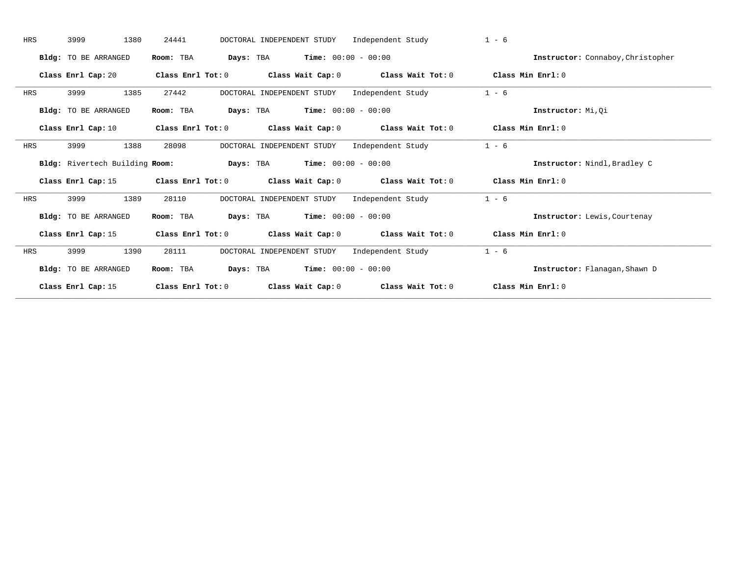HRS 3999 1380 24441 DOCTORAL INDEPENDENT STUDY Independent Study 1 - 6

**Bldg:** TO BE ARRANGED **Room:** TBA **Days:** TBA **Time:** 00:00 - 00:00 **Instructor:** Connaboy,Christopher

**Class Enrl Cap:** 20 **Class Enrl Tot:** 0 **Class Wait Cap:** 0 **Class Wait Tot:** 0 **Class Min Enrl:** 0

---

HRS 3999 1385 27442 DOCTORAL INDEPENDENT STUDY Independent Study 1 - 6

**Bldg:** TO BE ARRANGED **Room:** TBA **Days:** TBA **Time:** 00:00 - 00:00 **Instructor:** Mi,Qi

**Class Enrl Cap:** 10 **Class Enrl Tot:** 0 **Class Wait Cap:** 0 **Class Wait Tot:** 0 **Class Min Enrl:** 0

---

HRS 3999 1388 28098 DOCTORAL INDEPENDENT STUDY Independent Study 1 - 6

**Bldg:** Rivertech Building **Room:** **Days:** TBA **Time:** 00:00 - 00:00 **Instructor:** Nindl,Bradley C

**Class Enrl Cap:** 15 **Class Enrl Tot:** 0 **Class Wait Cap:** 0 **Class Wait Tot:** 0 **Class Min Enrl:** 0

---

HRS 3999 1389 28110 DOCTORAL INDEPENDENT STUDY Independent Study 1 - 6

**Bldg:** TO BE ARRANGED **Room:** TBA **Days:** TBA **Time:** 00:00 - 00:00 **Instructor:** Lewis,Courtenay

**Class Enrl Cap:** 15 **Class Enrl Tot:** 0 **Class Wait Cap:** 0 **Class Wait Tot:** 0 **Class Min Enrl:** 0

---

HRS 3999 1390 28111 DOCTORAL INDEPENDENT STUDY Independent Study 1 - 6

**Bldg:** TO BE ARRANGED **Room:** TBA **Days:** TBA **Time:** 00:00 - 00:00 **Instructor:** Flanagan,Shawn D

**Class Enrl Cap:** 15 **Class Enrl Tot:** 0 **Class Wait Cap:** 0 **Class Wait Tot:** 0 **Class Min Enrl:** 0

---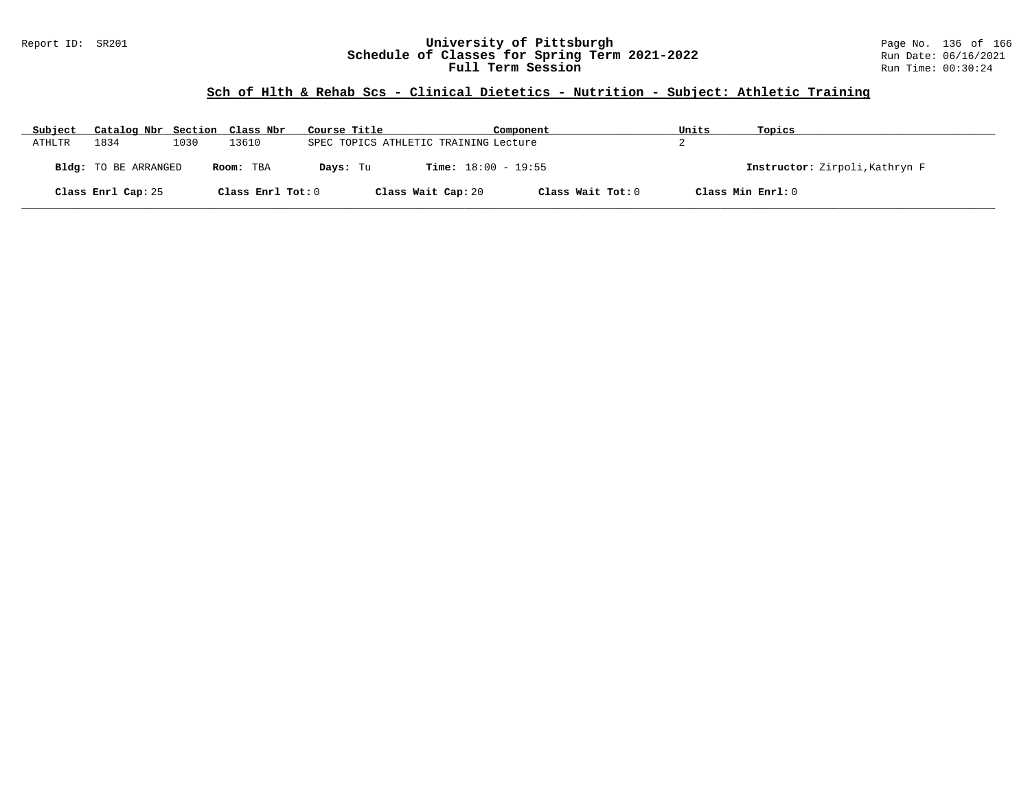# University of Pittsburgh
## Schedule of Classes for Spring Term 2021-2022
### Full Term Session

Report ID: SR201

Run Date: 06/16/2021
Run Time: 00:30:24

## Sch of Hlth & Rehab Scs - Clinical Dietetics - Nutrition - Subject: Athletic Training

| Subject | Catalog Nbr | Section | Class Nbr | Course Title | Component | Units | Topics |
|---|---|---|---|---|---|---|---|
| ATHLTR | 1834 | 1030 | 13610 | SPEC TOPICS ATHLETIC TRAINING | Lecture | 2 | |

**Bldg:** TO BE ARRANGED **Room:** TBA **Days:** Tu **Time:** 18:00 - 19:55 **Instructor:** Zirpoli,Kathryn F

**Class Enrl Cap:** 25 **Class Enrl Tot:** 0 **Class Wait Cap:** 20 **Class Wait Tot:** 0 **Class Min Enrl:** 0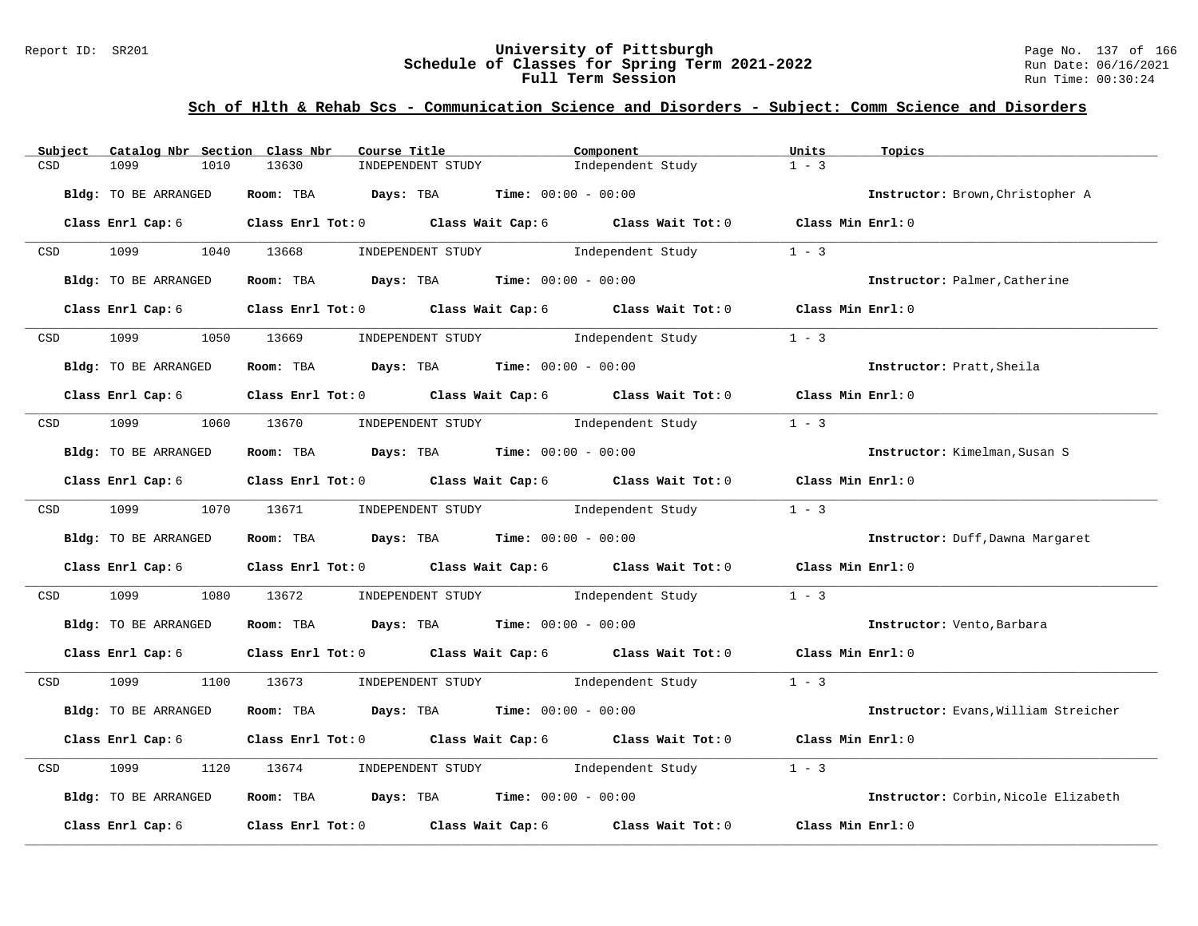## Sch of Hlth & Rehab Scs - Communication Science and Disorders - Subject: Comm Science and Disorders

| Subject | Catalog Nbr | Section | Class Nbr | Course Title | Component | Units | Topics |
|---|---|---|---|---|---|---|---|
| CSD | 1099 | 1010 | 13630 | INDEPENDENT STUDY | Independent Study | 1 - 3 | |

**Bldg:** TO BE ARRANGED **Room:** TBA **Days:** TBA **Time:** 00:00 - 00:00 **Instructor:** Brown,Christopher A

**Class Enrl Cap:** 6 **Class Enrl Tot:** 0 **Class Wait Cap:** 6 **Class Wait Tot:** 0 **Class Min Enrl:** 0

| Subject | Catalog Nbr | Section | Class Nbr | Course Title | Component | Units | Topics |
|---|---|---|---|---|---|---|---|
| CSD | 1099 | 1040 | 13668 | INDEPENDENT STUDY | Independent Study | 1 - 3 | |

**Bldg:** TO BE ARRANGED **Room:** TBA **Days:** TBA **Time:** 00:00 - 00:00 **Instructor:** Palmer,Catherine

**Class Enrl Cap:** 6 **Class Enrl Tot:** 0 **Class Wait Cap:** 6 **Class Wait Tot:** 0 **Class Min Enrl:** 0

| Subject | Catalog Nbr | Section | Class Nbr | Course Title | Component | Units | Topics |
|---|---|---|---|---|---|---|---|
| CSD | 1099 | 1050 | 13669 | INDEPENDENT STUDY | Independent Study | 1 - 3 | |

**Bldg:** TO BE ARRANGED **Room:** TBA **Days:** TBA **Time:** 00:00 - 00:00 **Instructor:** Pratt,Sheila

**Class Enrl Cap:** 6 **Class Enrl Tot:** 0 **Class Wait Cap:** 6 **Class Wait Tot:** 0 **Class Min Enrl:** 0

| Subject | Catalog Nbr | Section | Class Nbr | Course Title | Component | Units | Topics |
|---|---|---|---|---|---|---|---|
| CSD | 1099 | 1060 | 13670 | INDEPENDENT STUDY | Independent Study | 1 - 3 | |

**Bldg:** TO BE ARRANGED **Room:** TBA **Days:** TBA **Time:** 00:00 - 00:00 **Instructor:** Kimelman,Susan S

**Class Enrl Cap:** 6 **Class Enrl Tot:** 0 **Class Wait Cap:** 6 **Class Wait Tot:** 0 **Class Min Enrl:** 0

| Subject | Catalog Nbr | Section | Class Nbr | Course Title | Component | Units | Topics |
|---|---|---|---|---|---|---|---|
| CSD | 1099 | 1070 | 13671 | INDEPENDENT STUDY | Independent Study | 1 - 3 | |

**Bldg:** TO BE ARRANGED **Room:** TBA **Days:** TBA **Time:** 00:00 - 00:00 **Instructor:** Duff,Dawna Margaret

**Class Enrl Cap:** 6 **Class Enrl Tot:** 0 **Class Wait Cap:** 6 **Class Wait Tot:** 0 **Class Min Enrl:** 0

| Subject | Catalog Nbr | Section | Class Nbr | Course Title | Component | Units | Topics |
|---|---|---|---|---|---|---|---|
| CSD | 1099 | 1080 | 13672 | INDEPENDENT STUDY | Independent Study | 1 - 3 | |

**Bldg:** TO BE ARRANGED **Room:** TBA **Days:** TBA **Time:** 00:00 - 00:00 **Instructor:** Vento,Barbara

**Class Enrl Cap:** 6 **Class Enrl Tot:** 0 **Class Wait Cap:** 6 **Class Wait Tot:** 0 **Class Min Enrl:** 0

| Subject | Catalog Nbr | Section | Class Nbr | Course Title | Component | Units | Topics |
|---|---|---|---|---|---|---|---|
| CSD | 1099 | 1100 | 13673 | INDEPENDENT STUDY | Independent Study | 1 - 3 | |

**Bldg:** TO BE ARRANGED **Room:** TBA **Days:** TBA **Time:** 00:00 - 00:00 **Instructor:** Evans,William Streicher

**Class Enrl Cap:** 6 **Class Enrl Tot:** 0 **Class Wait Cap:** 6 **Class Wait Tot:** 0 **Class Min Enrl:** 0

| Subject | Catalog Nbr | Section | Class Nbr | Course Title | Component | Units | Topics |
|---|---|---|---|---|---|---|---|
| CSD | 1099 | 1120 | 13674 | INDEPENDENT STUDY | Independent Study | 1 - 3 | |

**Bldg:** TO BE ARRANGED **Room:** TBA **Days:** TBA **Time:** 00:00 - 00:00 **Instructor:** Corbin,Nicole Elizabeth

**Class Enrl Cap:** 6 **Class Enrl Tot:** 0 **Class Wait Cap:** 6 **Class Wait Tot:** 0 **Class Min Enrl:** 0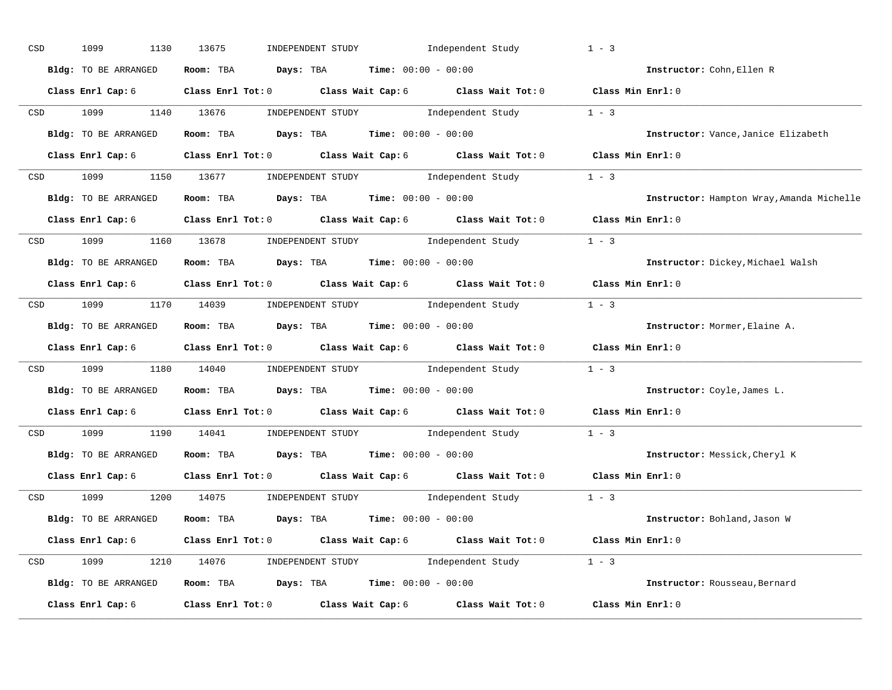CSD 1099 1130 13675 INDEPENDENT STUDY Independent Study 1 - 3

**Bldg:** TO BE ARRANGED **Room:** TBA **Days:** TBA **Time:** 00:00 - 00:00 **Instructor:** Cohn,Ellen R

**Class Enrl Cap:** 6 **Class Enrl Tot:** 0 **Class Wait Cap:** 6 **Class Wait Tot:** 0 **Class Min Enrl:** 0

---

CSD 1099 1140 13676 INDEPENDENT STUDY Independent Study 1 - 3

**Bldg:** TO BE ARRANGED **Room:** TBA **Days:** TBA **Time:** 00:00 - 00:00 **Instructor:** Vance,Janice Elizabeth

**Class Enrl Cap:** 6 **Class Enrl Tot:** 0 **Class Wait Cap:** 6 **Class Wait Tot:** 0 **Class Min Enrl:** 0

---

CSD 1099 1150 13677 INDEPENDENT STUDY Independent Study 1 - 3

**Bldg:** TO BE ARRANGED **Room:** TBA **Days:** TBA **Time:** 00:00 - 00:00 **Instructor:** Hampton Wray,Amanda Michelle

**Class Enrl Cap:** 6 **Class Enrl Tot:** 0 **Class Wait Cap:** 6 **Class Wait Tot:** 0 **Class Min Enrl:** 0

---

CSD 1099 1160 13678 INDEPENDENT STUDY Independent Study 1 - 3

**Bldg:** TO BE ARRANGED **Room:** TBA **Days:** TBA **Time:** 00:00 - 00:00 **Instructor:** Dickey,Michael Walsh

**Class Enrl Cap:** 6 **Class Enrl Tot:** 0 **Class Wait Cap:** 6 **Class Wait Tot:** 0 **Class Min Enrl:** 0

---

CSD 1099 1170 14039 INDEPENDENT STUDY Independent Study 1 - 3

**Bldg:** TO BE ARRANGED **Room:** TBA **Days:** TBA **Time:** 00:00 - 00:00 **Instructor:** Mormer,Elaine A.

**Class Enrl Cap:** 6 **Class Enrl Tot:** 0 **Class Wait Cap:** 6 **Class Wait Tot:** 0 **Class Min Enrl:** 0

---

CSD 1099 1180 14040 INDEPENDENT STUDY Independent Study 1 - 3

**Bldg:** TO BE ARRANGED **Room:** TBA **Days:** TBA **Time:** 00:00 - 00:00 **Instructor:** Coyle,James L.

**Class Enrl Cap:** 6 **Class Enrl Tot:** 0 **Class Wait Cap:** 6 **Class Wait Tot:** 0 **Class Min Enrl:** 0

---

CSD 1099 1190 14041 INDEPENDENT STUDY Independent Study 1 - 3

**Bldg:** TO BE ARRANGED **Room:** TBA **Days:** TBA **Time:** 00:00 - 00:00 **Instructor:** Messick,Cheryl K

**Class Enrl Cap:** 6 **Class Enrl Tot:** 0 **Class Wait Cap:** 6 **Class Wait Tot:** 0 **Class Min Enrl:** 0

---

CSD 1099 1200 14075 INDEPENDENT STUDY Independent Study 1 - 3

**Bldg:** TO BE ARRANGED **Room:** TBA **Days:** TBA **Time:** 00:00 - 00:00 **Instructor:** Bohland,Jason W

**Class Enrl Cap:** 6 **Class Enrl Tot:** 0 **Class Wait Cap:** 6 **Class Wait Tot:** 0 **Class Min Enrl:** 0

---

CSD 1099 1210 14076 INDEPENDENT STUDY Independent Study 1 - 3

**Bldg:** TO BE ARRANGED **Room:** TBA **Days:** TBA **Time:** 00:00 - 00:00 **Instructor:** Rousseau,Bernard

**Class Enrl Cap:** 6 **Class Enrl Tot:** 0 **Class Wait Cap:** 6 **Class Wait Tot:** 0 **Class Min Enrl:** 0

---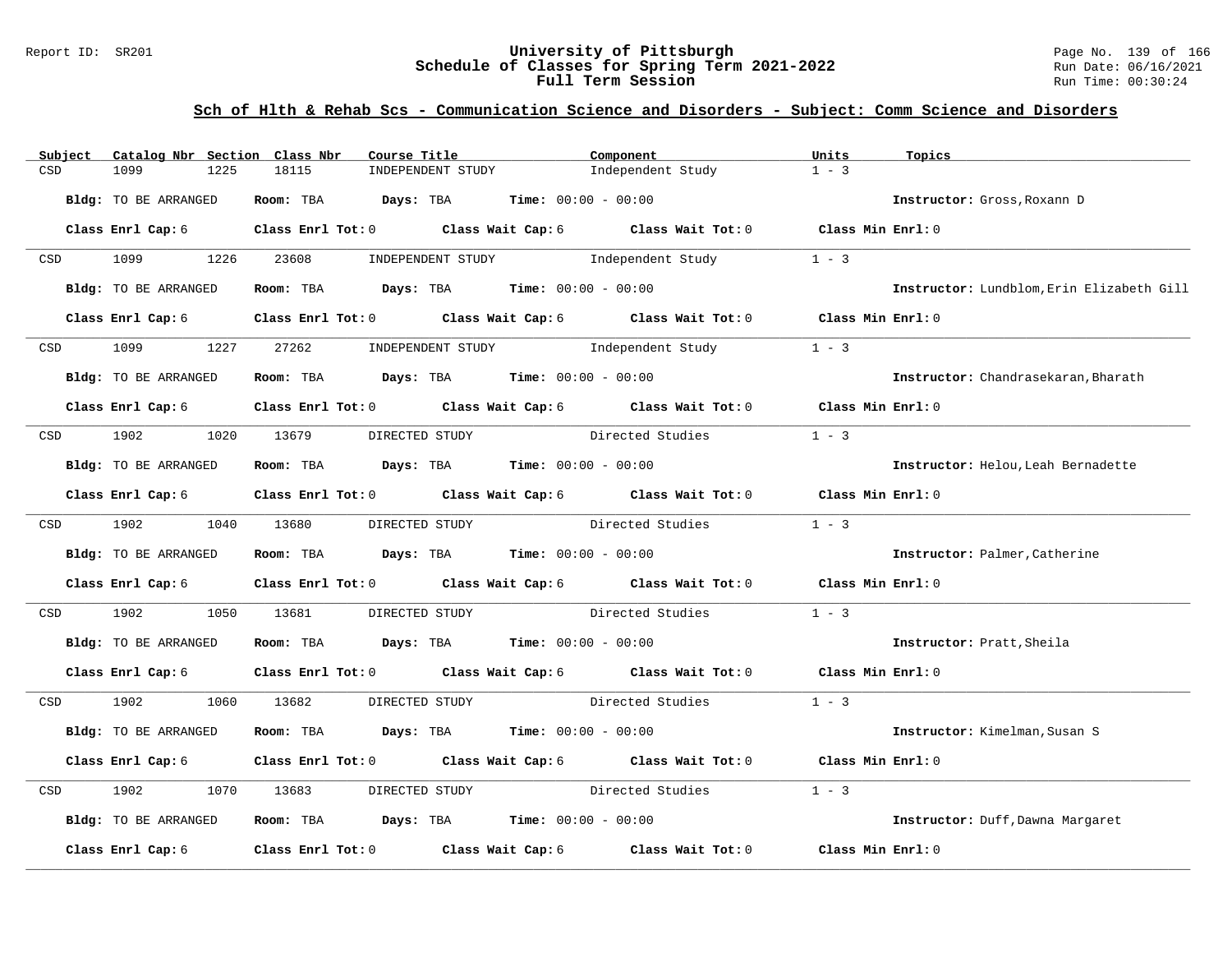## Sch of Hlth & Rehab Scs - Communication Science and Disorders - Subject: Comm Science and Disorders

| Subject | Catalog Nbr | Section | Class Nbr | Course Title | Component | Units | Topics |
|---|---|---|---|---|---|---|---|
| CSD | 1099 | 1225 | 18115 | INDEPENDENT STUDY | Independent Study | 1 - 3 | |

**Bldg:** TO BE ARRANGED **Room:** TBA **Days:** TBA **Time:** 00:00 - 00:00 **Instructor:** Gross,Roxann D

**Class Enrl Cap:** 6 **Class Enrl Tot:** 0 **Class Wait Cap:** 6 **Class Wait Tot:** 0 **Class Min Enrl:** 0

| Subject | Catalog Nbr | Section | Class Nbr | Course Title | Component | Units | Topics |
|---|---|---|---|---|---|---|---|
| CSD | 1099 | 1226 | 23608 | INDEPENDENT STUDY | Independent Study | 1 - 3 | |

**Bldg:** TO BE ARRANGED **Room:** TBA **Days:** TBA **Time:** 00:00 - 00:00 **Instructor:** Lundblom,Erin Elizabeth Gill

**Class Enrl Cap:** 6 **Class Enrl Tot:** 0 **Class Wait Cap:** 6 **Class Wait Tot:** 0 **Class Min Enrl:** 0

| Subject | Catalog Nbr | Section | Class Nbr | Course Title | Component | Units | Topics |
|---|---|---|---|---|---|---|---|
| CSD | 1099 | 1227 | 27262 | INDEPENDENT STUDY | Independent Study | 1 - 3 | |

**Bldg:** TO BE ARRANGED **Room:** TBA **Days:** TBA **Time:** 00:00 - 00:00 **Instructor:** Chandrasekaran,Bharath

**Class Enrl Cap:** 6 **Class Enrl Tot:** 0 **Class Wait Cap:** 6 **Class Wait Tot:** 0 **Class Min Enrl:** 0

| Subject | Catalog Nbr | Section | Class Nbr | Course Title | Component | Units | Topics |
|---|---|---|---|---|---|---|---|
| CSD | 1902 | 1020 | 13679 | DIRECTED STUDY | Directed Studies | 1 - 3 | |

**Bldg:** TO BE ARRANGED **Room:** TBA **Days:** TBA **Time:** 00:00 - 00:00 **Instructor:** Helou,Leah Bernadette

**Class Enrl Cap:** 6 **Class Enrl Tot:** 0 **Class Wait Cap:** 6 **Class Wait Tot:** 0 **Class Min Enrl:** 0

| Subject | Catalog Nbr | Section | Class Nbr | Course Title | Component | Units | Topics |
|---|---|---|---|---|---|---|---|
| CSD | 1902 | 1040 | 13680 | DIRECTED STUDY | Directed Studies | 1 - 3 | |

**Bldg:** TO BE ARRANGED **Room:** TBA **Days:** TBA **Time:** 00:00 - 00:00 **Instructor:** Palmer,Catherine

**Class Enrl Cap:** 6 **Class Enrl Tot:** 0 **Class Wait Cap:** 6 **Class Wait Tot:** 0 **Class Min Enrl:** 0

| Subject | Catalog Nbr | Section | Class Nbr | Course Title | Component | Units | Topics |
|---|---|---|---|---|---|---|---|
| CSD | 1902 | 1050 | 13681 | DIRECTED STUDY | Directed Studies | 1 - 3 | |

**Bldg:** TO BE ARRANGED **Room:** TBA **Days:** TBA **Time:** 00:00 - 00:00 **Instructor:** Pratt,Sheila

**Class Enrl Cap:** 6 **Class Enrl Tot:** 0 **Class Wait Cap:** 6 **Class Wait Tot:** 0 **Class Min Enrl:** 0

| Subject | Catalog Nbr | Section | Class Nbr | Course Title | Component | Units | Topics |
|---|---|---|---|---|---|---|---|
| CSD | 1902 | 1060 | 13682 | DIRECTED STUDY | Directed Studies | 1 - 3 | |

**Bldg:** TO BE ARRANGED **Room:** TBA **Days:** TBA **Time:** 00:00 - 00:00 **Instructor:** Kimelman,Susan S

**Class Enrl Cap:** 6 **Class Enrl Tot:** 0 **Class Wait Cap:** 6 **Class Wait Tot:** 0 **Class Min Enrl:** 0

| Subject | Catalog Nbr | Section | Class Nbr | Course Title | Component | Units | Topics |
|---|---|---|---|---|---|---|---|
| CSD | 1902 | 1070 | 13683 | DIRECTED STUDY | Directed Studies | 1 - 3 | |

**Bldg:** TO BE ARRANGED **Room:** TBA **Days:** TBA **Time:** 00:00 - 00:00 **Instructor:** Duff,Dawna Margaret

**Class Enrl Cap:** 6 **Class Enrl Tot:** 0 **Class Wait Cap:** 6 **Class Wait Tot:** 0 **Class Min Enrl:** 0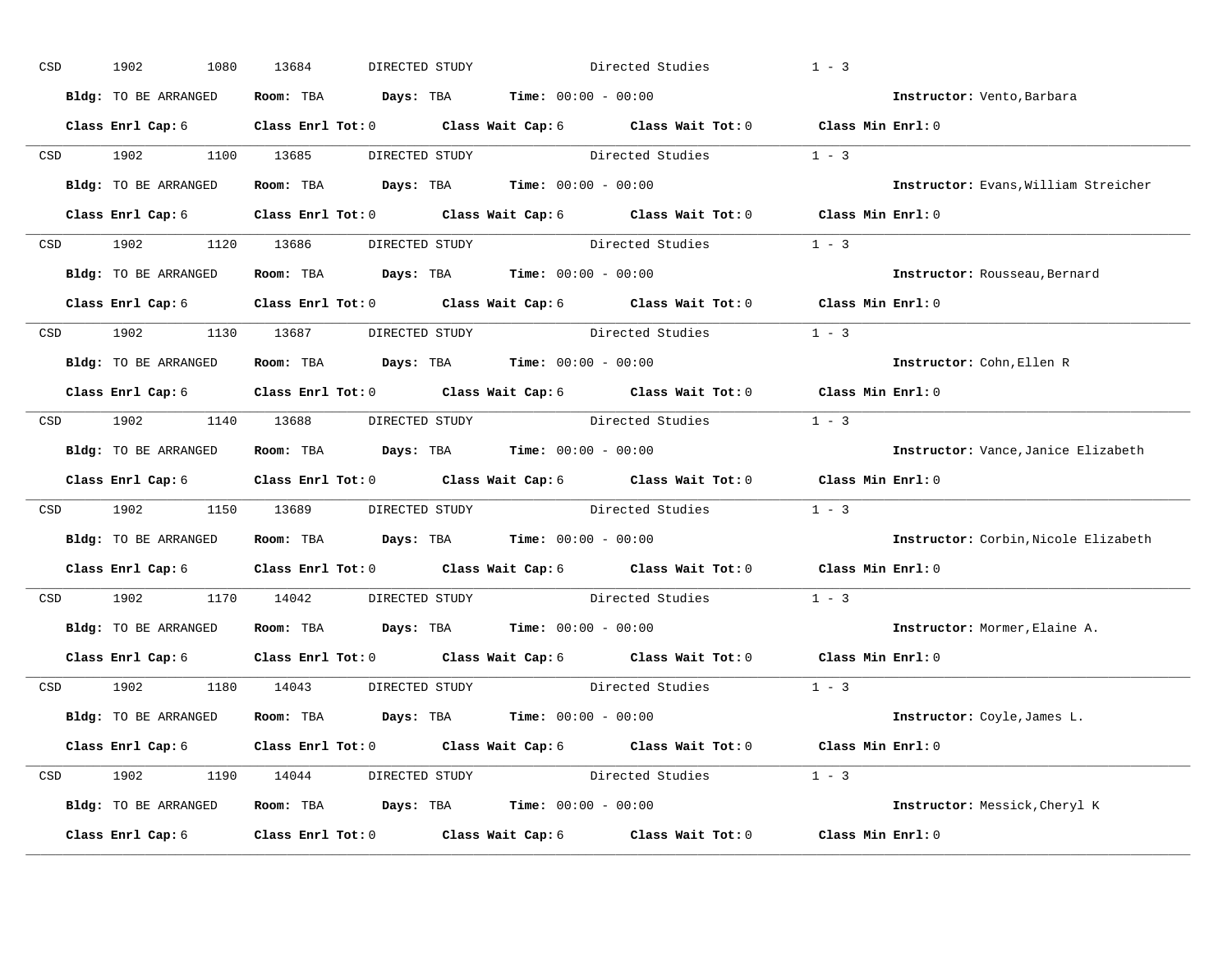CSD 1902 1080 13684 DIRECTED STUDY Directed Studies 1 - 3

**Bldg:** TO BE ARRANGED **Room:** TBA **Days:** TBA **Time:** 00:00 - 00:00 **Instructor:** Vento,Barbara

**Class Enrl Cap:** 6 **Class Enrl Tot:** 0 **Class Wait Cap:** 6 **Class Wait Tot:** 0 **Class Min Enrl:** 0

---

CSD 1902 1100 13685 DIRECTED STUDY Directed Studies 1 - 3

**Bldg:** TO BE ARRANGED **Room:** TBA **Days:** TBA **Time:** 00:00 - 00:00 **Instructor:** Evans,William Streicher

**Class Enrl Cap:** 6 **Class Enrl Tot:** 0 **Class Wait Cap:** 6 **Class Wait Tot:** 0 **Class Min Enrl:** 0

---

CSD 1902 1120 13686 DIRECTED STUDY Directed Studies 1 - 3

**Bldg:** TO BE ARRANGED **Room:** TBA **Days:** TBA **Time:** 00:00 - 00:00 **Instructor:** Rousseau,Bernard

**Class Enrl Cap:** 6 **Class Enrl Tot:** 0 **Class Wait Cap:** 6 **Class Wait Tot:** 0 **Class Min Enrl:** 0

---

CSD 1902 1130 13687 DIRECTED STUDY Directed Studies 1 - 3

**Bldg:** TO BE ARRANGED **Room:** TBA **Days:** TBA **Time:** 00:00 - 00:00 **Instructor:** Cohn,Ellen R

**Class Enrl Cap:** 6 **Class Enrl Tot:** 0 **Class Wait Cap:** 6 **Class Wait Tot:** 0 **Class Min Enrl:** 0

---

CSD 1902 1140 13688 DIRECTED STUDY Directed Studies 1 - 3

**Bldg:** TO BE ARRANGED **Room:** TBA **Days:** TBA **Time:** 00:00 - 00:00 **Instructor:** Vance,Janice Elizabeth

**Class Enrl Cap:** 6 **Class Enrl Tot:** 0 **Class Wait Cap:** 6 **Class Wait Tot:** 0 **Class Min Enrl:** 0

---

CSD 1902 1150 13689 DIRECTED STUDY Directed Studies 1 - 3

**Bldg:** TO BE ARRANGED **Room:** TBA **Days:** TBA **Time:** 00:00 - 00:00 **Instructor:** Corbin,Nicole Elizabeth

**Class Enrl Cap:** 6 **Class Enrl Tot:** 0 **Class Wait Cap:** 6 **Class Wait Tot:** 0 **Class Min Enrl:** 0

---

CSD 1902 1170 14042 DIRECTED STUDY Directed Studies 1 - 3

**Bldg:** TO BE ARRANGED **Room:** TBA **Days:** TBA **Time:** 00:00 - 00:00 **Instructor:** Mormer,Elaine A.

**Class Enrl Cap:** 6 **Class Enrl Tot:** 0 **Class Wait Cap:** 6 **Class Wait Tot:** 0 **Class Min Enrl:** 0

---

CSD 1902 1180 14043 DIRECTED STUDY Directed Studies 1 - 3

**Bldg:** TO BE ARRANGED **Room:** TBA **Days:** TBA **Time:** 00:00 - 00:00 **Instructor:** Coyle,James L.

**Class Enrl Cap:** 6 **Class Enrl Tot:** 0 **Class Wait Cap:** 6 **Class Wait Tot:** 0 **Class Min Enrl:** 0

---

CSD 1902 1190 14044 DIRECTED STUDY Directed Studies 1 - 3

**Bldg:** TO BE ARRANGED **Room:** TBA **Days:** TBA **Time:** 00:00 - 00:00 **Instructor:** Messick,Cheryl K

**Class Enrl Cap:** 6 **Class Enrl Tot:** 0 **Class Wait Cap:** 6 **Class Wait Tot:** 0 **Class Min Enrl:** 0

---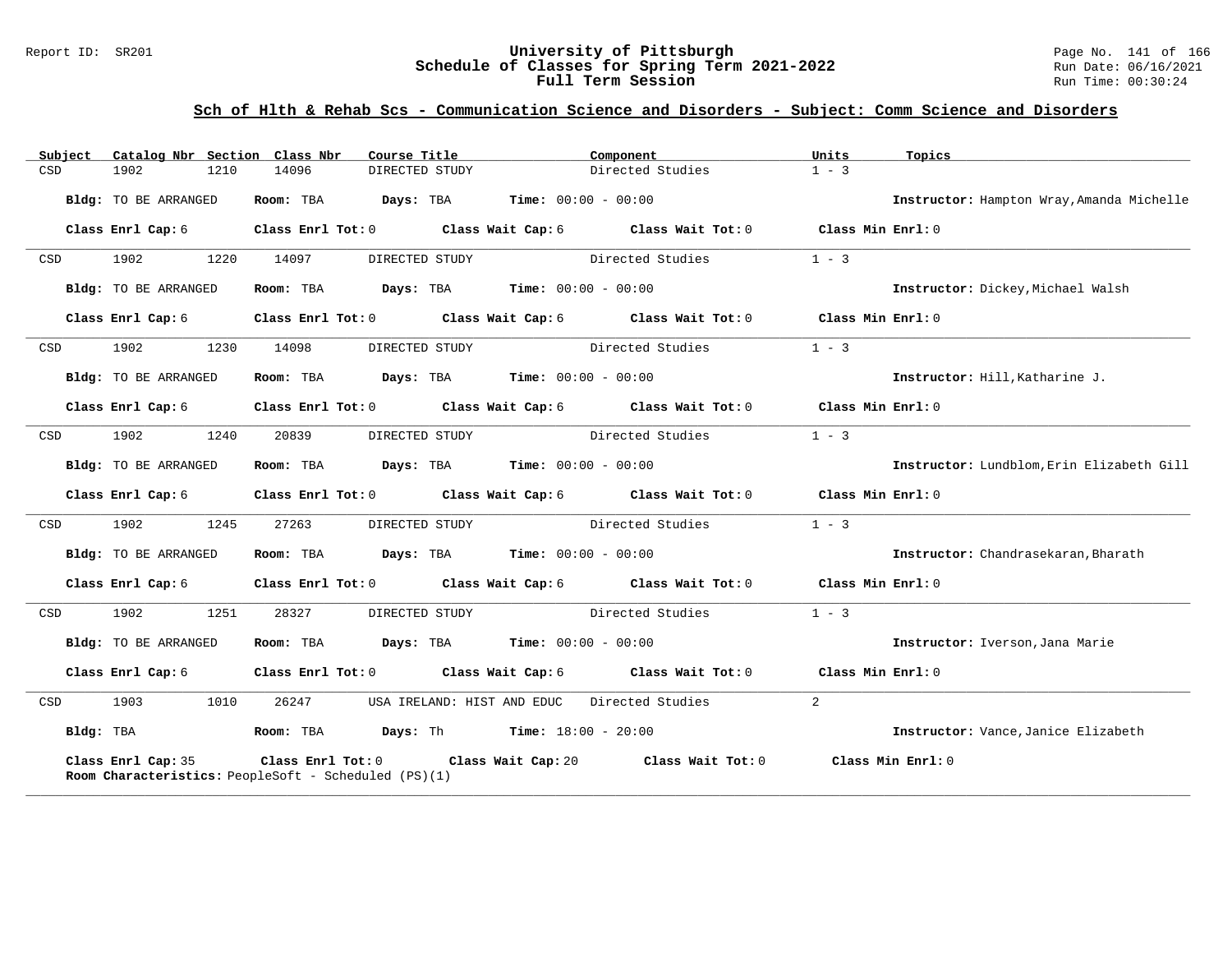## Sch of Hlth & Rehab Scs - Communication Science and Disorders - Subject: Comm Science and Disorders

| Subject | Catalog Nbr | Section | Class Nbr | Course Title | Component | Units | Topics |
|---|---|---|---|---|---|---|---|
| CSD | 1902 | 1210 | 14096 | DIRECTED STUDY | Directed Studies | 1 - 3 | |

**Bldg:** TO BE ARRANGED **Room:** TBA **Days:** TBA **Time:** 00:00 - 00:00 **Instructor:** Hampton Wray,Amanda Michelle

**Class Enrl Cap:** 6 **Class Enrl Tot:** 0 **Class Wait Cap:** 6 **Class Wait Tot:** 0 **Class Min Enrl:** 0

---

| Subject | Catalog Nbr | Section | Class Nbr | Course Title | Component | Units | Topics |
|---|---|---|---|---|---|---|---|
| CSD | 1902 | 1220 | 14097 | DIRECTED STUDY | Directed Studies | 1 - 3 | |

**Bldg:** TO BE ARRANGED **Room:** TBA **Days:** TBA **Time:** 00:00 - 00:00 **Instructor:** Dickey,Michael Walsh

**Class Enrl Cap:** 6 **Class Enrl Tot:** 0 **Class Wait Cap:** 6 **Class Wait Tot:** 0 **Class Min Enrl:** 0

---

| Subject | Catalog Nbr | Section | Class Nbr | Course Title | Component | Units | Topics |
|---|---|---|---|---|---|---|---|
| CSD | 1902 | 1230 | 14098 | DIRECTED STUDY | Directed Studies | 1 - 3 | |

**Bldg:** TO BE ARRANGED **Room:** TBA **Days:** TBA **Time:** 00:00 - 00:00 **Instructor:** Hill,Katharine J.

**Class Enrl Cap:** 6 **Class Enrl Tot:** 0 **Class Wait Cap:** 6 **Class Wait Tot:** 0 **Class Min Enrl:** 0

---

| Subject | Catalog Nbr | Section | Class Nbr | Course Title | Component | Units | Topics |
|---|---|---|---|---|---|---|---|
| CSD | 1902 | 1240 | 20839 | DIRECTED STUDY | Directed Studies | 1 - 3 | |

**Bldg:** TO BE ARRANGED **Room:** TBA **Days:** TBA **Time:** 00:00 - 00:00 **Instructor:** Lundblom,Erin Elizabeth Gill

**Class Enrl Cap:** 6 **Class Enrl Tot:** 0 **Class Wait Cap:** 6 **Class Wait Tot:** 0 **Class Min Enrl:** 0

---

| Subject | Catalog Nbr | Section | Class Nbr | Course Title | Component | Units | Topics |
|---|---|---|---|---|---|---|---|
| CSD | 1902 | 1245 | 27263 | DIRECTED STUDY | Directed Studies | 1 - 3 | |

**Bldg:** TO BE ARRANGED **Room:** TBA **Days:** TBA **Time:** 00:00 - 00:00 **Instructor:** Chandrasekaran,Bharath

**Class Enrl Cap:** 6 **Class Enrl Tot:** 0 **Class Wait Cap:** 6 **Class Wait Tot:** 0 **Class Min Enrl:** 0

---

| Subject | Catalog Nbr | Section | Class Nbr | Course Title | Component | Units | Topics |
|---|---|---|---|---|---|---|---|
| CSD | 1902 | 1251 | 28327 | DIRECTED STUDY | Directed Studies | 1 - 3 | |

**Bldg:** TO BE ARRANGED **Room:** TBA **Days:** TBA **Time:** 00:00 - 00:00 **Instructor:** Iverson,Jana Marie

**Class Enrl Cap:** 6 **Class Enrl Tot:** 0 **Class Wait Cap:** 6 **Class Wait Tot:** 0 **Class Min Enrl:** 0

---

| Subject | Catalog Nbr | Section | Class Nbr | Course Title | Component | Units | Topics |
|---|---|---|---|---|---|---|---|
| CSD | 1903 | 1010 | 26247 | USA IRELAND: HIST AND EDUC | Directed Studies | 2 | |

**Bldg:** TBA **Room:** TBA **Days:** Th **Time:** 18:00 - 20:00 **Instructor:** Vance,Janice Elizabeth

**Class Enrl Cap:** 35 **Class Enrl Tot:** 0 **Class Wait Cap:** 20 **Class Wait Tot:** 0 **Class Min Enrl:** 0

**Room Characteristics:** PeopleSoft - Scheduled (PS)(1)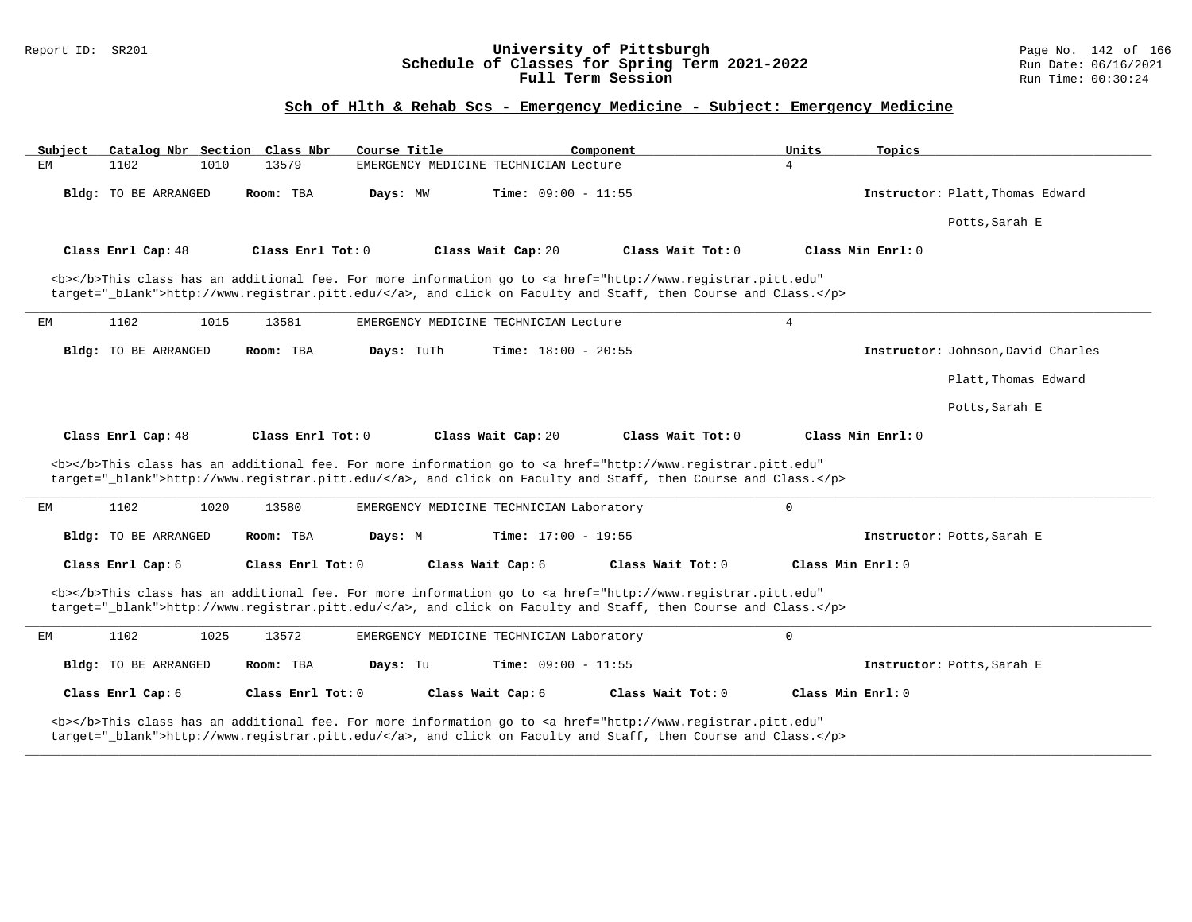# University of Pittsburgh
## Schedule of Classes for Spring Term 2021-2022
### Full Term Session

Report ID: SR201

Run Date: 06/16/2021

Run Time: 00:30:24

## Sch of Hlth & Rehab Scs - Emergency Medicine - Subject: Emergency Medicine

| Subject | Catalog Nbr | Section | Class Nbr | Course Title | Component | Units | Topics |
|---|---|---|---|---|---|---|---|
| EM | 1102 | 1010 | 13579 | EMERGENCY MEDICINE TECHNICIAN | Lecture | 4 | |

**Bldg:** TO BE ARRANGED **Room:** TBA **Days:** MW **Time:** 09:00 - 11:55 **Instructor:** Platt,Thomas Edward; Potts,Sarah E

**Class Enrl Cap:** 48 **Class Enrl Tot:** 0 **Class Wait Cap:** 20 **Class Wait Tot:** 0 **Class Min Enrl:** 0

<b></b>This class has an additional fee. For more information go to <a href="http://www.registrar.pitt.edu" target="_blank">http://www.registrar.pitt.edu/</a>, and click on Faculty and Staff, then Course and Class.</p>

---

| Subject | Catalog Nbr | Section | Class Nbr | Course Title | Component | Units | Topics |
|---|---|---|---|---|---|---|---|
| EM | 1102 | 1015 | 13581 | EMERGENCY MEDICINE TECHNICIAN | Lecture | 4 | |

**Bldg:** TO BE ARRANGED **Room:** TBA **Days:** TuTh **Time:** 18:00 - 20:55 **Instructor:** Johnson,David Charles; Platt,Thomas Edward; Potts,Sarah E

**Class Enrl Cap:** 48 **Class Enrl Tot:** 0 **Class Wait Cap:** 20 **Class Wait Tot:** 0 **Class Min Enrl:** 0

<b></b>This class has an additional fee. For more information go to <a href="http://www.registrar.pitt.edu" target="_blank">http://www.registrar.pitt.edu/</a>, and click on Faculty and Staff, then Course and Class.</p>

---

| Subject | Catalog Nbr | Section | Class Nbr | Course Title | Component | Units | Topics |
|---|---|---|---|---|---|---|---|
| EM | 1102 | 1020 | 13580 | EMERGENCY MEDICINE TECHNICIAN | Laboratory | 0 | |

**Bldg:** TO BE ARRANGED **Room:** TBA **Days:** M **Time:** 17:00 - 19:55 **Instructor:** Potts,Sarah E

**Class Enrl Cap:** 6 **Class Enrl Tot:** 0 **Class Wait Cap:** 6 **Class Wait Tot:** 0 **Class Min Enrl:** 0

<b></b>This class has an additional fee. For more information go to <a href="http://www.registrar.pitt.edu" target="_blank">http://www.registrar.pitt.edu/</a>, and click on Faculty and Staff, then Course and Class.</p>

---

| Subject | Catalog Nbr | Section | Class Nbr | Course Title | Component | Units | Topics |
|---|---|---|---|---|---|---|---|
| EM | 1102 | 1025 | 13572 | EMERGENCY MEDICINE TECHNICIAN | Laboratory | 0 | |

**Bldg:** TO BE ARRANGED **Room:** TBA **Days:** Tu **Time:** 09:00 - 11:55 **Instructor:** Potts,Sarah E

**Class Enrl Cap:** 6 **Class Enrl Tot:** 0 **Class Wait Cap:** 6 **Class Wait Tot:** 0 **Class Min Enrl:** 0

<b></b>This class has an additional fee. For more information go to <a href="http://www.registrar.pitt.edu" target="_blank">http://www.registrar.pitt.edu/</a>, and click on Faculty and Staff, then Course and Class.</p>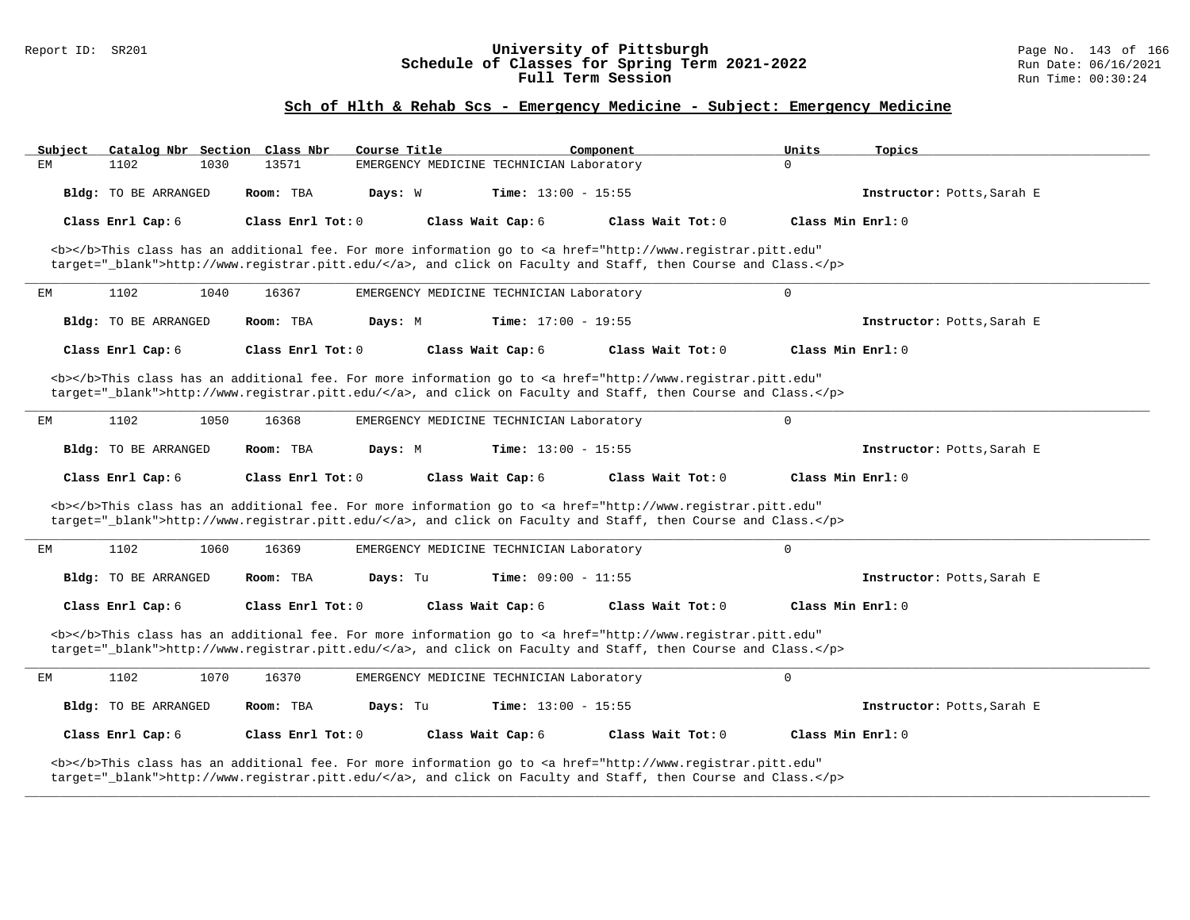## Sch of Hlth & Rehab Scs - Emergency Medicine - Subject: Emergency Medicine

| Subject | Catalog Nbr | Section | Class Nbr | Course Title | Component | Units | Topics |
|---|---|---|---|---|---|---|---|
| EM | 1102 | 1030 | 13571 | EMERGENCY MEDICINE TECHNICIAN | Laboratory | 0 | |

**Bldg:** TO BE ARRANGED **Room:** TBA **Days:** W **Time:** 13:00 - 15:55 **Instructor:** Potts,Sarah E

**Class Enrl Cap:** 6 **Class Enrl Tot:** 0 **Class Wait Cap:** 6 **Class Wait Tot:** 0 **Class Min Enrl:** 0

<b></b>This class has an additional fee. For more information go to <a href="http://www.registrar.pitt.edu" target="_blank">http://www.registrar.pitt.edu/</a>, and click on Faculty and Staff, then Course and Class.</p>

---

| Subject | Catalog Nbr | Section | Class Nbr | Course Title | Component | Units | Topics |
|---|---|---|---|---|---|---|---|
| EM | 1102 | 1040 | 16367 | EMERGENCY MEDICINE TECHNICIAN | Laboratory | 0 | |

**Bldg:** TO BE ARRANGED **Room:** TBA **Days:** M **Time:** 17:00 - 19:55 **Instructor:** Potts,Sarah E

**Class Enrl Cap:** 6 **Class Enrl Tot:** 0 **Class Wait Cap:** 6 **Class Wait Tot:** 0 **Class Min Enrl:** 0

<b></b>This class has an additional fee. For more information go to <a href="http://www.registrar.pitt.edu" target="_blank">http://www.registrar.pitt.edu/</a>, and click on Faculty and Staff, then Course and Class.</p>

---

| Subject | Catalog Nbr | Section | Class Nbr | Course Title | Component | Units | Topics |
|---|---|---|---|---|---|---|---|
| EM | 1102 | 1050 | 16368 | EMERGENCY MEDICINE TECHNICIAN | Laboratory | 0 | |

**Bldg:** TO BE ARRANGED **Room:** TBA **Days:** M **Time:** 13:00 - 15:55 **Instructor:** Potts,Sarah E

**Class Enrl Cap:** 6 **Class Enrl Tot:** 0 **Class Wait Cap:** 6 **Class Wait Tot:** 0 **Class Min Enrl:** 0

<b></b>This class has an additional fee. For more information go to <a href="http://www.registrar.pitt.edu" target="_blank">http://www.registrar.pitt.edu/</a>, and click on Faculty and Staff, then Course and Class.</p>

---

| Subject | Catalog Nbr | Section | Class Nbr | Course Title | Component | Units | Topics |
|---|---|---|---|---|---|---|---|
| EM | 1102 | 1060 | 16369 | EMERGENCY MEDICINE TECHNICIAN | Laboratory | 0 | |

**Bldg:** TO BE ARRANGED **Room:** TBA **Days:** Tu **Time:** 09:00 - 11:55 **Instructor:** Potts,Sarah E

**Class Enrl Cap:** 6 **Class Enrl Tot:** 0 **Class Wait Cap:** 6 **Class Wait Tot:** 0 **Class Min Enrl:** 0

<b></b>This class has an additional fee. For more information go to <a href="http://www.registrar.pitt.edu" target="_blank">http://www.registrar.pitt.edu/</a>, and click on Faculty and Staff, then Course and Class.</p>

---

| Subject | Catalog Nbr | Section | Class Nbr | Course Title | Component | Units | Topics |
|---|---|---|---|---|---|---|---|
| EM | 1102 | 1070 | 16370 | EMERGENCY MEDICINE TECHNICIAN | Laboratory | 0 | |

**Bldg:** TO BE ARRANGED **Room:** TBA **Days:** Tu **Time:** 13:00 - 15:55 **Instructor:** Potts,Sarah E

**Class Enrl Cap:** 6 **Class Enrl Tot:** 0 **Class Wait Cap:** 6 **Class Wait Tot:** 0 **Class Min Enrl:** 0

<b></b>This class has an additional fee. For more information go to <a href="http://www.registrar.pitt.edu" target="_blank">http://www.registrar.pitt.edu/</a>, and click on Faculty and Staff, then Course and Class.</p>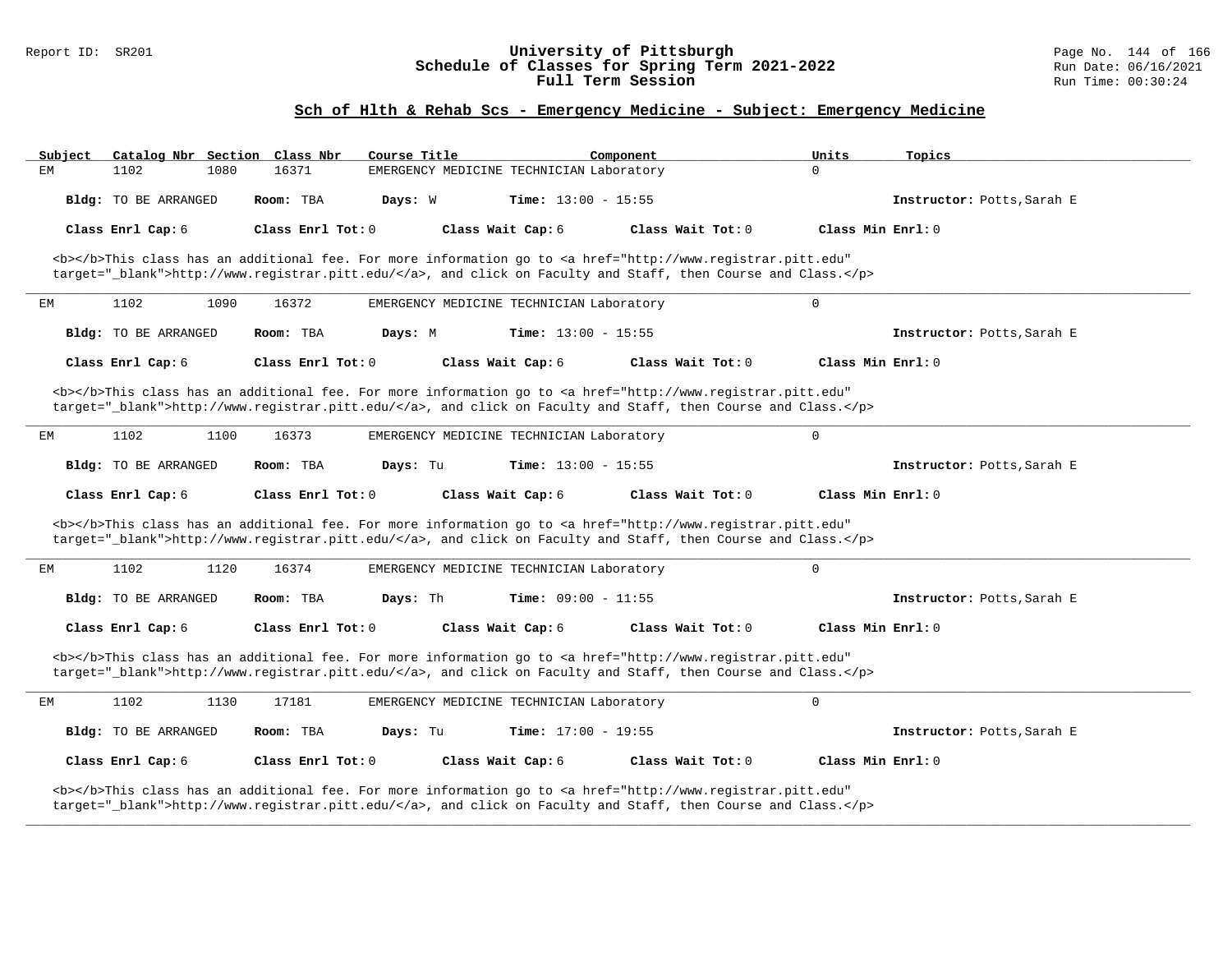University of Pittsburgh
Schedule of Classes for Spring Term 2021-2022
Full Term Session

## Sch of Hlth & Rehab Scs - Emergency Medicine - Subject: Emergency Medicine

| Subject | Catalog Nbr | Section | Class Nbr | Course Title | Component | Units | Topics |
|---|---|---|---|---|---|---|---|
| EM | 1102 | 1080 | 16371 | EMERGENCY MEDICINE TECHNICIAN | Laboratory | 0 | |

**Bldg:** TO BE ARRANGED **Room:** TBA **Days:** W **Time:** 13:00 - 15:55 **Instructor:** Potts,Sarah E

**Class Enrl Cap:** 6 **Class Enrl Tot:** 0 **Class Wait Cap:** 6 **Class Wait Tot:** 0 **Class Min Enrl:** 0

<b></b>This class has an additional fee. For more information go to <a href="http://www.registrar.pitt.edu" target="_blank">http://www.registrar.pitt.edu/</a>, and click on Faculty and Staff, then Course and Class.</p>

---

| Subject | Catalog Nbr | Section | Class Nbr | Course Title | Component | Units | Topics |
|---|---|---|---|---|---|---|---|
| EM | 1102 | 1090 | 16372 | EMERGENCY MEDICINE TECHNICIAN | Laboratory | 0 | |

**Bldg:** TO BE ARRANGED **Room:** TBA **Days:** M **Time:** 13:00 - 15:55 **Instructor:** Potts,Sarah E

**Class Enrl Cap:** 6 **Class Enrl Tot:** 0 **Class Wait Cap:** 6 **Class Wait Tot:** 0 **Class Min Enrl:** 0

<b></b>This class has an additional fee. For more information go to <a href="http://www.registrar.pitt.edu" target="_blank">http://www.registrar.pitt.edu/</a>, and click on Faculty and Staff, then Course and Class.</p>

---

| Subject | Catalog Nbr | Section | Class Nbr | Course Title | Component | Units | Topics |
|---|---|---|---|---|---|---|---|
| EM | 1102 | 1100 | 16373 | EMERGENCY MEDICINE TECHNICIAN | Laboratory | 0 | |

**Bldg:** TO BE ARRANGED **Room:** TBA **Days:** Tu **Time:** 13:00 - 15:55 **Instructor:** Potts,Sarah E

**Class Enrl Cap:** 6 **Class Enrl Tot:** 0 **Class Wait Cap:** 6 **Class Wait Tot:** 0 **Class Min Enrl:** 0

<b></b>This class has an additional fee. For more information go to <a href="http://www.registrar.pitt.edu" target="_blank">http://www.registrar.pitt.edu/</a>, and click on Faculty and Staff, then Course and Class.</p>

---

| Subject | Catalog Nbr | Section | Class Nbr | Course Title | Component | Units | Topics |
|---|---|---|---|---|---|---|---|
| EM | 1102 | 1120 | 16374 | EMERGENCY MEDICINE TECHNICIAN | Laboratory | 0 | |

**Bldg:** TO BE ARRANGED **Room:** TBA **Days:** Th **Time:** 09:00 - 11:55 **Instructor:** Potts,Sarah E

**Class Enrl Cap:** 6 **Class Enrl Tot:** 0 **Class Wait Cap:** 6 **Class Wait Tot:** 0 **Class Min Enrl:** 0

<b></b>This class has an additional fee. For more information go to <a href="http://www.registrar.pitt.edu" target="_blank">http://www.registrar.pitt.edu/</a>, and click on Faculty and Staff, then Course and Class.</p>

---

| Subject | Catalog Nbr | Section | Class Nbr | Course Title | Component | Units | Topics |
|---|---|---|---|---|---|---|---|
| EM | 1102 | 1130 | 17181 | EMERGENCY MEDICINE TECHNICIAN | Laboratory | 0 | |

**Bldg:** TO BE ARRANGED **Room:** TBA **Days:** Tu **Time:** 17:00 - 19:55 **Instructor:** Potts,Sarah E

**Class Enrl Cap:** 6 **Class Enrl Tot:** 0 **Class Wait Cap:** 6 **Class Wait Tot:** 0 **Class Min Enrl:** 0

<b></b>This class has an additional fee. For more information go to <a href="http://www.registrar.pitt.edu" target="_blank">http://www.registrar.pitt.edu/</a>, and click on Faculty and Staff, then Course and Class.</p>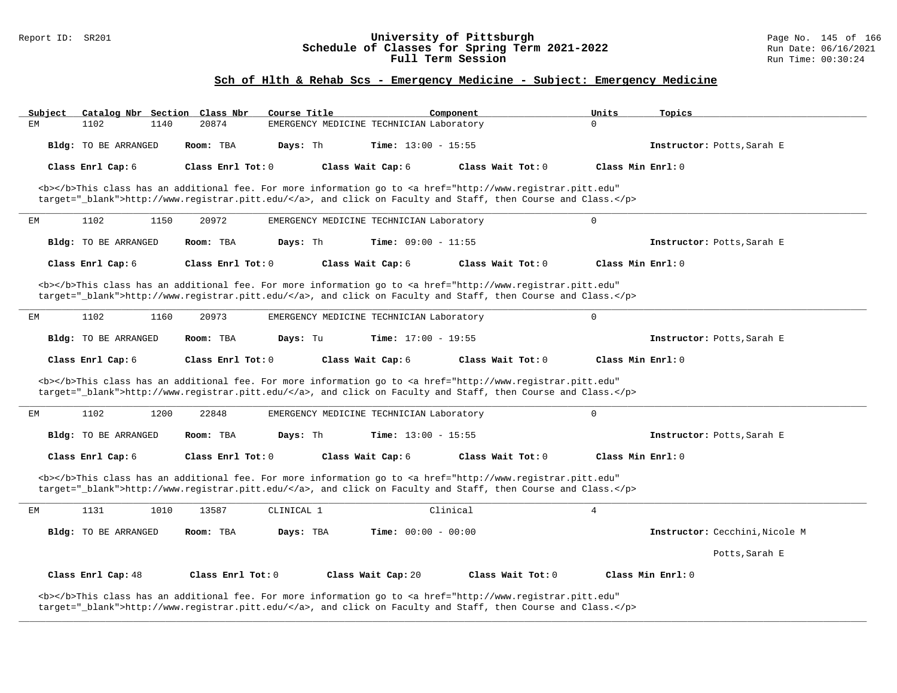## Sch of Hlth & Rehab Scs - Emergency Medicine - Subject: Emergency Medicine

| Subject | Catalog Nbr | Section | Class Nbr | Course Title | Component | Units | Topics |
|---|---|---|---|---|---|---|---|
| EM | 1102 | 1140 | 20874 | EMERGENCY MEDICINE TECHNICIAN | Laboratory | 0 | |

**Bldg:** TO BE ARRANGED **Room:** TBA **Days:** Th **Time:** 13:00 - 15:55 **Instructor:** Potts,Sarah E

**Class Enrl Cap:** 6 **Class Enrl Tot:** 0 **Class Wait Cap:** 6 **Class Wait Tot:** 0 **Class Min Enrl:** 0

<b></b>This class has an additional fee. For more information go to <a href="http://www.registrar.pitt.edu" target="_blank">http://www.registrar.pitt.edu/</a>, and click on Faculty and Staff, then Course and Class.</p>

---

| Subject | Catalog Nbr | Section | Class Nbr | Course Title | Component | Units | Topics |
|---|---|---|---|---|---|---|---|
| EM | 1102 | 1150 | 20972 | EMERGENCY MEDICINE TECHNICIAN | Laboratory | 0 | |

**Bldg:** TO BE ARRANGED **Room:** TBA **Days:** Th **Time:** 09:00 - 11:55 **Instructor:** Potts,Sarah E

**Class Enrl Cap:** 6 **Class Enrl Tot:** 0 **Class Wait Cap:** 6 **Class Wait Tot:** 0 **Class Min Enrl:** 0

<b></b>This class has an additional fee. For more information go to <a href="http://www.registrar.pitt.edu" target="_blank">http://www.registrar.pitt.edu/</a>, and click on Faculty and Staff, then Course and Class.</p>

---

| Subject | Catalog Nbr | Section | Class Nbr | Course Title | Component | Units | Topics |
|---|---|---|---|---|---|---|---|
| EM | 1102 | 1160 | 20973 | EMERGENCY MEDICINE TECHNICIAN | Laboratory | 0 | |

**Bldg:** TO BE ARRANGED **Room:** TBA **Days:** Tu **Time:** 17:00 - 19:55 **Instructor:** Potts,Sarah E

**Class Enrl Cap:** 6 **Class Enrl Tot:** 0 **Class Wait Cap:** 6 **Class Wait Tot:** 0 **Class Min Enrl:** 0

<b></b>This class has an additional fee. For more information go to <a href="http://www.registrar.pitt.edu" target="_blank">http://www.registrar.pitt.edu/</a>, and click on Faculty and Staff, then Course and Class.</p>

---

| Subject | Catalog Nbr | Section | Class Nbr | Course Title | Component | Units | Topics |
|---|---|---|---|---|---|---|---|
| EM | 1102 | 1200 | 22848 | EMERGENCY MEDICINE TECHNICIAN | Laboratory | 0 | |

**Bldg:** TO BE ARRANGED **Room:** TBA **Days:** Th **Time:** 13:00 - 15:55 **Instructor:** Potts,Sarah E

**Class Enrl Cap:** 6 **Class Enrl Tot:** 0 **Class Wait Cap:** 6 **Class Wait Tot:** 0 **Class Min Enrl:** 0

<b></b>This class has an additional fee. For more information go to <a href="http://www.registrar.pitt.edu" target="_blank">http://www.registrar.pitt.edu/</a>, and click on Faculty and Staff, then Course and Class.</p>

---

| Subject | Catalog Nbr | Section | Class Nbr | Course Title | Component | Units | Topics |
|---|---|---|---|---|---|---|---|
| EM | 1131 | 1010 | 13587 | CLINICAL 1 | Clinical | 4 | |

**Bldg:** TO BE ARRANGED **Room:** TBA **Days:** TBA **Time:** 00:00 - 00:00 **Instructor:** Cecchini,Nicole M; Potts,Sarah E

**Class Enrl Cap:** 48 **Class Enrl Tot:** 0 **Class Wait Cap:** 20 **Class Wait Tot:** 0 **Class Min Enrl:** 0

<b></b>This class has an additional fee. For more information go to <a href="http://www.registrar.pitt.edu" target="_blank">http://www.registrar.pitt.edu/</a>, and click on Faculty and Staff, then Course and Class.</p>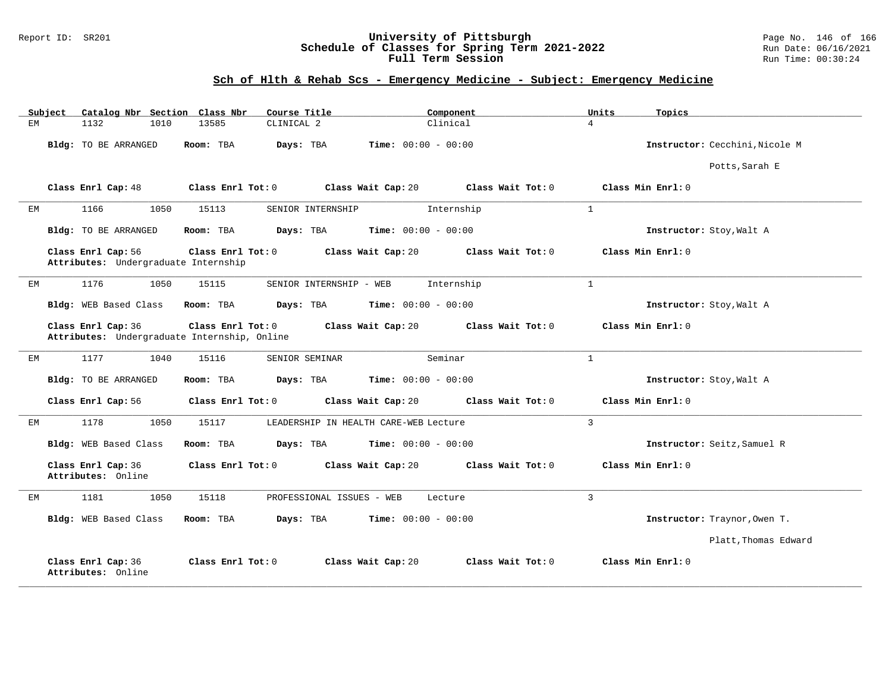## Sch of Hlth & Rehab Scs - Emergency Medicine - Subject: Emergency Medicine

| Subject | Catalog Nbr | Section | Class Nbr | Course Title | Component | Units | Topics |
|---|---|---|---|---|---|---|---|
| EM | 1132 | 1010 | 13585 | CLINICAL 2 | Clinical | 4 | |

**Bldg:** TO BE ARRANGED **Room:** TBA **Days:** TBA **Time:** 00:00 - 00:00 **Instructor:** Cecchini,Nicole M; Potts,Sarah E

**Class Enrl Cap:** 48 **Class Enrl Tot:** 0 **Class Wait Cap:** 20 **Class Wait Tot:** 0 **Class Min Enrl:** 0

---

| Subject | Catalog Nbr | Section | Class Nbr | Course Title | Component | Units | Topics |
|---|---|---|---|---|---|---|---|
| EM | 1166 | 1050 | 15113 | SENIOR INTERNSHIP | Internship | 1 | |

**Bldg:** TO BE ARRANGED **Room:** TBA **Days:** TBA **Time:** 00:00 - 00:00 **Instructor:** Stoy,Walt A

**Class Enrl Cap:** 56 **Class Enrl Tot:** 0 **Class Wait Cap:** 20 **Class Wait Tot:** 0 **Class Min Enrl:** 0
**Attributes:** Undergraduate Internship

---

| Subject | Catalog Nbr | Section | Class Nbr | Course Title | Component | Units | Topics |
|---|---|---|---|---|---|---|---|
| EM | 1176 | 1050 | 15115 | SENIOR INTERNSHIP - WEB | Internship | 1 | |

**Bldg:** WEB Based Class **Room:** TBA **Days:** TBA **Time:** 00:00 - 00:00 **Instructor:** Stoy,Walt A

**Class Enrl Cap:** 36 **Class Enrl Tot:** 0 **Class Wait Cap:** 20 **Class Wait Tot:** 0 **Class Min Enrl:** 0
**Attributes:** Undergraduate Internship, Online

---

| Subject | Catalog Nbr | Section | Class Nbr | Course Title | Component | Units | Topics |
|---|---|---|---|---|---|---|---|
| EM | 1177 | 1040 | 15116 | SENIOR SEMINAR | Seminar | 1 | |

**Bldg:** TO BE ARRANGED **Room:** TBA **Days:** TBA **Time:** 00:00 - 00:00 **Instructor:** Stoy,Walt A

**Class Enrl Cap:** 56 **Class Enrl Tot:** 0 **Class Wait Cap:** 20 **Class Wait Tot:** 0 **Class Min Enrl:** 0

---

| Subject | Catalog Nbr | Section | Class Nbr | Course Title | Component | Units | Topics |
|---|---|---|---|---|---|---|---|
| EM | 1178 | 1050 | 15117 | LEADERSHIP IN HEALTH CARE-WEB | Lecture | 3 | |

**Bldg:** WEB Based Class **Room:** TBA **Days:** TBA **Time:** 00:00 - 00:00 **Instructor:** Seitz,Samuel R

**Class Enrl Cap:** 36 **Class Enrl Tot:** 0 **Class Wait Cap:** 20 **Class Wait Tot:** 0 **Class Min Enrl:** 0
**Attributes:** Online

---

| Subject | Catalog Nbr | Section | Class Nbr | Course Title | Component | Units | Topics |
|---|---|---|---|---|---|---|---|
| EM | 1181 | 1050 | 15118 | PROFESSIONAL ISSUES - WEB | Lecture | 3 | |

**Bldg:** WEB Based Class **Room:** TBA **Days:** TBA **Time:** 00:00 - 00:00 **Instructor:** Traynor,Owen T.; Platt,Thomas Edward

**Class Enrl Cap:** 36 **Class Enrl Tot:** 0 **Class Wait Cap:** 20 **Class Wait Tot:** 0 **Class Min Enrl:** 0
**Attributes:** Online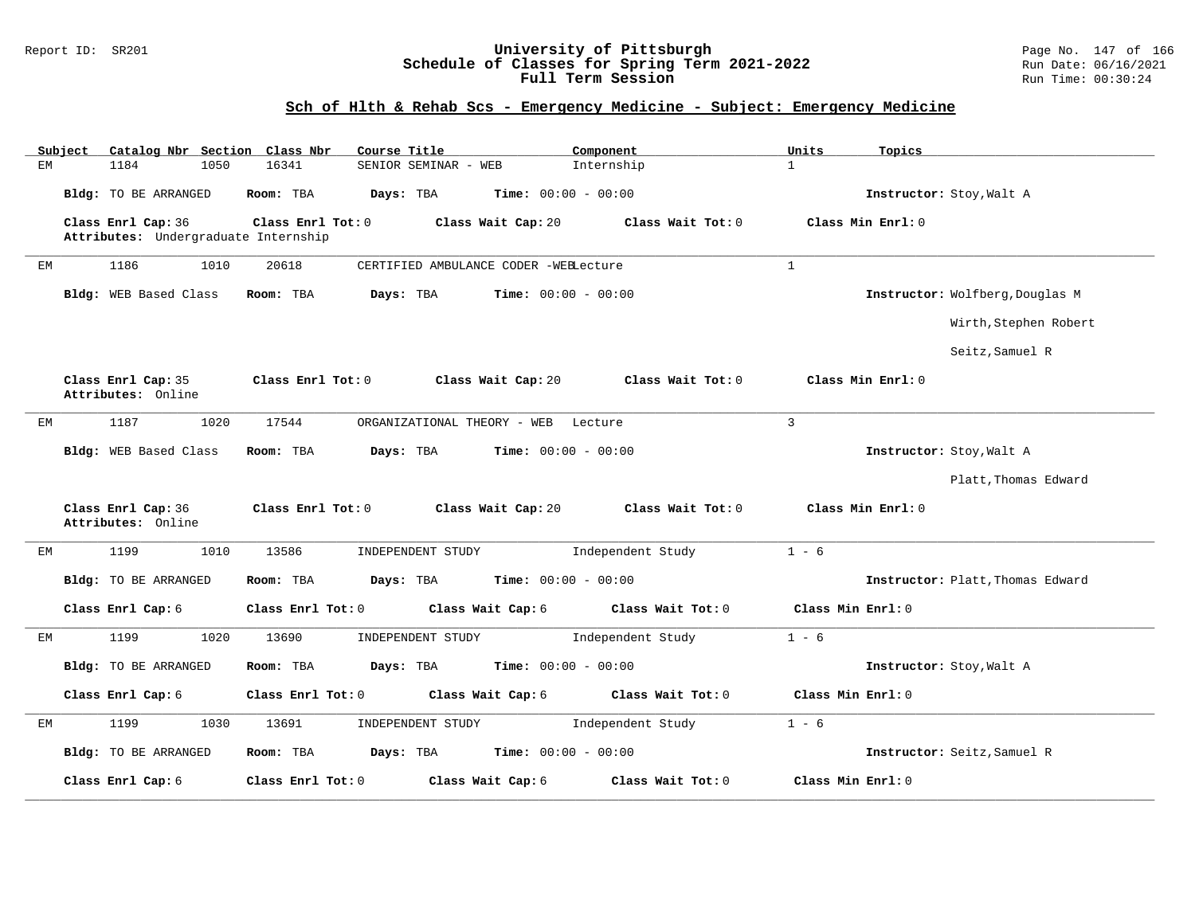## Sch of Hlth & Rehab Scs - Emergency Medicine - Subject: Emergency Medicine

| Subject | Catalog Nbr | Section | Class Nbr | Course Title | Component | Units | Topics |
|---|---|---|---|---|---|---|---|
| EM | 1184 | 1050 | 16341 | SENIOR SEMINAR - WEB | Internship | 1 | |

**Bldg:** TO BE ARRANGED **Room:** TBA **Days:** TBA **Time:** 00:00 - 00:00 **Instructor:** Stoy,Walt A

**Class Enrl Cap:** 36 **Class Enrl Tot:** 0 **Class Wait Cap:** 20 **Class Wait Tot:** 0 **Class Min Enrl:** 0
**Attributes:** Undergraduate Internship

---

| Subject | Catalog Nbr | Section | Class Nbr | Course Title | Component | Units | Topics |
|---|---|---|---|---|---|---|---|
| EM | 1186 | 1010 | 20618 | CERTIFIED AMBULANCE CODER -WEB | Lecture | 1 | |

**Bldg:** WEB Based Class **Room:** TBA **Days:** TBA **Time:** 00:00 - 00:00 **Instructor:** Wolfberg,Douglas M
Wirth,Stephen Robert
Seitz,Samuel R

**Class Enrl Cap:** 35 **Class Enrl Tot:** 0 **Class Wait Cap:** 20 **Class Wait Tot:** 0 **Class Min Enrl:** 0
**Attributes:** Online

---

| Subject | Catalog Nbr | Section | Class Nbr | Course Title | Component | Units | Topics |
|---|---|---|---|---|---|---|---|
| EM | 1187 | 1020 | 17544 | ORGANIZATIONAL THEORY - WEB | Lecture | 3 | |

**Bldg:** WEB Based Class **Room:** TBA **Days:** TBA **Time:** 00:00 - 00:00 **Instructor:** Stoy,Walt A
Platt,Thomas Edward

**Class Enrl Cap:** 36 **Class Enrl Tot:** 0 **Class Wait Cap:** 20 **Class Wait Tot:** 0 **Class Min Enrl:** 0
**Attributes:** Online

---

| Subject | Catalog Nbr | Section | Class Nbr | Course Title | Component | Units | Topics |
|---|---|---|---|---|---|---|---|
| EM | 1199 | 1010 | 13586 | INDEPENDENT STUDY | Independent Study | 1 - 6 | |

**Bldg:** TO BE ARRANGED **Room:** TBA **Days:** TBA **Time:** 00:00 - 00:00 **Instructor:** Platt,Thomas Edward

**Class Enrl Cap:** 6 **Class Enrl Tot:** 0 **Class Wait Cap:** 6 **Class Wait Tot:** 0 **Class Min Enrl:** 0

---

| Subject | Catalog Nbr | Section | Class Nbr | Course Title | Component | Units | Topics |
|---|---|---|---|---|---|---|---|
| EM | 1199 | 1020 | 13690 | INDEPENDENT STUDY | Independent Study | 1 - 6 | |

**Bldg:** TO BE ARRANGED **Room:** TBA **Days:** TBA **Time:** 00:00 - 00:00 **Instructor:** Stoy,Walt A

**Class Enrl Cap:** 6 **Class Enrl Tot:** 0 **Class Wait Cap:** 6 **Class Wait Tot:** 0 **Class Min Enrl:** 0

---

| Subject | Catalog Nbr | Section | Class Nbr | Course Title | Component | Units | Topics |
|---|---|---|---|---|---|---|---|
| EM | 1199 | 1030 | 13691 | INDEPENDENT STUDY | Independent Study | 1 - 6 | |

**Bldg:** TO BE ARRANGED **Room:** TBA **Days:** TBA **Time:** 00:00 - 00:00 **Instructor:** Seitz,Samuel R

**Class Enrl Cap:** 6 **Class Enrl Tot:** 0 **Class Wait Cap:** 6 **Class Wait Tot:** 0 **Class Min Enrl:** 0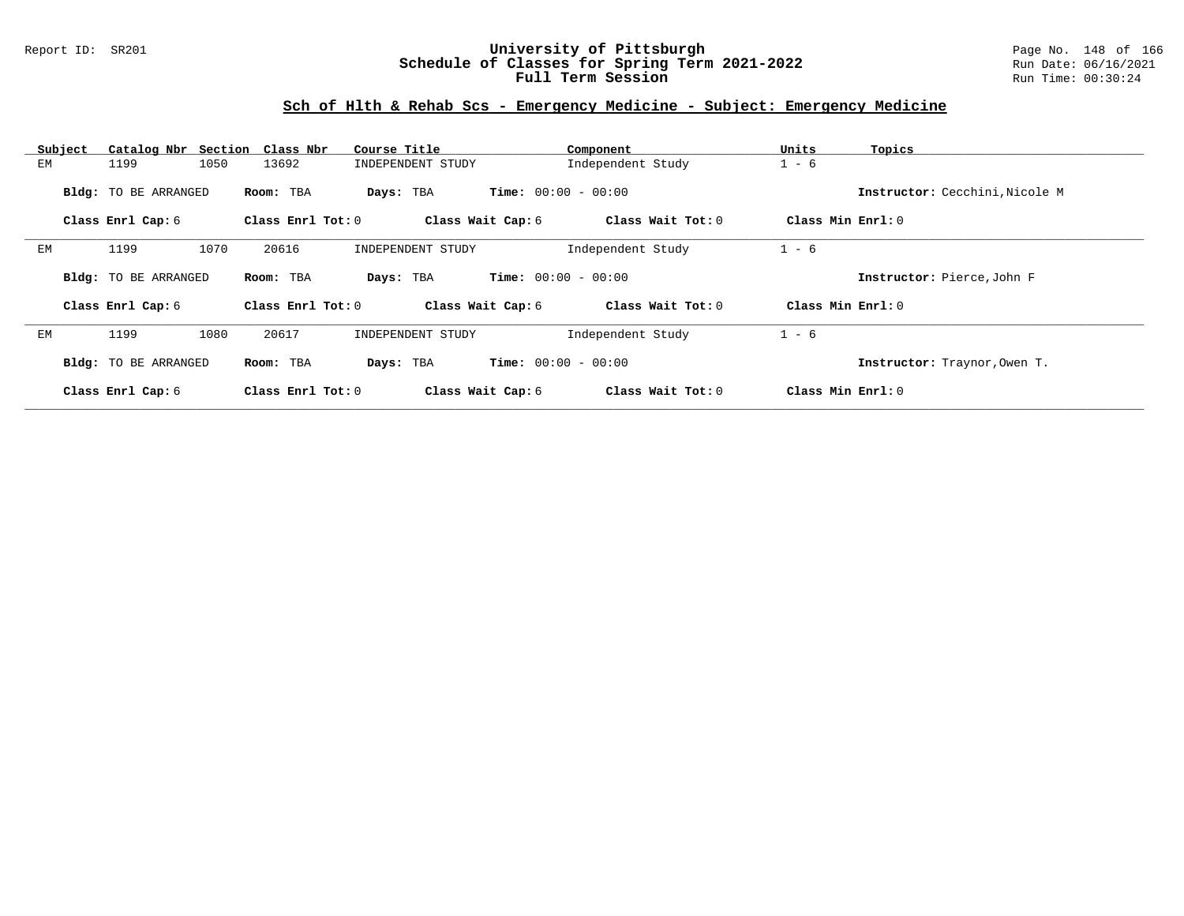## Sch of Hlth & Rehab Scs - Emergency Medicine - Subject: Emergency Medicine

| Subject | Catalog Nbr | Section | Class Nbr | Course Title | Component | Units | Topics |
|---|---|---|---|---|---|---|---|
| EM | 1199 | 1050 | 13692 | INDEPENDENT STUDY | Independent Study | 1 - 6 | |

**Bldg:** TO BE ARRANGED **Room:** TBA **Days:** TBA **Time:** 00:00 - 00:00 **Instructor:** Cecchini,Nicole M

**Class Enrl Cap:** 6 **Class Enrl Tot:** 0 **Class Wait Cap:** 6 **Class Wait Tot:** 0 **Class Min Enrl:** 0

---

| Subject | Catalog Nbr | Section | Class Nbr | Course Title | Component | Units | Topics |
|---|---|---|---|---|---|---|---|
| EM | 1199 | 1070 | 20616 | INDEPENDENT STUDY | Independent Study | 1 - 6 | |

**Bldg:** TO BE ARRANGED **Room:** TBA **Days:** TBA **Time:** 00:00 - 00:00 **Instructor:** Pierce,John F

**Class Enrl Cap:** 6 **Class Enrl Tot:** 0 **Class Wait Cap:** 6 **Class Wait Tot:** 0 **Class Min Enrl:** 0

---

| Subject | Catalog Nbr | Section | Class Nbr | Course Title | Component | Units | Topics |
|---|---|---|---|---|---|---|---|
| EM | 1199 | 1080 | 20617 | INDEPENDENT STUDY | Independent Study | 1 - 6 | |

**Bldg:** TO BE ARRANGED **Room:** TBA **Days:** TBA **Time:** 00:00 - 00:00 **Instructor:** Traynor,Owen T.

**Class Enrl Cap:** 6 **Class Enrl Tot:** 0 **Class Wait Cap:** 6 **Class Wait Tot:** 0 **Class Min Enrl:** 0

---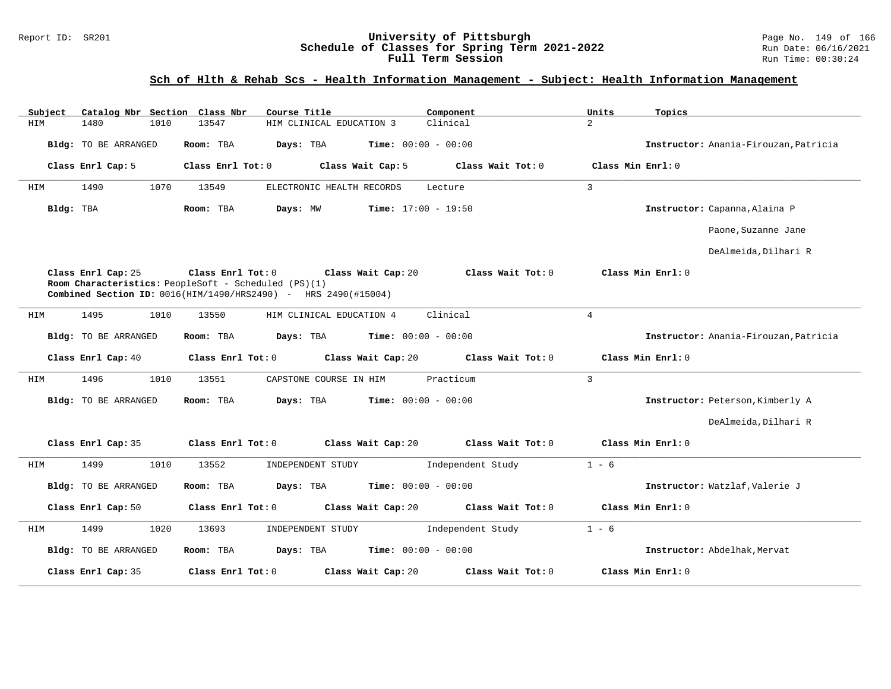## Sch of Hlth & Rehab Scs - Health Information Management - Subject: Health Information Management

| Subject | Catalog Nbr | Section | Class Nbr | Course Title | Component | Units | Topics |
|---|---|---|---|---|---|---|---|
| HIM | 1480 | 1010 | 13547 | HIM CLINICAL EDUCATION 3 | Clinical | 2 | |

**Bldg:** TO BE ARRANGED **Room:** TBA **Days:** TBA **Time:** 00:00 - 00:00 **Instructor:** Anania-Firouzan,Patricia

**Class Enrl Cap:** 5 **Class Enrl Tot:** 0 **Class Wait Cap:** 5 **Class Wait Tot:** 0 **Class Min Enrl:** 0

---

| Subject | Catalog Nbr | Section | Class Nbr | Course Title | Component | Units | Topics |
|---|---|---|---|---|---|---|---|
| HIM | 1490 | 1070 | 13549 | ELECTRONIC HEALTH RECORDS | Lecture | 3 | |

**Bldg:** TBA **Room:** TBA **Days:** MW **Time:** 17:00 - 19:50 **Instructor:** Capanna,Alaina P; Paone,Suzanne Jane; DeAlmeida,Dilhari R

**Class Enrl Cap:** 25 **Class Enrl Tot:** 0 **Class Wait Cap:** 20 **Class Wait Tot:** 0 **Class Min Enrl:** 0

**Room Characteristics:** PeopleSoft - Scheduled (PS)(1)

**Combined Section ID:** 0016(HIM/1490/HRS2490) - HRS 2490(#15004)

---

| Subject | Catalog Nbr | Section | Class Nbr | Course Title | Component | Units | Topics |
|---|---|---|---|---|---|---|---|
| HIM | 1495 | 1010 | 13550 | HIM CLINICAL EDUCATION 4 | Clinical | 4 | |

**Bldg:** TO BE ARRANGED **Room:** TBA **Days:** TBA **Time:** 00:00 - 00:00 **Instructor:** Anania-Firouzan,Patricia

**Class Enrl Cap:** 40 **Class Enrl Tot:** 0 **Class Wait Cap:** 20 **Class Wait Tot:** 0 **Class Min Enrl:** 0

---

| Subject | Catalog Nbr | Section | Class Nbr | Course Title | Component | Units | Topics |
|---|---|---|---|---|---|---|---|
| HIM | 1496 | 1010 | 13551 | CAPSTONE COURSE IN HIM | Practicum | 3 | |

**Bldg:** TO BE ARRANGED **Room:** TBA **Days:** TBA **Time:** 00:00 - 00:00 **Instructor:** Peterson,Kimberly A; DeAlmeida,Dilhari R

**Class Enrl Cap:** 35 **Class Enrl Tot:** 0 **Class Wait Cap:** 20 **Class Wait Tot:** 0 **Class Min Enrl:** 0

---

| Subject | Catalog Nbr | Section | Class Nbr | Course Title | Component | Units | Topics |
|---|---|---|---|---|---|---|---|
| HIM | 1499 | 1010 | 13552 | INDEPENDENT STUDY | Independent Study | 1 - 6 | |

**Bldg:** TO BE ARRANGED **Room:** TBA **Days:** TBA **Time:** 00:00 - 00:00 **Instructor:** Watzlaf,Valerie J

**Class Enrl Cap:** 50 **Class Enrl Tot:** 0 **Class Wait Cap:** 20 **Class Wait Tot:** 0 **Class Min Enrl:** 0

---

| Subject | Catalog Nbr | Section | Class Nbr | Course Title | Component | Units | Topics |
|---|---|---|---|---|---|---|---|
| HIM | 1499 | 1020 | 13693 | INDEPENDENT STUDY | Independent Study | 1 - 6 | |

**Bldg:** TO BE ARRANGED **Room:** TBA **Days:** TBA **Time:** 00:00 - 00:00 **Instructor:** Abdelhak,Mervat

**Class Enrl Cap:** 35 **Class Enrl Tot:** 0 **Class Wait Cap:** 20 **Class Wait Tot:** 0 **Class Min Enrl:** 0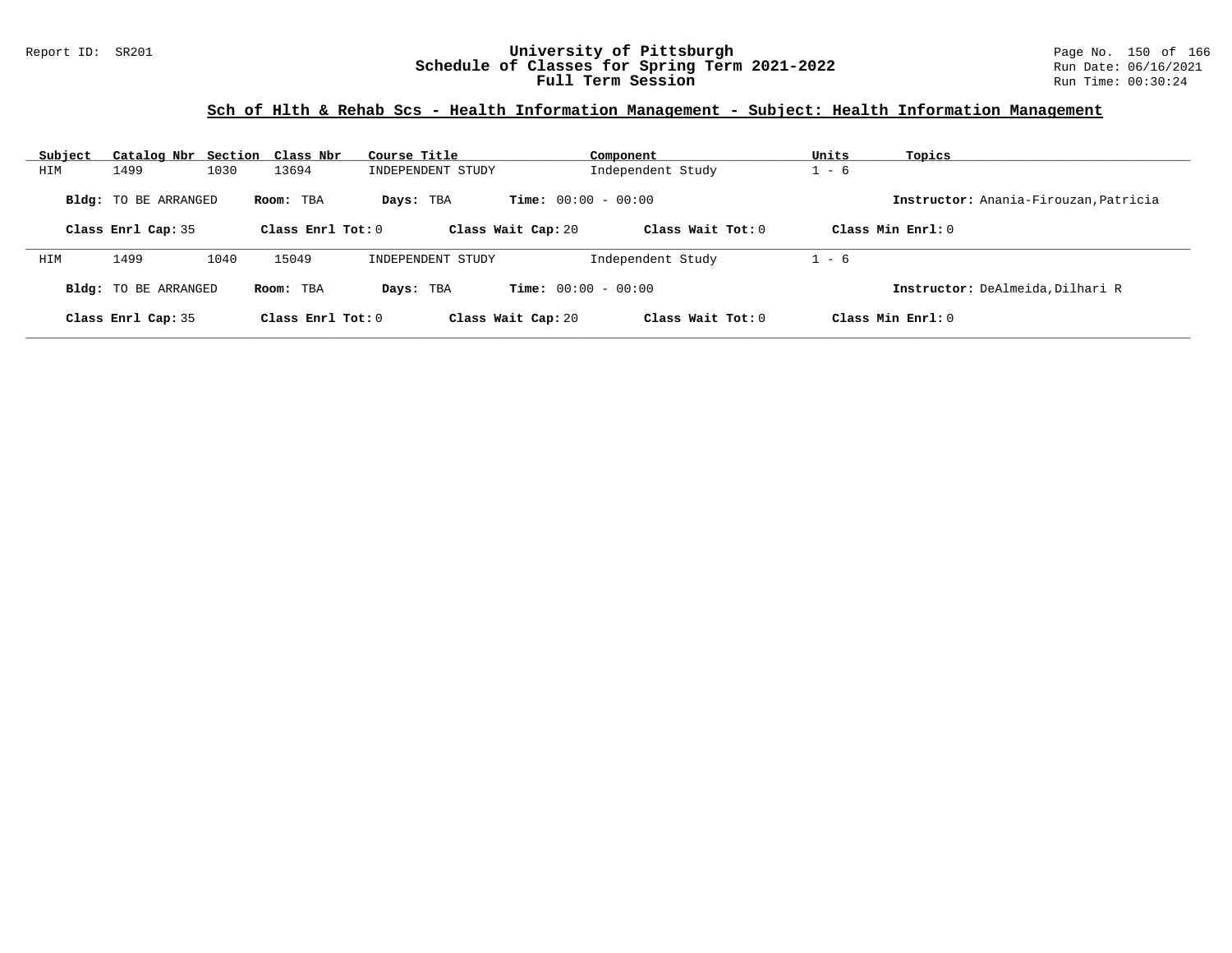## Sch of Hlth & Rehab Scs - Health Information Management - Subject: Health Information Management

| Subject | Catalog Nbr | Section | Class Nbr | Course Title | Component | Units | Topics |
|---|---|---|---|---|---|---|---|
| HIM | 1499 | 1030 | 13694 | INDEPENDENT STUDY | Independent Study | 1 - 6 | |

**Bldg:** TO BE ARRANGED **Room:** TBA **Days:** TBA **Time:** 00:00 - 00:00 **Instructor:** Anania-Firouzan,Patricia

**Class Enrl Cap:** 35 **Class Enrl Tot:** 0 **Class Wait Cap:** 20 **Class Wait Tot:** 0 **Class Min Enrl:** 0

| Subject | Catalog Nbr | Section | Class Nbr | Course Title | Component | Units | Topics |
|---|---|---|---|---|---|---|---|
| HIM | 1499 | 1040 | 15049 | INDEPENDENT STUDY | Independent Study | 1 - 6 | |

**Bldg:** TO BE ARRANGED **Room:** TBA **Days:** TBA **Time:** 00:00 - 00:00 **Instructor:** DeAlmeida,Dilhari R

**Class Enrl Cap:** 35 **Class Enrl Tot:** 0 **Class Wait Cap:** 20 **Class Wait Tot:** 0 **Class Min Enrl:** 0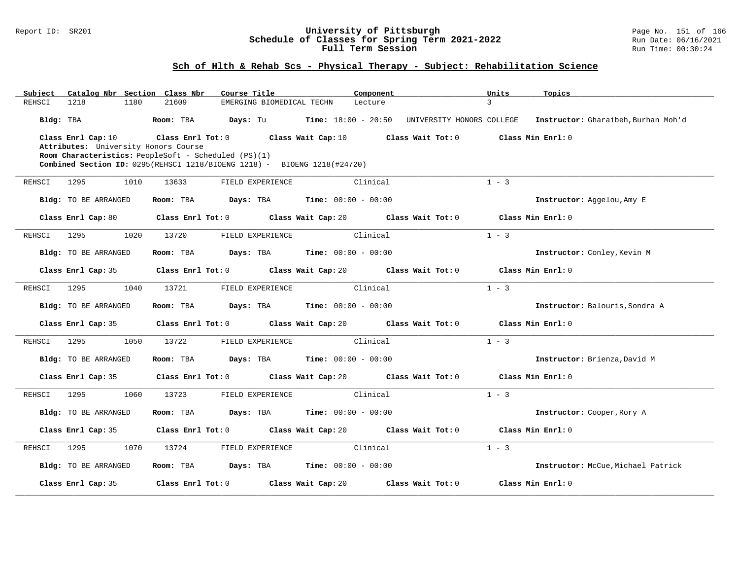# University of Pittsburgh
## Schedule of Classes for Spring Term 2021-2022
### Full Term Session

Report ID: SR201

Run Date: 06/16/2021
Run Time: 00:30:24

## Sch of Hlth & Rehab Scs - Physical Therapy - Subject: Rehabilitation Science

| Subject | Catalog Nbr | Section | Class Nbr | Course Title | Component | Units | Topics |
|---|---|---|---|---|---|---|---|
| REHSCI | 1218 | 1180 | 21609 | EMERGING BIOMEDICAL TECHN | Lecture | 3 | |

**Bldg:** TBA **Room:** TBA **Days:** Tu **Time:** 18:00 - 20:50 UNIVERSITY HONORS COLLEGE **Instructor:** Gharaibeh,Burhan Moh'd

**Class Enrl Cap:** 10 **Class Enrl Tot:** 0 **Class Wait Cap:** 10 **Class Wait Tot:** 0 **Class Min Enrl:** 0

**Attributes:** University Honors Course
**Room Characteristics:** PeopleSoft - Scheduled (PS)(1)
**Combined Section ID:** 0295(REHSCI 1218/BIOENG 1218) - BIOENG 1218(#24720)

---

| Subject | Catalog Nbr | Section | Class Nbr | Course Title | Component | Units |
|---|---|---|---|---|---|---|
| REHSCI | 1295 | 1010 | 13633 | FIELD EXPERIENCE | Clinical | 1 - 3 |

**Bldg:** TO BE ARRANGED **Room:** TBA **Days:** TBA **Time:** 00:00 - 00:00 **Instructor:** Aggelou,Amy E

**Class Enrl Cap:** 80 **Class Enrl Tot:** 0 **Class Wait Cap:** 20 **Class Wait Tot:** 0 **Class Min Enrl:** 0

---

| Subject | Catalog Nbr | Section | Class Nbr | Course Title | Component | Units |
|---|---|---|---|---|---|---|
| REHSCI | 1295 | 1020 | 13720 | FIELD EXPERIENCE | Clinical | 1 - 3 |

**Bldg:** TO BE ARRANGED **Room:** TBA **Days:** TBA **Time:** 00:00 - 00:00 **Instructor:** Conley,Kevin M

**Class Enrl Cap:** 35 **Class Enrl Tot:** 0 **Class Wait Cap:** 20 **Class Wait Tot:** 0 **Class Min Enrl:** 0

---

| Subject | Catalog Nbr | Section | Class Nbr | Course Title | Component | Units |
|---|---|---|---|---|---|---|
| REHSCI | 1295 | 1040 | 13721 | FIELD EXPERIENCE | Clinical | 1 - 3 |

**Bldg:** TO BE ARRANGED **Room:** TBA **Days:** TBA **Time:** 00:00 - 00:00 **Instructor:** Balouris,Sondra A

**Class Enrl Cap:** 35 **Class Enrl Tot:** 0 **Class Wait Cap:** 20 **Class Wait Tot:** 0 **Class Min Enrl:** 0

---

| Subject | Catalog Nbr | Section | Class Nbr | Course Title | Component | Units |
|---|---|---|---|---|---|---|
| REHSCI | 1295 | 1050 | 13722 | FIELD EXPERIENCE | Clinical | 1 - 3 |

**Bldg:** TO BE ARRANGED **Room:** TBA **Days:** TBA **Time:** 00:00 - 00:00 **Instructor:** Brienza,David M

**Class Enrl Cap:** 35 **Class Enrl Tot:** 0 **Class Wait Cap:** 20 **Class Wait Tot:** 0 **Class Min Enrl:** 0

---

| Subject | Catalog Nbr | Section | Class Nbr | Course Title | Component | Units |
|---|---|---|---|---|---|---|
| REHSCI | 1295 | 1060 | 13723 | FIELD EXPERIENCE | Clinical | 1 - 3 |

**Bldg:** TO BE ARRANGED **Room:** TBA **Days:** TBA **Time:** 00:00 - 00:00 **Instructor:** Cooper,Rory A

**Class Enrl Cap:** 35 **Class Enrl Tot:** 0 **Class Wait Cap:** 20 **Class Wait Tot:** 0 **Class Min Enrl:** 0

---

| Subject | Catalog Nbr | Section | Class Nbr | Course Title | Component | Units |
|---|---|---|---|---|---|---|
| REHSCI | 1295 | 1070 | 13724 | FIELD EXPERIENCE | Clinical | 1 - 3 |

**Bldg:** TO BE ARRANGED **Room:** TBA **Days:** TBA **Time:** 00:00 - 00:00 **Instructor:** McCue,Michael Patrick

**Class Enrl Cap:** 35 **Class Enrl Tot:** 0 **Class Wait Cap:** 20 **Class Wait Tot:** 0 **Class Min Enrl:** 0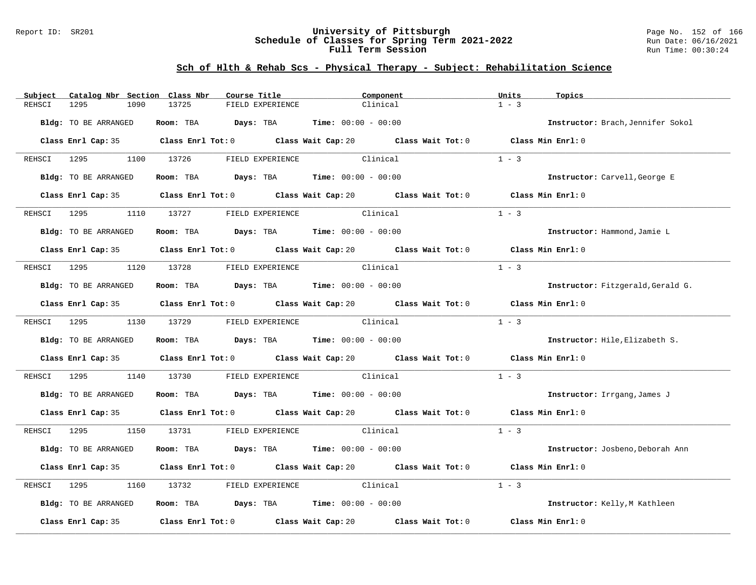## Sch of Hlth & Rehab Scs - Physical Therapy - Subject: Rehabilitation Science

| Subject | Catalog Nbr | Section | Class Nbr | Course Title | Component | Units | Topics |
|---|---|---|---|---|---|---|---|
| REHSCI | 1295 | 1090 | 13725 | FIELD EXPERIENCE | Clinical | 1 - 3 | |

**Bldg:** TO BE ARRANGED **Room:** TBA **Days:** TBA **Time:** 00:00 - 00:00 **Instructor:** Brach,Jennifer Sokol

**Class Enrl Cap:** 35 **Class Enrl Tot:** 0 **Class Wait Cap:** 20 **Class Wait Tot:** 0 **Class Min Enrl:** 0

---

| Subject | Catalog Nbr | Section | Class Nbr | Course Title | Component | Units | Topics |
|---|---|---|---|---|---|---|---|
| REHSCI | 1295 | 1100 | 13726 | FIELD EXPERIENCE | Clinical | 1 - 3 | |

**Bldg:** TO BE ARRANGED **Room:** TBA **Days:** TBA **Time:** 00:00 - 00:00 **Instructor:** Carvell,George E

**Class Enrl Cap:** 35 **Class Enrl Tot:** 0 **Class Wait Cap:** 20 **Class Wait Tot:** 0 **Class Min Enrl:** 0

---

| Subject | Catalog Nbr | Section | Class Nbr | Course Title | Component | Units | Topics |
|---|---|---|---|---|---|---|---|
| REHSCI | 1295 | 1110 | 13727 | FIELD EXPERIENCE | Clinical | 1 - 3 | |

**Bldg:** TO BE ARRANGED **Room:** TBA **Days:** TBA **Time:** 00:00 - 00:00 **Instructor:** Hammond,Jamie L

**Class Enrl Cap:** 35 **Class Enrl Tot:** 0 **Class Wait Cap:** 20 **Class Wait Tot:** 0 **Class Min Enrl:** 0

---

| Subject | Catalog Nbr | Section | Class Nbr | Course Title | Component | Units | Topics |
|---|---|---|---|---|---|---|---|
| REHSCI | 1295 | 1120 | 13728 | FIELD EXPERIENCE | Clinical | 1 - 3 | |

**Bldg:** TO BE ARRANGED **Room:** TBA **Days:** TBA **Time:** 00:00 - 00:00 **Instructor:** Fitzgerald,Gerald G.

**Class Enrl Cap:** 35 **Class Enrl Tot:** 0 **Class Wait Cap:** 20 **Class Wait Tot:** 0 **Class Min Enrl:** 0

---

| Subject | Catalog Nbr | Section | Class Nbr | Course Title | Component | Units | Topics |
|---|---|---|---|---|---|---|---|
| REHSCI | 1295 | 1130 | 13729 | FIELD EXPERIENCE | Clinical | 1 - 3 | |

**Bldg:** TO BE ARRANGED **Room:** TBA **Days:** TBA **Time:** 00:00 - 00:00 **Instructor:** Hile,Elizabeth S.

**Class Enrl Cap:** 35 **Class Enrl Tot:** 0 **Class Wait Cap:** 20 **Class Wait Tot:** 0 **Class Min Enrl:** 0

---

| Subject | Catalog Nbr | Section | Class Nbr | Course Title | Component | Units | Topics |
|---|---|---|---|---|---|---|---|
| REHSCI | 1295 | 1140 | 13730 | FIELD EXPERIENCE | Clinical | 1 - 3 | |

**Bldg:** TO BE ARRANGED **Room:** TBA **Days:** TBA **Time:** 00:00 - 00:00 **Instructor:** Irrgang,James J

**Class Enrl Cap:** 35 **Class Enrl Tot:** 0 **Class Wait Cap:** 20 **Class Wait Tot:** 0 **Class Min Enrl:** 0

---

| Subject | Catalog Nbr | Section | Class Nbr | Course Title | Component | Units | Topics |
|---|---|---|---|---|---|---|---|
| REHSCI | 1295 | 1150 | 13731 | FIELD EXPERIENCE | Clinical | 1 - 3 | |

**Bldg:** TO BE ARRANGED **Room:** TBA **Days:** TBA **Time:** 00:00 - 00:00 **Instructor:** Josbeno,Deborah Ann

**Class Enrl Cap:** 35 **Class Enrl Tot:** 0 **Class Wait Cap:** 20 **Class Wait Tot:** 0 **Class Min Enrl:** 0

---

| Subject | Catalog Nbr | Section | Class Nbr | Course Title | Component | Units | Topics |
|---|---|---|---|---|---|---|---|
| REHSCI | 1295 | 1160 | 13732 | FIELD EXPERIENCE | Clinical | 1 - 3 | |

**Bldg:** TO BE ARRANGED **Room:** TBA **Days:** TBA **Time:** 00:00 - 00:00 **Instructor:** Kelly,M Kathleen

**Class Enrl Cap:** 35 **Class Enrl Tot:** 0 **Class Wait Cap:** 20 **Class Wait Tot:** 0 **Class Min Enrl:** 0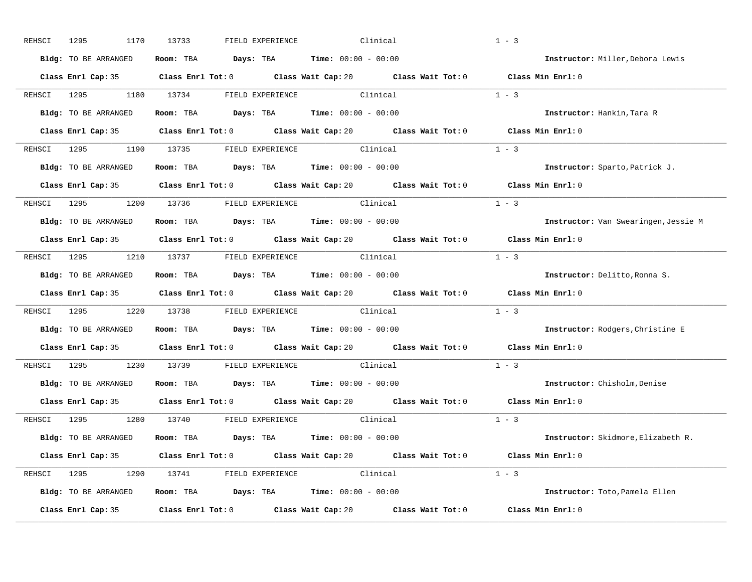REHSCI 1295 1170 13733 FIELD EXPERIENCE Clinical 1 - 3

**Bldg:** TO BE ARRANGED **Room:** TBA **Days:** TBA **Time:** 00:00 - 00:00 **Instructor:** Miller,Debora Lewis

**Class Enrl Cap:** 35 **Class Enrl Tot:** 0 **Class Wait Cap:** 20 **Class Wait Tot:** 0 **Class Min Enrl:** 0

---

REHSCI 1295 1180 13734 FIELD EXPERIENCE Clinical 1 - 3

**Bldg:** TO BE ARRANGED **Room:** TBA **Days:** TBA **Time:** 00:00 - 00:00 **Instructor:** Hankin,Tara R

**Class Enrl Cap:** 35 **Class Enrl Tot:** 0 **Class Wait Cap:** 20 **Class Wait Tot:** 0 **Class Min Enrl:** 0

---

REHSCI 1295 1190 13735 FIELD EXPERIENCE Clinical 1 - 3

**Bldg:** TO BE ARRANGED **Room:** TBA **Days:** TBA **Time:** 00:00 - 00:00 **Instructor:** Sparto,Patrick J.

**Class Enrl Cap:** 35 **Class Enrl Tot:** 0 **Class Wait Cap:** 20 **Class Wait Tot:** 0 **Class Min Enrl:** 0

---

REHSCI 1295 1200 13736 FIELD EXPERIENCE Clinical 1 - 3

**Bldg:** TO BE ARRANGED **Room:** TBA **Days:** TBA **Time:** 00:00 - 00:00 **Instructor:** Van Swearingen,Jessie M

**Class Enrl Cap:** 35 **Class Enrl Tot:** 0 **Class Wait Cap:** 20 **Class Wait Tot:** 0 **Class Min Enrl:** 0

---

REHSCI 1295 1210 13737 FIELD EXPERIENCE Clinical 1 - 3

**Bldg:** TO BE ARRANGED **Room:** TBA **Days:** TBA **Time:** 00:00 - 00:00 **Instructor:** Delitto,Ronna S.

**Class Enrl Cap:** 35 **Class Enrl Tot:** 0 **Class Wait Cap:** 20 **Class Wait Tot:** 0 **Class Min Enrl:** 0

---

REHSCI 1295 1220 13738 FIELD EXPERIENCE Clinical 1 - 3

**Bldg:** TO BE ARRANGED **Room:** TBA **Days:** TBA **Time:** 00:00 - 00:00 **Instructor:** Rodgers,Christine E

**Class Enrl Cap:** 35 **Class Enrl Tot:** 0 **Class Wait Cap:** 20 **Class Wait Tot:** 0 **Class Min Enrl:** 0

---

REHSCI 1295 1230 13739 FIELD EXPERIENCE Clinical 1 - 3

**Bldg:** TO BE ARRANGED **Room:** TBA **Days:** TBA **Time:** 00:00 - 00:00 **Instructor:** Chisholm,Denise

**Class Enrl Cap:** 35 **Class Enrl Tot:** 0 **Class Wait Cap:** 20 **Class Wait Tot:** 0 **Class Min Enrl:** 0

---

REHSCI 1295 1280 13740 FIELD EXPERIENCE Clinical 1 - 3

**Bldg:** TO BE ARRANGED **Room:** TBA **Days:** TBA **Time:** 00:00 - 00:00 **Instructor:** Skidmore,Elizabeth R.

**Class Enrl Cap:** 35 **Class Enrl Tot:** 0 **Class Wait Cap:** 20 **Class Wait Tot:** 0 **Class Min Enrl:** 0

---

REHSCI 1295 1290 13741 FIELD EXPERIENCE Clinical 1 - 3

**Bldg:** TO BE ARRANGED **Room:** TBA **Days:** TBA **Time:** 00:00 - 00:00 **Instructor:** Toto,Pamela Ellen

**Class Enrl Cap:** 35 **Class Enrl Tot:** 0 **Class Wait Cap:** 20 **Class Wait Tot:** 0 **Class Min Enrl:** 0

---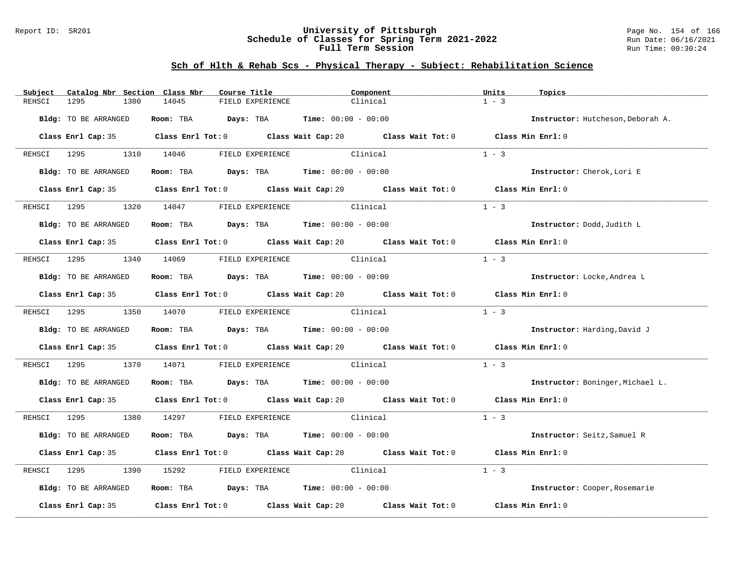## Sch of Hlth & Rehab Scs - Physical Therapy - Subject: Rehabilitation Science

| Subject | Catalog Nbr | Section | Class Nbr | Course Title | Component | Units | Topics |
|---|---|---|---|---|---|---|---|
| REHSCI | 1295 | 1300 | 14045 | FIELD EXPERIENCE | Clinical | 1 - 3 | |

**Bldg:** TO BE ARRANGED **Room:** TBA **Days:** TBA **Time:** 00:00 - 00:00 **Instructor:** Hutcheson,Deborah A.

**Class Enrl Cap:** 35 **Class Enrl Tot:** 0 **Class Wait Cap:** 20 **Class Wait Tot:** 0 **Class Min Enrl:** 0

| Subject | Catalog Nbr | Section | Class Nbr | Course Title | Component | Units | Topics |
|---|---|---|---|---|---|---|---|
| REHSCI | 1295 | 1310 | 14046 | FIELD EXPERIENCE | Clinical | 1 - 3 | |

**Bldg:** TO BE ARRANGED **Room:** TBA **Days:** TBA **Time:** 00:00 - 00:00 **Instructor:** Cherok,Lori E

**Class Enrl Cap:** 35 **Class Enrl Tot:** 0 **Class Wait Cap:** 20 **Class Wait Tot:** 0 **Class Min Enrl:** 0

| Subject | Catalog Nbr | Section | Class Nbr | Course Title | Component | Units | Topics |
|---|---|---|---|---|---|---|---|
| REHSCI | 1295 | 1320 | 14047 | FIELD EXPERIENCE | Clinical | 1 - 3 | |

**Bldg:** TO BE ARRANGED **Room:** TBA **Days:** TBA **Time:** 00:00 - 00:00 **Instructor:** Dodd,Judith L

**Class Enrl Cap:** 35 **Class Enrl Tot:** 0 **Class Wait Cap:** 20 **Class Wait Tot:** 0 **Class Min Enrl:** 0

| Subject | Catalog Nbr | Section | Class Nbr | Course Title | Component | Units | Topics |
|---|---|---|---|---|---|---|---|
| REHSCI | 1295 | 1340 | 14069 | FIELD EXPERIENCE | Clinical | 1 - 3 | |

**Bldg:** TO BE ARRANGED **Room:** TBA **Days:** TBA **Time:** 00:00 - 00:00 **Instructor:** Locke,Andrea L

**Class Enrl Cap:** 35 **Class Enrl Tot:** 0 **Class Wait Cap:** 20 **Class Wait Tot:** 0 **Class Min Enrl:** 0

| Subject | Catalog Nbr | Section | Class Nbr | Course Title | Component | Units | Topics |
|---|---|---|---|---|---|---|---|
| REHSCI | 1295 | 1350 | 14070 | FIELD EXPERIENCE | Clinical | 1 - 3 | |

**Bldg:** TO BE ARRANGED **Room:** TBA **Days:** TBA **Time:** 00:00 - 00:00 **Instructor:** Harding,David J

**Class Enrl Cap:** 35 **Class Enrl Tot:** 0 **Class Wait Cap:** 20 **Class Wait Tot:** 0 **Class Min Enrl:** 0

| Subject | Catalog Nbr | Section | Class Nbr | Course Title | Component | Units | Topics |
|---|---|---|---|---|---|---|---|
| REHSCI | 1295 | 1370 | 14071 | FIELD EXPERIENCE | Clinical | 1 - 3 | |

**Bldg:** TO BE ARRANGED **Room:** TBA **Days:** TBA **Time:** 00:00 - 00:00 **Instructor:** Boninger,Michael L.

**Class Enrl Cap:** 35 **Class Enrl Tot:** 0 **Class Wait Cap:** 20 **Class Wait Tot:** 0 **Class Min Enrl:** 0

| Subject | Catalog Nbr | Section | Class Nbr | Course Title | Component | Units | Topics |
|---|---|---|---|---|---|---|---|
| REHSCI | 1295 | 1380 | 14297 | FIELD EXPERIENCE | Clinical | 1 - 3 | |

**Bldg:** TO BE ARRANGED **Room:** TBA **Days:** TBA **Time:** 00:00 - 00:00 **Instructor:** Seitz,Samuel R

**Class Enrl Cap:** 35 **Class Enrl Tot:** 0 **Class Wait Cap:** 20 **Class Wait Tot:** 0 **Class Min Enrl:** 0

| Subject | Catalog Nbr | Section | Class Nbr | Course Title | Component | Units | Topics |
|---|---|---|---|---|---|---|---|
| REHSCI | 1295 | 1390 | 15292 | FIELD EXPERIENCE | Clinical | 1 - 3 | |

**Bldg:** TO BE ARRANGED **Room:** TBA **Days:** TBA **Time:** 00:00 - 00:00 **Instructor:** Cooper,Rosemarie

**Class Enrl Cap:** 35 **Class Enrl Tot:** 0 **Class Wait Cap:** 20 **Class Wait Tot:** 0 **Class Min Enrl:** 0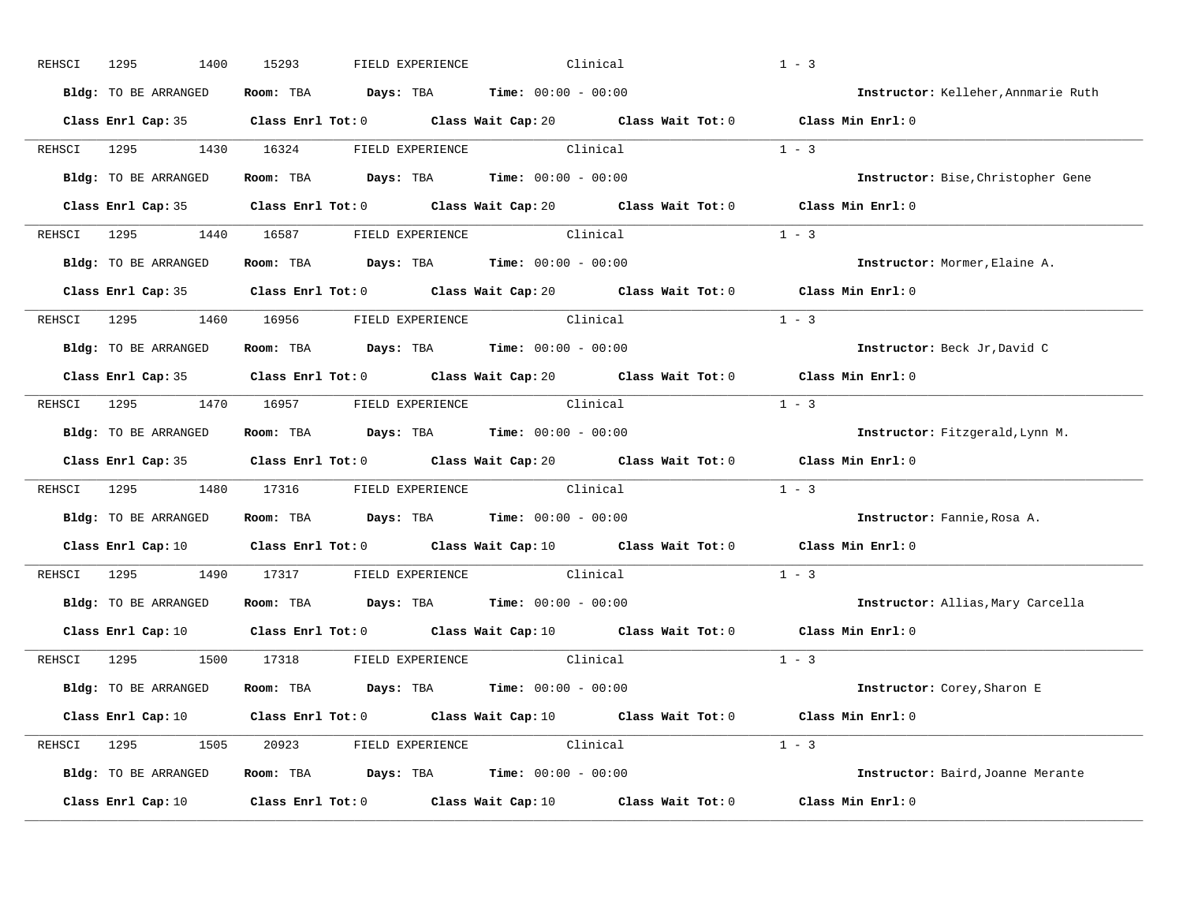REHSCI 1295 1400 15293 FIELD EXPERIENCE Clinical 1 - 3

**Bldg:** TO BE ARRANGED **Room:** TBA **Days:** TBA **Time:** 00:00 - 00:00 **Instructor:** Kelleher,Annmarie Ruth

**Class Enrl Cap:** 35 **Class Enrl Tot:** 0 **Class Wait Cap:** 20 **Class Wait Tot:** 0 **Class Min Enrl:** 0

---

REHSCI 1295 1430 16324 FIELD EXPERIENCE Clinical 1 - 3

**Bldg:** TO BE ARRANGED **Room:** TBA **Days:** TBA **Time:** 00:00 - 00:00 **Instructor:** Bise,Christopher Gene

**Class Enrl Cap:** 35 **Class Enrl Tot:** 0 **Class Wait Cap:** 20 **Class Wait Tot:** 0 **Class Min Enrl:** 0

---

REHSCI 1295 1440 16587 FIELD EXPERIENCE Clinical 1 - 3

**Bldg:** TO BE ARRANGED **Room:** TBA **Days:** TBA **Time:** 00:00 - 00:00 **Instructor:** Mormer,Elaine A.

**Class Enrl Cap:** 35 **Class Enrl Tot:** 0 **Class Wait Cap:** 20 **Class Wait Tot:** 0 **Class Min Enrl:** 0

---

REHSCI 1295 1460 16956 FIELD EXPERIENCE Clinical 1 - 3

**Bldg:** TO BE ARRANGED **Room:** TBA **Days:** TBA **Time:** 00:00 - 00:00 **Instructor:** Beck Jr,David C

**Class Enrl Cap:** 35 **Class Enrl Tot:** 0 **Class Wait Cap:** 20 **Class Wait Tot:** 0 **Class Min Enrl:** 0

---

REHSCI 1295 1470 16957 FIELD EXPERIENCE Clinical 1 - 3

**Bldg:** TO BE ARRANGED **Room:** TBA **Days:** TBA **Time:** 00:00 - 00:00 **Instructor:** Fitzgerald,Lynn M.

**Class Enrl Cap:** 35 **Class Enrl Tot:** 0 **Class Wait Cap:** 20 **Class Wait Tot:** 0 **Class Min Enrl:** 0

---

REHSCI 1295 1480 17316 FIELD EXPERIENCE Clinical 1 - 3

**Bldg:** TO BE ARRANGED **Room:** TBA **Days:** TBA **Time:** 00:00 - 00:00 **Instructor:** Fannie,Rosa A.

**Class Enrl Cap:** 10 **Class Enrl Tot:** 0 **Class Wait Cap:** 10 **Class Wait Tot:** 0 **Class Min Enrl:** 0

---

REHSCI 1295 1490 17317 FIELD EXPERIENCE Clinical 1 - 3

**Bldg:** TO BE ARRANGED **Room:** TBA **Days:** TBA **Time:** 00:00 - 00:00 **Instructor:** Allias,Mary Carcella

**Class Enrl Cap:** 10 **Class Enrl Tot:** 0 **Class Wait Cap:** 10 **Class Wait Tot:** 0 **Class Min Enrl:** 0

---

REHSCI 1295 1500 17318 FIELD EXPERIENCE Clinical 1 - 3

**Bldg:** TO BE ARRANGED **Room:** TBA **Days:** TBA **Time:** 00:00 - 00:00 **Instructor:** Corey,Sharon E

**Class Enrl Cap:** 10 **Class Enrl Tot:** 0 **Class Wait Cap:** 10 **Class Wait Tot:** 0 **Class Min Enrl:** 0

---

REHSCI 1295 1505 20923 FIELD EXPERIENCE Clinical 1 - 3

**Bldg:** TO BE ARRANGED **Room:** TBA **Days:** TBA **Time:** 00:00 - 00:00 **Instructor:** Baird,Joanne Merante

**Class Enrl Cap:** 10 **Class Enrl Tot:** 0 **Class Wait Cap:** 10 **Class Wait Tot:** 0 **Class Min Enrl:** 0

---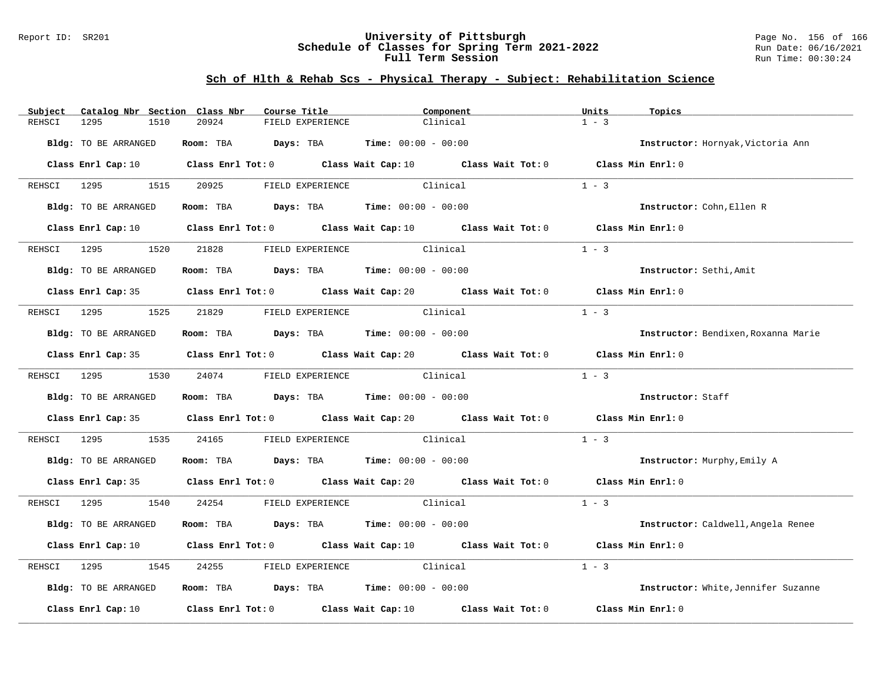## Sch of Hlth & Rehab Scs - Physical Therapy - Subject: Rehabilitation Science

| Subject | Catalog Nbr | Section | Class Nbr | Course Title | Component | Units | Topics |
|---|---|---|---|---|---|---|---|
| REHSCI | 1295 | 1510 | 20924 | FIELD EXPERIENCE | Clinical | 1 - 3 | |

**Bldg:** TO BE ARRANGED **Room:** TBA **Days:** TBA **Time:** 00:00 - 00:00 **Instructor:** Hornyak,Victoria Ann

**Class Enrl Cap:** 10 **Class Enrl Tot:** 0 **Class Wait Cap:** 10 **Class Wait Tot:** 0 **Class Min Enrl:** 0

| Subject | Catalog Nbr | Section | Class Nbr | Course Title | Component | Units | Topics |
|---|---|---|---|---|---|---|---|
| REHSCI | 1295 | 1515 | 20925 | FIELD EXPERIENCE | Clinical | 1 - 3 | |

**Bldg:** TO BE ARRANGED **Room:** TBA **Days:** TBA **Time:** 00:00 - 00:00 **Instructor:** Cohn,Ellen R

**Class Enrl Cap:** 10 **Class Enrl Tot:** 0 **Class Wait Cap:** 10 **Class Wait Tot:** 0 **Class Min Enrl:** 0

| Subject | Catalog Nbr | Section | Class Nbr | Course Title | Component | Units | Topics |
|---|---|---|---|---|---|---|---|
| REHSCI | 1295 | 1520 | 21828 | FIELD EXPERIENCE | Clinical | 1 - 3 | |

**Bldg:** TO BE ARRANGED **Room:** TBA **Days:** TBA **Time:** 00:00 - 00:00 **Instructor:** Sethi,Amit

**Class Enrl Cap:** 35 **Class Enrl Tot:** 0 **Class Wait Cap:** 20 **Class Wait Tot:** 0 **Class Min Enrl:** 0

| Subject | Catalog Nbr | Section | Class Nbr | Course Title | Component | Units | Topics |
|---|---|---|---|---|---|---|---|
| REHSCI | 1295 | 1525 | 21829 | FIELD EXPERIENCE | Clinical | 1 - 3 | |

**Bldg:** TO BE ARRANGED **Room:** TBA **Days:** TBA **Time:** 00:00 - 00:00 **Instructor:** Bendixen,Roxanna Marie

**Class Enrl Cap:** 35 **Class Enrl Tot:** 0 **Class Wait Cap:** 20 **Class Wait Tot:** 0 **Class Min Enrl:** 0

| Subject | Catalog Nbr | Section | Class Nbr | Course Title | Component | Units | Topics |
|---|---|---|---|---|---|---|---|
| REHSCI | 1295 | 1530 | 24074 | FIELD EXPERIENCE | Clinical | 1 - 3 | |

**Bldg:** TO BE ARRANGED **Room:** TBA **Days:** TBA **Time:** 00:00 - 00:00 **Instructor:** Staff

**Class Enrl Cap:** 35 **Class Enrl Tot:** 0 **Class Wait Cap:** 20 **Class Wait Tot:** 0 **Class Min Enrl:** 0

| Subject | Catalog Nbr | Section | Class Nbr | Course Title | Component | Units | Topics |
|---|---|---|---|---|---|---|---|
| REHSCI | 1295 | 1535 | 24165 | FIELD EXPERIENCE | Clinical | 1 - 3 | |

**Bldg:** TO BE ARRANGED **Room:** TBA **Days:** TBA **Time:** 00:00 - 00:00 **Instructor:** Murphy,Emily A

**Class Enrl Cap:** 35 **Class Enrl Tot:** 0 **Class Wait Cap:** 20 **Class Wait Tot:** 0 **Class Min Enrl:** 0

| Subject | Catalog Nbr | Section | Class Nbr | Course Title | Component | Units | Topics |
|---|---|---|---|---|---|---|---|
| REHSCI | 1295 | 1540 | 24254 | FIELD EXPERIENCE | Clinical | 1 - 3 | |

**Bldg:** TO BE ARRANGED **Room:** TBA **Days:** TBA **Time:** 00:00 - 00:00 **Instructor:** Caldwell,Angela Renee

**Class Enrl Cap:** 10 **Class Enrl Tot:** 0 **Class Wait Cap:** 10 **Class Wait Tot:** 0 **Class Min Enrl:** 0

| Subject | Catalog Nbr | Section | Class Nbr | Course Title | Component | Units | Topics |
|---|---|---|---|---|---|---|---|
| REHSCI | 1295 | 1545 | 24255 | FIELD EXPERIENCE | Clinical | 1 - 3 | |

**Bldg:** TO BE ARRANGED **Room:** TBA **Days:** TBA **Time:** 00:00 - 00:00 **Instructor:** White,Jennifer Suzanne

**Class Enrl Cap:** 10 **Class Enrl Tot:** 0 **Class Wait Cap:** 10 **Class Wait Tot:** 0 **Class Min Enrl:** 0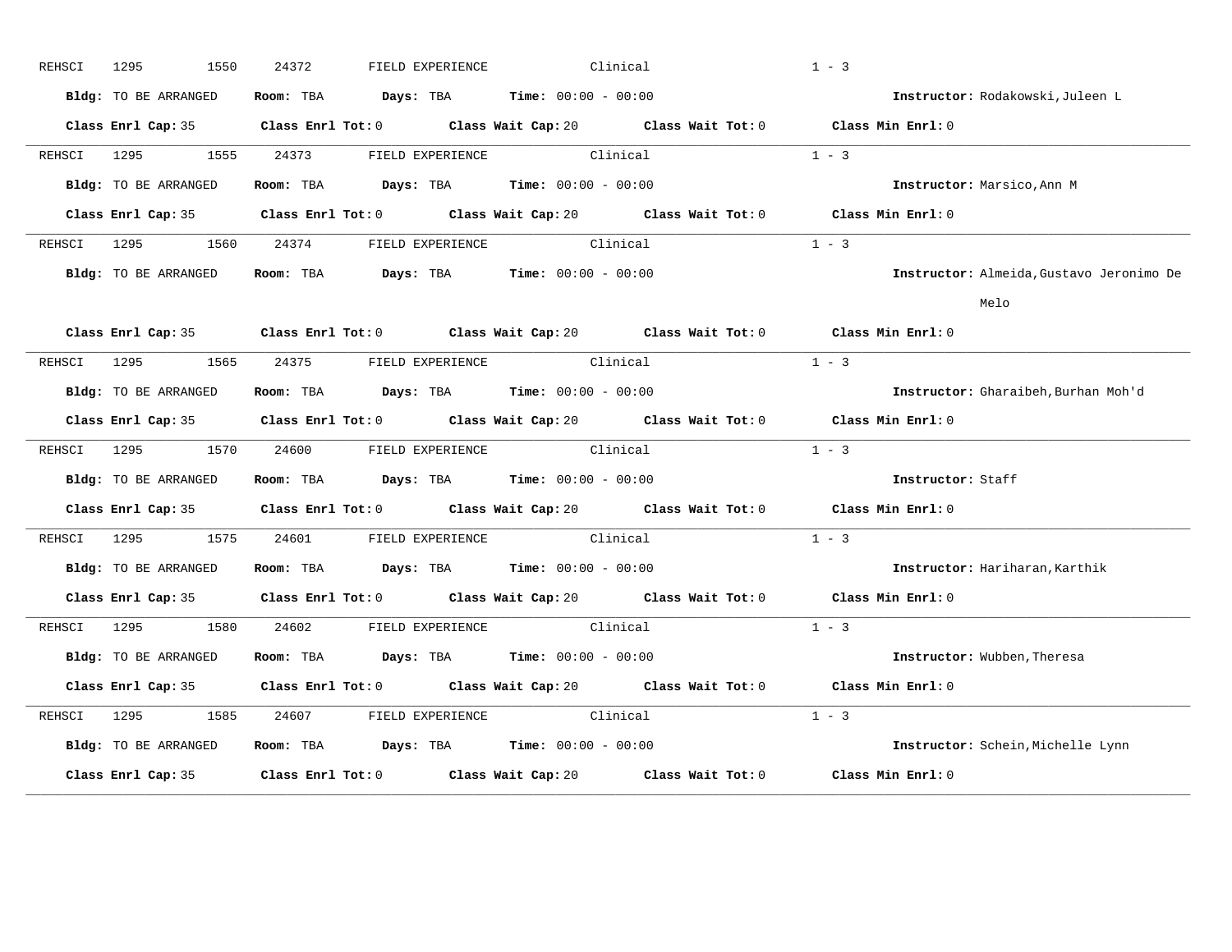REHSCI 1295 1550 24372 FIELD EXPERIENCE Clinical 1 - 3

**Bldg:** TO BE ARRANGED **Room:** TBA **Days:** TBA **Time:** 00:00 - 00:00 **Instructor:** Rodakowski,Juleen L

**Class Enrl Cap:** 35 **Class Enrl Tot:** 0 **Class Wait Cap:** 20 **Class Wait Tot:** 0 **Class Min Enrl:** 0

---

REHSCI 1295 1555 24373 FIELD EXPERIENCE Clinical 1 - 3

**Bldg:** TO BE ARRANGED **Room:** TBA **Days:** TBA **Time:** 00:00 - 00:00 **Instructor:** Marsico,Ann M

**Class Enrl Cap:** 35 **Class Enrl Tot:** 0 **Class Wait Cap:** 20 **Class Wait Tot:** 0 **Class Min Enrl:** 0

---

REHSCI 1295 1560 24374 FIELD EXPERIENCE Clinical 1 - 3

**Bldg:** TO BE ARRANGED **Room:** TBA **Days:** TBA **Time:** 00:00 - 00:00 **Instructor:** Almeida,Gustavo Jeronimo De Melo

**Class Enrl Cap:** 35 **Class Enrl Tot:** 0 **Class Wait Cap:** 20 **Class Wait Tot:** 0 **Class Min Enrl:** 0

---

REHSCI 1295 1565 24375 FIELD EXPERIENCE Clinical 1 - 3

**Bldg:** TO BE ARRANGED **Room:** TBA **Days:** TBA **Time:** 00:00 - 00:00 **Instructor:** Gharaibeh,Burhan Moh'd

**Class Enrl Cap:** 35 **Class Enrl Tot:** 0 **Class Wait Cap:** 20 **Class Wait Tot:** 0 **Class Min Enrl:** 0

---

REHSCI 1295 1570 24600 FIELD EXPERIENCE Clinical 1 - 3

**Bldg:** TO BE ARRANGED **Room:** TBA **Days:** TBA **Time:** 00:00 - 00:00 **Instructor:** Staff

**Class Enrl Cap:** 35 **Class Enrl Tot:** 0 **Class Wait Cap:** 20 **Class Wait Tot:** 0 **Class Min Enrl:** 0

---

REHSCI 1295 1575 24601 FIELD EXPERIENCE Clinical 1 - 3

**Bldg:** TO BE ARRANGED **Room:** TBA **Days:** TBA **Time:** 00:00 - 00:00 **Instructor:** Hariharan,Karthik

**Class Enrl Cap:** 35 **Class Enrl Tot:** 0 **Class Wait Cap:** 20 **Class Wait Tot:** 0 **Class Min Enrl:** 0

---

REHSCI 1295 1580 24602 FIELD EXPERIENCE Clinical 1 - 3

**Bldg:** TO BE ARRANGED **Room:** TBA **Days:** TBA **Time:** 00:00 - 00:00 **Instructor:** Wubben,Theresa

**Class Enrl Cap:** 35 **Class Enrl Tot:** 0 **Class Wait Cap:** 20 **Class Wait Tot:** 0 **Class Min Enrl:** 0

---

REHSCI 1295 1585 24607 FIELD EXPERIENCE Clinical 1 - 3

**Bldg:** TO BE ARRANGED **Room:** TBA **Days:** TBA **Time:** 00:00 - 00:00 **Instructor:** Schein,Michelle Lynn

**Class Enrl Cap:** 35 **Class Enrl Tot:** 0 **Class Wait Cap:** 20 **Class Wait Tot:** 0 **Class Min Enrl:** 0

---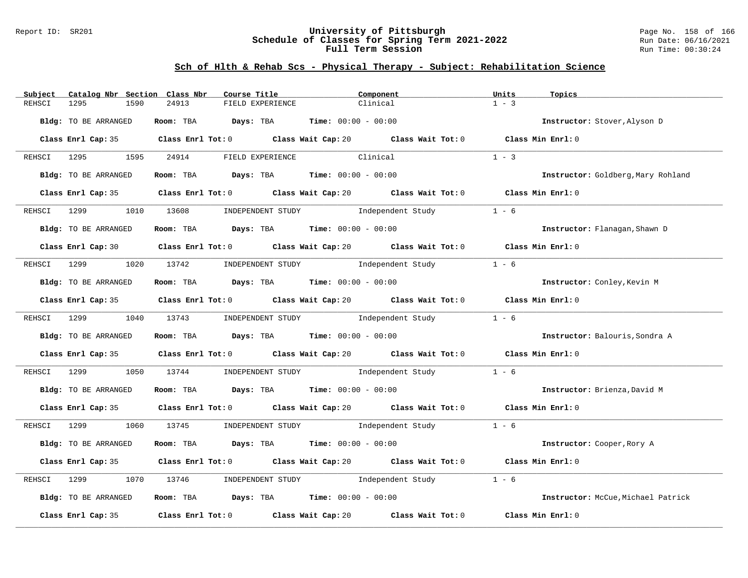## Sch of Hlth & Rehab Scs - Physical Therapy - Subject: Rehabilitation Science

| Subject | Catalog Nbr | Section | Class Nbr | Course Title | Component | Units | Topics |
|---|---|---|---|---|---|---|---|
| REHSCI | 1295 | 1590 | 24913 | FIELD EXPERIENCE | Clinical | 1 - 3 | |

**Bldg:** TO BE ARRANGED **Room:** TBA **Days:** TBA **Time:** 00:00 - 00:00 **Instructor:** Stover,Alyson D

**Class Enrl Cap:** 35 **Class Enrl Tot:** 0 **Class Wait Cap:** 20 **Class Wait Tot:** 0 **Class Min Enrl:** 0

| Subject | Catalog Nbr | Section | Class Nbr | Course Title | Component | Units | Topics |
|---|---|---|---|---|---|---|---|
| REHSCI | 1295 | 1595 | 24914 | FIELD EXPERIENCE | Clinical | 1 - 3 | |

**Bldg:** TO BE ARRANGED **Room:** TBA **Days:** TBA **Time:** 00:00 - 00:00 **Instructor:** Goldberg,Mary Rohland

**Class Enrl Cap:** 35 **Class Enrl Tot:** 0 **Class Wait Cap:** 20 **Class Wait Tot:** 0 **Class Min Enrl:** 0

| Subject | Catalog Nbr | Section | Class Nbr | Course Title | Component | Units | Topics |
|---|---|---|---|---|---|---|---|
| REHSCI | 1299 | 1010 | 13608 | INDEPENDENT STUDY | Independent Study | 1 - 6 | |

**Bldg:** TO BE ARRANGED **Room:** TBA **Days:** TBA **Time:** 00:00 - 00:00 **Instructor:** Flanagan,Shawn D

**Class Enrl Cap:** 30 **Class Enrl Tot:** 0 **Class Wait Cap:** 20 **Class Wait Tot:** 0 **Class Min Enrl:** 0

| Subject | Catalog Nbr | Section | Class Nbr | Course Title | Component | Units | Topics |
|---|---|---|---|---|---|---|---|
| REHSCI | 1299 | 1020 | 13742 | INDEPENDENT STUDY | Independent Study | 1 - 6 | |

**Bldg:** TO BE ARRANGED **Room:** TBA **Days:** TBA **Time:** 00:00 - 00:00 **Instructor:** Conley,Kevin M

**Class Enrl Cap:** 35 **Class Enrl Tot:** 0 **Class Wait Cap:** 20 **Class Wait Tot:** 0 **Class Min Enrl:** 0

| Subject | Catalog Nbr | Section | Class Nbr | Course Title | Component | Units | Topics |
|---|---|---|---|---|---|---|---|
| REHSCI | 1299 | 1040 | 13743 | INDEPENDENT STUDY | Independent Study | 1 - 6 | |

**Bldg:** TO BE ARRANGED **Room:** TBA **Days:** TBA **Time:** 00:00 - 00:00 **Instructor:** Balouris,Sondra A

**Class Enrl Cap:** 35 **Class Enrl Tot:** 0 **Class Wait Cap:** 20 **Class Wait Tot:** 0 **Class Min Enrl:** 0

| Subject | Catalog Nbr | Section | Class Nbr | Course Title | Component | Units | Topics |
|---|---|---|---|---|---|---|---|
| REHSCI | 1299 | 1050 | 13744 | INDEPENDENT STUDY | Independent Study | 1 - 6 | |

**Bldg:** TO BE ARRANGED **Room:** TBA **Days:** TBA **Time:** 00:00 - 00:00 **Instructor:** Brienza,David M

**Class Enrl Cap:** 35 **Class Enrl Tot:** 0 **Class Wait Cap:** 20 **Class Wait Tot:** 0 **Class Min Enrl:** 0

| Subject | Catalog Nbr | Section | Class Nbr | Course Title | Component | Units | Topics |
|---|---|---|---|---|---|---|---|
| REHSCI | 1299 | 1060 | 13745 | INDEPENDENT STUDY | Independent Study | 1 - 6 | |

**Bldg:** TO BE ARRANGED **Room:** TBA **Days:** TBA **Time:** 00:00 - 00:00 **Instructor:** Cooper,Rory A

**Class Enrl Cap:** 35 **Class Enrl Tot:** 0 **Class Wait Cap:** 20 **Class Wait Tot:** 0 **Class Min Enrl:** 0

| Subject | Catalog Nbr | Section | Class Nbr | Course Title | Component | Units | Topics |
|---|---|---|---|---|---|---|---|
| REHSCI | 1299 | 1070 | 13746 | INDEPENDENT STUDY | Independent Study | 1 - 6 | |

**Bldg:** TO BE ARRANGED **Room:** TBA **Days:** TBA **Time:** 00:00 - 00:00 **Instructor:** McCue,Michael Patrick

**Class Enrl Cap:** 35 **Class Enrl Tot:** 0 **Class Wait Cap:** 20 **Class Wait Tot:** 0 **Class Min Enrl:** 0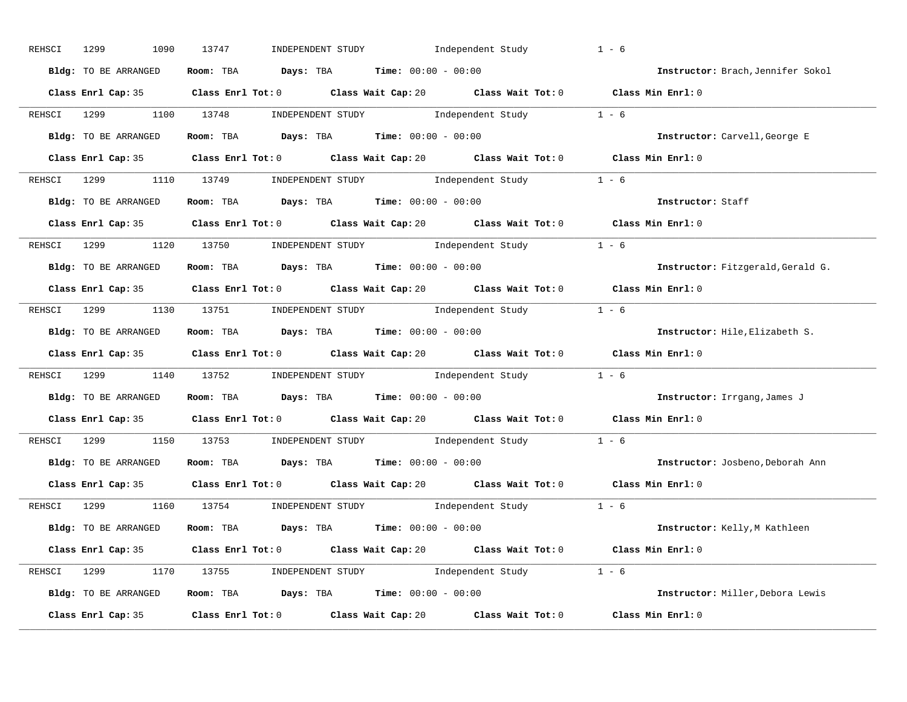REHSCI 1299 1090 13747 INDEPENDENT STUDY Independent Study 1 - 6

**Bldg:** TO BE ARRANGED **Room:** TBA **Days:** TBA **Time:** 00:00 - 00:00 **Instructor:** Brach,Jennifer Sokol

**Class Enrl Cap:** 35 **Class Enrl Tot:** 0 **Class Wait Cap:** 20 **Class Wait Tot:** 0 **Class Min Enrl:** 0

---

REHSCI 1299 1100 13748 INDEPENDENT STUDY Independent Study 1 - 6

**Bldg:** TO BE ARRANGED **Room:** TBA **Days:** TBA **Time:** 00:00 - 00:00 **Instructor:** Carvell,George E

**Class Enrl Cap:** 35 **Class Enrl Tot:** 0 **Class Wait Cap:** 20 **Class Wait Tot:** 0 **Class Min Enrl:** 0

---

REHSCI 1299 1110 13749 INDEPENDENT STUDY Independent Study 1 - 6

**Bldg:** TO BE ARRANGED **Room:** TBA **Days:** TBA **Time:** 00:00 - 00:00 **Instructor:** Staff

**Class Enrl Cap:** 35 **Class Enrl Tot:** 0 **Class Wait Cap:** 20 **Class Wait Tot:** 0 **Class Min Enrl:** 0

---

REHSCI 1299 1120 13750 INDEPENDENT STUDY Independent Study 1 - 6

**Bldg:** TO BE ARRANGED **Room:** TBA **Days:** TBA **Time:** 00:00 - 00:00 **Instructor:** Fitzgerald,Gerald G.

**Class Enrl Cap:** 35 **Class Enrl Tot:** 0 **Class Wait Cap:** 20 **Class Wait Tot:** 0 **Class Min Enrl:** 0

---

REHSCI 1299 1130 13751 INDEPENDENT STUDY Independent Study 1 - 6

**Bldg:** TO BE ARRANGED **Room:** TBA **Days:** TBA **Time:** 00:00 - 00:00 **Instructor:** Hile,Elizabeth S.

**Class Enrl Cap:** 35 **Class Enrl Tot:** 0 **Class Wait Cap:** 20 **Class Wait Tot:** 0 **Class Min Enrl:** 0

---

REHSCI 1299 1140 13752 INDEPENDENT STUDY Independent Study 1 - 6

**Bldg:** TO BE ARRANGED **Room:** TBA **Days:** TBA **Time:** 00:00 - 00:00 **Instructor:** Irrgang,James J

**Class Enrl Cap:** 35 **Class Enrl Tot:** 0 **Class Wait Cap:** 20 **Class Wait Tot:** 0 **Class Min Enrl:** 0

---

REHSCI 1299 1150 13753 INDEPENDENT STUDY Independent Study 1 - 6

**Bldg:** TO BE ARRANGED **Room:** TBA **Days:** TBA **Time:** 00:00 - 00:00 **Instructor:** Josbeno,Deborah Ann

**Class Enrl Cap:** 35 **Class Enrl Tot:** 0 **Class Wait Cap:** 20 **Class Wait Tot:** 0 **Class Min Enrl:** 0

---

REHSCI 1299 1160 13754 INDEPENDENT STUDY Independent Study 1 - 6

**Bldg:** TO BE ARRANGED **Room:** TBA **Days:** TBA **Time:** 00:00 - 00:00 **Instructor:** Kelly,M Kathleen

**Class Enrl Cap:** 35 **Class Enrl Tot:** 0 **Class Wait Cap:** 20 **Class Wait Tot:** 0 **Class Min Enrl:** 0

---

REHSCI 1299 1170 13755 INDEPENDENT STUDY Independent Study 1 - 6

**Bldg:** TO BE ARRANGED **Room:** TBA **Days:** TBA **Time:** 00:00 - 00:00 **Instructor:** Miller,Debora Lewis

**Class Enrl Cap:** 35 **Class Enrl Tot:** 0 **Class Wait Cap:** 20 **Class Wait Tot:** 0 **Class Min Enrl:** 0

---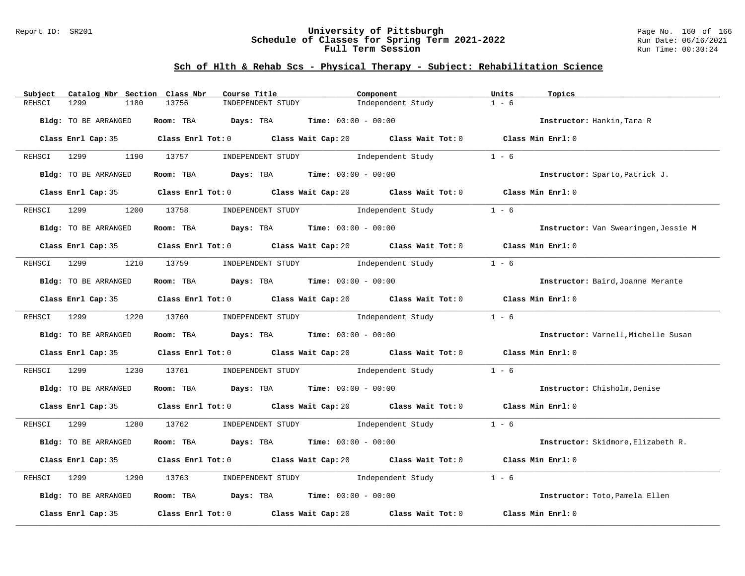## Sch of Hlth & Rehab Scs - Physical Therapy - Subject: Rehabilitation Science

| Subject | Catalog Nbr | Section | Class Nbr | Course Title | Component | Units | Topics |
|---|---|---|---|---|---|---|---|
| REHSCI | 1299 | 1180 | 13756 | INDEPENDENT STUDY | Independent Study | 1 - 6 | |

**Bldg:** TO BE ARRANGED **Room:** TBA **Days:** TBA **Time:** 00:00 - 00:00 **Instructor:** Hankin,Tara R

**Class Enrl Cap:** 35 **Class Enrl Tot:** 0 **Class Wait Cap:** 20 **Class Wait Tot:** 0 **Class Min Enrl:** 0

| Subject | Catalog Nbr | Section | Class Nbr | Course Title | Component | Units | Topics |
|---|---|---|---|---|---|---|---|
| REHSCI | 1299 | 1190 | 13757 | INDEPENDENT STUDY | Independent Study | 1 - 6 | |

**Bldg:** TO BE ARRANGED **Room:** TBA **Days:** TBA **Time:** 00:00 - 00:00 **Instructor:** Sparto,Patrick J.

**Class Enrl Cap:** 35 **Class Enrl Tot:** 0 **Class Wait Cap:** 20 **Class Wait Tot:** 0 **Class Min Enrl:** 0

| Subject | Catalog Nbr | Section | Class Nbr | Course Title | Component | Units | Topics |
|---|---|---|---|---|---|---|---|
| REHSCI | 1299 | 1200 | 13758 | INDEPENDENT STUDY | Independent Study | 1 - 6 | |

**Bldg:** TO BE ARRANGED **Room:** TBA **Days:** TBA **Time:** 00:00 - 00:00 **Instructor:** Van Swearingen,Jessie M

**Class Enrl Cap:** 35 **Class Enrl Tot:** 0 **Class Wait Cap:** 20 **Class Wait Tot:** 0 **Class Min Enrl:** 0

| Subject | Catalog Nbr | Section | Class Nbr | Course Title | Component | Units | Topics |
|---|---|---|---|---|---|---|---|
| REHSCI | 1299 | 1210 | 13759 | INDEPENDENT STUDY | Independent Study | 1 - 6 | |

**Bldg:** TO BE ARRANGED **Room:** TBA **Days:** TBA **Time:** 00:00 - 00:00 **Instructor:** Baird,Joanne Merante

**Class Enrl Cap:** 35 **Class Enrl Tot:** 0 **Class Wait Cap:** 20 **Class Wait Tot:** 0 **Class Min Enrl:** 0

| Subject | Catalog Nbr | Section | Class Nbr | Course Title | Component | Units | Topics |
|---|---|---|---|---|---|---|---|
| REHSCI | 1299 | 1220 | 13760 | INDEPENDENT STUDY | Independent Study | 1 - 6 | |

**Bldg:** TO BE ARRANGED **Room:** TBA **Days:** TBA **Time:** 00:00 - 00:00 **Instructor:** Varnell,Michelle Susan

**Class Enrl Cap:** 35 **Class Enrl Tot:** 0 **Class Wait Cap:** 20 **Class Wait Tot:** 0 **Class Min Enrl:** 0

| Subject | Catalog Nbr | Section | Class Nbr | Course Title | Component | Units | Topics |
|---|---|---|---|---|---|---|---|
| REHSCI | 1299 | 1230 | 13761 | INDEPENDENT STUDY | Independent Study | 1 - 6 | |

**Bldg:** TO BE ARRANGED **Room:** TBA **Days:** TBA **Time:** 00:00 - 00:00 **Instructor:** Chisholm,Denise

**Class Enrl Cap:** 35 **Class Enrl Tot:** 0 **Class Wait Cap:** 20 **Class Wait Tot:** 0 **Class Min Enrl:** 0

| Subject | Catalog Nbr | Section | Class Nbr | Course Title | Component | Units | Topics |
|---|---|---|---|---|---|---|---|
| REHSCI | 1299 | 1280 | 13762 | INDEPENDENT STUDY | Independent Study | 1 - 6 | |

**Bldg:** TO BE ARRANGED **Room:** TBA **Days:** TBA **Time:** 00:00 - 00:00 **Instructor:** Skidmore,Elizabeth R.

**Class Enrl Cap:** 35 **Class Enrl Tot:** 0 **Class Wait Cap:** 20 **Class Wait Tot:** 0 **Class Min Enrl:** 0

| Subject | Catalog Nbr | Section | Class Nbr | Course Title | Component | Units | Topics |
|---|---|---|---|---|---|---|---|
| REHSCI | 1299 | 1290 | 13763 | INDEPENDENT STUDY | Independent Study | 1 - 6 | |

**Bldg:** TO BE ARRANGED **Room:** TBA **Days:** TBA **Time:** 00:00 - 00:00 **Instructor:** Toto,Pamela Ellen

**Class Enrl Cap:** 35 **Class Enrl Tot:** 0 **Class Wait Cap:** 20 **Class Wait Tot:** 0 **Class Min Enrl:** 0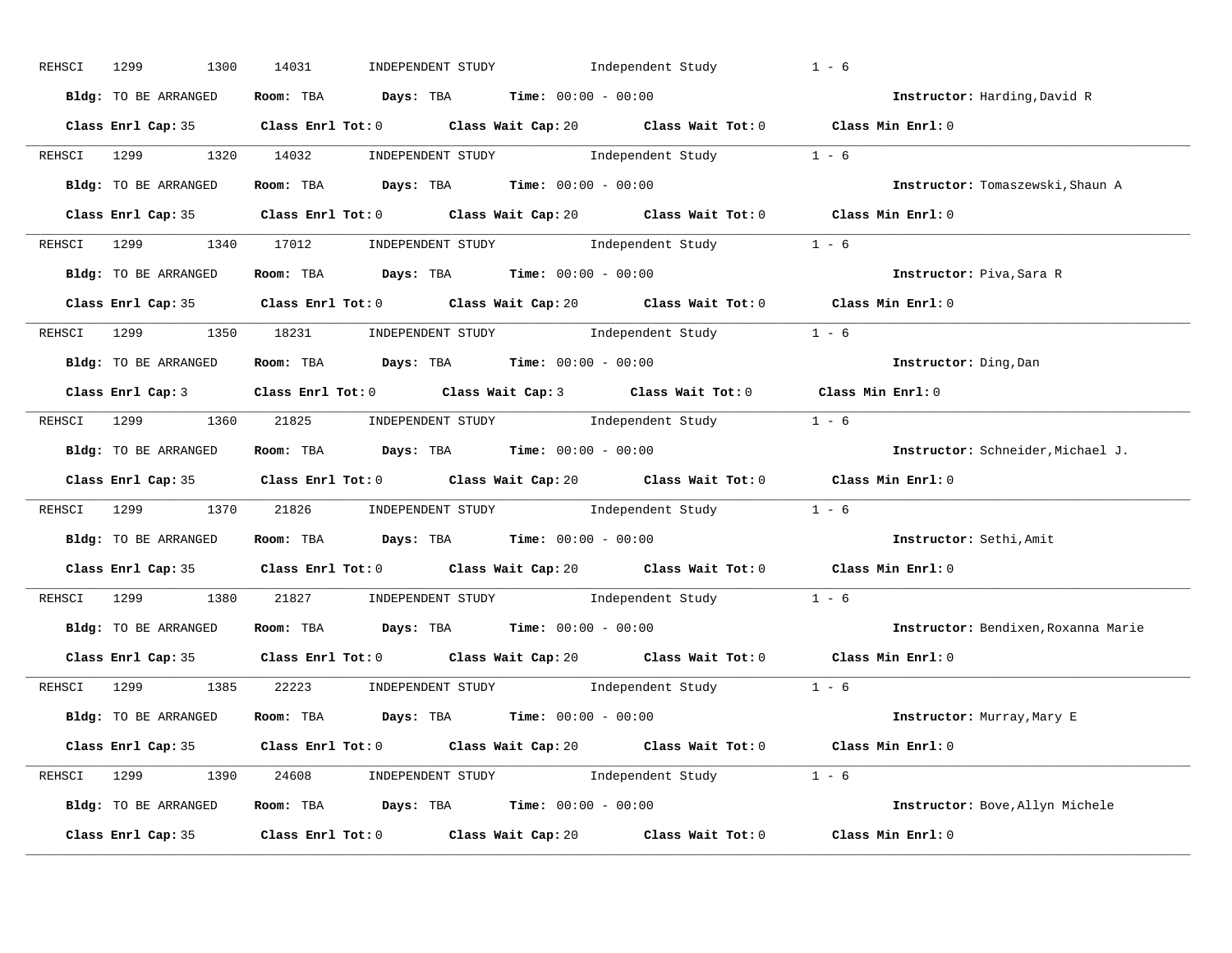REHSCI 1299 1300 14031 INDEPENDENT STUDY Independent Study 1 - 6

**Bldg:** TO BE ARRANGED **Room:** TBA **Days:** TBA **Time:** 00:00 - 00:00 **Instructor:** Harding,David R

**Class Enrl Cap:** 35 **Class Enrl Tot:** 0 **Class Wait Cap:** 20 **Class Wait Tot:** 0 **Class Min Enrl:** 0

---

REHSCI 1299 1320 14032 INDEPENDENT STUDY Independent Study 1 - 6

**Bldg:** TO BE ARRANGED **Room:** TBA **Days:** TBA **Time:** 00:00 - 00:00 **Instructor:** Tomaszewski,Shaun A

**Class Enrl Cap:** 35 **Class Enrl Tot:** 0 **Class Wait Cap:** 20 **Class Wait Tot:** 0 **Class Min Enrl:** 0

---

REHSCI 1299 1340 17012 INDEPENDENT STUDY Independent Study 1 - 6

**Bldg:** TO BE ARRANGED **Room:** TBA **Days:** TBA **Time:** 00:00 - 00:00 **Instructor:** Piva,Sara R

**Class Enrl Cap:** 35 **Class Enrl Tot:** 0 **Class Wait Cap:** 20 **Class Wait Tot:** 0 **Class Min Enrl:** 0

---

REHSCI 1299 1350 18231 INDEPENDENT STUDY Independent Study 1 - 6

**Bldg:** TO BE ARRANGED **Room:** TBA **Days:** TBA **Time:** 00:00 - 00:00 **Instructor:** Ding,Dan

**Class Enrl Cap:** 3 **Class Enrl Tot:** 0 **Class Wait Cap:** 3 **Class Wait Tot:** 0 **Class Min Enrl:** 0

---

REHSCI 1299 1360 21825 INDEPENDENT STUDY Independent Study 1 - 6

**Bldg:** TO BE ARRANGED **Room:** TBA **Days:** TBA **Time:** 00:00 - 00:00 **Instructor:** Schneider,Michael J.

**Class Enrl Cap:** 35 **Class Enrl Tot:** 0 **Class Wait Cap:** 20 **Class Wait Tot:** 0 **Class Min Enrl:** 0

---

REHSCI 1299 1370 21826 INDEPENDENT STUDY Independent Study 1 - 6

**Bldg:** TO BE ARRANGED **Room:** TBA **Days:** TBA **Time:** 00:00 - 00:00 **Instructor:** Sethi,Amit

**Class Enrl Cap:** 35 **Class Enrl Tot:** 0 **Class Wait Cap:** 20 **Class Wait Tot:** 0 **Class Min Enrl:** 0

---

REHSCI 1299 1380 21827 INDEPENDENT STUDY Independent Study 1 - 6

**Bldg:** TO BE ARRANGED **Room:** TBA **Days:** TBA **Time:** 00:00 - 00:00 **Instructor:** Bendixen,Roxanna Marie

**Class Enrl Cap:** 35 **Class Enrl Tot:** 0 **Class Wait Cap:** 20 **Class Wait Tot:** 0 **Class Min Enrl:** 0

---

REHSCI 1299 1385 22223 INDEPENDENT STUDY Independent Study 1 - 6

**Bldg:** TO BE ARRANGED **Room:** TBA **Days:** TBA **Time:** 00:00 - 00:00 **Instructor:** Murray,Mary E

**Class Enrl Cap:** 35 **Class Enrl Tot:** 0 **Class Wait Cap:** 20 **Class Wait Tot:** 0 **Class Min Enrl:** 0

---

REHSCI 1299 1390 24608 INDEPENDENT STUDY Independent Study 1 - 6

**Bldg:** TO BE ARRANGED **Room:** TBA **Days:** TBA **Time:** 00:00 - 00:00 **Instructor:** Bove,Allyn Michele

**Class Enrl Cap:** 35 **Class Enrl Tot:** 0 **Class Wait Cap:** 20 **Class Wait Tot:** 0 **Class Min Enrl:** 0

---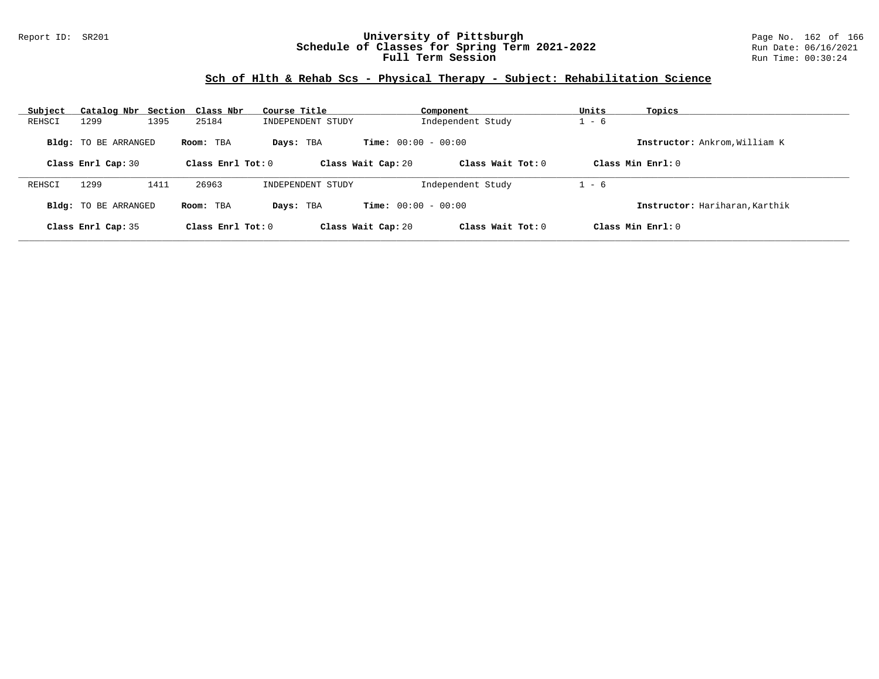## Sch of Hlth & Rehab Scs - Physical Therapy - Subject: Rehabilitation Science

| Subject | Catalog Nbr | Section | Class Nbr | Course Title | Component | Units | Topics |
|---|---|---|---|---|---|---|---|
| REHSCI | 1299 | 1395 | 25184 | INDEPENDENT STUDY | Independent Study | 1 - 6 | |

**Bldg:** TO BE ARRANGED **Room:** TBA **Days:** TBA **Time:** 00:00 - 00:00 **Instructor:** Ankrom,William K

**Class Enrl Cap:** 30 **Class Enrl Tot:** 0 **Class Wait Cap:** 20 **Class Wait Tot:** 0 **Class Min Enrl:** 0

| Subject | Catalog Nbr | Section | Class Nbr | Course Title | Component | Units | Topics |
|---|---|---|---|---|---|---|---|
| REHSCI | 1299 | 1411 | 26963 | INDEPENDENT STUDY | Independent Study | 1 - 6 | |

**Bldg:** TO BE ARRANGED **Room:** TBA **Days:** TBA **Time:** 00:00 - 00:00 **Instructor:** Hariharan,Karthik

**Class Enrl Cap:** 35 **Class Enrl Tot:** 0 **Class Wait Cap:** 20 **Class Wait Tot:** 0 **Class Min Enrl:** 0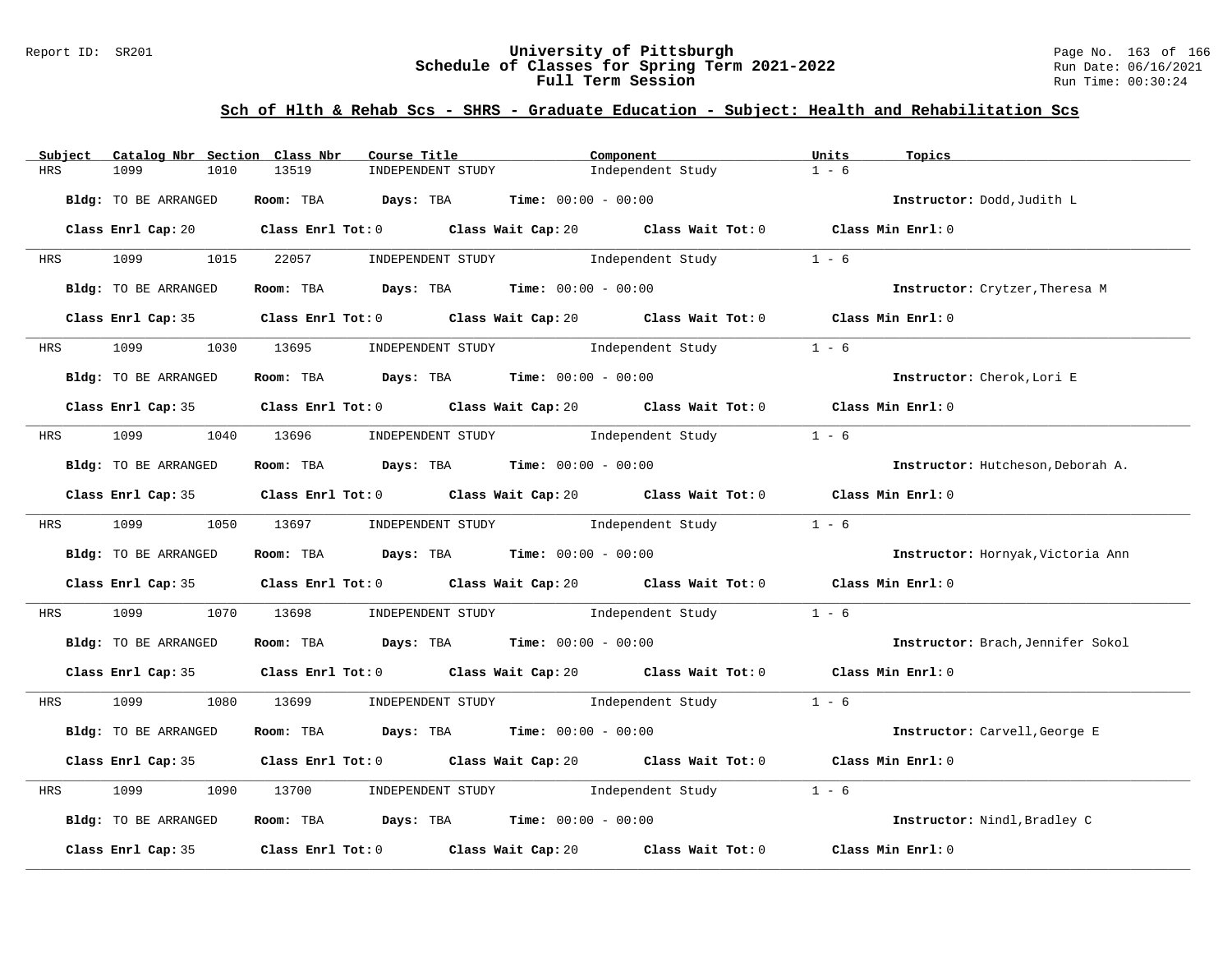## Sch of Hlth & Rehab Scs - SHRS - Graduate Education - Subject: Health and Rehabilitation Scs

| Subject | Catalog Nbr | Section | Class Nbr | Course Title | Component | Units | Topics |
|---|---|---|---|---|---|---|---|
| HRS | 1099 | 1010 | 13519 | INDEPENDENT STUDY | Independent Study | 1 - 6 | |

**Bldg:** TO BE ARRANGED **Room:** TBA **Days:** TBA **Time:** 00:00 - 00:00 **Instructor:** Dodd,Judith L

**Class Enrl Cap:** 20 **Class Enrl Tot:** 0 **Class Wait Cap:** 20 **Class Wait Tot:** 0 **Class Min Enrl:** 0

| Subject | Catalog Nbr | Section | Class Nbr | Course Title | Component | Units | Topics |
|---|---|---|---|---|---|---|---|
| HRS | 1099 | 1015 | 22057 | INDEPENDENT STUDY | Independent Study | 1 - 6 | |

**Bldg:** TO BE ARRANGED **Room:** TBA **Days:** TBA **Time:** 00:00 - 00:00 **Instructor:** Crytzer,Theresa M

**Class Enrl Cap:** 35 **Class Enrl Tot:** 0 **Class Wait Cap:** 20 **Class Wait Tot:** 0 **Class Min Enrl:** 0

| Subject | Catalog Nbr | Section | Class Nbr | Course Title | Component | Units | Topics |
|---|---|---|---|---|---|---|---|
| HRS | 1099 | 1030 | 13695 | INDEPENDENT STUDY | Independent Study | 1 - 6 | |

**Bldg:** TO BE ARRANGED **Room:** TBA **Days:** TBA **Time:** 00:00 - 00:00 **Instructor:** Cherok,Lori E

**Class Enrl Cap:** 35 **Class Enrl Tot:** 0 **Class Wait Cap:** 20 **Class Wait Tot:** 0 **Class Min Enrl:** 0

| Subject | Catalog Nbr | Section | Class Nbr | Course Title | Component | Units | Topics |
|---|---|---|---|---|---|---|---|
| HRS | 1099 | 1040 | 13696 | INDEPENDENT STUDY | Independent Study | 1 - 6 | |

**Bldg:** TO BE ARRANGED **Room:** TBA **Days:** TBA **Time:** 00:00 - 00:00 **Instructor:** Hutcheson,Deborah A.

**Class Enrl Cap:** 35 **Class Enrl Tot:** 0 **Class Wait Cap:** 20 **Class Wait Tot:** 0 **Class Min Enrl:** 0

| Subject | Catalog Nbr | Section | Class Nbr | Course Title | Component | Units | Topics |
|---|---|---|---|---|---|---|---|
| HRS | 1099 | 1050 | 13697 | INDEPENDENT STUDY | Independent Study | 1 - 6 | |

**Bldg:** TO BE ARRANGED **Room:** TBA **Days:** TBA **Time:** 00:00 - 00:00 **Instructor:** Hornyak,Victoria Ann

**Class Enrl Cap:** 35 **Class Enrl Tot:** 0 **Class Wait Cap:** 20 **Class Wait Tot:** 0 **Class Min Enrl:** 0

| Subject | Catalog Nbr | Section | Class Nbr | Course Title | Component | Units | Topics |
|---|---|---|---|---|---|---|---|
| HRS | 1099 | 1070 | 13698 | INDEPENDENT STUDY | Independent Study | 1 - 6 | |

**Bldg:** TO BE ARRANGED **Room:** TBA **Days:** TBA **Time:** 00:00 - 00:00 **Instructor:** Brach,Jennifer Sokol

**Class Enrl Cap:** 35 **Class Enrl Tot:** 0 **Class Wait Cap:** 20 **Class Wait Tot:** 0 **Class Min Enrl:** 0

| Subject | Catalog Nbr | Section | Class Nbr | Course Title | Component | Units | Topics |
|---|---|---|---|---|---|---|---|
| HRS | 1099 | 1080 | 13699 | INDEPENDENT STUDY | Independent Study | 1 - 6 | |

**Bldg:** TO BE ARRANGED **Room:** TBA **Days:** TBA **Time:** 00:00 - 00:00 **Instructor:** Carvell,George E

**Class Enrl Cap:** 35 **Class Enrl Tot:** 0 **Class Wait Cap:** 20 **Class Wait Tot:** 0 **Class Min Enrl:** 0

| Subject | Catalog Nbr | Section | Class Nbr | Course Title | Component | Units | Topics |
|---|---|---|---|---|---|---|---|
| HRS | 1099 | 1090 | 13700 | INDEPENDENT STUDY | Independent Study | 1 - 6 | |

**Bldg:** TO BE ARRANGED **Room:** TBA **Days:** TBA **Time:** 00:00 - 00:00 **Instructor:** Nindl,Bradley C

**Class Enrl Cap:** 35 **Class Enrl Tot:** 0 **Class Wait Cap:** 20 **Class Wait Tot:** 0 **Class Min Enrl:** 0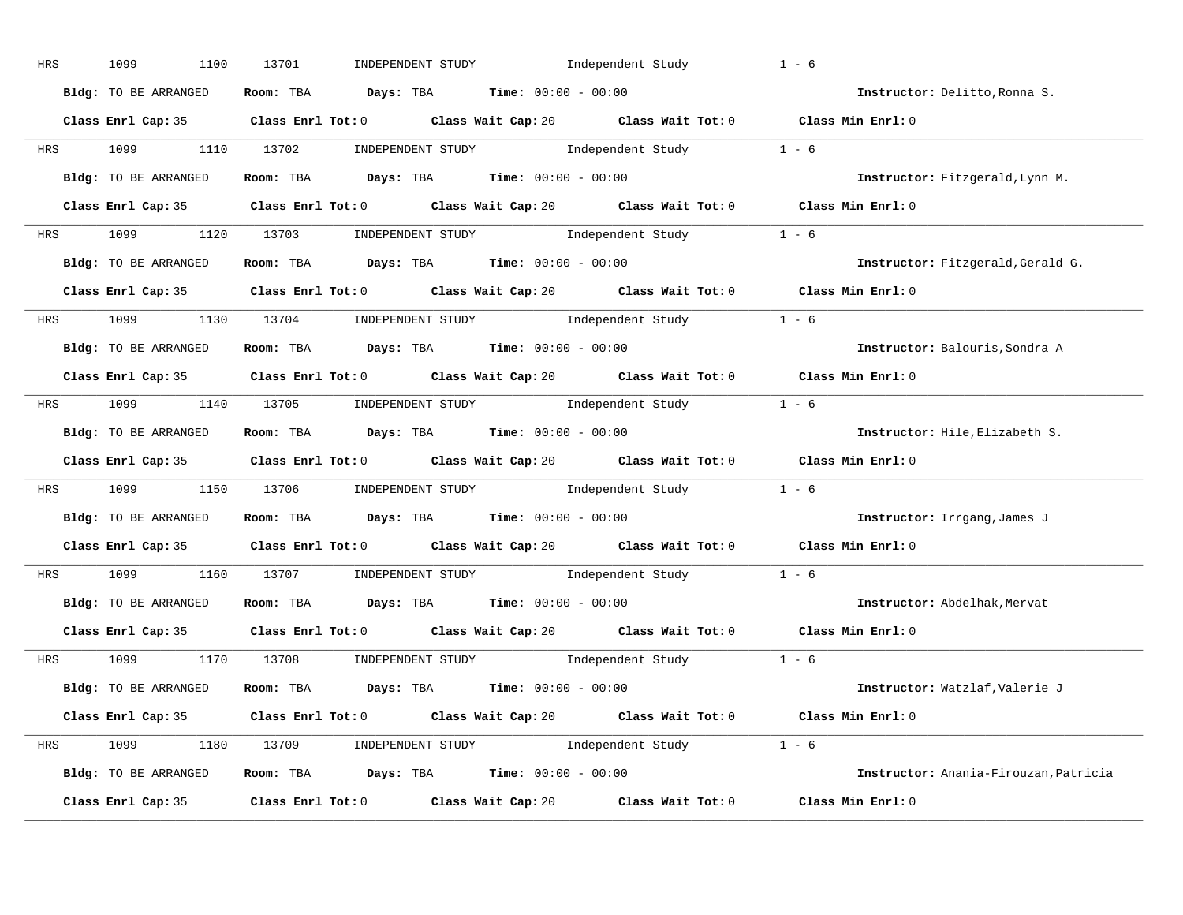HRS 1099 1100 13701 INDEPENDENT STUDY Independent Study 1 - 6

**Bldg:** TO BE ARRANGED **Room:** TBA **Days:** TBA **Time:** 00:00 - 00:00 **Instructor:** Delitto,Ronna S.

**Class Enrl Cap:** 35 **Class Enrl Tot:** 0 **Class Wait Cap:** 20 **Class Wait Tot:** 0 **Class Min Enrl:** 0

---

HRS 1099 1110 13702 INDEPENDENT STUDY Independent Study 1 - 6

**Bldg:** TO BE ARRANGED **Room:** TBA **Days:** TBA **Time:** 00:00 - 00:00 **Instructor:** Fitzgerald,Lynn M.

**Class Enrl Cap:** 35 **Class Enrl Tot:** 0 **Class Wait Cap:** 20 **Class Wait Tot:** 0 **Class Min Enrl:** 0

---

HRS 1099 1120 13703 INDEPENDENT STUDY Independent Study 1 - 6

**Bldg:** TO BE ARRANGED **Room:** TBA **Days:** TBA **Time:** 00:00 - 00:00 **Instructor:** Fitzgerald,Gerald G.

**Class Enrl Cap:** 35 **Class Enrl Tot:** 0 **Class Wait Cap:** 20 **Class Wait Tot:** 0 **Class Min Enrl:** 0

---

HRS 1099 1130 13704 INDEPENDENT STUDY Independent Study 1 - 6

**Bldg:** TO BE ARRANGED **Room:** TBA **Days:** TBA **Time:** 00:00 - 00:00 **Instructor:** Balouris,Sondra A

**Class Enrl Cap:** 35 **Class Enrl Tot:** 0 **Class Wait Cap:** 20 **Class Wait Tot:** 0 **Class Min Enrl:** 0

---

HRS 1099 1140 13705 INDEPENDENT STUDY Independent Study 1 - 6

**Bldg:** TO BE ARRANGED **Room:** TBA **Days:** TBA **Time:** 00:00 - 00:00 **Instructor:** Hile,Elizabeth S.

**Class Enrl Cap:** 35 **Class Enrl Tot:** 0 **Class Wait Cap:** 20 **Class Wait Tot:** 0 **Class Min Enrl:** 0

---

HRS 1099 1150 13706 INDEPENDENT STUDY Independent Study 1 - 6

**Bldg:** TO BE ARRANGED **Room:** TBA **Days:** TBA **Time:** 00:00 - 00:00 **Instructor:** Irrgang,James J

**Class Enrl Cap:** 35 **Class Enrl Tot:** 0 **Class Wait Cap:** 20 **Class Wait Tot:** 0 **Class Min Enrl:** 0

---

HRS 1099 1160 13707 INDEPENDENT STUDY Independent Study 1 - 6

**Bldg:** TO BE ARRANGED **Room:** TBA **Days:** TBA **Time:** 00:00 - 00:00 **Instructor:** Abdelhak,Mervat

**Class Enrl Cap:** 35 **Class Enrl Tot:** 0 **Class Wait Cap:** 20 **Class Wait Tot:** 0 **Class Min Enrl:** 0

---

HRS 1099 1170 13708 INDEPENDENT STUDY Independent Study 1 - 6

**Bldg:** TO BE ARRANGED **Room:** TBA **Days:** TBA **Time:** 00:00 - 00:00 **Instructor:** Watzlaf,Valerie J

**Class Enrl Cap:** 35 **Class Enrl Tot:** 0 **Class Wait Cap:** 20 **Class Wait Tot:** 0 **Class Min Enrl:** 0

---

HRS 1099 1180 13709 INDEPENDENT STUDY Independent Study 1 - 6

**Bldg:** TO BE ARRANGED **Room:** TBA **Days:** TBA **Time:** 00:00 - 00:00 **Instructor:** Anania-Firouzan,Patricia

**Class Enrl Cap:** 35 **Class Enrl Tot:** 0 **Class Wait Cap:** 20 **Class Wait Tot:** 0 **Class Min Enrl:** 0

---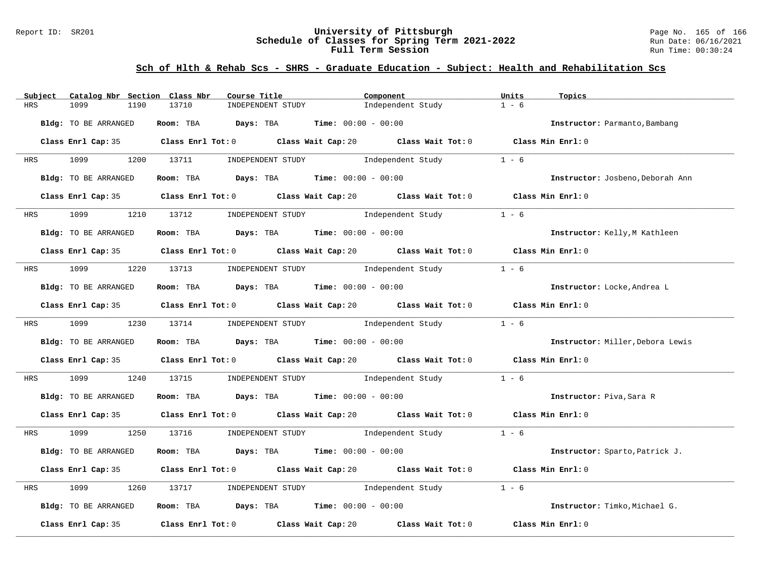## Sch of Hlth & Rehab Scs - SHRS - Graduate Education - Subject: Health and Rehabilitation Scs

| Subject | Catalog Nbr | Section | Class Nbr | Course Title | Component | Units | Topics |
|---|---|---|---|---|---|---|---|
| HRS | 1099 | 1190 | 13710 | INDEPENDENT STUDY | Independent Study | 1 - 6 | |

**Bldg:** TO BE ARRANGED **Room:** TBA **Days:** TBA **Time:** 00:00 - 00:00 **Instructor:** Parmanto,Bambang

**Class Enrl Cap:** 35 **Class Enrl Tot:** 0 **Class Wait Cap:** 20 **Class Wait Tot:** 0 **Class Min Enrl:** 0

| Subject | Catalog Nbr | Section | Class Nbr | Course Title | Component | Units | Topics |
|---|---|---|---|---|---|---|---|
| HRS | 1099 | 1200 | 13711 | INDEPENDENT STUDY | Independent Study | 1 - 6 | |

**Bldg:** TO BE ARRANGED **Room:** TBA **Days:** TBA **Time:** 00:00 - 00:00 **Instructor:** Josbeno,Deborah Ann

**Class Enrl Cap:** 35 **Class Enrl Tot:** 0 **Class Wait Cap:** 20 **Class Wait Tot:** 0 **Class Min Enrl:** 0

| Subject | Catalog Nbr | Section | Class Nbr | Course Title | Component | Units | Topics |
|---|---|---|---|---|---|---|---|
| HRS | 1099 | 1210 | 13712 | INDEPENDENT STUDY | Independent Study | 1 - 6 | |

**Bldg:** TO BE ARRANGED **Room:** TBA **Days:** TBA **Time:** 00:00 - 00:00 **Instructor:** Kelly,M Kathleen

**Class Enrl Cap:** 35 **Class Enrl Tot:** 0 **Class Wait Cap:** 20 **Class Wait Tot:** 0 **Class Min Enrl:** 0

| Subject | Catalog Nbr | Section | Class Nbr | Course Title | Component | Units | Topics |
|---|---|---|---|---|---|---|---|
| HRS | 1099 | 1220 | 13713 | INDEPENDENT STUDY | Independent Study | 1 - 6 | |

**Bldg:** TO BE ARRANGED **Room:** TBA **Days:** TBA **Time:** 00:00 - 00:00 **Instructor:** Locke,Andrea L

**Class Enrl Cap:** 35 **Class Enrl Tot:** 0 **Class Wait Cap:** 20 **Class Wait Tot:** 0 **Class Min Enrl:** 0

| Subject | Catalog Nbr | Section | Class Nbr | Course Title | Component | Units | Topics |
|---|---|---|---|---|---|---|---|
| HRS | 1099 | 1230 | 13714 | INDEPENDENT STUDY | Independent Study | 1 - 6 | |

**Bldg:** TO BE ARRANGED **Room:** TBA **Days:** TBA **Time:** 00:00 - 00:00 **Instructor:** Miller,Debora Lewis

**Class Enrl Cap:** 35 **Class Enrl Tot:** 0 **Class Wait Cap:** 20 **Class Wait Tot:** 0 **Class Min Enrl:** 0

| Subject | Catalog Nbr | Section | Class Nbr | Course Title | Component | Units | Topics |
|---|---|---|---|---|---|---|---|
| HRS | 1099 | 1240 | 13715 | INDEPENDENT STUDY | Independent Study | 1 - 6 | |

**Bldg:** TO BE ARRANGED **Room:** TBA **Days:** TBA **Time:** 00:00 - 00:00 **Instructor:** Piva,Sara R

**Class Enrl Cap:** 35 **Class Enrl Tot:** 0 **Class Wait Cap:** 20 **Class Wait Tot:** 0 **Class Min Enrl:** 0

| Subject | Catalog Nbr | Section | Class Nbr | Course Title | Component | Units | Topics |
|---|---|---|---|---|---|---|---|
| HRS | 1099 | 1250 | 13716 | INDEPENDENT STUDY | Independent Study | 1 - 6 | |

**Bldg:** TO BE ARRANGED **Room:** TBA **Days:** TBA **Time:** 00:00 - 00:00 **Instructor:** Sparto,Patrick J.

**Class Enrl Cap:** 35 **Class Enrl Tot:** 0 **Class Wait Cap:** 20 **Class Wait Tot:** 0 **Class Min Enrl:** 0

| Subject | Catalog Nbr | Section | Class Nbr | Course Title | Component | Units | Topics |
|---|---|---|---|---|---|---|---|
| HRS | 1099 | 1260 | 13717 | INDEPENDENT STUDY | Independent Study | 1 - 6 | |

**Bldg:** TO BE ARRANGED **Room:** TBA **Days:** TBA **Time:** 00:00 - 00:00 **Instructor:** Timko,Michael G.

**Class Enrl Cap:** 35 **Class Enrl Tot:** 0 **Class Wait Cap:** 20 **Class Wait Tot:** 0 **Class Min Enrl:** 0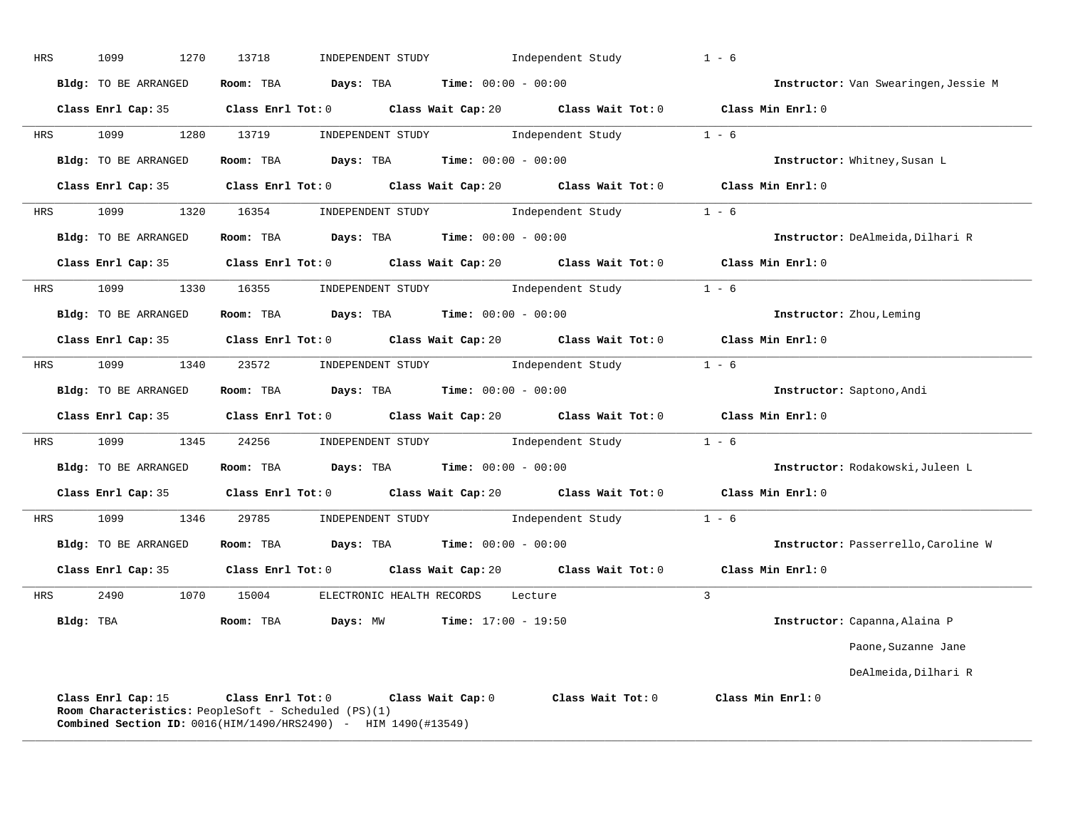HRS 1099 1270 13718 INDEPENDENT STUDY Independent Study 1 - 6

**Bldg:** TO BE ARRANGED **Room:** TBA **Days:** TBA **Time:** 00:00 - 00:00 **Instructor:** Van Swearingen,Jessie M

**Class Enrl Cap:** 35 **Class Enrl Tot:** 0 **Class Wait Cap:** 20 **Class Wait Tot:** 0 **Class Min Enrl:** 0

---

HRS 1099 1280 13719 INDEPENDENT STUDY Independent Study 1 - 6

**Bldg:** TO BE ARRANGED **Room:** TBA **Days:** TBA **Time:** 00:00 - 00:00 **Instructor:** Whitney,Susan L

**Class Enrl Cap:** 35 **Class Enrl Tot:** 0 **Class Wait Cap:** 20 **Class Wait Tot:** 0 **Class Min Enrl:** 0

---

HRS 1099 1320 16354 INDEPENDENT STUDY Independent Study 1 - 6

**Bldg:** TO BE ARRANGED **Room:** TBA **Days:** TBA **Time:** 00:00 - 00:00 **Instructor:** DeAlmeida,Dilhari R

**Class Enrl Cap:** 35 **Class Enrl Tot:** 0 **Class Wait Cap:** 20 **Class Wait Tot:** 0 **Class Min Enrl:** 0

---

HRS 1099 1330 16355 INDEPENDENT STUDY Independent Study 1 - 6

**Bldg:** TO BE ARRANGED **Room:** TBA **Days:** TBA **Time:** 00:00 - 00:00 **Instructor:** Zhou,Leming

**Class Enrl Cap:** 35 **Class Enrl Tot:** 0 **Class Wait Cap:** 20 **Class Wait Tot:** 0 **Class Min Enrl:** 0

---

HRS 1099 1340 23572 INDEPENDENT STUDY Independent Study 1 - 6

**Bldg:** TO BE ARRANGED **Room:** TBA **Days:** TBA **Time:** 00:00 - 00:00 **Instructor:** Saptono,Andi

**Class Enrl Cap:** 35 **Class Enrl Tot:** 0 **Class Wait Cap:** 20 **Class Wait Tot:** 0 **Class Min Enrl:** 0

---

HRS 1099 1345 24256 INDEPENDENT STUDY Independent Study 1 - 6

**Bldg:** TO BE ARRANGED **Room:** TBA **Days:** TBA **Time:** 00:00 - 00:00 **Instructor:** Rodakowski,Juleen L

**Class Enrl Cap:** 35 **Class Enrl Tot:** 0 **Class Wait Cap:** 20 **Class Wait Tot:** 0 **Class Min Enrl:** 0

---

HRS 1099 1346 29785 INDEPENDENT STUDY Independent Study 1 - 6

**Bldg:** TO BE ARRANGED **Room:** TBA **Days:** TBA **Time:** 00:00 - 00:00 **Instructor:** Passerrello,Caroline W

**Class Enrl Cap:** 35 **Class Enrl Tot:** 0 **Class Wait Cap:** 20 **Class Wait Tot:** 0 **Class Min Enrl:** 0

---

HRS 2490 1070 15004 ELECTRONIC HEALTH RECORDS Lecture 3

**Bldg:** TBA **Room:** TBA **Days:** MW **Time:** 17:00 - 19:50 **Instructor:** Capanna,Alaina P
Paone,Suzanne Jane
DeAlmeida,Dilhari R

**Class Enrl Cap:** 15 **Class Enrl Tot:** 0 **Class Wait Cap:** 0 **Class Wait Tot:** 0 **Class Min Enrl:** 0
**Room Characteristics:** PeopleSoft - Scheduled (PS)(1)
**Combined Section ID:** 0016(HIM/1490/HRS2490) - HIM 1490(#13549)

---